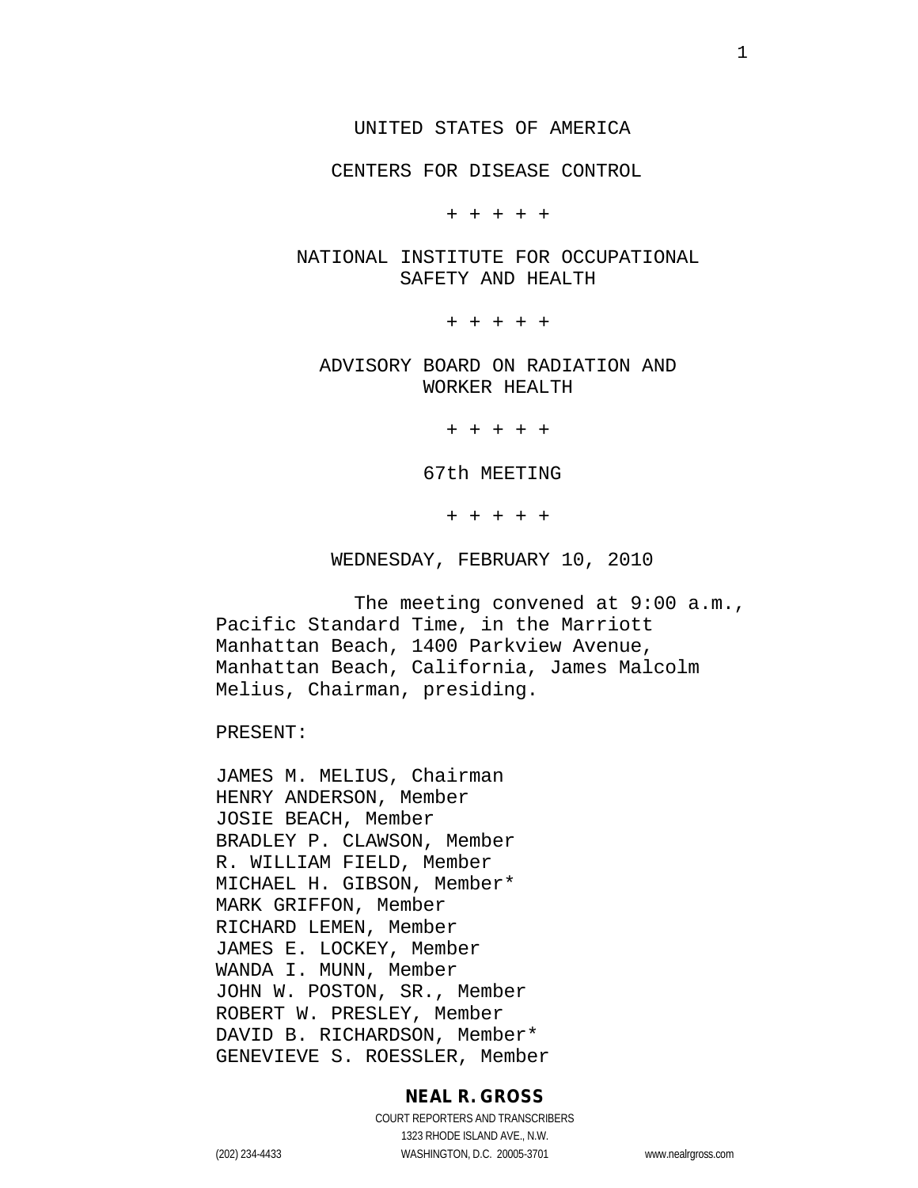UNITED STATES OF AMERICA

CENTERS FOR DISEASE CONTROL

+ + + + +

NATIONAL INSTITUTE FOR OCCUPATIONAL SAFETY AND HEALTH

+ + + + +

ADVISORY BOARD ON RADIATION AND WORKER HEALTH

+ + + + +

67th MEETING

+ + + + +

WEDNESDAY, FEBRUARY 10, 2010

The meeting convened at 9:00 a.m., Pacific Standard Time, in the Marriott Manhattan Beach, 1400 Parkview Avenue, Manhattan Beach, California, James Malcolm Melius, Chairman, presiding.

PRESENT:

JAMES M. MELIUS, Chairman
HENRY ANDERSON, Member
JOSIE BEACH, Member
BRADLEY P. CLAWSON, Member
R. WILLIAM FIELD, Member
MICHAEL H. GIBSON, Member*
MARK GRIFFON, Member
RICHARD LEMEN, Member
JAMES E. LOCKEY, Member
WANDA I. MUNN, Member
JOHN W. POSTON, SR., Member
ROBERT W. PRESLEY, Member
DAVID B. RICHARDSON, Member*
GENEVIEVE S. ROESSLER, Member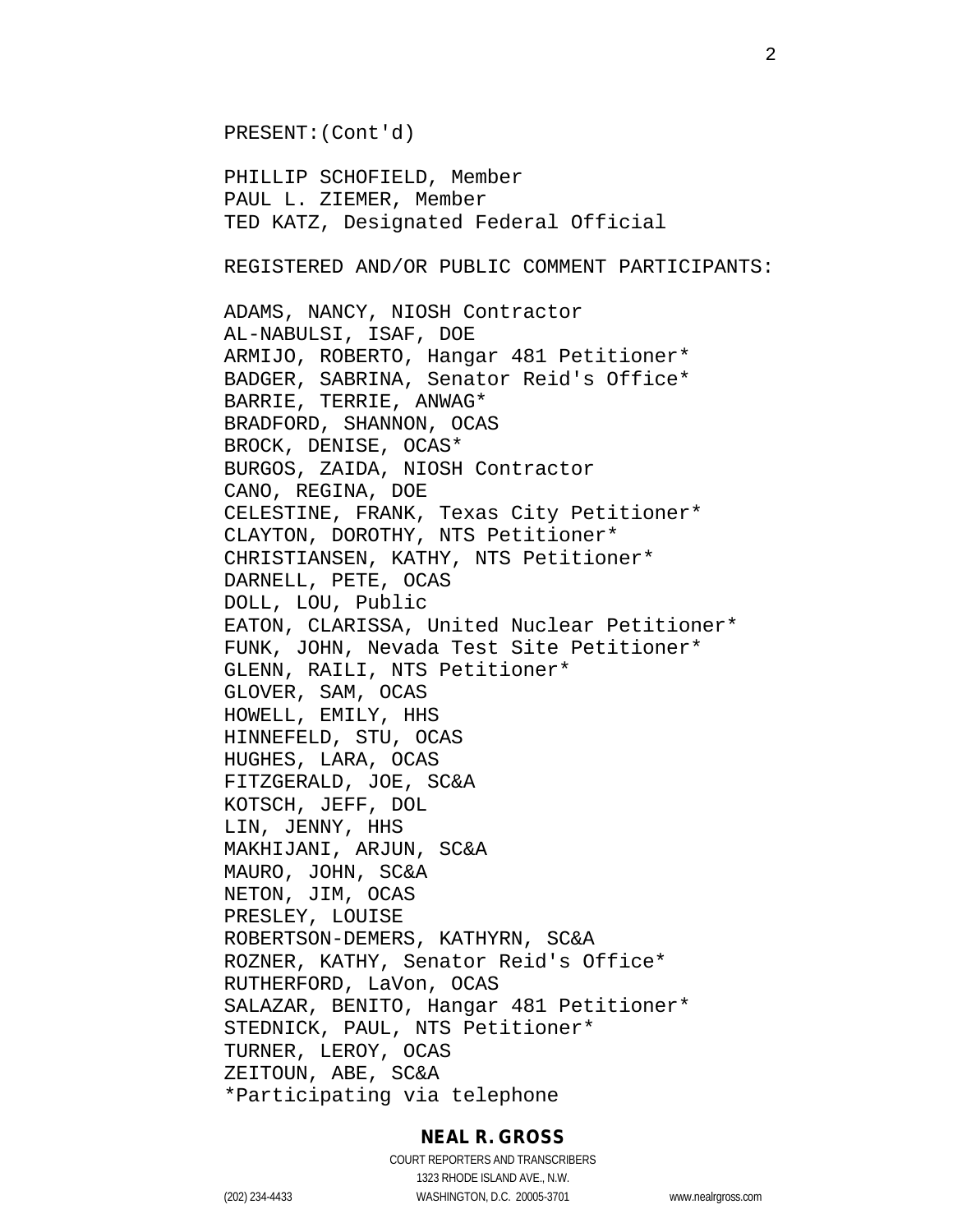PRESENT:(Cont'd)

PHILLIP SCHOFIELD, Member
PAUL L. ZIEMER, Member
TED KATZ, Designated Federal Official

REGISTERED AND/OR PUBLIC COMMENT PARTICIPANTS:

ADAMS, NANCY, NIOSH Contractor
AL-NABULSI, ISAF, DOE
ARMIJO, ROBERTO, Hangar 481 Petitioner*
BADGER, SABRINA, Senator Reid's Office*
BARRIE, TERRIE, ANWAG*
BRADFORD, SHANNON, OCAS
BROCK, DENISE, OCAS*
BURGOS, ZAIDA, NIOSH Contractor
CANO, REGINA, DOE
CELESTINE, FRANK, Texas City Petitioner*
CLAYTON, DOROTHY, NTS Petitioner*
CHRISTIANSEN, KATHY, NTS Petitioner*
DARNELL, PETE, OCAS
DOLL, LOU, Public
EATON, CLARISSA, United Nuclear Petitioner*
FUNK, JOHN, Nevada Test Site Petitioner*
GLENN, RAILI, NTS Petitioner*
GLOVER, SAM, OCAS
HOWELL, EMILY, HHS
HINNEFELD, STU, OCAS
HUGHES, LARA, OCAS
FITZGERALD, JOE, SC&A
KOTSCH, JEFF, DOL
LIN, JENNY, HHS
MAKHIJANI, ARJUN, SC&A
MAURO, JOHN, SC&A
NETON, JIM, OCAS
PRESLEY, LOUISE
ROBERTSON-DEMERS, KATHYRN, SC&A
ROZNER, KATHY, Senator Reid's Office*
RUTHERFORD, LaVon, OCAS
SALAZAR, BENITO, Hangar 481 Petitioner*
STEDNICK, PAUL, NTS Petitioner*
TURNER, LEROY, OCAS
ZEITOUN, ABE, SC&A
*Participating via telephone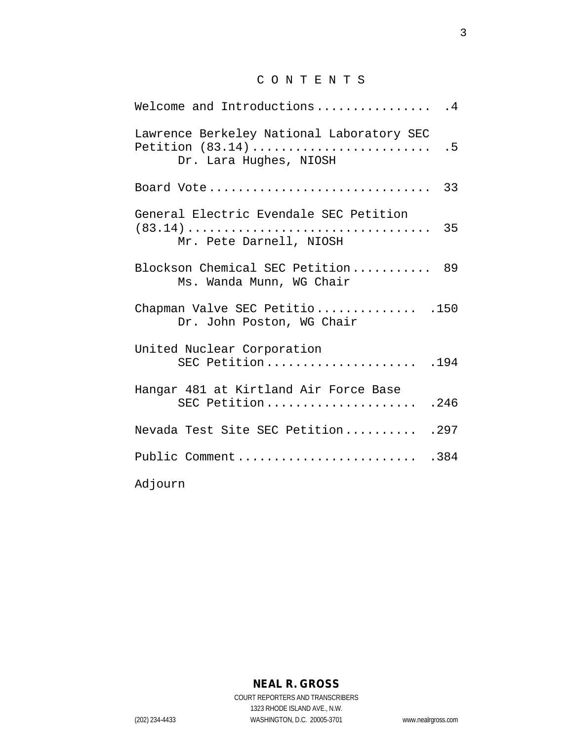# C O N T E N T S

Welcome and Introductions................ .4

Lawrence Berkeley National Laboratory SEC Petition (83.14)........................ .5
Dr. Lara Hughes, NIOSH

Board Vote.............................. 33

General Electric Evendale SEC Petition (83.14)................................. 35
Mr. Pete Darnell, NIOSH

Blockson Chemical SEC Petition........... 89
Ms. Wanda Munn, WG Chair

Chapman Valve SEC Petitio.............. .150
Dr. John Poston, WG Chair

United Nuclear Corporation
SEC Petition.................... .194

Hangar 481 at Kirtland Air Force Base
SEC Petition.................... .246

Nevada Test Site SEC Petition.......... .297

Public Comment........................ .384

Adjourn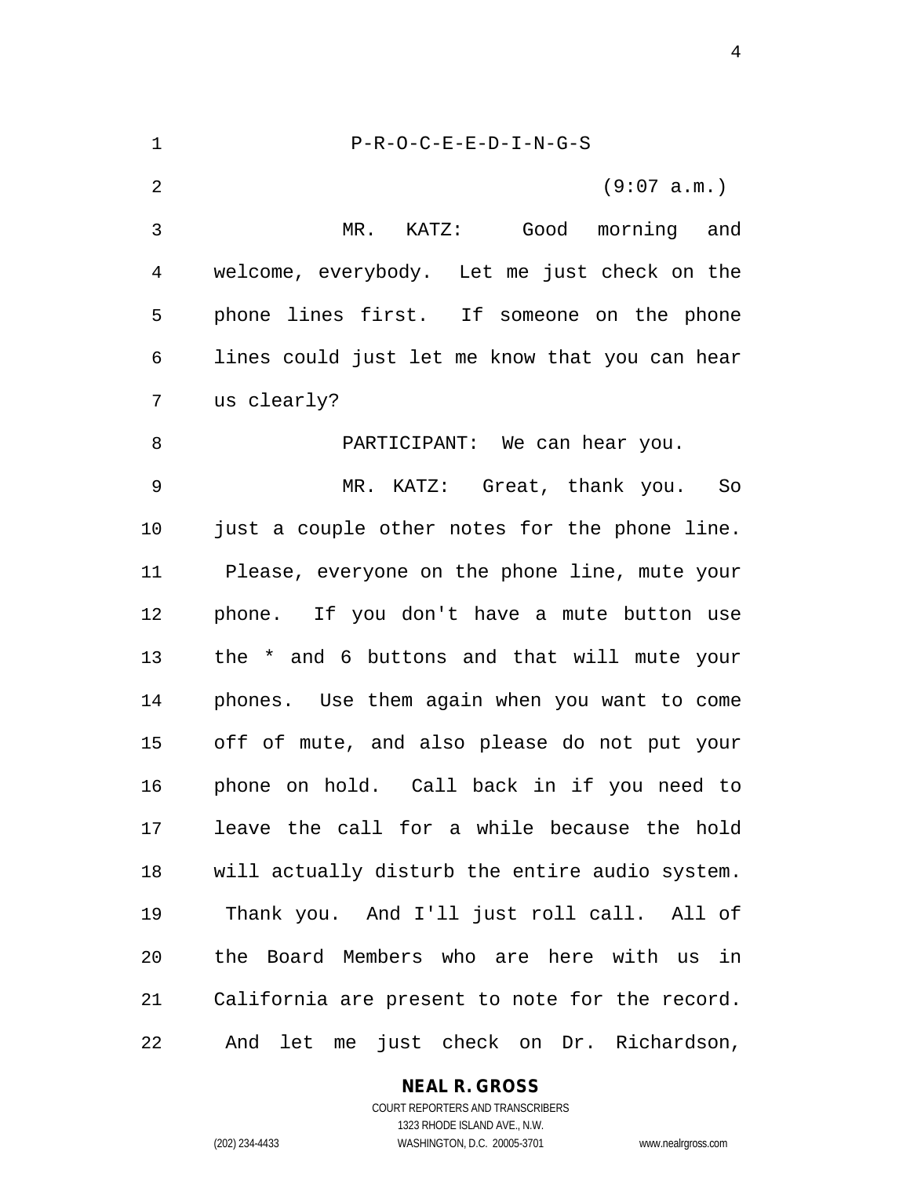P-R-O-C-E-E-D-I-N-G-S

(9:07 a.m.)

MR. KATZ: Good morning and welcome, everybody. Let me just check on the phone lines first. If someone on the phone lines could just let me know that you can hear us clearly?

PARTICIPANT: We can hear you.

MR. KATZ: Great, thank you. So just a couple other notes for the phone line. Please, everyone on the phone line, mute your phone. If you don't have a mute button use the * and 6 buttons and that will mute your phones. Use them again when you want to come off of mute, and also please do not put your phone on hold. Call back in if you need to leave the call for a while because the hold will actually disturb the entire audio system. Thank you. And I'll just roll call. All of the Board Members who are here with us in California are present to note for the record. And let me just check on Dr. Richardson,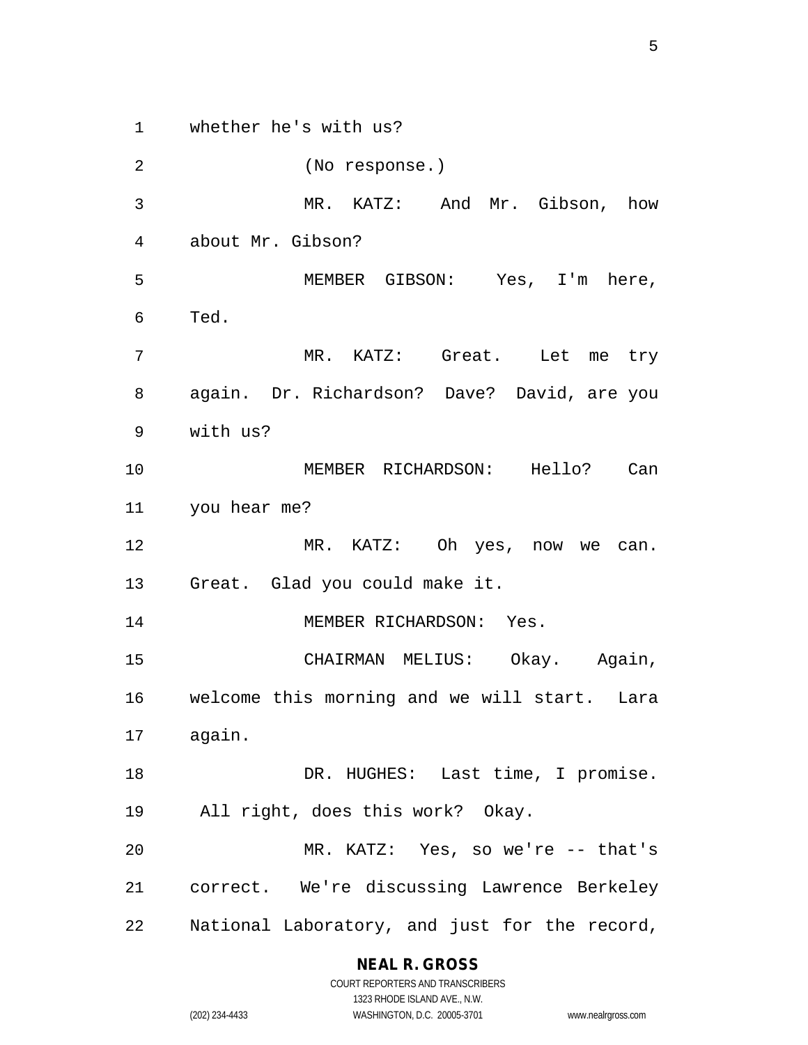whether he's with us?

(No response.)

MR. KATZ: And Mr. Gibson, how about Mr. Gibson?

MEMBER GIBSON: Yes, I'm here, Ted.

MR. KATZ: Great. Let me try again. Dr. Richardson? Dave? David, are you with us?

MEMBER RICHARDSON: Hello? Can you hear me?

MR. KATZ: Oh yes, now we can. Great. Glad you could make it.

MEMBER RICHARDSON: Yes.

CHAIRMAN MELIUS: Okay. Again, welcome this morning and we will start. Lara again.

DR. HUGHES: Last time, I promise. All right, does this work? Okay.

MR. KATZ: Yes, so we're -- that's correct. We're discussing Lawrence Berkeley National Laboratory, and just for the record,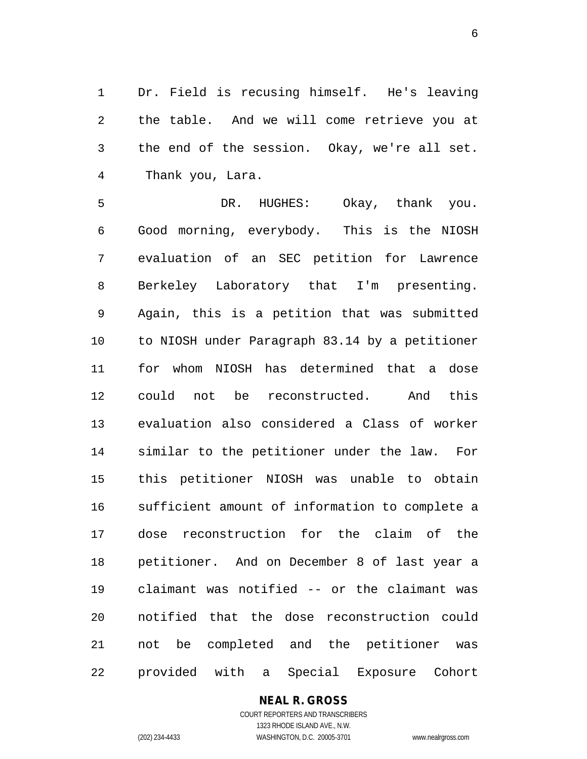Dr. Field is recusing himself. He's leaving the table. And we will come retrieve you at the end of the session. Okay, we're all set. Thank you, Lara.

DR. HUGHES: Okay, thank you. Good morning, everybody. This is the NIOSH evaluation of an SEC petition for Lawrence Berkeley Laboratory that I'm presenting. Again, this is a petition that was submitted to NIOSH under Paragraph 83.14 by a petitioner for whom NIOSH has determined that a dose could not be reconstructed. And this evaluation also considered a Class of worker similar to the petitioner under the law. For this petitioner NIOSH was unable to obtain sufficient amount of information to complete a dose reconstruction for the claim of the petitioner. And on December 8 of last year a claimant was notified -- or the claimant was notified that the dose reconstruction could not be completed and the petitioner was provided with a Special Exposure Cohort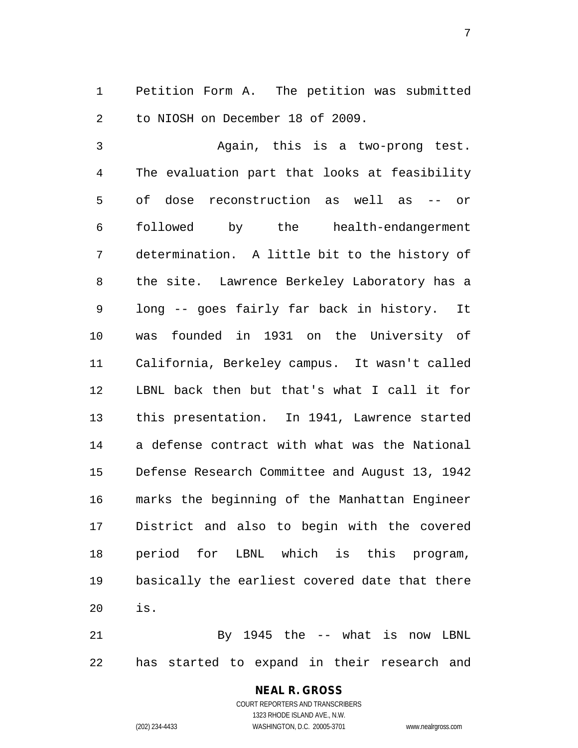Petition Form A. The petition was submitted to NIOSH on December 18 of 2009.

Again, this is a two-prong test. The evaluation part that looks at feasibility of dose reconstruction as well as -- or followed by the health-endangerment determination. A little bit to the history of the site. Lawrence Berkeley Laboratory has a long -- goes fairly far back in history. It was founded in 1931 on the University of California, Berkeley campus. It wasn't called LBNL back then but that's what I call it for this presentation. In 1941, Lawrence started a defense contract with what was the National Defense Research Committee and August 13, 1942 marks the beginning of the Manhattan Engineer District and also to begin with the covered period for LBNL which is this program, basically the earliest covered date that there is.

By 1945 the -- what is now LBNL has started to expand in their research and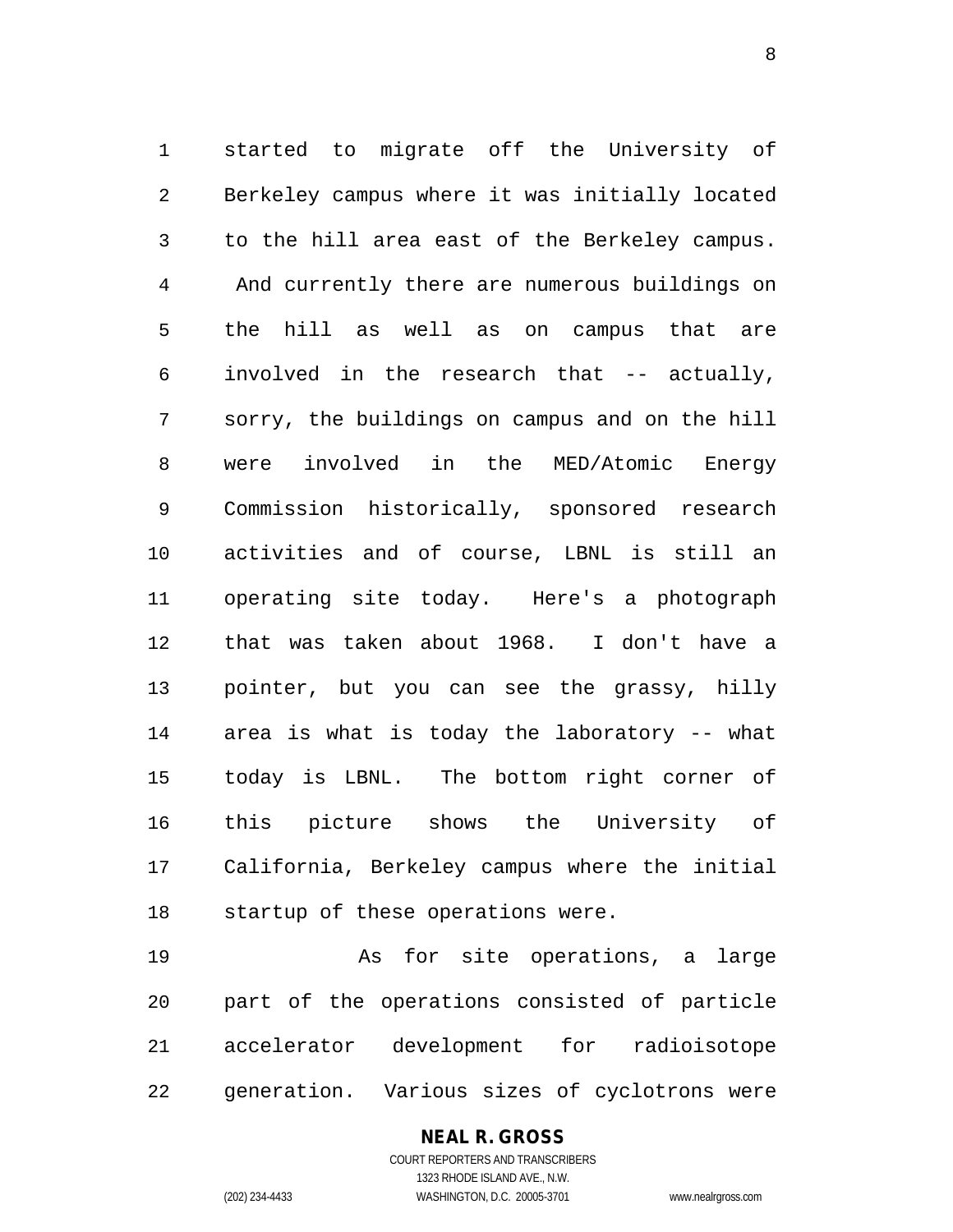started to migrate off the University of Berkeley campus where it was initially located to the hill area east of the Berkeley campus. And currently there are numerous buildings on the hill as well as on campus that are involved in the research that -- actually, sorry, the buildings on campus and on the hill were involved in the MED/Atomic Energy Commission historically, sponsored research activities and of course, LBNL is still an operating site today. Here's a photograph that was taken about 1968. I don't have a pointer, but you can see the grassy, hilly area is what is today the laboratory -- what today is LBNL. The bottom right corner of this picture shows the University of California, Berkeley campus where the initial startup of these operations were.

As for site operations, a large part of the operations consisted of particle accelerator development for radioisotope generation. Various sizes of cyclotrons were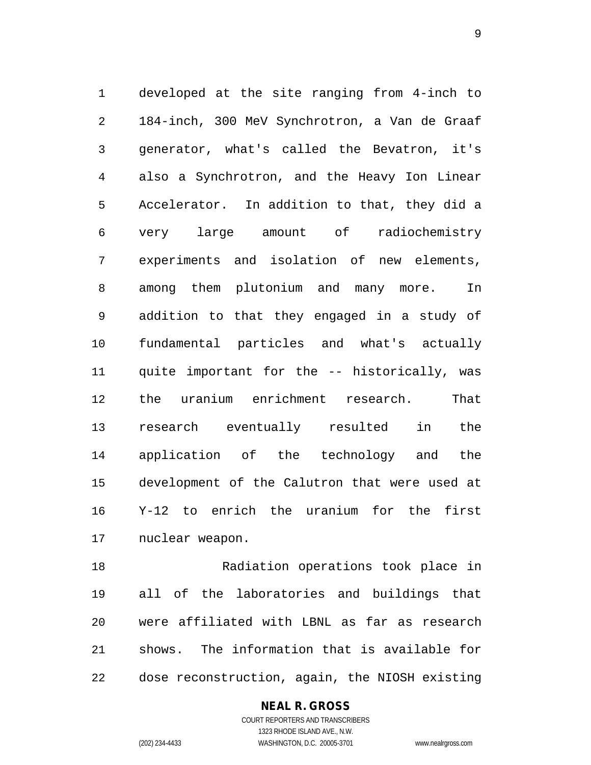developed at the site ranging from 4-inch to 184-inch, 300 MeV Synchrotron, a Van de Graaf generator, what's called the Bevatron, it's also a Synchrotron, and the Heavy Ion Linear Accelerator. In addition to that, they did a very large amount of radiochemistry experiments and isolation of new elements, among them plutonium and many more. In addition to that they engaged in a study of fundamental particles and what's actually quite important for the -- historically, was the uranium enrichment research. That research eventually resulted in the application of the technology and the development of the Calutron that were used at Y-12 to enrich the uranium for the first nuclear weapon.

Radiation operations took place in all of the laboratories and buildings that were affiliated with LBNL as far as research shows. The information that is available for dose reconstruction, again, the NIOSH existing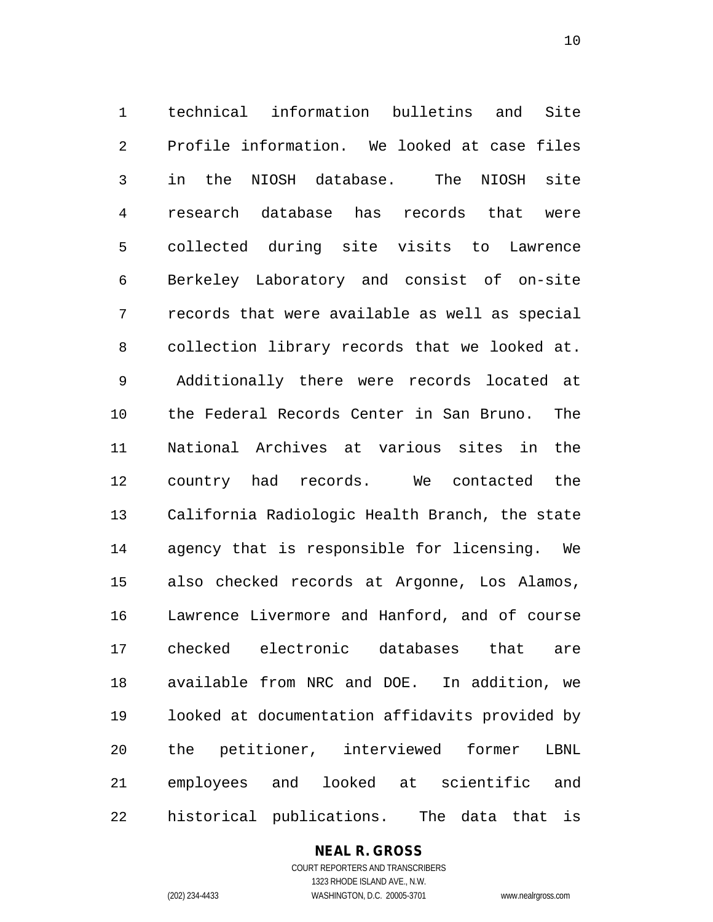technical information bulletins and Site Profile information. We looked at case files in the NIOSH database. The NIOSH site research database has records that were collected during site visits to Lawrence Berkeley Laboratory and consist of on-site records that were available as well as special collection library records that we looked at. Additionally there were records located at the Federal Records Center in San Bruno. The National Archives at various sites in the country had records. We contacted the California Radiologic Health Branch, the state agency that is responsible for licensing. We also checked records at Argonne, Los Alamos, Lawrence Livermore and Hanford, and of course checked electronic databases that are available from NRC and DOE. In addition, we looked at documentation affidavits provided by the petitioner, interviewed former LBNL employees and looked at scientific and historical publications. The data that is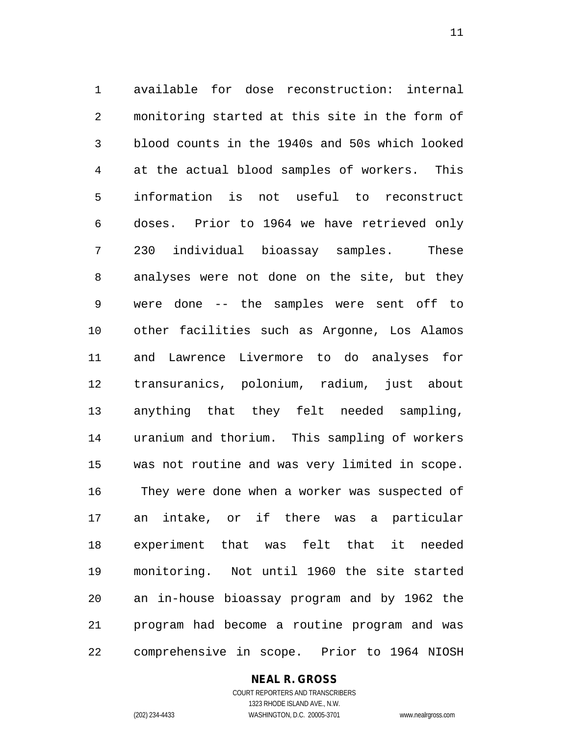available for dose reconstruction: internal monitoring started at this site in the form of blood counts in the 1940s and 50s which looked at the actual blood samples of workers. This information is not useful to reconstruct doses. Prior to 1964 we have retrieved only 230 individual bioassay samples. These analyses were not done on the site, but they were done -- the samples were sent off to other facilities such as Argonne, Los Alamos and Lawrence Livermore to do analyses for transuranics, polonium, radium, just about anything that they felt needed sampling, uranium and thorium. This sampling of workers was not routine and was very limited in scope. They were done when a worker was suspected of an intake, or if there was a particular experiment that was felt that it needed monitoring. Not until 1960 the site started an in-house bioassay program and by 1962 the program had become a routine program and was comprehensive in scope. Prior to 1964 NIOSH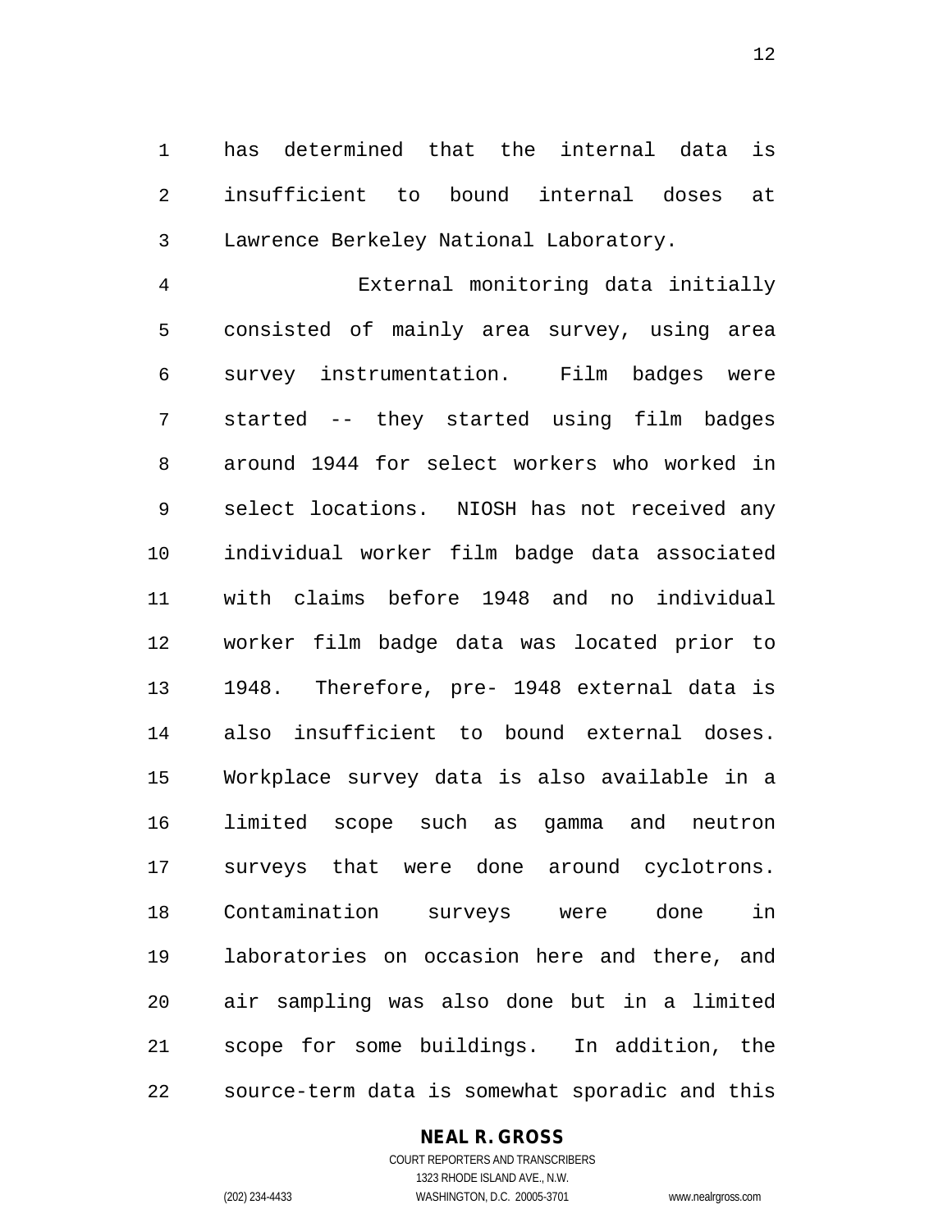has determined that the internal data is insufficient to bound internal doses at Lawrence Berkeley National Laboratory.

External monitoring data initially consisted of mainly area survey, using area survey instrumentation. Film badges were started -- they started using film badges around 1944 for select workers who worked in select locations. NIOSH has not received any individual worker film badge data associated with claims before 1948 and no individual worker film badge data was located prior to 1948. Therefore, pre- 1948 external data is also insufficient to bound external doses. Workplace survey data is also available in a limited scope such as gamma and neutron surveys that were done around cyclotrons. Contamination surveys were done in laboratories on occasion here and there, and air sampling was also done but in a limited scope for some buildings. In addition, the source-term data is somewhat sporadic and this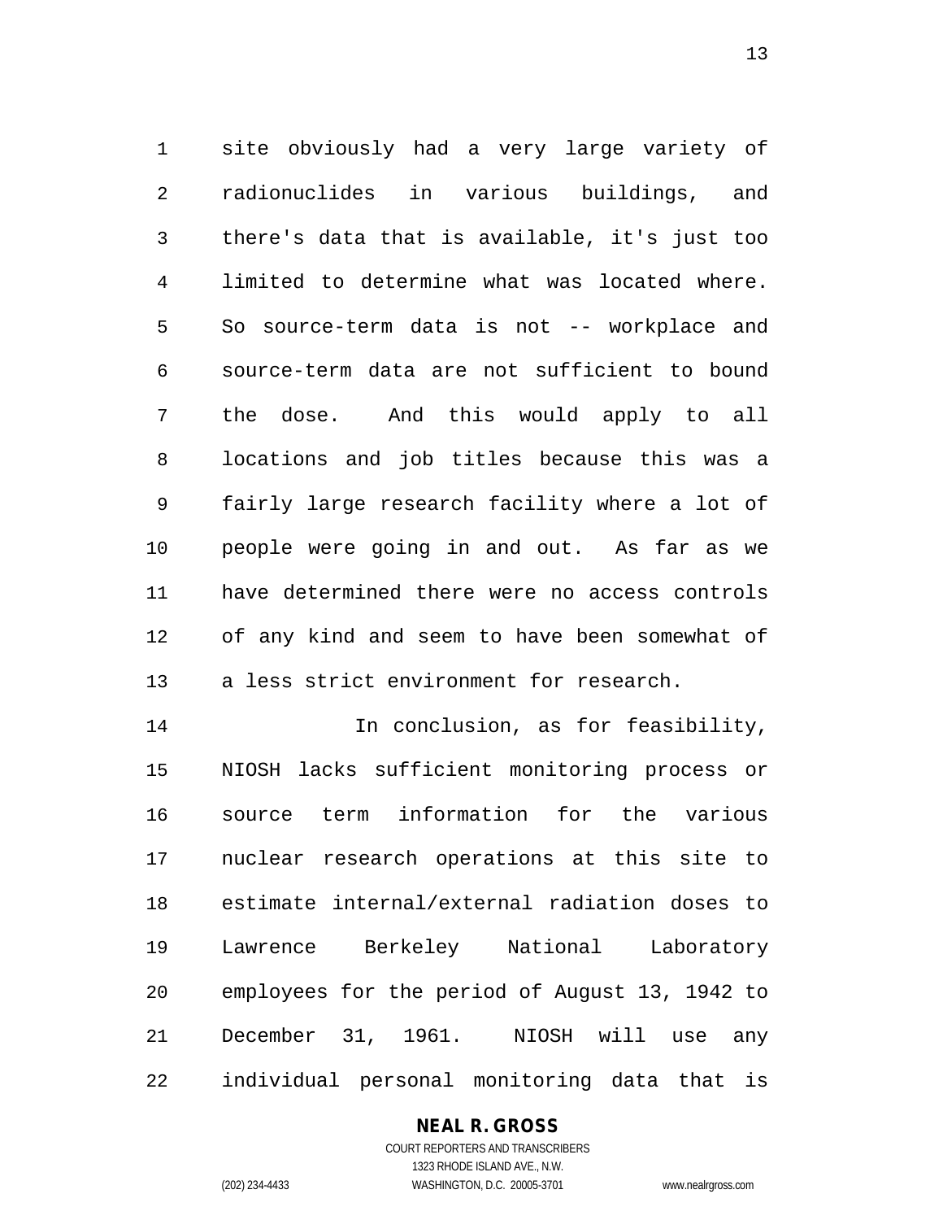site obviously had a very large variety of radionuclides in various buildings, and there's data that is available, it's just too limited to determine what was located where. So source-term data is not -- workplace and source-term data are not sufficient to bound the dose. And this would apply to all locations and job titles because this was a fairly large research facility where a lot of people were going in and out. As far as we have determined there were no access controls of any kind and seem to have been somewhat of a less strict environment for research.

In conclusion, as for feasibility, NIOSH lacks sufficient monitoring process or source term information for the various nuclear research operations at this site to estimate internal/external radiation doses to Lawrence Berkeley National Laboratory employees for the period of August 13, 1942 to December 31, 1961. NIOSH will use any individual personal monitoring data that is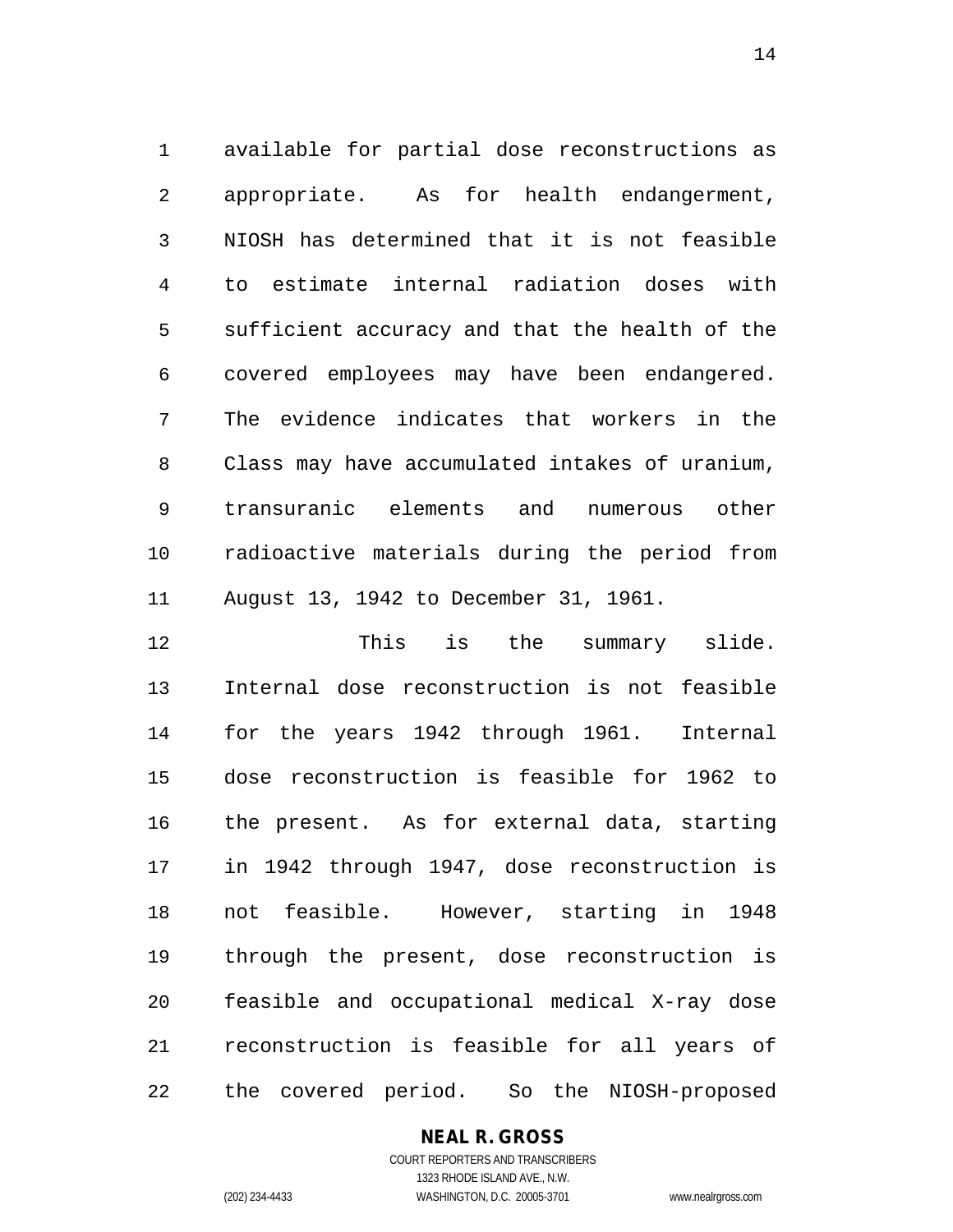available for partial dose reconstructions as appropriate. As for health endangerment, NIOSH has determined that it is not feasible to estimate internal radiation doses with sufficient accuracy and that the health of the covered employees may have been endangered. The evidence indicates that workers in the Class may have accumulated intakes of uranium, transuranic elements and numerous other radioactive materials during the period from August 13, 1942 to December 31, 1961.

This is the summary slide. Internal dose reconstruction is not feasible for the years 1942 through 1961. Internal dose reconstruction is feasible for 1962 to the present. As for external data, starting in 1942 through 1947, dose reconstruction is not feasible. However, starting in 1948 through the present, dose reconstruction is feasible and occupational medical X-ray dose reconstruction is feasible for all years of the covered period. So the NIOSH-proposed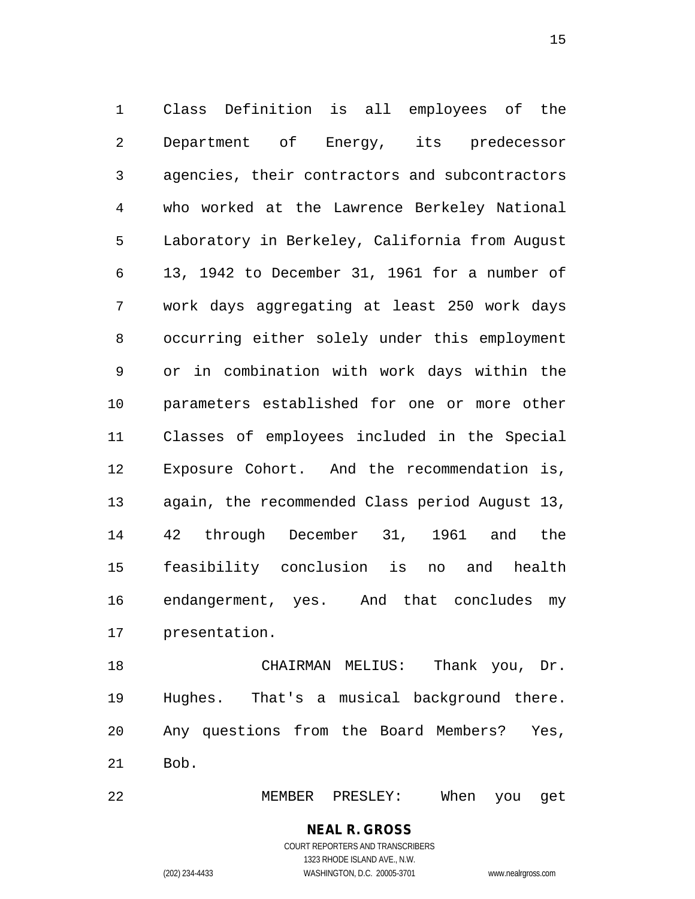Class Definition is all employees of the Department of Energy, its predecessor agencies, their contractors and subcontractors who worked at the Lawrence Berkeley National Laboratory in Berkeley, California from August 13, 1942 to December 31, 1961 for a number of work days aggregating at least 250 work days occurring either solely under this employment or in combination with work days within the parameters established for one or more other Classes of employees included in the Special Exposure Cohort. And the recommendation is, again, the recommended Class period August 13, 42 through December 31, 1961 and the feasibility conclusion is no and health endangerment, yes. And that concludes my presentation.

CHAIRMAN MELIUS: Thank you, Dr. Hughes. That's a musical background there. Any questions from the Board Members? Yes, Bob.

MEMBER PRESLEY: When you get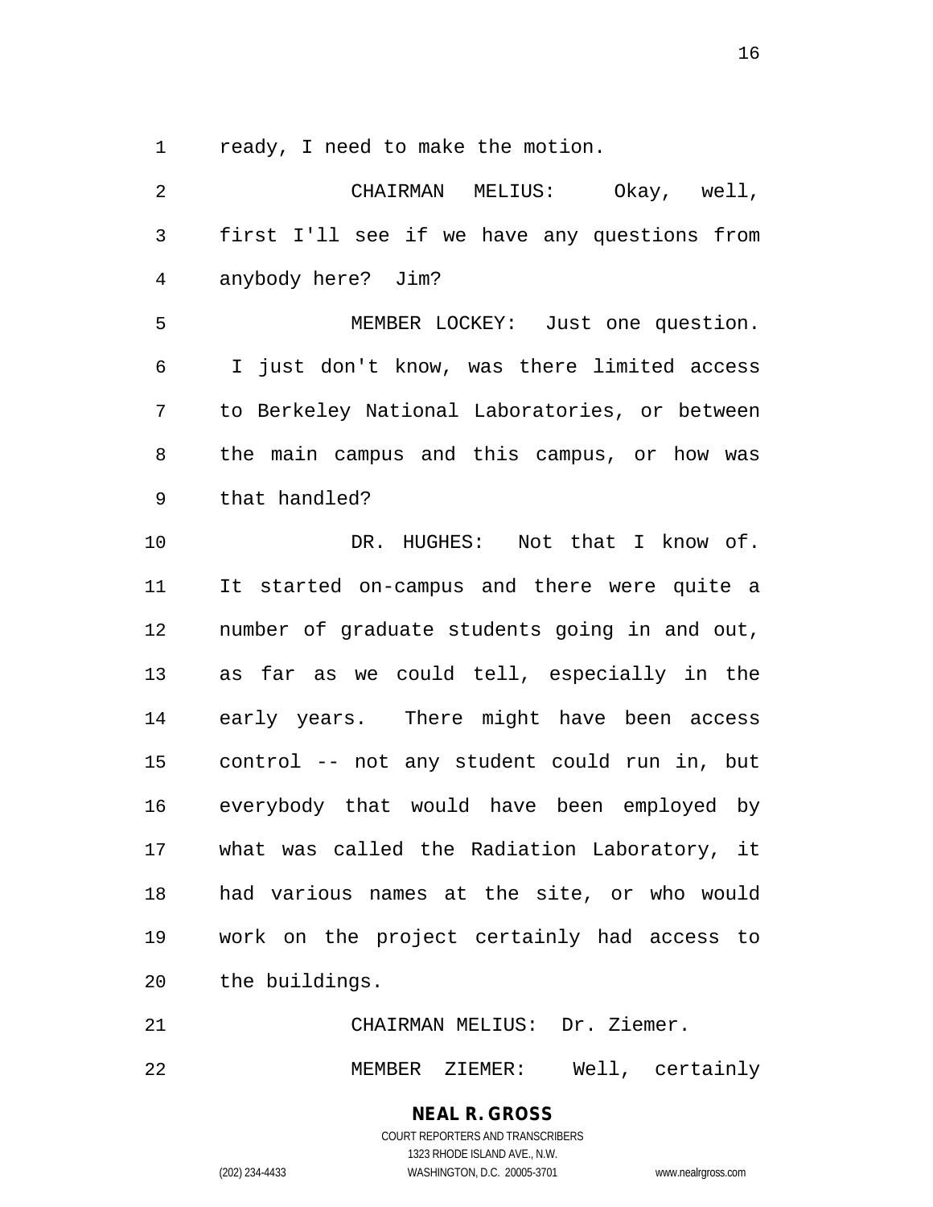ready, I need to make the motion.

CHAIRMAN MELIUS: Okay, well, first I'll see if we have any questions from anybody here? Jim?

MEMBER LOCKEY: Just one question. I just don't know, was there limited access to Berkeley National Laboratories, or between the main campus and this campus, or how was that handled?

DR. HUGHES: Not that I know of. It started on-campus and there were quite a number of graduate students going in and out, as far as we could tell, especially in the early years. There might have been access control -- not any student could run in, but everybody that would have been employed by what was called the Radiation Laboratory, it had various names at the site, or who would work on the project certainly had access to the buildings.

CHAIRMAN MELIUS: Dr. Ziemer.

MEMBER ZIEMER: Well, certainly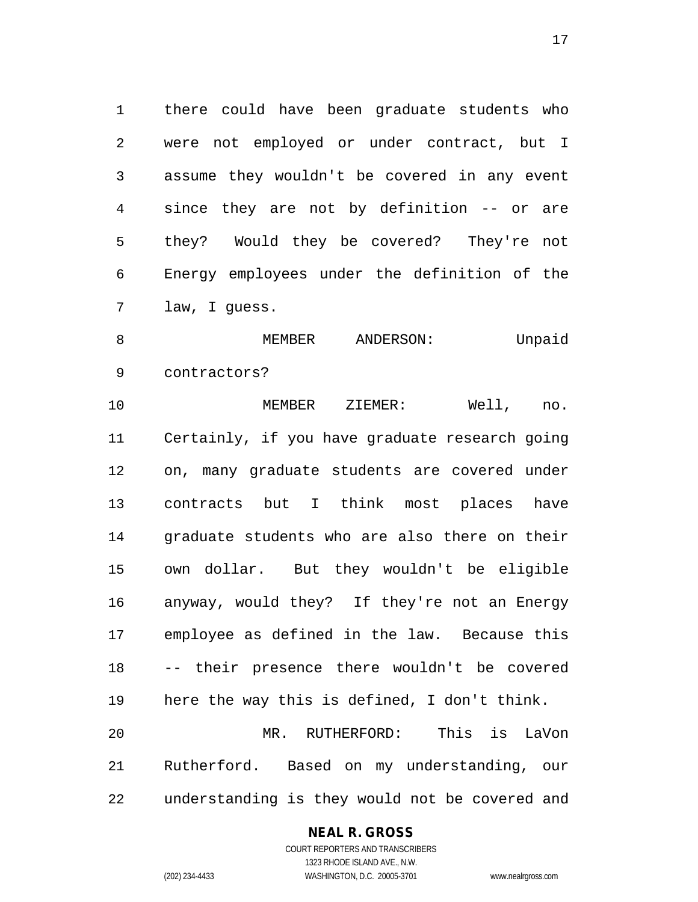there could have been graduate students who were not employed or under contract, but I assume they wouldn't be covered in any event since they are not by definition -- or are they? Would they be covered? They're not Energy employees under the definition of the law, I guess.

MEMBER ANDERSON: Unpaid contractors?

MEMBER ZIEMER: Well, no. Certainly, if you have graduate research going on, many graduate students are covered under contracts but I think most places have graduate students who are also there on their own dollar. But they wouldn't be eligible anyway, would they? If they're not an Energy employee as defined in the law. Because this -- their presence there wouldn't be covered here the way this is defined, I don't think.

MR. RUTHERFORD: This is LaVon Rutherford. Based on my understanding, our understanding is they would not be covered and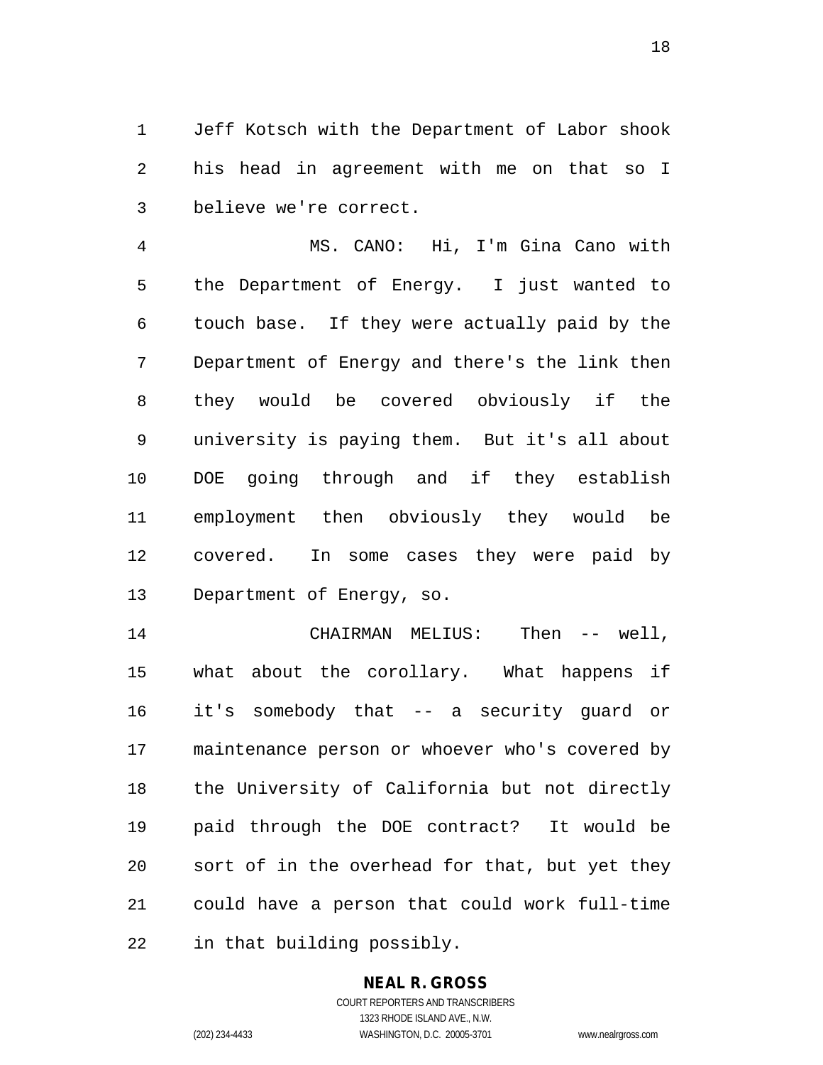Jeff Kotsch with the Department of Labor shook his head in agreement with me on that so I believe we're correct.

MS. CANO: Hi, I'm Gina Cano with the Department of Energy. I just wanted to touch base. If they were actually paid by the Department of Energy and there's the link then they would be covered obviously if the university is paying them. But it's all about DOE going through and if they establish employment then obviously they would be covered. In some cases they were paid by Department of Energy, so.

CHAIRMAN MELIUS: Then -- well, what about the corollary. What happens if it's somebody that -- a security guard or maintenance person or whoever who's covered by the University of California but not directly paid through the DOE contract? It would be sort of in the overhead for that, but yet they could have a person that could work full-time in that building possibly.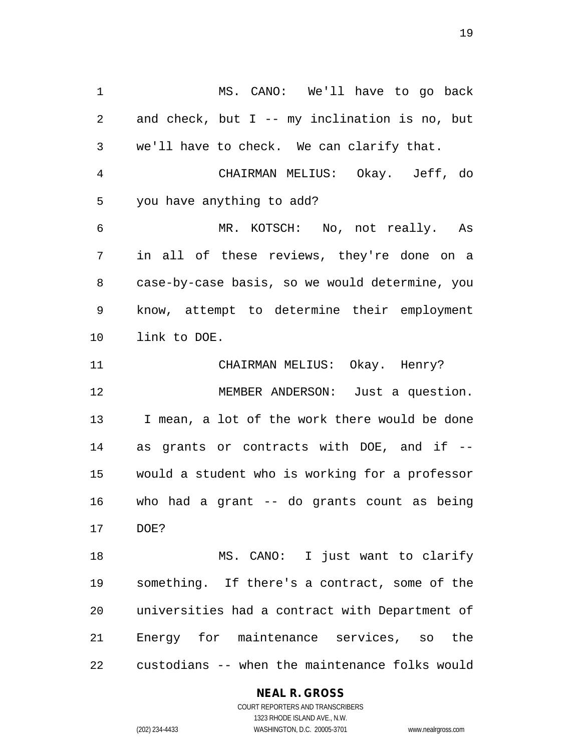MS. CANO: We'll have to go back and check, but I -- my inclination is no, but we'll have to check. We can clarify that.

CHAIRMAN MELIUS: Okay. Jeff, do you have anything to add?

MR. KOTSCH: No, not really. As in all of these reviews, they're done on a case-by-case basis, so we would determine, you know, attempt to determine their employment link to DOE.

CHAIRMAN MELIUS: Okay. Henry?

MEMBER ANDERSON: Just a question. I mean, a lot of the work there would be done as grants or contracts with DOE, and if -- would a student who is working for a professor who had a grant -- do grants count as being DOE?

MS. CANO: I just want to clarify something. If there's a contract, some of the universities had a contract with Department of Energy for maintenance services, so the custodians -- when the maintenance folks would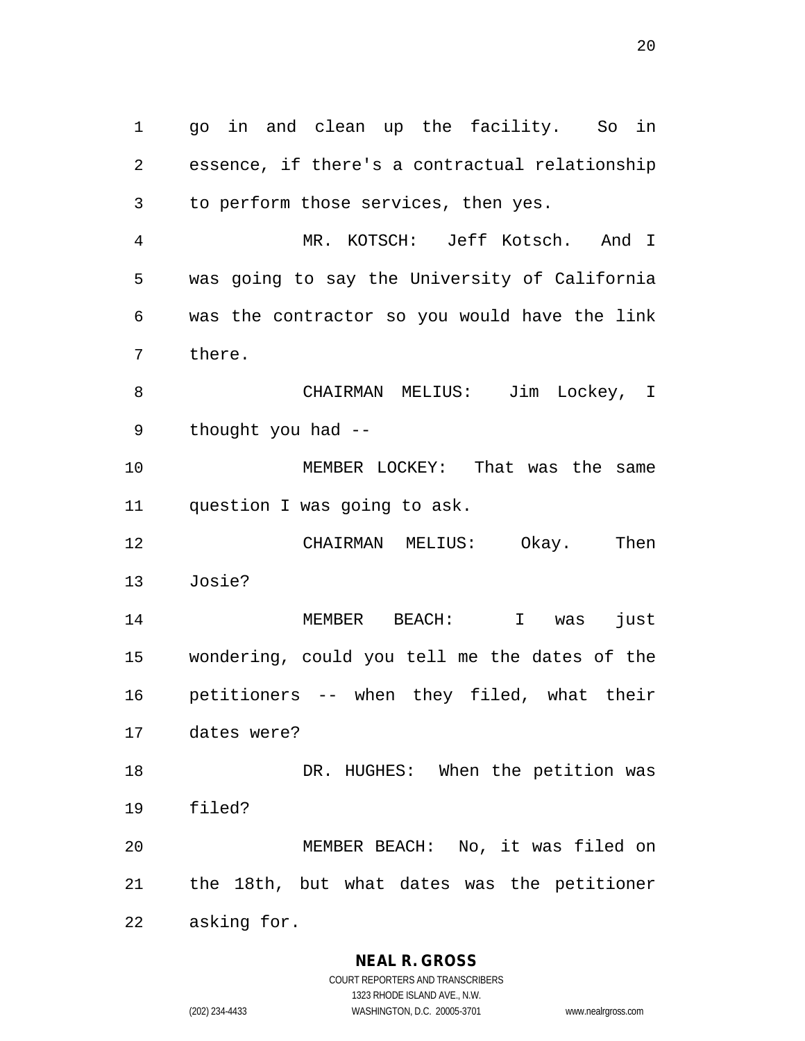go in and clean up the facility. So in essence, if there's a contractual relationship to perform those services, then yes.

MR. KOTSCH: Jeff Kotsch. And I was going to say the University of California was the contractor so you would have the link there.

CHAIRMAN MELIUS: Jim Lockey, I thought you had --

MEMBER LOCKEY: That was the same question I was going to ask.

CHAIRMAN MELIUS: Okay. Then Josie?

MEMBER BEACH: I was just wondering, could you tell me the dates of the petitioners -- when they filed, what their dates were?

DR. HUGHES: When the petition was filed?

MEMBER BEACH: No, it was filed on the 18th, but what dates was the petitioner asking for.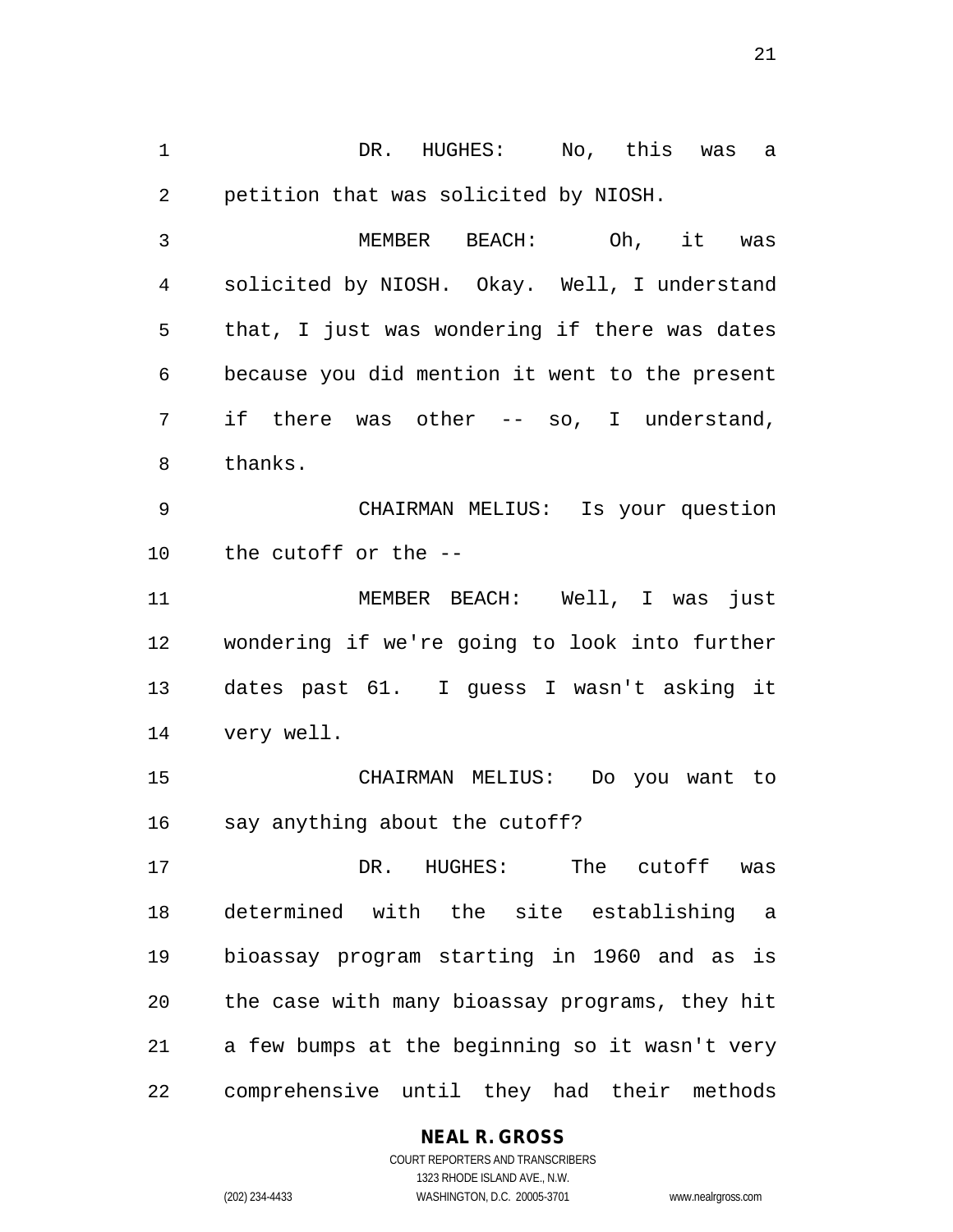DR. HUGHES: No, this was a petition that was solicited by NIOSH.

MEMBER BEACH: Oh, it was solicited by NIOSH. Okay. Well, I understand that, I just was wondering if there was dates because you did mention it went to the present if there was other -- so, I understand, thanks.

CHAIRMAN MELIUS: Is your question the cutoff or the --

MEMBER BEACH: Well, I was just wondering if we're going to look into further dates past 61. I guess I wasn't asking it very well.

CHAIRMAN MELIUS: Do you want to say anything about the cutoff?

DR. HUGHES: The cutoff was determined with the site establishing a bioassay program starting in 1960 and as is the case with many bioassay programs, they hit a few bumps at the beginning so it wasn't very comprehensive until they had their methods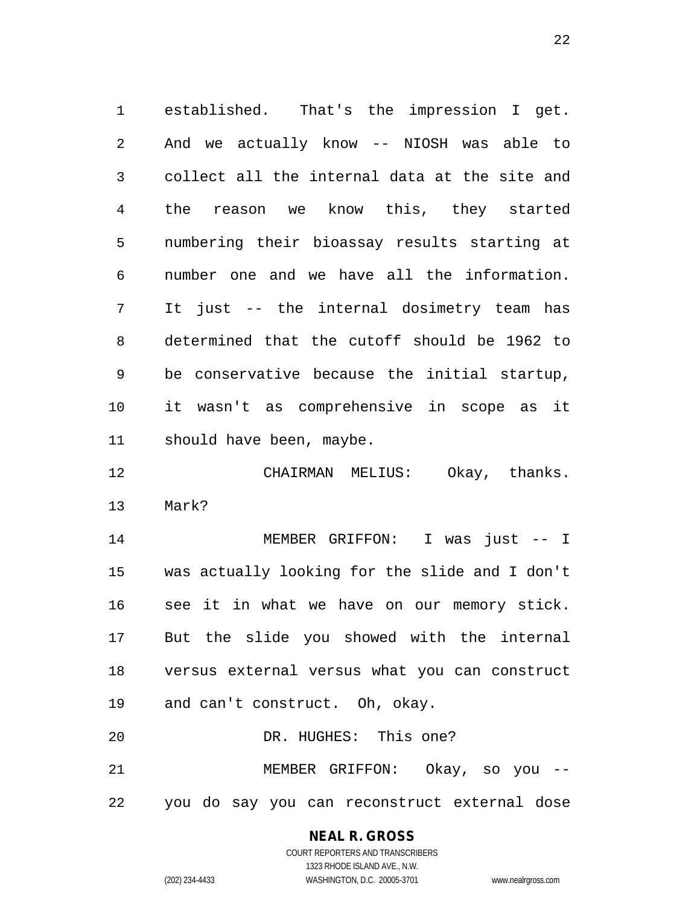established. That's the impression I get. And we actually know -- NIOSH was able to collect all the internal data at the site and the reason we know this, they started numbering their bioassay results starting at number one and we have all the information. It just -- the internal dosimetry team has determined that the cutoff should be 1962 to be conservative because the initial startup, it wasn't as comprehensive in scope as it should have been, maybe.

CHAIRMAN MELIUS: Okay, thanks. Mark?

MEMBER GRIFFON: I was just -- I was actually looking for the slide and I don't see it in what we have on our memory stick. But the slide you showed with the internal versus external versus what you can construct and can't construct. Oh, okay.

DR. HUGHES: This one?

MEMBER GRIFFON: Okay, so you -- you do say you can reconstruct external dose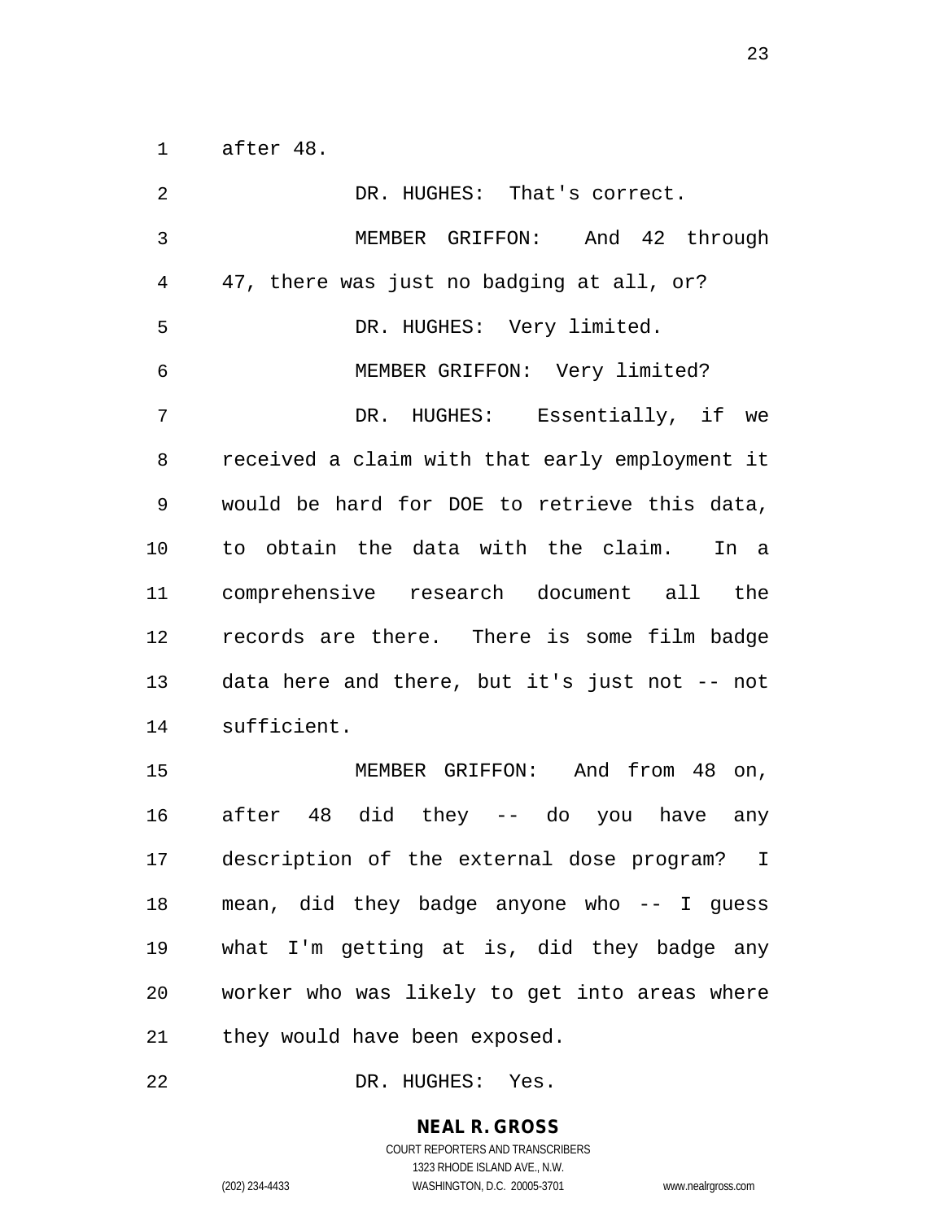after 48.

DR. HUGHES: That's correct.

MEMBER GRIFFON: And 42 through 47, there was just no badging at all, or?

DR. HUGHES: Very limited.

MEMBER GRIFFON: Very limited?

DR. HUGHES: Essentially, if we received a claim with that early employment it would be hard for DOE to retrieve this data, to obtain the data with the claim. In a comprehensive research document all the records are there. There is some film badge data here and there, but it's just not -- not sufficient.

MEMBER GRIFFON: And from 48 on, after 48 did they -- do you have any description of the external dose program? I mean, did they badge anyone who -- I guess what I'm getting at is, did they badge any worker who was likely to get into areas where they would have been exposed.

DR. HUGHES: Yes.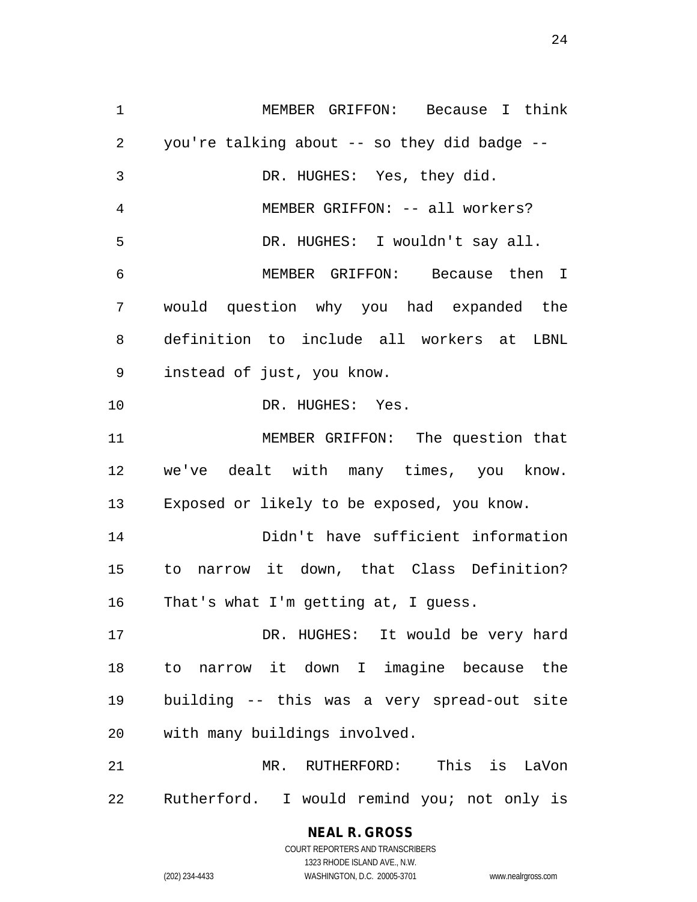MEMBER GRIFFON: Because I think you're talking about -- so they did badge --

DR. HUGHES: Yes, they did.

MEMBER GRIFFON: -- all workers?

DR. HUGHES: I wouldn't say all.

MEMBER GRIFFON: Because then I would question why you had expanded the definition to include all workers at LBNL instead of just, you know.

DR. HUGHES: Yes.

MEMBER GRIFFON: The question that we've dealt with many times, you know. Exposed or likely to be exposed, you know.

Didn't have sufficient information to narrow it down, that Class Definition? That's what I'm getting at, I guess.

DR. HUGHES: It would be very hard to narrow it down I imagine because the building -- this was a very spread-out site with many buildings involved.

MR. RUTHERFORD: This is LaVon Rutherford. I would remind you; not only is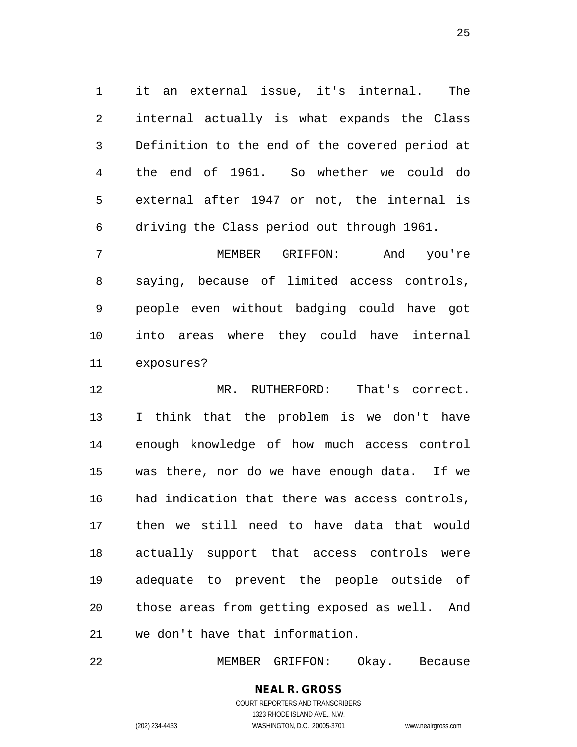it an external issue, it's internal. The internal actually is what expands the Class Definition to the end of the covered period at the end of 1961. So whether we could do external after 1947 or not, the internal is driving the Class period out through 1961.

MEMBER GRIFFON: And you're saying, because of limited access controls, people even without badging could have got into areas where they could have internal exposures?

MR. RUTHERFORD: That's correct. I think that the problem is we don't have enough knowledge of how much access control was there, nor do we have enough data. If we had indication that there was access controls, then we still need to have data that would actually support that access controls were adequate to prevent the people outside of those areas from getting exposed as well. And we don't have that information.

MEMBER GRIFFON: Okay. Because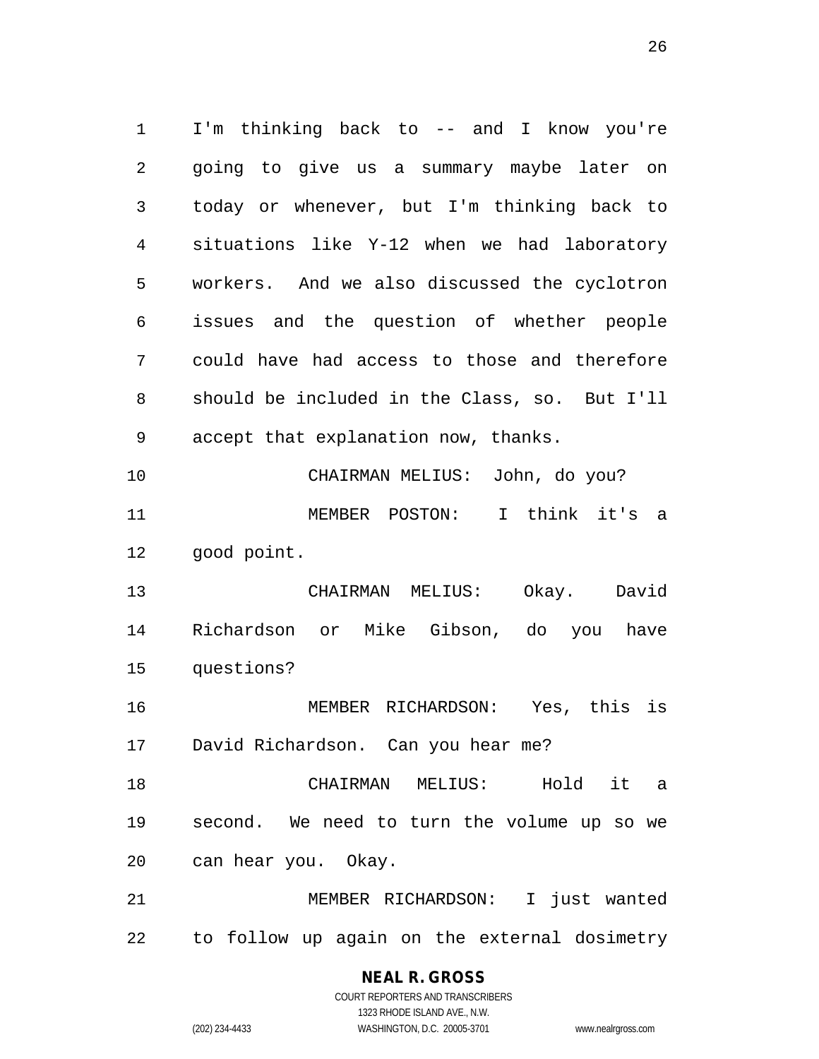I'm thinking back to -- and I know you're going to give us a summary maybe later on today or whenever, but I'm thinking back to situations like Y-12 when we had laboratory workers. And we also discussed the cyclotron issues and the question of whether people could have had access to those and therefore should be included in the Class, so. But I'll accept that explanation now, thanks.

CHAIRMAN MELIUS: John, do you?

MEMBER POSTON: I think it's a good point.

CHAIRMAN MELIUS: Okay. David Richardson or Mike Gibson, do you have questions?

MEMBER RICHARDSON: Yes, this is David Richardson. Can you hear me?

CHAIRMAN MELIUS: Hold it a second. We need to turn the volume up so we can hear you. Okay.

MEMBER RICHARDSON: I just wanted to follow up again on the external dosimetry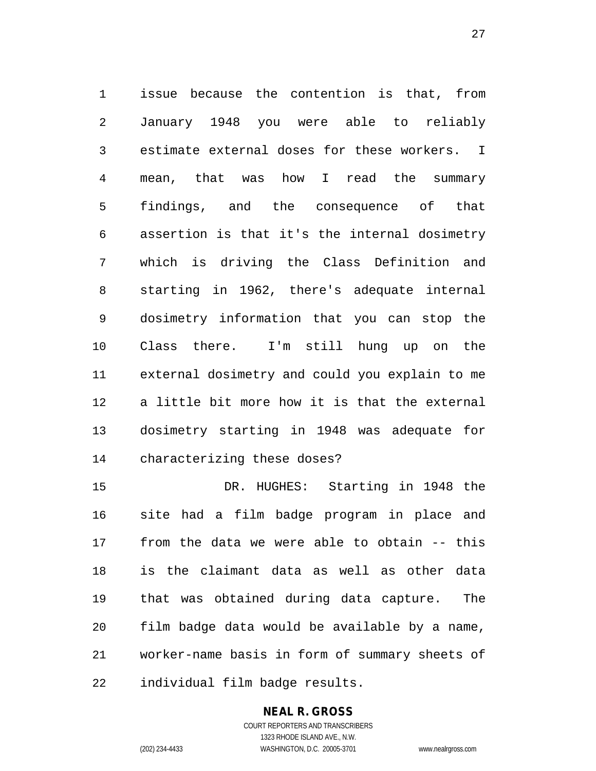issue because the contention is that, from January 1948 you were able to reliably estimate external doses for these workers. I mean, that was how I read the summary findings, and the consequence of that assertion is that it's the internal dosimetry which is driving the Class Definition and starting in 1962, there's adequate internal dosimetry information that you can stop the Class there. I'm still hung up on the external dosimetry and could you explain to me a little bit more how it is that the external dosimetry starting in 1948 was adequate for characterizing these doses?

DR. HUGHES: Starting in 1948 the site had a film badge program in place and from the data we were able to obtain -- this is the claimant data as well as other data that was obtained during data capture. The film badge data would be available by a name, worker-name basis in form of summary sheets of individual film badge results.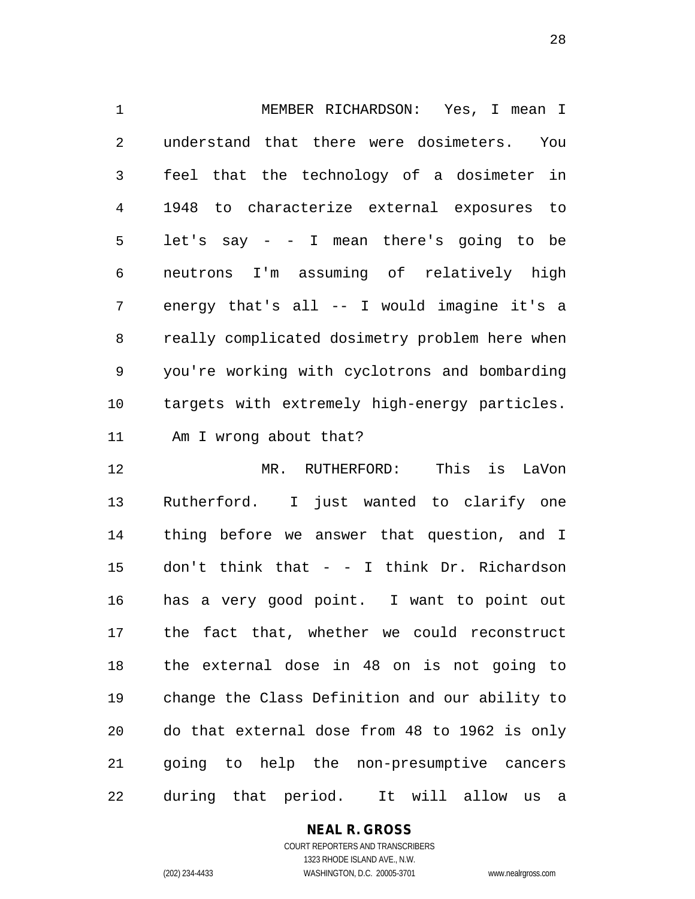MEMBER RICHARDSON: Yes, I mean I understand that there were dosimeters. You feel that the technology of a dosimeter in 1948 to characterize external exposures to let's say - - I mean there's going to be neutrons I'm assuming of relatively high energy that's all -- I would imagine it's a really complicated dosimetry problem here when you're working with cyclotrons and bombarding targets with extremely high-energy particles. Am I wrong about that?

MR. RUTHERFORD: This is LaVon Rutherford. I just wanted to clarify one thing before we answer that question, and I don't think that - - I think Dr. Richardson has a very good point. I want to point out the fact that, whether we could reconstruct the external dose in 48 on is not going to change the Class Definition and our ability to do that external dose from 48 to 1962 is only going to help the non-presumptive cancers during that period. It will allow us a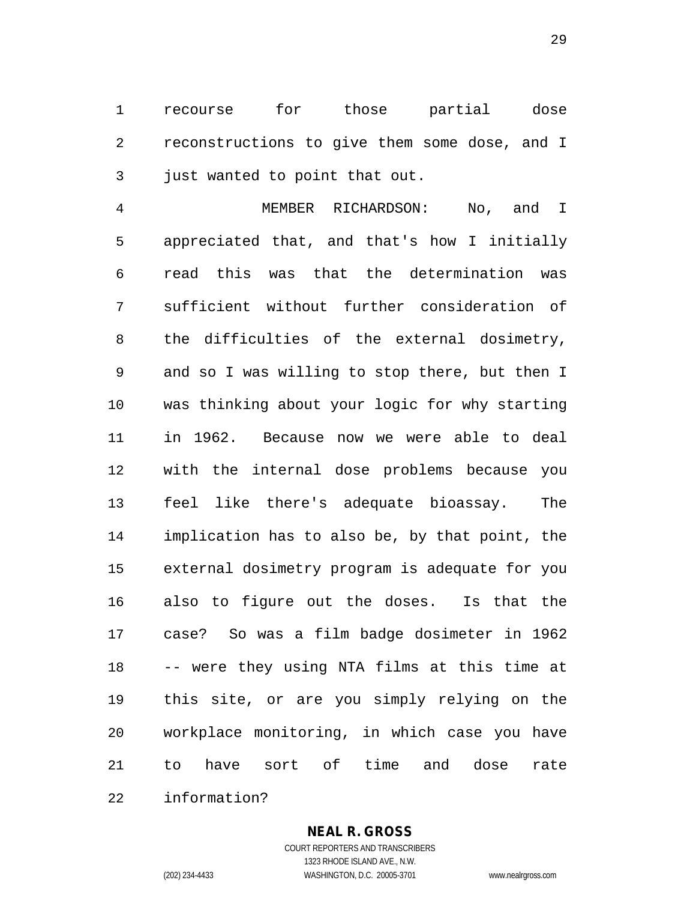recourse for those partial dose reconstructions to give them some dose, and I just wanted to point that out.

MEMBER RICHARDSON: No, and I appreciated that, and that's how I initially read this was that the determination was sufficient without further consideration of the difficulties of the external dosimetry, and so I was willing to stop there, but then I was thinking about your logic for why starting in 1962. Because now we were able to deal with the internal dose problems because you feel like there's adequate bioassay. The implication has to also be, by that point, the external dosimetry program is adequate for you also to figure out the doses. Is that the case? So was a film badge dosimeter in 1962 -- were they using NTA films at this time at this site, or are you simply relying on the workplace monitoring, in which case you have to have sort of time and dose rate information?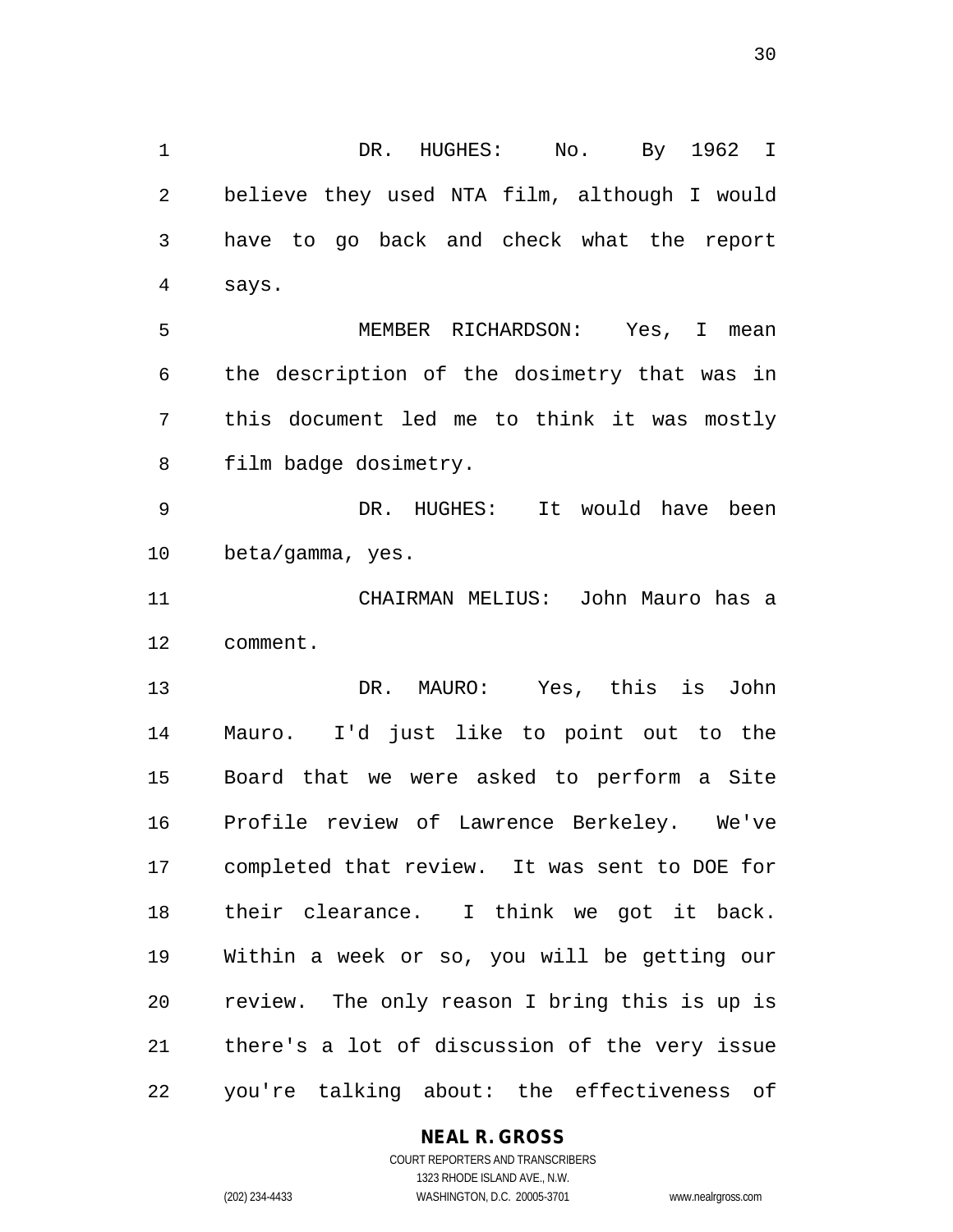DR. HUGHES: No. By 1962 I believe they used NTA film, although I would have to go back and check what the report says.

MEMBER RICHARDSON: Yes, I mean the description of the dosimetry that was in this document led me to think it was mostly film badge dosimetry.

DR. HUGHES: It would have been beta/gamma, yes.

CHAIRMAN MELIUS: John Mauro has a comment.

DR. MAURO: Yes, this is John Mauro. I'd just like to point out to the Board that we were asked to perform a Site Profile review of Lawrence Berkeley. We've completed that review. It was sent to DOE for their clearance. I think we got it back. Within a week or so, you will be getting our review. The only reason I bring this is up is there's a lot of discussion of the very issue you're talking about: the effectiveness of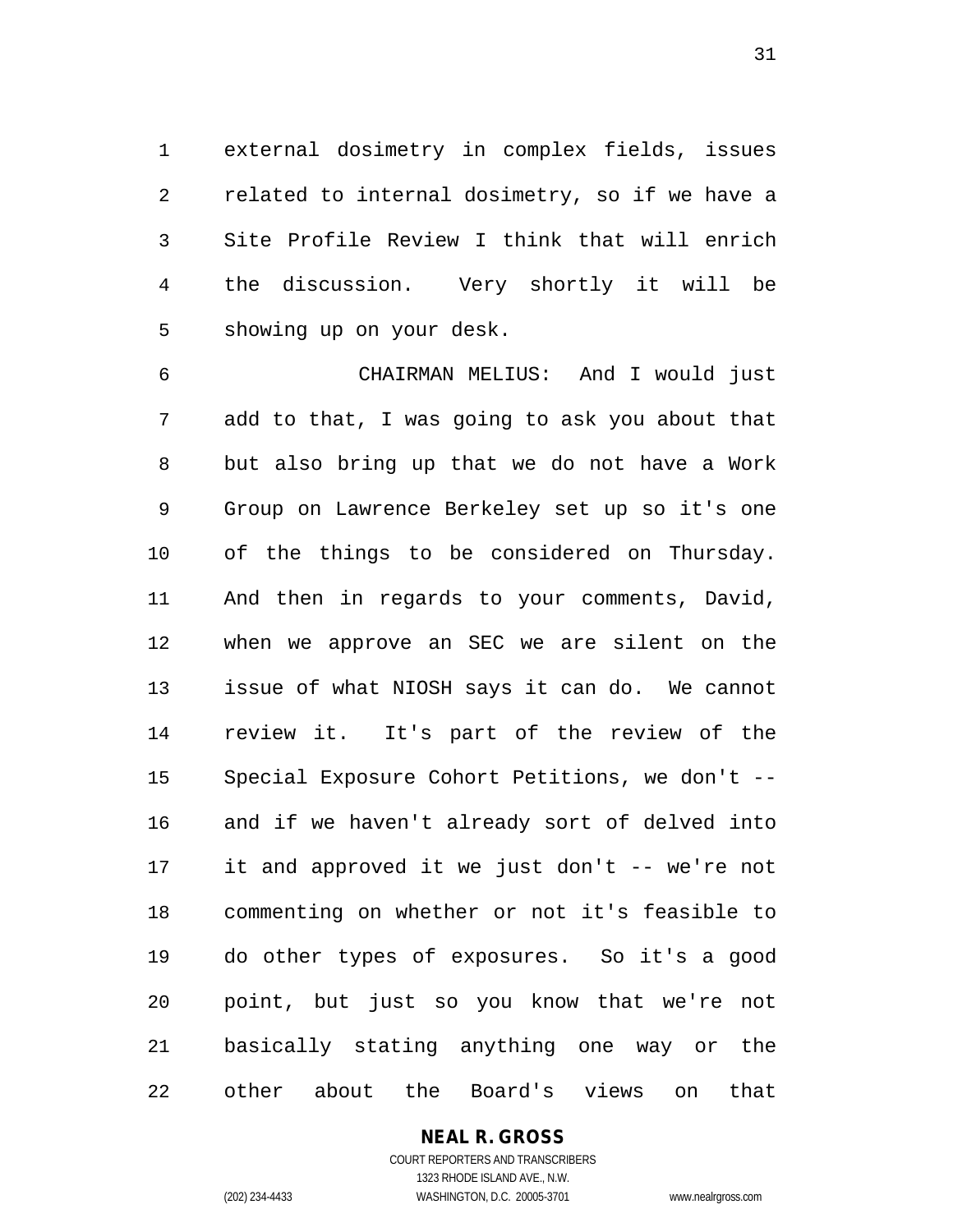external dosimetry in complex fields, issues related to internal dosimetry, so if we have a Site Profile Review I think that will enrich the discussion. Very shortly it will be showing up on your desk.

CHAIRMAN MELIUS: And I would just add to that, I was going to ask you about that but also bring up that we do not have a Work Group on Lawrence Berkeley set up so it's one of the things to be considered on Thursday. And then in regards to your comments, David, when we approve an SEC we are silent on the issue of what NIOSH says it can do. We cannot review it. It's part of the review of the Special Exposure Cohort Petitions, we don't -- and if we haven't already sort of delved into it and approved it we just don't -- we're not commenting on whether or not it's feasible to do other types of exposures. So it's a good point, but just so you know that we're not basically stating anything one way or the other about the Board's views on that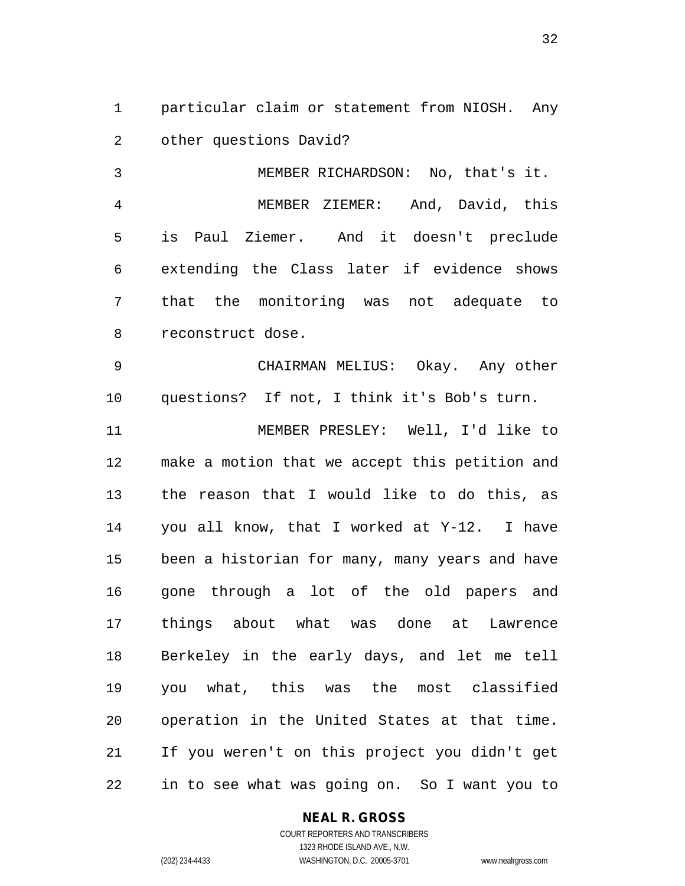particular claim or statement from NIOSH. Any other questions David?

MEMBER RICHARDSON: No, that's it.

MEMBER ZIEMER: And, David, this is Paul Ziemer. And it doesn't preclude extending the Class later if evidence shows that the monitoring was not adequate to reconstruct dose.

CHAIRMAN MELIUS: Okay. Any other questions? If not, I think it's Bob's turn.

MEMBER PRESLEY: Well, I'd like to make a motion that we accept this petition and the reason that I would like to do this, as you all know, that I worked at Y-12. I have been a historian for many, many years and have gone through a lot of the old papers and things about what was done at Lawrence Berkeley in the early days, and let me tell you what, this was the most classified operation in the United States at that time. If you weren't on this project you didn't get in to see what was going on. So I want you to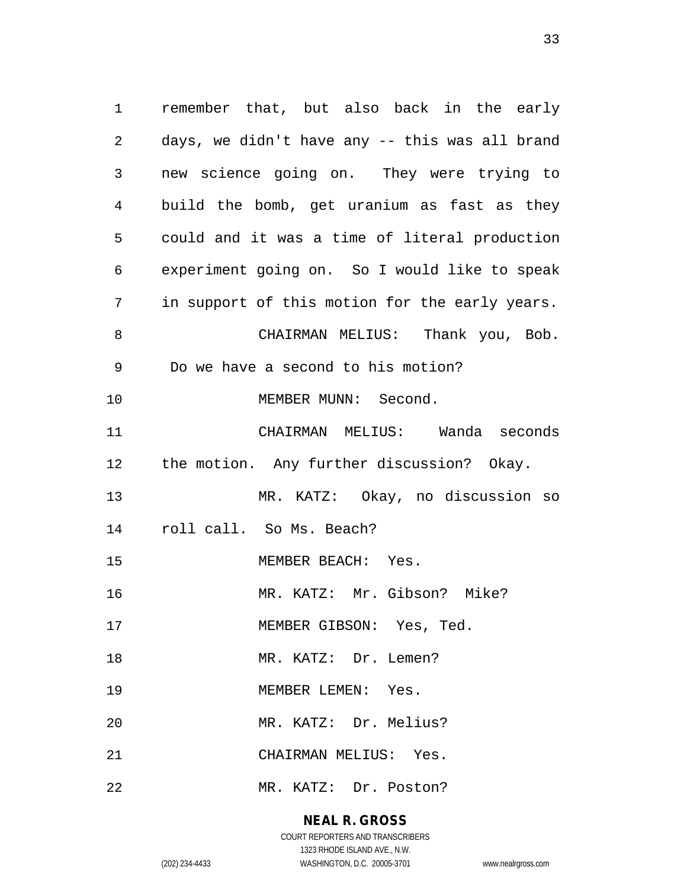remember that, but also back in the early days, we didn't have any -- this was all brand new science going on. They were trying to build the bomb, get uranium as fast as they could and it was a time of literal production experiment going on. So I would like to speak in support of this motion for the early years.

CHAIRMAN MELIUS: Thank you, Bob. Do we have a second to his motion?

MEMBER MUNN: Second.

CHAIRMAN MELIUS: Wanda seconds the motion. Any further discussion? Okay.

MR. KATZ: Okay, no discussion so roll call. So Ms. Beach?

MEMBER BEACH: Yes.

MR. KATZ: Mr. Gibson? Mike?

MEMBER GIBSON: Yes, Ted.

MR. KATZ: Dr. Lemen?

MEMBER LEMEN: Yes.

MR. KATZ: Dr. Melius?

CHAIRMAN MELIUS: Yes.

MR. KATZ: Dr. Poston?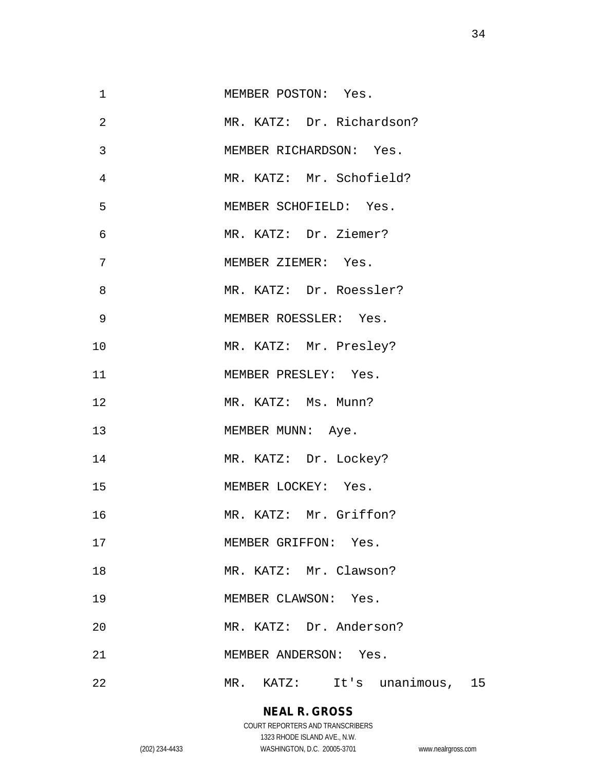MEMBER POSTON: Yes.

MR. KATZ: Dr. Richardson?

MEMBER RICHARDSON: Yes.

MR. KATZ: Mr. Schofield?

MEMBER SCHOFIELD: Yes.

MR. KATZ: Dr. Ziemer?

MEMBER ZIEMER: Yes.

MR. KATZ: Dr. Roessler?

MEMBER ROESSLER: Yes.

MR. KATZ: Mr. Presley?

MEMBER PRESLEY: Yes.

MR. KATZ: Ms. Munn?

MEMBER MUNN: Aye.

MR. KATZ: Dr. Lockey?

MEMBER LOCKEY: Yes.

MR. KATZ: Mr. Griffon?

MEMBER GRIFFON: Yes.

MR. KATZ: Mr. Clawson?

MEMBER CLAWSON: Yes.

MR. KATZ: Dr. Anderson?

MEMBER ANDERSON: Yes.

MR. KATZ: It's unanimous, 15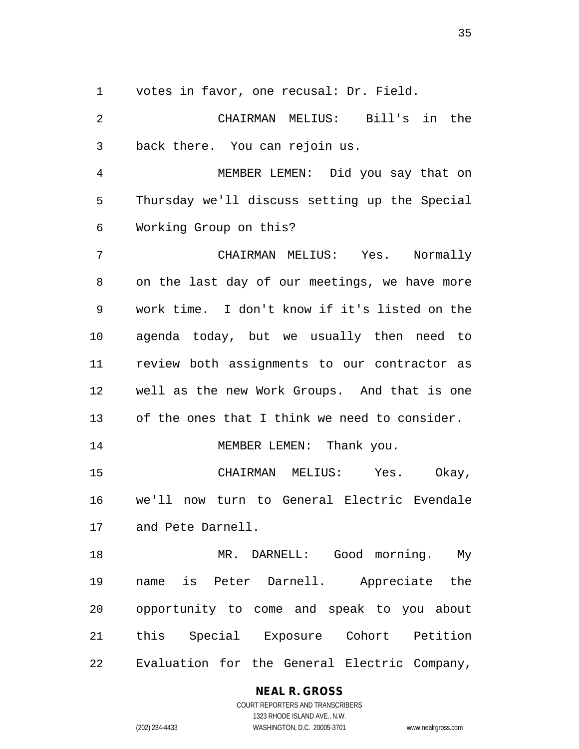votes in favor, one recusal: Dr. Field.

CHAIRMAN MELIUS: Bill's in the back there. You can rejoin us.

MEMBER LEMEN: Did you say that on Thursday we'll discuss setting up the Special Working Group on this?

CHAIRMAN MELIUS: Yes. Normally on the last day of our meetings, we have more work time. I don't know if it's listed on the agenda today, but we usually then need to review both assignments to our contractor as well as the new Work Groups. And that is one of the ones that I think we need to consider.

MEMBER LEMEN: Thank you.

CHAIRMAN MELIUS: Yes. Okay, we'll now turn to General Electric Evendale and Pete Darnell.

MR. DARNELL: Good morning. My name is Peter Darnell. Appreciate the opportunity to come and speak to you about this Special Exposure Cohort Petition Evaluation for the General Electric Company,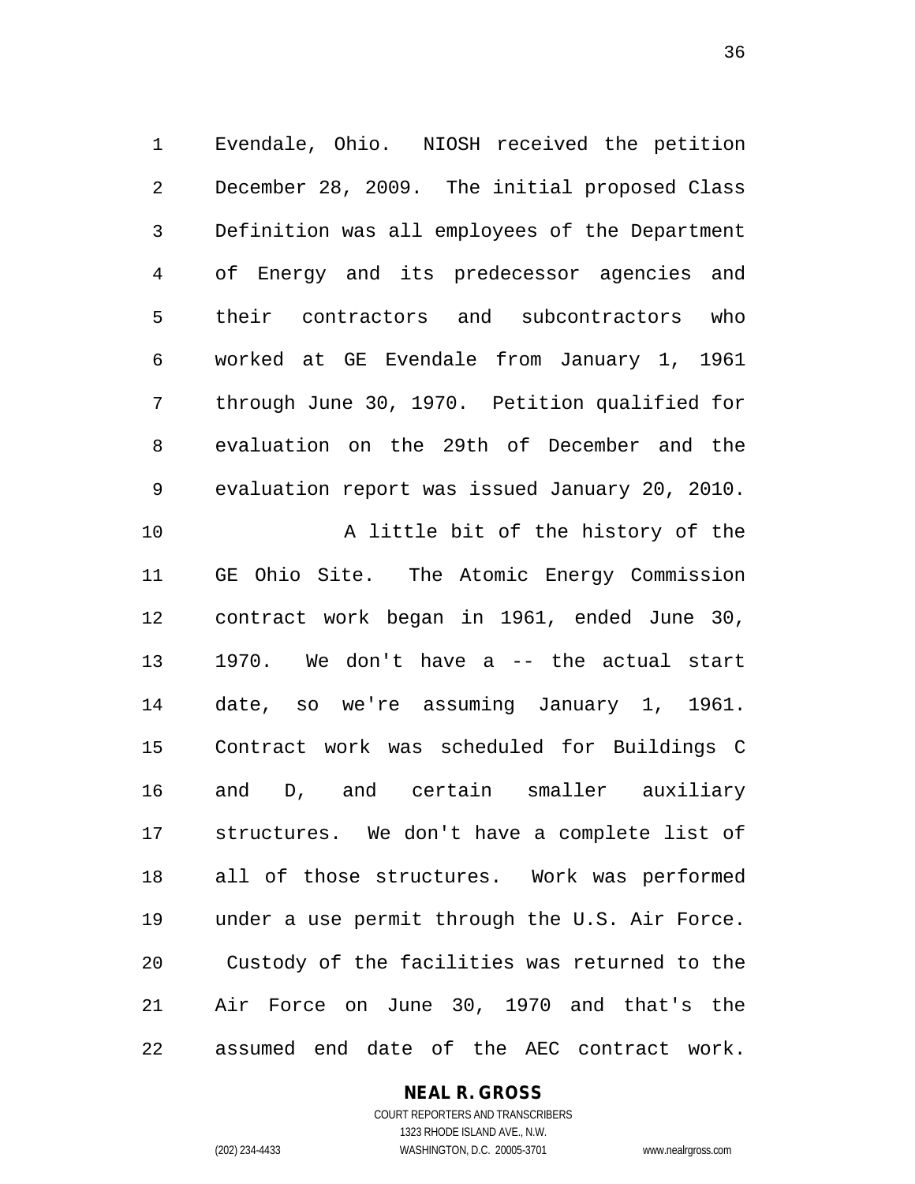Evendale, Ohio. NIOSH received the petition December 28, 2009. The initial proposed Class Definition was all employees of the Department of Energy and its predecessor agencies and their contractors and subcontractors who worked at GE Evendale from January 1, 1961 through June 30, 1970. Petition qualified for evaluation on the 29th of December and the evaluation report was issued January 20, 2010.

A little bit of the history of the GE Ohio Site. The Atomic Energy Commission contract work began in 1961, ended June 30, 1970. We don't have a -- the actual start date, so we're assuming January 1, 1961. Contract work was scheduled for Buildings C and D, and certain smaller auxiliary structures. We don't have a complete list of all of those structures. Work was performed under a use permit through the U.S. Air Force. Custody of the facilities was returned to the Air Force on June 30, 1970 and that's the assumed end date of the AEC contract work.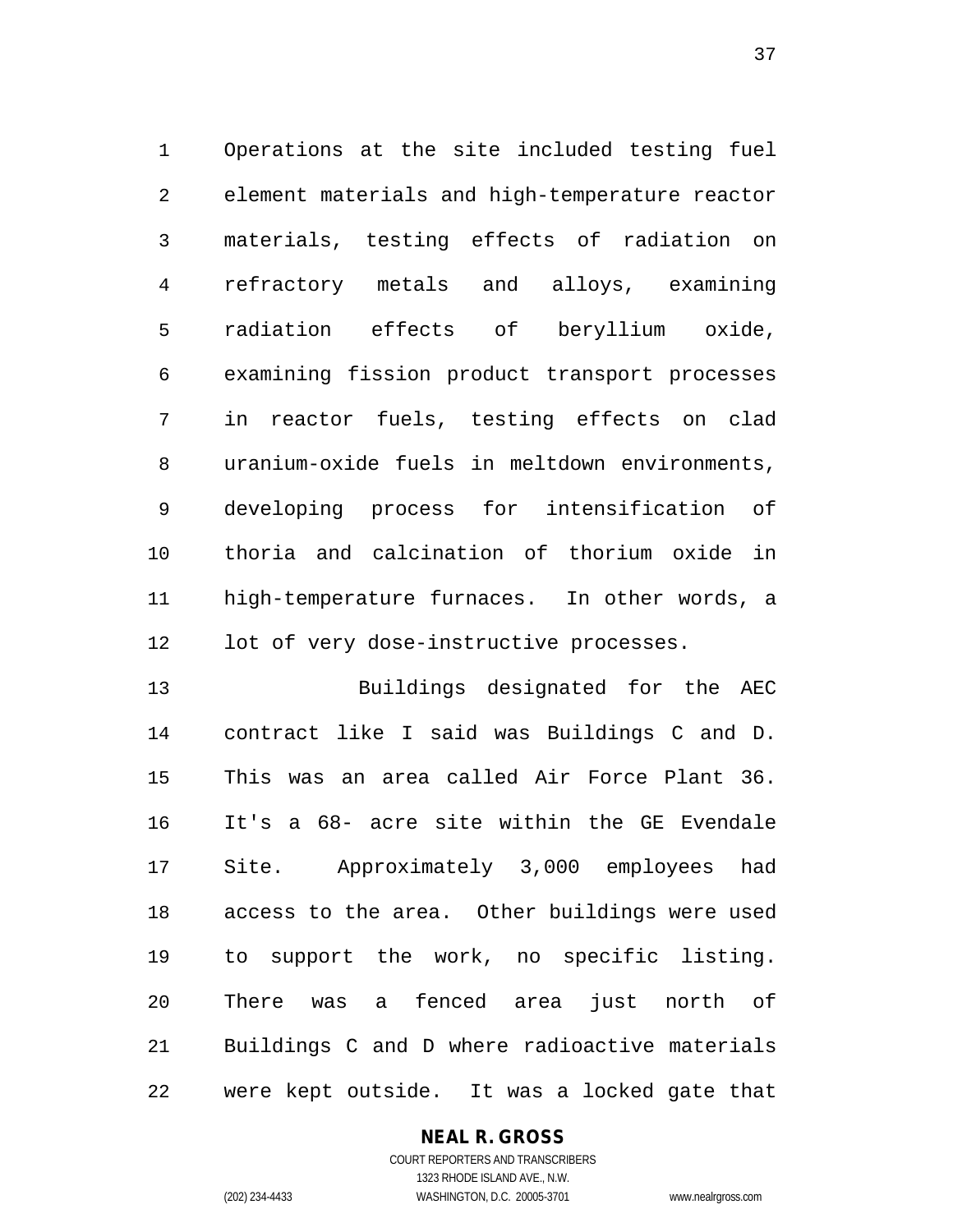Operations at the site included testing fuel element materials and high-temperature reactor materials, testing effects of radiation on refractory metals and alloys, examining radiation effects of beryllium oxide, examining fission product transport processes in reactor fuels, testing effects on clad uranium-oxide fuels in meltdown environments, developing process for intensification of thoria and calcination of thorium oxide in high-temperature furnaces. In other words, a lot of very dose-instructive processes.

Buildings designated for the AEC contract like I said was Buildings C and D. This was an area called Air Force Plant 36. It's a 68- acre site within the GE Evendale Site. Approximately 3,000 employees had access to the area. Other buildings were used to support the work, no specific listing. There was a fenced area just north of Buildings C and D where radioactive materials were kept outside. It was a locked gate that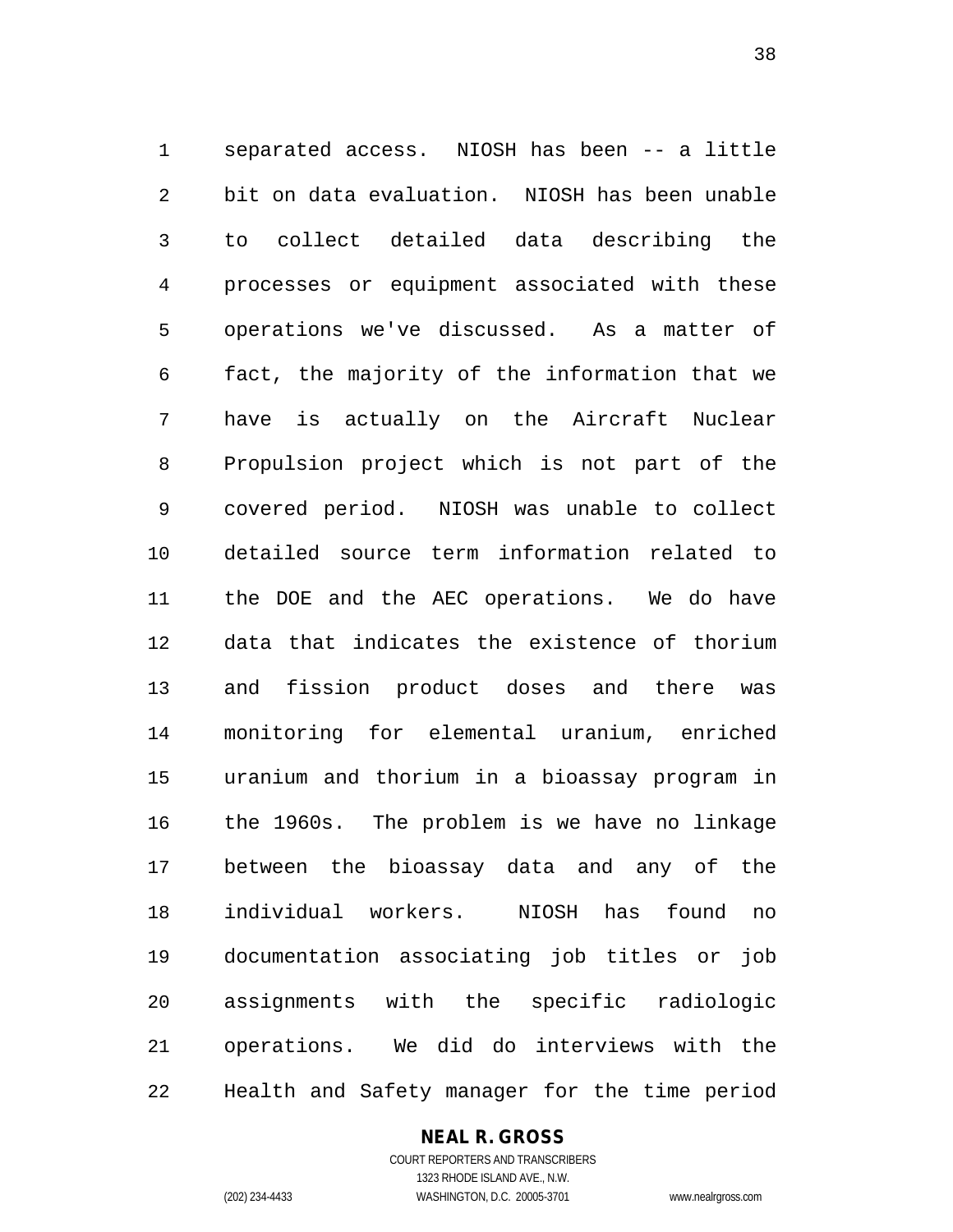separated access. NIOSH has been -- a little bit on data evaluation. NIOSH has been unable to collect detailed data describing the processes or equipment associated with these operations we've discussed. As a matter of fact, the majority of the information that we have is actually on the Aircraft Nuclear Propulsion project which is not part of the covered period. NIOSH was unable to collect detailed source term information related to the DOE and the AEC operations. We do have data that indicates the existence of thorium and fission product doses and there was monitoring for elemental uranium, enriched uranium and thorium in a bioassay program in the 1960s. The problem is we have no linkage between the bioassay data and any of the individual workers. NIOSH has found no documentation associating job titles or job assignments with the specific radiologic operations. We did do interviews with the Health and Safety manager for the time period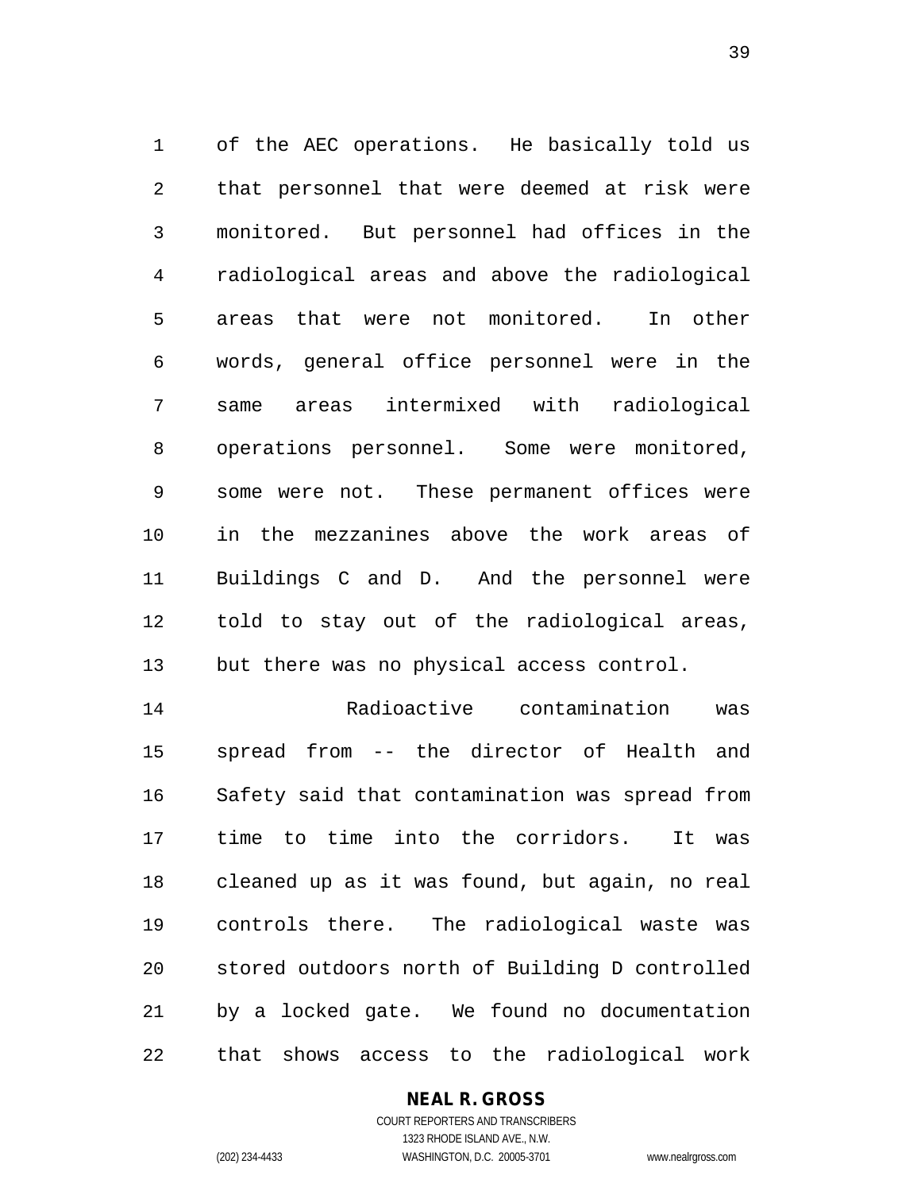of the AEC operations. He basically told us that personnel that were deemed at risk were monitored. But personnel had offices in the radiological areas and above the radiological areas that were not monitored. In other words, general office personnel were in the same areas intermixed with radiological operations personnel. Some were monitored, some were not. These permanent offices were in the mezzanines above the work areas of Buildings C and D. And the personnel were told to stay out of the radiological areas, but there was no physical access control.

Radioactive contamination was spread from -- the director of Health and Safety said that contamination was spread from time to time into the corridors. It was cleaned up as it was found, but again, no real controls there. The radiological waste was stored outdoors north of Building D controlled by a locked gate. We found no documentation that shows access to the radiological work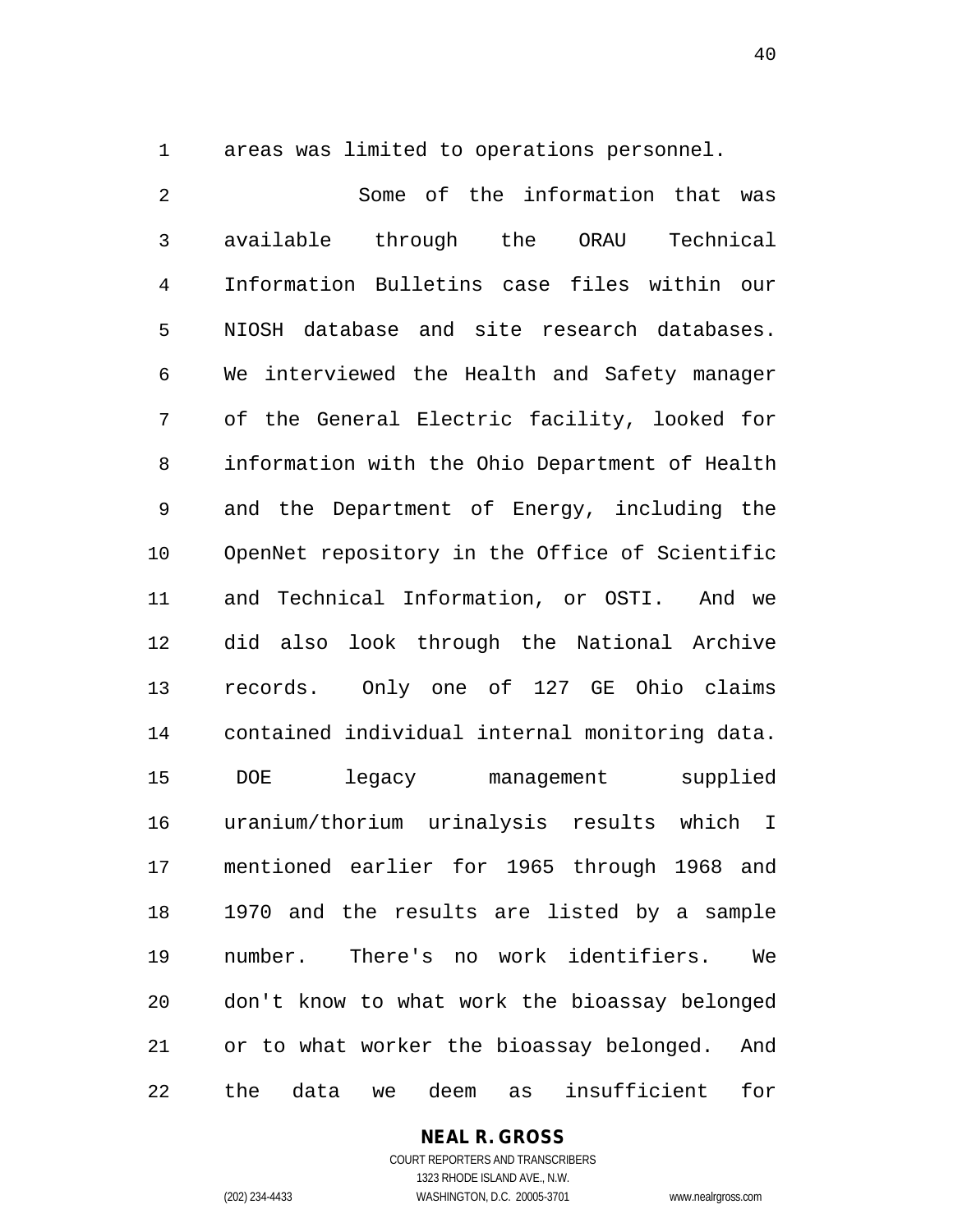areas was limited to operations personnel.

Some of the information that was available through the ORAU Technical Information Bulletins case files within our NIOSH database and site research databases. We interviewed the Health and Safety manager of the General Electric facility, looked for information with the Ohio Department of Health and the Department of Energy, including the OpenNet repository in the Office of Scientific and Technical Information, or OSTI. And we did also look through the National Archive records. Only one of 127 GE Ohio claims contained individual internal monitoring data. DOE legacy management supplied uranium/thorium urinalysis results which I mentioned earlier for 1965 through 1968 and 1970 and the results are listed by a sample number. There's no work identifiers. We don't know to what work the bioassay belonged or to what worker the bioassay belonged. And the data we deem as insufficient for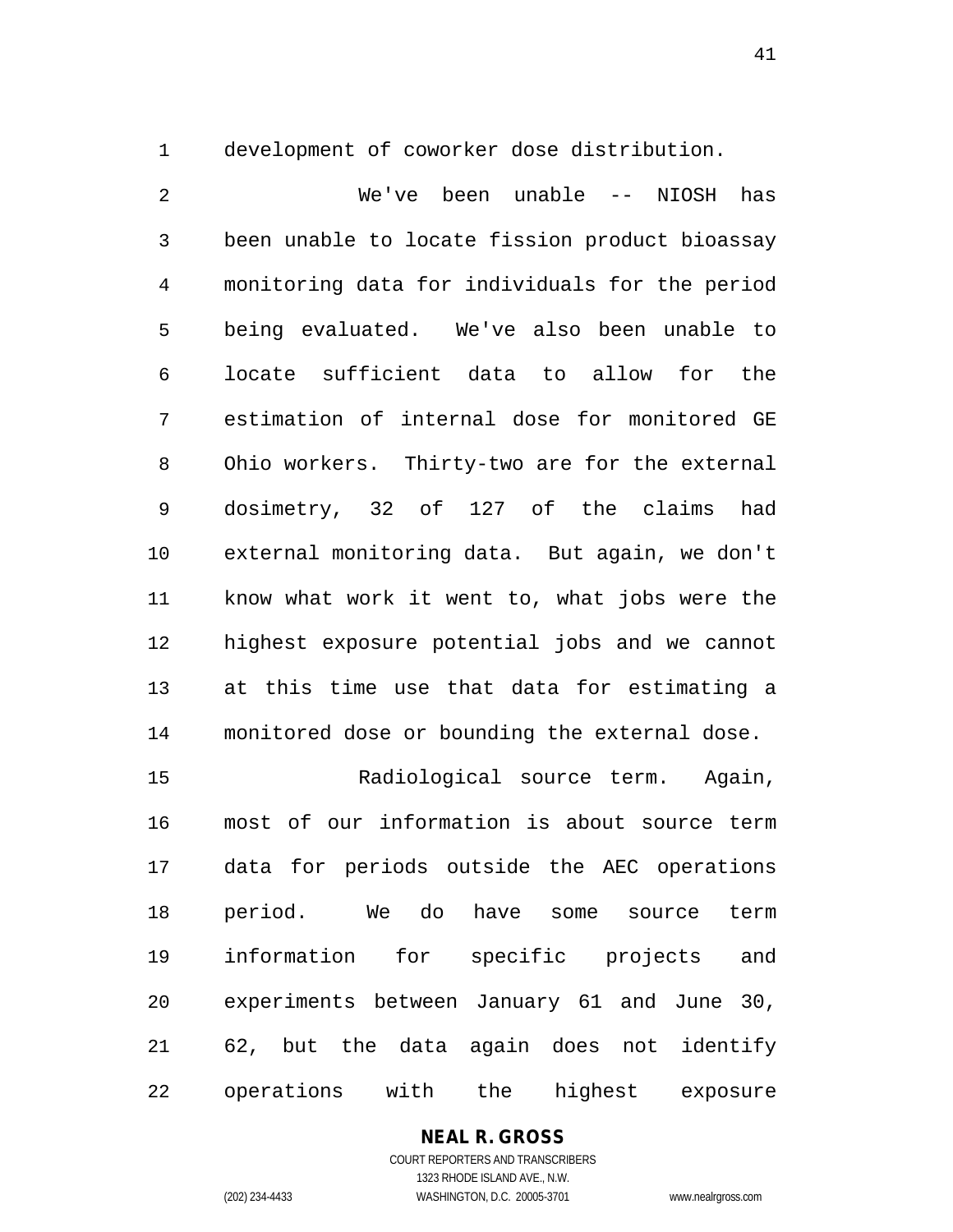development of coworker dose distribution.

We've been unable -- NIOSH has been unable to locate fission product bioassay monitoring data for individuals for the period being evaluated. We've also been unable to locate sufficient data to allow for the estimation of internal dose for monitored GE Ohio workers. Thirty-two are for the external dosimetry, 32 of 127 of the claims had external monitoring data. But again, we don't know what work it went to, what jobs were the highest exposure potential jobs and we cannot at this time use that data for estimating a monitored dose or bounding the external dose.

Radiological source term. Again, most of our information is about source term data for periods outside the AEC operations period. We do have some source term information for specific projects and experiments between January 61 and June 30, 62, but the data again does not identify operations with the highest exposure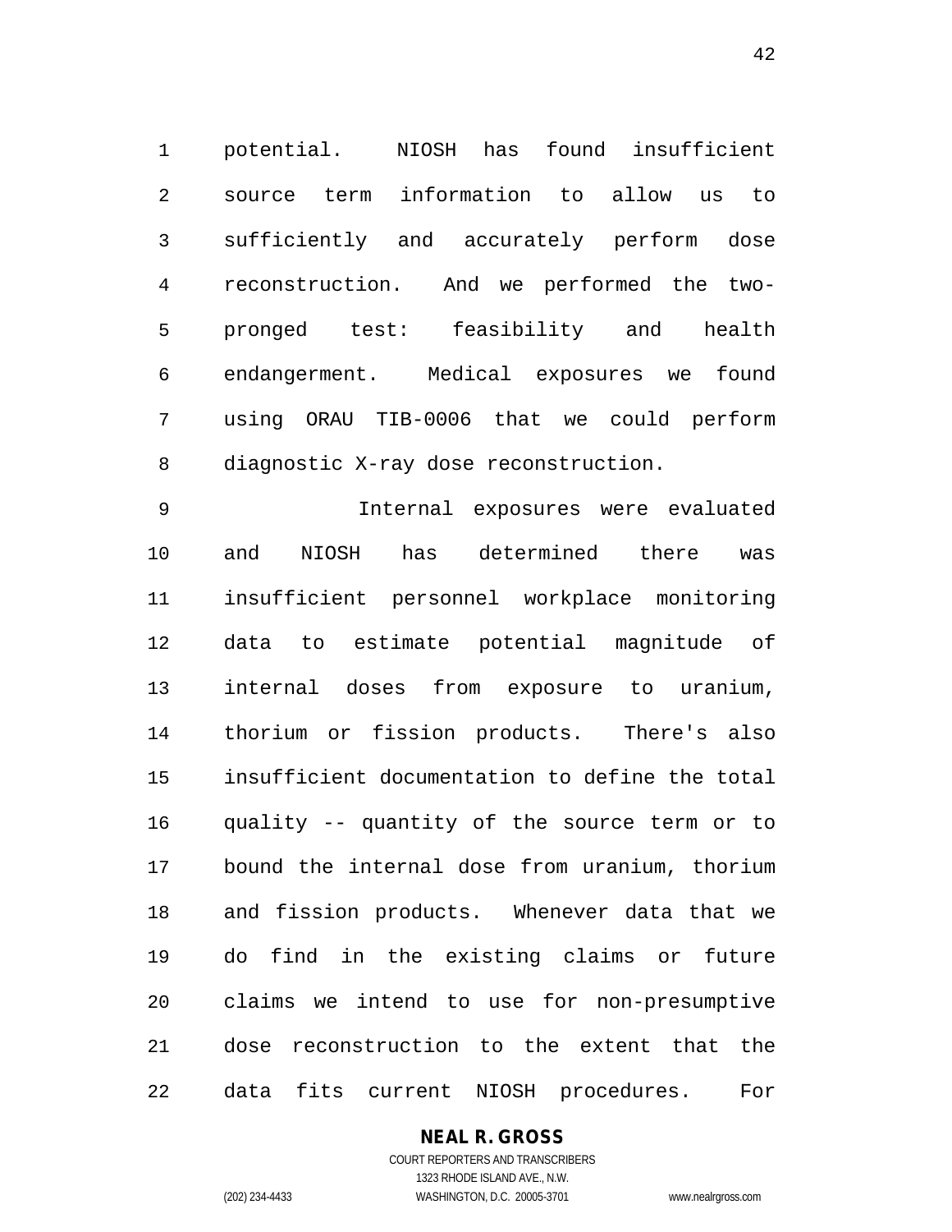potential. NIOSH has found insufficient source term information to allow us to sufficiently and accurately perform dose reconstruction. And we performed the two-pronged test: feasibility and health endangerment. Medical exposures we found using ORAU TIB-0006 that we could perform diagnostic X-ray dose reconstruction.

Internal exposures were evaluated and NIOSH has determined there was insufficient personnel workplace monitoring data to estimate potential magnitude of internal doses from exposure to uranium, thorium or fission products. There's also insufficient documentation to define the total quality -- quantity of the source term or to bound the internal dose from uranium, thorium and fission products. Whenever data that we do find in the existing claims or future claims we intend to use for non-presumptive dose reconstruction to the extent that the data fits current NIOSH procedures. For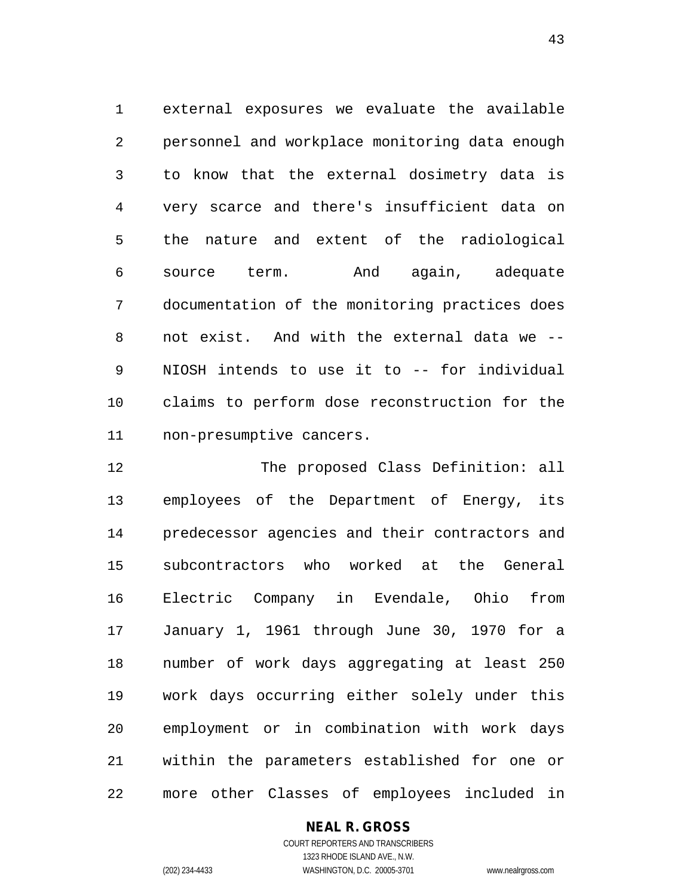external exposures we evaluate the available personnel and workplace monitoring data enough to know that the external dosimetry data is very scarce and there's insufficient data on the nature and extent of the radiological source term. And again, adequate documentation of the monitoring practices does not exist. And with the external data we -- NIOSH intends to use it to -- for individual claims to perform dose reconstruction for the non-presumptive cancers.

The proposed Class Definition: all employees of the Department of Energy, its predecessor agencies and their contractors and subcontractors who worked at the General Electric Company in Evendale, Ohio from January 1, 1961 through June 30, 1970 for a number of work days aggregating at least 250 work days occurring either solely under this employment or in combination with work days within the parameters established for one or more other Classes of employees included in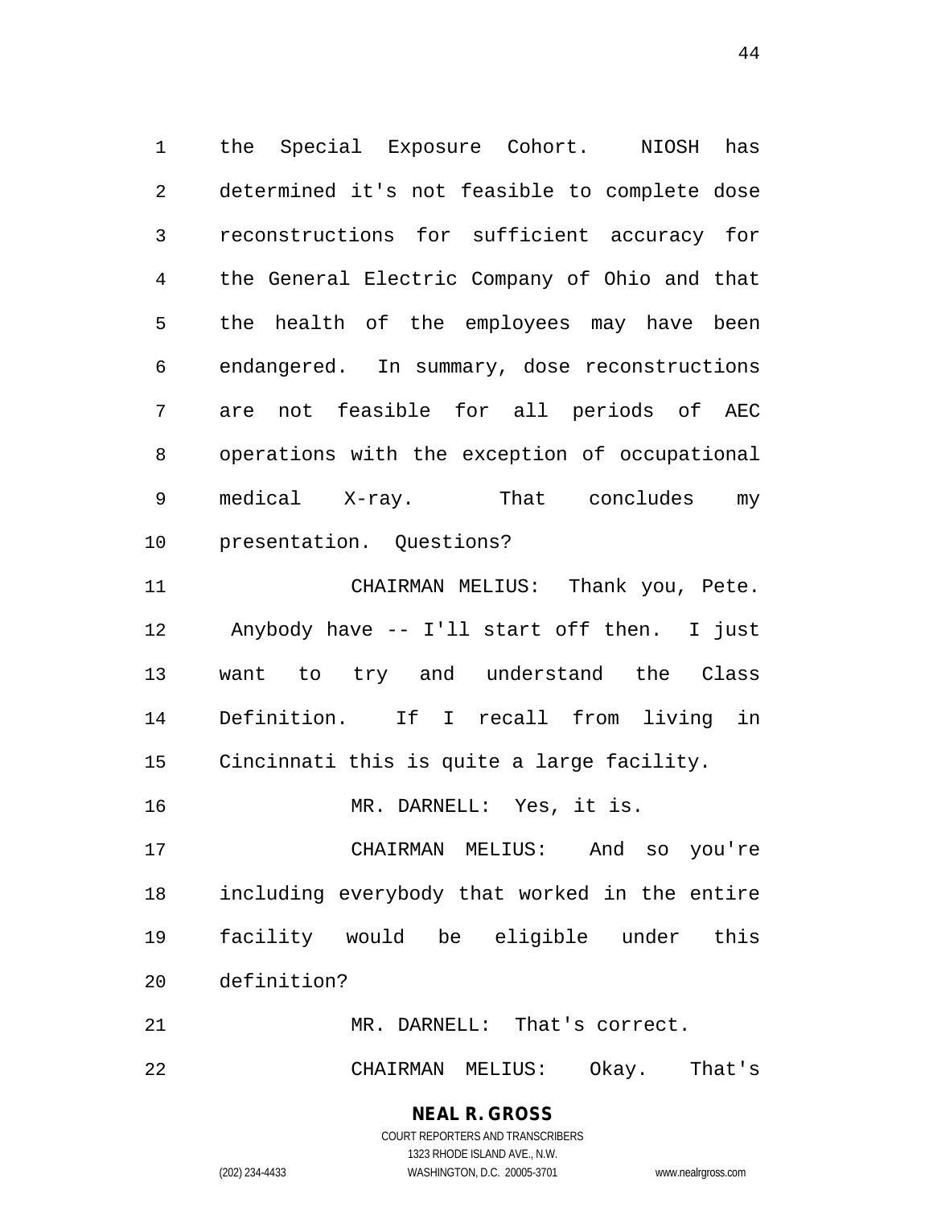the Special Exposure Cohort. NIOSH has determined it's not feasible to complete dose reconstructions for sufficient accuracy for the General Electric Company of Ohio and that the health of the employees may have been endangered. In summary, dose reconstructions are not feasible for all periods of AEC operations with the exception of occupational medical X-ray. That concludes my presentation. Questions?

CHAIRMAN MELIUS: Thank you, Pete. Anybody have -- I'll start off then. I just want to try and understand the Class Definition. If I recall from living in Cincinnati this is quite a large facility.

MR. DARNELL: Yes, it is.

CHAIRMAN MELIUS: And so you're including everybody that worked in the entire facility would be eligible under this definition?

MR. DARNELL: That's correct.

CHAIRMAN MELIUS: Okay. That's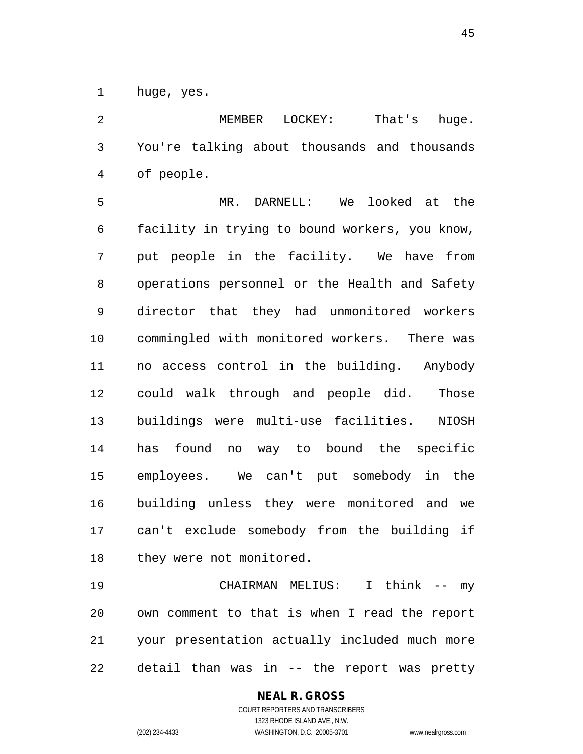huge, yes.

MEMBER LOCKEY: That's huge. You're talking about thousands and thousands of people.

MR. DARNELL: We looked at the facility in trying to bound workers, you know, put people in the facility. We have from operations personnel or the Health and Safety director that they had unmonitored workers commingled with monitored workers. There was no access control in the building. Anybody could walk through and people did. Those buildings were multi-use facilities. NIOSH has found no way to bound the specific employees. We can't put somebody in the building unless they were monitored and we can't exclude somebody from the building if they were not monitored.

CHAIRMAN MELIUS: I think -- my own comment to that is when I read the report your presentation actually included much more detail than was in -- the report was pretty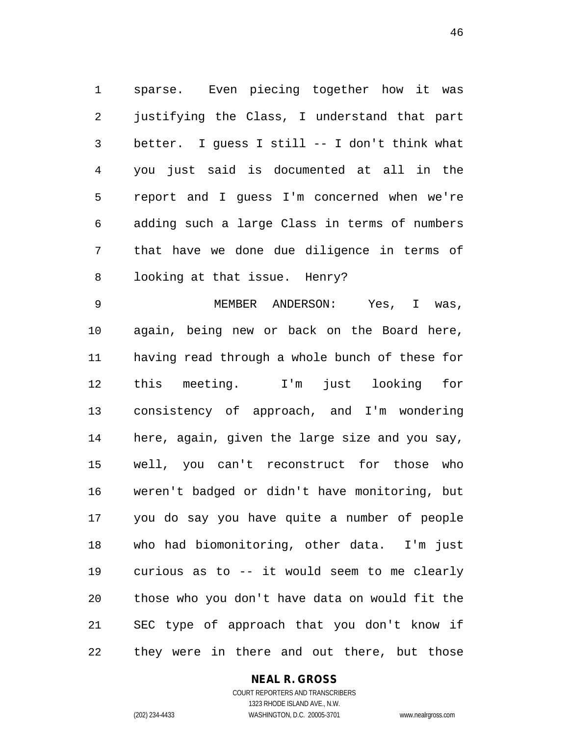sparse. Even piecing together how it was justifying the Class, I understand that part better. I guess I still -- I don't think what you just said is documented at all in the report and I guess I'm concerned when we're adding such a large Class in terms of numbers that have we done due diligence in terms of looking at that issue. Henry?

MEMBER ANDERSON: Yes, I was, again, being new or back on the Board here, having read through a whole bunch of these for this meeting. I'm just looking for consistency of approach, and I'm wondering here, again, given the large size and you say, well, you can't reconstruct for those who weren't badged or didn't have monitoring, but you do say you have quite a number of people who had biomonitoring, other data. I'm just curious as to -- it would seem to me clearly those who you don't have data on would fit the SEC type of approach that you don't know if they were in there and out there, but those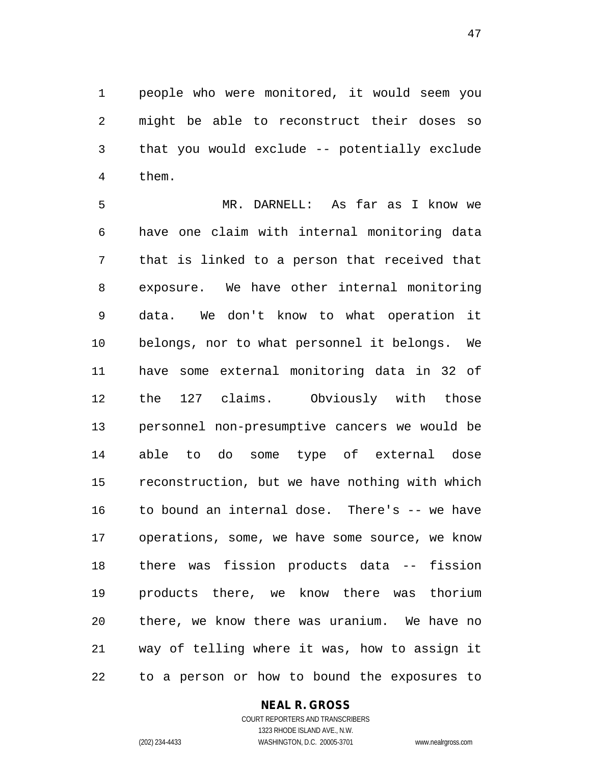people who were monitored, it would seem you might be able to reconstruct their doses so that you would exclude -- potentially exclude them.

MR. DARNELL: As far as I know we have one claim with internal monitoring data that is linked to a person that received that exposure. We have other internal monitoring data. We don't know to what operation it belongs, nor to what personnel it belongs. We have some external monitoring data in 32 of the 127 claims. Obviously with those personnel non-presumptive cancers we would be able to do some type of external dose reconstruction, but we have nothing with which to bound an internal dose. There's -- we have operations, some, we have some source, we know there was fission products data -- fission products there, we know there was thorium there, we know there was uranium. We have no way of telling where it was, how to assign it to a person or how to bound the exposures to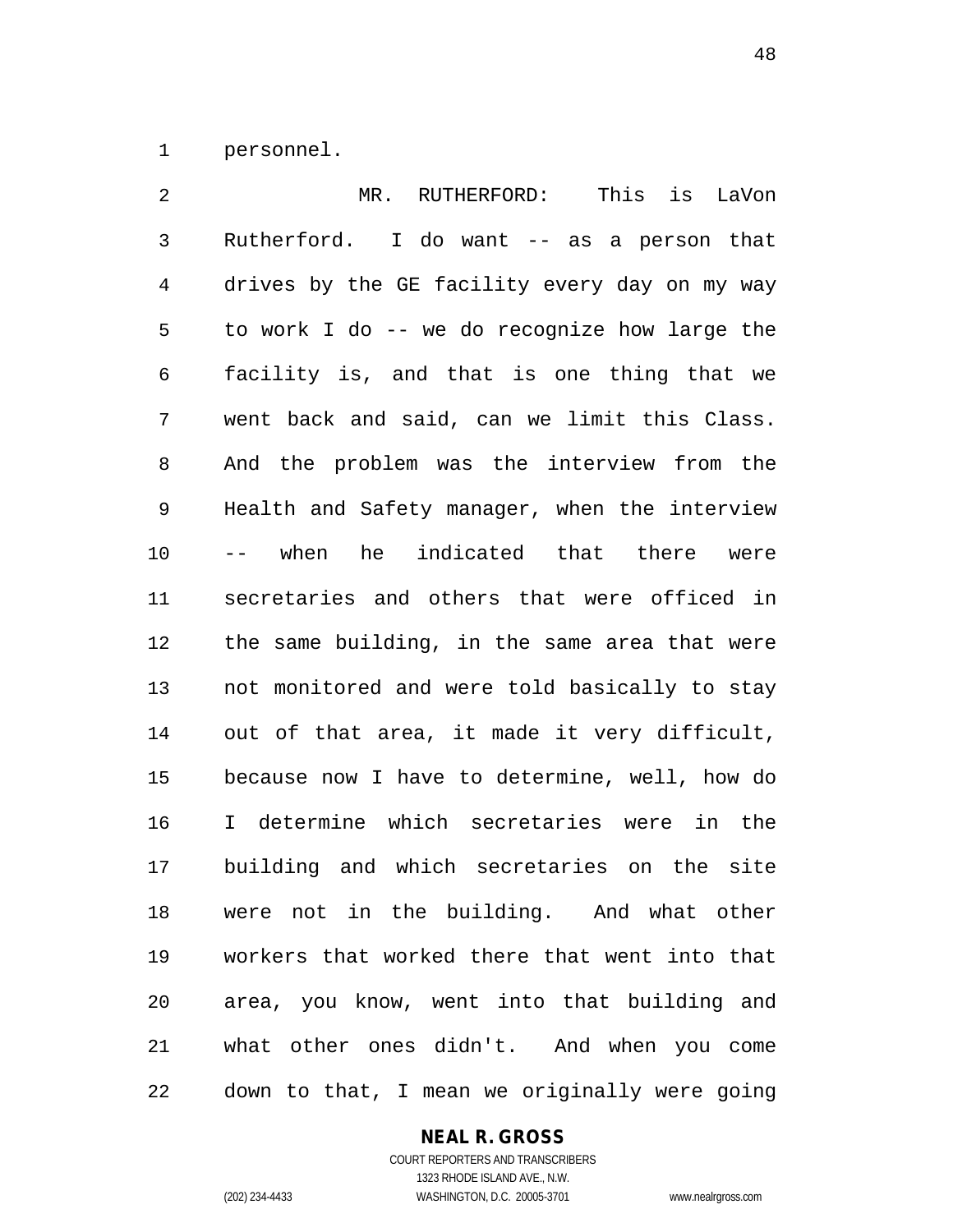personnel.

MR. RUTHERFORD: This is LaVon Rutherford. I do want -- as a person that drives by the GE facility every day on my way to work I do -- we do recognize how large the facility is, and that is one thing that we went back and said, can we limit this Class. And the problem was the interview from the Health and Safety manager, when the interview -- when he indicated that there were secretaries and others that were officed in the same building, in the same area that were not monitored and were told basically to stay out of that area, it made it very difficult, because now I have to determine, well, how do I determine which secretaries were in the building and which secretaries on the site were not in the building. And what other workers that worked there that went into that area, you know, went into that building and what other ones didn't. And when you come down to that, I mean we originally were going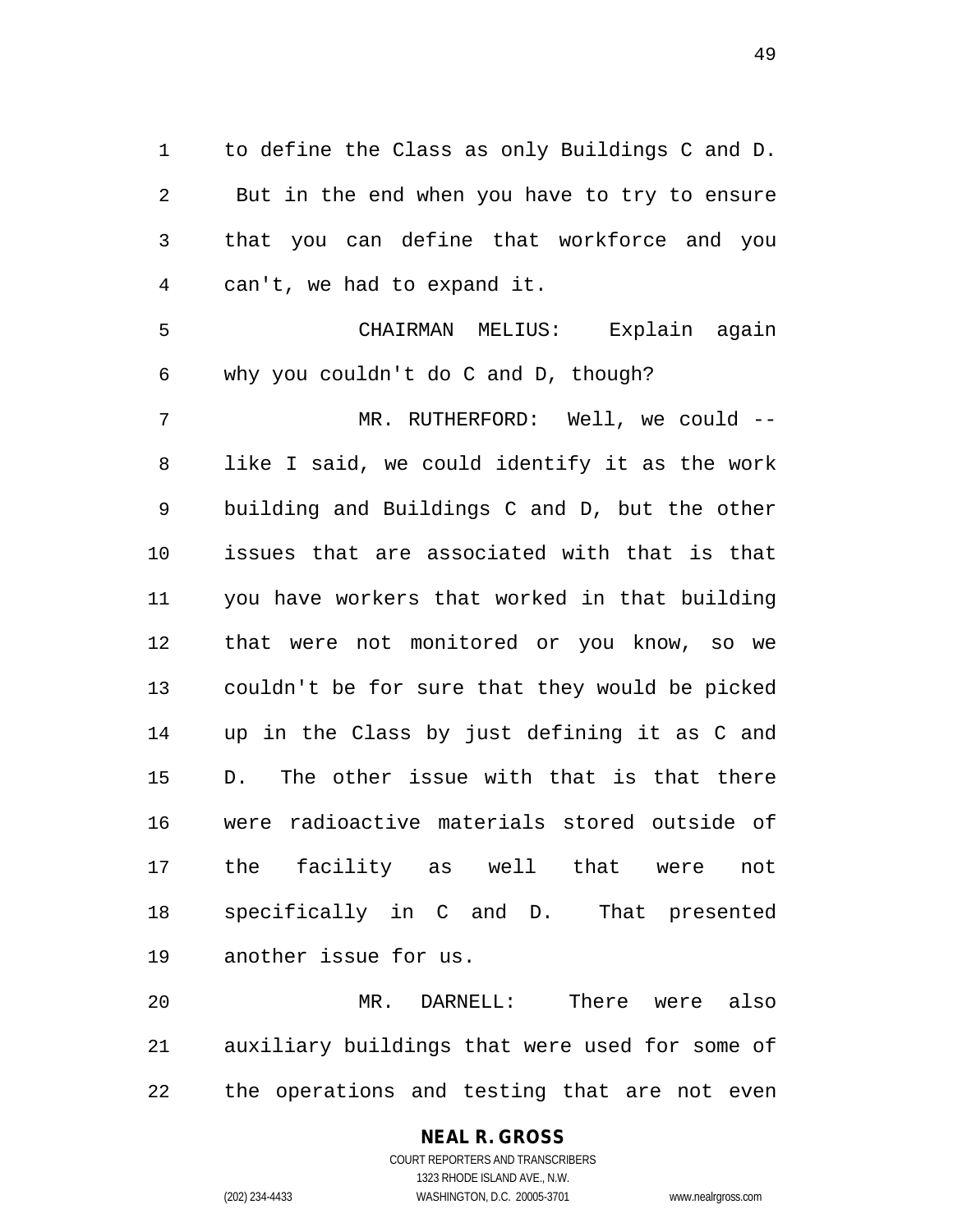to define the Class as only Buildings C and D. But in the end when you have to try to ensure that you can define that workforce and you can't, we had to expand it.

CHAIRMAN MELIUS: Explain again why you couldn't do C and D, though?

MR. RUTHERFORD: Well, we could -- like I said, we could identify it as the work building and Buildings C and D, but the other issues that are associated with that is that you have workers that worked in that building that were not monitored or you know, so we couldn't be for sure that they would be picked up in the Class by just defining it as C and D. The other issue with that is that there were radioactive materials stored outside of the facility as well that were not specifically in C and D. That presented another issue for us.

MR. DARNELL: There were also auxiliary buildings that were used for some of the operations and testing that are not even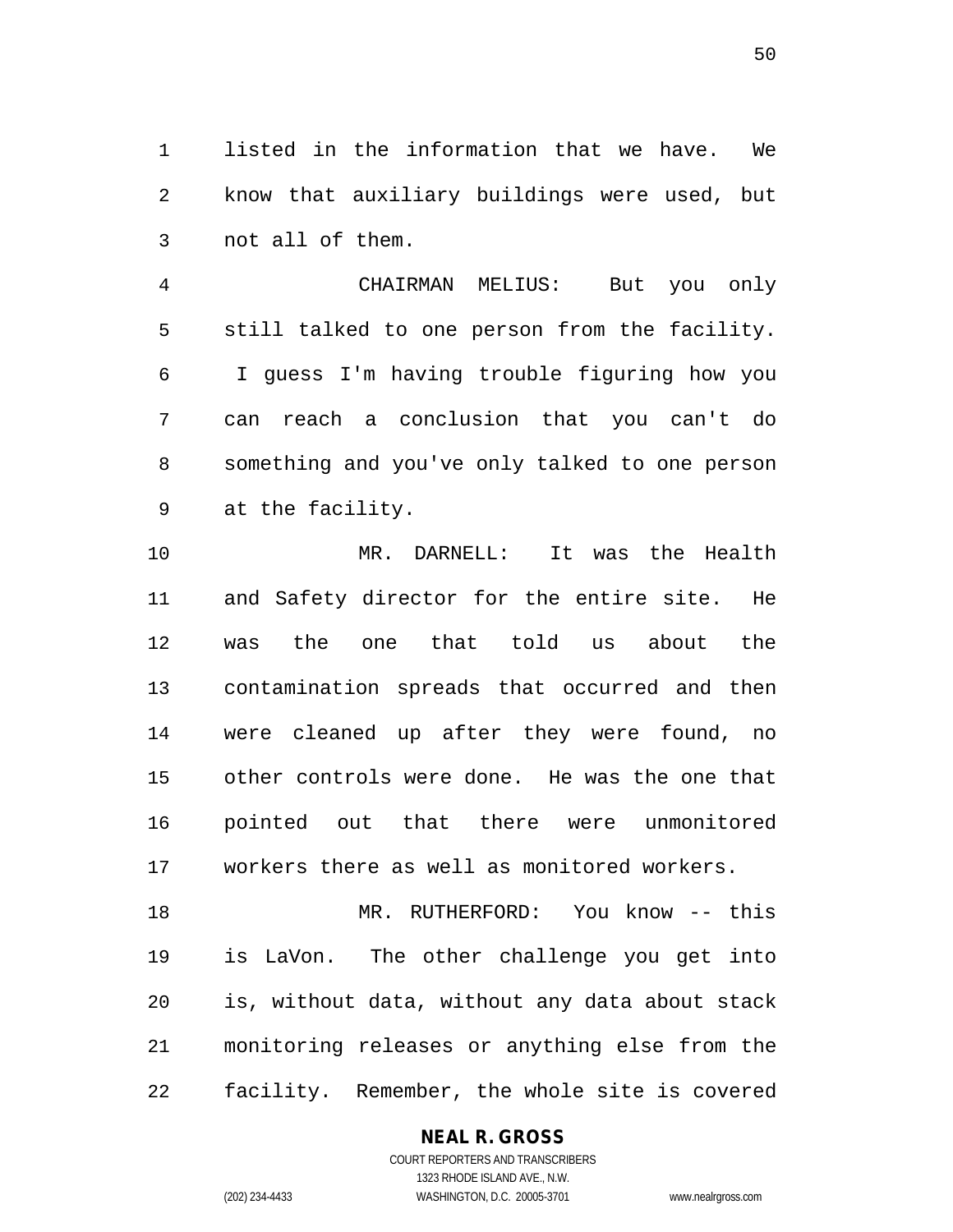listed in the information that we have. We know that auxiliary buildings were used, but not all of them.

CHAIRMAN MELIUS: But you only still talked to one person from the facility. I guess I'm having trouble figuring how you can reach a conclusion that you can't do something and you've only talked to one person at the facility.

MR. DARNELL: It was the Health and Safety director for the entire site. He was the one that told us about the contamination spreads that occurred and then were cleaned up after they were found, no other controls were done. He was the one that pointed out that there were unmonitored workers there as well as monitored workers.

MR. RUTHERFORD: You know -- this is LaVon. The other challenge you get into is, without data, without any data about stack monitoring releases or anything else from the facility. Remember, the whole site is covered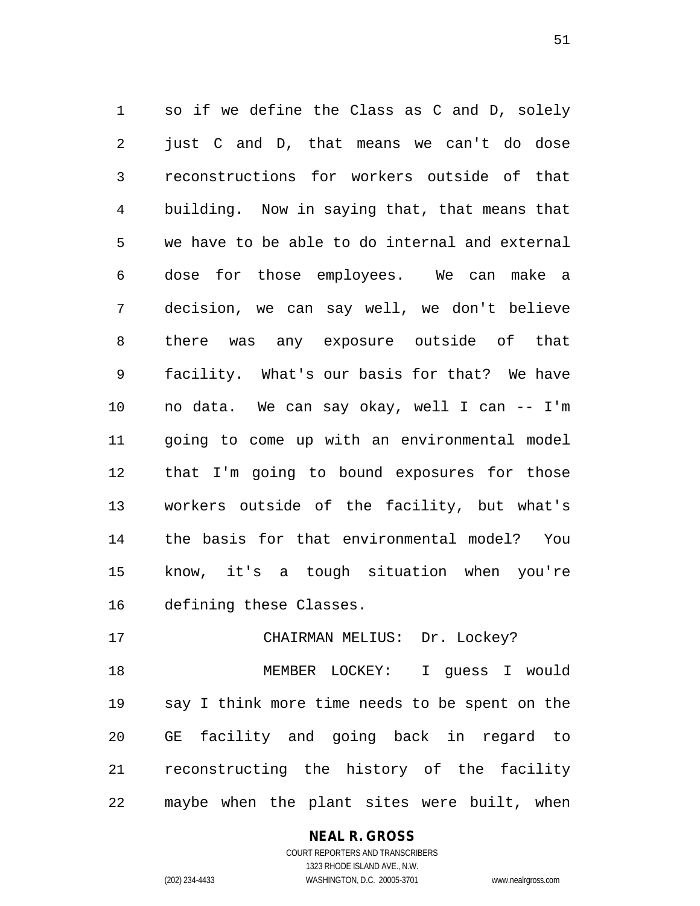so if we define the Class as C and D, solely just C and D, that means we can't do dose reconstructions for workers outside of that building. Now in saying that, that means that we have to be able to do internal and external dose for those employees. We can make a decision, we can say well, we don't believe there was any exposure outside of that facility. What's our basis for that? We have no data. We can say okay, well I can -- I'm going to come up with an environmental model that I'm going to bound exposures for those workers outside of the facility, but what's the basis for that environmental model? You know, it's a tough situation when you're defining these Classes.

CHAIRMAN MELIUS: Dr. Lockey?

MEMBER LOCKEY: I guess I would say I think more time needs to be spent on the GE facility and going back in regard to reconstructing the history of the facility maybe when the plant sites were built, when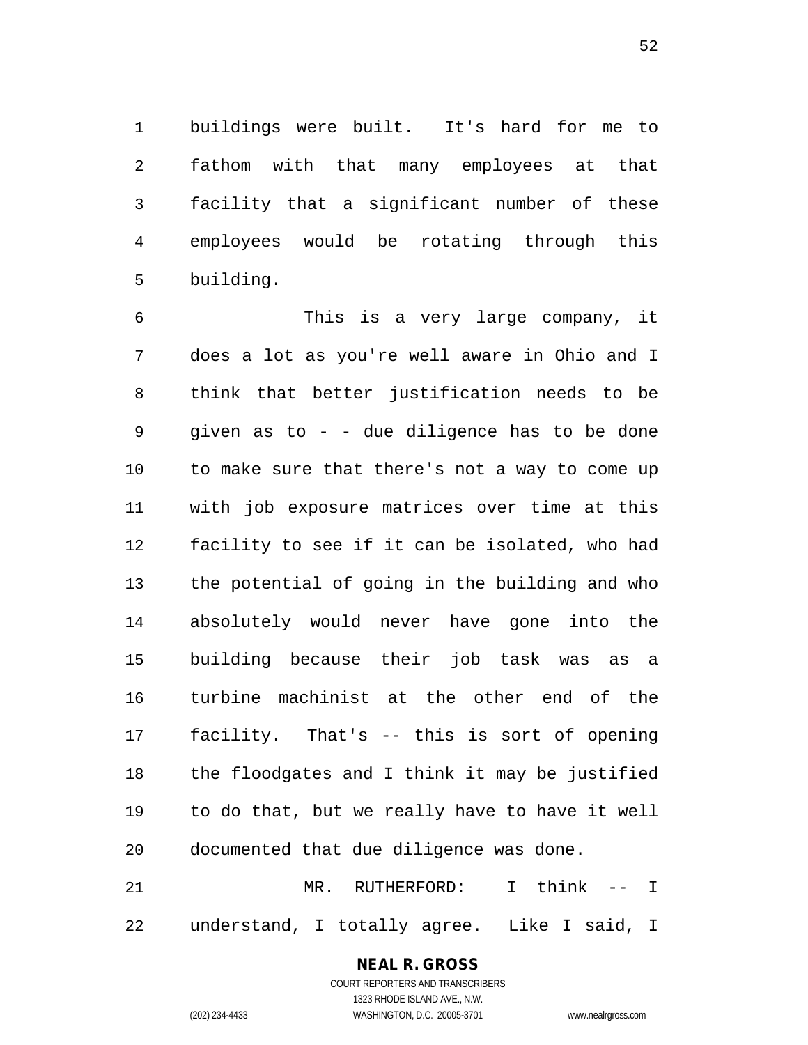buildings were built. It's hard for me to fathom with that many employees at that facility that a significant number of these employees would be rotating through this building.

This is a very large company, it does a lot as you're well aware in Ohio and I think that better justification needs to be given as to - - due diligence has to be done to make sure that there's not a way to come up with job exposure matrices over time at this facility to see if it can be isolated, who had the potential of going in the building and who absolutely would never have gone into the building because their job task was as a turbine machinist at the other end of the facility. That's -- this is sort of opening the floodgates and I think it may be justified to do that, but we really have to have it well documented that due diligence was done.

MR. RUTHERFORD: I think -- I understand, I totally agree. Like I said, I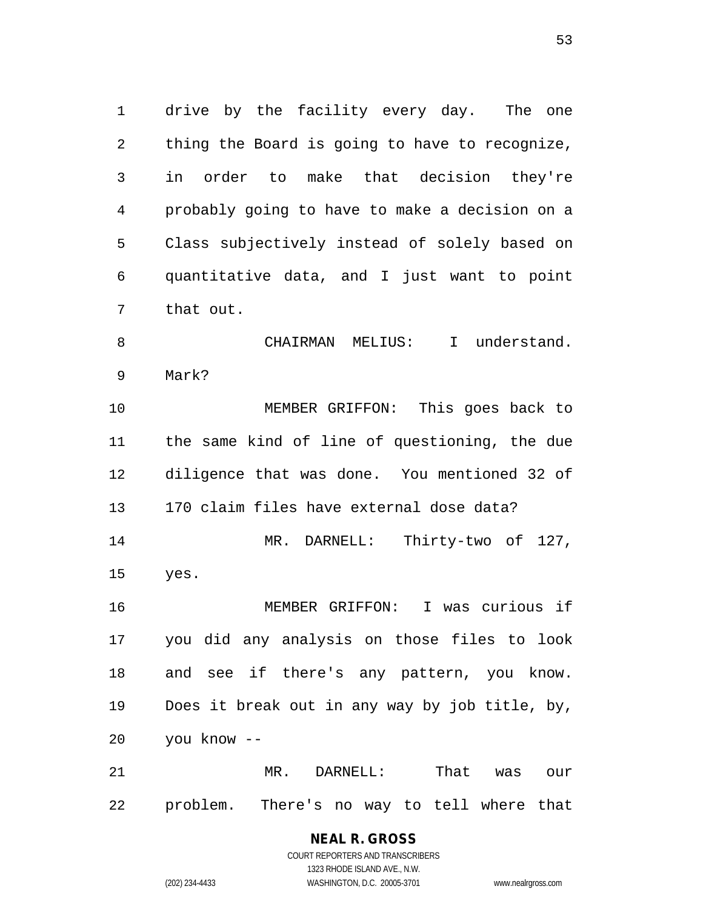drive by the facility every day. The one thing the Board is going to have to recognize, in order to make that decision they're probably going to have to make a decision on a Class subjectively instead of solely based on quantitative data, and I just want to point that out.

CHAIRMAN MELIUS: I understand. Mark?

MEMBER GRIFFON: This goes back to the same kind of line of questioning, the due diligence that was done. You mentioned 32 of 170 claim files have external dose data?

MR. DARNELL: Thirty-two of 127, yes.

MEMBER GRIFFON: I was curious if you did any analysis on those files to look and see if there's any pattern, you know. Does it break out in any way by job title, by, you know --

MR. DARNELL: That was our problem. There's no way to tell where that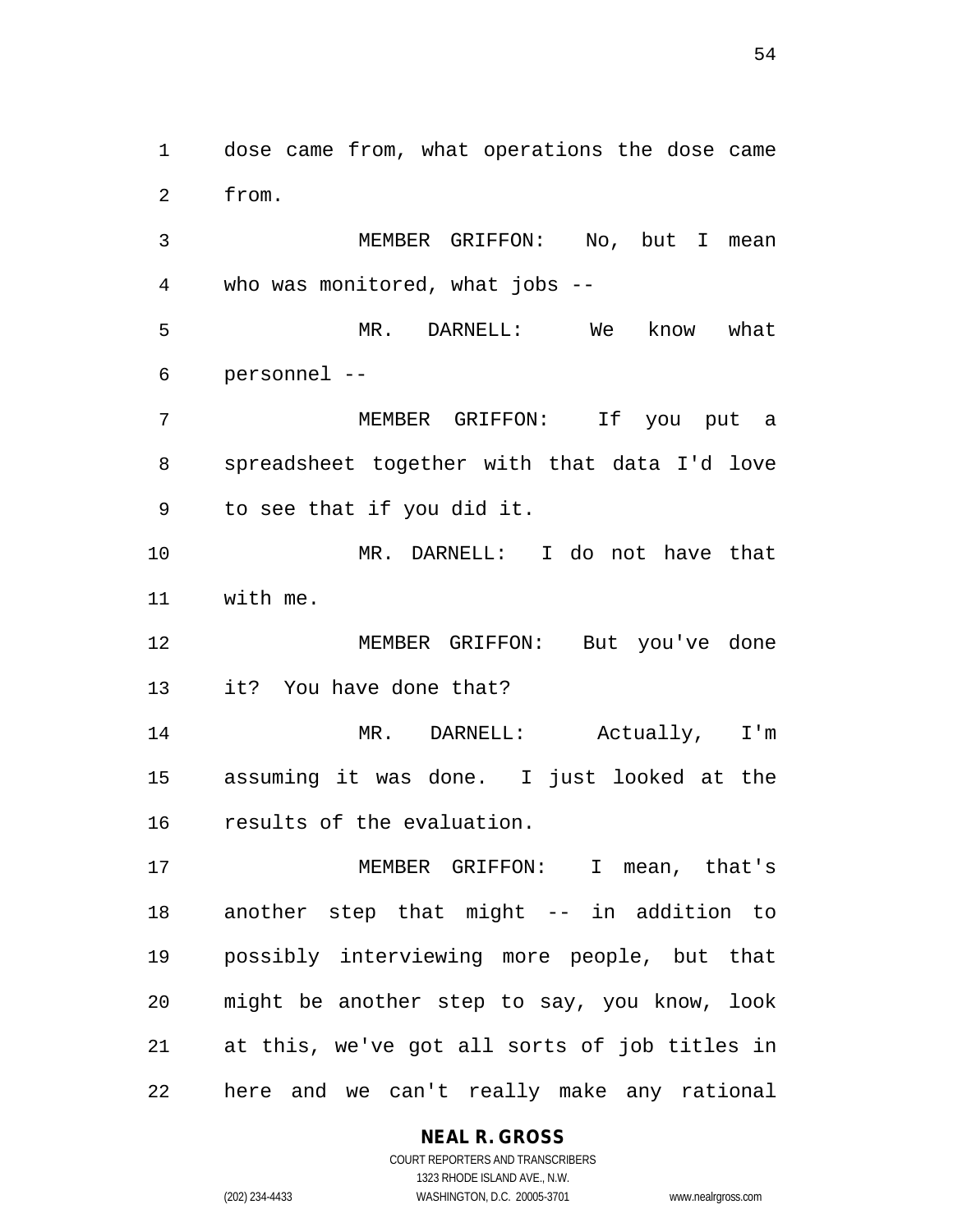dose came from, what operations the dose came from.

MEMBER GRIFFON: No, but I mean who was monitored, what jobs --

MR. DARNELL: We know what personnel --

MEMBER GRIFFON: If you put a spreadsheet together with that data I'd love to see that if you did it.

MR. DARNELL: I do not have that with me.

MEMBER GRIFFON: But you've done it? You have done that?

MR. DARNELL: Actually, I'm assuming it was done. I just looked at the results of the evaluation.

MEMBER GRIFFON: I mean, that's another step that might -- in addition to possibly interviewing more people, but that might be another step to say, you know, look at this, we've got all sorts of job titles in here and we can't really make any rational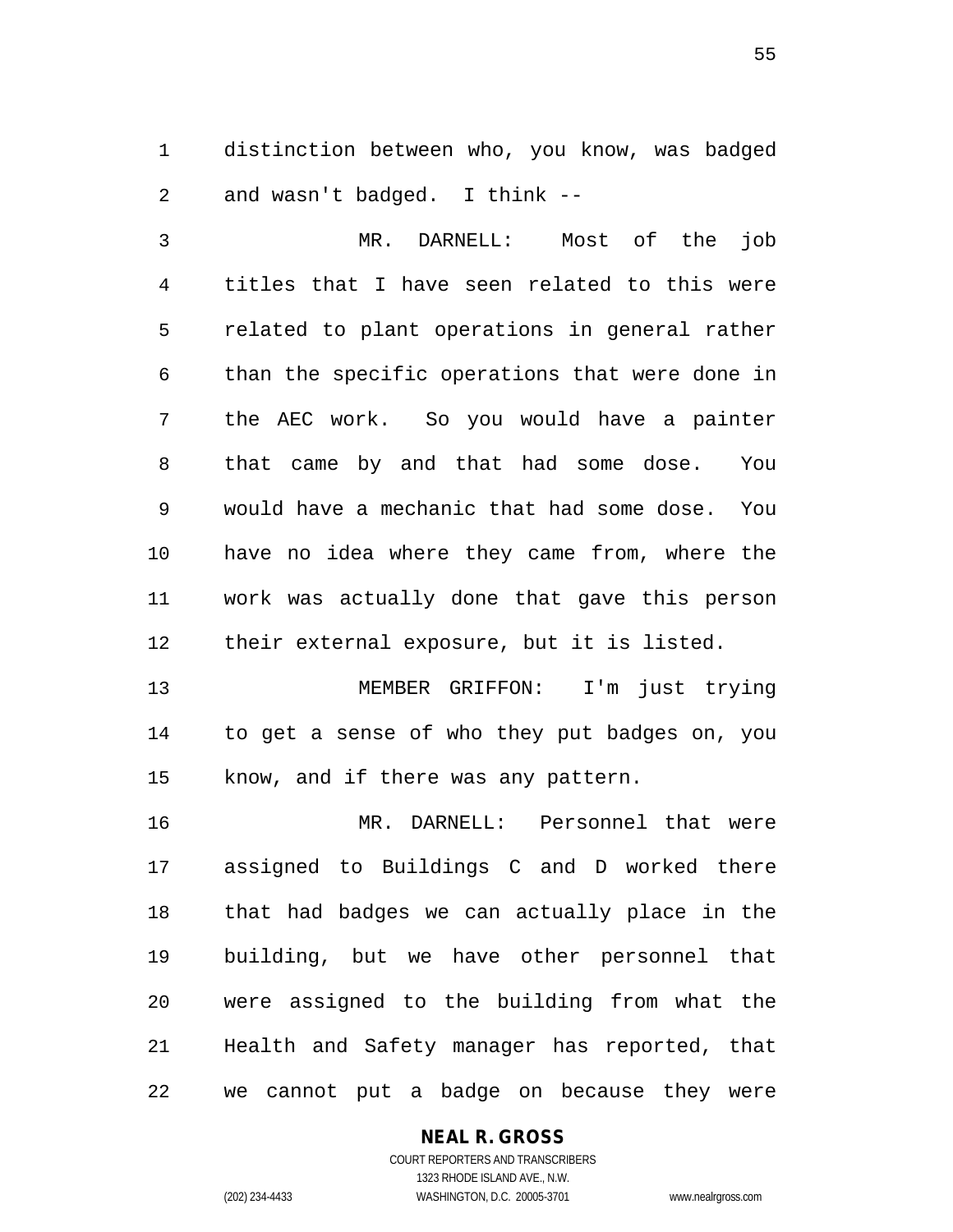distinction between who, you know, was badged and wasn't badged. I think --

MR. DARNELL: Most of the job titles that I have seen related to this were related to plant operations in general rather than the specific operations that were done in the AEC work. So you would have a painter that came by and that had some dose. You would have a mechanic that had some dose. You have no idea where they came from, where the work was actually done that gave this person their external exposure, but it is listed.

MEMBER GRIFFON: I'm just trying to get a sense of who they put badges on, you know, and if there was any pattern.

MR. DARNELL: Personnel that were assigned to Buildings C and D worked there that had badges we can actually place in the building, but we have other personnel that were assigned to the building from what the Health and Safety manager has reported, that we cannot put a badge on because they were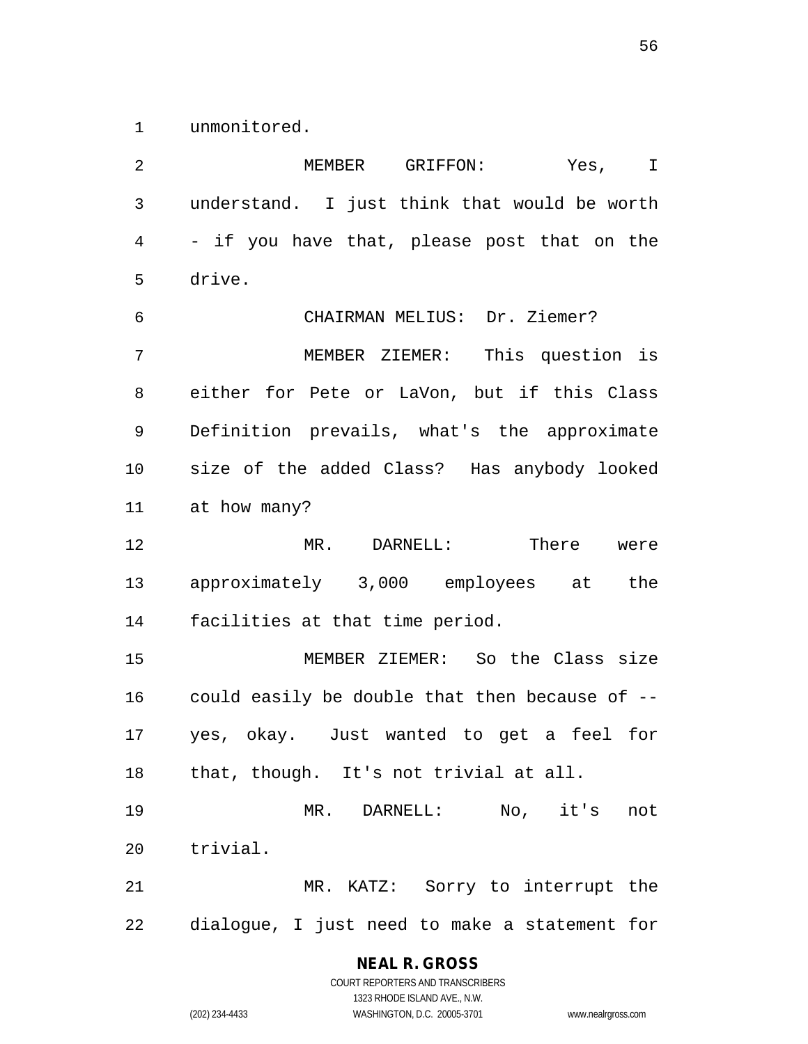unmonitored.

MEMBER GRIFFON: Yes, I understand. I just think that would be worth - if you have that, please post that on the drive.

CHAIRMAN MELIUS: Dr. Ziemer?

MEMBER ZIEMER: This question is either for Pete or LaVon, but if this Class Definition prevails, what's the approximate size of the added Class? Has anybody looked at how many?

MR. DARNELL: There were approximately 3,000 employees at the facilities at that time period.

MEMBER ZIEMER: So the Class size could easily be double that then because of -- yes, okay. Just wanted to get a feel for that, though. It's not trivial at all.

MR. DARNELL: No, it's not trivial.

MR. KATZ: Sorry to interrupt the dialogue, I just need to make a statement for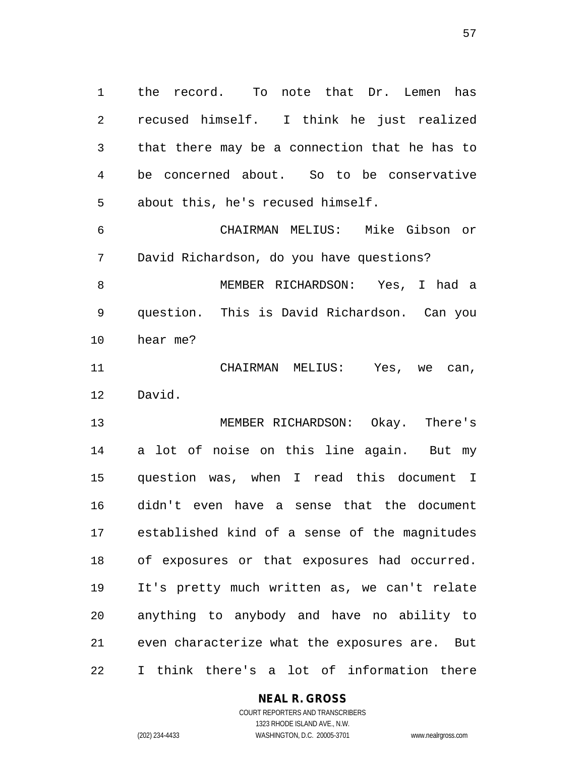the record. To note that Dr. Lemen has recused himself. I think he just realized that there may be a connection that he has to be concerned about. So to be conservative about this, he's recused himself.

CHAIRMAN MELIUS: Mike Gibson or David Richardson, do you have questions?

MEMBER RICHARDSON: Yes, I had a question. This is David Richardson. Can you hear me?

CHAIRMAN MELIUS: Yes, we can, David.

MEMBER RICHARDSON: Okay. There's a lot of noise on this line again. But my question was, when I read this document I didn't even have a sense that the document established kind of a sense of the magnitudes of exposures or that exposures had occurred. It's pretty much written as, we can't relate anything to anybody and have no ability to even characterize what the exposures are. But I think there's a lot of information there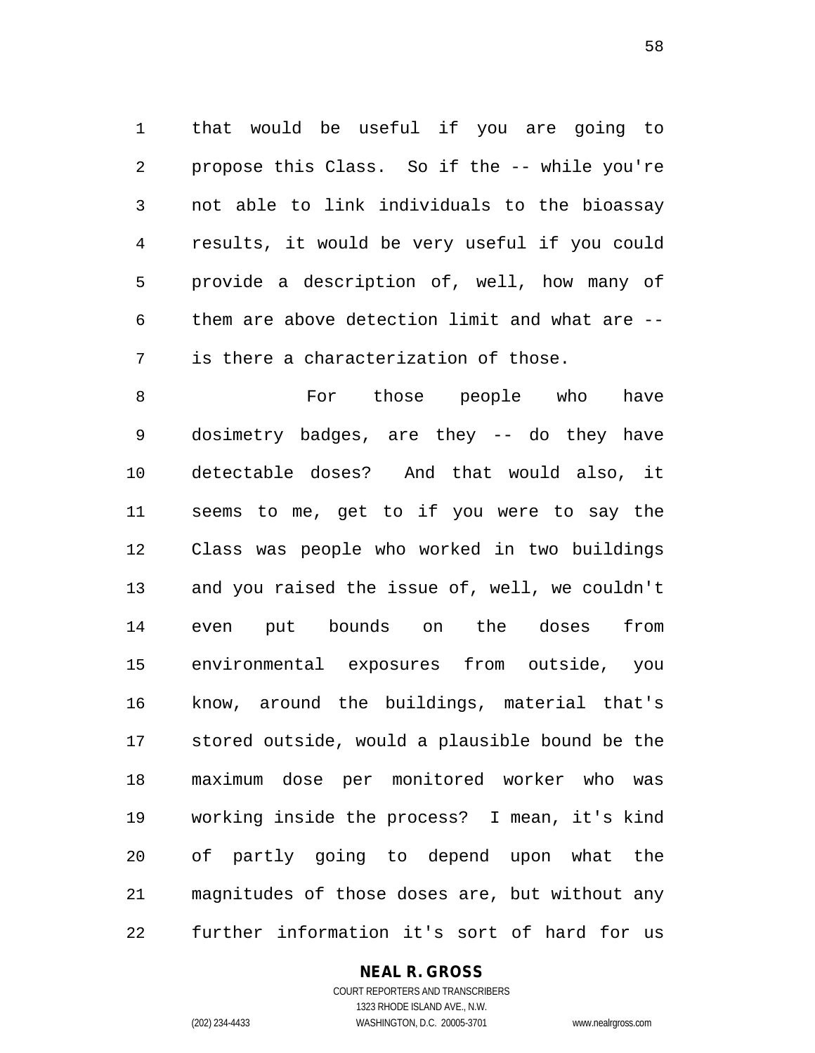that would be useful if you are going to propose this Class. So if the -- while you're not able to link individuals to the bioassay results, it would be very useful if you could provide a description of, well, how many of them are above detection limit and what are -- is there a characterization of those.

For those people who have dosimetry badges, are they -- do they have detectable doses? And that would also, it seems to me, get to if you were to say the Class was people who worked in two buildings and you raised the issue of, well, we couldn't even put bounds on the doses from environmental exposures from outside, you know, around the buildings, material that's stored outside, would a plausible bound be the maximum dose per monitored worker who was working inside the process? I mean, it's kind of partly going to depend upon what the magnitudes of those doses are, but without any further information it's sort of hard for us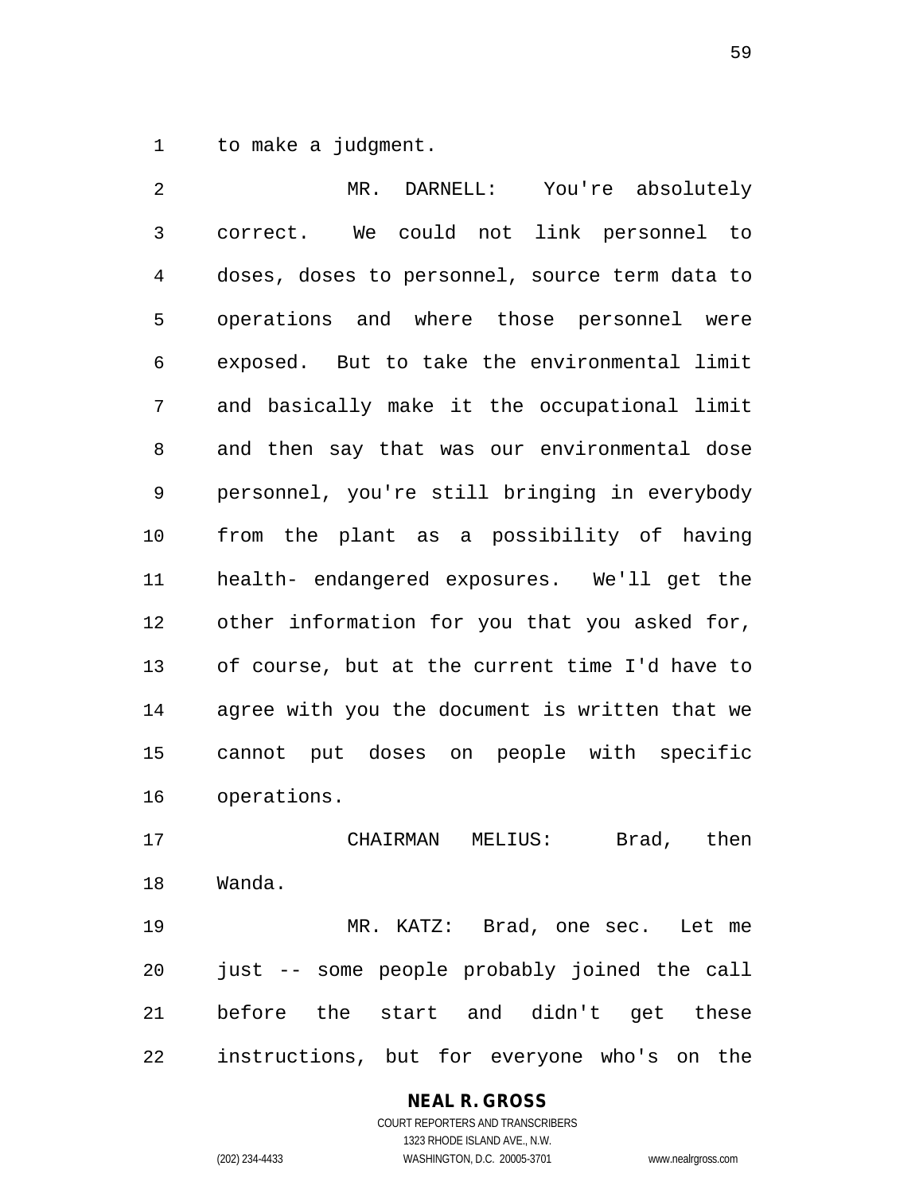to make a judgment.

MR. DARNELL: You're absolutely correct. We could not link personnel to doses, doses to personnel, source term data to operations and where those personnel were exposed. But to take the environmental limit and basically make it the occupational limit and then say that was our environmental dose personnel, you're still bringing in everybody from the plant as a possibility of having health- endangered exposures. We'll get the other information for you that you asked for, of course, but at the current time I'd have to agree with you the document is written that we cannot put doses on people with specific operations.

CHAIRMAN MELIUS: Brad, then Wanda.

MR. KATZ: Brad, one sec. Let me just -- some people probably joined the call before the start and didn't get these instructions, but for everyone who's on the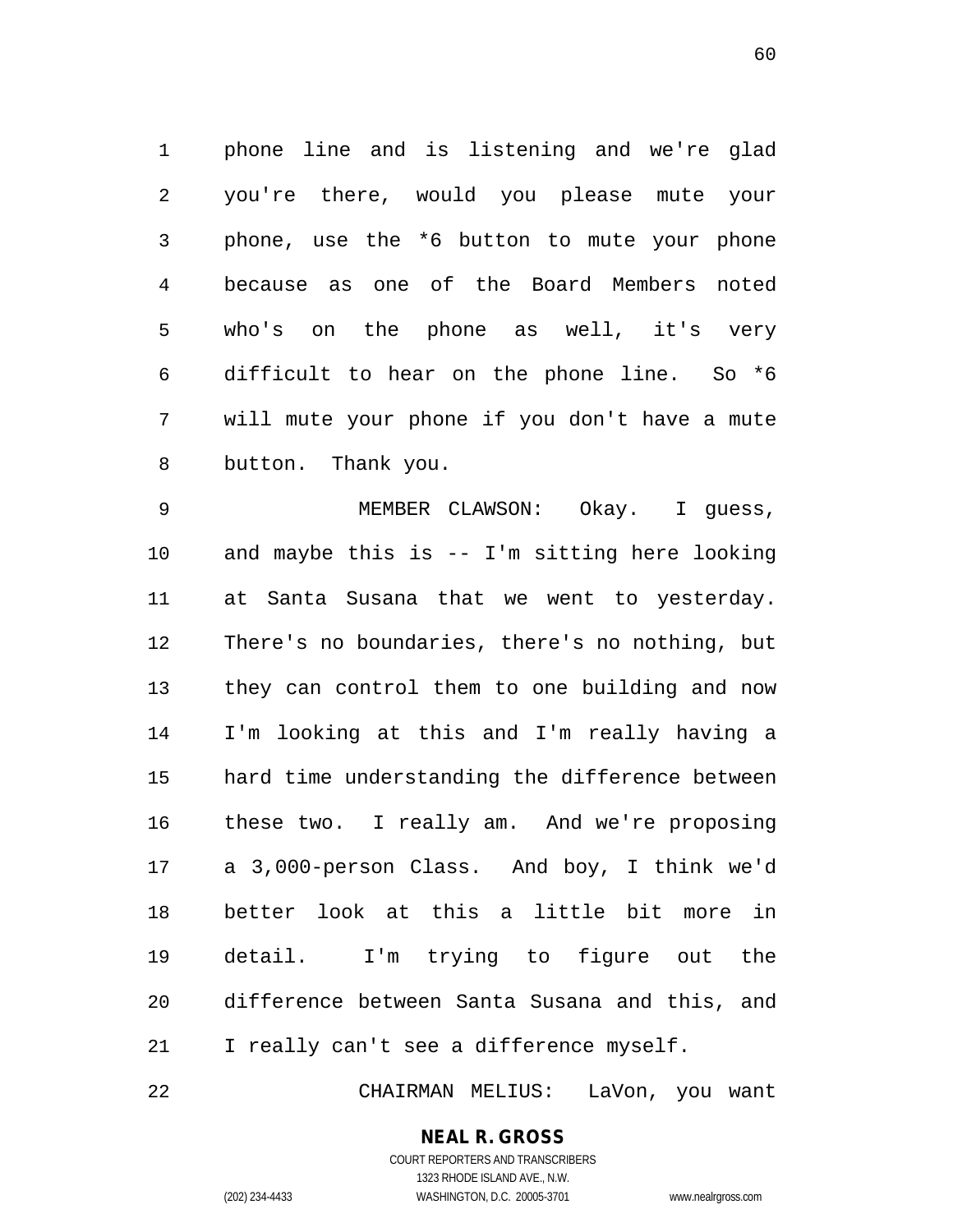phone line and is listening and we're glad you're there, would you please mute your phone, use the *6 button to mute your phone because as one of the Board Members noted who's on the phone as well, it's very difficult to hear on the phone line. So *6 will mute your phone if you don't have a mute button. Thank you.

MEMBER CLAWSON: Okay. I guess, and maybe this is -- I'm sitting here looking at Santa Susana that we went to yesterday. There's no boundaries, there's no nothing, but they can control them to one building and now I'm looking at this and I'm really having a hard time understanding the difference between these two. I really am. And we're proposing a 3,000-person Class. And boy, I think we'd better look at this a little bit more in detail. I'm trying to figure out the difference between Santa Susana and this, and I really can't see a difference myself.

CHAIRMAN MELIUS: LaVon, you want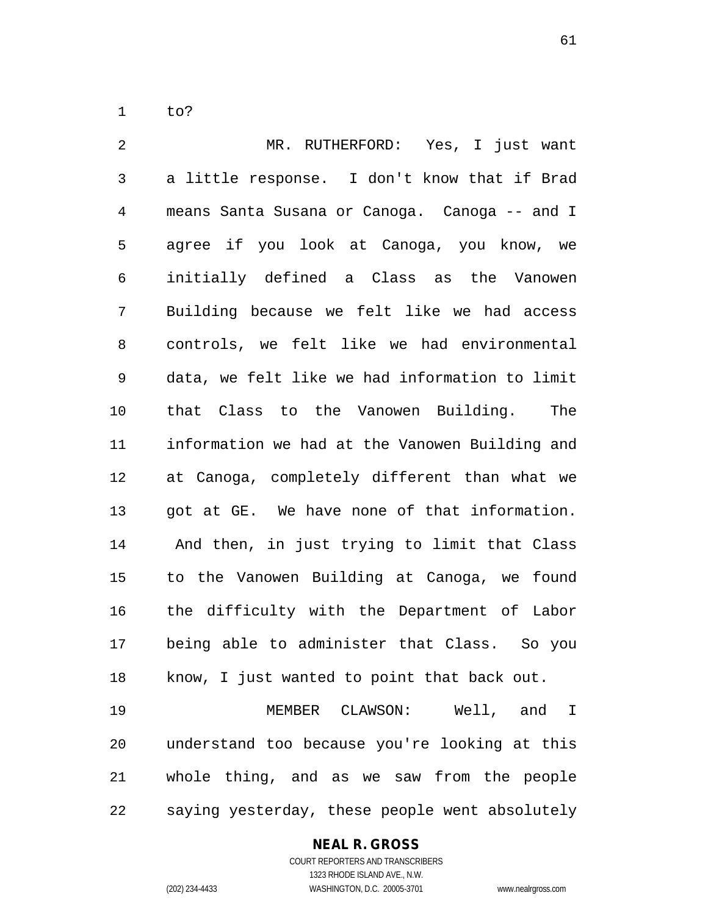to?

MR. RUTHERFORD: Yes, I just want a little response. I don't know that if Brad means Santa Susana or Canoga. Canoga -- and I agree if you look at Canoga, you know, we initially defined a Class as the Vanowen Building because we felt like we had access controls, we felt like we had environmental data, we felt like we had information to limit that Class to the Vanowen Building. The information we had at the Vanowen Building and at Canoga, completely different than what we got at GE. We have none of that information. And then, in just trying to limit that Class to the Vanowen Building at Canoga, we found the difficulty with the Department of Labor being able to administer that Class. So you know, I just wanted to point that back out.

MEMBER CLAWSON: Well, and I understand too because you're looking at this whole thing, and as we saw from the people saying yesterday, these people went absolutely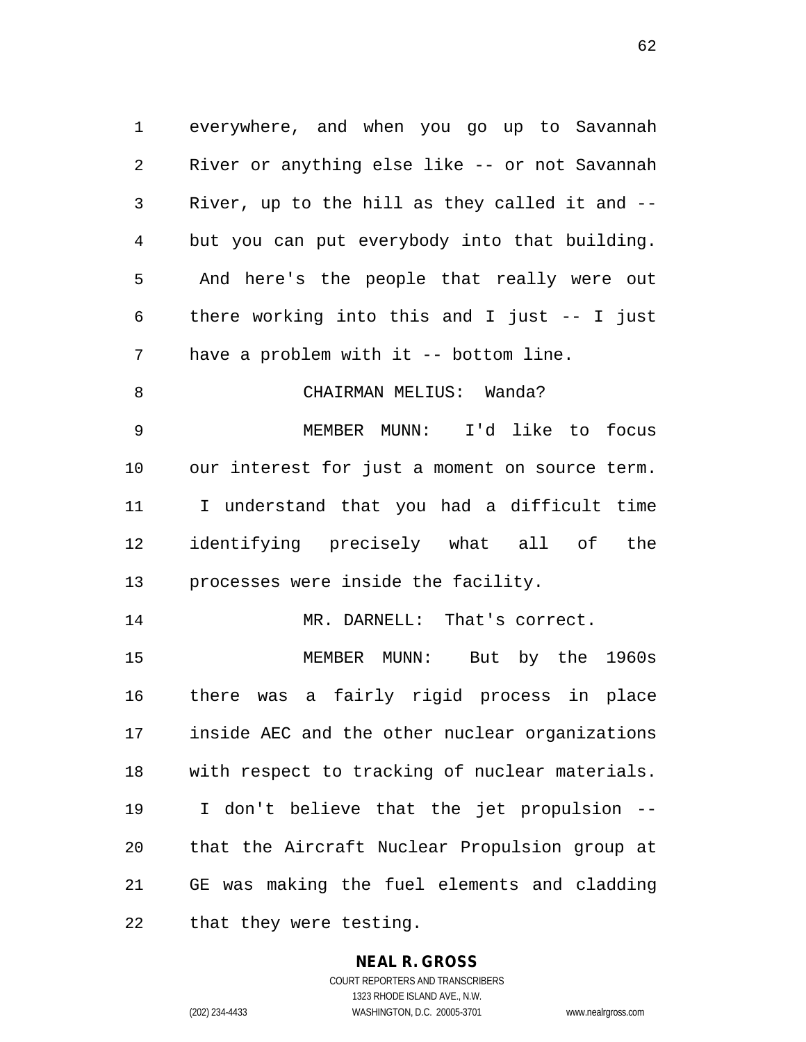everywhere, and when you go up to Savannah River or anything else like -- or not Savannah River, up to the hill as they called it and -- but you can put everybody into that building. And here's the people that really were out there working into this and I just -- I just have a problem with it -- bottom line.

CHAIRMAN MELIUS: Wanda?

MEMBER MUNN: I'd like to focus our interest for just a moment on source term. I understand that you had a difficult time identifying precisely what all of the processes were inside the facility.

MR. DARNELL: That's correct.

MEMBER MUNN: But by the 1960s there was a fairly rigid process in place inside AEC and the other nuclear organizations with respect to tracking of nuclear materials. I don't believe that the jet propulsion -- that the Aircraft Nuclear Propulsion group at GE was making the fuel elements and cladding that they were testing.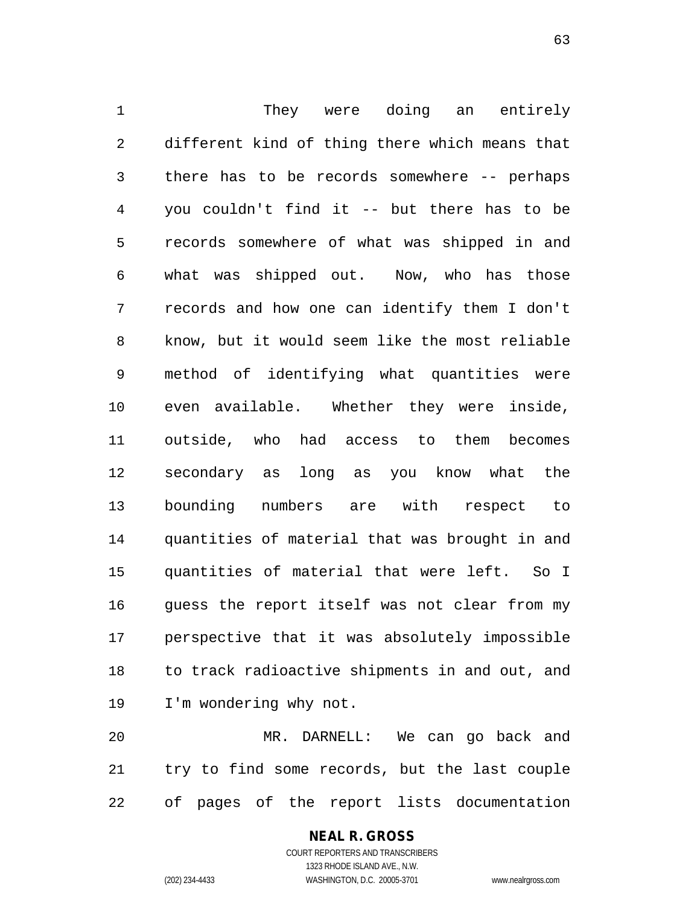They were doing an entirely different kind of thing there which means that there has to be records somewhere -- perhaps you couldn't find it -- but there has to be records somewhere of what was shipped in and what was shipped out. Now, who has those records and how one can identify them I don't know, but it would seem like the most reliable method of identifying what quantities were even available. Whether they were inside, outside, who had access to them becomes secondary as long as you know what the bounding numbers are with respect to quantities of material that was brought in and quantities of material that were left. So I guess the report itself was not clear from my perspective that it was absolutely impossible to track radioactive shipments in and out, and I'm wondering why not.

MR. DARNELL: We can go back and try to find some records, but the last couple of pages of the report lists documentation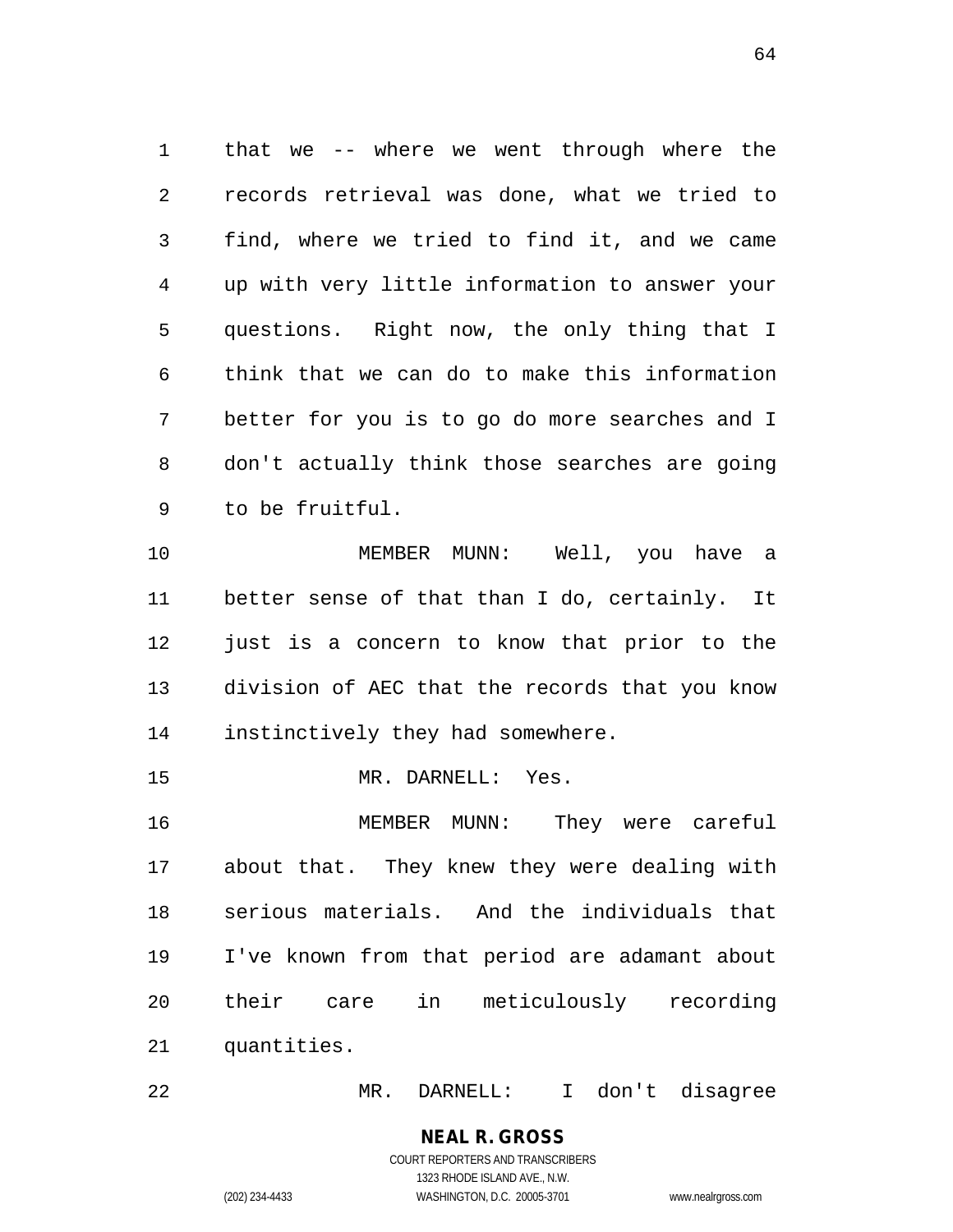that we -- where we went through where the records retrieval was done, what we tried to find, where we tried to find it, and we came up with very little information to answer your questions. Right now, the only thing that I think that we can do to make this information better for you is to go do more searches and I don't actually think those searches are going to be fruitful.

MEMBER MUNN: Well, you have a better sense of that than I do, certainly. It just is a concern to know that prior to the division of AEC that the records that you know instinctively they had somewhere.

MR. DARNELL: Yes.

MEMBER MUNN: They were careful about that. They knew they were dealing with serious materials. And the individuals that I've known from that period are adamant about their care in meticulously recording quantities.

MR. DARNELL: I don't disagree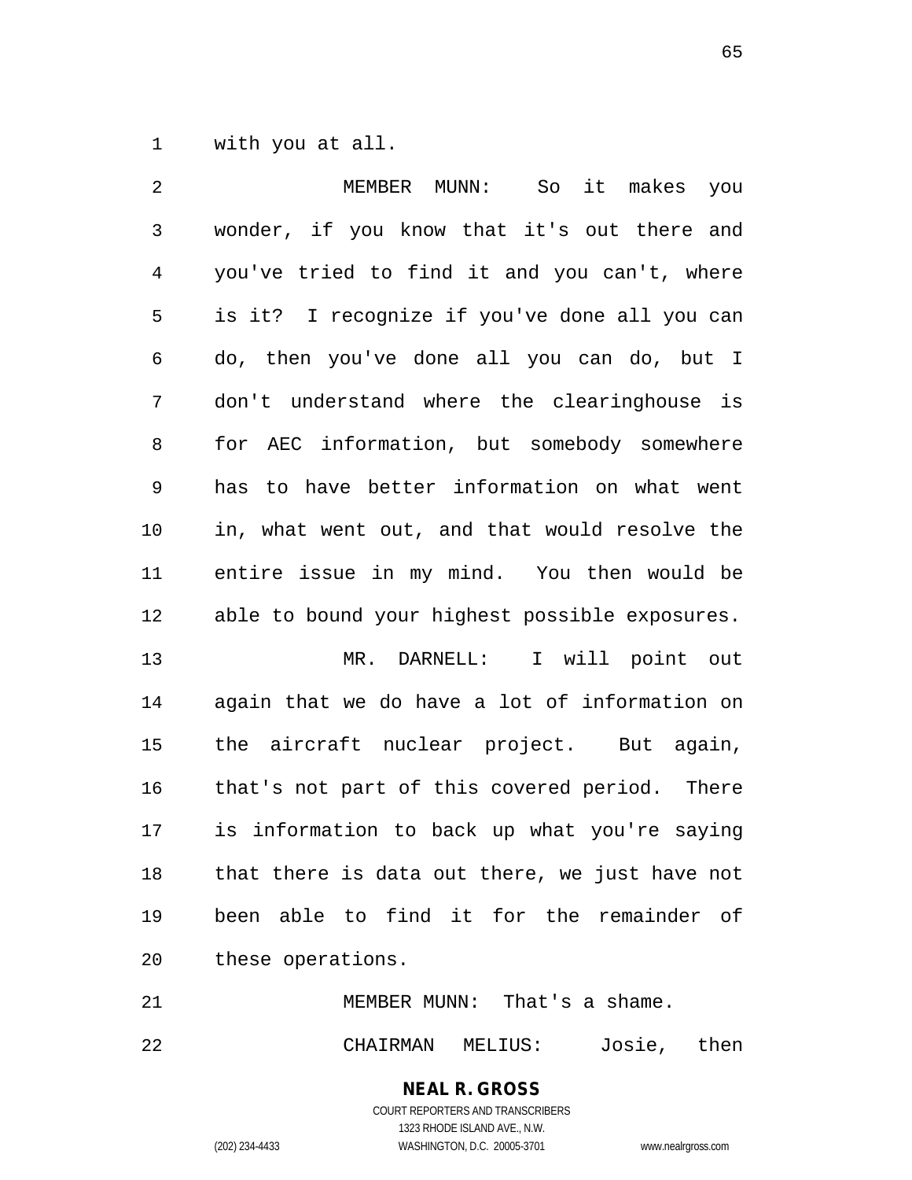with you at all.

MEMBER MUNN: So it makes you wonder, if you know that it's out there and you've tried to find it and you can't, where is it? I recognize if you've done all you can do, then you've done all you can do, but I don't understand where the clearinghouse is for AEC information, but somebody somewhere has to have better information on what went in, what went out, and that would resolve the entire issue in my mind. You then would be able to bound your highest possible exposures.

MR. DARNELL: I will point out again that we do have a lot of information on the aircraft nuclear project. But again, that's not part of this covered period. There is information to back up what you're saying that there is data out there, we just have not been able to find it for the remainder of these operations.

MEMBER MUNN: That's a shame.

CHAIRMAN MELIUS: Josie, then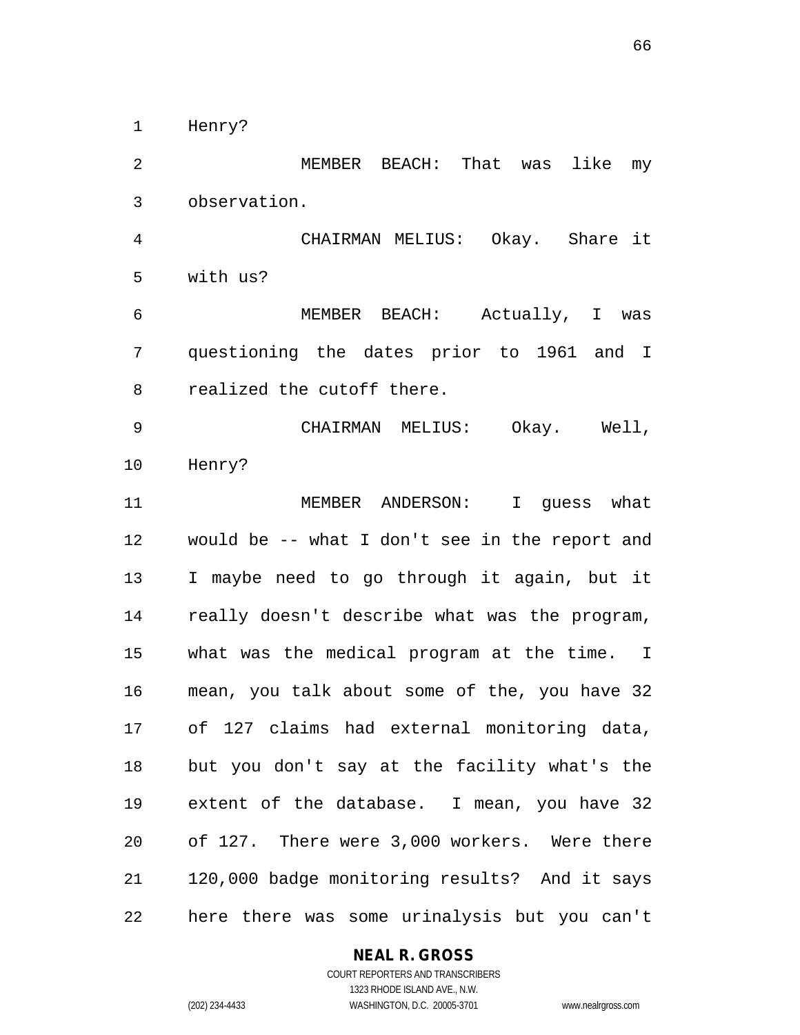Henry?

MEMBER BEACH: That was like my observation.

CHAIRMAN MELIUS: Okay. Share it with us?

MEMBER BEACH: Actually, I was questioning the dates prior to 1961 and I realized the cutoff there.

CHAIRMAN MELIUS: Okay. Well, Henry?

MEMBER ANDERSON: I guess what would be -- what I don't see in the report and I maybe need to go through it again, but it really doesn't describe what was the program, what was the medical program at the time. I mean, you talk about some of the, you have 32 of 127 claims had external monitoring data, but you don't say at the facility what's the extent of the database. I mean, you have 32 of 127. There were 3,000 workers. Were there 120,000 badge monitoring results? And it says here there was some urinalysis but you can't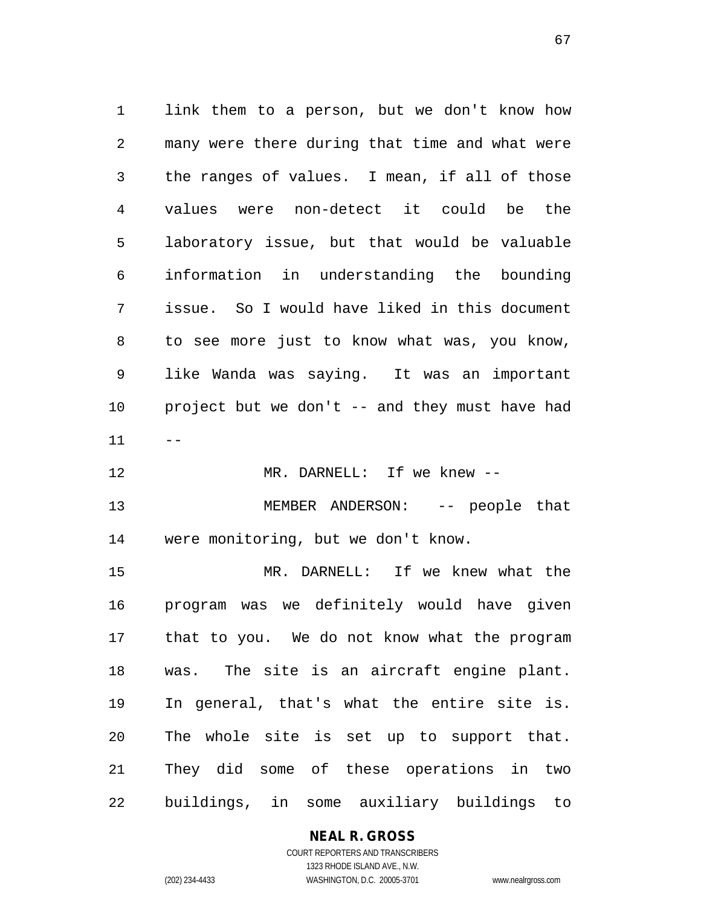link them to a person, but we don't know how many were there during that time and what were the ranges of values. I mean, if all of those values were non-detect it could be the laboratory issue, but that would be valuable information in understanding the bounding issue. So I would have liked in this document to see more just to know what was, you know, like Wanda was saying. It was an important project but we don't -- and they must have had --

MR. DARNELL: If we knew --

MEMBER ANDERSON: -- people that were monitoring, but we don't know.

MR. DARNELL: If we knew what the program was we definitely would have given that to you. We do not know what the program was. The site is an aircraft engine plant. In general, that's what the entire site is. The whole site is set up to support that. They did some of these operations in two buildings, in some auxiliary buildings to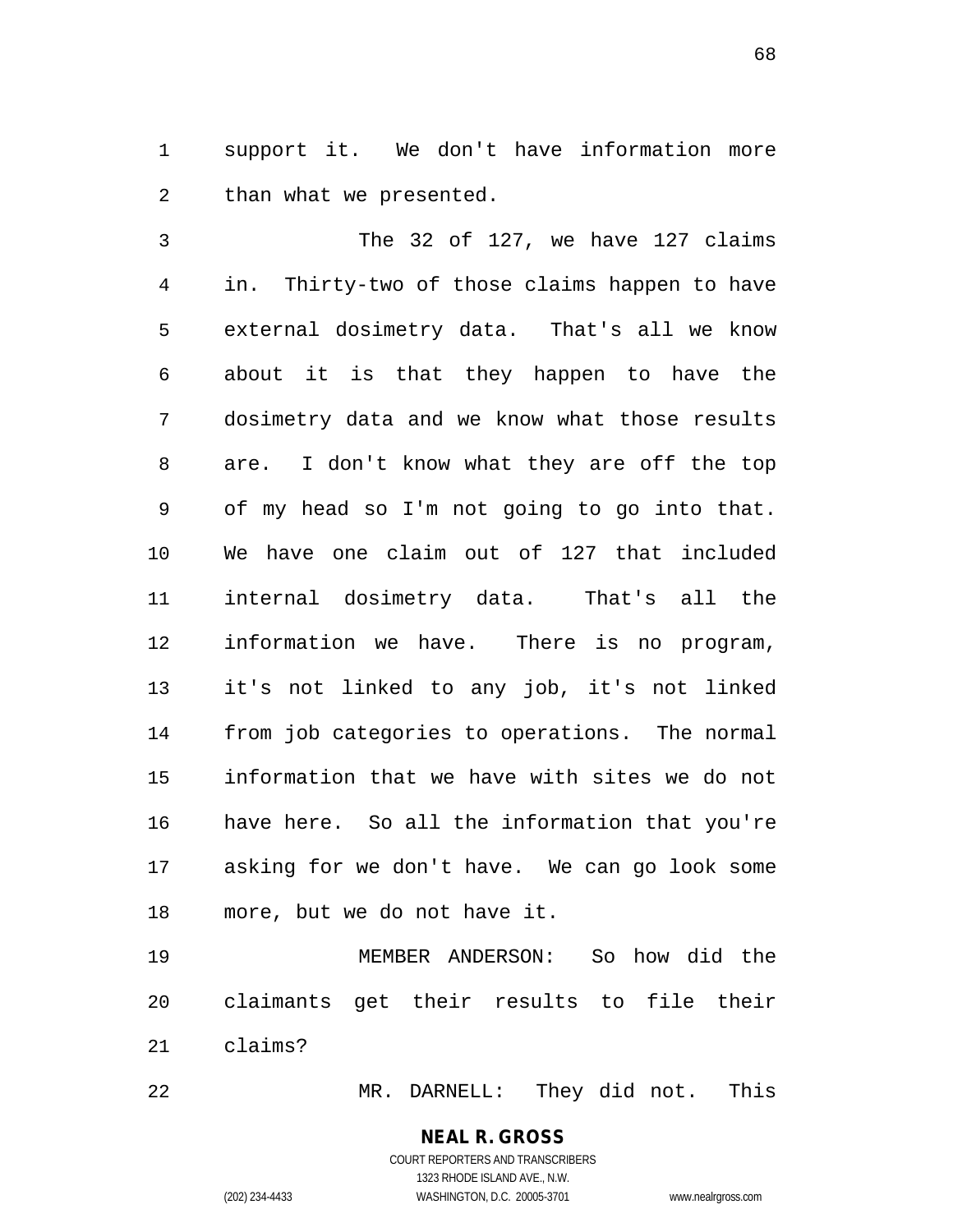support it. We don't have information more than what we presented.

The 32 of 127, we have 127 claims in. Thirty-two of those claims happen to have external dosimetry data. That's all we know about it is that they happen to have the dosimetry data and we know what those results are. I don't know what they are off the top of my head so I'm not going to go into that. We have one claim out of 127 that included internal dosimetry data. That's all the information we have. There is no program, it's not linked to any job, it's not linked from job categories to operations. The normal information that we have with sites we do not have here. So all the information that you're asking for we don't have. We can go look some more, but we do not have it.

MEMBER ANDERSON: So how did the claimants get their results to file their claims?

MR. DARNELL: They did not. This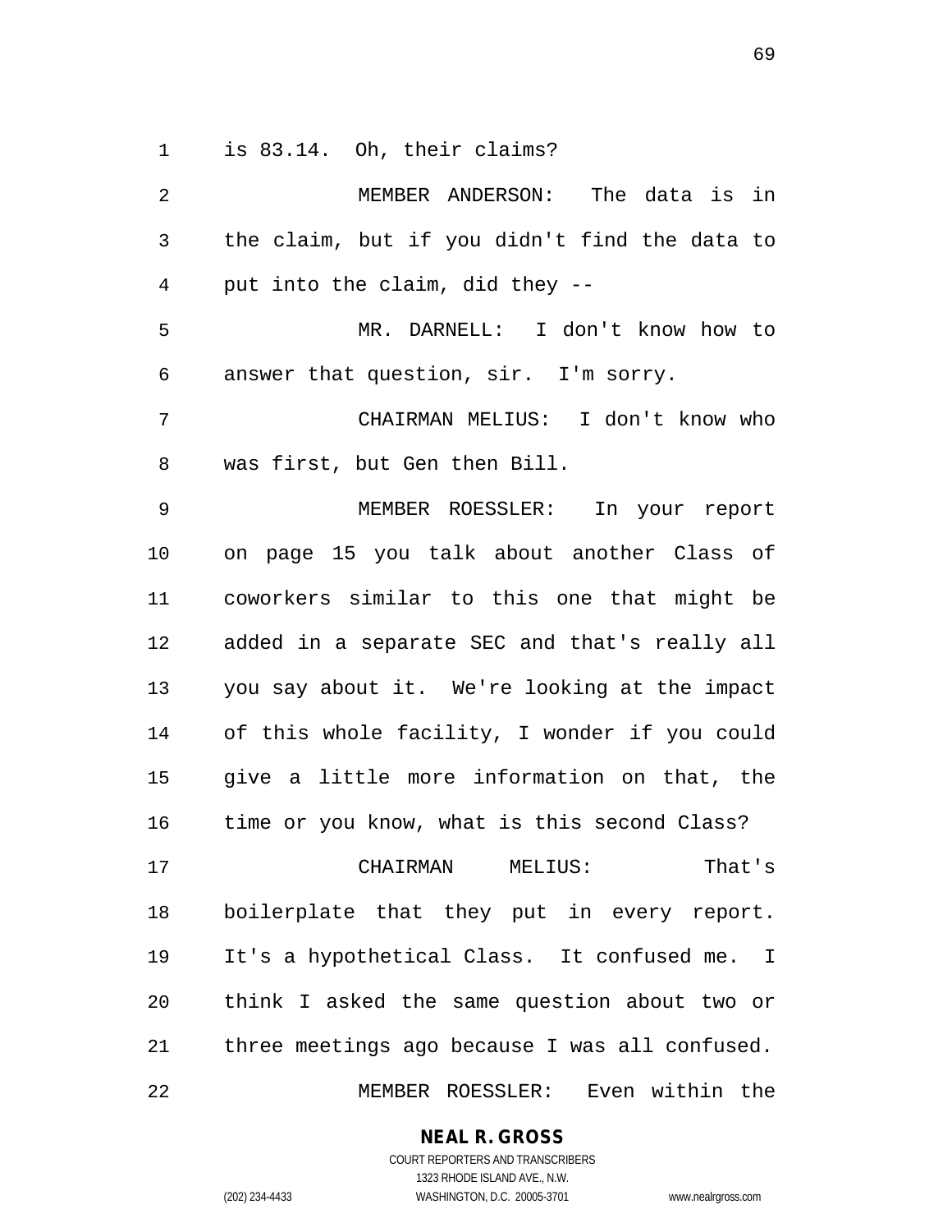is 83.14. Oh, their claims?

MEMBER ANDERSON: The data is in the claim, but if you didn't find the data to put into the claim, did they --

MR. DARNELL: I don't know how to answer that question, sir. I'm sorry.

CHAIRMAN MELIUS: I don't know who was first, but Gen then Bill.

MEMBER ROESSLER: In your report on page 15 you talk about another Class of coworkers similar to this one that might be added in a separate SEC and that's really all you say about it. We're looking at the impact of this whole facility, I wonder if you could give a little more information on that, the time or you know, what is this second Class?

CHAIRMAN MELIUS: That's boilerplate that they put in every report. It's a hypothetical Class. It confused me. I think I asked the same question about two or three meetings ago because I was all confused.

MEMBER ROESSLER: Even within the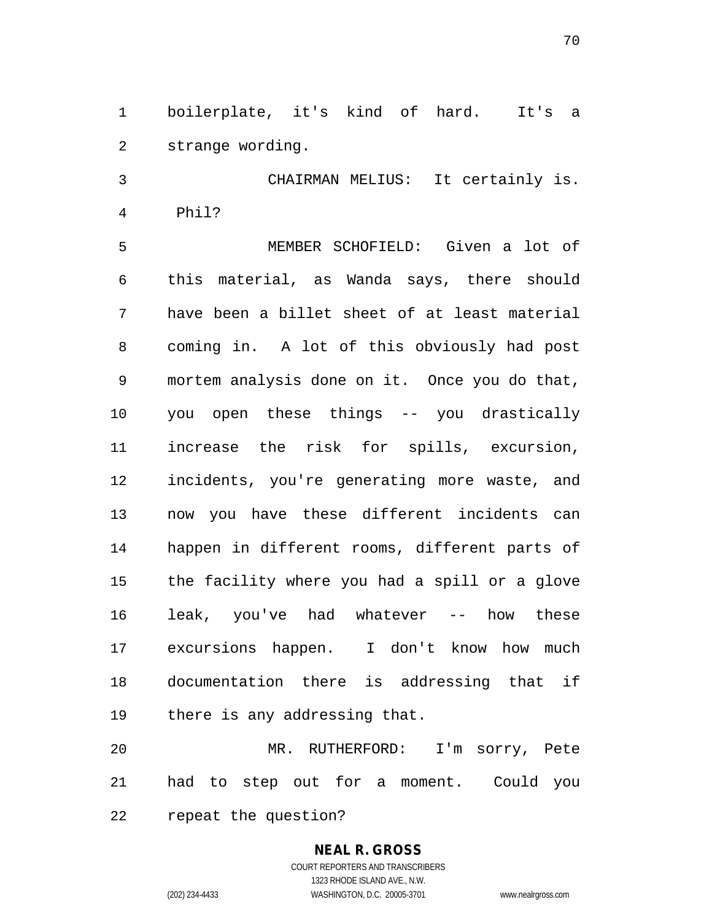boilerplate, it's kind of hard. It's a strange wording.

CHAIRMAN MELIUS: It certainly is. Phil?

MEMBER SCHOFIELD: Given a lot of this material, as Wanda says, there should have been a billet sheet of at least material coming in. A lot of this obviously had post mortem analysis done on it. Once you do that, you open these things -- you drastically increase the risk for spills, excursion, incidents, you're generating more waste, and now you have these different incidents can happen in different rooms, different parts of the facility where you had a spill or a glove leak, you've had whatever -- how these excursions happen. I don't know how much documentation there is addressing that if there is any addressing that.

MR. RUTHERFORD: I'm sorry, Pete had to step out for a moment. Could you repeat the question?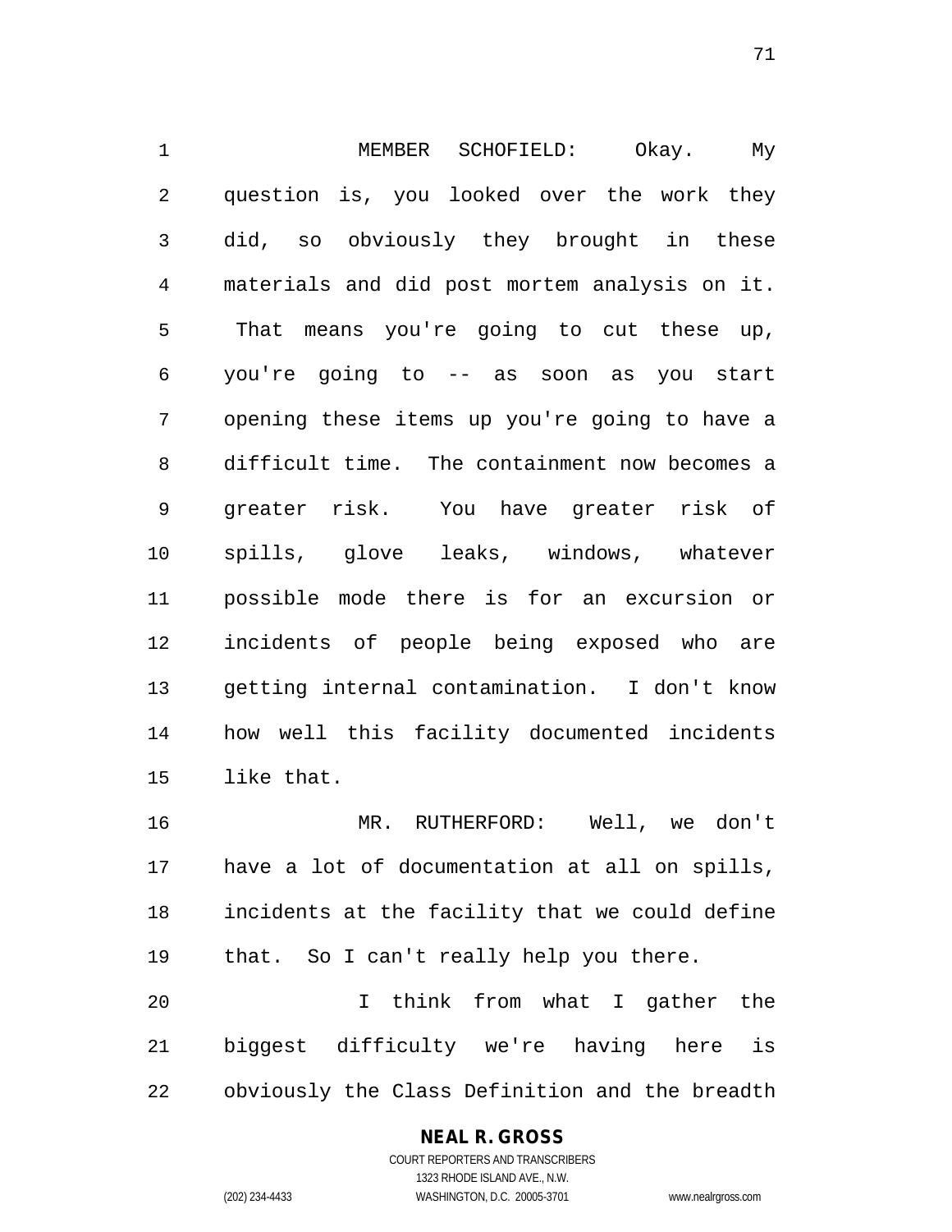MEMBER SCHOFIELD: Okay. My question is, you looked over the work they did, so obviously they brought in these materials and did post mortem analysis on it. That means you're going to cut these up, you're going to -- as soon as you start opening these items up you're going to have a difficult time. The containment now becomes a greater risk. You have greater risk of spills, glove leaks, windows, whatever possible mode there is for an excursion or incidents of people being exposed who are getting internal contamination. I don't know how well this facility documented incidents like that.

MR. RUTHERFORD: Well, we don't have a lot of documentation at all on spills, incidents at the facility that we could define that. So I can't really help you there.

I think from what I gather the biggest difficulty we're having here is obviously the Class Definition and the breadth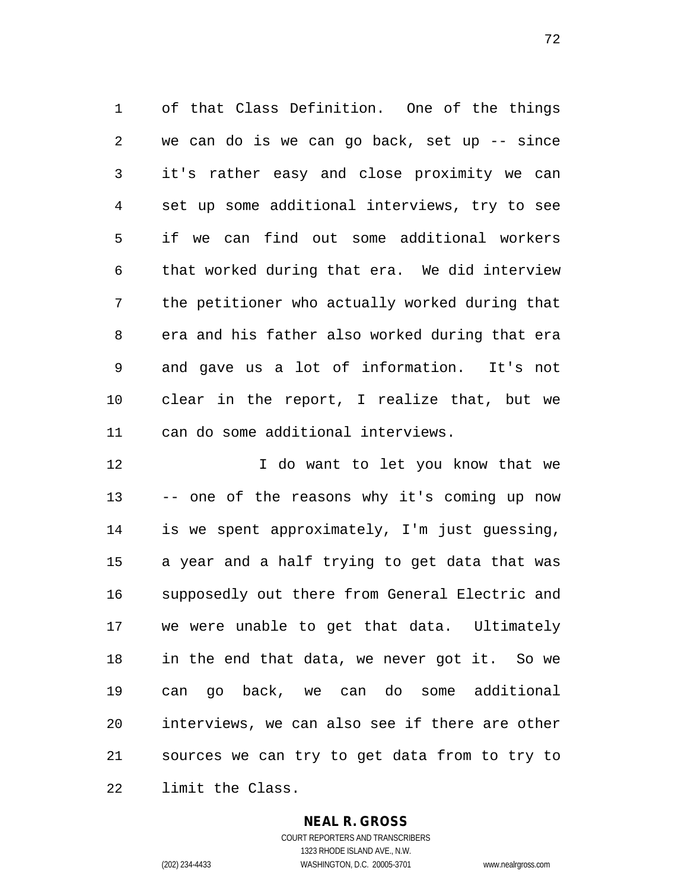of that Class Definition. One of the things we can do is we can go back, set up -- since it's rather easy and close proximity we can set up some additional interviews, try to see if we can find out some additional workers that worked during that era. We did interview the petitioner who actually worked during that era and his father also worked during that era and gave us a lot of information. It's not clear in the report, I realize that, but we can do some additional interviews.

I do want to let you know that we -- one of the reasons why it's coming up now is we spent approximately, I'm just guessing, a year and a half trying to get data that was supposedly out there from General Electric and we were unable to get that data. Ultimately in the end that data, we never got it. So we can go back, we can do some additional interviews, we can also see if there are other sources we can try to get data from to try to limit the Class.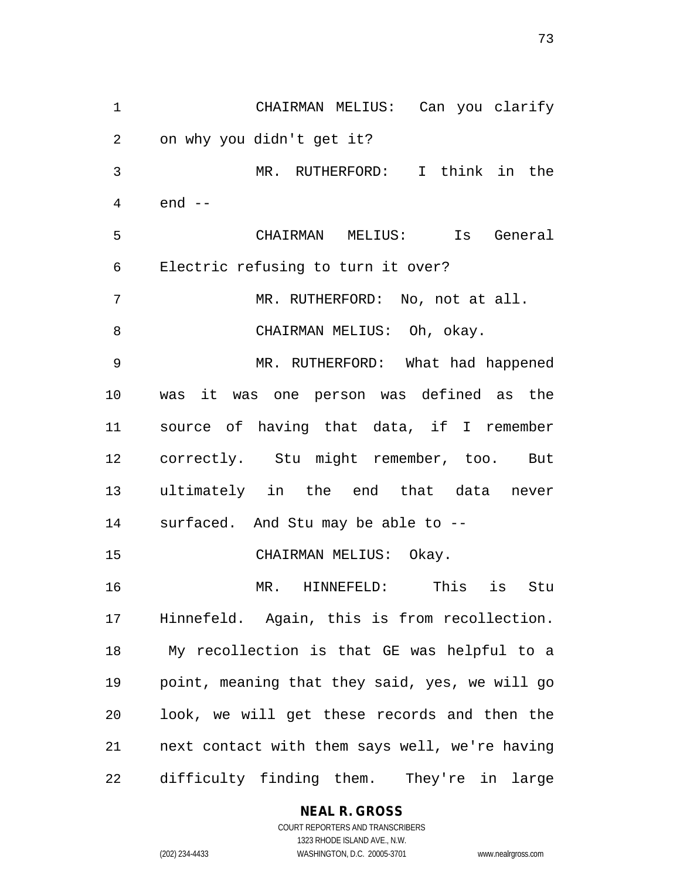CHAIRMAN MELIUS: Can you clarify on why you didn't get it?

MR. RUTHERFORD: I think in the end --

CHAIRMAN MELIUS: Is General Electric refusing to turn it over?

MR. RUTHERFORD: No, not at all.

CHAIRMAN MELIUS: Oh, okay.

MR. RUTHERFORD: What had happened was it was one person was defined as the source of having that data, if I remember correctly. Stu might remember, too. But ultimately in the end that data never surfaced. And Stu may be able to --

CHAIRMAN MELIUS: Okay.

MR. HINNEFELD: This is Stu Hinnefeld. Again, this is from recollection. My recollection is that GE was helpful to a point, meaning that they said, yes, we will go look, we will get these records and then the next contact with them says well, we're having difficulty finding them. They're in large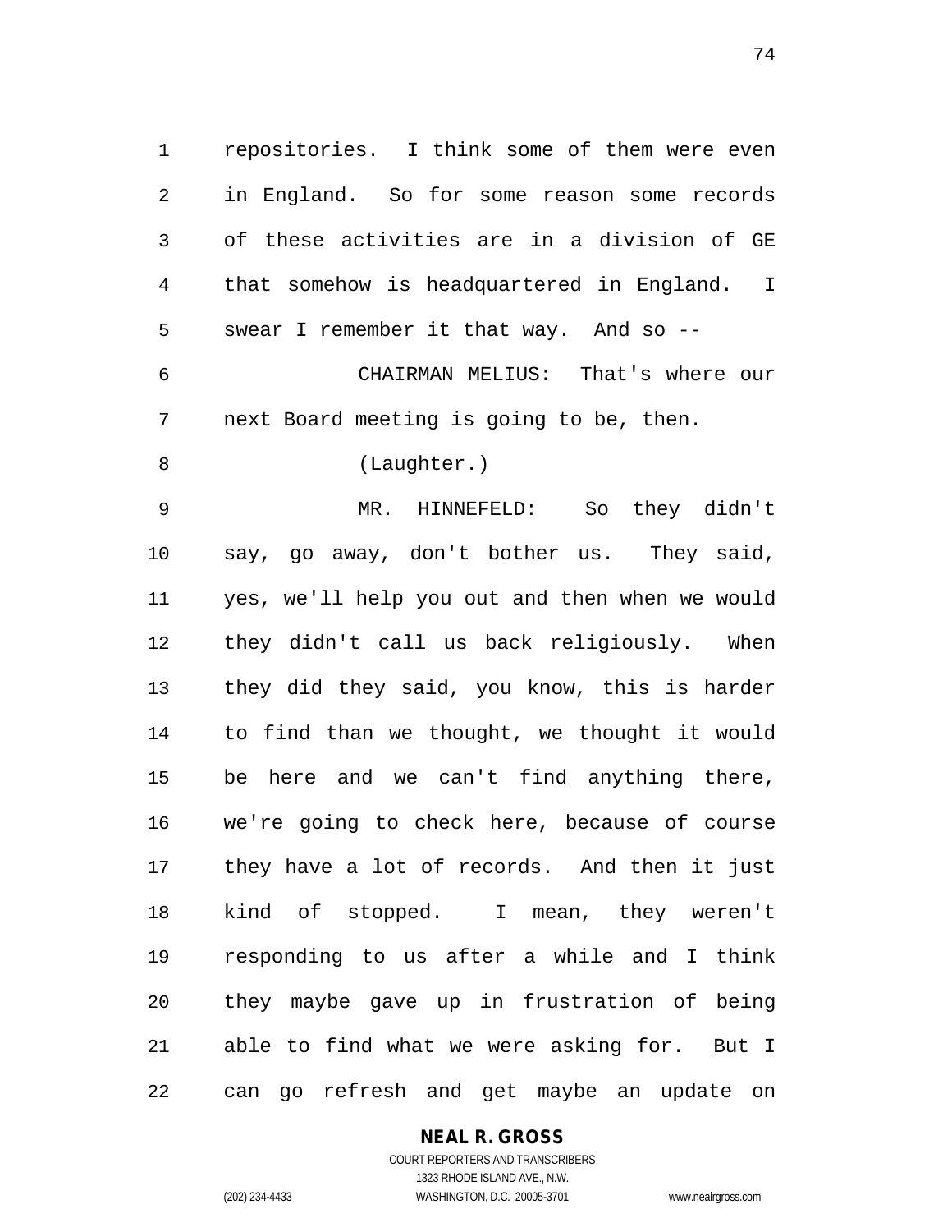repositories. I think some of them were even in England. So for some reason some records of these activities are in a division of GE that somehow is headquartered in England. I swear I remember it that way. And so --

CHAIRMAN MELIUS: That's where our next Board meeting is going to be, then.

(Laughter.)

MR. HINNEFELD: So they didn't say, go away, don't bother us. They said, yes, we'll help you out and then when we would they didn't call us back religiously. When they did they said, you know, this is harder to find than we thought, we thought it would be here and we can't find anything there, we're going to check here, because of course they have a lot of records. And then it just kind of stopped. I mean, they weren't responding to us after a while and I think they maybe gave up in frustration of being able to find what we were asking for. But I can go refresh and get maybe an update on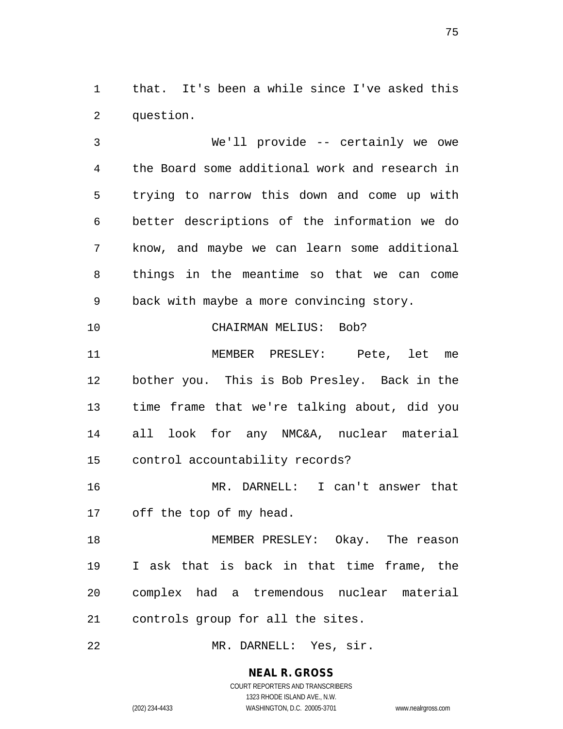that. It's been a while since I've asked this question.

We'll provide -- certainly we owe the Board some additional work and research in trying to narrow this down and come up with better descriptions of the information we do know, and maybe we can learn some additional things in the meantime so that we can come back with maybe a more convincing story.

CHAIRMAN MELIUS: Bob?

MEMBER PRESLEY: Pete, let me bother you. This is Bob Presley. Back in the time frame that we're talking about, did you all look for any NMC&A, nuclear material control accountability records?

MR. DARNELL: I can't answer that off the top of my head.

MEMBER PRESLEY: Okay. The reason I ask that is back in that time frame, the complex had a tremendous nuclear material controls group for all the sites.

MR. DARNELL: Yes, sir.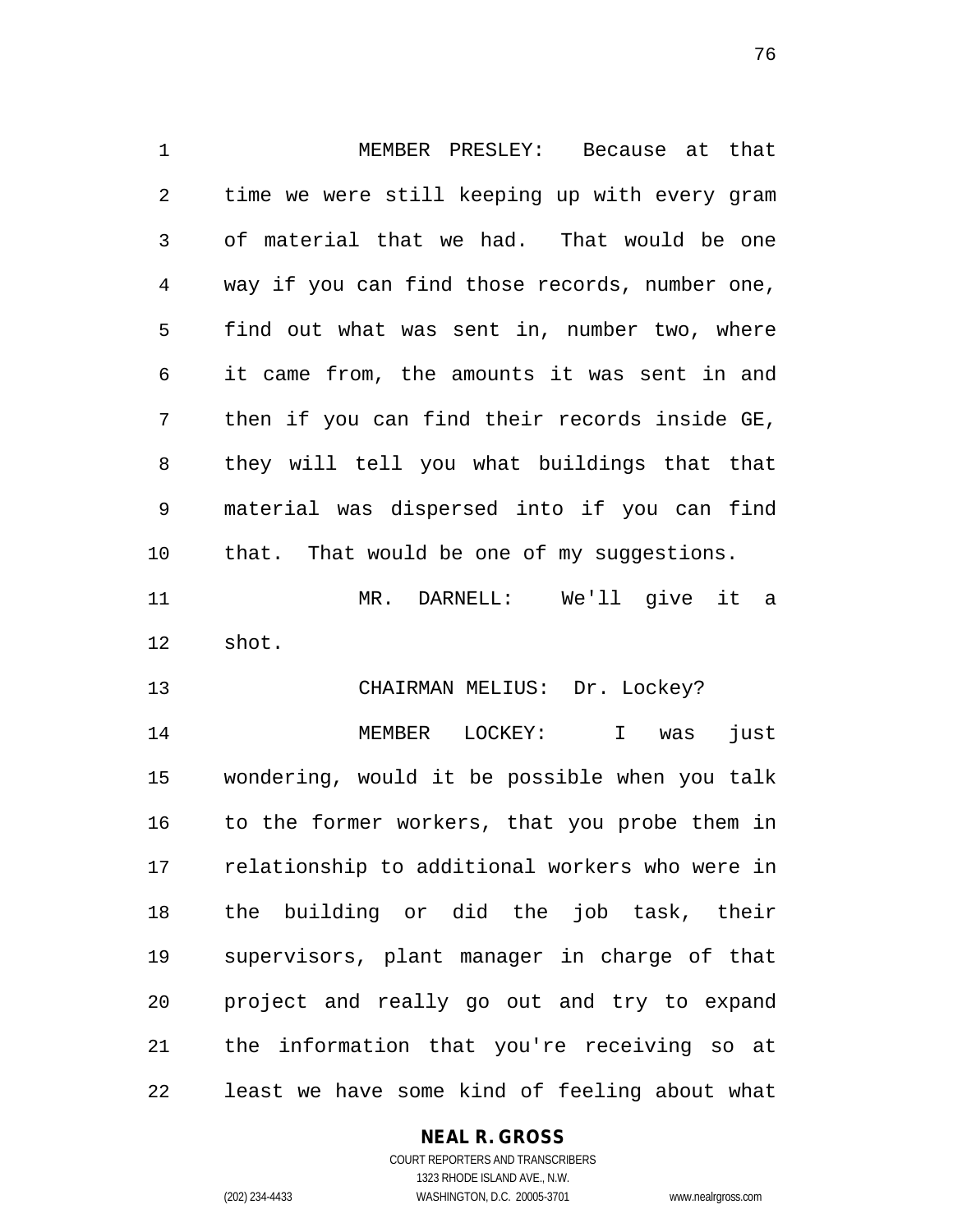MEMBER PRESLEY: Because at that time we were still keeping up with every gram of material that we had. That would be one way if you can find those records, number one, find out what was sent in, number two, where it came from, the amounts it was sent in and then if you can find their records inside GE, they will tell you what buildings that that material was dispersed into if you can find that. That would be one of my suggestions.

MR. DARNELL: We'll give it a shot.

CHAIRMAN MELIUS: Dr. Lockey?

MEMBER LOCKEY: I was just wondering, would it be possible when you talk to the former workers, that you probe them in relationship to additional workers who were in the building or did the job task, their supervisors, plant manager in charge of that project and really go out and try to expand the information that you're receiving so at least we have some kind of feeling about what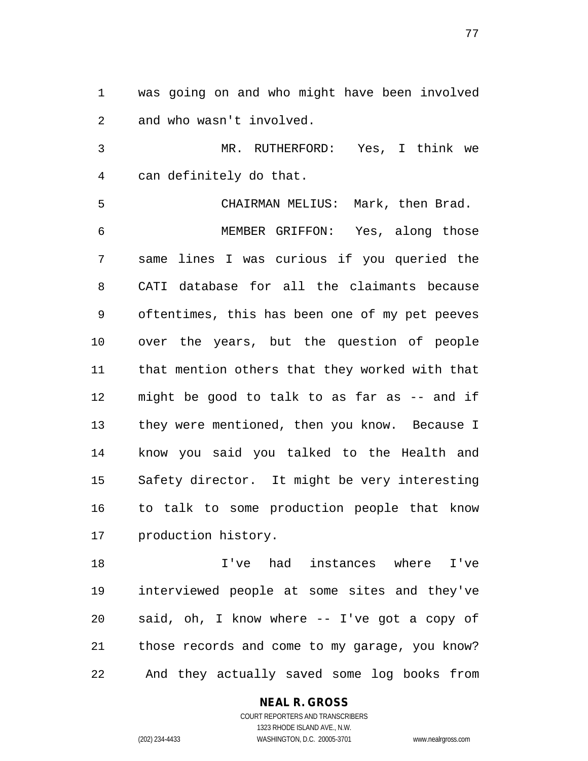was going on and who might have been involved and who wasn't involved.

MR. RUTHERFORD: Yes, I think we can definitely do that.

CHAIRMAN MELIUS: Mark, then Brad.

MEMBER GRIFFON: Yes, along those same lines I was curious if you queried the CATI database for all the claimants because oftentimes, this has been one of my pet peeves over the years, but the question of people that mention others that they worked with that might be good to talk to as far as -- and if they were mentioned, then you know. Because I know you said you talked to the Health and Safety director. It might be very interesting to talk to some production people that know production history.

I've had instances where I've interviewed people at some sites and they've said, oh, I know where -- I've got a copy of those records and come to my garage, you know? And they actually saved some log books from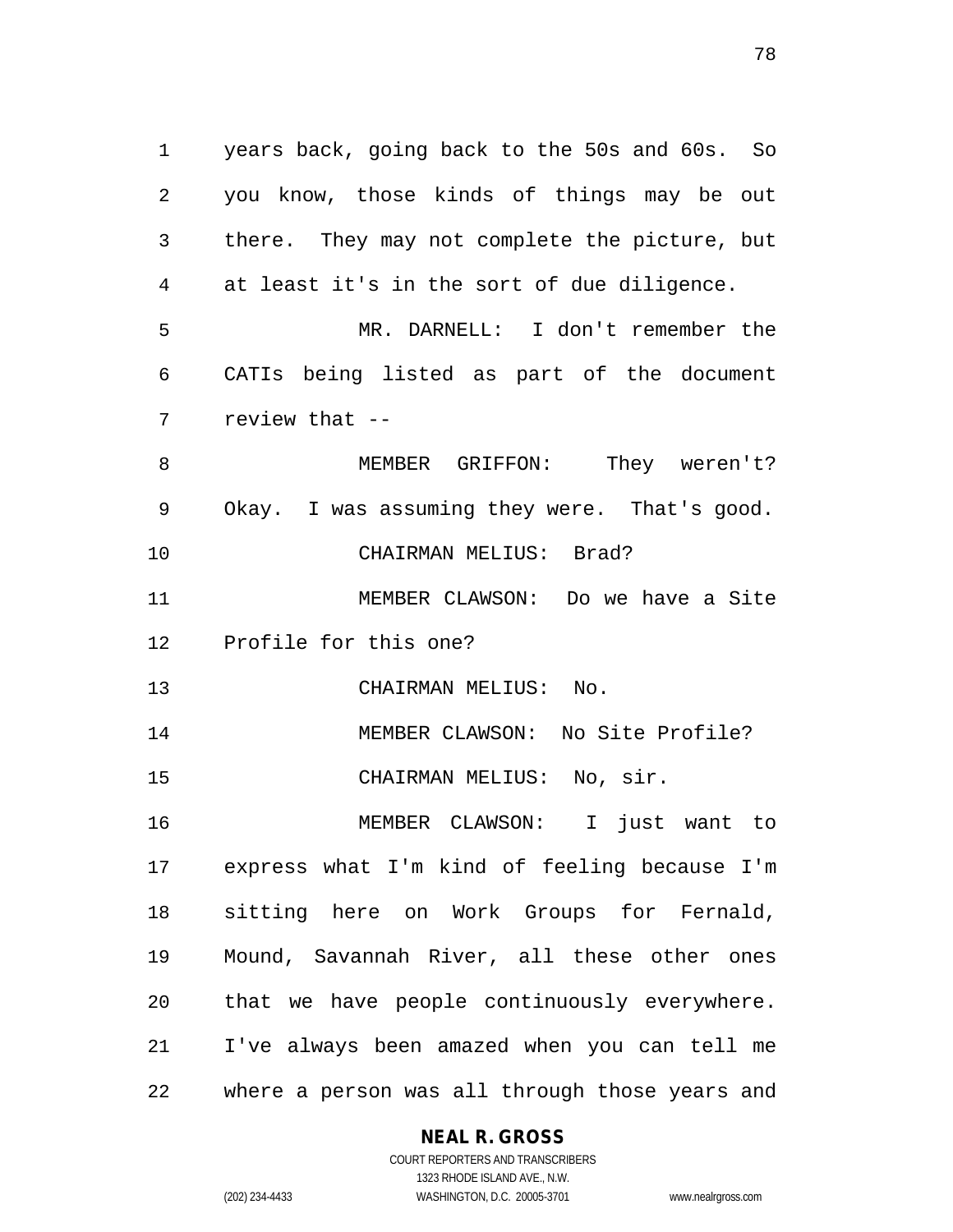years back, going back to the 50s and 60s. So you know, those kinds of things may be out there. They may not complete the picture, but at least it's in the sort of due diligence.

MR. DARNELL: I don't remember the CATIs being listed as part of the document review that --

MEMBER GRIFFON: They weren't? Okay. I was assuming they were. That's good.

CHAIRMAN MELIUS: Brad?

MEMBER CLAWSON: Do we have a Site Profile for this one?

CHAIRMAN MELIUS: No.

MEMBER CLAWSON: No Site Profile?

CHAIRMAN MELIUS: No, sir.

MEMBER CLAWSON: I just want to express what I'm kind of feeling because I'm sitting here on Work Groups for Fernald, Mound, Savannah River, all these other ones that we have people continuously everywhere. I've always been amazed when you can tell me where a person was all through those years and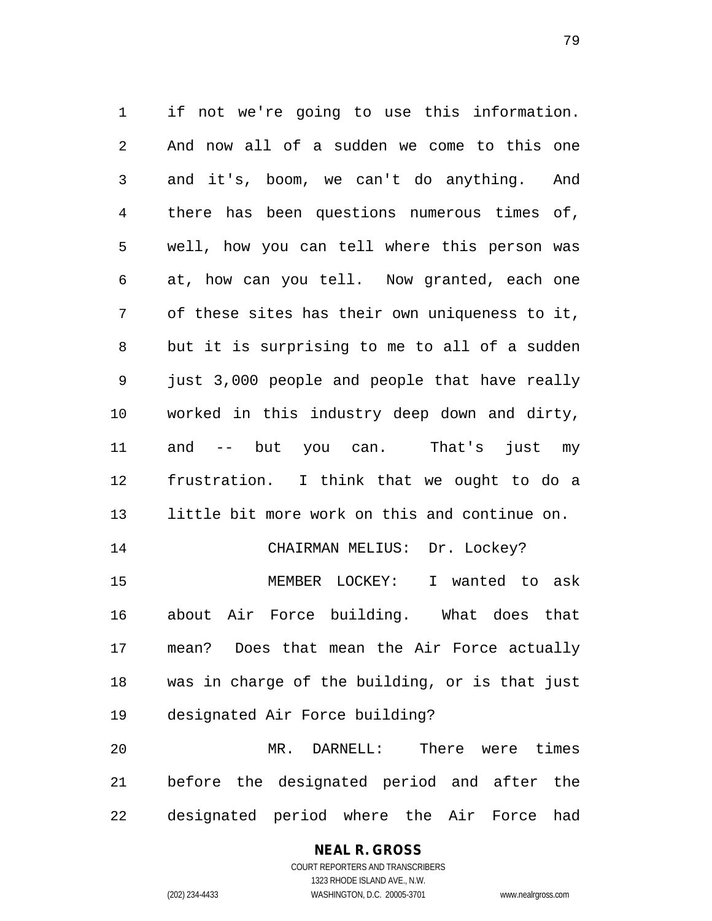if not we're going to use this information. And now all of a sudden we come to this one and it's, boom, we can't do anything. And there has been questions numerous times of, well, how you can tell where this person was at, how can you tell. Now granted, each one of these sites has their own uniqueness to it, but it is surprising to me to all of a sudden just 3,000 people and people that have really worked in this industry deep down and dirty, and -- but you can. That's just my frustration. I think that we ought to do a little bit more work on this and continue on.

CHAIRMAN MELIUS: Dr. Lockey?

MEMBER LOCKEY: I wanted to ask about Air Force building. What does that mean? Does that mean the Air Force actually was in charge of the building, or is that just designated Air Force building?

MR. DARNELL: There were times before the designated period and after the designated period where the Air Force had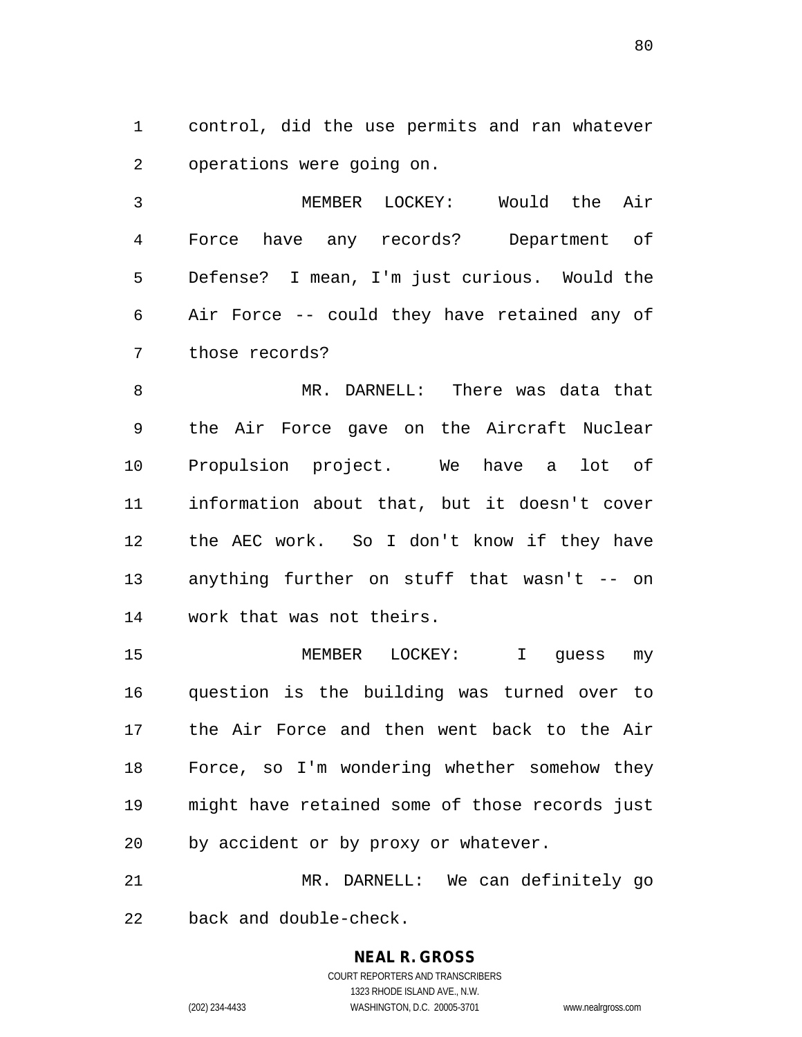control, did the use permits and ran whatever operations were going on.

MEMBER LOCKEY: Would the Air Force have any records? Department of Defense? I mean, I'm just curious. Would the Air Force -- could they have retained any of those records?

MR. DARNELL: There was data that the Air Force gave on the Aircraft Nuclear Propulsion project. We have a lot of information about that, but it doesn't cover the AEC work. So I don't know if they have anything further on stuff that wasn't -- on work that was not theirs.

MEMBER LOCKEY: I guess my question is the building was turned over to the Air Force and then went back to the Air Force, so I'm wondering whether somehow they might have retained some of those records just by accident or by proxy or whatever.

MR. DARNELL: We can definitely go back and double-check.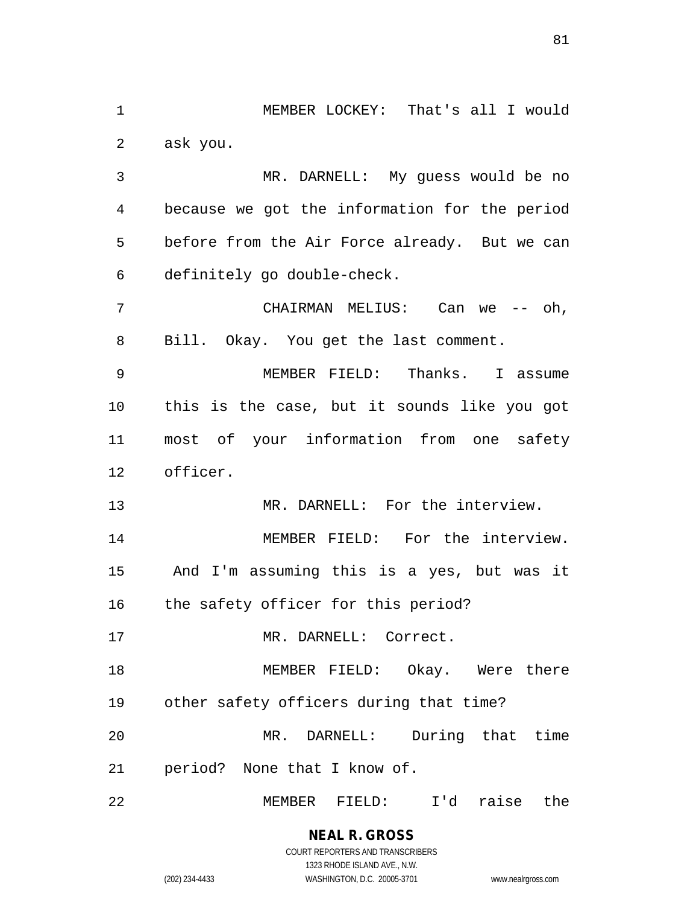MEMBER LOCKEY: That's all I would ask you.

MR. DARNELL: My guess would be no because we got the information for the period before from the Air Force already. But we can definitely go double-check.

CHAIRMAN MELIUS: Can we -- oh, Bill. Okay. You get the last comment.

MEMBER FIELD: Thanks. I assume this is the case, but it sounds like you got most of your information from one safety officer.

MR. DARNELL: For the interview.

MEMBER FIELD: For the interview. And I'm assuming this is a yes, but was it the safety officer for this period?

MR. DARNELL: Correct.

MEMBER FIELD: Okay. Were there other safety officers during that time?

MR. DARNELL: During that time period? None that I know of.

MEMBER FIELD: I'd raise the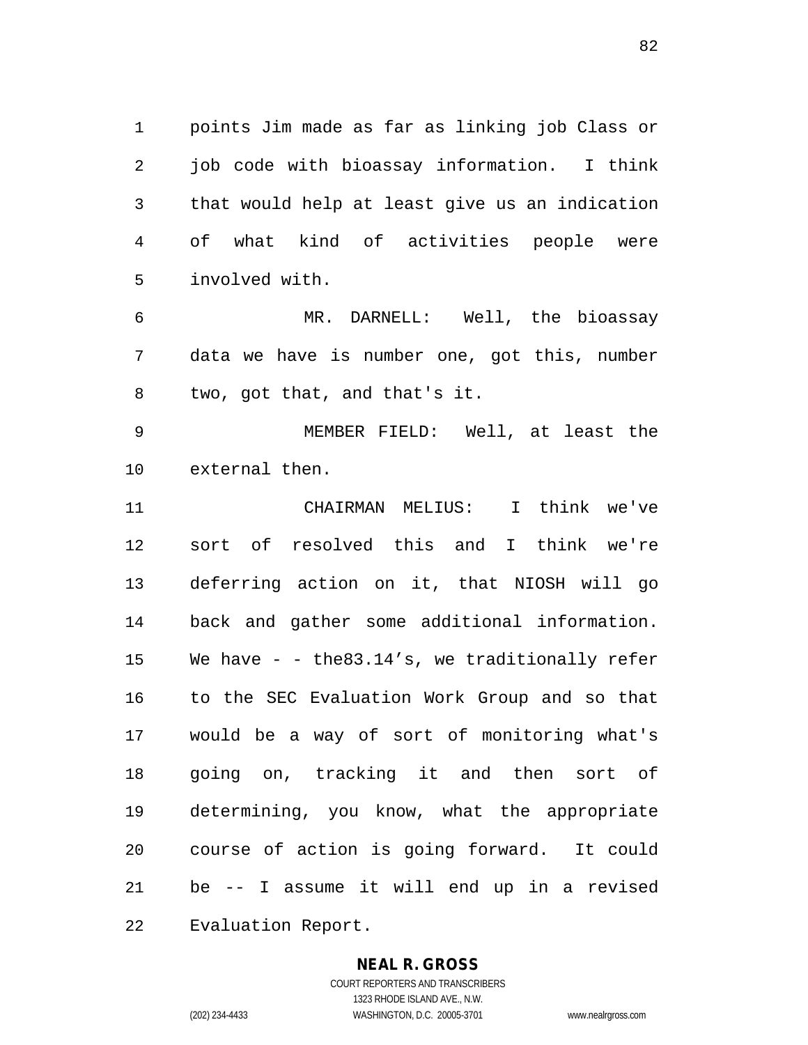points Jim made as far as linking job Class or job code with bioassay information. I think that would help at least give us an indication of what kind of activities people were involved with.

MR. DARNELL: Well, the bioassay data we have is number one, got this, number two, got that, and that's it.

MEMBER FIELD: Well, at least the external then.

CHAIRMAN MELIUS: I think we've sort of resolved this and I think we're deferring action on it, that NIOSH will go back and gather some additional information. We have - - the83.14's, we traditionally refer to the SEC Evaluation Work Group and so that would be a way of sort of monitoring what's going on, tracking it and then sort of determining, you know, what the appropriate course of action is going forward. It could be -- I assume it will end up in a revised Evaluation Report.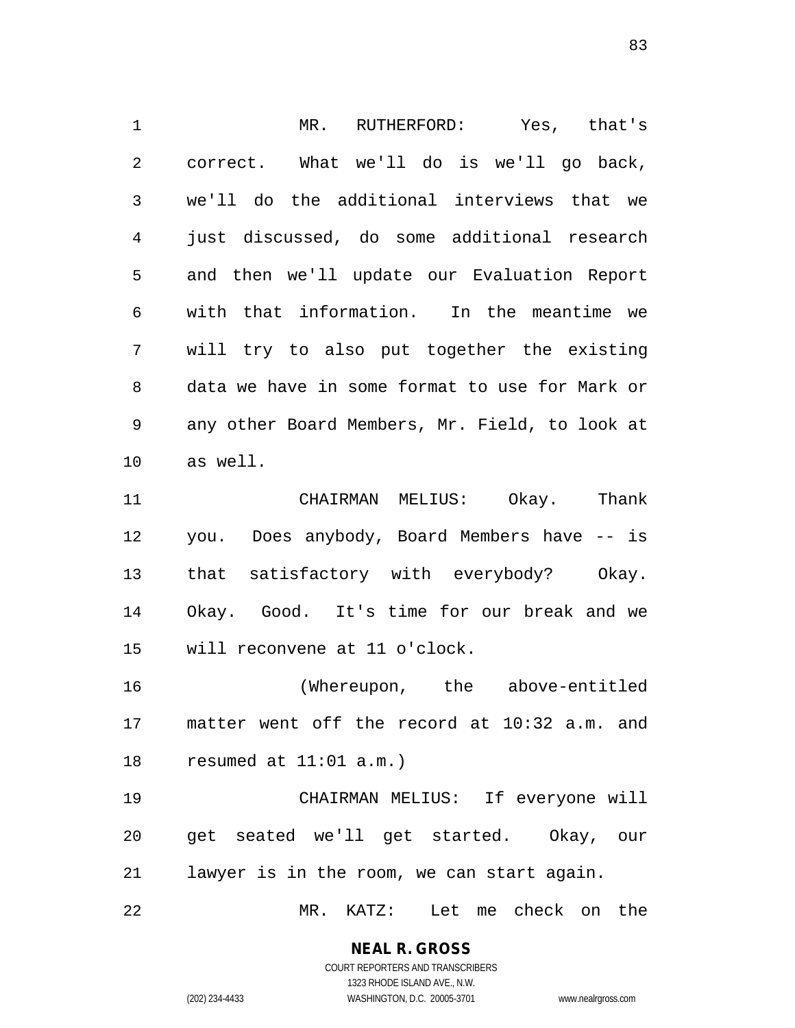MR. RUTHERFORD: Yes, that's correct. What we'll do is we'll go back, we'll do the additional interviews that we just discussed, do some additional research and then we'll update our Evaluation Report with that information. In the meantime we will try to also put together the existing data we have in some format to use for Mark or any other Board Members, Mr. Field, to look at as well.

CHAIRMAN MELIUS: Okay. Thank you. Does anybody, Board Members have -- is that satisfactory with everybody? Okay. Okay. Good. It's time for our break and we will reconvene at 11 o'clock.

(Whereupon, the above-entitled matter went off the record at 10:32 a.m. and resumed at 11:01 a.m.)

CHAIRMAN MELIUS: If everyone will get seated we'll get started. Okay, our lawyer is in the room, we can start again.

MR. KATZ: Let me check on the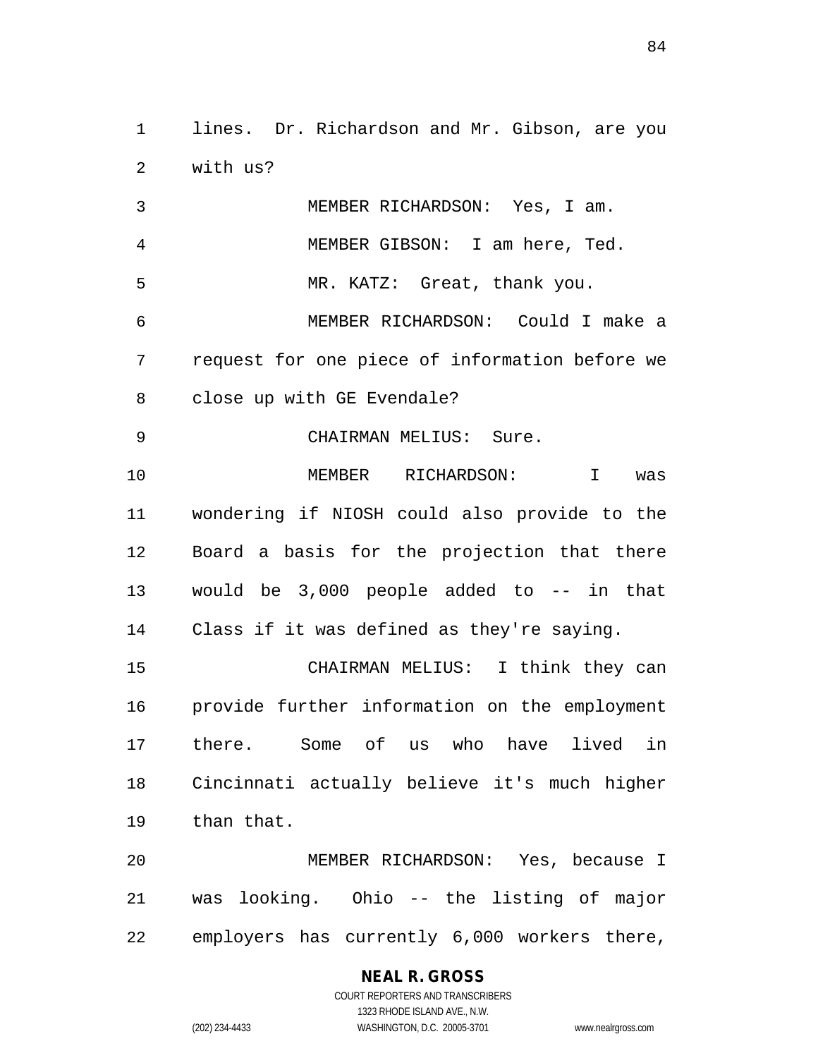lines. Dr. Richardson and Mr. Gibson, are you with us?

MEMBER RICHARDSON: Yes, I am.

MEMBER GIBSON: I am here, Ted.

MR. KATZ: Great, thank you.

MEMBER RICHARDSON: Could I make a request for one piece of information before we close up with GE Evendale?

CHAIRMAN MELIUS: Sure.

MEMBER RICHARDSON: I was wondering if NIOSH could also provide to the Board a basis for the projection that there would be 3,000 people added to -- in that Class if it was defined as they're saying.

CHAIRMAN MELIUS: I think they can provide further information on the employment there. Some of us who have lived in Cincinnati actually believe it's much higher than that.

MEMBER RICHARDSON: Yes, because I was looking. Ohio -- the listing of major employers has currently 6,000 workers there,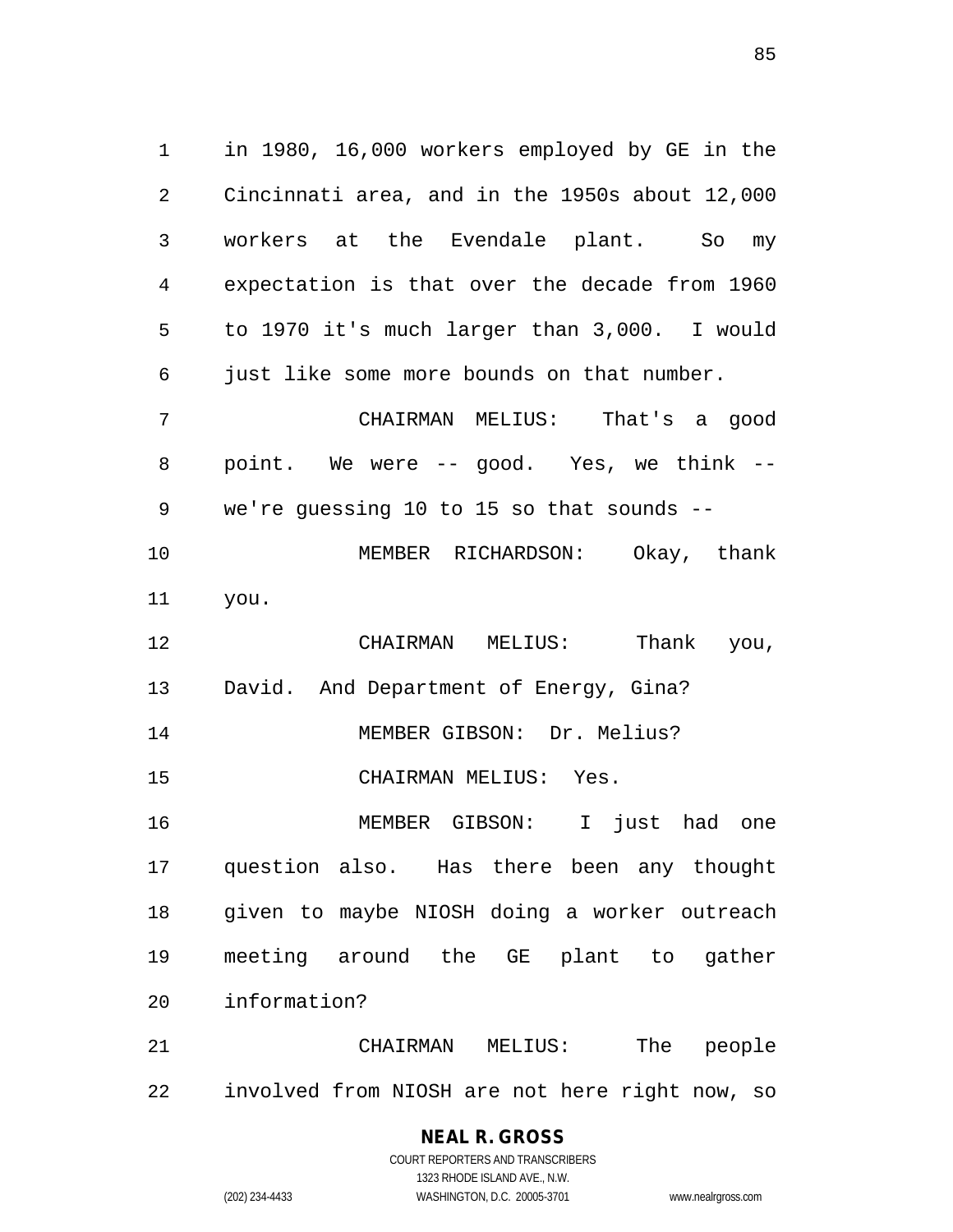in 1980, 16,000 workers employed by GE in the Cincinnati area, and in the 1950s about 12,000 workers at the Evendale plant. So my expectation is that over the decade from 1960 to 1970 it's much larger than 3,000. I would just like some more bounds on that number.

CHAIRMAN MELIUS: That's a good point. We were -- good. Yes, we think -- we're guessing 10 to 15 so that sounds --

MEMBER RICHARDSON: Okay, thank you.

CHAIRMAN MELIUS: Thank you, David. And Department of Energy, Gina?

MEMBER GIBSON: Dr. Melius?

CHAIRMAN MELIUS: Yes.

MEMBER GIBSON: I just had one question also. Has there been any thought given to maybe NIOSH doing a worker outreach meeting around the GE plant to gather information?

CHAIRMAN MELIUS: The people involved from NIOSH are not here right now, so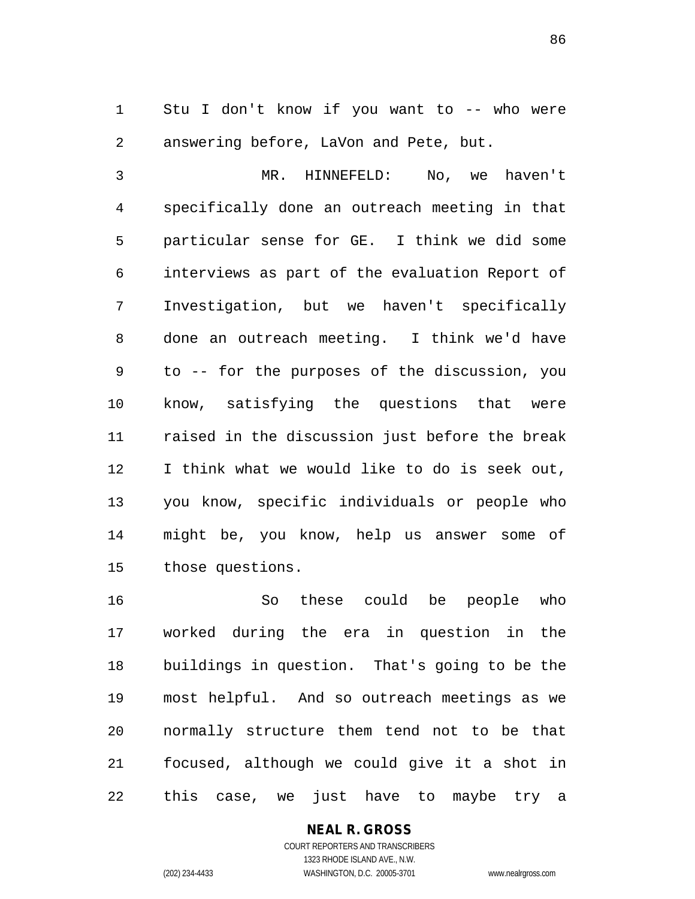Stu I don't know if you want to -- who were answering before, LaVon and Pete, but.

MR. HINNEFELD: No, we haven't specifically done an outreach meeting in that particular sense for GE. I think we did some interviews as part of the evaluation Report of Investigation, but we haven't specifically done an outreach meeting. I think we'd have to -- for the purposes of the discussion, you know, satisfying the questions that were raised in the discussion just before the break I think what we would like to do is seek out, you know, specific individuals or people who might be, you know, help us answer some of those questions.

So these could be people who worked during the era in question in the buildings in question. That's going to be the most helpful. And so outreach meetings as we normally structure them tend not to be that focused, although we could give it a shot in this case, we just have to maybe try a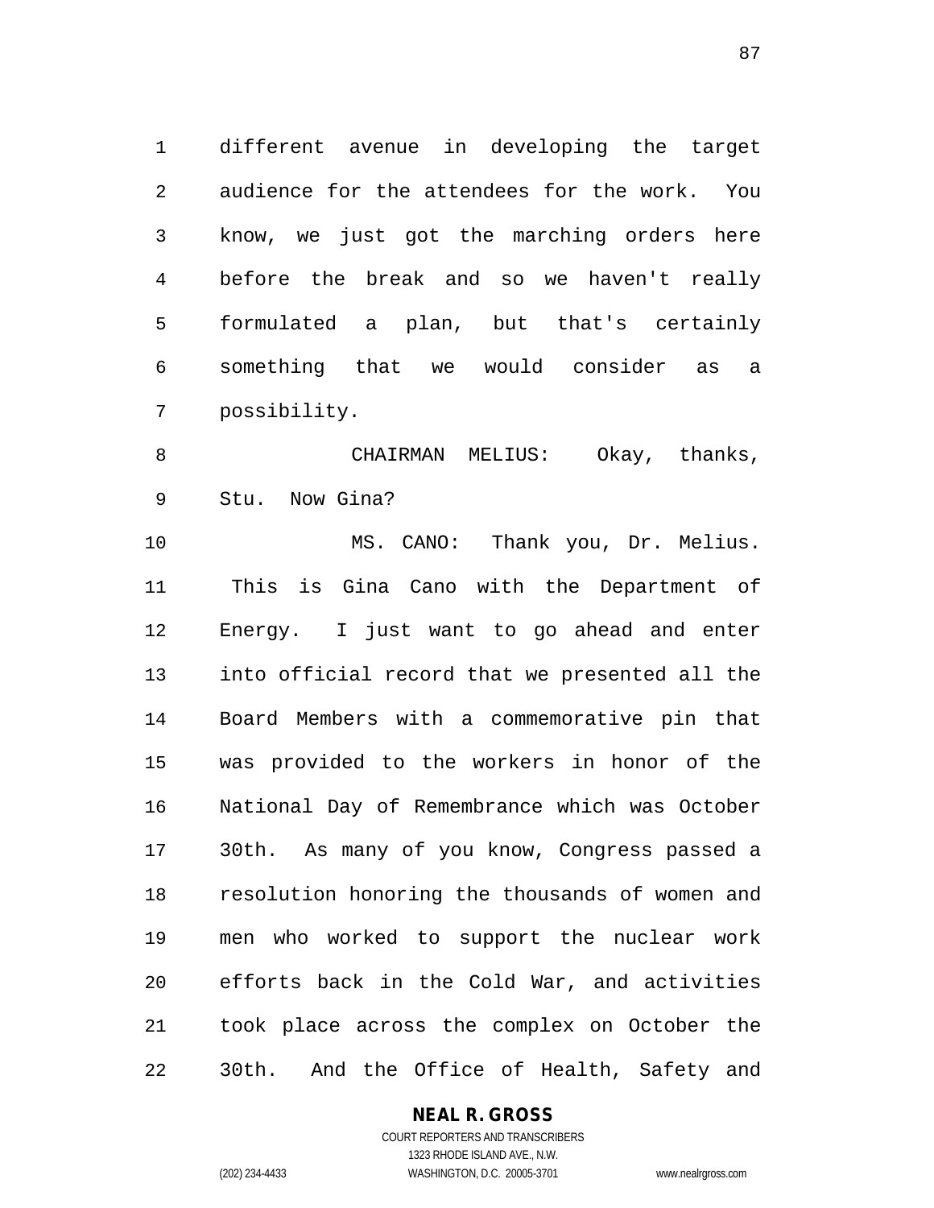different avenue in developing the target audience for the attendees for the work. You know, we just got the marching orders here before the break and so we haven't really formulated a plan, but that's certainly something that we would consider as a possibility.

CHAIRMAN MELIUS: Okay, thanks, Stu. Now Gina?

MS. CANO: Thank you, Dr. Melius. This is Gina Cano with the Department of Energy. I just want to go ahead and enter into official record that we presented all the Board Members with a commemorative pin that was provided to the workers in honor of the National Day of Remembrance which was October 30th. As many of you know, Congress passed a resolution honoring the thousands of women and men who worked to support the nuclear work efforts back in the Cold War, and activities took place across the complex on October the 30th. And the Office of Health, Safety and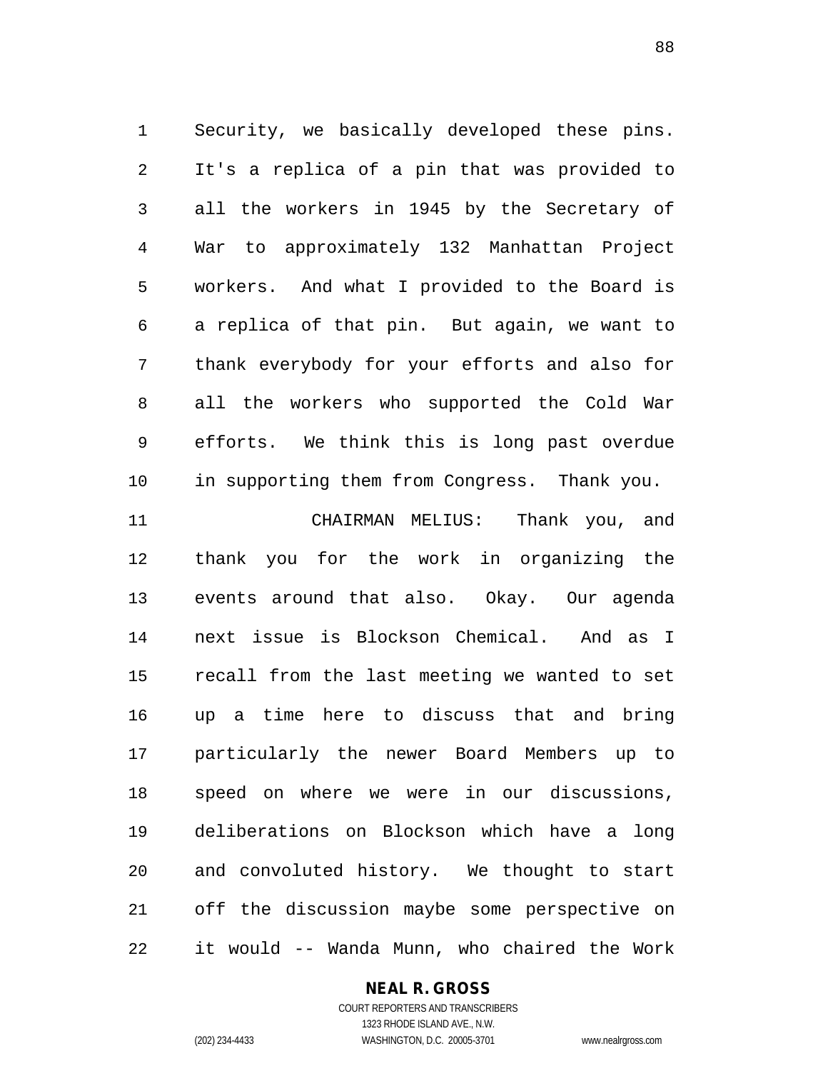Security, we basically developed these pins. It's a replica of a pin that was provided to all the workers in 1945 by the Secretary of War to approximately 132 Manhattan Project workers. And what I provided to the Board is a replica of that pin. But again, we want to thank everybody for your efforts and also for all the workers who supported the Cold War efforts. We think this is long past overdue in supporting them from Congress. Thank you.

CHAIRMAN MELIUS: Thank you, and thank you for the work in organizing the events around that also. Okay. Our agenda next issue is Blockson Chemical. And as I recall from the last meeting we wanted to set up a time here to discuss that and bring particularly the newer Board Members up to speed on where we were in our discussions, deliberations on Blockson which have a long and convoluted history. We thought to start off the discussion maybe some perspective on it would -- Wanda Munn, who chaired the Work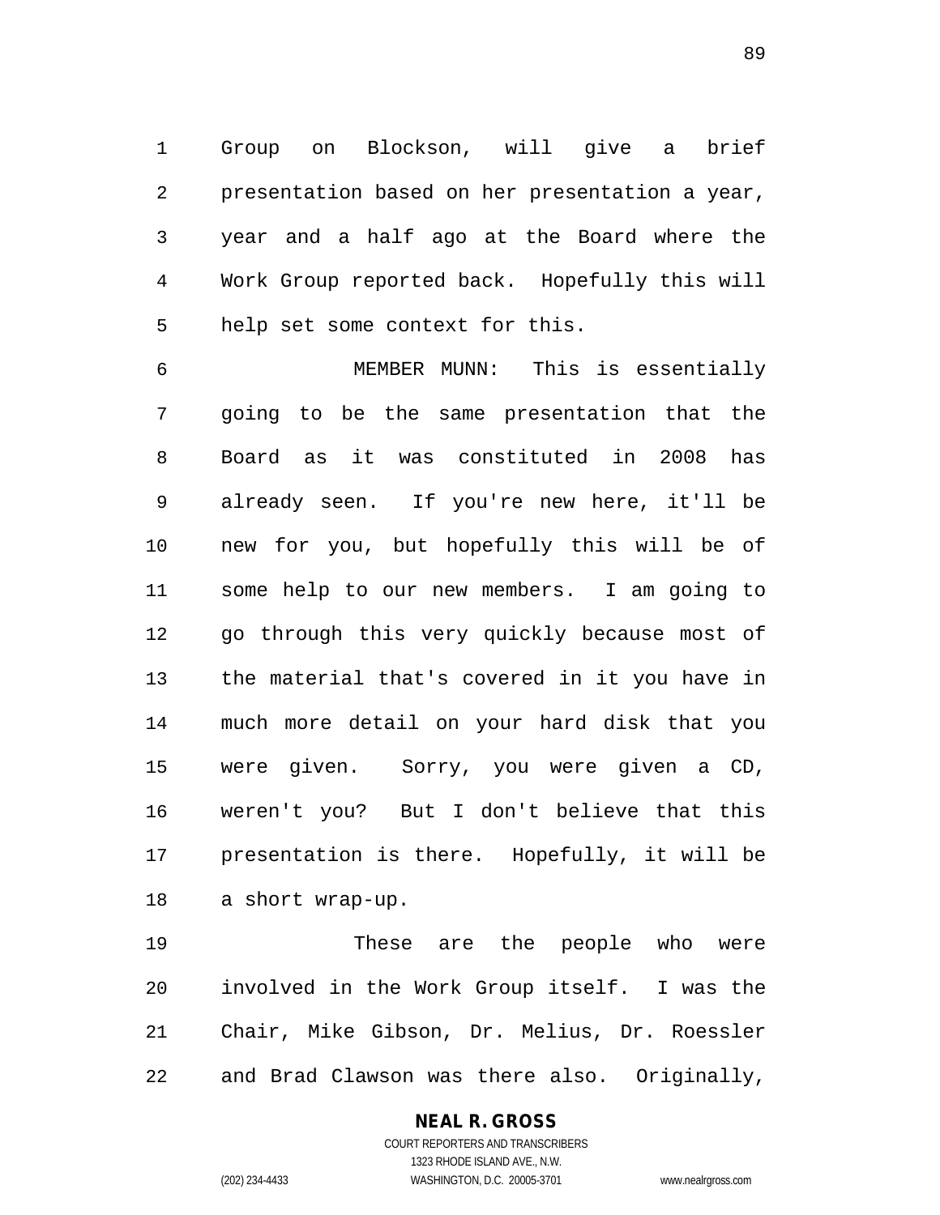Group on Blockson, will give a brief presentation based on her presentation a year, year and a half ago at the Board where the Work Group reported back. Hopefully this will help set some context for this.

MEMBER MUNN: This is essentially going to be the same presentation that the Board as it was constituted in 2008 has already seen. If you're new here, it'll be new for you, but hopefully this will be of some help to our new members. I am going to go through this very quickly because most of the material that's covered in it you have in much more detail on your hard disk that you were given. Sorry, you were given a CD, weren't you? But I don't believe that this presentation is there. Hopefully, it will be a short wrap-up.

These are the people who were involved in the Work Group itself. I was the Chair, Mike Gibson, Dr. Melius, Dr. Roessler and Brad Clawson was there also. Originally,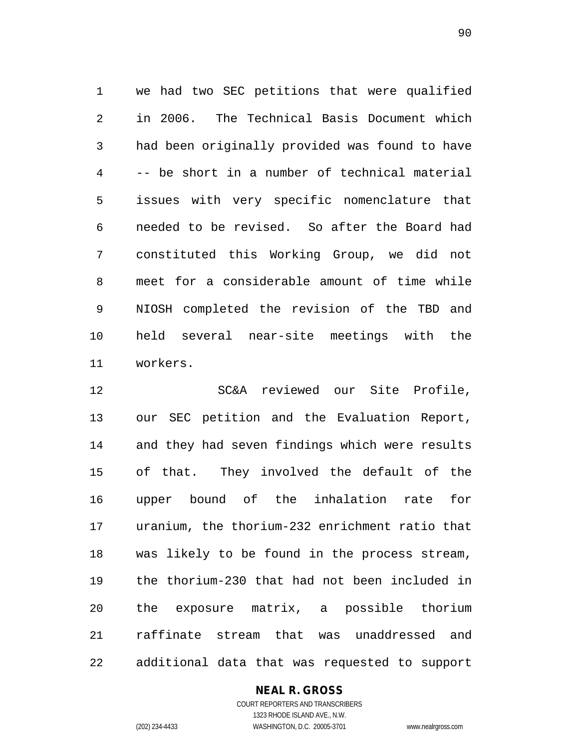we had two SEC petitions that were qualified in 2006. The Technical Basis Document which had been originally provided was found to have -- be short in a number of technical material issues with very specific nomenclature that needed to be revised. So after the Board had constituted this Working Group, we did not meet for a considerable amount of time while NIOSH completed the revision of the TBD and held several near-site meetings with the workers.

SC&A reviewed our Site Profile, our SEC petition and the Evaluation Report, and they had seven findings which were results of that. They involved the default of the upper bound of the inhalation rate for uranium, the thorium-232 enrichment ratio that was likely to be found in the process stream, the thorium-230 that had not been included in the exposure matrix, a possible thorium raffinate stream that was unaddressed and additional data that was requested to support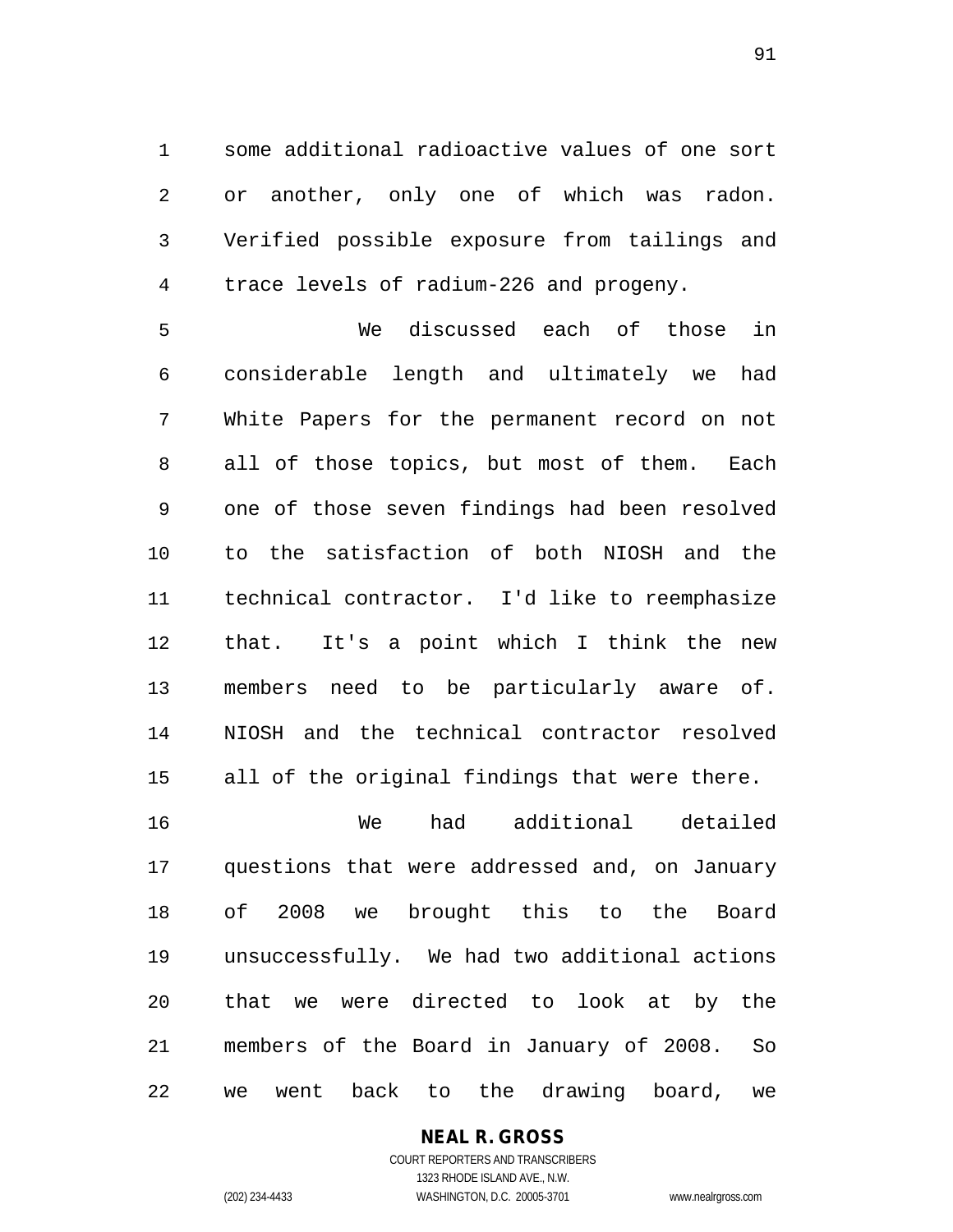some additional radioactive values of one sort or another, only one of which was radon. Verified possible exposure from tailings and trace levels of radium-226 and progeny.

We discussed each of those in considerable length and ultimately we had White Papers for the permanent record on not all of those topics, but most of them. Each one of those seven findings had been resolved to the satisfaction of both NIOSH and the technical contractor. I'd like to reemphasize that. It's a point which I think the new members need to be particularly aware of. NIOSH and the technical contractor resolved all of the original findings that were there.

We had additional detailed questions that were addressed and, on January of 2008 we brought this to the Board unsuccessfully. We had two additional actions that we were directed to look at by the members of the Board in January of 2008. So we went back to the drawing board, we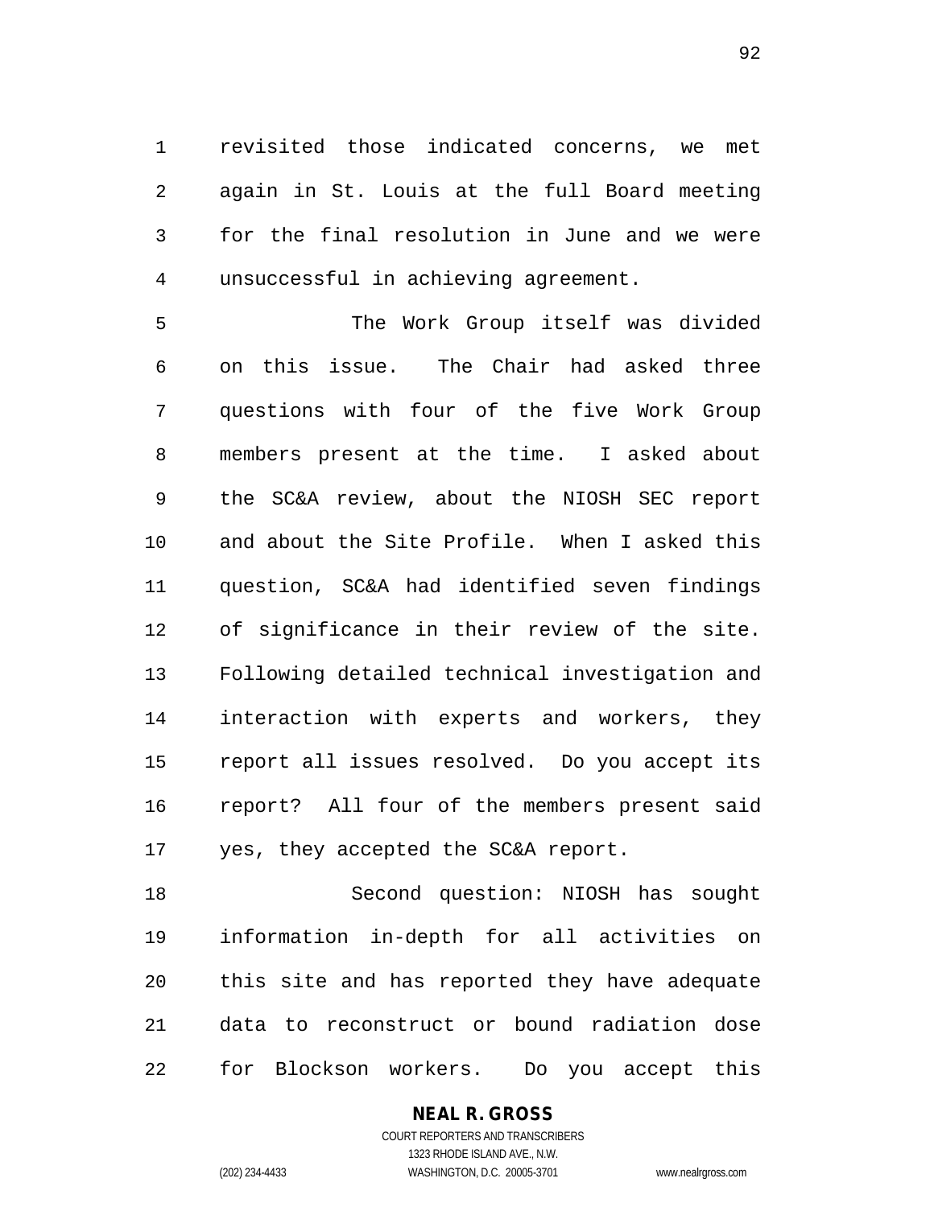revisited those indicated concerns, we met again in St. Louis at the full Board meeting for the final resolution in June and we were unsuccessful in achieving agreement.

The Work Group itself was divided on this issue. The Chair had asked three questions with four of the five Work Group members present at the time. I asked about the SC&A review, about the NIOSH SEC report and about the Site Profile. When I asked this question, SC&A had identified seven findings of significance in their review of the site. Following detailed technical investigation and interaction with experts and workers, they report all issues resolved. Do you accept its report? All four of the members present said yes, they accepted the SC&A report.

Second question: NIOSH has sought information in-depth for all activities on this site and has reported they have adequate data to reconstruct or bound radiation dose for Blockson workers. Do you accept this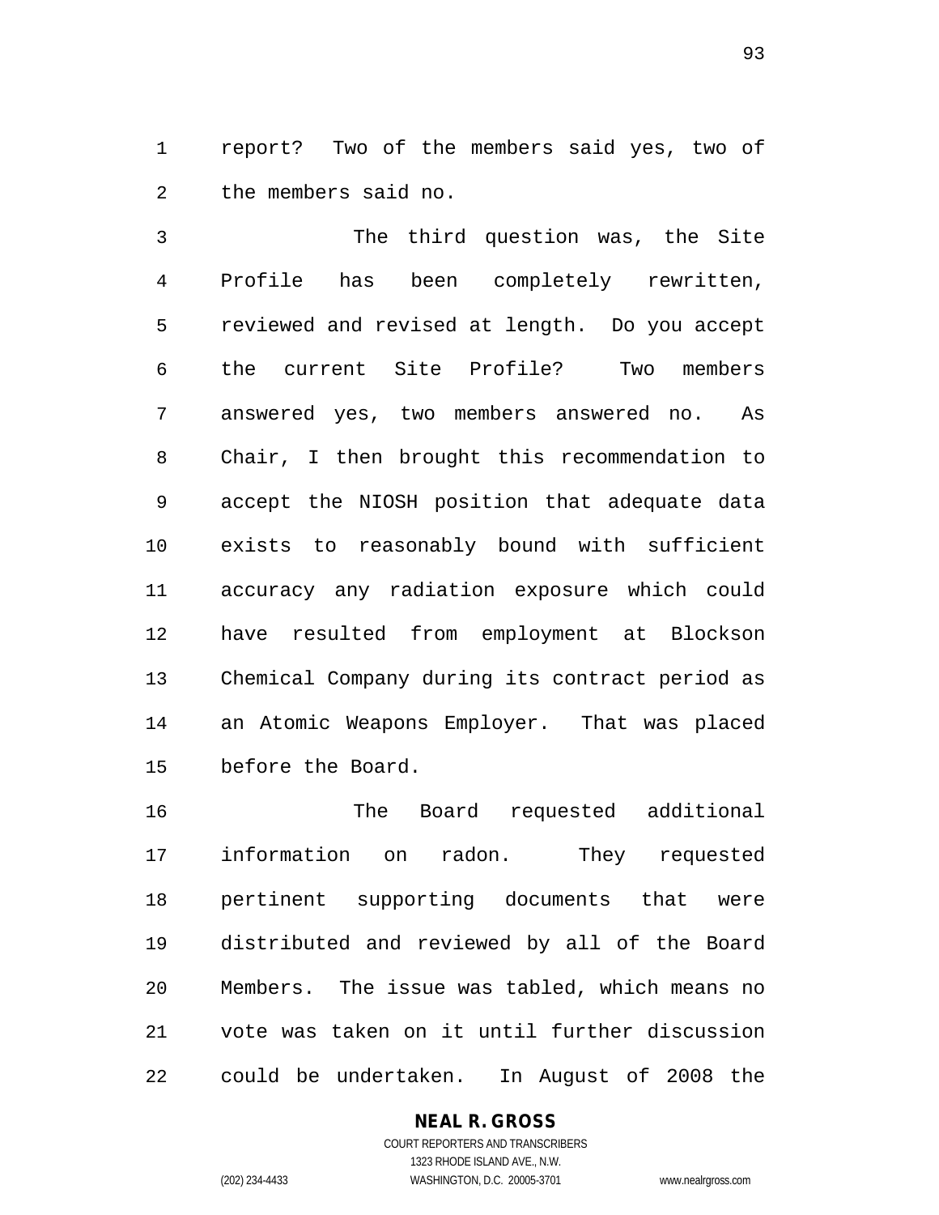report? Two of the members said yes, two of the members said no.

The third question was, the Site Profile has been completely rewritten, reviewed and revised at length. Do you accept the current Site Profile? Two members answered yes, two members answered no. As Chair, I then brought this recommendation to accept the NIOSH position that adequate data exists to reasonably bound with sufficient accuracy any radiation exposure which could have resulted from employment at Blockson Chemical Company during its contract period as an Atomic Weapons Employer. That was placed before the Board.

The Board requested additional information on radon. They requested pertinent supporting documents that were distributed and reviewed by all of the Board Members. The issue was tabled, which means no vote was taken on it until further discussion could be undertaken. In August of 2008 the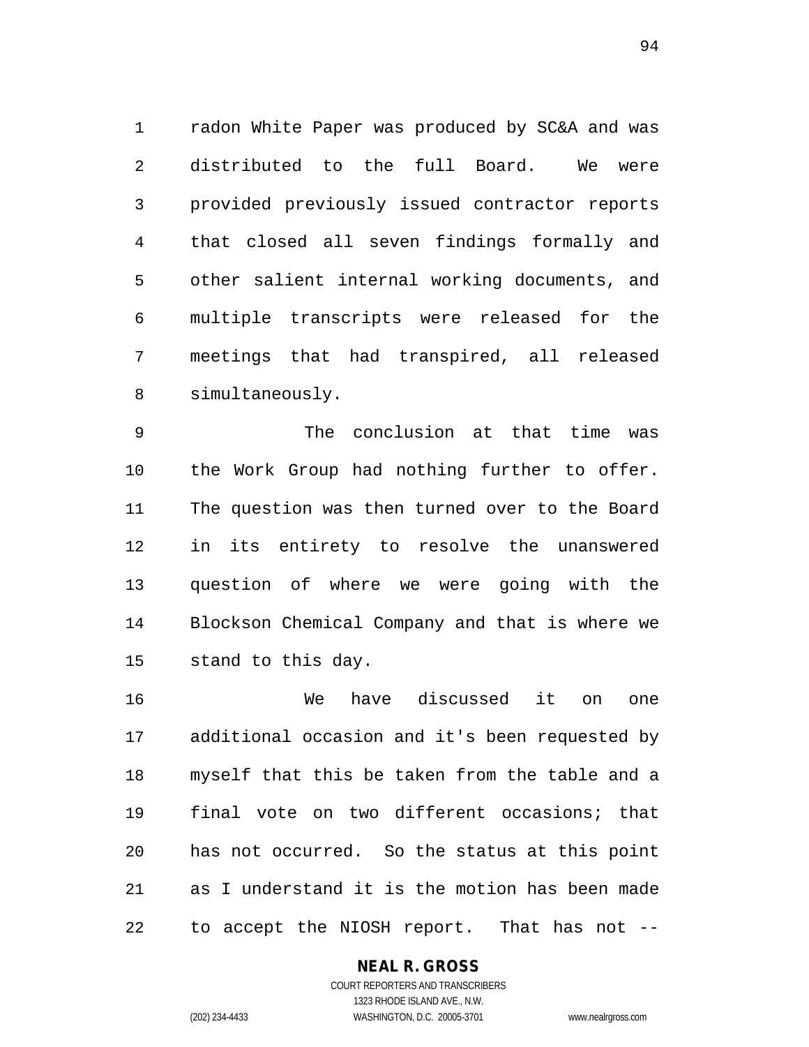radon White Paper was produced by SC&A and was distributed to the full Board. We were provided previously issued contractor reports that closed all seven findings formally and other salient internal working documents, and multiple transcripts were released for the meetings that had transpired, all released simultaneously.

The conclusion at that time was the Work Group had nothing further to offer. The question was then turned over to the Board in its entirety to resolve the unanswered question of where we were going with the Blockson Chemical Company and that is where we stand to this day.

We have discussed it on one additional occasion and it's been requested by myself that this be taken from the table and a final vote on two different occasions; that has not occurred. So the status at this point as I understand it is the motion has been made to accept the NIOSH report. That has not --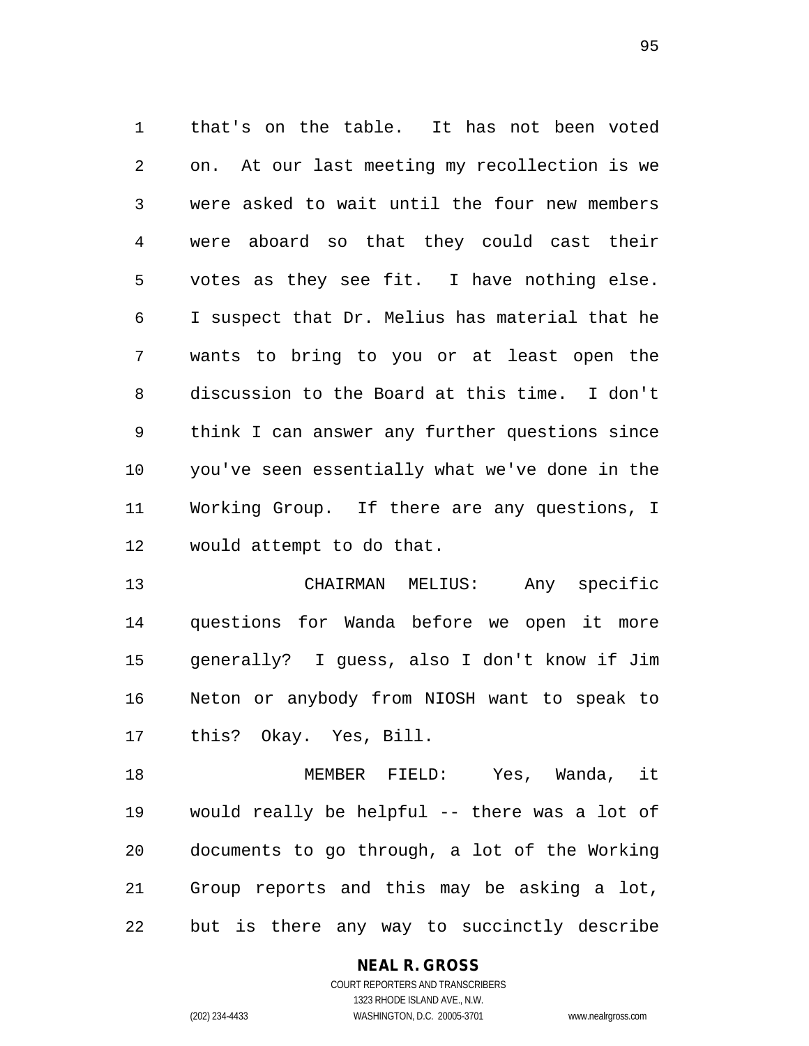that's on the table. It has not been voted on. At our last meeting my recollection is we were asked to wait until the four new members were aboard so that they could cast their votes as they see fit. I have nothing else. I suspect that Dr. Melius has material that he wants to bring to you or at least open the discussion to the Board at this time. I don't think I can answer any further questions since you've seen essentially what we've done in the Working Group. If there are any questions, I would attempt to do that.

CHAIRMAN MELIUS: Any specific questions for Wanda before we open it more generally? I guess, also I don't know if Jim Neton or anybody from NIOSH want to speak to this? Okay. Yes, Bill.

MEMBER FIELD: Yes, Wanda, it would really be helpful -- there was a lot of documents to go through, a lot of the Working Group reports and this may be asking a lot, but is there any way to succinctly describe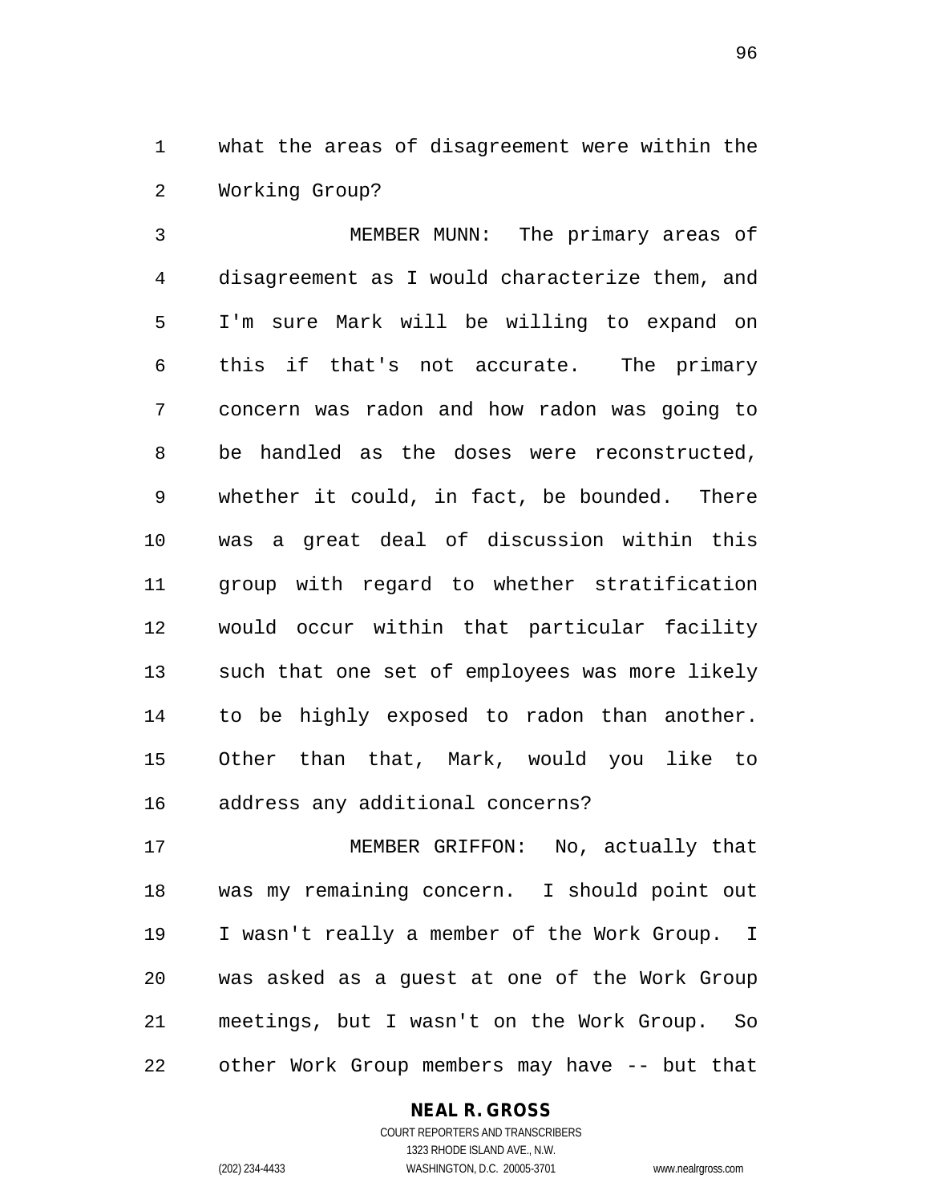what the areas of disagreement were within the Working Group?

MEMBER MUNN: The primary areas of disagreement as I would characterize them, and I'm sure Mark will be willing to expand on this if that's not accurate. The primary concern was radon and how radon was going to be handled as the doses were reconstructed, whether it could, in fact, be bounded. There was a great deal of discussion within this group with regard to whether stratification would occur within that particular facility such that one set of employees was more likely to be highly exposed to radon than another. Other than that, Mark, would you like to address any additional concerns?

MEMBER GRIFFON: No, actually that was my remaining concern. I should point out I wasn't really a member of the Work Group. I was asked as a guest at one of the Work Group meetings, but I wasn't on the Work Group. So other Work Group members may have -- but that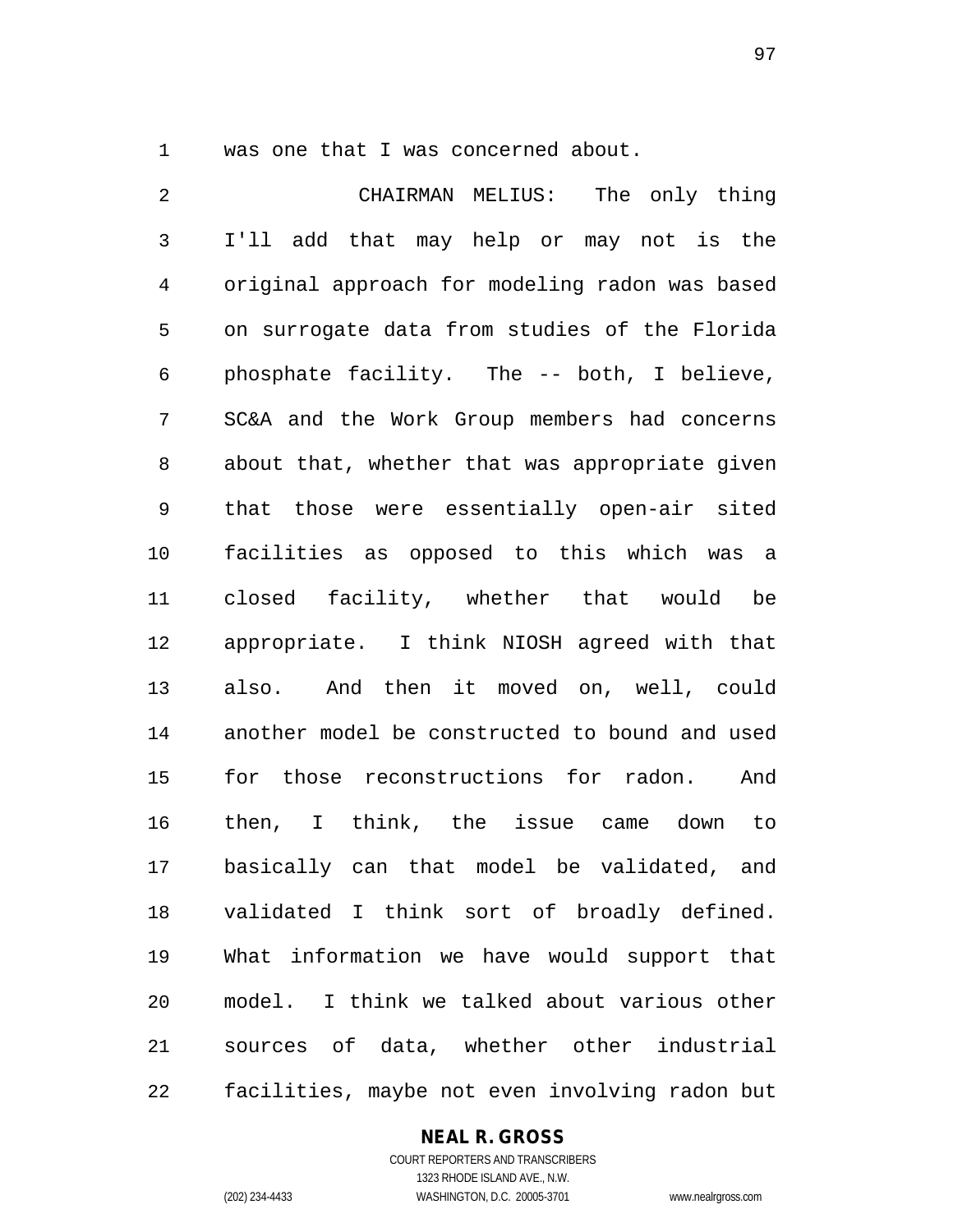was one that I was concerned about.

CHAIRMAN MELIUS: The only thing I'll add that may help or may not is the original approach for modeling radon was based on surrogate data from studies of the Florida phosphate facility. The -- both, I believe, SC&A and the Work Group members had concerns about that, whether that was appropriate given that those were essentially open-air sited facilities as opposed to this which was a closed facility, whether that would be appropriate. I think NIOSH agreed with that also. And then it moved on, well, could another model be constructed to bound and used for those reconstructions for radon. And then, I think, the issue came down to basically can that model be validated, and validated I think sort of broadly defined. What information we have would support that model. I think we talked about various other sources of data, whether other industrial facilities, maybe not even involving radon but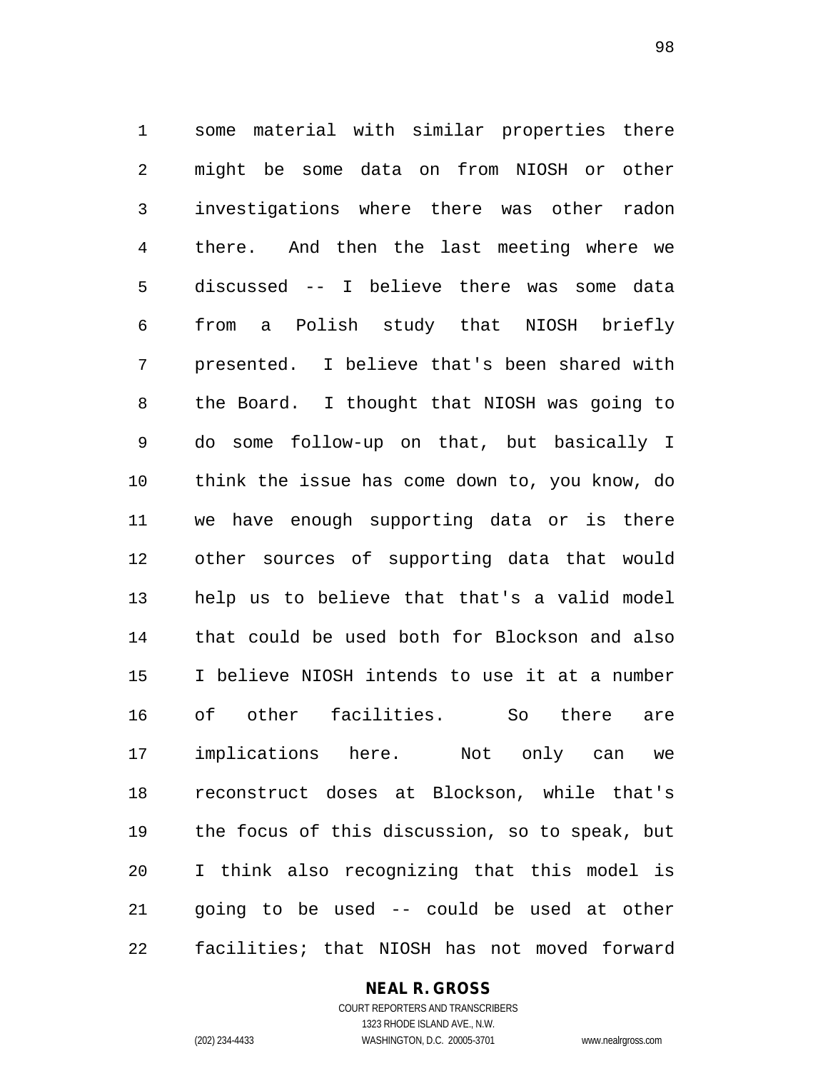some material with similar properties there might be some data on from NIOSH or other investigations where there was other radon there. And then the last meeting where we discussed -- I believe there was some data from a Polish study that NIOSH briefly presented. I believe that's been shared with the Board. I thought that NIOSH was going to do some follow-up on that, but basically I think the issue has come down to, you know, do we have enough supporting data or is there other sources of supporting data that would help us to believe that that's a valid model that could be used both for Blockson and also I believe NIOSH intends to use it at a number of other facilities. So there are implications here. Not only can we reconstruct doses at Blockson, while that's the focus of this discussion, so to speak, but I think also recognizing that this model is going to be used -- could be used at other facilities; that NIOSH has not moved forward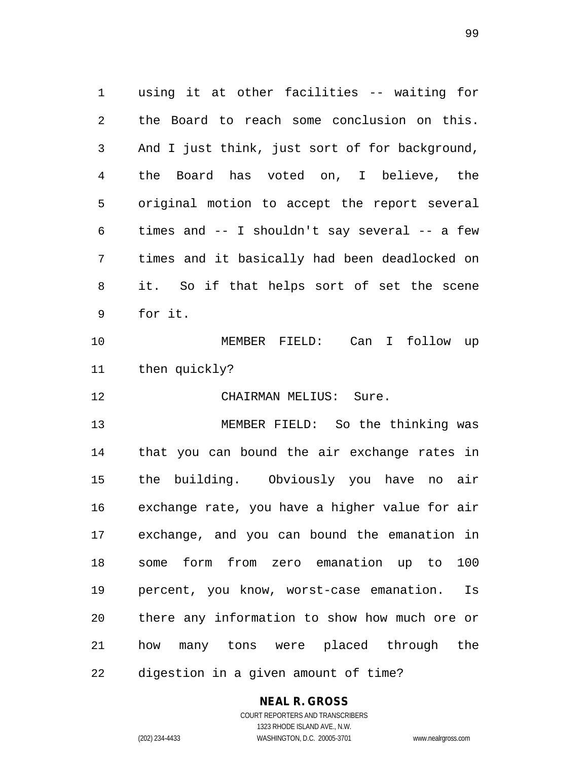using it at other facilities -- waiting for the Board to reach some conclusion on this. And I just think, just sort of for background, the Board has voted on, I believe, the original motion to accept the report several times and -- I shouldn't say several -- a few times and it basically had been deadlocked on it. So if that helps sort of set the scene for it.

MEMBER FIELD: Can I follow up then quickly?

CHAIRMAN MELIUS: Sure.

MEMBER FIELD: So the thinking was that you can bound the air exchange rates in the building. Obviously you have no air exchange rate, you have a higher value for air exchange, and you can bound the emanation in some form from zero emanation up to 100 percent, you know, worst-case emanation. Is there any information to show how much ore or how many tons were placed through the digestion in a given amount of time?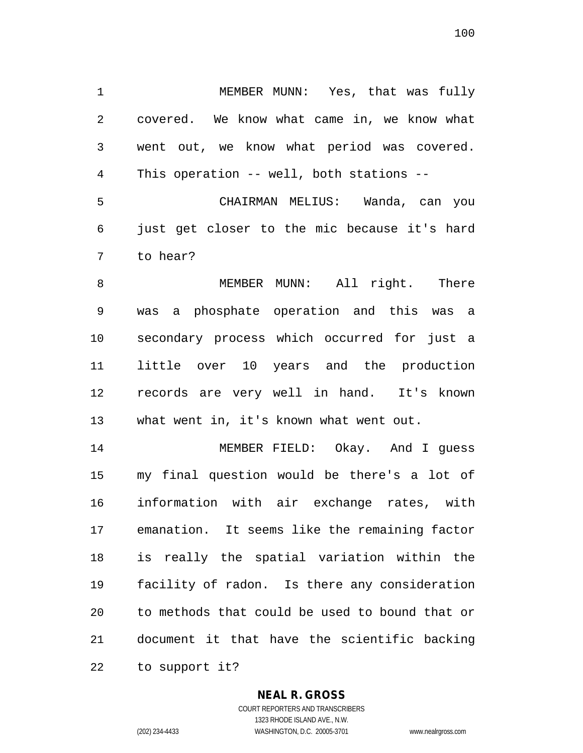MEMBER MUNN: Yes, that was fully covered. We know what came in, we know what went out, we know what period was covered. This operation -- well, both stations --

CHAIRMAN MELIUS: Wanda, can you just get closer to the mic because it's hard to hear?

MEMBER MUNN: All right. There was a phosphate operation and this was a secondary process which occurred for just a little over 10 years and the production records are very well in hand. It's known what went in, it's known what went out.

MEMBER FIELD: Okay. And I guess my final question would be there's a lot of information with air exchange rates, with emanation. It seems like the remaining factor is really the spatial variation within the facility of radon. Is there any consideration to methods that could be used to bound that or document it that have the scientific backing to support it?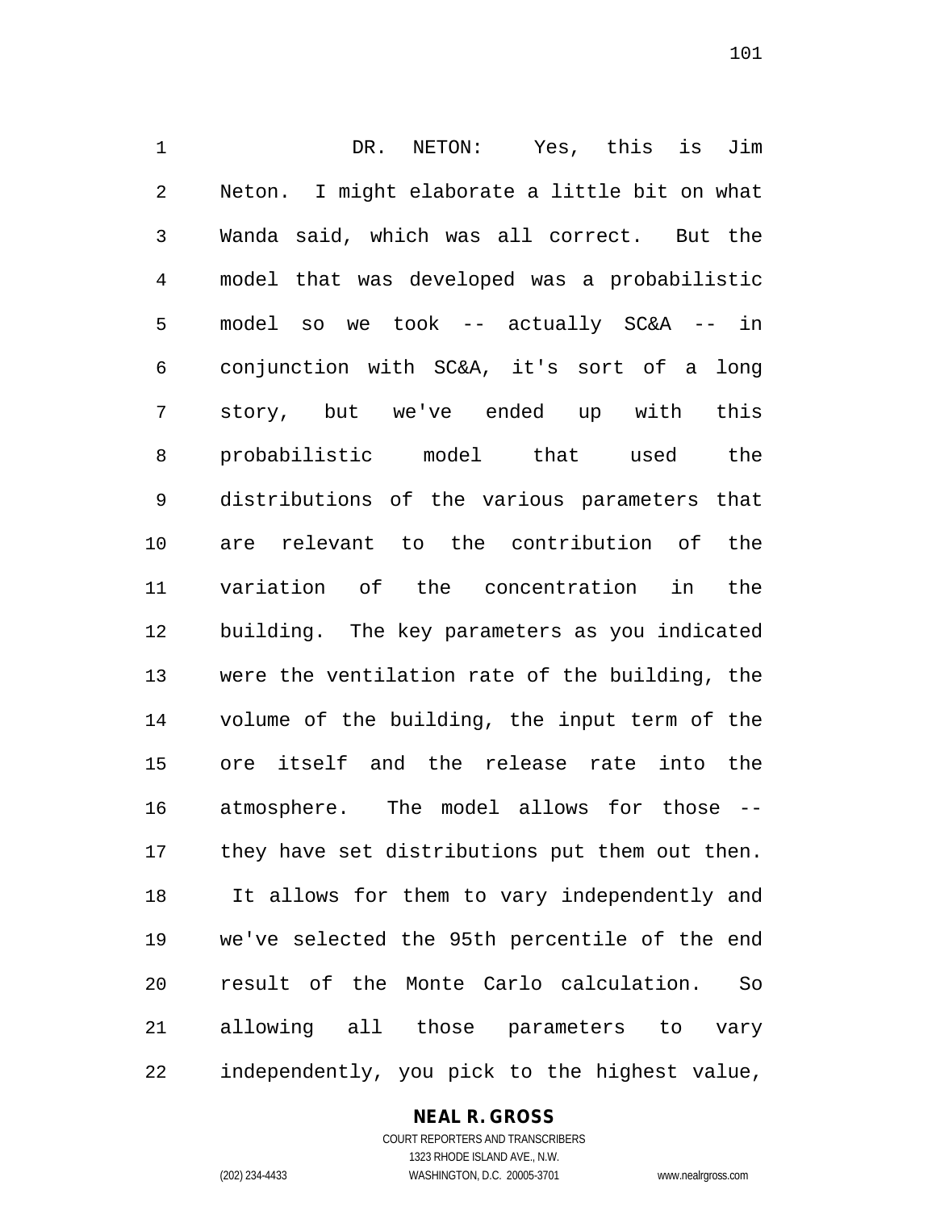DR. NETON: Yes, this is Jim Neton. I might elaborate a little bit on what Wanda said, which was all correct. But the model that was developed was a probabilistic model so we took -- actually SC&A -- in conjunction with SC&A, it's sort of a long story, but we've ended up with this probabilistic model that used the distributions of the various parameters that are relevant to the contribution of the variation of the concentration in the building. The key parameters as you indicated were the ventilation rate of the building, the volume of the building, the input term of the ore itself and the release rate into the atmosphere. The model allows for those -- they have set distributions put them out then. It allows for them to vary independently and we've selected the 95th percentile of the end result of the Monte Carlo calculation. So allowing all those parameters to vary independently, you pick to the highest value,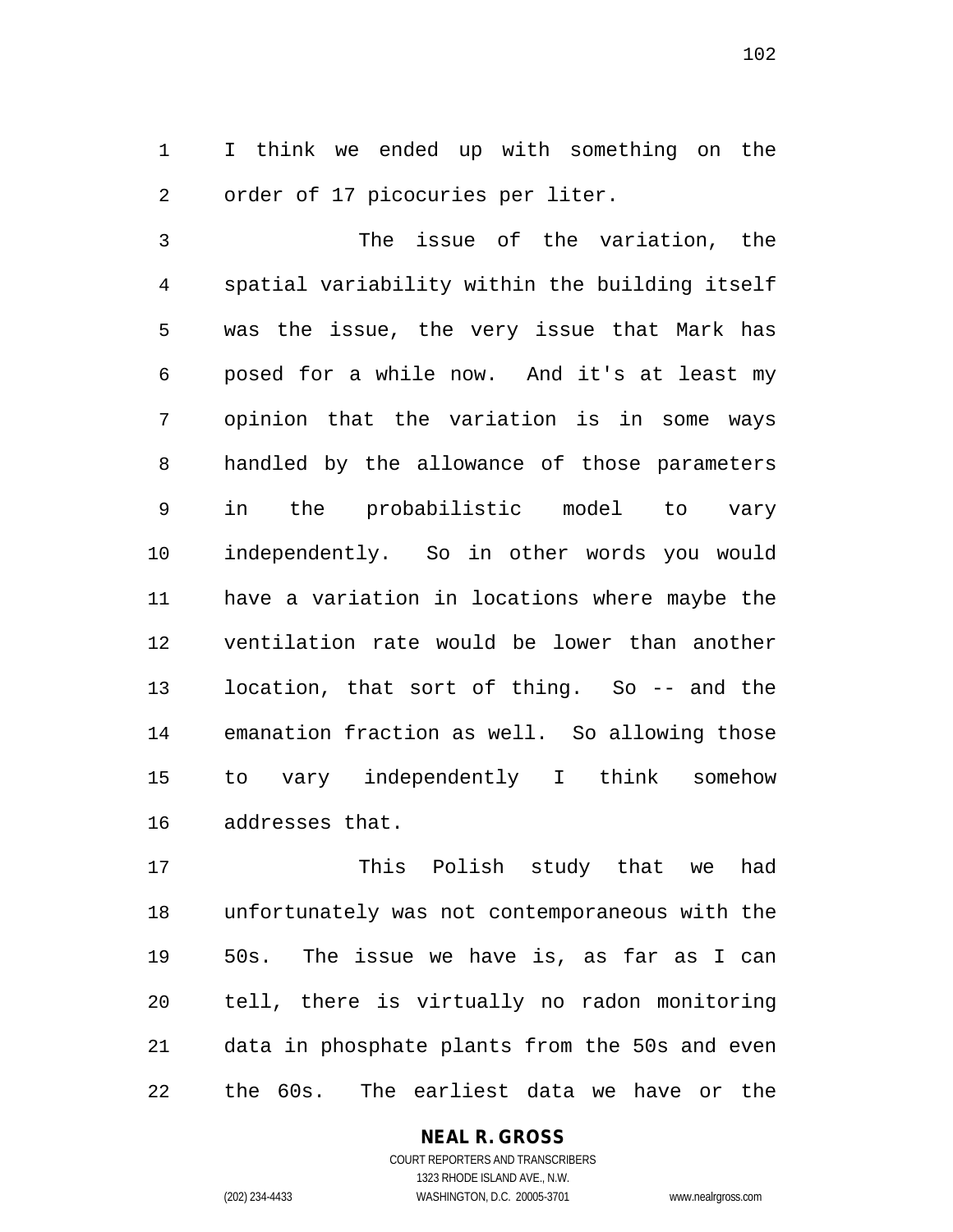I think we ended up with something on the order of 17 picocuries per liter.

The issue of the variation, the spatial variability within the building itself was the issue, the very issue that Mark has posed for a while now. And it's at least my opinion that the variation is in some ways handled by the allowance of those parameters in the probabilistic model to vary independently. So in other words you would have a variation in locations where maybe the ventilation rate would be lower than another location, that sort of thing. So -- and the emanation fraction as well. So allowing those to vary independently I think somehow addresses that.

This Polish study that we had unfortunately was not contemporaneous with the 50s. The issue we have is, as far as I can tell, there is virtually no radon monitoring data in phosphate plants from the 50s and even the 60s. The earliest data we have or the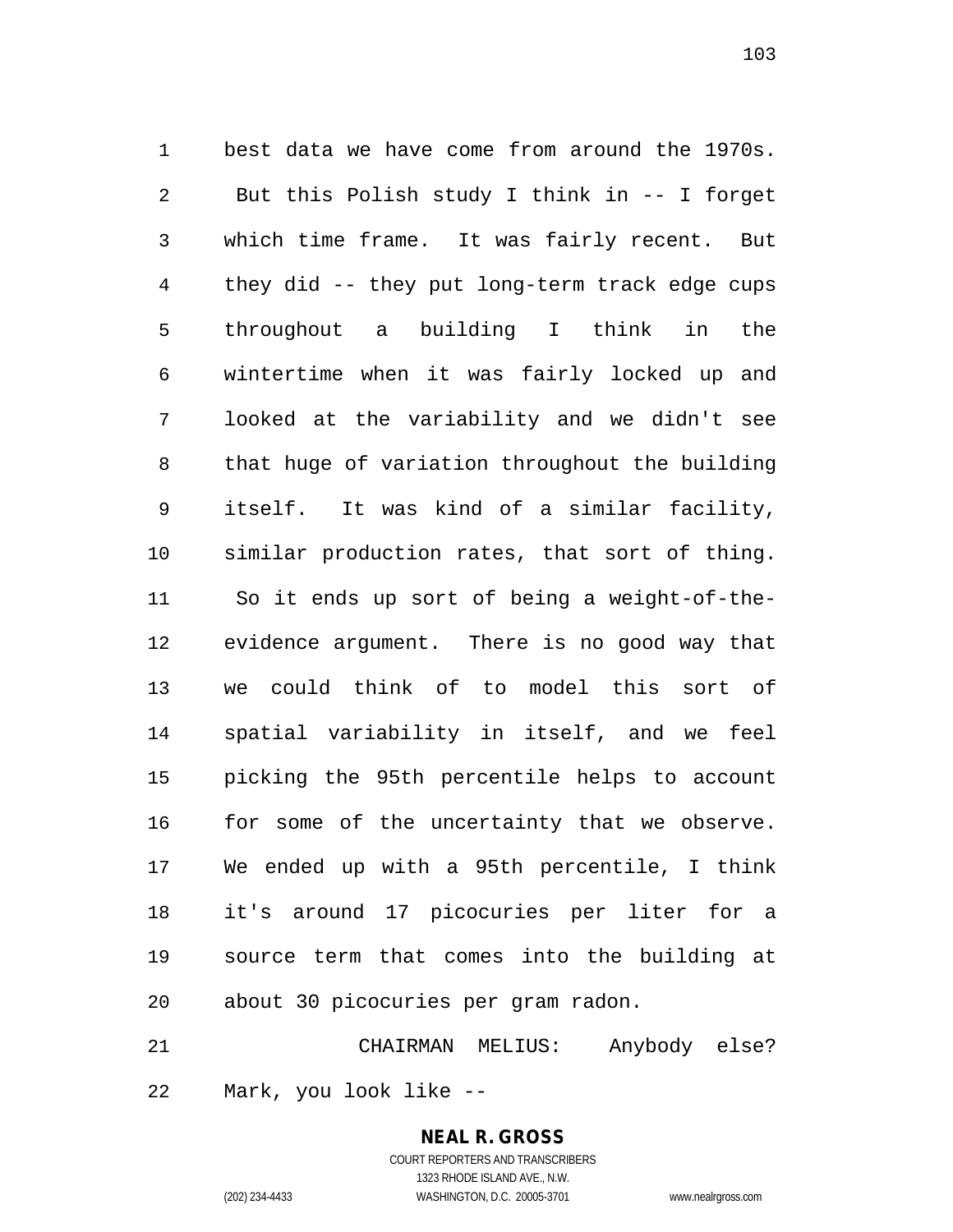best data we have come from around the 1970s. But this Polish study I think in -- I forget which time frame. It was fairly recent. But they did -- they put long-term track edge cups throughout a building I think in the wintertime when it was fairly locked up and looked at the variability and we didn't see that huge of variation throughout the building itself. It was kind of a similar facility, similar production rates, that sort of thing. So it ends up sort of being a weight-of-the-evidence argument. There is no good way that we could think of to model this sort of spatial variability in itself, and we feel picking the 95th percentile helps to account for some of the uncertainty that we observe. We ended up with a 95th percentile, I think it's around 17 picocuries per liter for a source term that comes into the building at about 30 picocuries per gram radon.

CHAIRMAN MELIUS: Anybody else? Mark, you look like --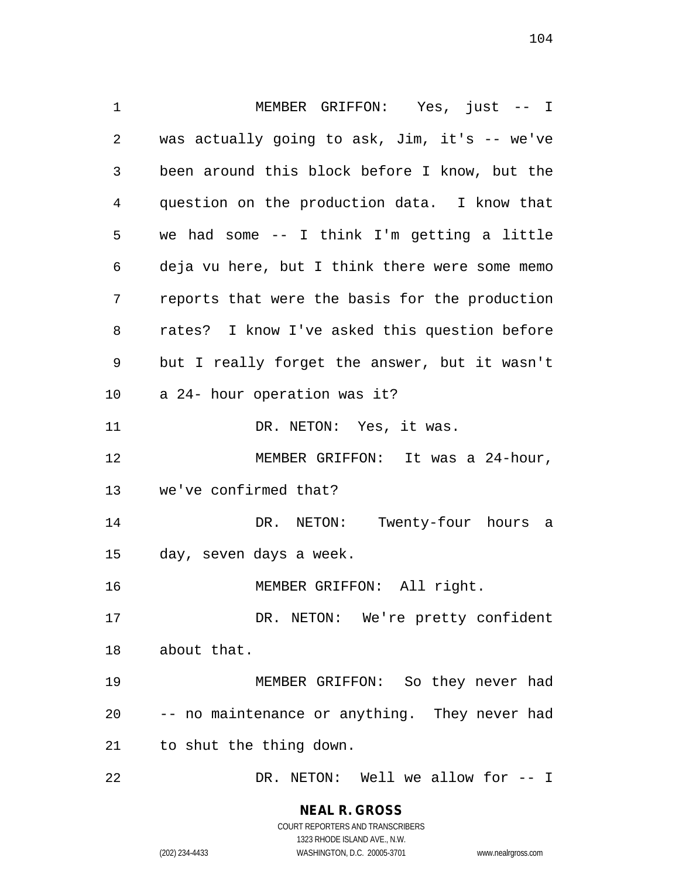MEMBER GRIFFON: Yes, just -- I was actually going to ask, Jim, it's -- we've been around this block before I know, but the question on the production data. I know that we had some -- I think I'm getting a little deja vu here, but I think there were some memo reports that were the basis for the production rates? I know I've asked this question before but I really forget the answer, but it wasn't a 24- hour operation was it?

DR. NETON: Yes, it was.

MEMBER GRIFFON: It was a 24-hour, we've confirmed that?

DR. NETON: Twenty-four hours a day, seven days a week.

MEMBER GRIFFON: All right.

DR. NETON: We're pretty confident about that.

MEMBER GRIFFON: So they never had -- no maintenance or anything. They never had to shut the thing down.

DR. NETON: Well we allow for -- I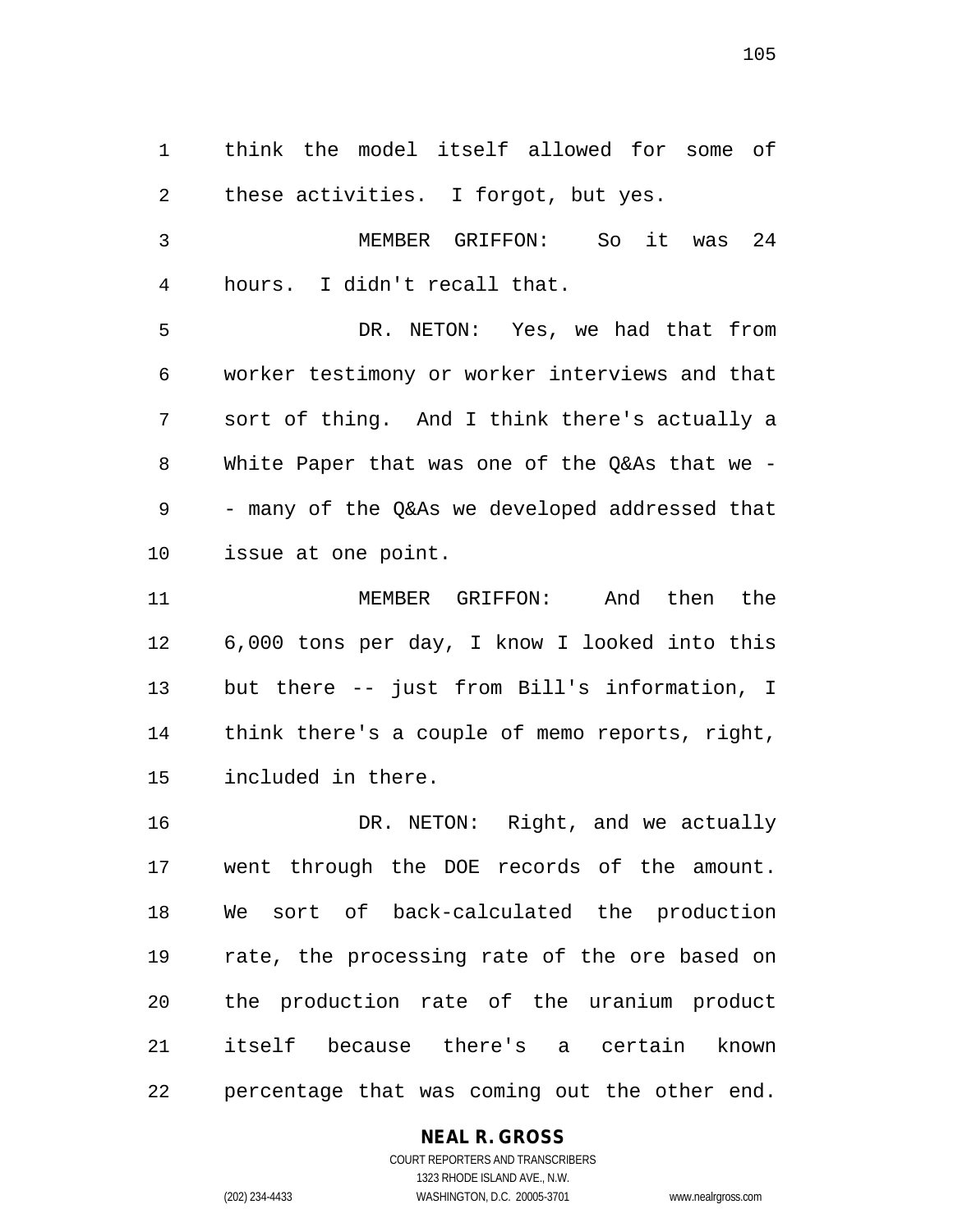think the model itself allowed for some of these activities. I forgot, but yes.

MEMBER GRIFFON: So it was 24 hours. I didn't recall that.

DR. NETON: Yes, we had that from worker testimony or worker interviews and that sort of thing. And I think there's actually a White Paper that was one of the Q&As that we -- many of the Q&As we developed addressed that issue at one point.

MEMBER GRIFFON: And then the 6,000 tons per day, I know I looked into this but there -- just from Bill's information, I think there's a couple of memo reports, right, included in there.

DR. NETON: Right, and we actually went through the DOE records of the amount. We sort of back-calculated the production rate, the processing rate of the ore based on the production rate of the uranium product itself because there's a certain known percentage that was coming out the other end.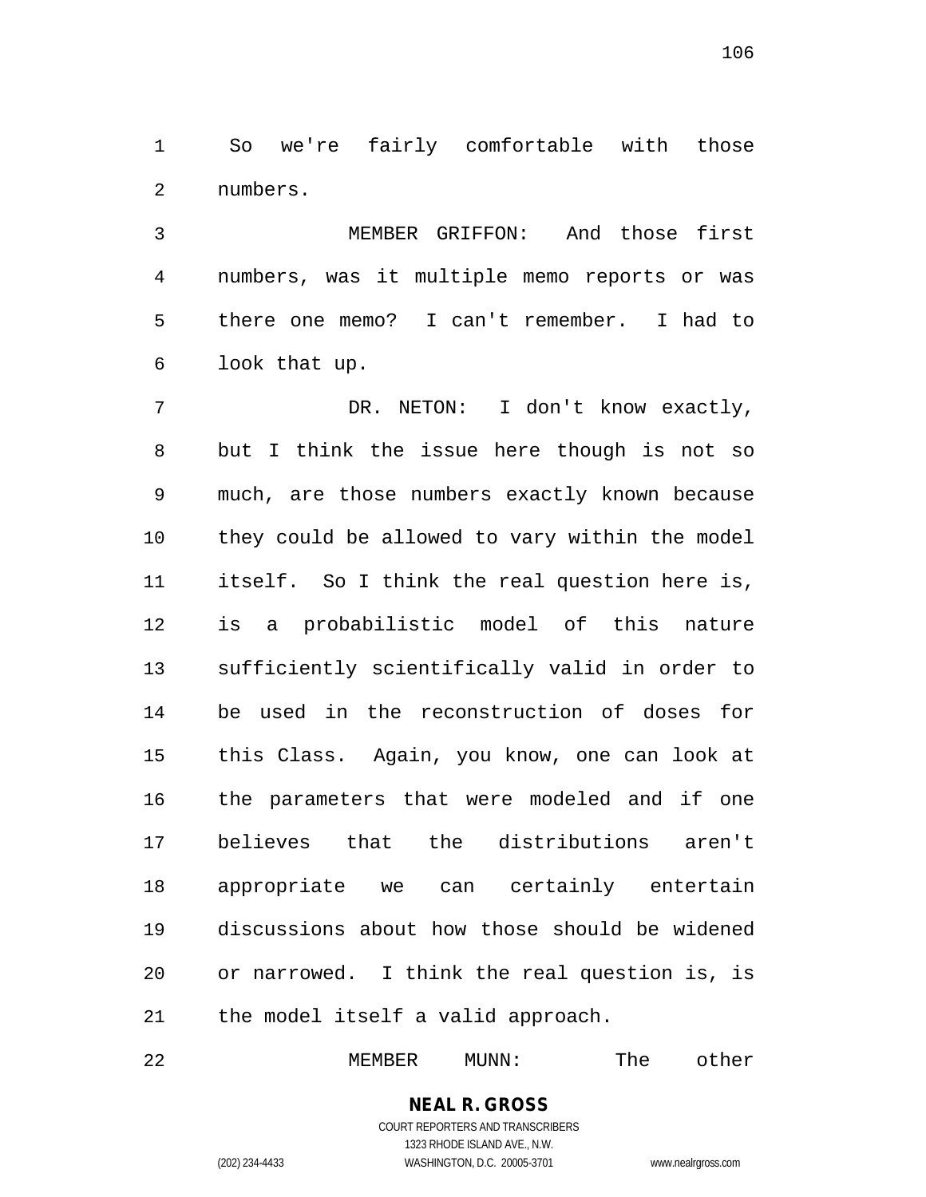So we're fairly comfortable with those numbers.

MEMBER GRIFFON: And those first numbers, was it multiple memo reports or was there one memo? I can't remember. I had to look that up.

DR. NETON: I don't know exactly, but I think the issue here though is not so much, are those numbers exactly known because they could be allowed to vary within the model itself. So I think the real question here is, is a probabilistic model of this nature sufficiently scientifically valid in order to be used in the reconstruction of doses for this Class. Again, you know, one can look at the parameters that were modeled and if one believes that the distributions aren't appropriate we can certainly entertain discussions about how those should be widened or narrowed. I think the real question is, is the model itself a valid approach.

MEMBER MUNN: The other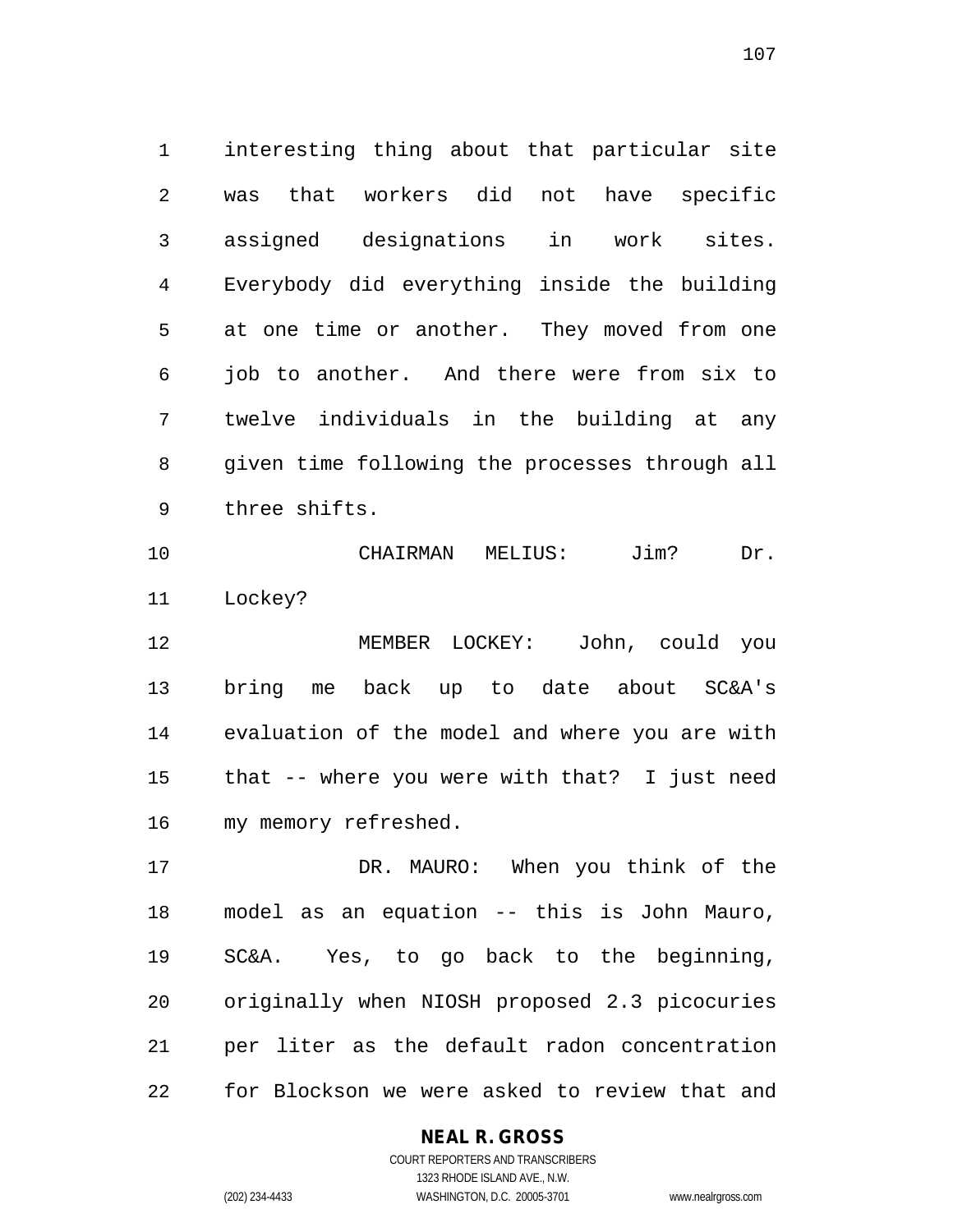interesting thing about that particular site was that workers did not have specific assigned designations in work sites. Everybody did everything inside the building at one time or another. They moved from one job to another. And there were from six to twelve individuals in the building at any given time following the processes through all three shifts.

CHAIRMAN MELIUS: Jim? Dr. Lockey?

MEMBER LOCKEY: John, could you bring me back up to date about SC&A's evaluation of the model and where you are with that -- where you were with that? I just need my memory refreshed.

DR. MAURO: When you think of the model as an equation -- this is John Mauro, SC&A. Yes, to go back to the beginning, originally when NIOSH proposed 2.3 picocuries per liter as the default radon concentration for Blockson we were asked to review that and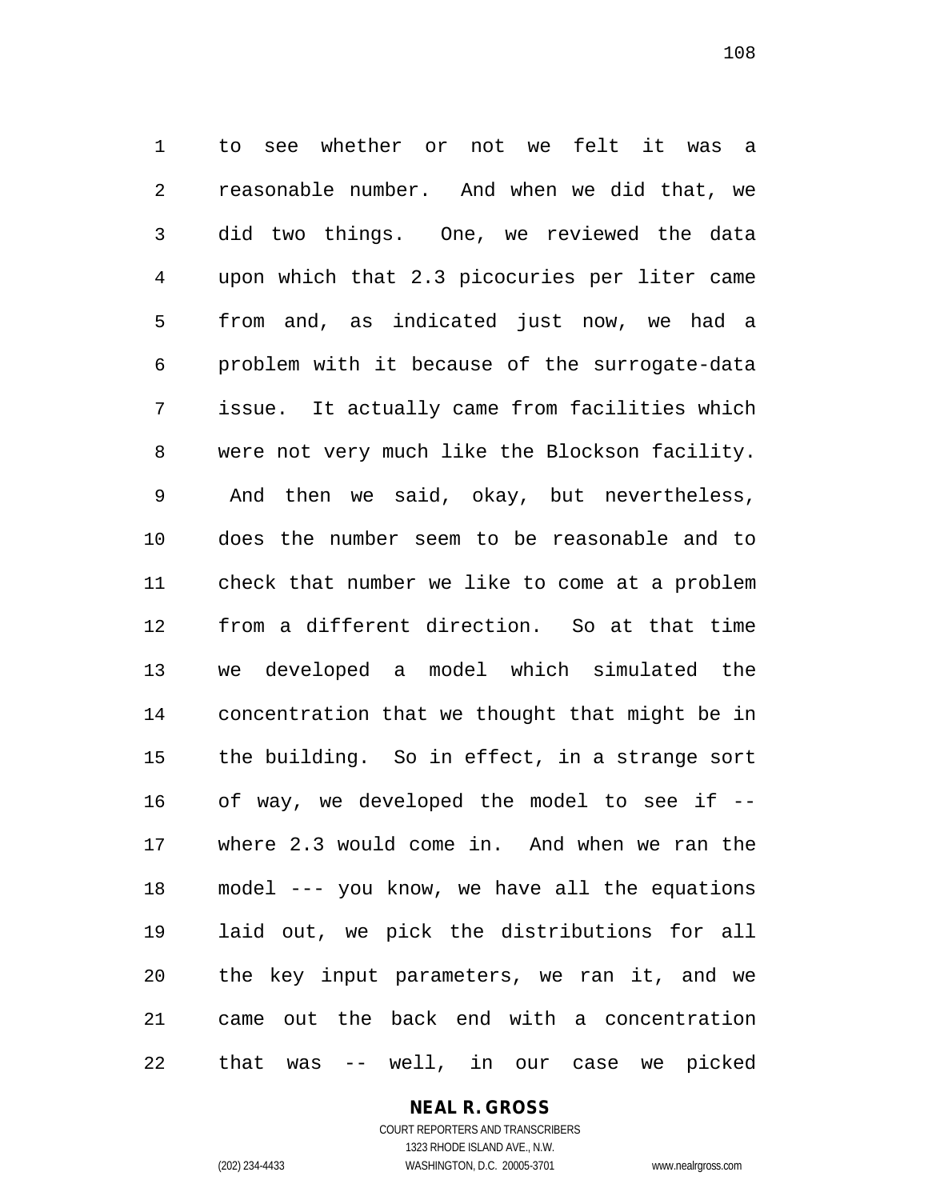to see whether or not we felt it was a reasonable number. And when we did that, we did two things. One, we reviewed the data upon which that 2.3 picocuries per liter came from and, as indicated just now, we had a problem with it because of the surrogate-data issue. It actually came from facilities which were not very much like the Blockson facility. And then we said, okay, but nevertheless, does the number seem to be reasonable and to check that number we like to come at a problem from a different direction. So at that time we developed a model which simulated the concentration that we thought that might be in the building. So in effect, in a strange sort of way, we developed the model to see if -- where 2.3 would come in. And when we ran the model --- you know, we have all the equations laid out, we pick the distributions for all the key input parameters, we ran it, and we came out the back end with a concentration that was -- well, in our case we picked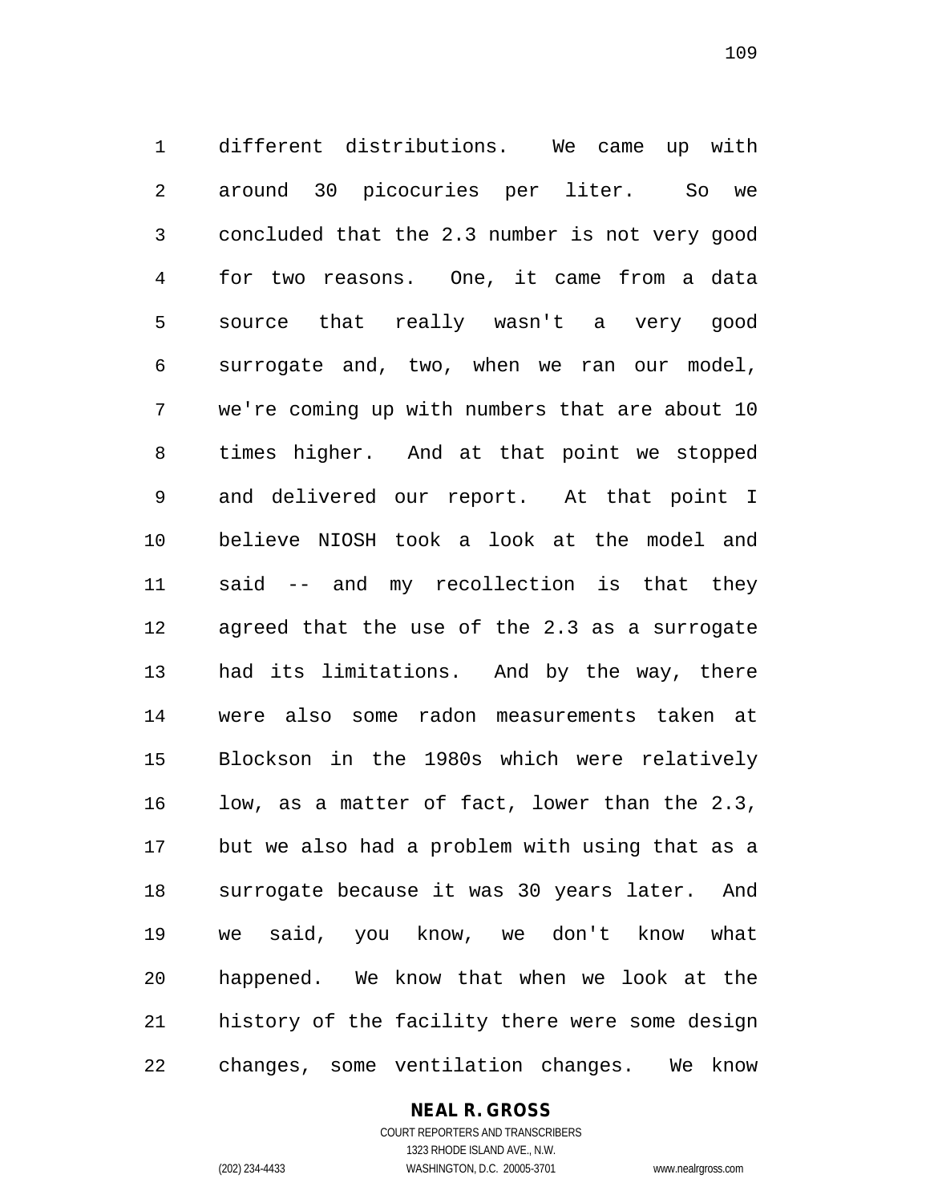different distributions. We came up with around 30 picocuries per liter. So we concluded that the 2.3 number is not very good for two reasons. One, it came from a data source that really wasn't a very good surrogate and, two, when we ran our model, we're coming up with numbers that are about 10 times higher. And at that point we stopped and delivered our report. At that point I believe NIOSH took a look at the model and said -- and my recollection is that they agreed that the use of the 2.3 as a surrogate had its limitations. And by the way, there were also some radon measurements taken at Blockson in the 1980s which were relatively low, as a matter of fact, lower than the 2.3, but we also had a problem with using that as a surrogate because it was 30 years later. And we said, you know, we don't know what happened. We know that when we look at the history of the facility there were some design changes, some ventilation changes. We know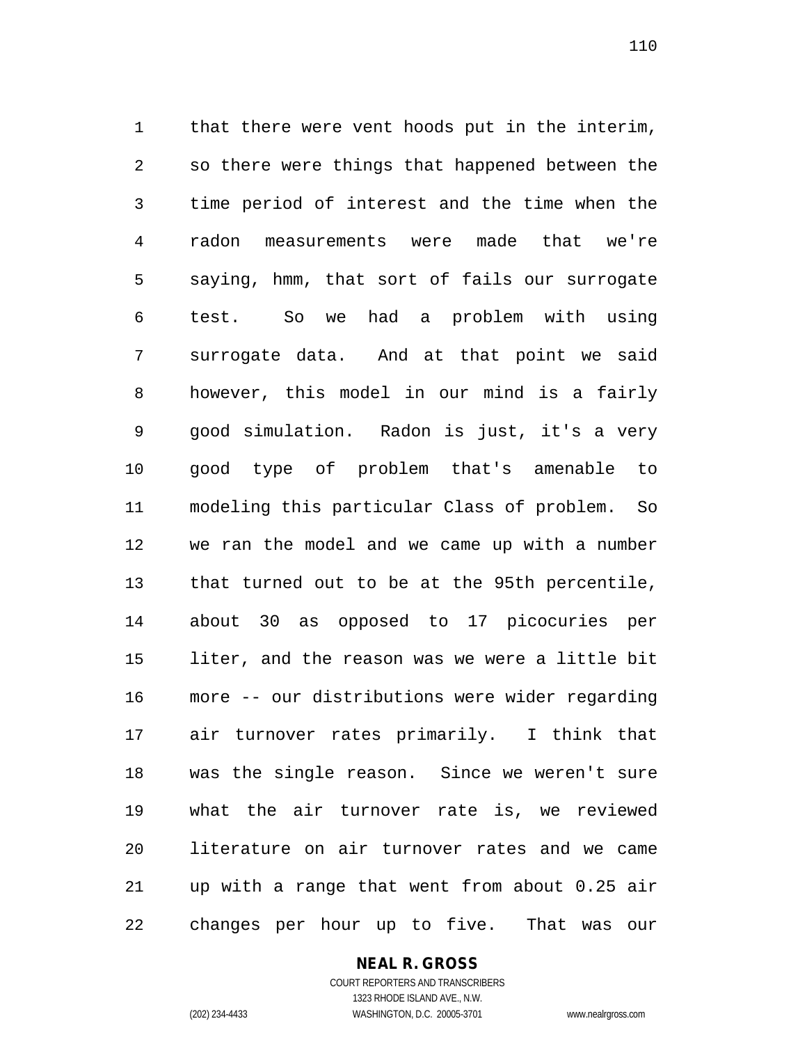that there were vent hoods put in the interim, so there were things that happened between the time period of interest and the time when the radon measurements were made that we're saying, hmm, that sort of fails our surrogate test. So we had a problem with using surrogate data. And at that point we said however, this model in our mind is a fairly good simulation. Radon is just, it's a very good type of problem that's amenable to modeling this particular Class of problem. So we ran the model and we came up with a number that turned out to be at the 95th percentile, about 30 as opposed to 17 picocuries per liter, and the reason was we were a little bit more -- our distributions were wider regarding air turnover rates primarily. I think that was the single reason. Since we weren't sure what the air turnover rate is, we reviewed literature on air turnover rates and we came up with a range that went from about 0.25 air changes per hour up to five. That was our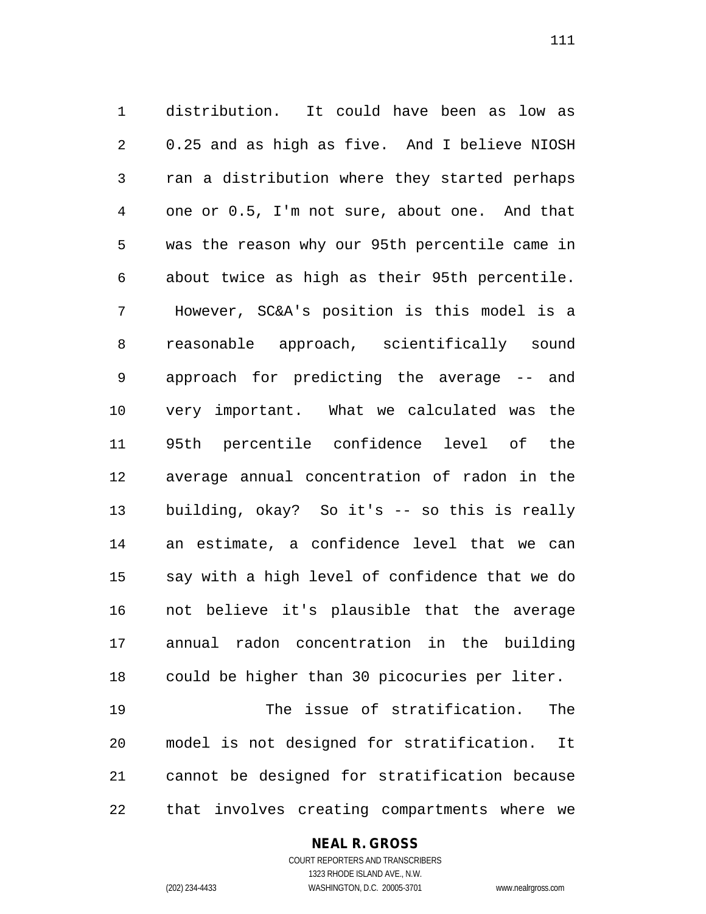distribution. It could have been as low as 0.25 and as high as five. And I believe NIOSH ran a distribution where they started perhaps one or 0.5, I'm not sure, about one. And that was the reason why our 95th percentile came in about twice as high as their 95th percentile. However, SC&A's position is this model is a reasonable approach, scientifically sound approach for predicting the average -- and very important. What we calculated was the 95th percentile confidence level of the average annual concentration of radon in the building, okay? So it's -- so this is really an estimate, a confidence level that we can say with a high level of confidence that we do not believe it's plausible that the average annual radon concentration in the building could be higher than 30 picocuries per liter.

The issue of stratification. The model is not designed for stratification. It cannot be designed for stratification because that involves creating compartments where we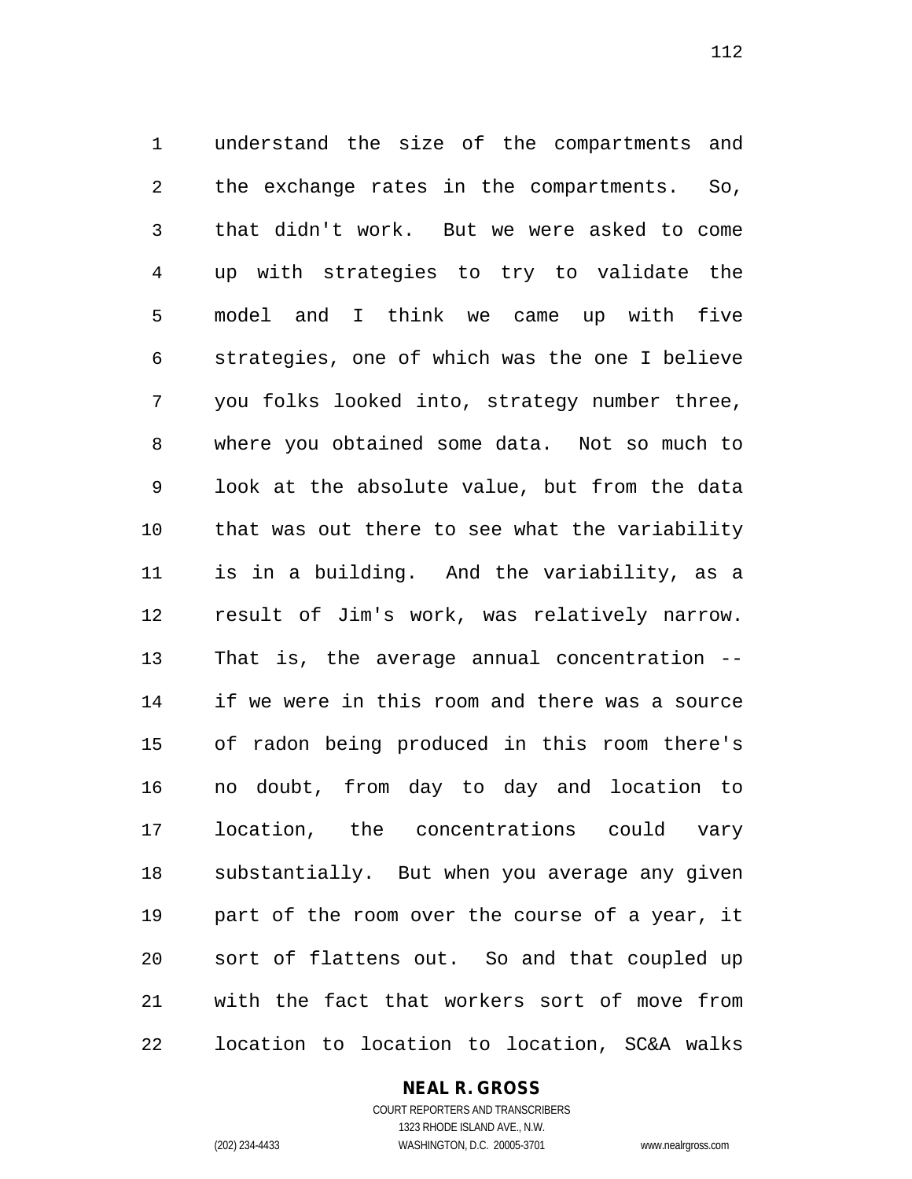understand the size of the compartments and the exchange rates in the compartments. So, that didn't work. But we were asked to come up with strategies to try to validate the model and I think we came up with five strategies, one of which was the one I believe you folks looked into, strategy number three, where you obtained some data. Not so much to look at the absolute value, but from the data that was out there to see what the variability is in a building. And the variability, as a result of Jim's work, was relatively narrow. That is, the average annual concentration -- if we were in this room and there was a source of radon being produced in this room there's no doubt, from day to day and location to location, the concentrations could vary substantially. But when you average any given part of the room over the course of a year, it sort of flattens out. So and that coupled up with the fact that workers sort of move from location to location to location, SC&A walks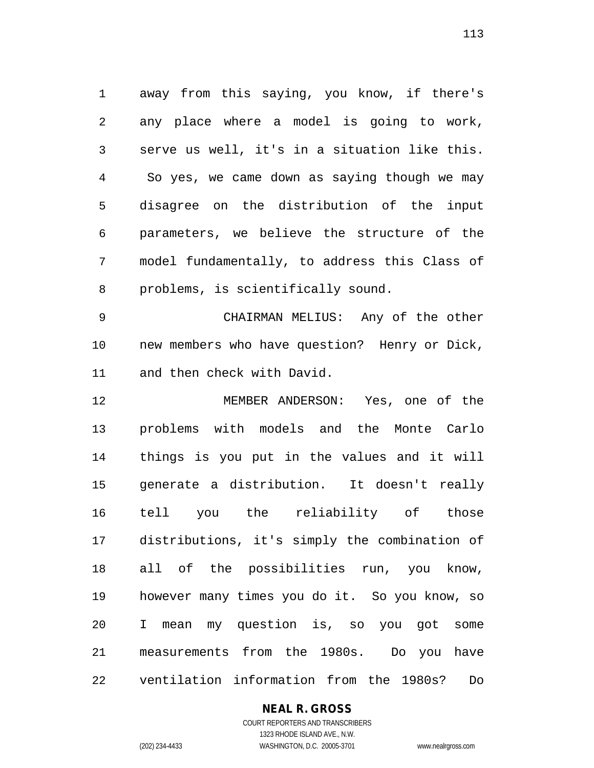away from this saying, you know, if there's any place where a model is going to work, serve us well, it's in a situation like this. So yes, we came down as saying though we may disagree on the distribution of the input parameters, we believe the structure of the model fundamentally, to address this Class of problems, is scientifically sound.

CHAIRMAN MELIUS: Any of the other new members who have question? Henry or Dick, and then check with David.

MEMBER ANDERSON: Yes, one of the problems with models and the Monte Carlo things is you put in the values and it will generate a distribution. It doesn't really tell you the reliability of those distributions, it's simply the combination of all of the possibilities run, you know, however many times you do it. So you know, so I mean my question is, so you got some measurements from the 1980s. Do you have ventilation information from the 1980s? Do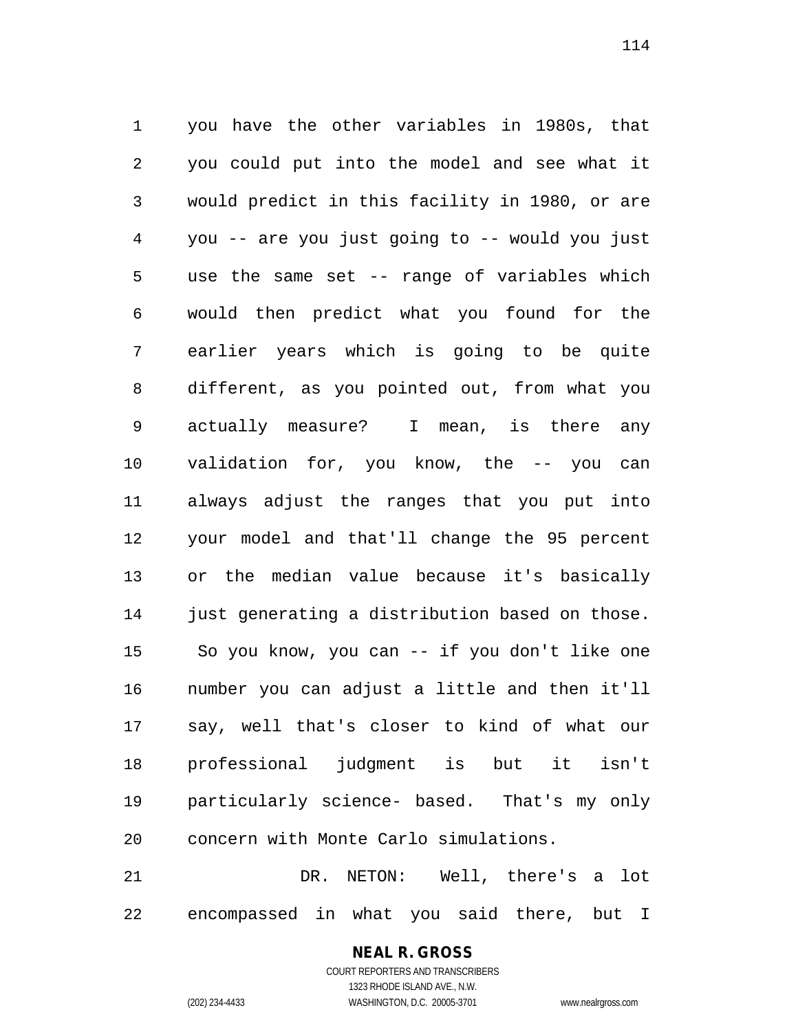you have the other variables in 1980s, that you could put into the model and see what it would predict in this facility in 1980, or are you -- are you just going to -- would you just use the same set -- range of variables which would then predict what you found for the earlier years which is going to be quite different, as you pointed out, from what you actually measure? I mean, is there any validation for, you know, the -- you can always adjust the ranges that you put into your model and that'll change the 95 percent or the median value because it's basically just generating a distribution based on those. So you know, you can -- if you don't like one number you can adjust a little and then it'll say, well that's closer to kind of what our professional judgment is but it isn't particularly science- based. That's my only concern with Monte Carlo simulations.

DR. NETON: Well, there's a lot encompassed in what you said there, but I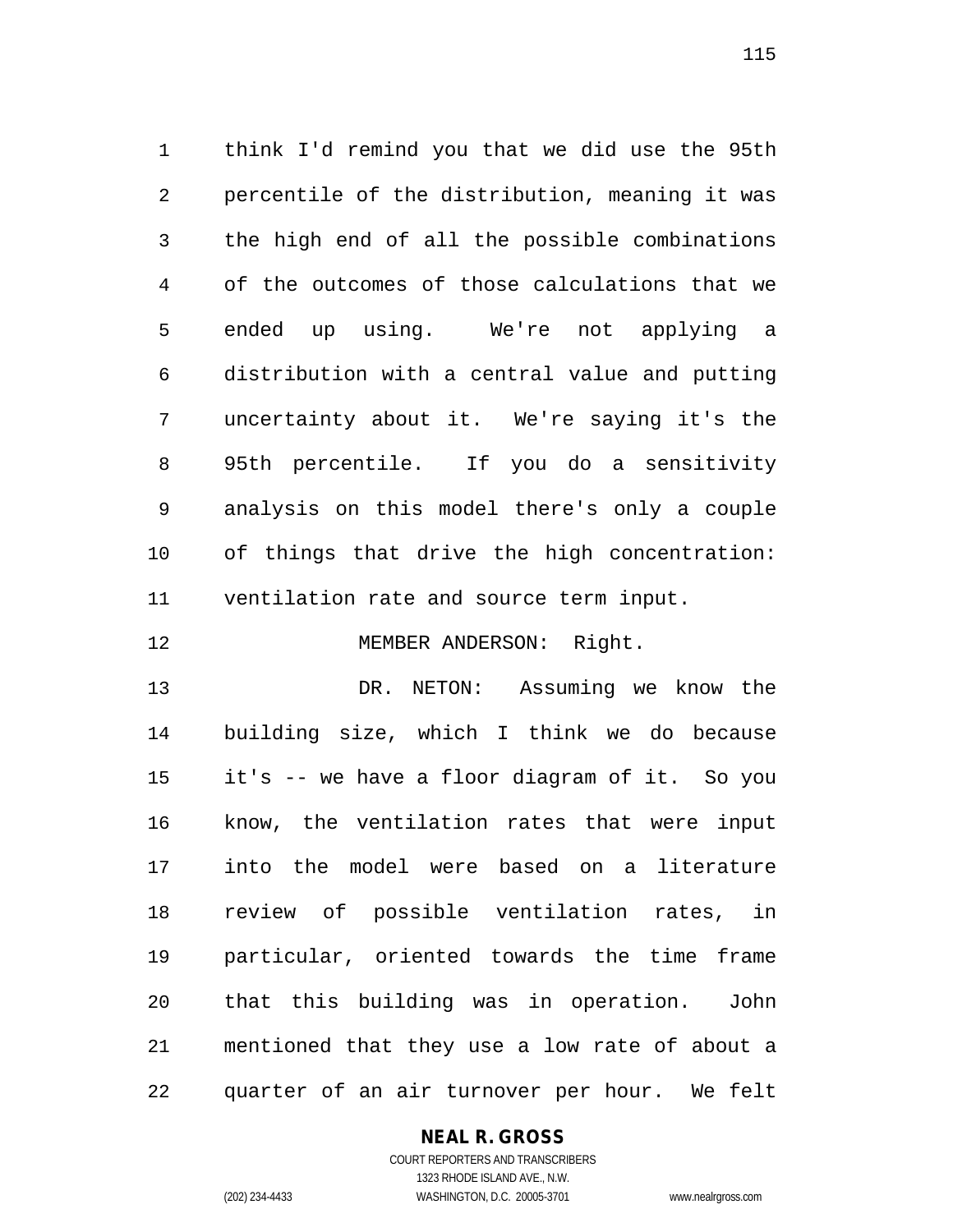think I'd remind you that we did use the 95th percentile of the distribution, meaning it was the high end of all the possible combinations of the outcomes of those calculations that we ended up using. We're not applying a distribution with a central value and putting uncertainty about it. We're saying it's the 95th percentile. If you do a sensitivity analysis on this model there's only a couple of things that drive the high concentration: ventilation rate and source term input.

MEMBER ANDERSON: Right.

DR. NETON: Assuming we know the building size, which I think we do because it's -- we have a floor diagram of it. So you know, the ventilation rates that were input into the model were based on a literature review of possible ventilation rates, in particular, oriented towards the time frame that this building was in operation. John mentioned that they use a low rate of about a quarter of an air turnover per hour. We felt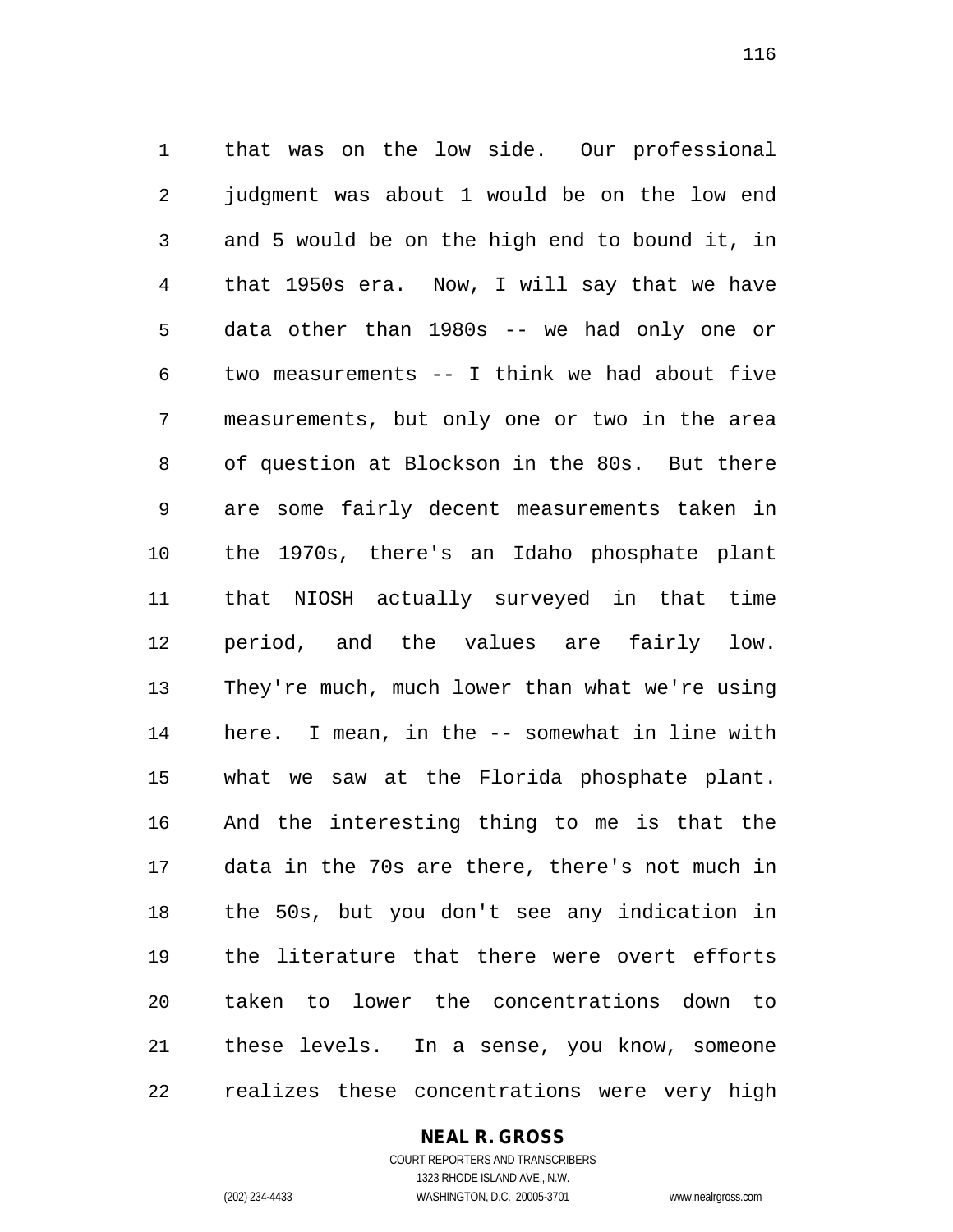that was on the low side. Our professional judgment was about 1 would be on the low end and 5 would be on the high end to bound it, in that 1950s era. Now, I will say that we have data other than 1980s -- we had only one or two measurements -- I think we had about five measurements, but only one or two in the area of question at Blockson in the 80s. But there are some fairly decent measurements taken in the 1970s, there's an Idaho phosphate plant that NIOSH actually surveyed in that time period, and the values are fairly low. They're much, much lower than what we're using here. I mean, in the -- somewhat in line with what we saw at the Florida phosphate plant. And the interesting thing to me is that the data in the 70s are there, there's not much in the 50s, but you don't see any indication in the literature that there were overt efforts taken to lower the concentrations down to these levels. In a sense, you know, someone realizes these concentrations were very high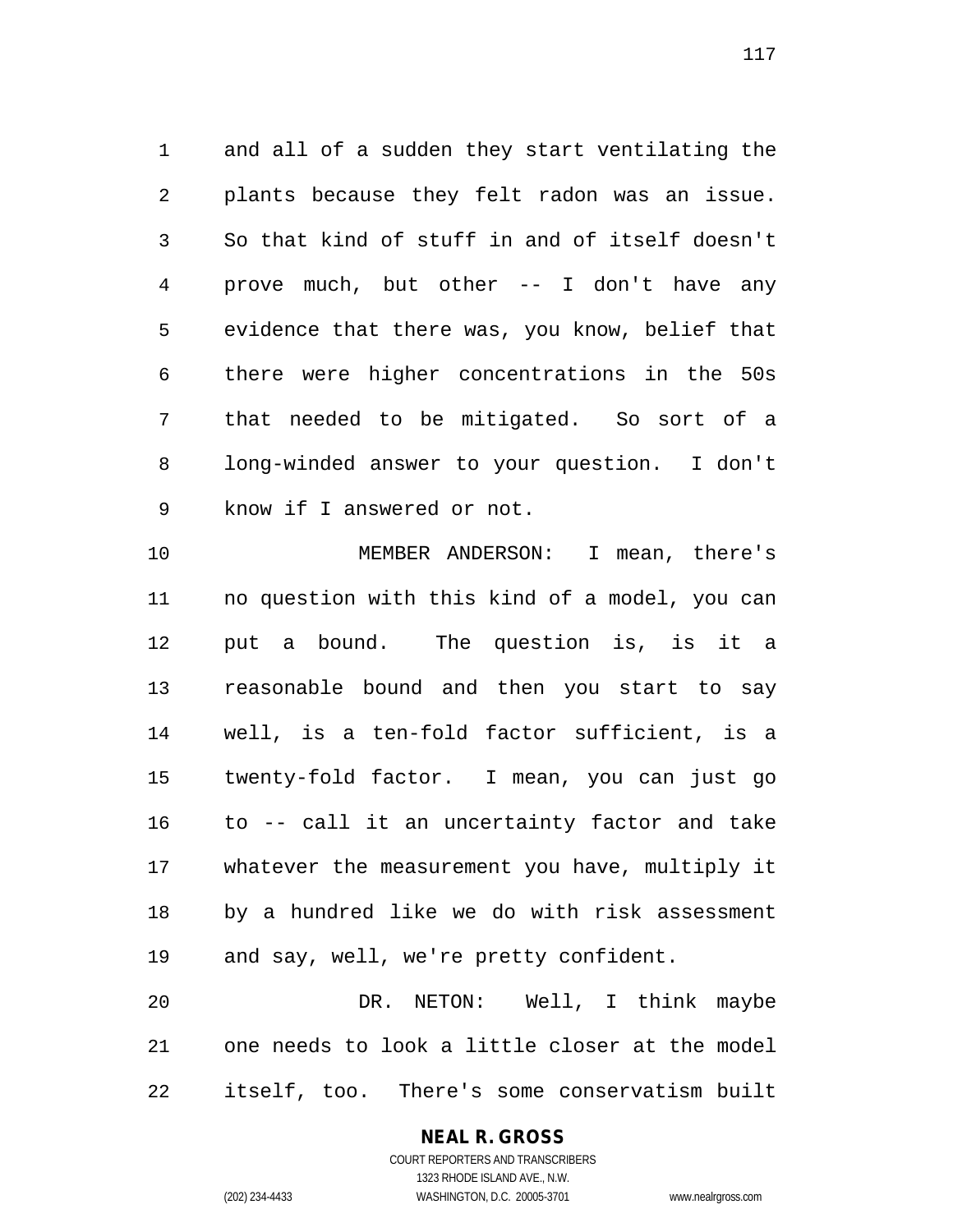and all of a sudden they start ventilating the plants because they felt radon was an issue. So that kind of stuff in and of itself doesn't prove much, but other -- I don't have any evidence that there was, you know, belief that there were higher concentrations in the 50s that needed to be mitigated. So sort of a long-winded answer to your question. I don't know if I answered or not.

MEMBER ANDERSON: I mean, there's no question with this kind of a model, you can put a bound. The question is, is it a reasonable bound and then you start to say well, is a ten-fold factor sufficient, is a twenty-fold factor. I mean, you can just go to -- call it an uncertainty factor and take whatever the measurement you have, multiply it by a hundred like we do with risk assessment and say, well, we're pretty confident.

DR. NETON: Well, I think maybe one needs to look a little closer at the model itself, too. There's some conservatism built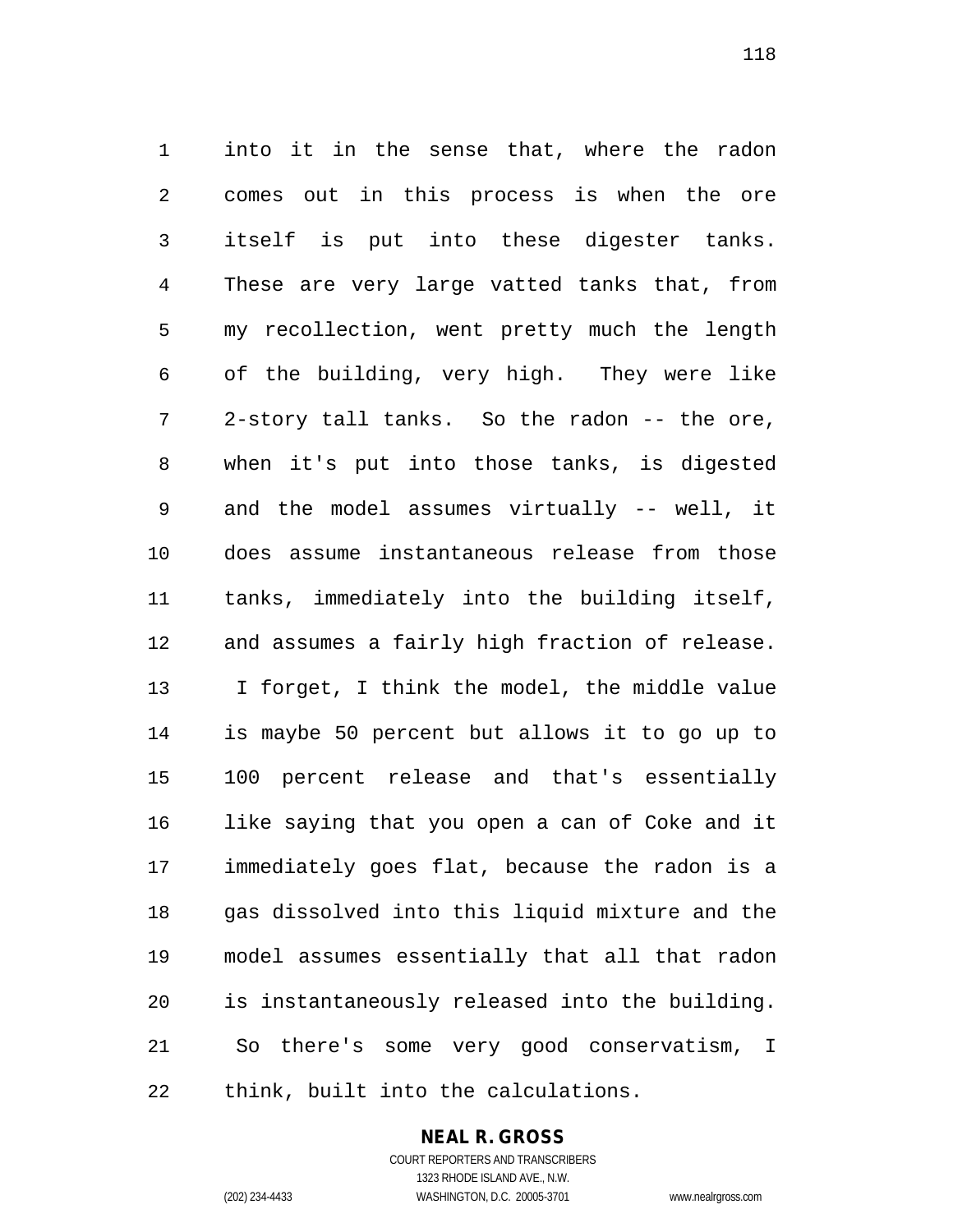into it in the sense that, where the radon comes out in this process is when the ore itself is put into these digester tanks. These are very large vatted tanks that, from my recollection, went pretty much the length of the building, very high. They were like 2-story tall tanks. So the radon -- the ore, when it's put into those tanks, is digested and the model assumes virtually -- well, it does assume instantaneous release from those tanks, immediately into the building itself, and assumes a fairly high fraction of release. I forget, I think the model, the middle value is maybe 50 percent but allows it to go up to 100 percent release and that's essentially like saying that you open a can of Coke and it immediately goes flat, because the radon is a gas dissolved into this liquid mixture and the model assumes essentially that all that radon is instantaneously released into the building. So there's some very good conservatism, I think, built into the calculations.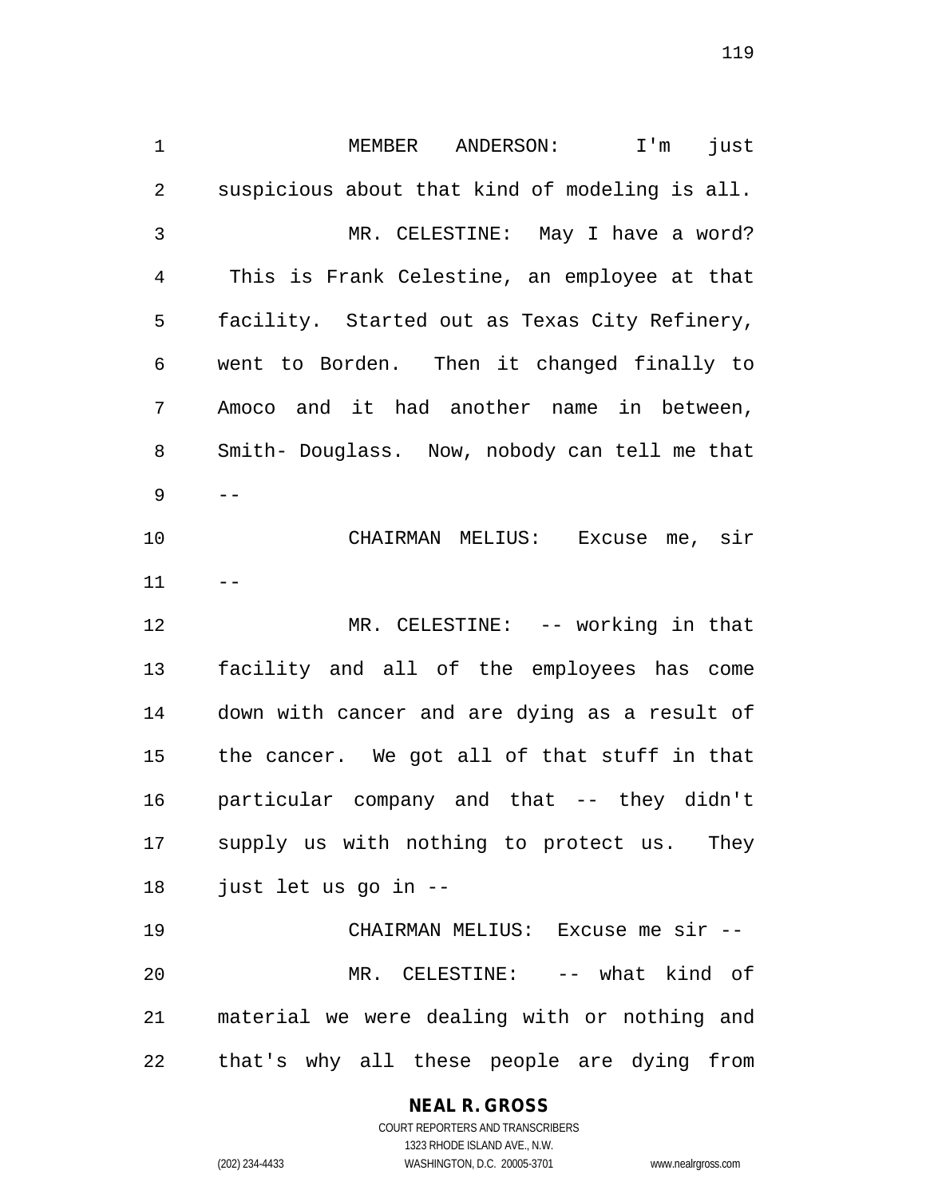MEMBER ANDERSON: I'm just suspicious about that kind of modeling is all.

MR. CELESTINE: May I have a word? This is Frank Celestine, an employee at that facility. Started out as Texas City Refinery, went to Borden. Then it changed finally to Amoco and it had another name in between, Smith- Douglass. Now, nobody can tell me that --

CHAIRMAN MELIUS: Excuse me, sir --

MR. CELESTINE: -- working in that facility and all of the employees has come down with cancer and are dying as a result of the cancer. We got all of that stuff in that particular company and that -- they didn't supply us with nothing to protect us. They just let us go in --

CHAIRMAN MELIUS: Excuse me sir --

MR. CELESTINE: -- what kind of material we were dealing with or nothing and that's why all these people are dying from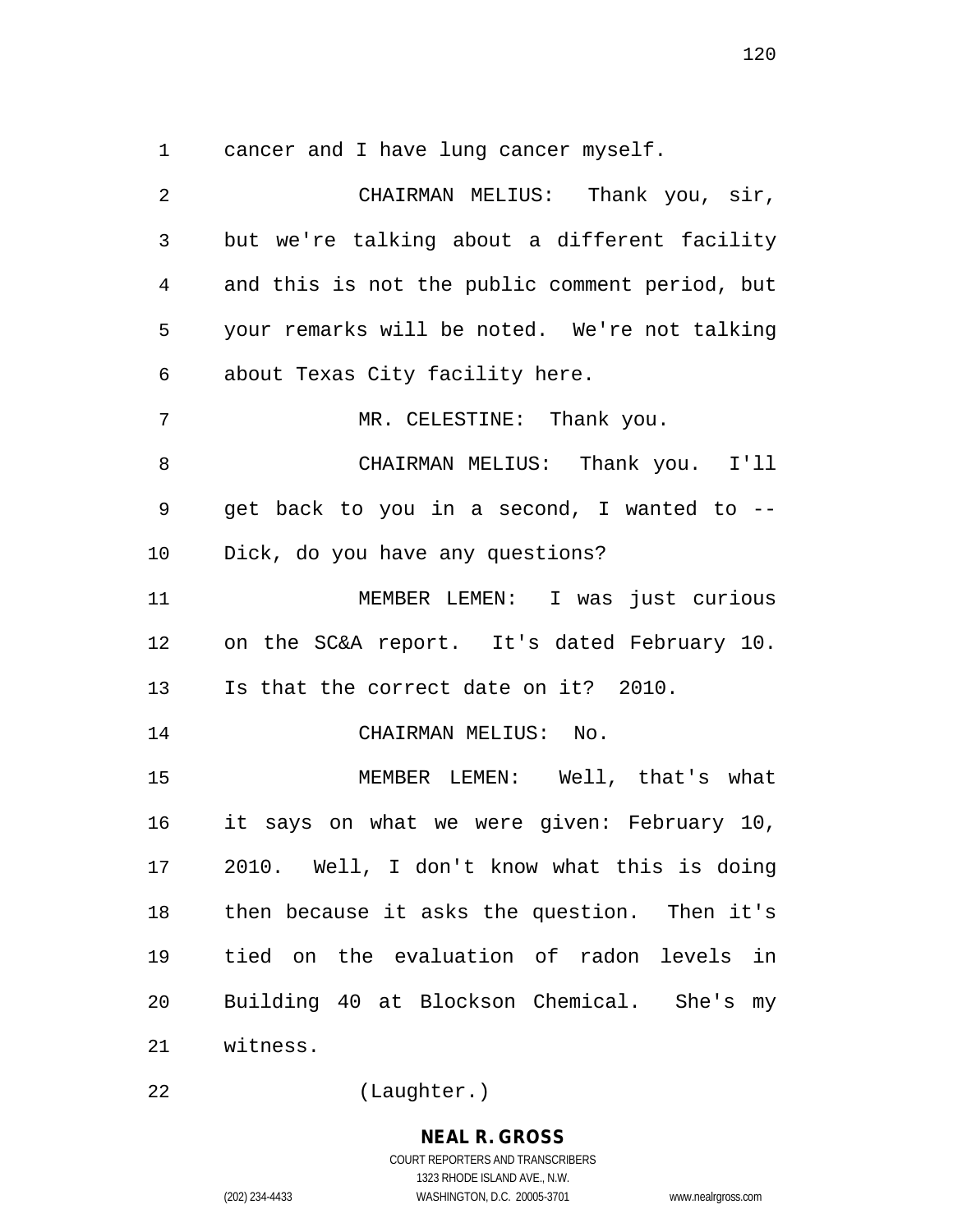cancer and I have lung cancer myself.

CHAIRMAN MELIUS: Thank you, sir, but we're talking about a different facility and this is not the public comment period, but your remarks will be noted. We're not talking about Texas City facility here.

MR. CELESTINE: Thank you.

CHAIRMAN MELIUS: Thank you. I'll get back to you in a second, I wanted to -- Dick, do you have any questions?

MEMBER LEMEN: I was just curious on the SC&A report. It's dated February 10. Is that the correct date on it? 2010.

CHAIRMAN MELIUS: No.

MEMBER LEMEN: Well, that's what it says on what we were given: February 10, 2010. Well, I don't know what this is doing then because it asks the question. Then it's tied on the evaluation of radon levels in Building 40 at Blockson Chemical. She's my witness.

(Laughter.)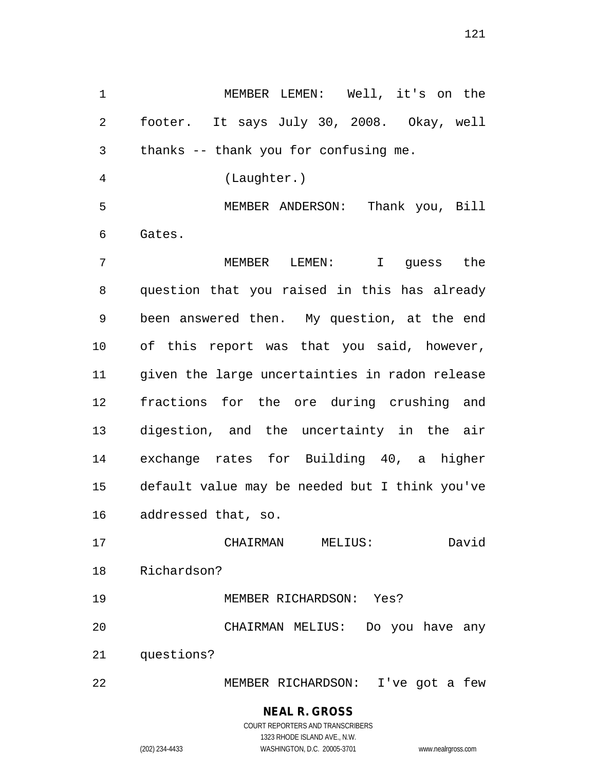MEMBER LEMEN: Well, it's on the footer. It says July 30, 2008. Okay, well thanks -- thank you for confusing me.

(Laughter.)

MEMBER ANDERSON: Thank you, Bill Gates.

MEMBER LEMEN: I guess the question that you raised in this has already been answered then. My question, at the end of this report was that you said, however, given the large uncertainties in radon release fractions for the ore during crushing and digestion, and the uncertainty in the air exchange rates for Building 40, a higher default value may be needed but I think you've addressed that, so.

CHAIRMAN MELIUS: David Richardson?

MEMBER RICHARDSON: Yes?

CHAIRMAN MELIUS: Do you have any questions?

MEMBER RICHARDSON: I've got a few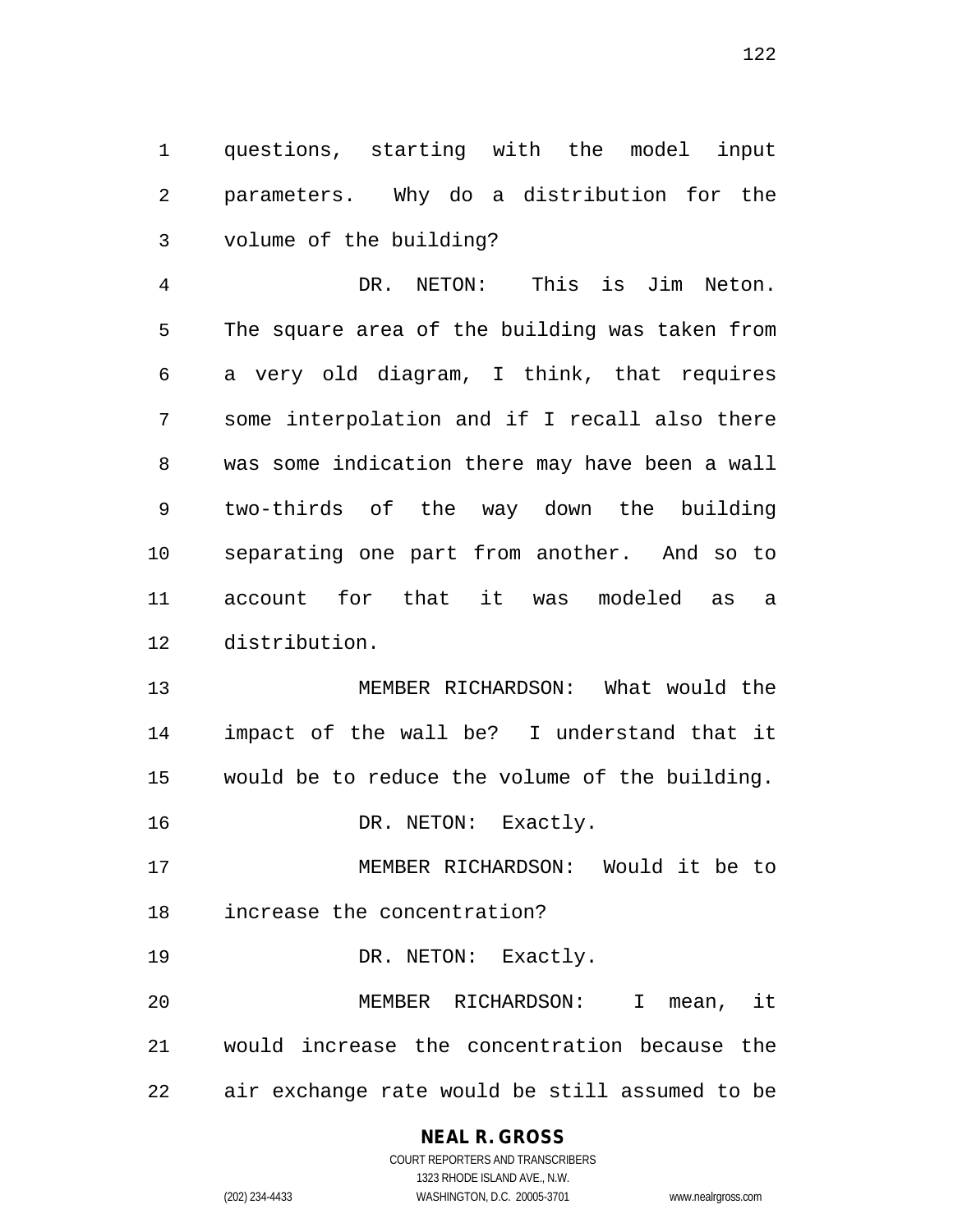questions, starting with the model input parameters. Why do a distribution for the volume of the building?

DR. NETON: This is Jim Neton. The square area of the building was taken from a very old diagram, I think, that requires some interpolation and if I recall also there was some indication there may have been a wall two-thirds of the way down the building separating one part from another. And so to account for that it was modeled as a distribution.

MEMBER RICHARDSON: What would the impact of the wall be? I understand that it would be to reduce the volume of the building.

DR. NETON: Exactly.

MEMBER RICHARDSON: Would it be to increase the concentration?

DR. NETON: Exactly.

MEMBER RICHARDSON: I mean, it would increase the concentration because the air exchange rate would be still assumed to be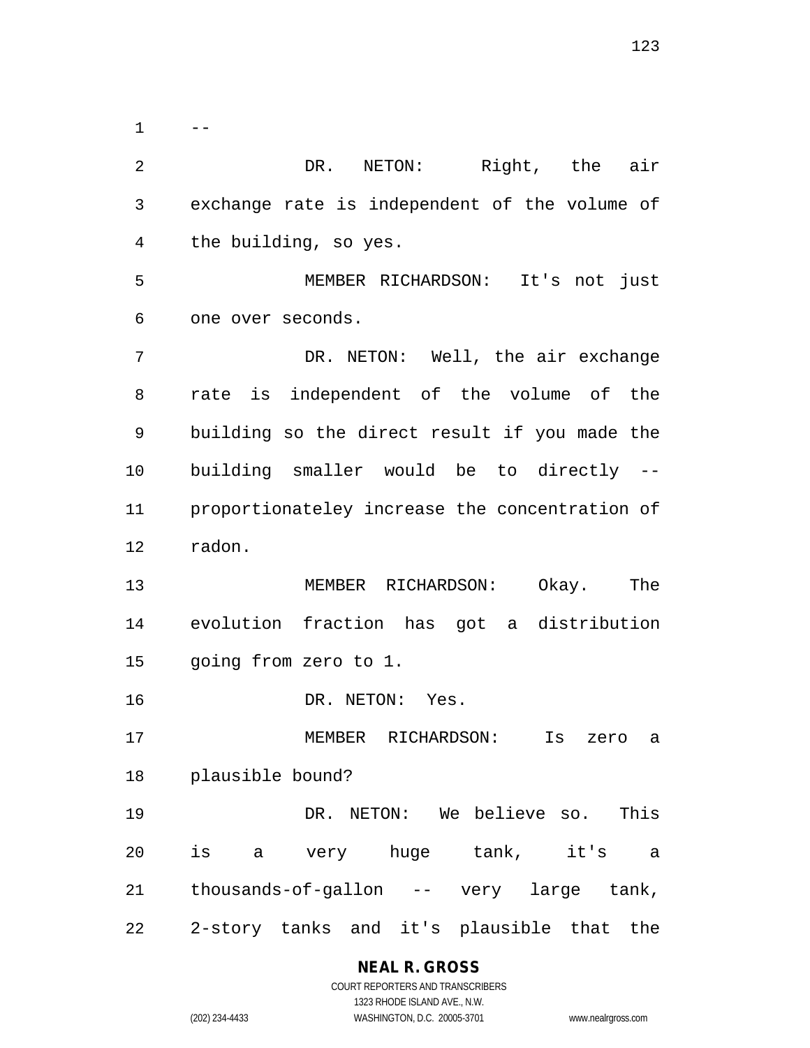--

DR. NETON: Right, the air exchange rate is independent of the volume of the building, so yes.

MEMBER RICHARDSON: It's not just one over seconds.

DR. NETON: Well, the air exchange rate is independent of the volume of the building so the direct result if you made the building smaller would be to directly -- proportionateley increase the concentration of radon.

MEMBER RICHARDSON: Okay. The evolution fraction has got a distribution going from zero to 1.

DR. NETON: Yes.

MEMBER RICHARDSON: Is zero a plausible bound?

DR. NETON: We believe so. This is a very huge tank, it's a thousands-of-gallon -- very large tank, 2-story tanks and it's plausible that the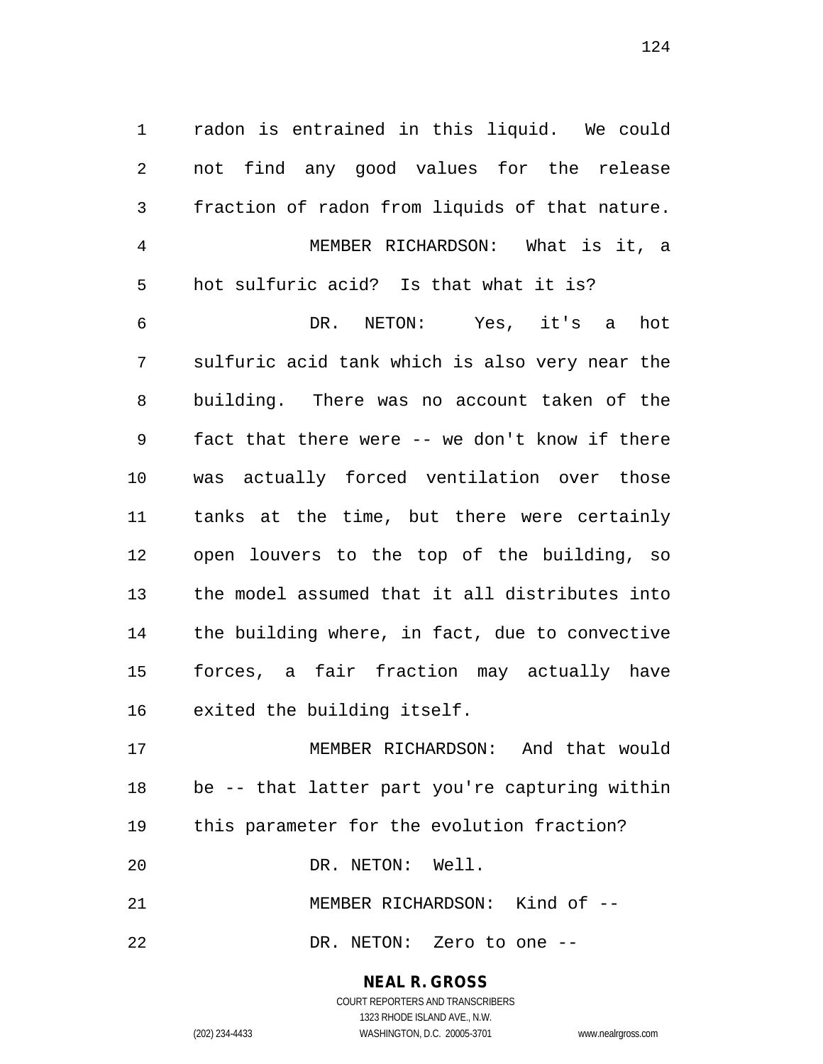radon is entrained in this liquid. We could not find any good values for the release fraction of radon from liquids of that nature.

MEMBER RICHARDSON: What is it, a hot sulfuric acid? Is that what it is?

DR. NETON: Yes, it's a hot sulfuric acid tank which is also very near the building. There was no account taken of the fact that there were -- we don't know if there was actually forced ventilation over those tanks at the time, but there were certainly open louvers to the top of the building, so the model assumed that it all distributes into the building where, in fact, due to convective forces, a fair fraction may actually have exited the building itself.

MEMBER RICHARDSON: And that would be -- that latter part you're capturing within this parameter for the evolution fraction?

DR. NETON: Well.

MEMBER RICHARDSON: Kind of --

DR. NETON: Zero to one --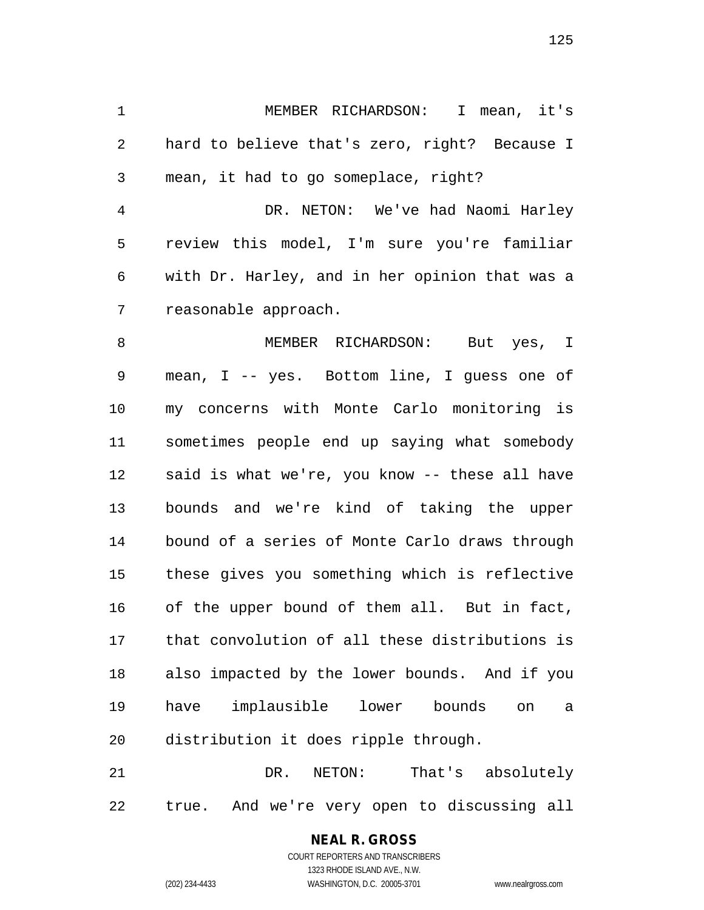MEMBER RICHARDSON: I mean, it's hard to believe that's zero, right? Because I mean, it had to go someplace, right?

DR. NETON: We've had Naomi Harley review this model, I'm sure you're familiar with Dr. Harley, and in her opinion that was a reasonable approach.

MEMBER RICHARDSON: But yes, I mean, I -- yes. Bottom line, I guess one of my concerns with Monte Carlo monitoring is sometimes people end up saying what somebody said is what we're, you know -- these all have bounds and we're kind of taking the upper bound of a series of Monte Carlo draws through these gives you something which is reflective of the upper bound of them all. But in fact, that convolution of all these distributions is also impacted by the lower bounds. And if you have implausible lower bounds on a distribution it does ripple through.

DR. NETON: That's absolutely true. And we're very open to discussing all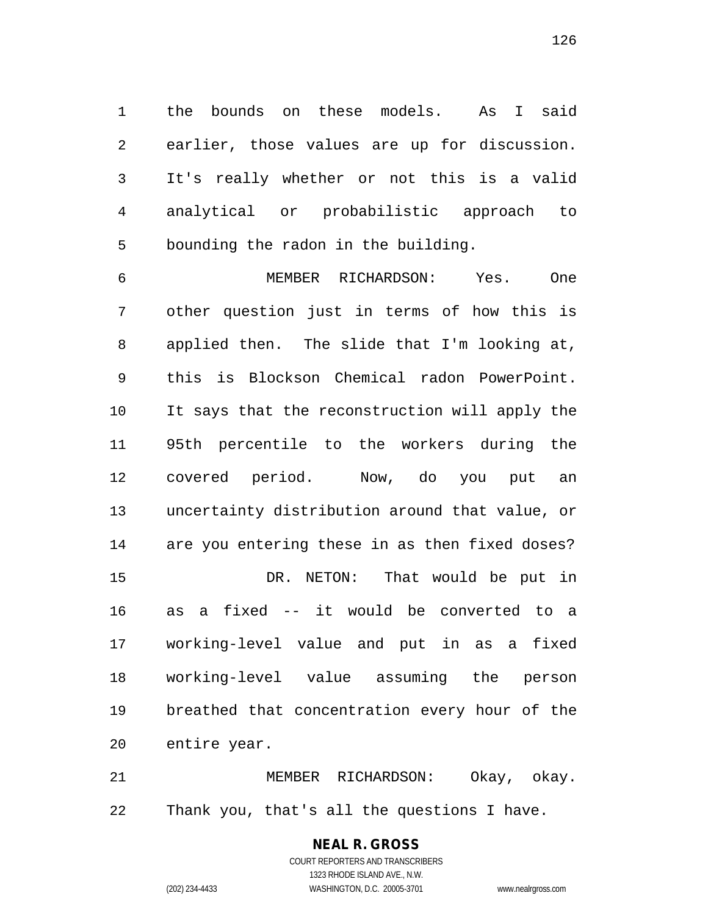the bounds on these models. As I said earlier, those values are up for discussion. It's really whether or not this is a valid analytical or probabilistic approach to bounding the radon in the building.

MEMBER RICHARDSON: Yes. One other question just in terms of how this is applied then. The slide that I'm looking at, this is Blockson Chemical radon PowerPoint. It says that the reconstruction will apply the 95th percentile to the workers during the covered period. Now, do you put an uncertainty distribution around that value, or are you entering these in as then fixed doses?

DR. NETON: That would be put in as a fixed -- it would be converted to a working-level value and put in as a fixed working-level value assuming the person breathed that concentration every hour of the entire year.

MEMBER RICHARDSON: Okay, okay. Thank you, that's all the questions I have.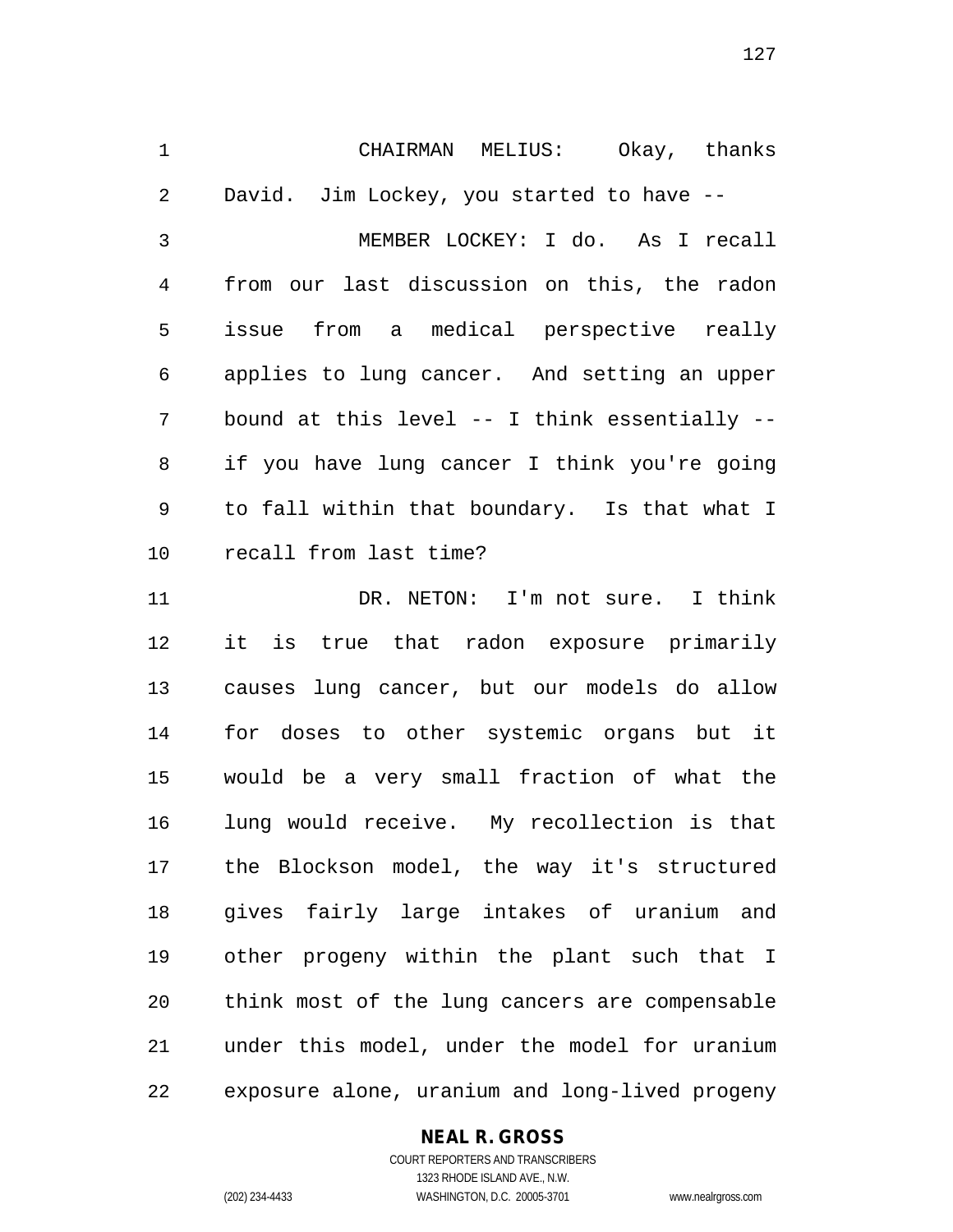CHAIRMAN MELIUS: Okay, thanks David. Jim Lockey, you started to have --

MEMBER LOCKEY: I do. As I recall from our last discussion on this, the radon issue from a medical perspective really applies to lung cancer. And setting an upper bound at this level -- I think essentially -- if you have lung cancer I think you're going to fall within that boundary. Is that what I recall from last time?

DR. NETON: I'm not sure. I think it is true that radon exposure primarily causes lung cancer, but our models do allow for doses to other systemic organs but it would be a very small fraction of what the lung would receive. My recollection is that the Blockson model, the way it's structured gives fairly large intakes of uranium and other progeny within the plant such that I think most of the lung cancers are compensable under this model, under the model for uranium exposure alone, uranium and long-lived progeny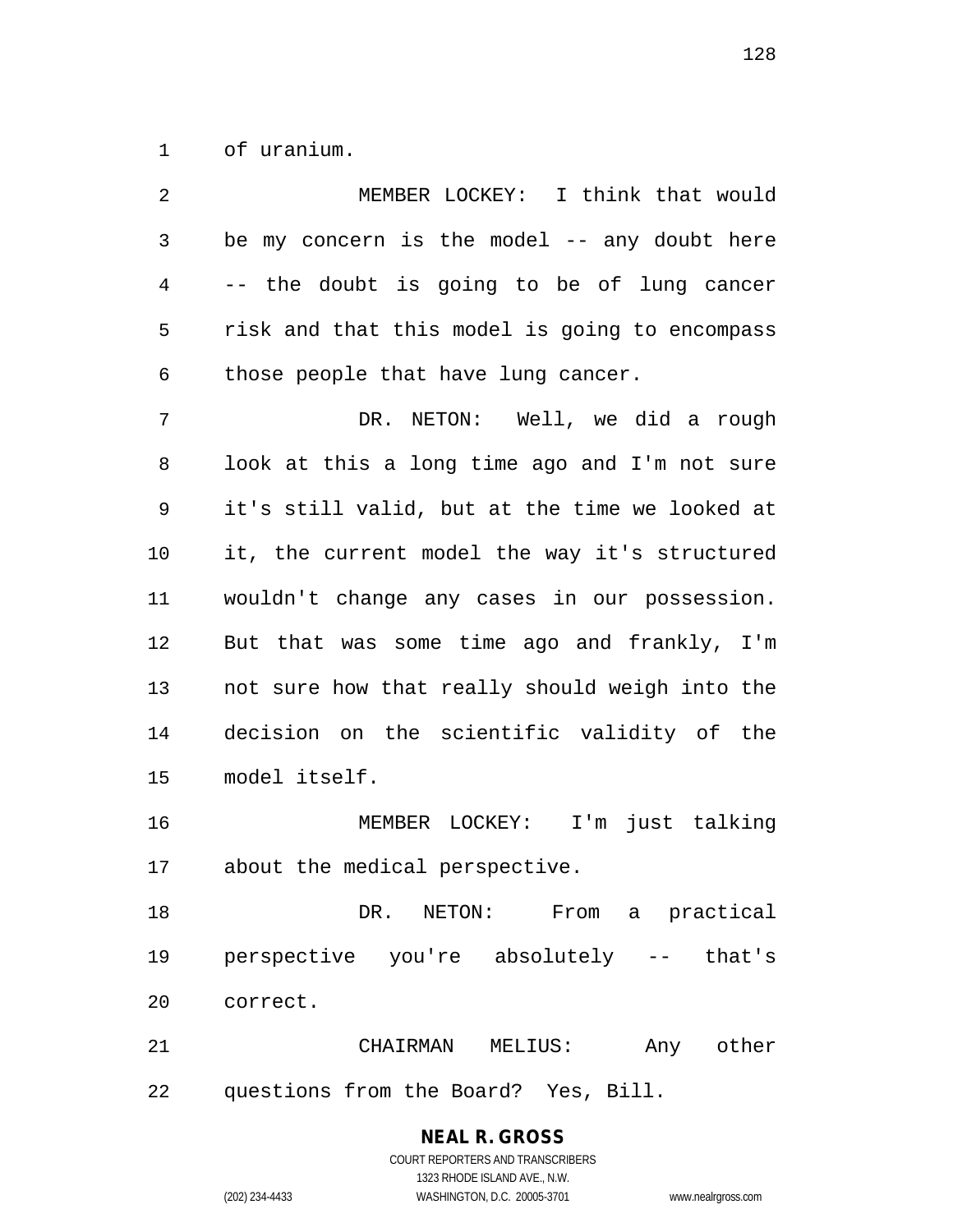of uranium.

MEMBER LOCKEY: I think that would be my concern is the model -- any doubt here -- the doubt is going to be of lung cancer risk and that this model is going to encompass those people that have lung cancer.

DR. NETON: Well, we did a rough look at this a long time ago and I'm not sure it's still valid, but at the time we looked at it, the current model the way it's structured wouldn't change any cases in our possession. But that was some time ago and frankly, I'm not sure how that really should weigh into the decision on the scientific validity of the model itself.

MEMBER LOCKEY: I'm just talking about the medical perspective.

DR. NETON: From a practical perspective you're absolutely -- that's correct.

CHAIRMAN MELIUS: Any other questions from the Board? Yes, Bill.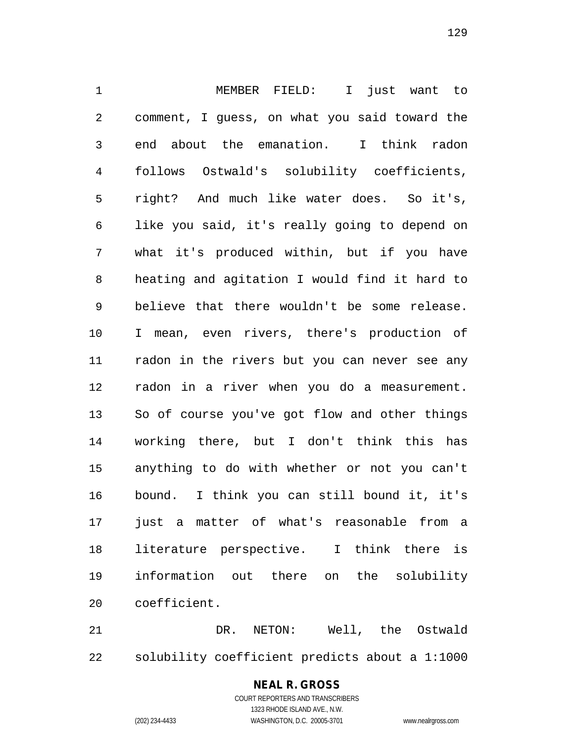MEMBER FIELD: I just want to comment, I guess, on what you said toward the end about the emanation. I think radon follows Ostwald's solubility coefficients, right? And much like water does. So it's, like you said, it's really going to depend on what it's produced within, but if you have heating and agitation I would find it hard to believe that there wouldn't be some release. I mean, even rivers, there's production of radon in the rivers but you can never see any radon in a river when you do a measurement. So of course you've got flow and other things working there, but I don't think this has anything to do with whether or not you can't bound. I think you can still bound it, it's just a matter of what's reasonable from a literature perspective. I think there is information out there on the solubility coefficient.

DR. NETON: Well, the Ostwald solubility coefficient predicts about a 1:1000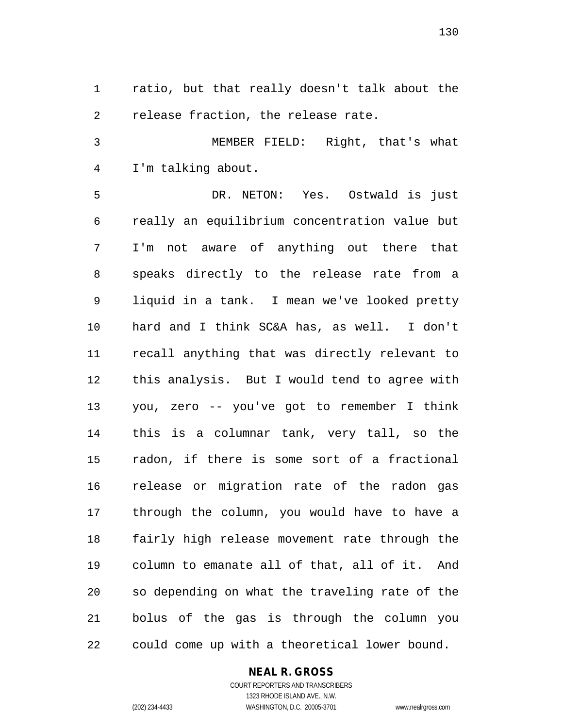ratio, but that really doesn't talk about the release fraction, the release rate.

MEMBER FIELD: Right, that's what I'm talking about.

DR. NETON: Yes. Ostwald is just really an equilibrium concentration value but I'm not aware of anything out there that speaks directly to the release rate from a liquid in a tank. I mean we've looked pretty hard and I think SC&A has, as well. I don't recall anything that was directly relevant to this analysis. But I would tend to agree with you, zero -- you've got to remember I think this is a columnar tank, very tall, so the radon, if there is some sort of a fractional release or migration rate of the radon gas through the column, you would have to have a fairly high release movement rate through the column to emanate all of that, all of it. And so depending on what the traveling rate of the bolus of the gas is through the column you could come up with a theoretical lower bound.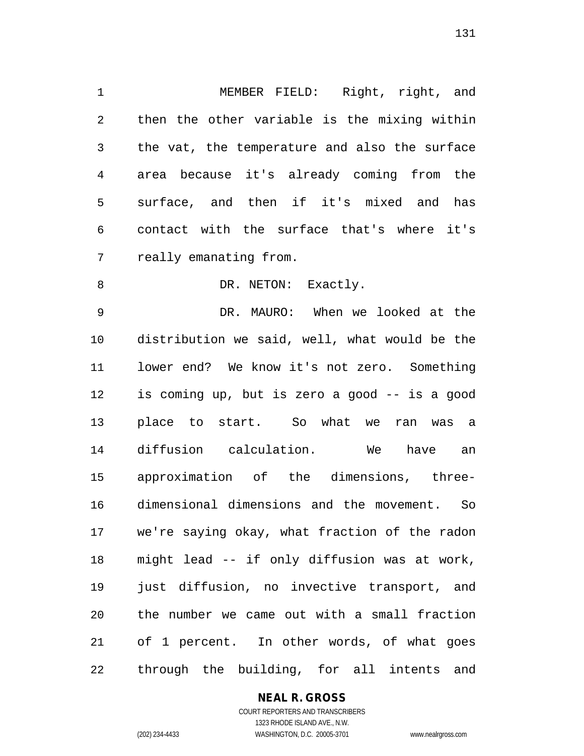MEMBER FIELD: Right, right, and then the other variable is the mixing within the vat, the temperature and also the surface area because it's already coming from the surface, and then if it's mixed and has contact with the surface that's where it's really emanating from.

DR. NETON: Exactly.

DR. MAURO: When we looked at the distribution we said, well, what would be the lower end? We know it's not zero. Something is coming up, but is zero a good -- is a good place to start. So what we ran was a diffusion calculation. We have an approximation of the dimensions, three-dimensional dimensions and the movement. So we're saying okay, what fraction of the radon might lead -- if only diffusion was at work, just diffusion, no invective transport, and the number we came out with a small fraction of 1 percent. In other words, of what goes through the building, for all intents and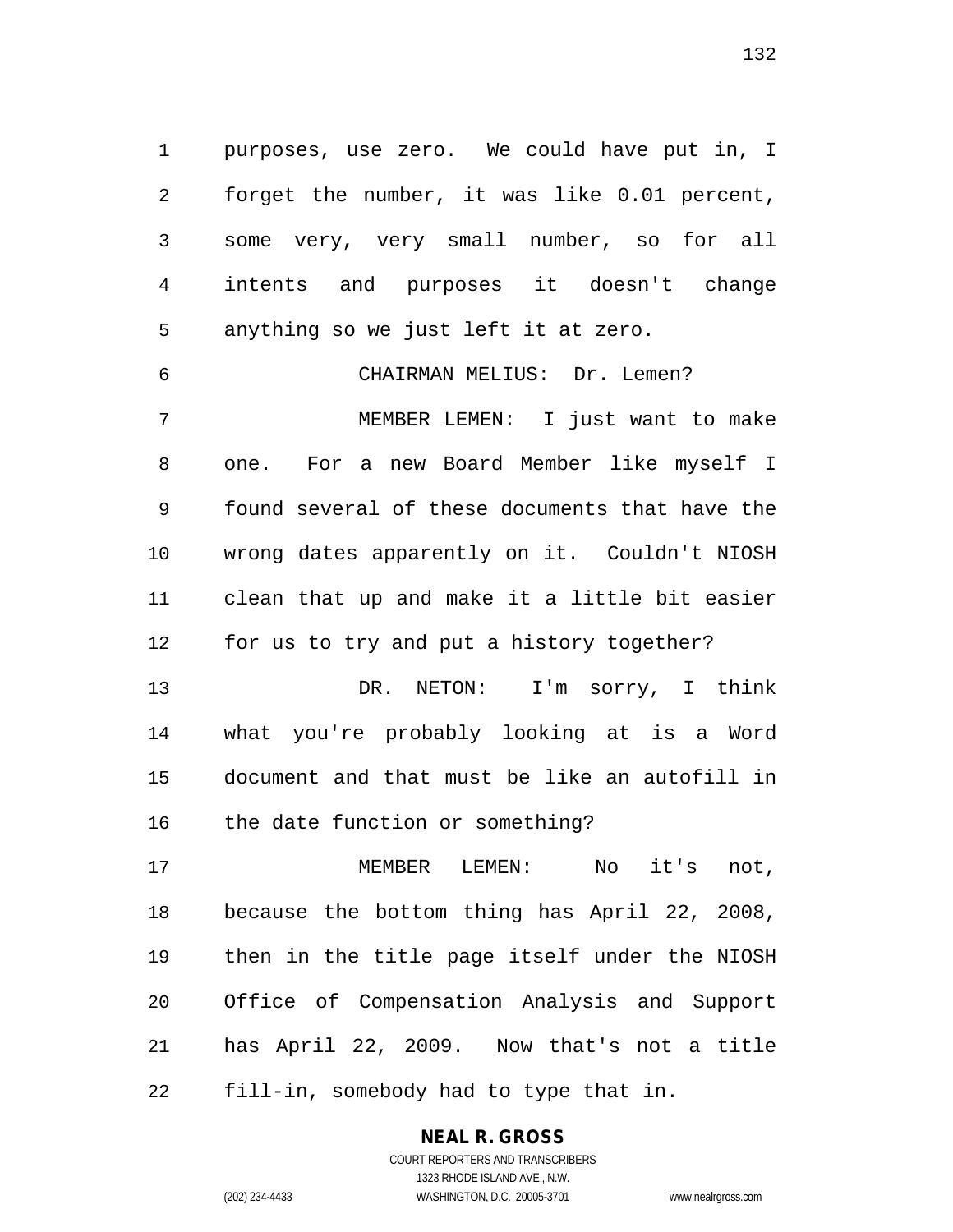purposes, use zero. We could have put in, I forget the number, it was like 0.01 percent, some very, very small number, so for all intents and purposes it doesn't change anything so we just left it at zero.

CHAIRMAN MELIUS: Dr. Lemen?

MEMBER LEMEN: I just want to make one. For a new Board Member like myself I found several of these documents that have the wrong dates apparently on it. Couldn't NIOSH clean that up and make it a little bit easier for us to try and put a history together?

DR. NETON: I'm sorry, I think what you're probably looking at is a Word document and that must be like an autofill in the date function or something?

MEMBER LEMEN: No it's not, because the bottom thing has April 22, 2008, then in the title page itself under the NIOSH Office of Compensation Analysis and Support has April 22, 2009. Now that's not a title fill-in, somebody had to type that in.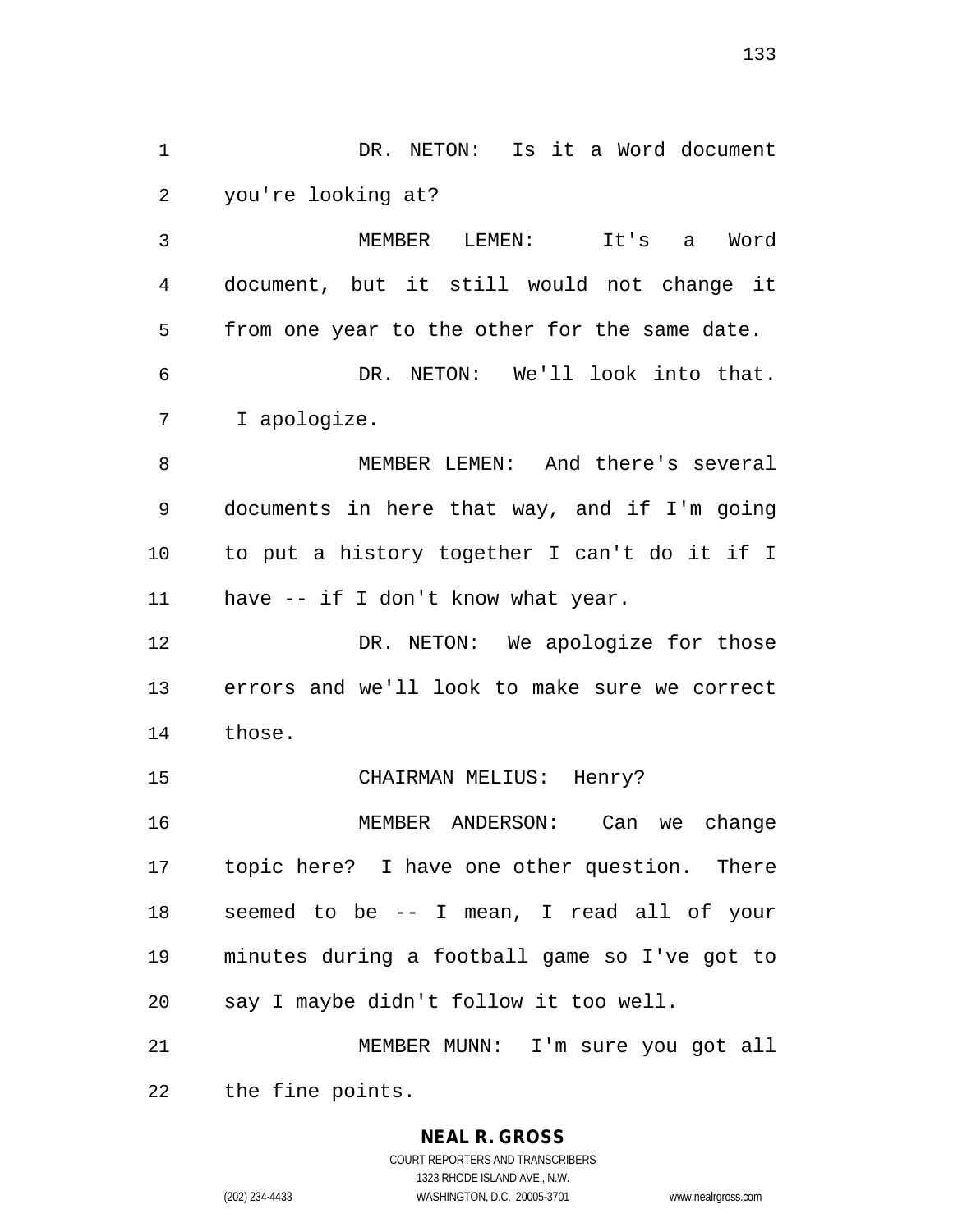DR. NETON: Is it a Word document you're looking at?

MEMBER LEMEN: It's a Word document, but it still would not change it from one year to the other for the same date.

DR. NETON: We'll look into that. I apologize.

MEMBER LEMEN: And there's several documents in here that way, and if I'm going to put a history together I can't do it if I have -- if I don't know what year.

DR. NETON: We apologize for those errors and we'll look to make sure we correct those.

CHAIRMAN MELIUS: Henry?

MEMBER ANDERSON: Can we change topic here? I have one other question. There seemed to be -- I mean, I read all of your minutes during a football game so I've got to say I maybe didn't follow it too well.

MEMBER MUNN: I'm sure you got all the fine points.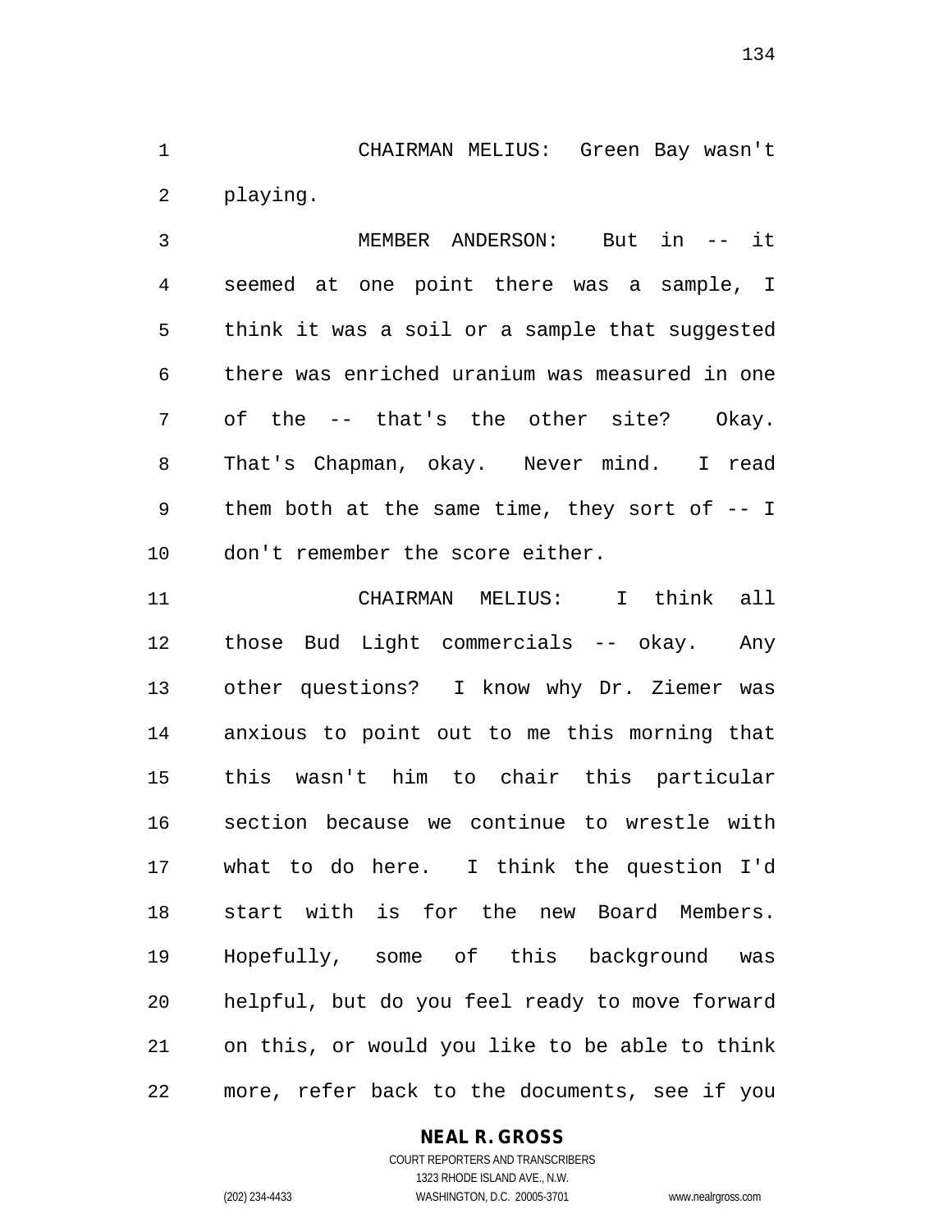CHAIRMAN MELIUS: Green Bay wasn't playing.

MEMBER ANDERSON: But in -- it seemed at one point there was a sample, I think it was a soil or a sample that suggested there was enriched uranium was measured in one of the -- that's the other site? Okay. That's Chapman, okay. Never mind. I read them both at the same time, they sort of -- I don't remember the score either.

CHAIRMAN MELIUS: I think all those Bud Light commercials -- okay. Any other questions? I know why Dr. Ziemer was anxious to point out to me this morning that this wasn't him to chair this particular section because we continue to wrestle with what to do here. I think the question I'd start with is for the new Board Members. Hopefully, some of this background was helpful, but do you feel ready to move forward on this, or would you like to be able to think more, refer back to the documents, see if you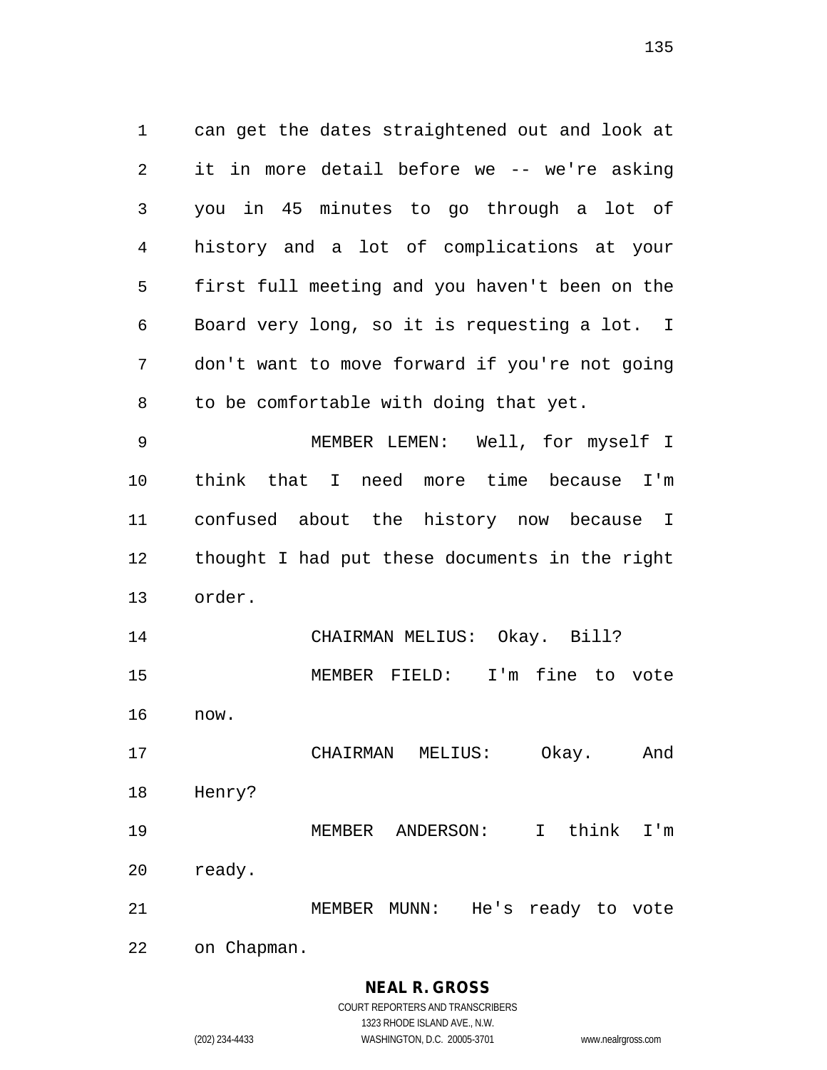can get the dates straightened out and look at it in more detail before we -- we're asking you in 45 minutes to go through a lot of history and a lot of complications at your first full meeting and you haven't been on the Board very long, so it is requesting a lot. I don't want to move forward if you're not going to be comfortable with doing that yet.

MEMBER LEMEN: Well, for myself I think that I need more time because I'm confused about the history now because I thought I had put these documents in the right order.

CHAIRMAN MELIUS: Okay. Bill?

MEMBER FIELD: I'm fine to vote now.

CHAIRMAN MELIUS: Okay. And Henry?

MEMBER ANDERSON: I think I'm ready.

MEMBER MUNN: He's ready to vote on Chapman.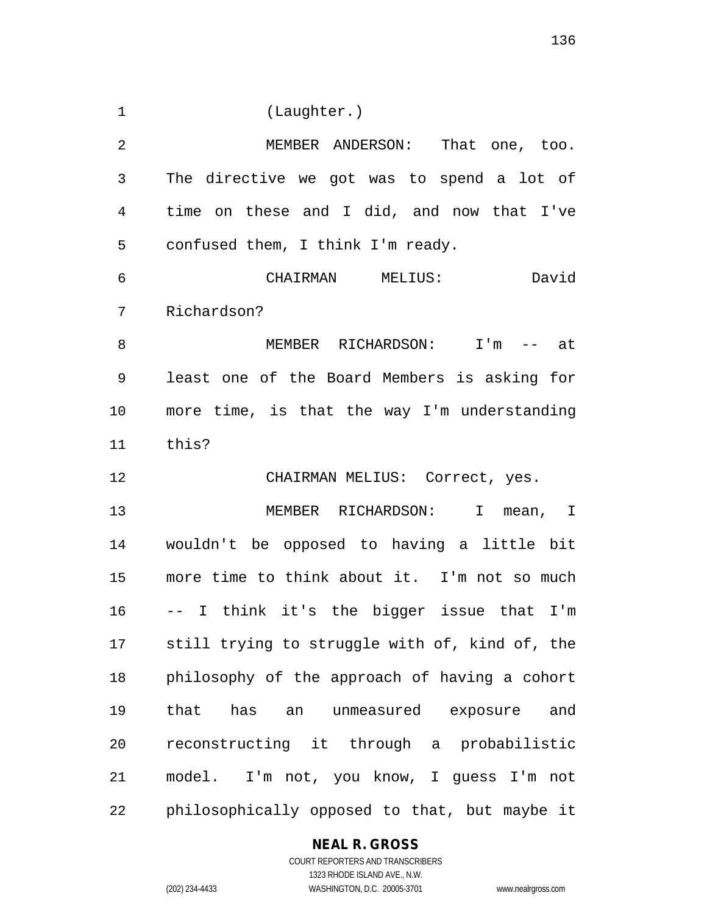(Laughter.)

MEMBER ANDERSON: That one, too. The directive we got was to spend a lot of time on these and I did, and now that I've confused them, I think I'm ready.

CHAIRMAN MELIUS: David Richardson?

MEMBER RICHARDSON: I'm -- at least one of the Board Members is asking for more time, is that the way I'm understanding this?

CHAIRMAN MELIUS: Correct, yes.

MEMBER RICHARDSON: I mean, I wouldn't be opposed to having a little bit more time to think about it. I'm not so much -- I think it's the bigger issue that I'm still trying to struggle with of, kind of, the philosophy of the approach of having a cohort that has an unmeasured exposure and reconstructing it through a probabilistic model. I'm not, you know, I guess I'm not philosophically opposed to that, but maybe it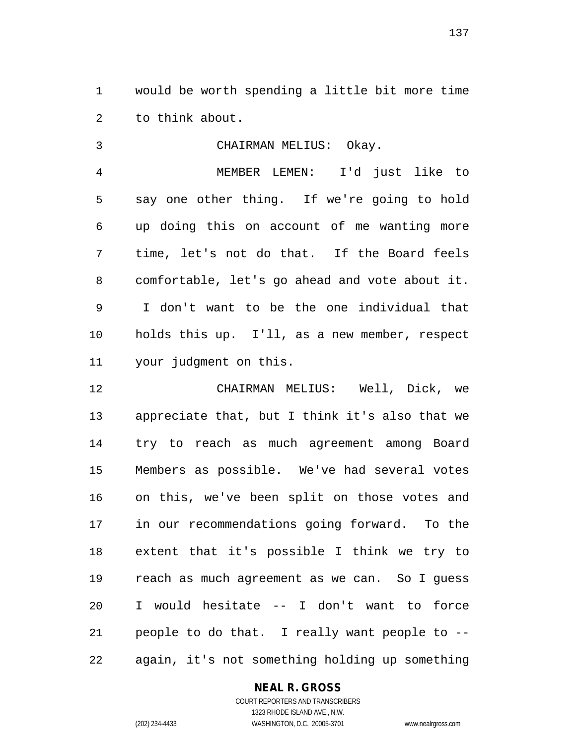would be worth spending a little bit more time to think about.

CHAIRMAN MELIUS: Okay.

MEMBER LEMEN: I'd just like to say one other thing. If we're going to hold up doing this on account of me wanting more time, let's not do that. If the Board feels comfortable, let's go ahead and vote about it. I don't want to be the one individual that holds this up. I'll, as a new member, respect your judgment on this.

CHAIRMAN MELIUS: Well, Dick, we appreciate that, but I think it's also that we try to reach as much agreement among Board Members as possible. We've had several votes on this, we've been split on those votes and in our recommendations going forward. To the extent that it's possible I think we try to reach as much agreement as we can. So I guess I would hesitate -- I don't want to force people to do that. I really want people to -- again, it's not something holding up something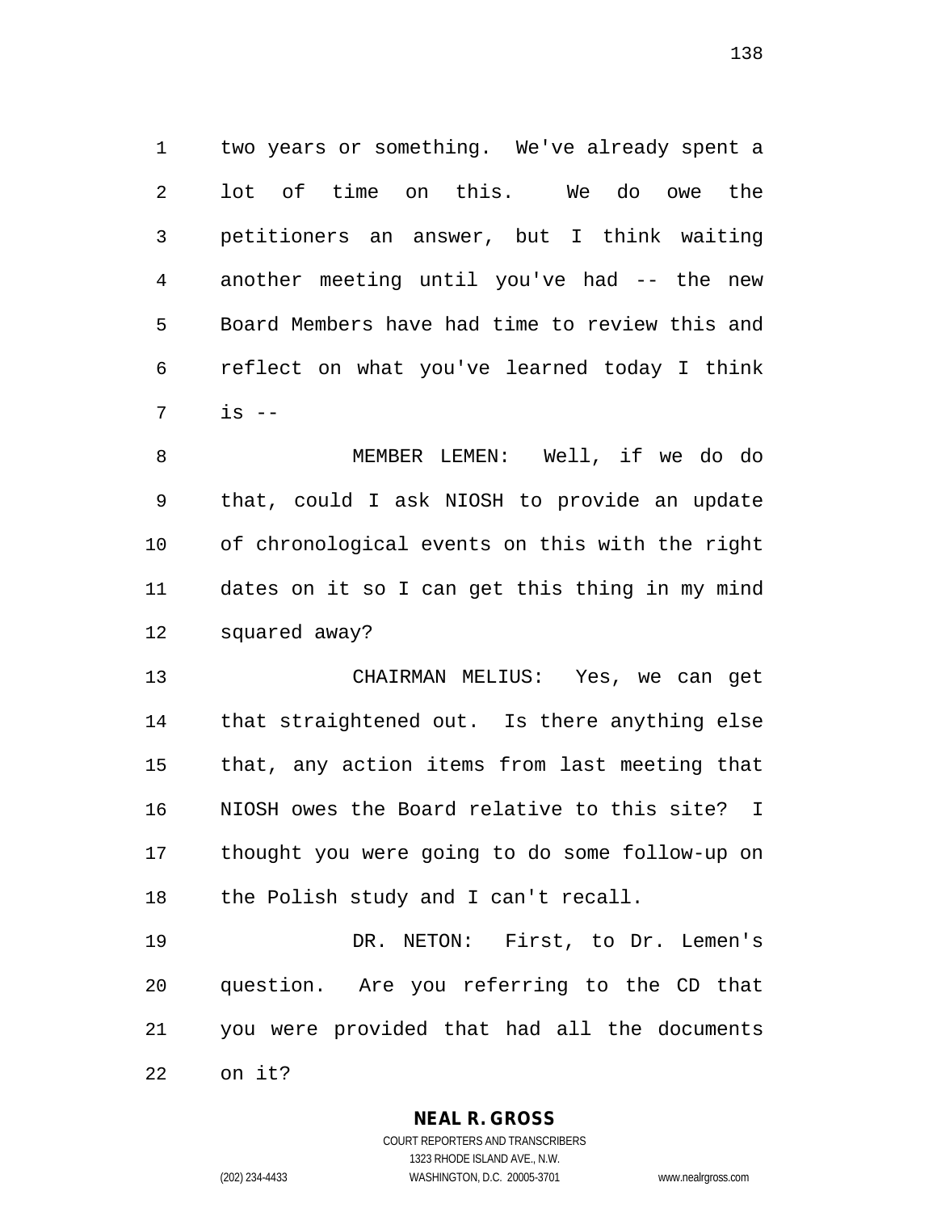two years or something. We've already spent a lot of time on this. We do owe the petitioners an answer, but I think waiting another meeting until you've had -- the new Board Members have had time to review this and reflect on what you've learned today I think is --

MEMBER LEMEN: Well, if we do do that, could I ask NIOSH to provide an update of chronological events on this with the right dates on it so I can get this thing in my mind squared away?

CHAIRMAN MELIUS: Yes, we can get that straightened out. Is there anything else that, any action items from last meeting that NIOSH owes the Board relative to this site? I thought you were going to do some follow-up on the Polish study and I can't recall.

DR. NETON: First, to Dr. Lemen's question. Are you referring to the CD that you were provided that had all the documents on it?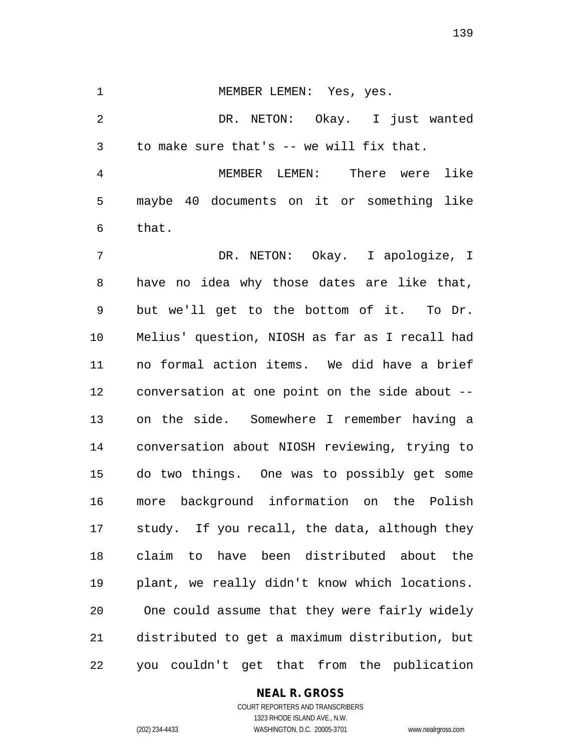MEMBER LEMEN: Yes, yes.

DR. NETON: Okay. I just wanted to make sure that's -- we will fix that.

MEMBER LEMEN: There were like maybe 40 documents on it or something like that.

DR. NETON: Okay. I apologize, I have no idea why those dates are like that, but we'll get to the bottom of it. To Dr. Melius' question, NIOSH as far as I recall had no formal action items. We did have a brief conversation at one point on the side about -- on the side. Somewhere I remember having a conversation about NIOSH reviewing, trying to do two things. One was to possibly get some more background information on the Polish study. If you recall, the data, although they claim to have been distributed about the plant, we really didn't know which locations. One could assume that they were fairly widely distributed to get a maximum distribution, but you couldn't get that from the publication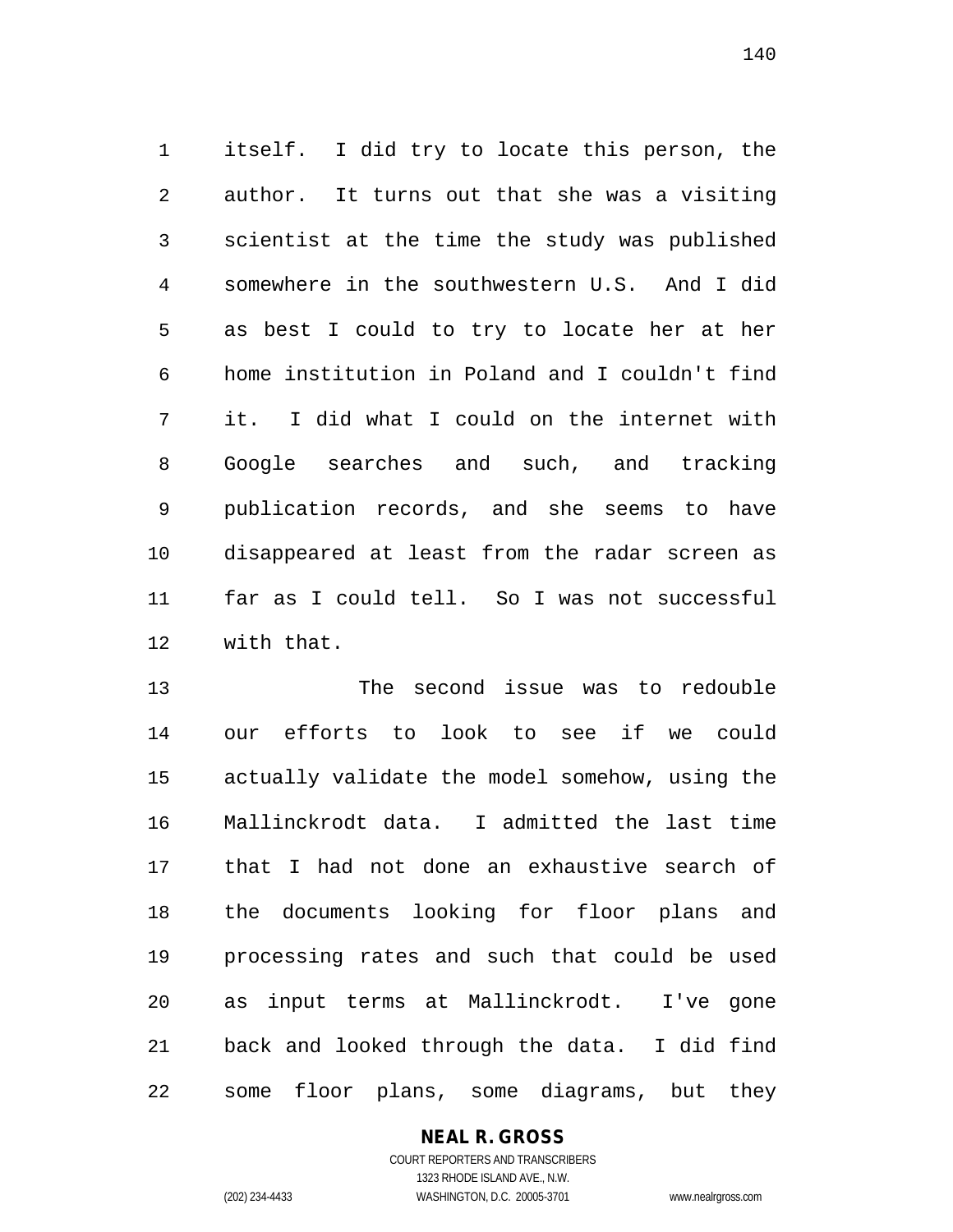itself. I did try to locate this person, the author. It turns out that she was a visiting scientist at the time the study was published somewhere in the southwestern U.S. And I did as best I could to try to locate her at her home institution in Poland and I couldn't find it. I did what I could on the internet with Google searches and such, and tracking publication records, and she seems to have disappeared at least from the radar screen as far as I could tell. So I was not successful with that.

The second issue was to redouble our efforts to look to see if we could actually validate the model somehow, using the Mallinckrodt data. I admitted the last time that I had not done an exhaustive search of the documents looking for floor plans and processing rates and such that could be used as input terms at Mallinckrodt. I've gone back and looked through the data. I did find some floor plans, some diagrams, but they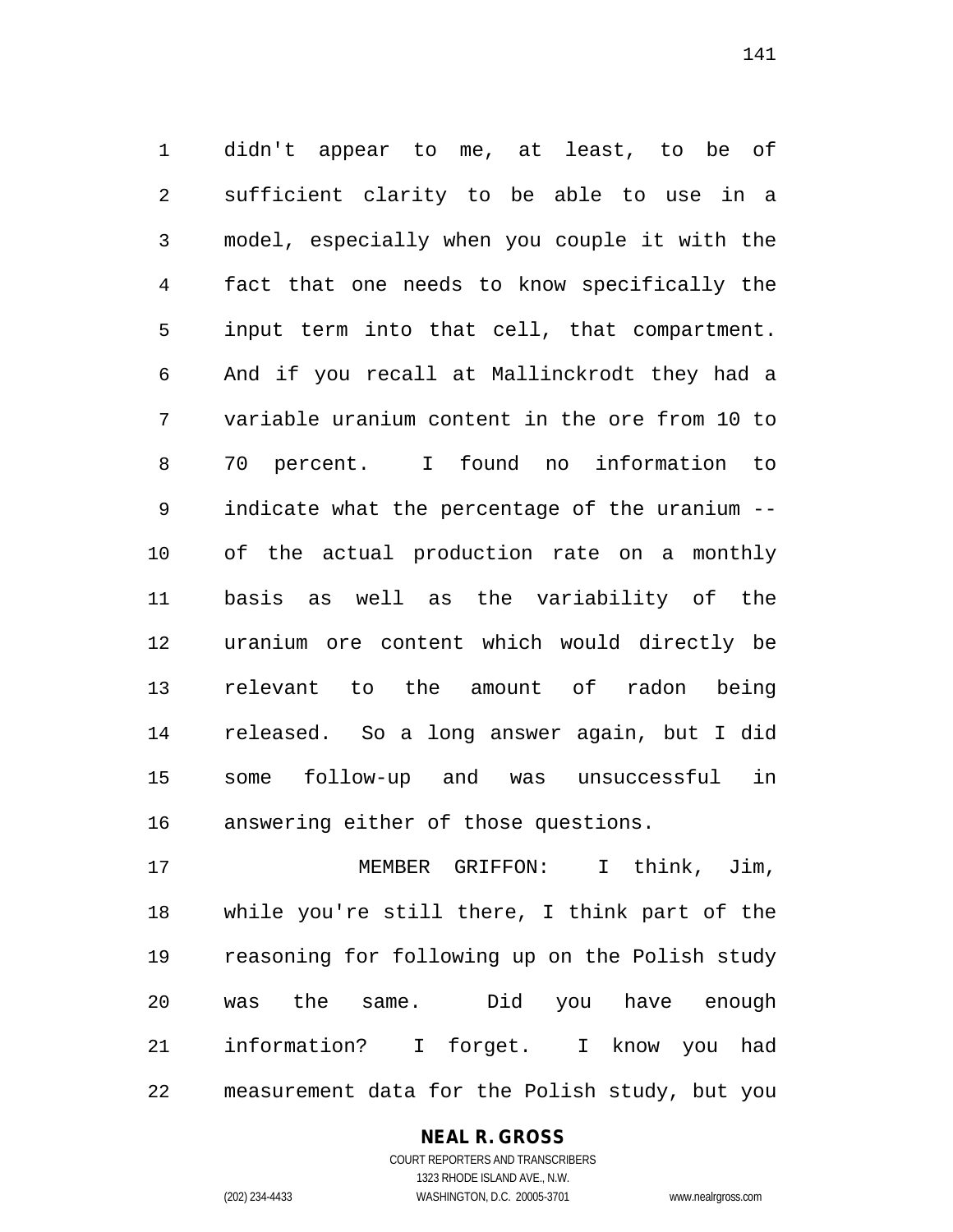didn't appear to me, at least, to be of sufficient clarity to be able to use in a model, especially when you couple it with the fact that one needs to know specifically the input term into that cell, that compartment. And if you recall at Mallinckrodt they had a variable uranium content in the ore from 10 to 70 percent. I found no information to indicate what the percentage of the uranium -- of the actual production rate on a monthly basis as well as the variability of the uranium ore content which would directly be relevant to the amount of radon being released. So a long answer again, but I did some follow-up and was unsuccessful in answering either of those questions.

MEMBER GRIFFON: I think, Jim, while you're still there, I think part of the reasoning for following up on the Polish study was the same. Did you have enough information? I forget. I know you had measurement data for the Polish study, but you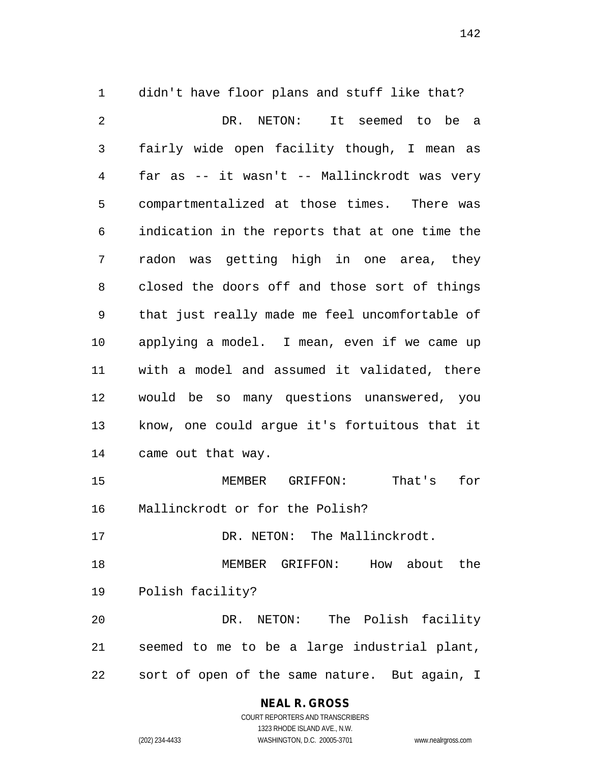didn't have floor plans and stuff like that?

DR. NETON: It seemed to be a fairly wide open facility though, I mean as far as -- it wasn't -- Mallinckrodt was very compartmentalized at those times. There was indication in the reports that at one time the radon was getting high in one area, they closed the doors off and those sort of things that just really made me feel uncomfortable of applying a model. I mean, even if we came up with a model and assumed it validated, there would be so many questions unanswered, you know, one could argue it's fortuitous that it came out that way.

MEMBER GRIFFON: That's for Mallinckrodt or for the Polish?

DR. NETON: The Mallinckrodt.

MEMBER GRIFFON: How about the Polish facility?

DR. NETON: The Polish facility seemed to me to be a large industrial plant, sort of open of the same nature. But again, I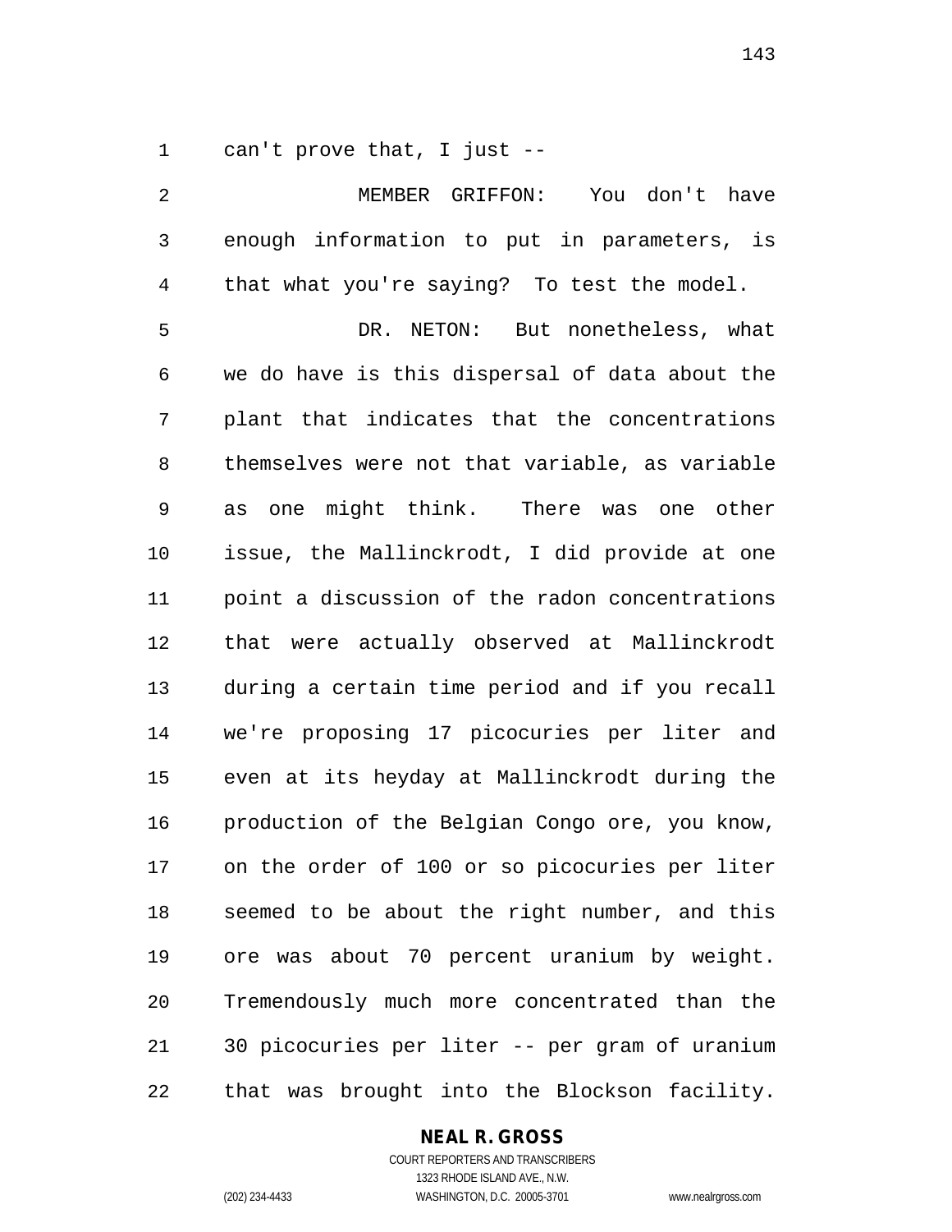can't prove that, I just --

MEMBER GRIFFON: You don't have enough information to put in parameters, is that what you're saying? To test the model.

DR. NETON: But nonetheless, what we do have is this dispersal of data about the plant that indicates that the concentrations themselves were not that variable, as variable as one might think. There was one other issue, the Mallinckrodt, I did provide at one point a discussion of the radon concentrations that were actually observed at Mallinckrodt during a certain time period and if you recall we're proposing 17 picocuries per liter and even at its heyday at Mallinckrodt during the production of the Belgian Congo ore, you know, on the order of 100 or so picocuries per liter seemed to be about the right number, and this ore was about 70 percent uranium by weight. Tremendously much more concentrated than the 30 picocuries per liter -- per gram of uranium that was brought into the Blockson facility.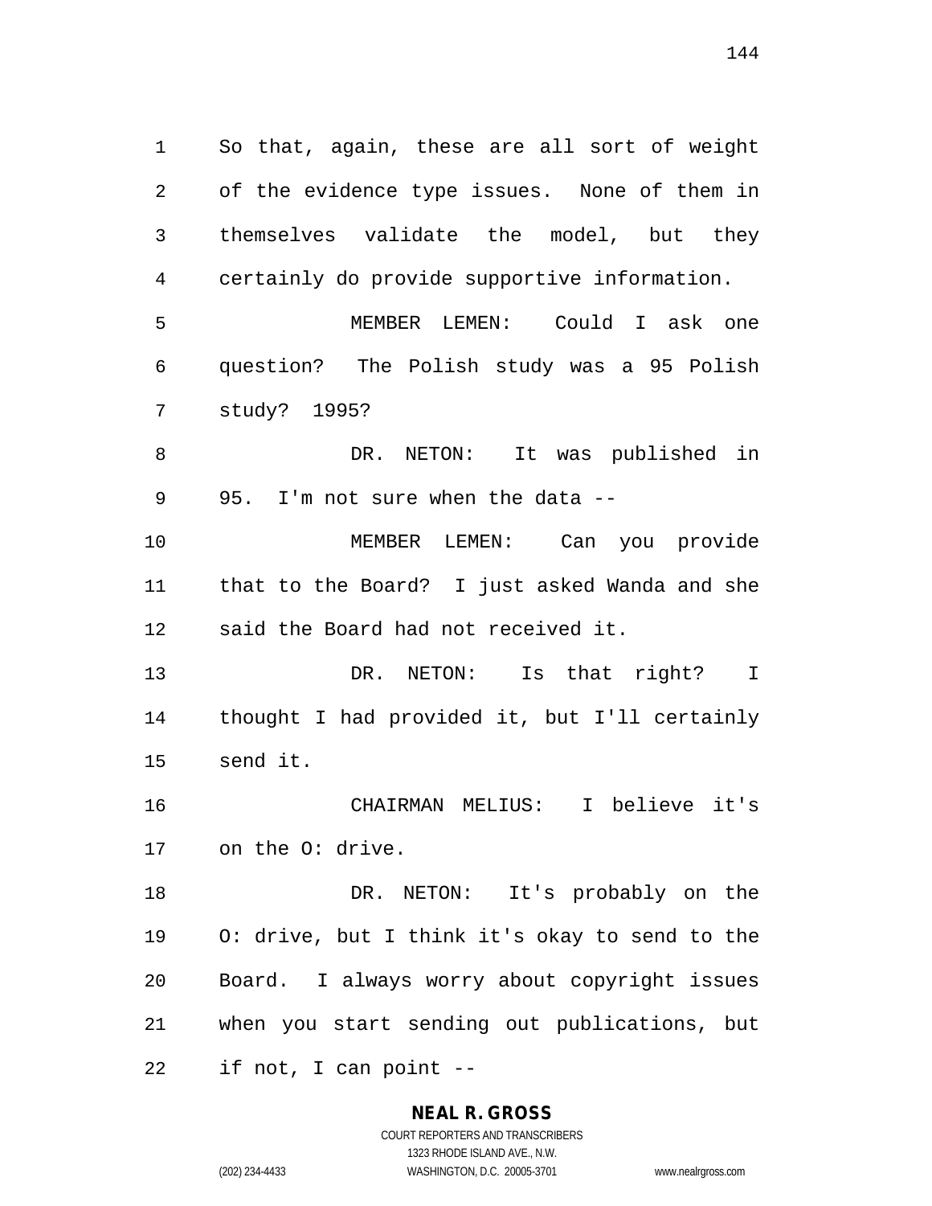So that, again, these are all sort of weight of the evidence type issues. None of them in themselves validate the model, but they certainly do provide supportive information.

MEMBER LEMEN: Could I ask one question? The Polish study was a 95 Polish study? 1995?

DR. NETON: It was published in 95. I'm not sure when the data --

MEMBER LEMEN: Can you provide that to the Board? I just asked Wanda and she said the Board had not received it.

DR. NETON: Is that right? I thought I had provided it, but I'll certainly send it.

CHAIRMAN MELIUS: I believe it's on the O: drive.

DR. NETON: It's probably on the O: drive, but I think it's okay to send to the Board. I always worry about copyright issues when you start sending out publications, but if not, I can point --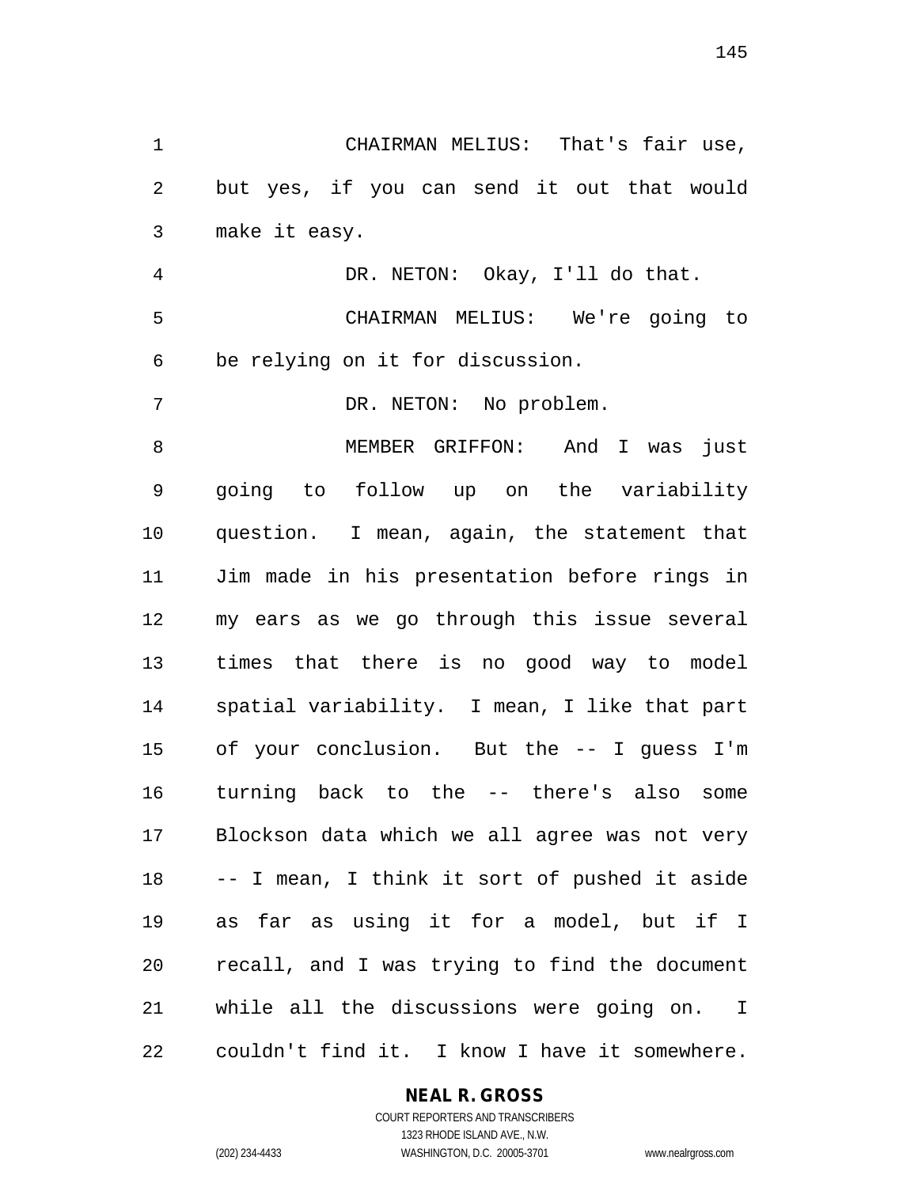CHAIRMAN MELIUS: That's fair use, but yes, if you can send it out that would make it easy.

DR. NETON: Okay, I'll do that.

CHAIRMAN MELIUS: We're going to be relying on it for discussion.

DR. NETON: No problem.

MEMBER GRIFFON: And I was just going to follow up on the variability question. I mean, again, the statement that Jim made in his presentation before rings in my ears as we go through this issue several times that there is no good way to model spatial variability. I mean, I like that part of your conclusion. But the -- I guess I'm turning back to the -- there's also some Blockson data which we all agree was not very -- I mean, I think it sort of pushed it aside as far as using it for a model, but if I recall, and I was trying to find the document while all the discussions were going on. I couldn't find it. I know I have it somewhere.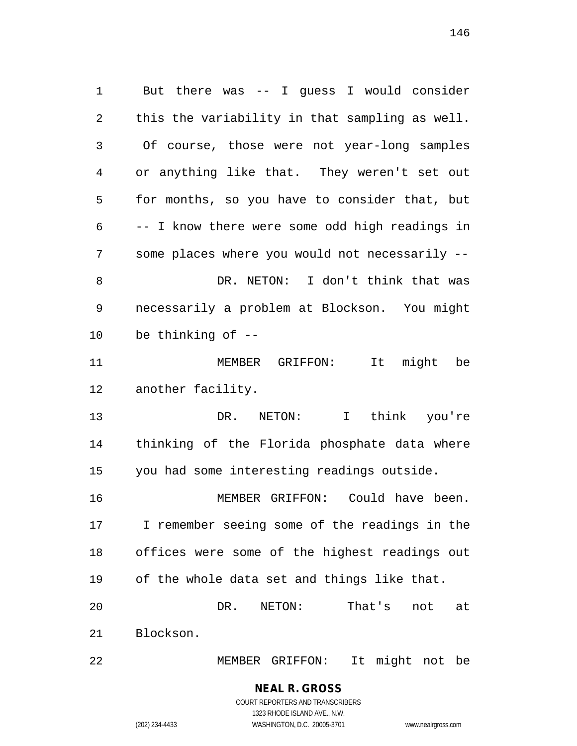But there was -- I guess I would consider this the variability in that sampling as well. Of course, those were not year-long samples or anything like that. They weren't set out for months, so you have to consider that, but -- I know there were some odd high readings in some places where you would not necessarily --

DR. NETON: I don't think that was necessarily a problem at Blockson. You might be thinking of --

MEMBER GRIFFON: It might be another facility.

DR. NETON: I think you're thinking of the Florida phosphate data where you had some interesting readings outside.

MEMBER GRIFFON: Could have been. I remember seeing some of the readings in the offices were some of the highest readings out of the whole data set and things like that.

DR. NETON: That's not at Blockson.

MEMBER GRIFFON: It might not be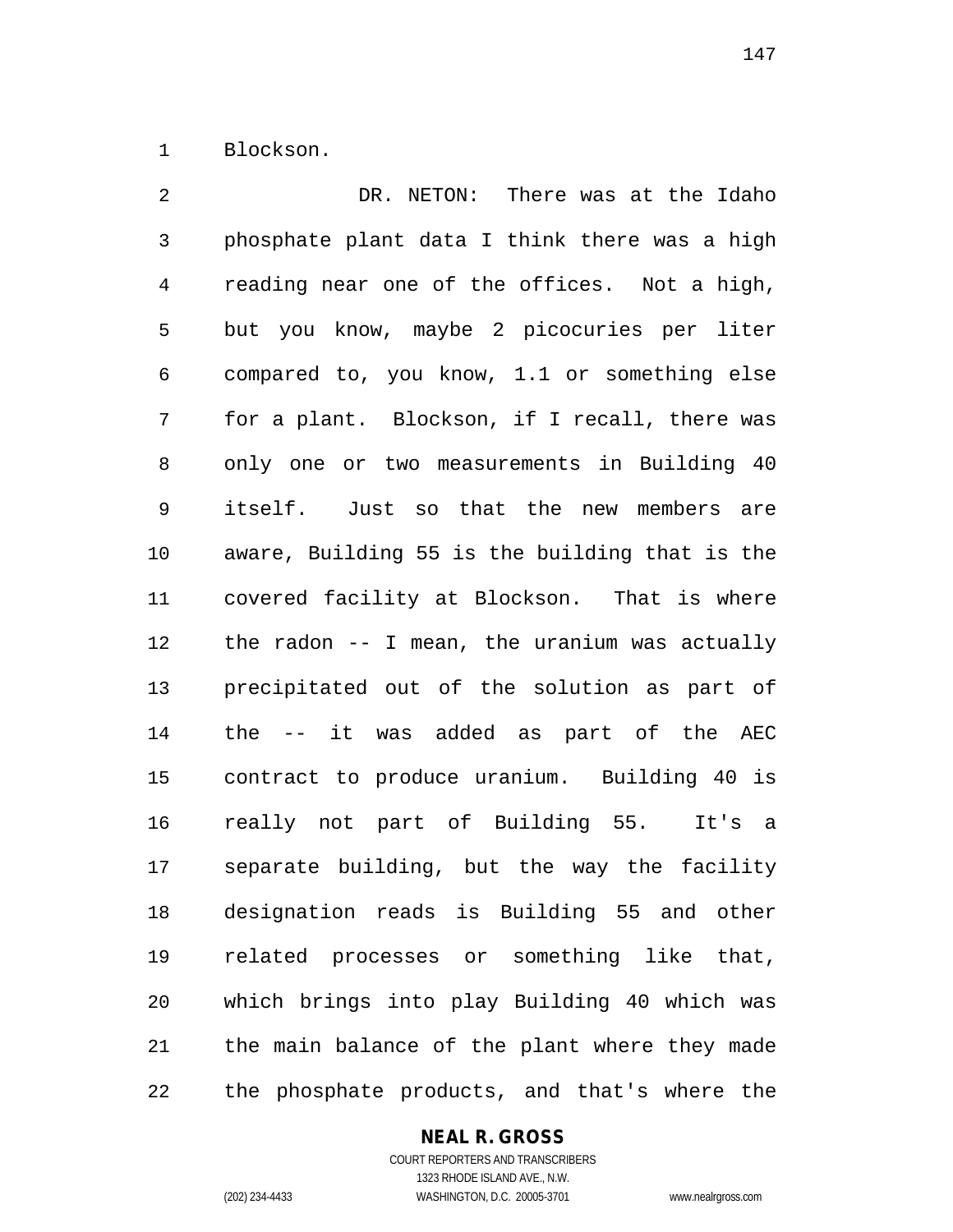Blockson.

DR. NETON: There was at the Idaho phosphate plant data I think there was a high reading near one of the offices. Not a high, but you know, maybe 2 picocuries per liter compared to, you know, 1.1 or something else for a plant. Blockson, if I recall, there was only one or two measurements in Building 40 itself. Just so that the new members are aware, Building 55 is the building that is the covered facility at Blockson. That is where the radon -- I mean, the uranium was actually precipitated out of the solution as part of the -- it was added as part of the AEC contract to produce uranium. Building 40 is really not part of Building 55. It's a separate building, but the way the facility designation reads is Building 55 and other related processes or something like that, which brings into play Building 40 which was the main balance of the plant where they made the phosphate products, and that's where the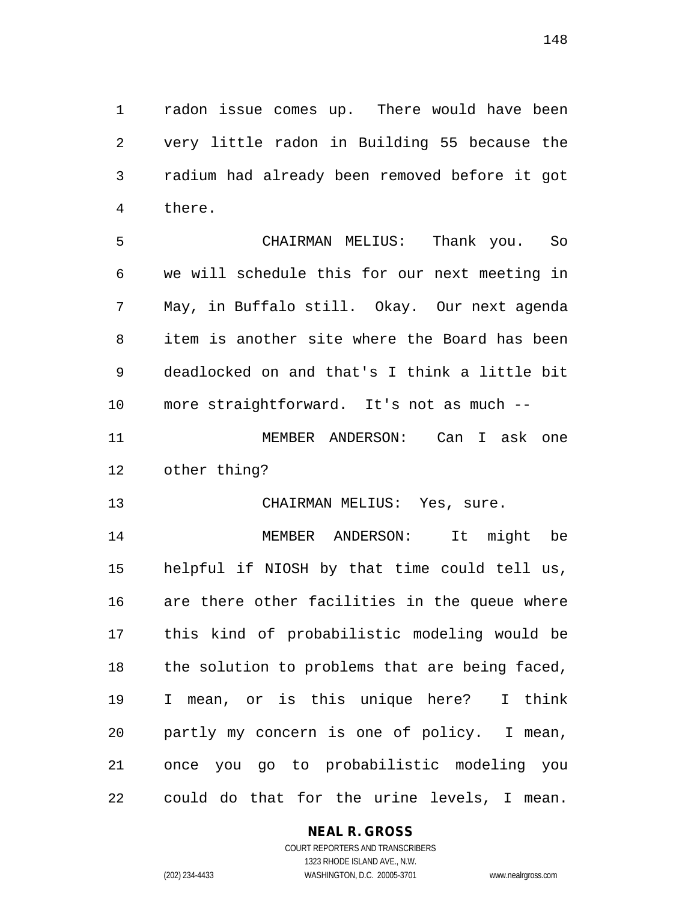radon issue comes up. There would have been very little radon in Building 55 because the radium had already been removed before it got there.

CHAIRMAN MELIUS: Thank you. So we will schedule this for our next meeting in May, in Buffalo still. Okay. Our next agenda item is another site where the Board has been deadlocked on and that's I think a little bit more straightforward. It's not as much --

MEMBER ANDERSON: Can I ask one other thing?

CHAIRMAN MELIUS: Yes, sure.

MEMBER ANDERSON: It might be helpful if NIOSH by that time could tell us, are there other facilities in the queue where this kind of probabilistic modeling would be the solution to problems that are being faced, I mean, or is this unique here? I think partly my concern is one of policy. I mean, once you go to probabilistic modeling you could do that for the urine levels, I mean.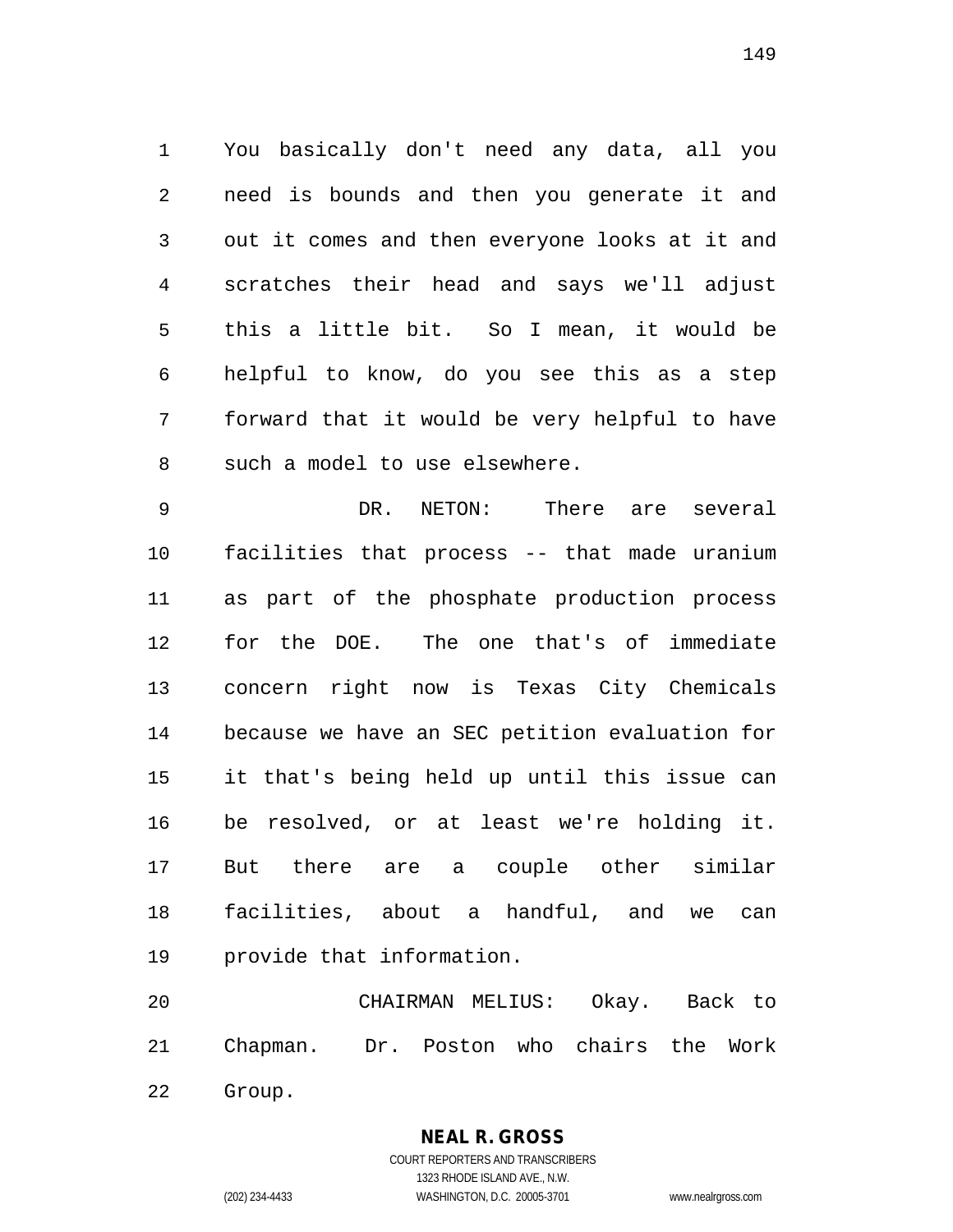You basically don't need any data, all you need is bounds and then you generate it and out it comes and then everyone looks at it and scratches their head and says we'll adjust this a little bit. So I mean, it would be helpful to know, do you see this as a step forward that it would be very helpful to have such a model to use elsewhere.

DR. NETON: There are several facilities that process -- that made uranium as part of the phosphate production process for the DOE. The one that's of immediate concern right now is Texas City Chemicals because we have an SEC petition evaluation for it that's being held up until this issue can be resolved, or at least we're holding it. But there are a couple other similar facilities, about a handful, and we can provide that information.

CHAIRMAN MELIUS: Okay. Back to Chapman. Dr. Poston who chairs the Work Group.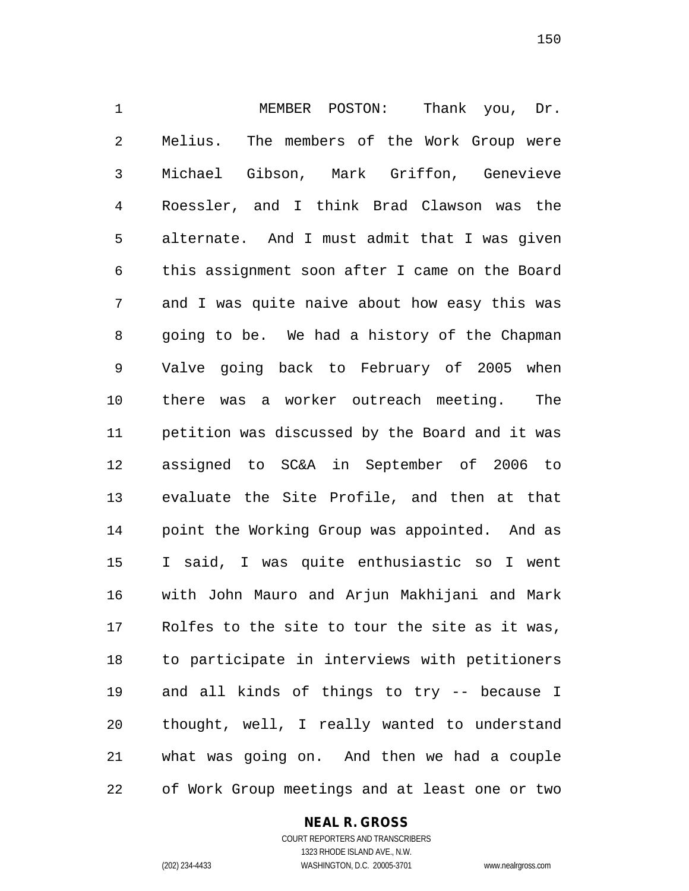MEMBER POSTON: Thank you, Dr. Melius. The members of the Work Group were Michael Gibson, Mark Griffon, Genevieve Roessler, and I think Brad Clawson was the alternate. And I must admit that I was given this assignment soon after I came on the Board and I was quite naive about how easy this was going to be. We had a history of the Chapman Valve going back to February of 2005 when there was a worker outreach meeting. The petition was discussed by the Board and it was assigned to SC&A in September of 2006 to evaluate the Site Profile, and then at that point the Working Group was appointed. And as I said, I was quite enthusiastic so I went with John Mauro and Arjun Makhijani and Mark Rolfes to the site to tour the site as it was, to participate in interviews with petitioners and all kinds of things to try -- because I thought, well, I really wanted to understand what was going on. And then we had a couple of Work Group meetings and at least one or two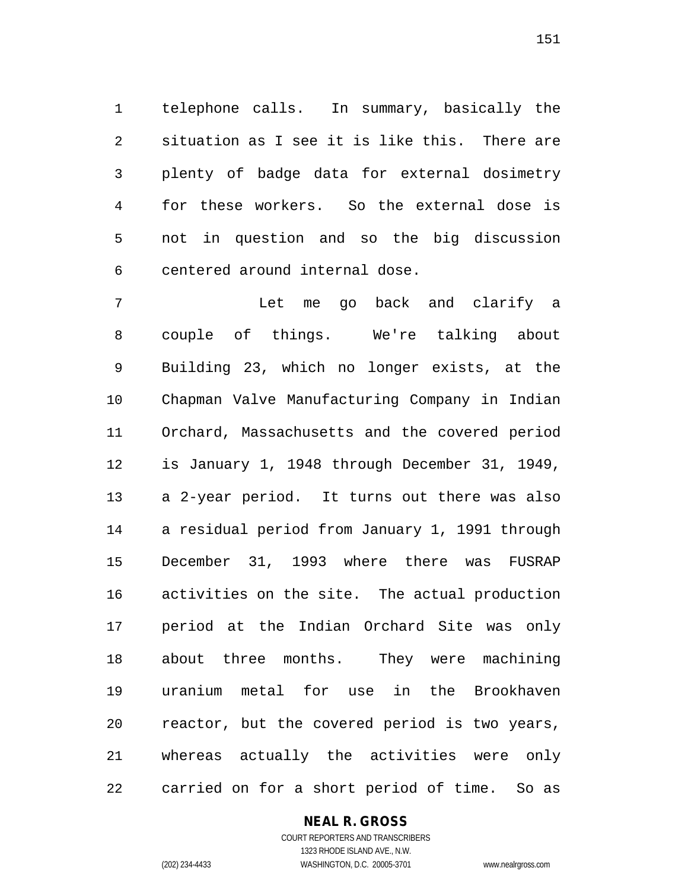telephone calls. In summary, basically the situation as I see it is like this. There are plenty of badge data for external dosimetry for these workers. So the external dose is not in question and so the big discussion centered around internal dose.

Let me go back and clarify a couple of things. We're talking about Building 23, which no longer exists, at the Chapman Valve Manufacturing Company in Indian Orchard, Massachusetts and the covered period is January 1, 1948 through December 31, 1949, a 2-year period. It turns out there was also a residual period from January 1, 1991 through December 31, 1993 where there was FUSRAP activities on the site. The actual production period at the Indian Orchard Site was only about three months. They were machining uranium metal for use in the Brookhaven reactor, but the covered period is two years, whereas actually the activities were only carried on for a short period of time. So as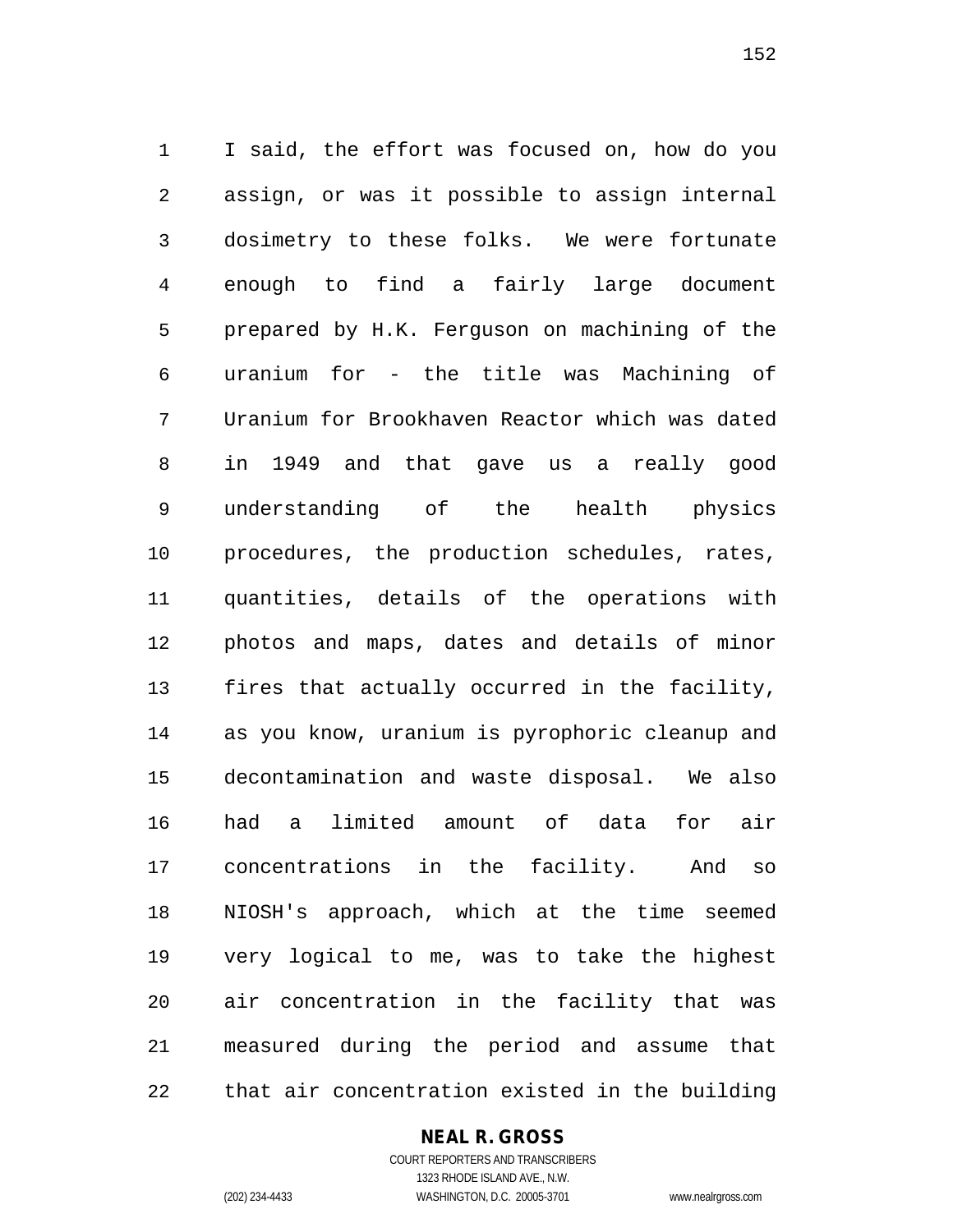I said, the effort was focused on, how do you assign, or was it possible to assign internal dosimetry to these folks. We were fortunate enough to find a fairly large document prepared by H.K. Ferguson on machining of the uranium for - the title was Machining of Uranium for Brookhaven Reactor which was dated in 1949 and that gave us a really good understanding of the health physics procedures, the production schedules, rates, quantities, details of the operations with photos and maps, dates and details of minor fires that actually occurred in the facility, as you know, uranium is pyrophoric cleanup and decontamination and waste disposal. We also had a limited amount of data for air concentrations in the facility. And so NIOSH's approach, which at the time seemed very logical to me, was to take the highest air concentration in the facility that was measured during the period and assume that that air concentration existed in the building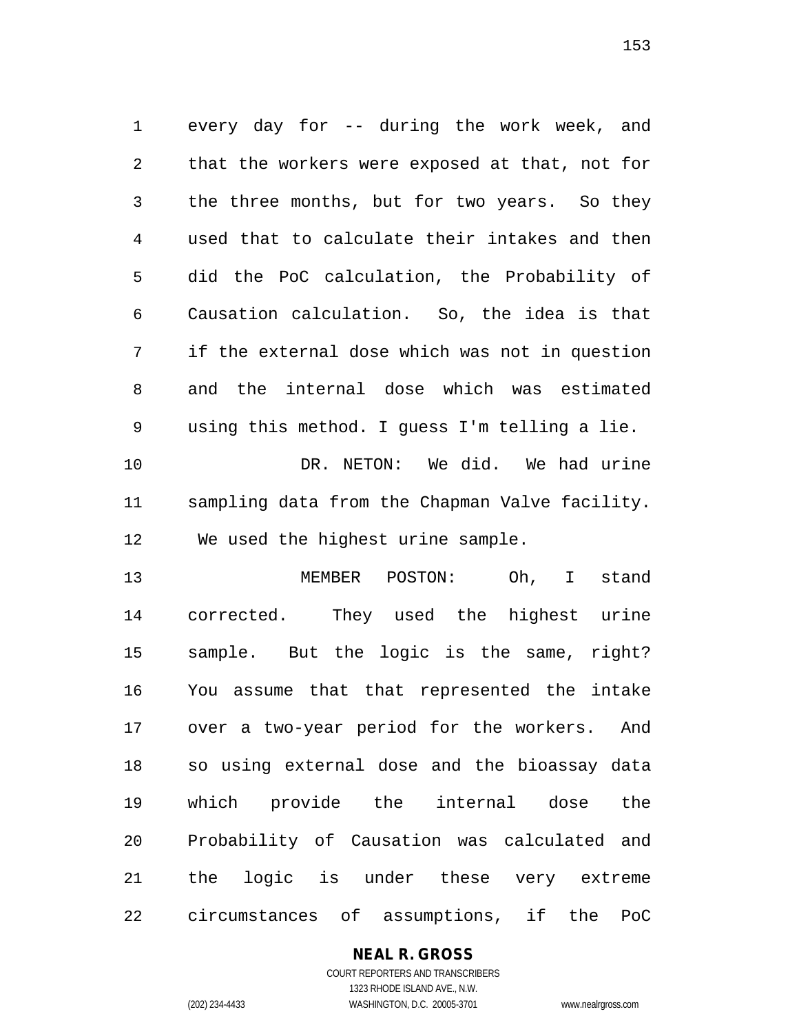every day for -- during the work week, and that the workers were exposed at that, not for the three months, but for two years. So they used that to calculate their intakes and then did the PoC calculation, the Probability of Causation calculation. So, the idea is that if the external dose which was not in question and the internal dose which was estimated using this method. I guess I'm telling a lie.

DR. NETON: We did. We had urine sampling data from the Chapman Valve facility. We used the highest urine sample.

MEMBER POSTON: Oh, I stand corrected. They used the highest urine sample. But the logic is the same, right? You assume that that represented the intake over a two-year period for the workers. And so using external dose and the bioassay data which provide the internal dose the Probability of Causation was calculated and the logic is under these very extreme circumstances of assumptions, if the PoC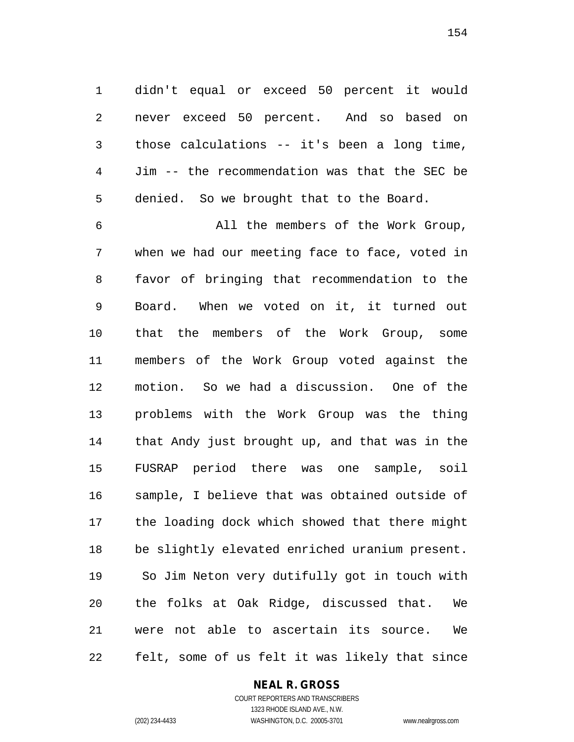didn't equal or exceed 50 percent it would never exceed 50 percent. And so based on those calculations -- it's been a long time, Jim -- the recommendation was that the SEC be denied. So we brought that to the Board.

All the members of the Work Group, when we had our meeting face to face, voted in favor of bringing that recommendation to the Board. When we voted on it, it turned out that the members of the Work Group, some members of the Work Group voted against the motion. So we had a discussion. One of the problems with the Work Group was the thing that Andy just brought up, and that was in the FUSRAP period there was one sample, soil sample, I believe that was obtained outside of the loading dock which showed that there might be slightly elevated enriched uranium present. So Jim Neton very dutifully got in touch with the folks at Oak Ridge, discussed that. We were not able to ascertain its source. We felt, some of us felt it was likely that since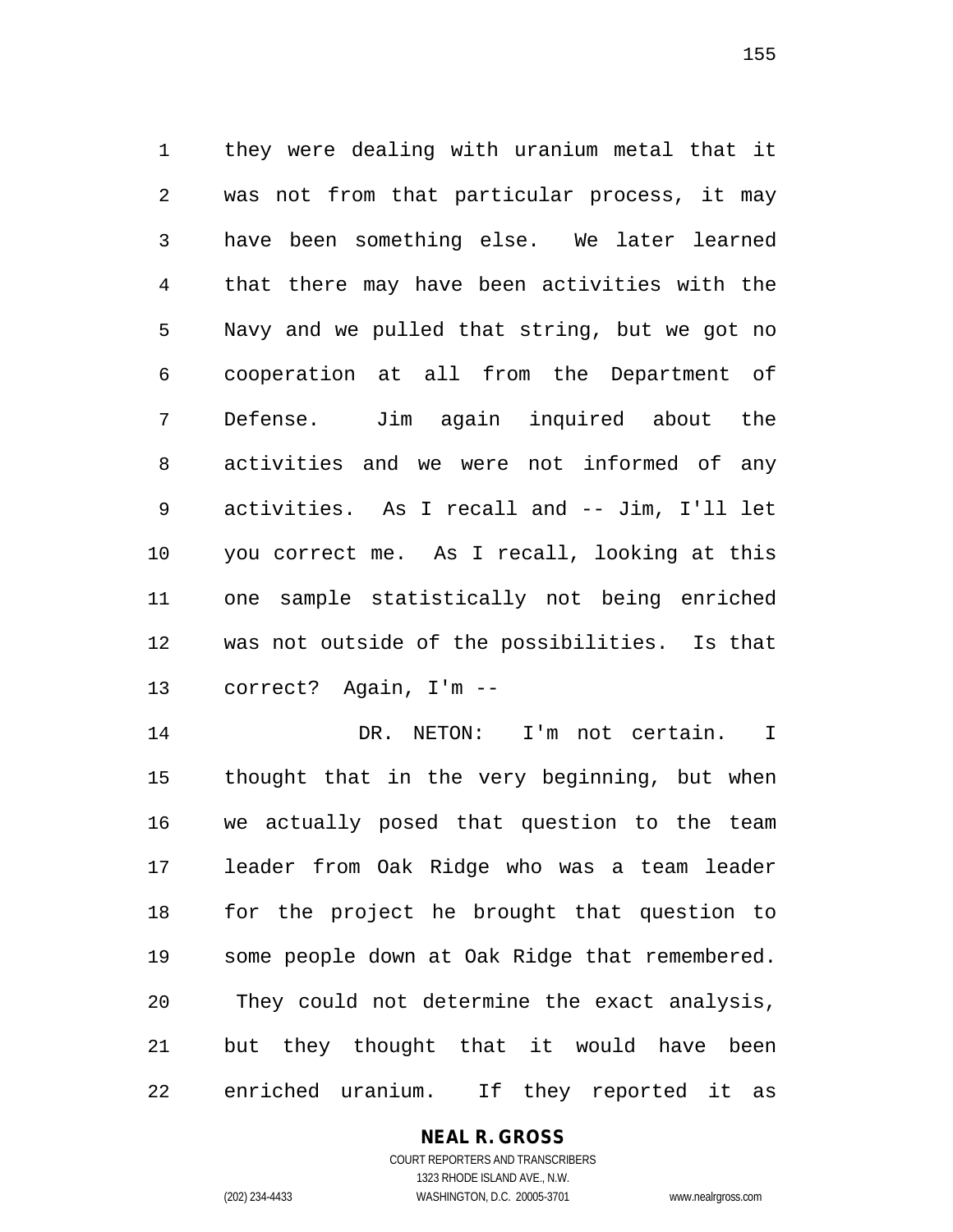they were dealing with uranium metal that it was not from that particular process, it may have been something else. We later learned that there may have been activities with the Navy and we pulled that string, but we got no cooperation at all from the Department of Defense. Jim again inquired about the activities and we were not informed of any activities. As I recall and -- Jim, I'll let you correct me. As I recall, looking at this one sample statistically not being enriched was not outside of the possibilities. Is that correct? Again, I'm --

DR. NETON: I'm not certain. I thought that in the very beginning, but when we actually posed that question to the team leader from Oak Ridge who was a team leader for the project he brought that question to some people down at Oak Ridge that remembered. They could not determine the exact analysis, but they thought that it would have been enriched uranium. If they reported it as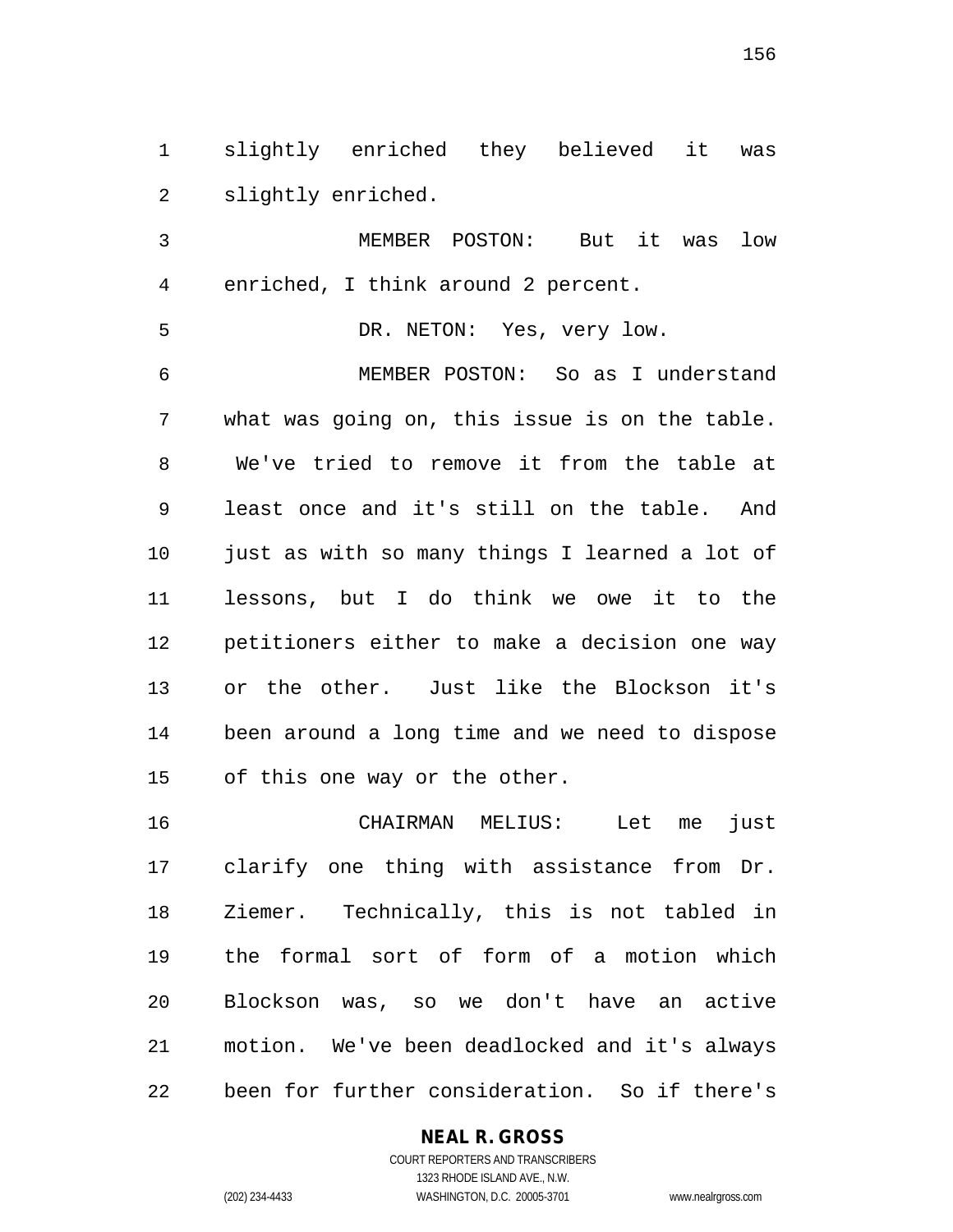slightly enriched they believed it was slightly enriched.

MEMBER POSTON: But it was low enriched, I think around 2 percent.

DR. NETON: Yes, very low.

MEMBER POSTON: So as I understand what was going on, this issue is on the table. We've tried to remove it from the table at least once and it's still on the table. And just as with so many things I learned a lot of lessons, but I do think we owe it to the petitioners either to make a decision one way or the other. Just like the Blockson it's been around a long time and we need to dispose of this one way or the other.

CHAIRMAN MELIUS: Let me just clarify one thing with assistance from Dr. Ziemer. Technically, this is not tabled in the formal sort of form of a motion which Blockson was, so we don't have an active motion. We've been deadlocked and it's always been for further consideration. So if there's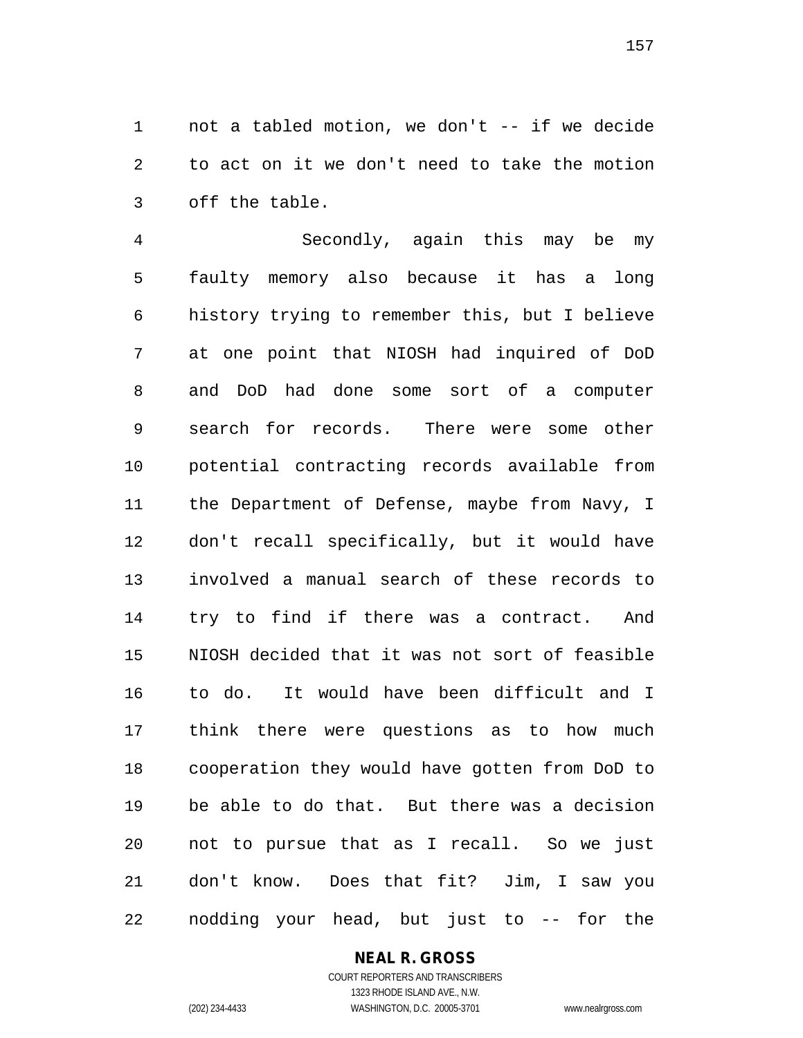not a tabled motion, we don't -- if we decide to act on it we don't need to take the motion off the table.

Secondly, again this may be my faulty memory also because it has a long history trying to remember this, but I believe at one point that NIOSH had inquired of DoD and DoD had done some sort of a computer search for records. There were some other potential contracting records available from the Department of Defense, maybe from Navy, I don't recall specifically, but it would have involved a manual search of these records to try to find if there was a contract. And NIOSH decided that it was not sort of feasible to do. It would have been difficult and I think there were questions as to how much cooperation they would have gotten from DoD to be able to do that. But there was a decision not to pursue that as I recall. So we just don't know. Does that fit? Jim, I saw you nodding your head, but just to -- for the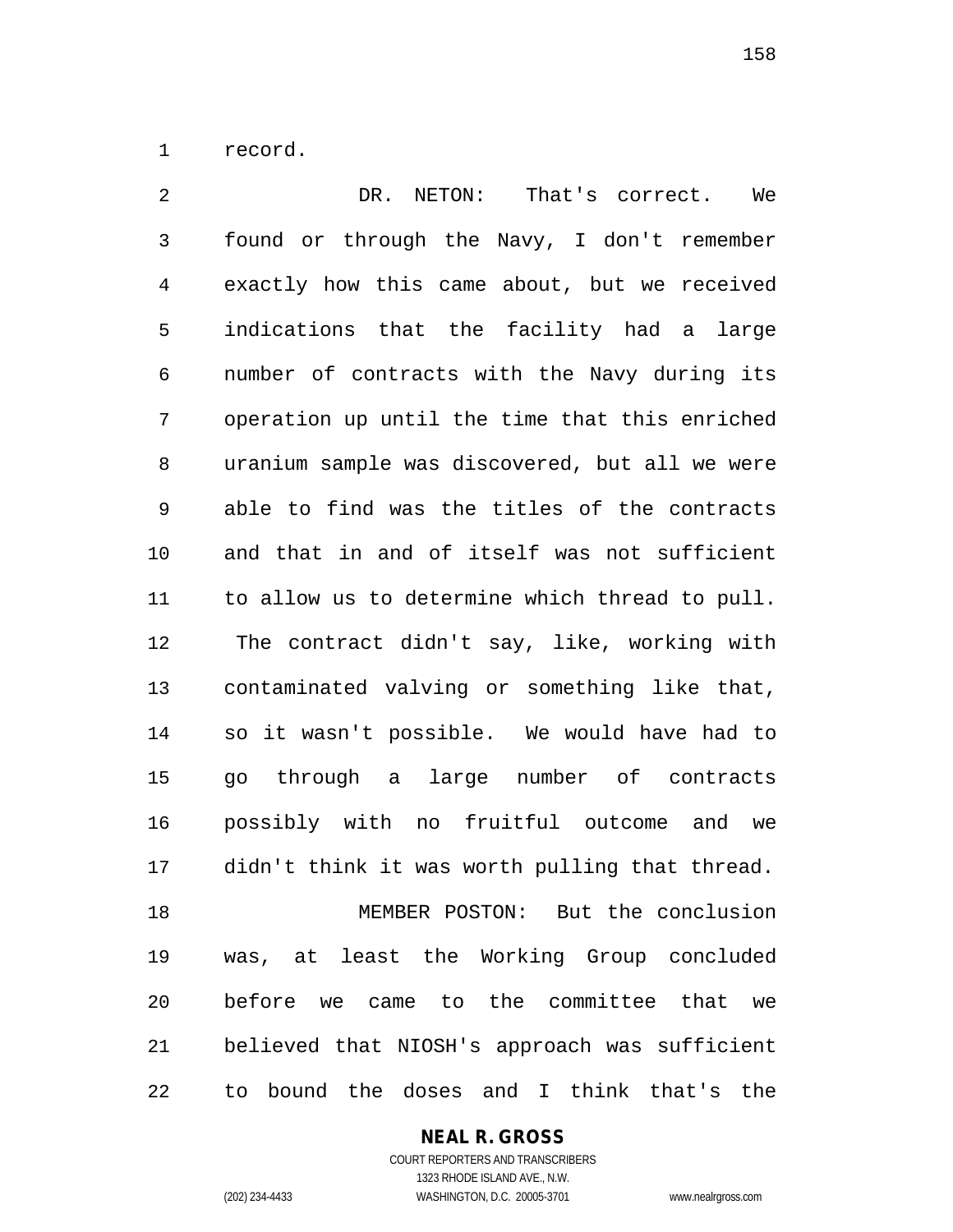record.

DR. NETON: That's correct. We found or through the Navy, I don't remember exactly how this came about, but we received indications that the facility had a large number of contracts with the Navy during its operation up until the time that this enriched uranium sample was discovered, but all we were able to find was the titles of the contracts and that in and of itself was not sufficient to allow us to determine which thread to pull. The contract didn't say, like, working with contaminated valving or something like that, so it wasn't possible. We would have had to go through a large number of contracts possibly with no fruitful outcome and we didn't think it was worth pulling that thread.

MEMBER POSTON: But the conclusion was, at least the Working Group concluded before we came to the committee that we believed that NIOSH's approach was sufficient to bound the doses and I think that's the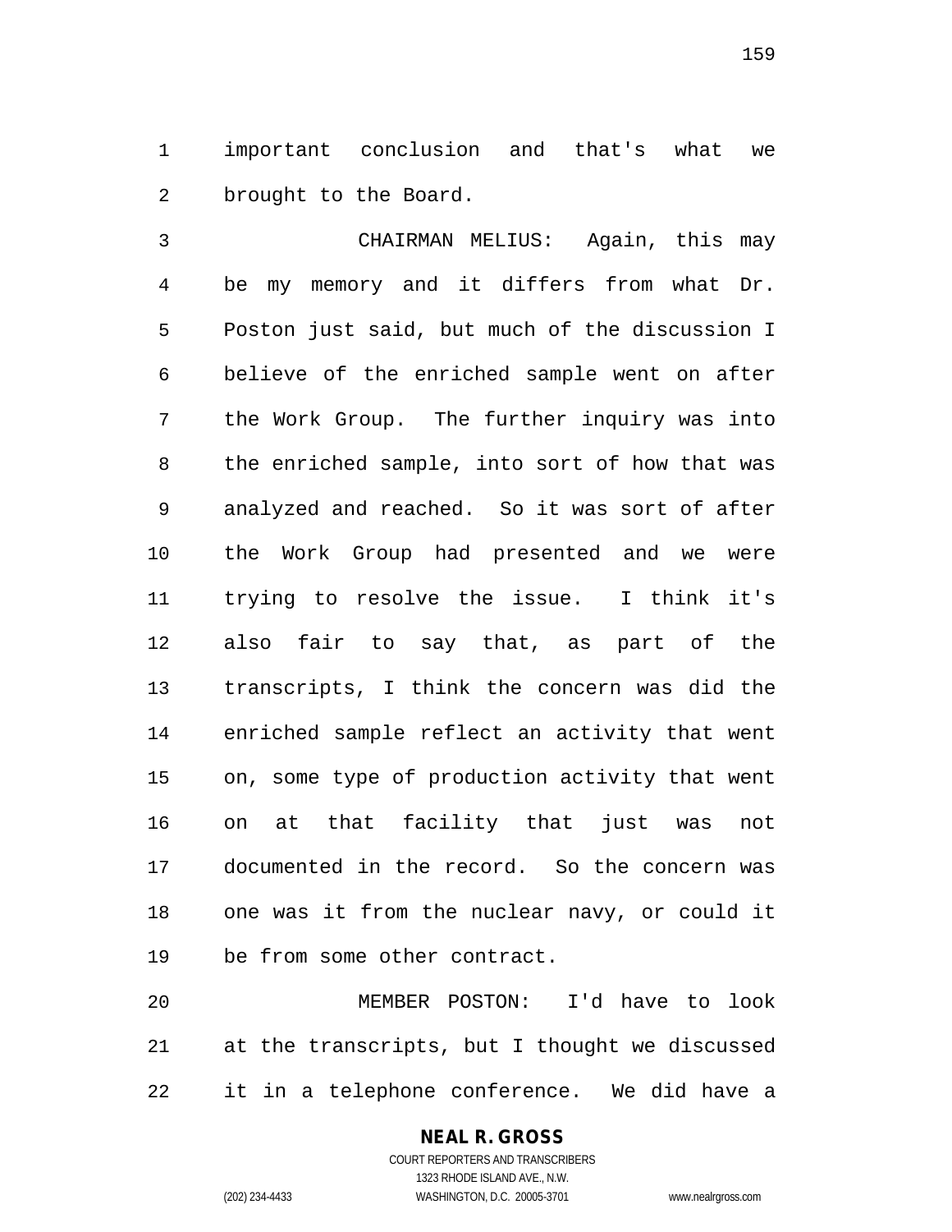important conclusion and that's what we brought to the Board.

CHAIRMAN MELIUS: Again, this may be my memory and it differs from what Dr. Poston just said, but much of the discussion I believe of the enriched sample went on after the Work Group. The further inquiry was into the enriched sample, into sort of how that was analyzed and reached. So it was sort of after the Work Group had presented and we were trying to resolve the issue. I think it's also fair to say that, as part of the transcripts, I think the concern was did the enriched sample reflect an activity that went on, some type of production activity that went on at that facility that just was not documented in the record. So the concern was one was it from the nuclear navy, or could it be from some other contract.

MEMBER POSTON: I'd have to look at the transcripts, but I thought we discussed it in a telephone conference. We did have a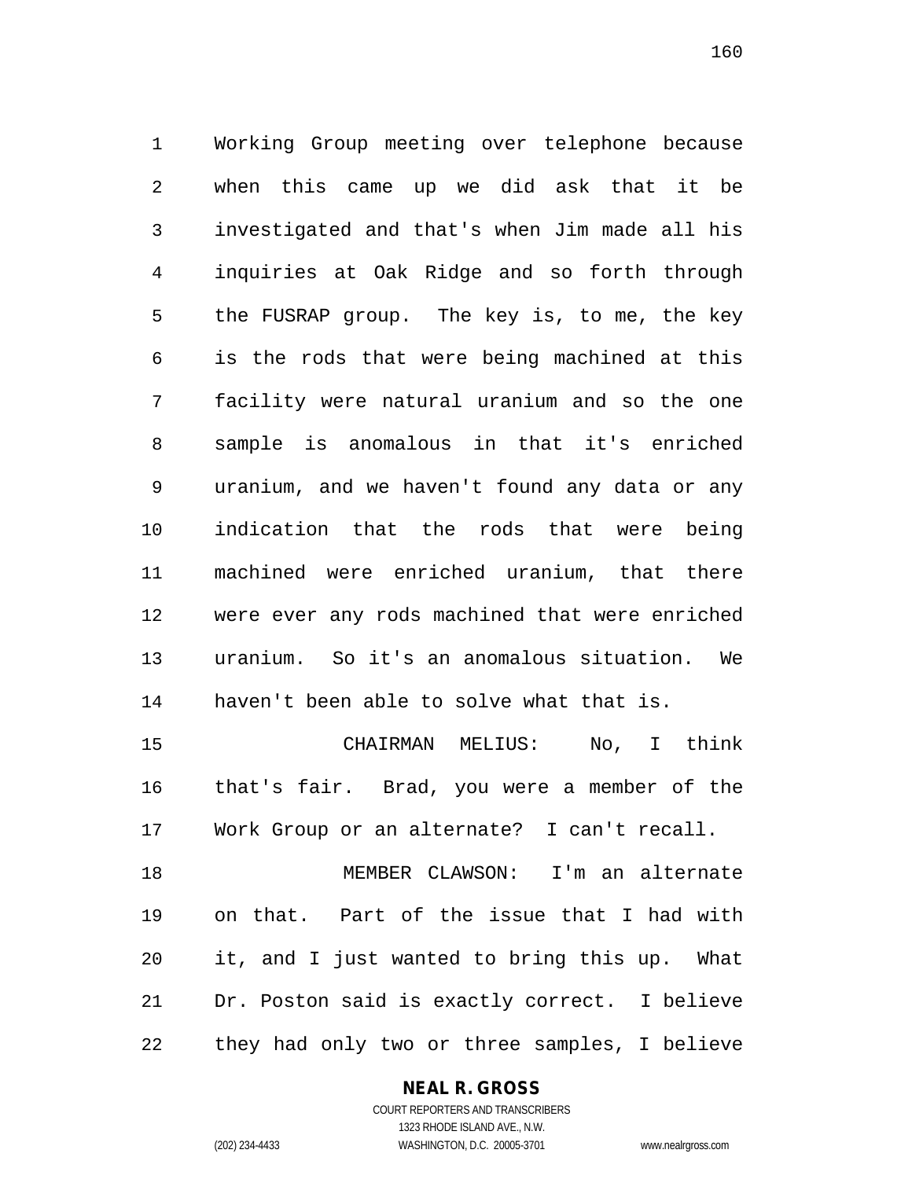Working Group meeting over telephone because when this came up we did ask that it be investigated and that's when Jim made all his inquiries at Oak Ridge and so forth through the FUSRAP group. The key is, to me, the key is the rods that were being machined at this facility were natural uranium and so the one sample is anomalous in that it's enriched uranium, and we haven't found any data or any indication that the rods that were being machined were enriched uranium, that there were ever any rods machined that were enriched uranium. So it's an anomalous situation. We haven't been able to solve what that is.

CHAIRMAN MELIUS: No, I think that's fair. Brad, you were a member of the Work Group or an alternate? I can't recall.

MEMBER CLAWSON: I'm an alternate on that. Part of the issue that I had with it, and I just wanted to bring this up. What Dr. Poston said is exactly correct. I believe they had only two or three samples, I believe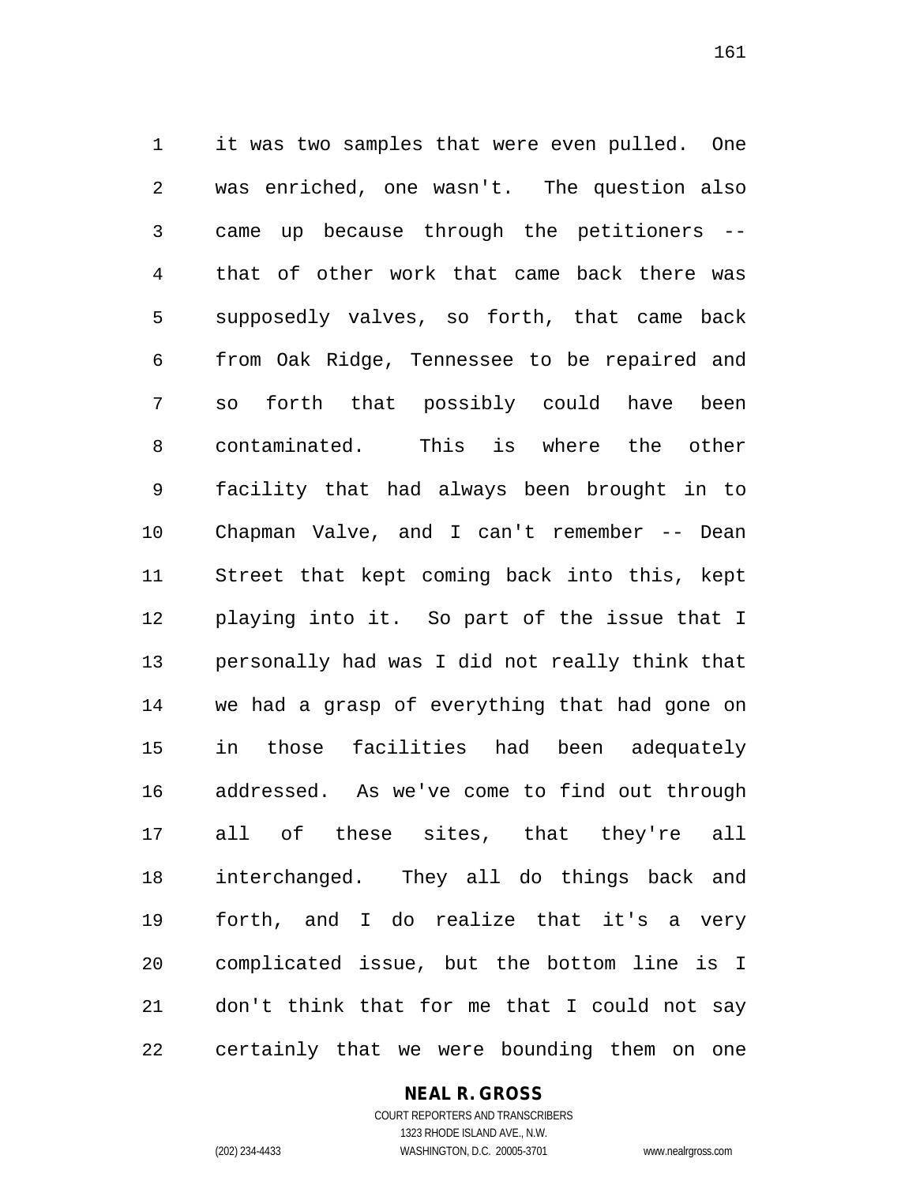it was two samples that were even pulled. One was enriched, one wasn't. The question also came up because through the petitioners -- that of other work that came back there was supposedly valves, so forth, that came back from Oak Ridge, Tennessee to be repaired and so forth that possibly could have been contaminated. This is where the other facility that had always been brought in to Chapman Valve, and I can't remember -- Dean Street that kept coming back into this, kept playing into it. So part of the issue that I personally had was I did not really think that we had a grasp of everything that had gone on in those facilities had been adequately addressed. As we've come to find out through all of these sites, that they're all interchanged. They all do things back and forth, and I do realize that it's a very complicated issue, but the bottom line is I don't think that for me that I could not say certainly that we were bounding them on one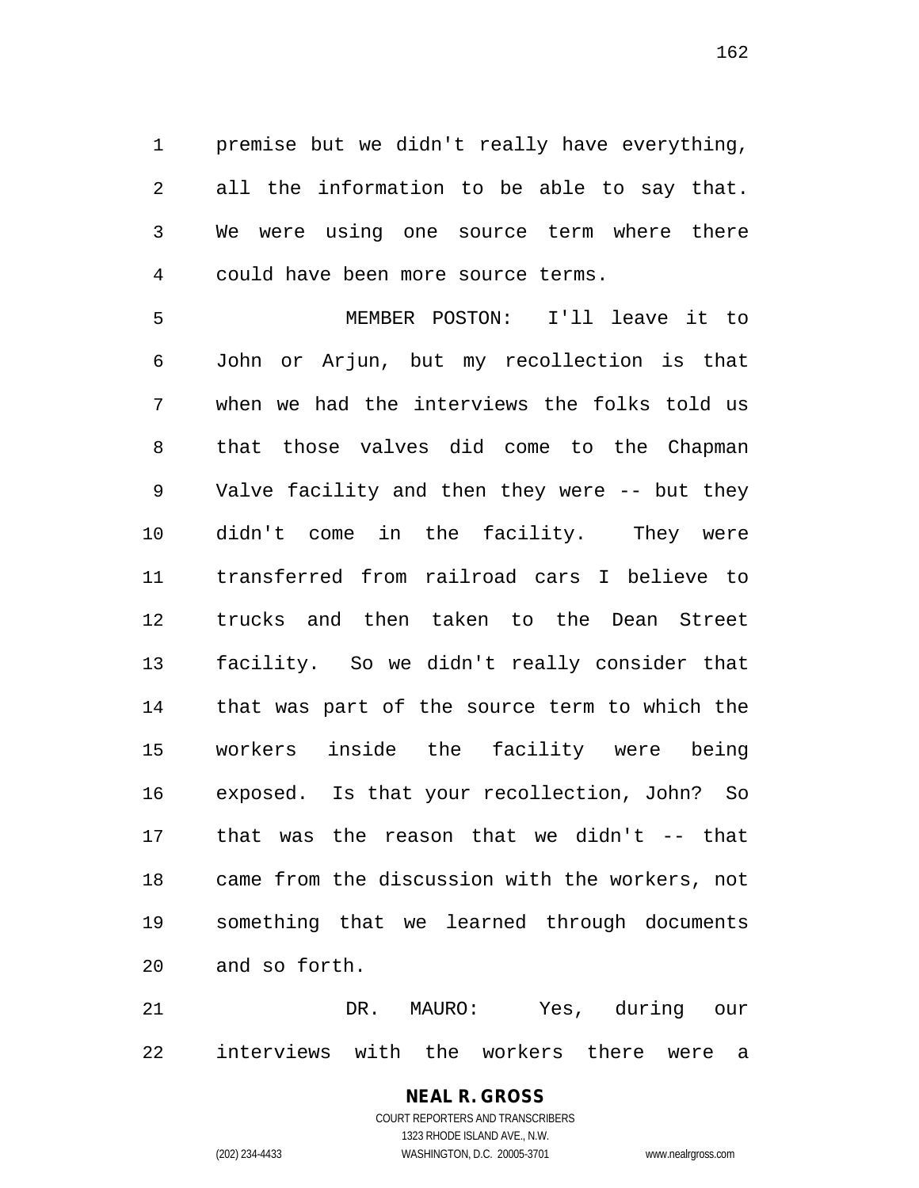premise but we didn't really have everything, all the information to be able to say that. We were using one source term where there could have been more source terms.

MEMBER POSTON: I'll leave it to John or Arjun, but my recollection is that when we had the interviews the folks told us that those valves did come to the Chapman Valve facility and then they were -- but they didn't come in the facility. They were transferred from railroad cars I believe to trucks and then taken to the Dean Street facility. So we didn't really consider that that was part of the source term to which the workers inside the facility were being exposed. Is that your recollection, John? So that was the reason that we didn't -- that came from the discussion with the workers, not something that we learned through documents and so forth.

DR. MAURO: Yes, during our interviews with the workers there were a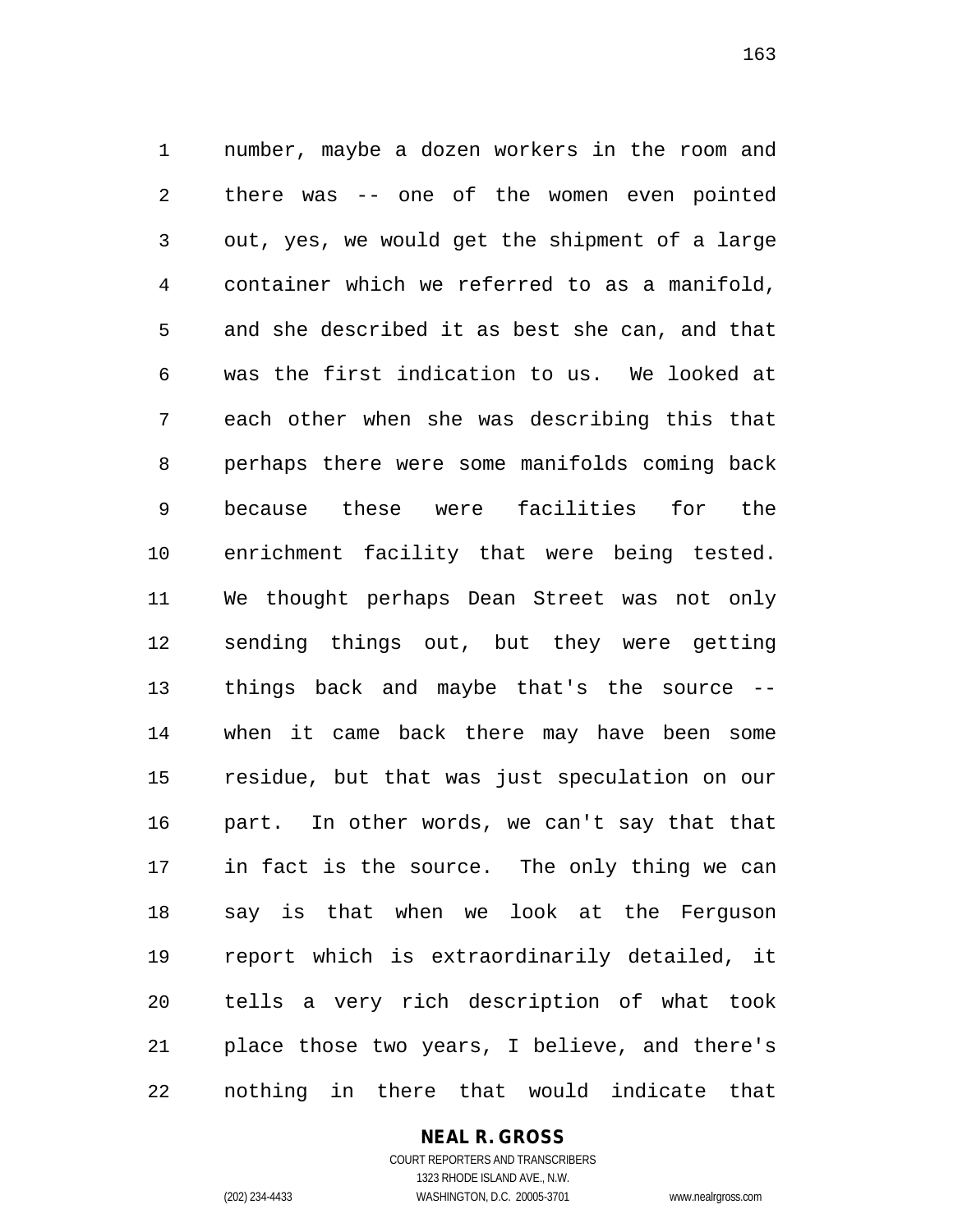number, maybe a dozen workers in the room and there was -- one of the women even pointed out, yes, we would get the shipment of a large container which we referred to as a manifold, and she described it as best she can, and that was the first indication to us. We looked at each other when she was describing this that perhaps there were some manifolds coming back because these were facilities for the enrichment facility that were being tested. We thought perhaps Dean Street was not only sending things out, but they were getting things back and maybe that's the source -- when it came back there may have been some residue, but that was just speculation on our part. In other words, we can't say that that in fact is the source. The only thing we can say is that when we look at the Ferguson report which is extraordinarily detailed, it tells a very rich description of what took place those two years, I believe, and there's nothing in there that would indicate that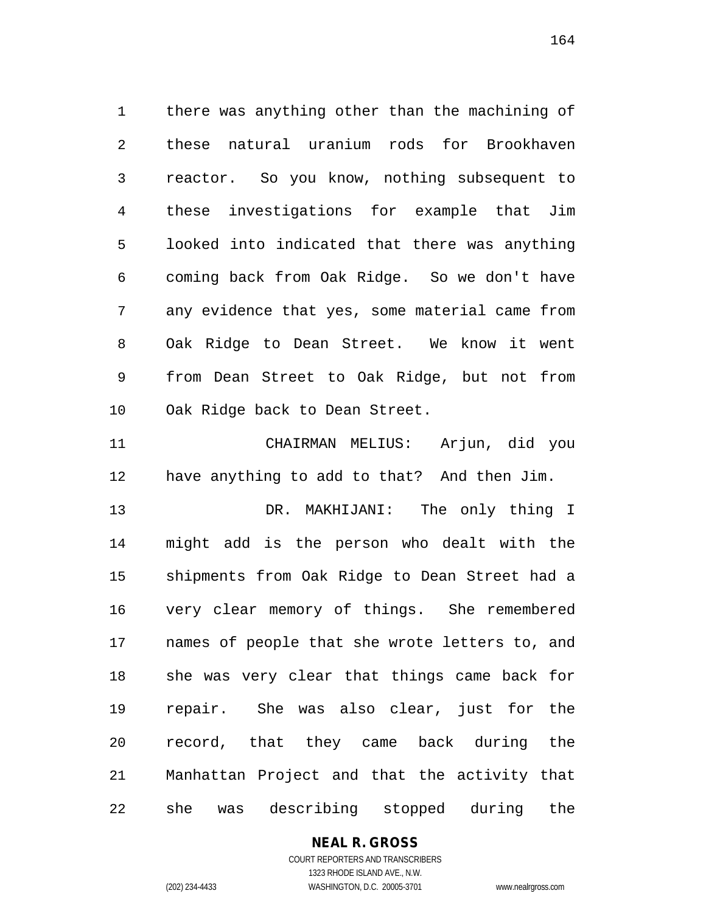there was anything other than the machining of these natural uranium rods for Brookhaven reactor. So you know, nothing subsequent to these investigations for example that Jim looked into indicated that there was anything coming back from Oak Ridge. So we don't have any evidence that yes, some material came from Oak Ridge to Dean Street. We know it went from Dean Street to Oak Ridge, but not from Oak Ridge back to Dean Street.

CHAIRMAN MELIUS: Arjun, did you have anything to add to that? And then Jim.

DR. MAKHIJANI: The only thing I might add is the person who dealt with the shipments from Oak Ridge to Dean Street had a very clear memory of things. She remembered names of people that she wrote letters to, and she was very clear that things came back for repair. She was also clear, just for the record, that they came back during the Manhattan Project and that the activity that she was describing stopped during the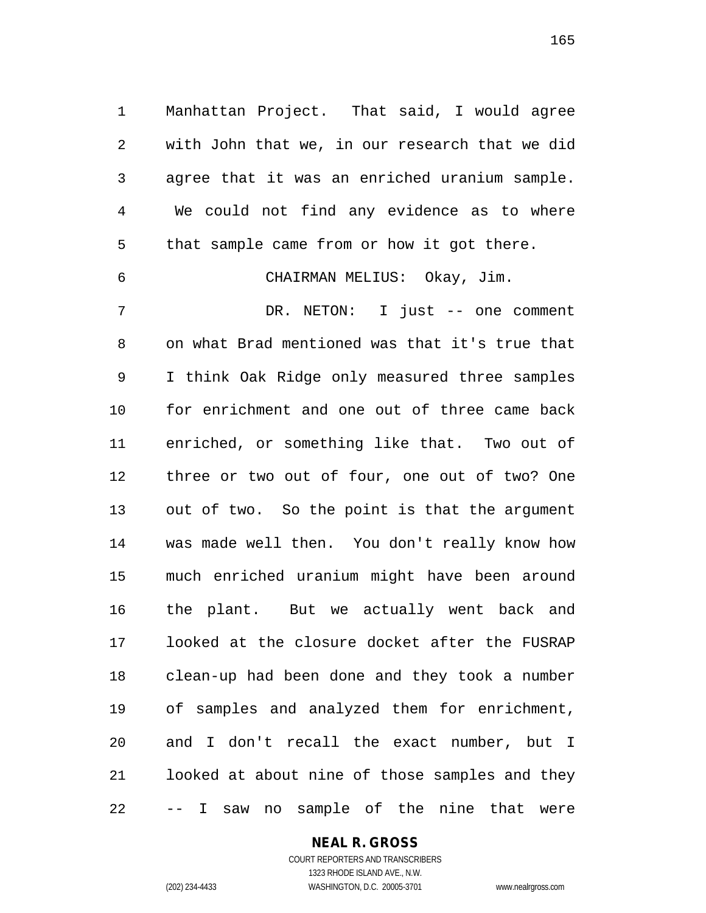Manhattan Project. That said, I would agree with John that we, in our research that we did agree that it was an enriched uranium sample. We could not find any evidence as to where that sample came from or how it got there.

CHAIRMAN MELIUS: Okay, Jim.

DR. NETON: I just -- one comment on what Brad mentioned was that it's true that I think Oak Ridge only measured three samples for enrichment and one out of three came back enriched, or something like that. Two out of three or two out of four, one out of two? One out of two. So the point is that the argument was made well then. You don't really know how much enriched uranium might have been around the plant. But we actually went back and looked at the closure docket after the FUSRAP clean-up had been done and they took a number of samples and analyzed them for enrichment, and I don't recall the exact number, but I looked at about nine of those samples and they -- I saw no sample of the nine that were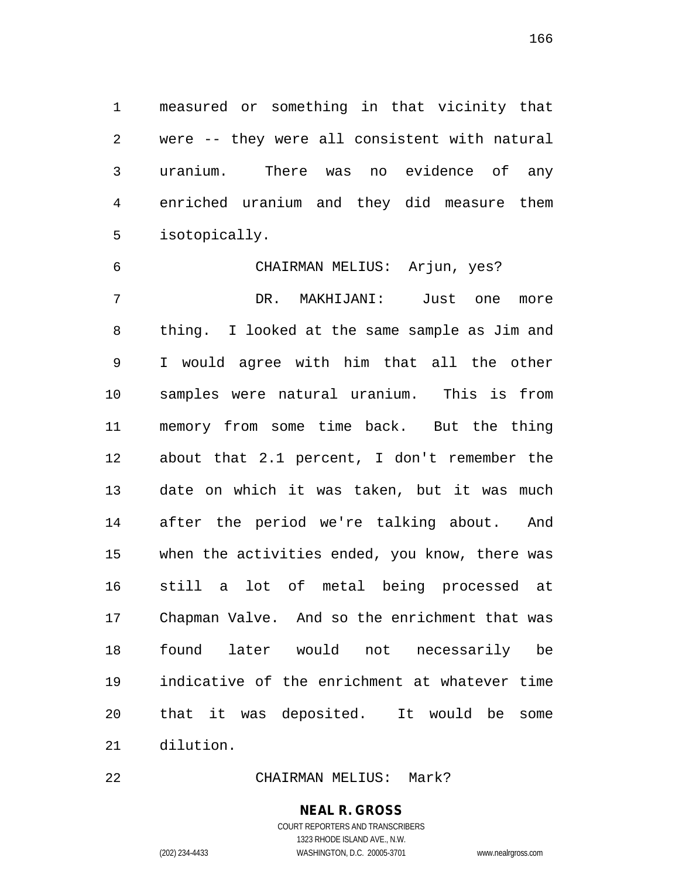measured or something in that vicinity that were -- they were all consistent with natural uranium. There was no evidence of any enriched uranium and they did measure them isotopically.

CHAIRMAN MELIUS: Arjun, yes?

DR. MAKHIJANI: Just one more thing. I looked at the same sample as Jim and I would agree with him that all the other samples were natural uranium. This is from memory from some time back. But the thing about that 2.1 percent, I don't remember the date on which it was taken, but it was much after the period we're talking about. And when the activities ended, you know, there was still a lot of metal being processed at Chapman Valve. And so the enrichment that was found later would not necessarily be indicative of the enrichment at whatever time that it was deposited. It would be some dilution.

CHAIRMAN MELIUS: Mark?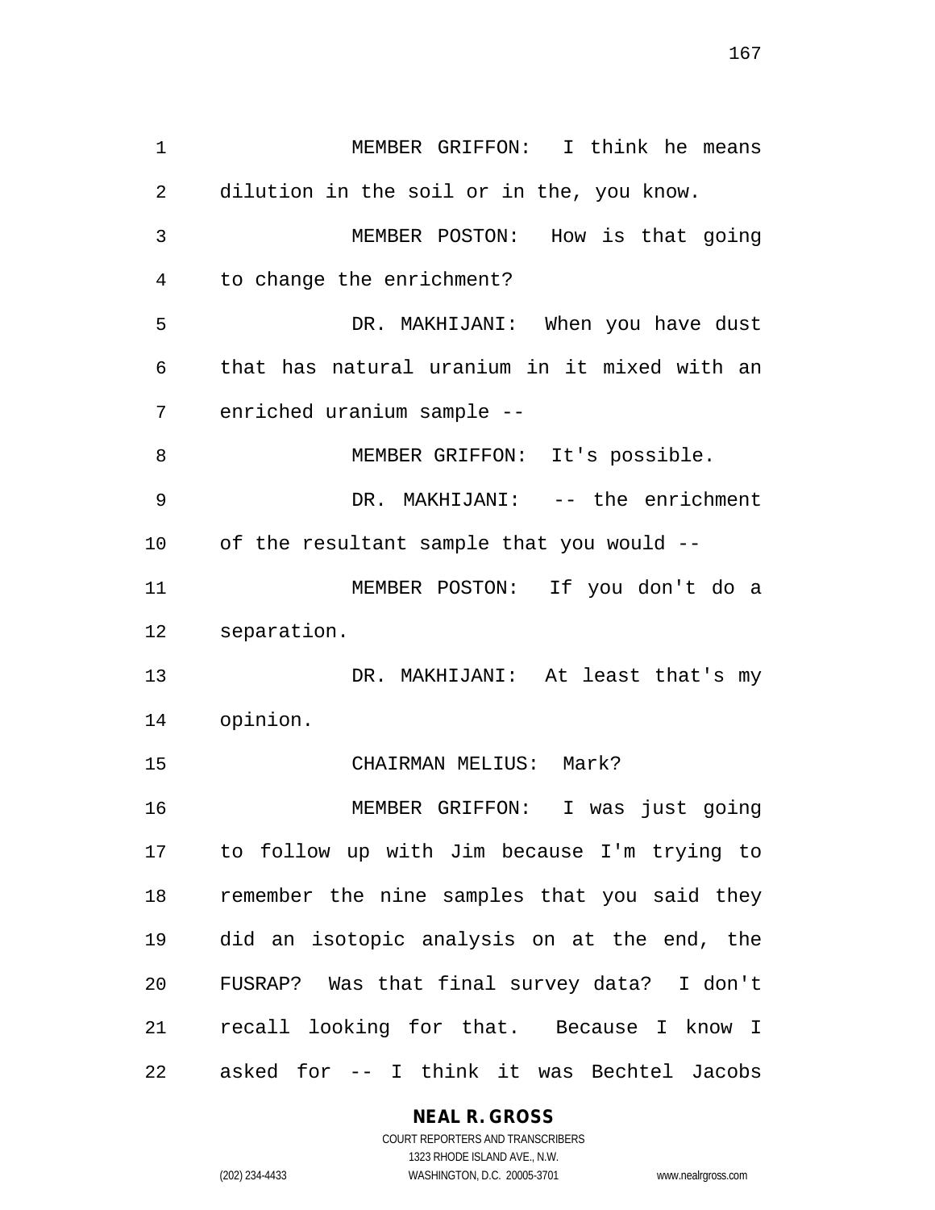MEMBER GRIFFON: I think he means dilution in the soil or in the, you know.

MEMBER POSTON: How is that going to change the enrichment?

DR. MAKHIJANI: When you have dust that has natural uranium in it mixed with an enriched uranium sample --

MEMBER GRIFFON: It's possible.

DR. MAKHIJANI: -- the enrichment of the resultant sample that you would --

MEMBER POSTON: If you don't do a separation.

DR. MAKHIJANI: At least that's my opinion.

CHAIRMAN MELIUS: Mark?

MEMBER GRIFFON: I was just going to follow up with Jim because I'm trying to remember the nine samples that you said they did an isotopic analysis on at the end, the FUSRAP? Was that final survey data? I don't recall looking for that. Because I know I asked for -- I think it was Bechtel Jacobs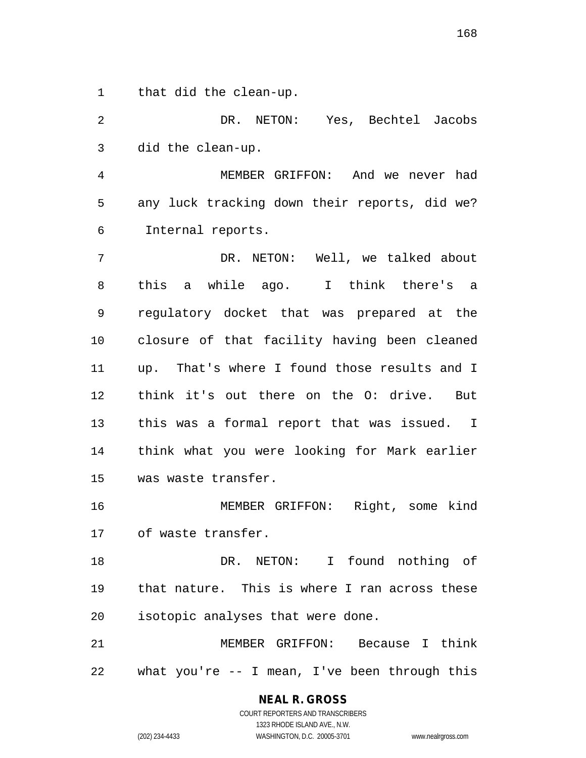that did the clean-up.

DR. NETON: Yes, Bechtel Jacobs did the clean-up.

MEMBER GRIFFON: And we never had any luck tracking down their reports, did we? Internal reports.

DR. NETON: Well, we talked about this a while ago. I think there's a regulatory docket that was prepared at the closure of that facility having been cleaned up. That's where I found those results and I think it's out there on the O: drive. But this was a formal report that was issued. I think what you were looking for Mark earlier was waste transfer.

MEMBER GRIFFON: Right, some kind of waste transfer.

DR. NETON: I found nothing of that nature. This is where I ran across these isotopic analyses that were done.

MEMBER GRIFFON: Because I think what you're -- I mean, I've been through this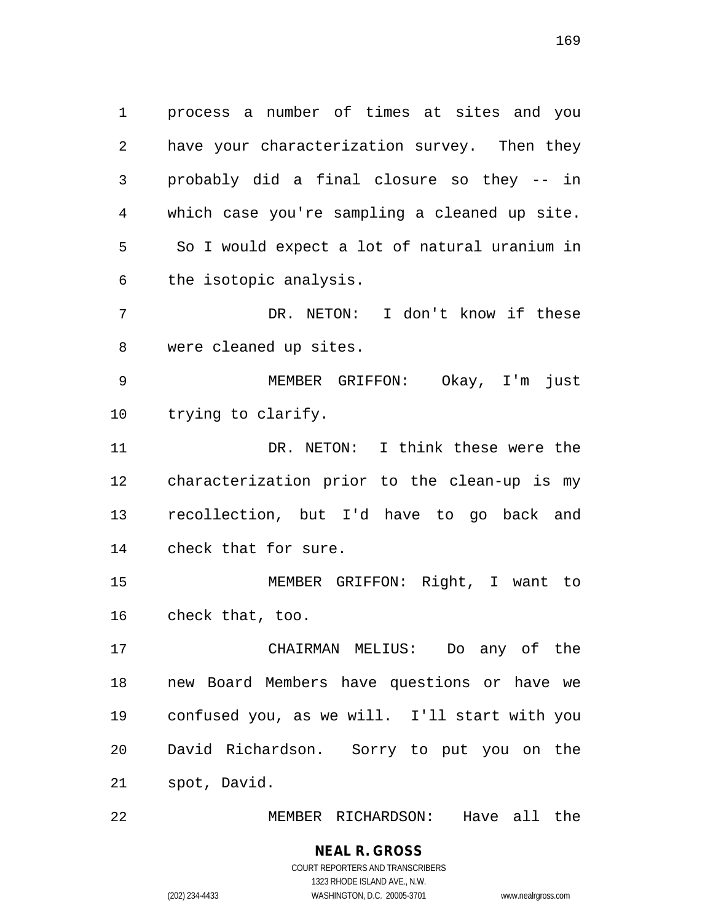process a number of times at sites and you have your characterization survey. Then they probably did a final closure so they -- in which case you're sampling a cleaned up site. So I would expect a lot of natural uranium in the isotopic analysis.

DR. NETON: I don't know if these were cleaned up sites.

MEMBER GRIFFON: Okay, I'm just trying to clarify.

DR. NETON: I think these were the characterization prior to the clean-up is my recollection, but I'd have to go back and check that for sure.

MEMBER GRIFFON: Right, I want to check that, too.

CHAIRMAN MELIUS: Do any of the new Board Members have questions or have we confused you, as we will. I'll start with you David Richardson. Sorry to put you on the spot, David.

MEMBER RICHARDSON: Have all the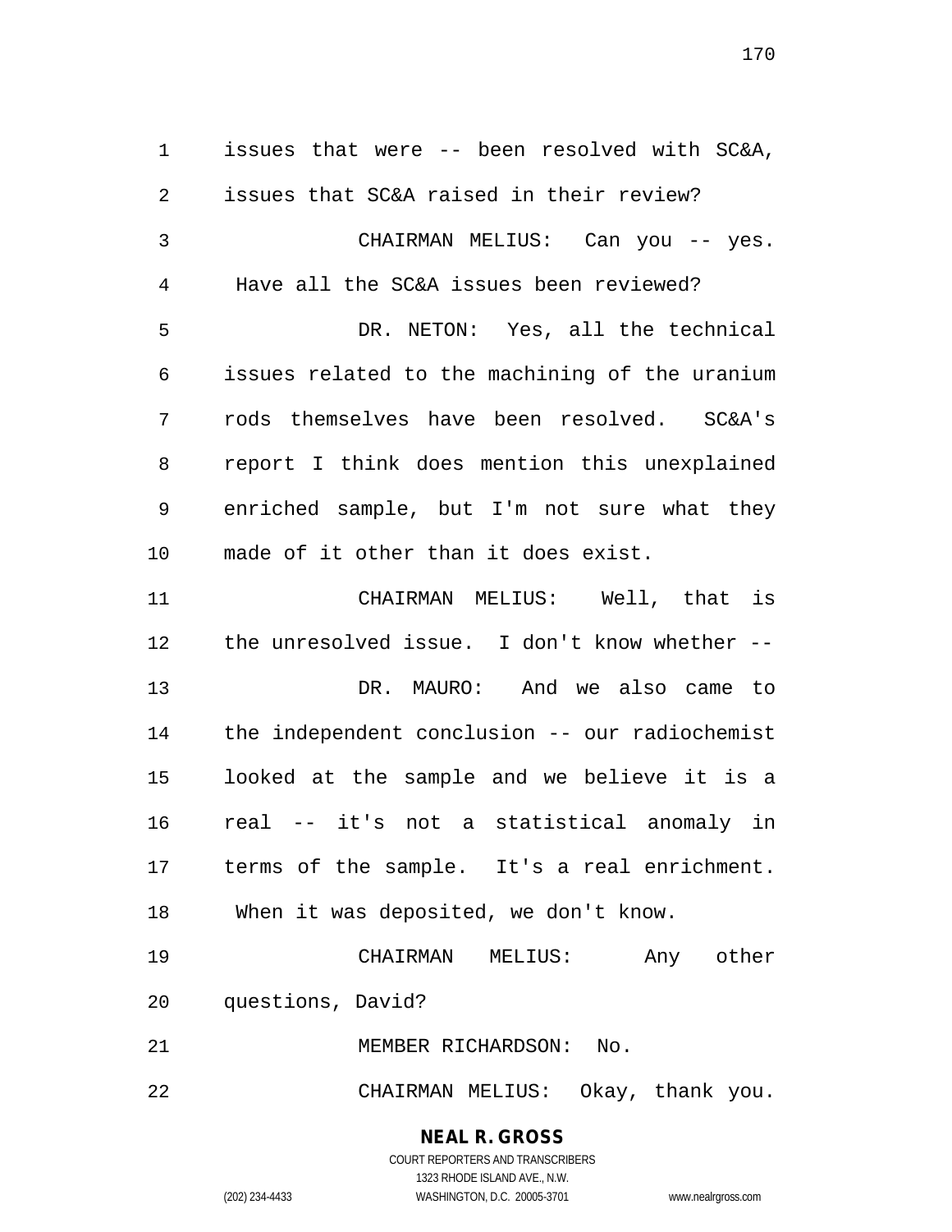issues that were -- been resolved with SC&A, issues that SC&A raised in their review?

CHAIRMAN MELIUS: Can you -- yes. Have all the SC&A issues been reviewed?

DR. NETON: Yes, all the technical issues related to the machining of the uranium rods themselves have been resolved. SC&A's report I think does mention this unexplained enriched sample, but I'm not sure what they made of it other than it does exist.

CHAIRMAN MELIUS: Well, that is the unresolved issue. I don't know whether --

DR. MAURO: And we also came to the independent conclusion -- our radiochemist looked at the sample and we believe it is a real -- it's not a statistical anomaly in terms of the sample. It's a real enrichment. When it was deposited, we don't know.

CHAIRMAN MELIUS: Any other questions, David?

MEMBER RICHARDSON: No.

CHAIRMAN MELIUS: Okay, thank you.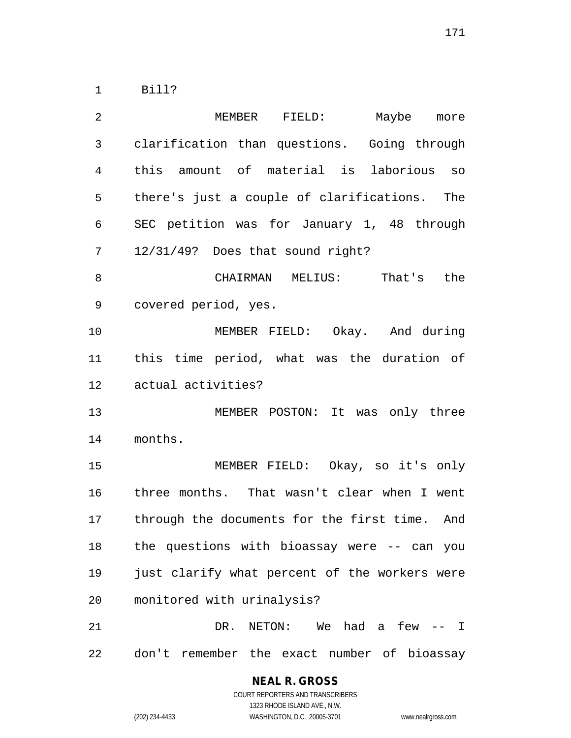Bill?

MEMBER FIELD: Maybe more clarification than questions. Going through this amount of material is laborious so there's just a couple of clarifications. The SEC petition was for January 1, 48 through 12/31/49? Does that sound right?

CHAIRMAN MELIUS: That's the covered period, yes.

MEMBER FIELD: Okay. And during this time period, what was the duration of actual activities?

MEMBER POSTON: It was only three months.

MEMBER FIELD: Okay, so it's only three months. That wasn't clear when I went through the documents for the first time. And the questions with bioassay were -- can you just clarify what percent of the workers were monitored with urinalysis?

DR. NETON: We had a few -- I don't remember the exact number of bioassay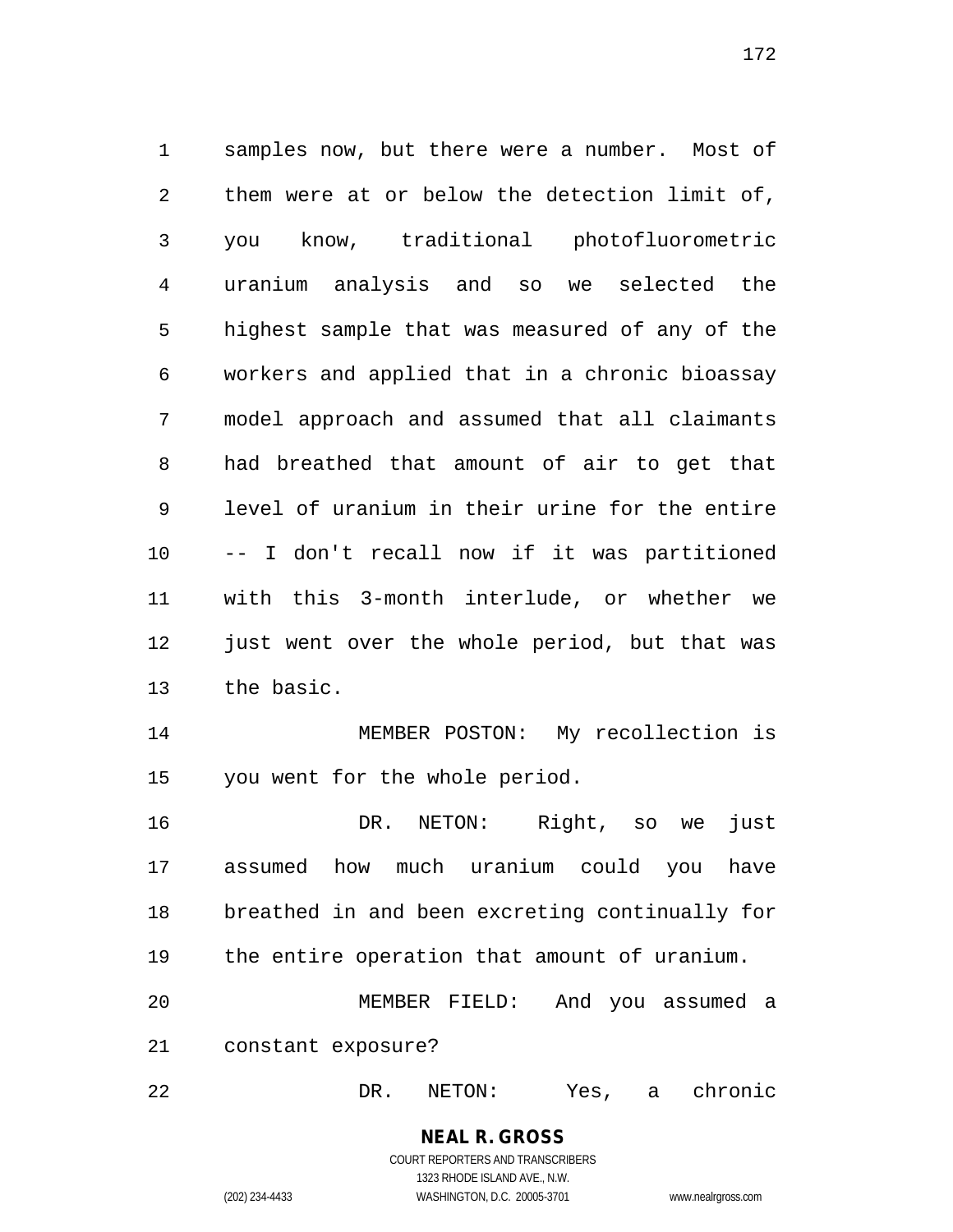samples now, but there were a number. Most of them were at or below the detection limit of, you know, traditional photofluorometric uranium analysis and so we selected the highest sample that was measured of any of the workers and applied that in a chronic bioassay model approach and assumed that all claimants had breathed that amount of air to get that level of uranium in their urine for the entire -- I don't recall now if it was partitioned with this 3-month interlude, or whether we just went over the whole period, but that was the basic.

MEMBER POSTON: My recollection is you went for the whole period.

DR. NETON: Right, so we just assumed how much uranium could you have breathed in and been excreting continually for the entire operation that amount of uranium.

MEMBER FIELD: And you assumed a constant exposure?

DR. NETON: Yes, a chronic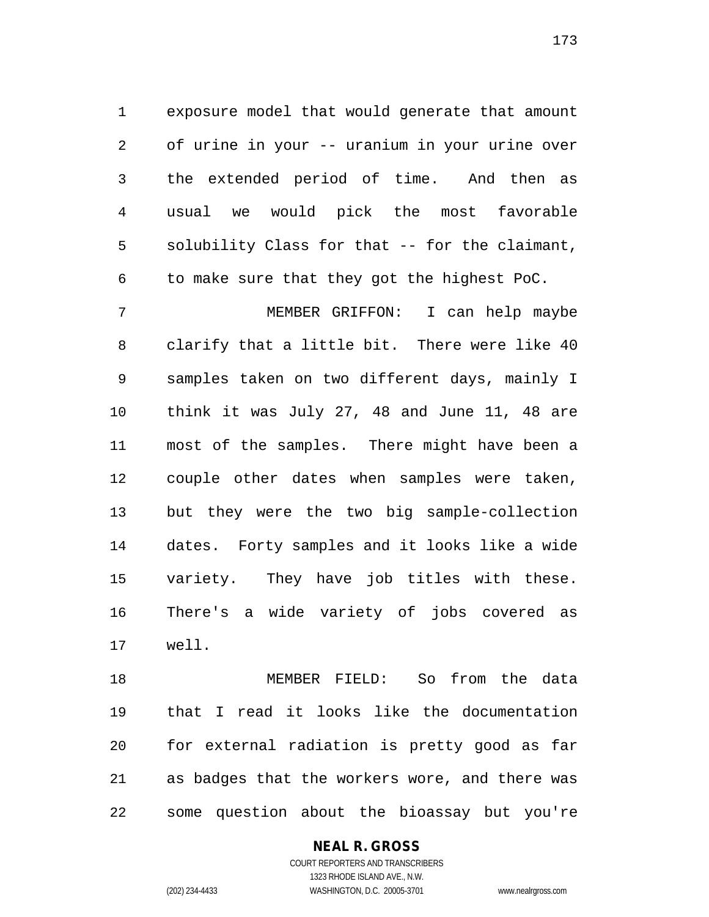exposure model that would generate that amount of urine in your -- uranium in your urine over the extended period of time. And then as usual we would pick the most favorable solubility Class for that -- for the claimant, to make sure that they got the highest PoC.

MEMBER GRIFFON: I can help maybe clarify that a little bit. There were like 40 samples taken on two different days, mainly I think it was July 27, 48 and June 11, 48 are most of the samples. There might have been a couple other dates when samples were taken, but they were the two big sample-collection dates. Forty samples and it looks like a wide variety. They have job titles with these. There's a wide variety of jobs covered as well.

MEMBER FIELD: So from the data that I read it looks like the documentation for external radiation is pretty good as far as badges that the workers wore, and there was some question about the bioassay but you're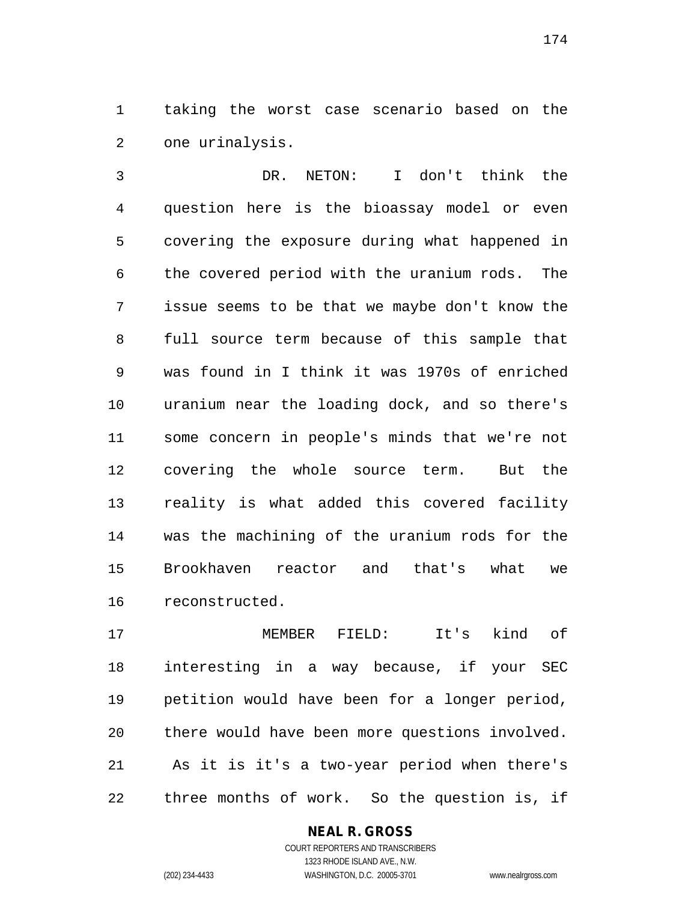taking the worst case scenario based on the one urinalysis.

DR. NETON: I don't think the question here is the bioassay model or even covering the exposure during what happened in the covered period with the uranium rods. The issue seems to be that we maybe don't know the full source term because of this sample that was found in I think it was 1970s of enriched uranium near the loading dock, and so there's some concern in people's minds that we're not covering the whole source term. But the reality is what added this covered facility was the machining of the uranium rods for the Brookhaven reactor and that's what we reconstructed.

MEMBER FIELD: It's kind of interesting in a way because, if your SEC petition would have been for a longer period, there would have been more questions involved. As it is it's a two-year period when there's three months of work. So the question is, if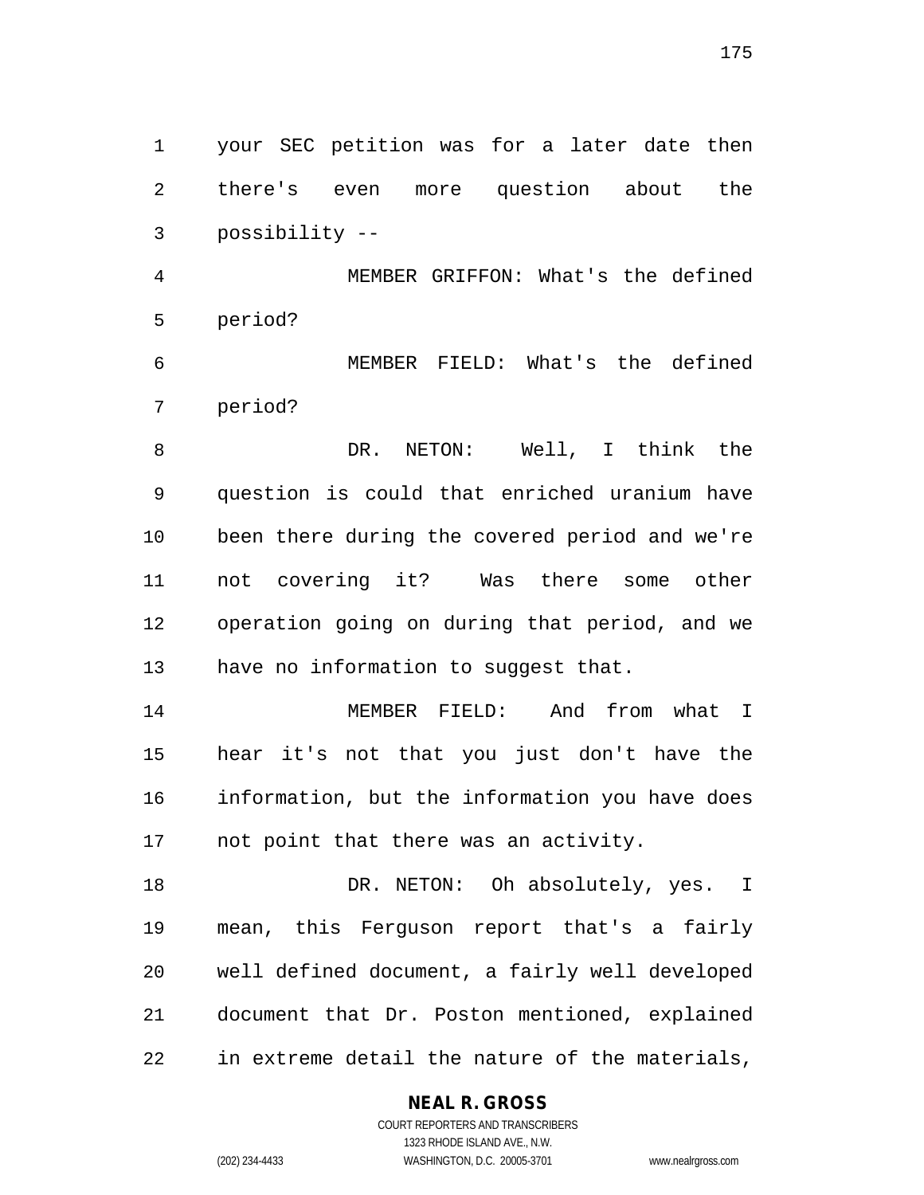your SEC petition was for a later date then there's even more question about the possibility --

MEMBER GRIFFON: What's the defined period?

MEMBER FIELD: What's the defined period?

DR. NETON: Well, I think the question is could that enriched uranium have been there during the covered period and we're not covering it? Was there some other operation going on during that period, and we have no information to suggest that.

MEMBER FIELD: And from what I hear it's not that you just don't have the information, but the information you have does not point that there was an activity.

DR. NETON: Oh absolutely, yes. I mean, this Ferguson report that's a fairly well defined document, a fairly well developed document that Dr. Poston mentioned, explained in extreme detail the nature of the materials,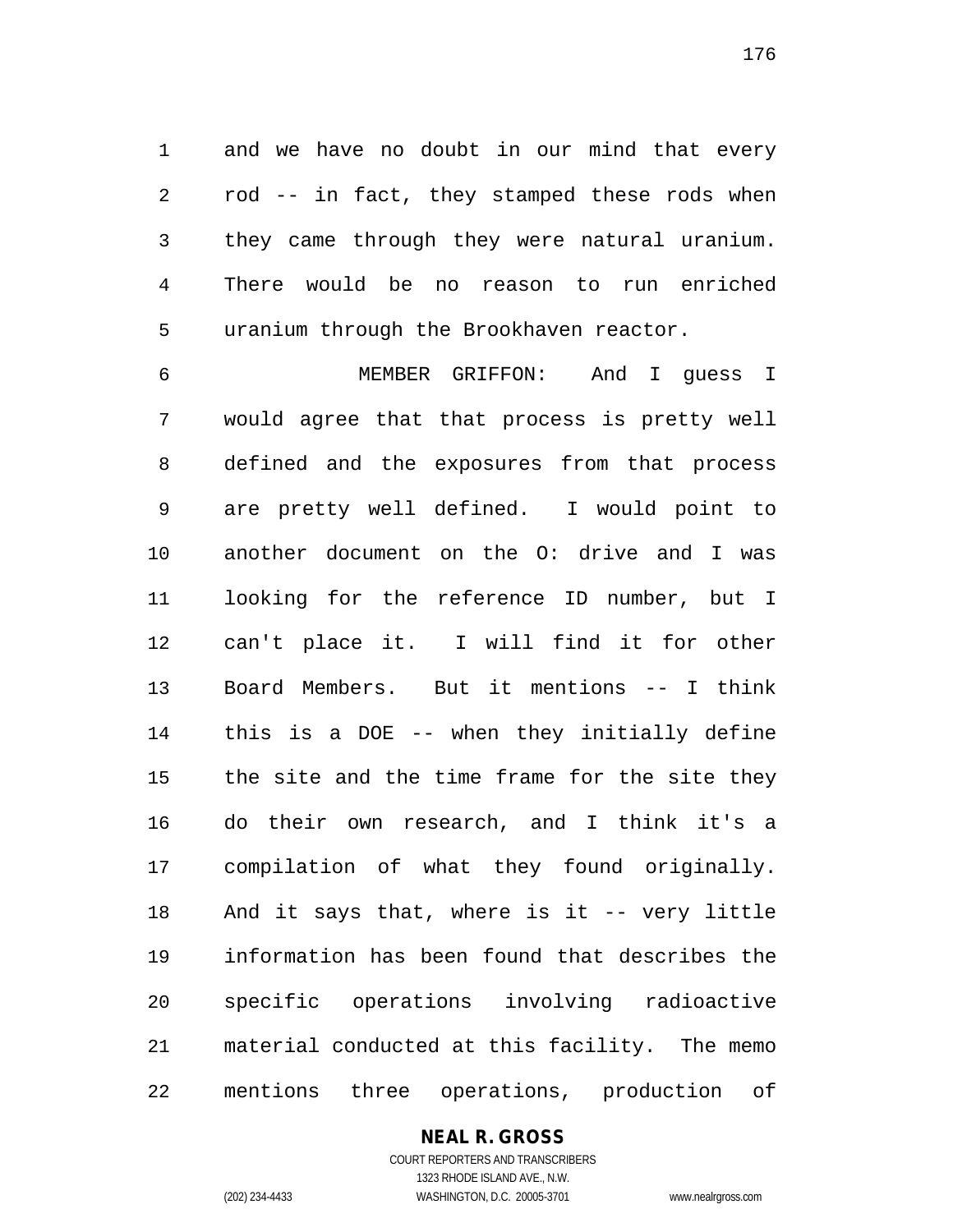and we have no doubt in our mind that every rod -- in fact, they stamped these rods when they came through they were natural uranium. There would be no reason to run enriched uranium through the Brookhaven reactor.

MEMBER GRIFFON: And I guess I would agree that that process is pretty well defined and the exposures from that process are pretty well defined. I would point to another document on the O: drive and I was looking for the reference ID number, but I can't place it. I will find it for other Board Members. But it mentions -- I think this is a DOE -- when they initially define the site and the time frame for the site they do their own research, and I think it's a compilation of what they found originally. And it says that, where is it -- very little information has been found that describes the specific operations involving radioactive material conducted at this facility. The memo mentions three operations, production of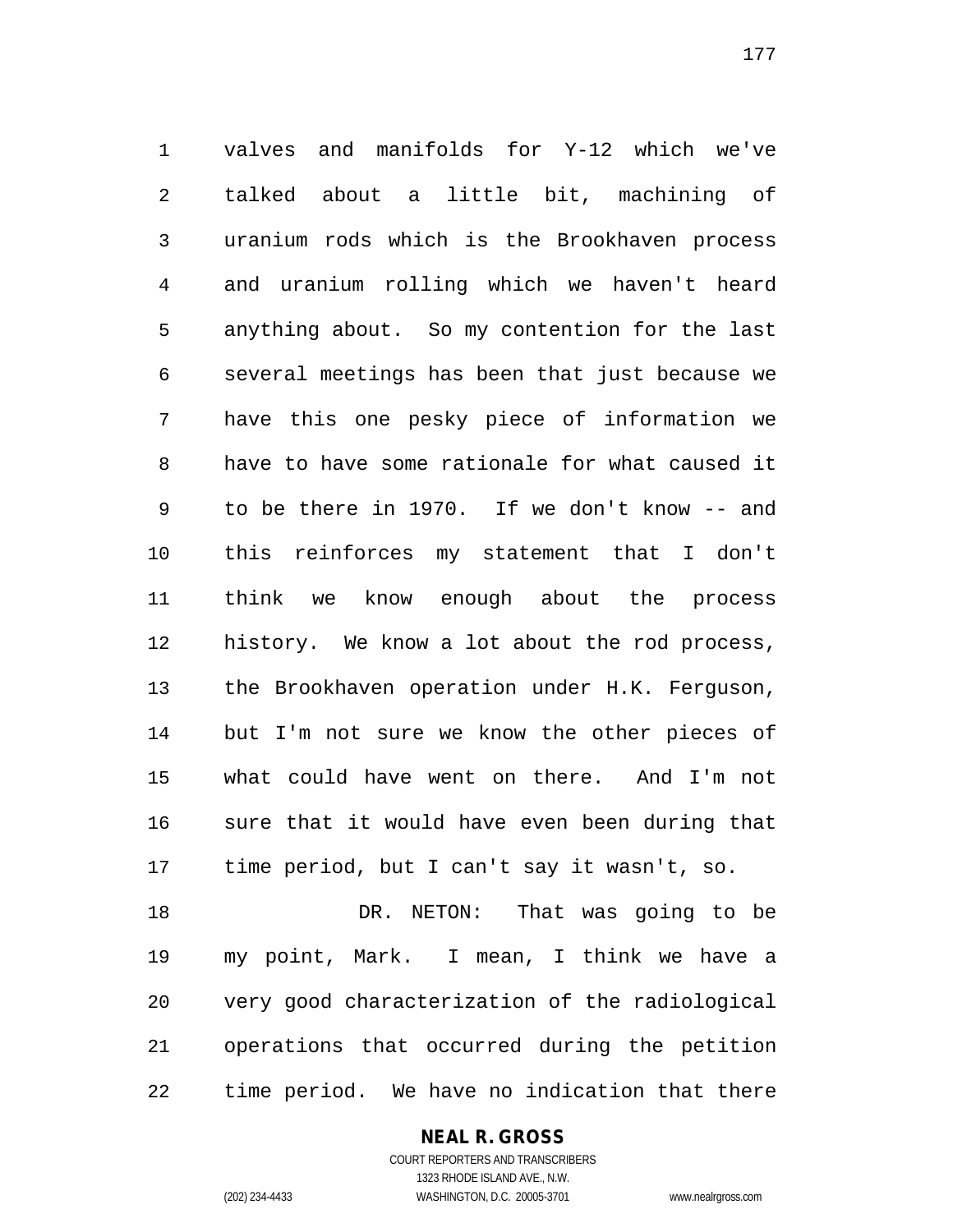valves and manifolds for Y-12 which we've talked about a little bit, machining of uranium rods which is the Brookhaven process and uranium rolling which we haven't heard anything about. So my contention for the last several meetings has been that just because we have this one pesky piece of information we have to have some rationale for what caused it to be there in 1970. If we don't know -- and this reinforces my statement that I don't think we know enough about the process history. We know a lot about the rod process, the Brookhaven operation under H.K. Ferguson, but I'm not sure we know the other pieces of what could have went on there. And I'm not sure that it would have even been during that time period, but I can't say it wasn't, so.

DR. NETON: That was going to be my point, Mark. I mean, I think we have a very good characterization of the radiological operations that occurred during the petition time period. We have no indication that there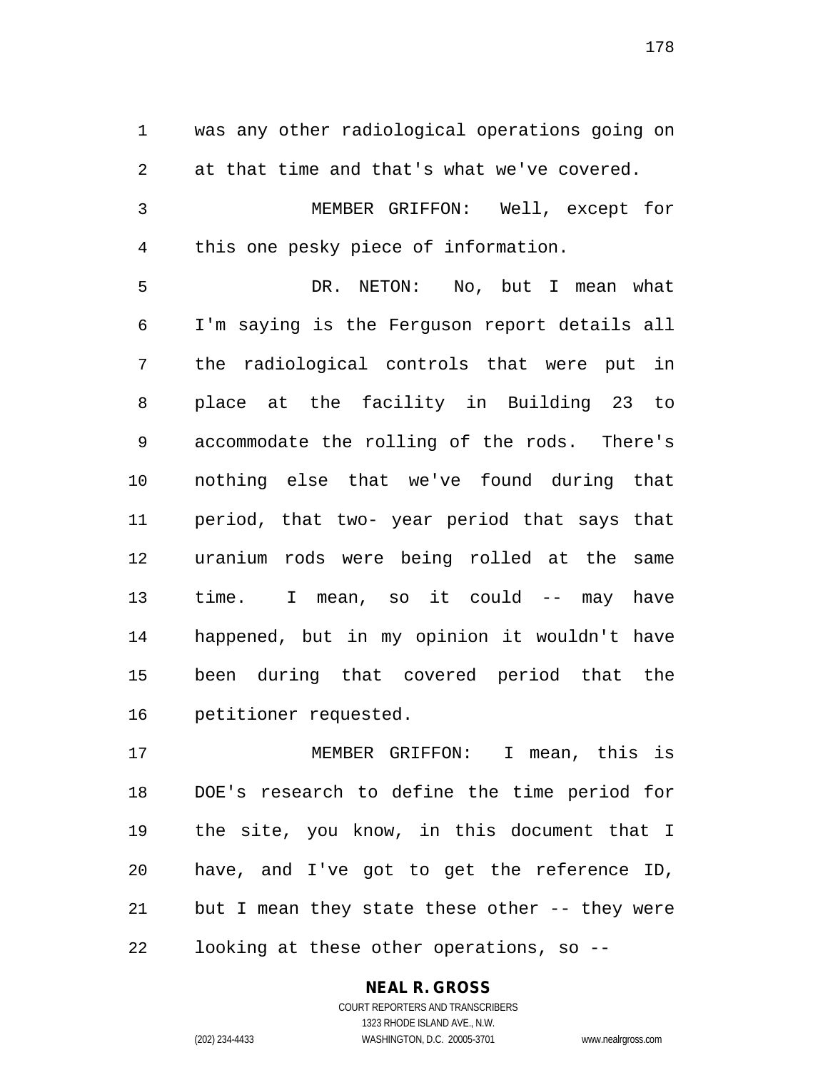was any other radiological operations going on at that time and that's what we've covered.

MEMBER GRIFFON: Well, except for this one pesky piece of information.

DR. NETON: No, but I mean what I'm saying is the Ferguson report details all the radiological controls that were put in place at the facility in Building 23 to accommodate the rolling of the rods. There's nothing else that we've found during that period, that two- year period that says that uranium rods were being rolled at the same time. I mean, so it could -- may have happened, but in my opinion it wouldn't have been during that covered period that the petitioner requested.

MEMBER GRIFFON: I mean, this is DOE's research to define the time period for the site, you know, in this document that I have, and I've got to get the reference ID, but I mean they state these other -- they were looking at these other operations, so --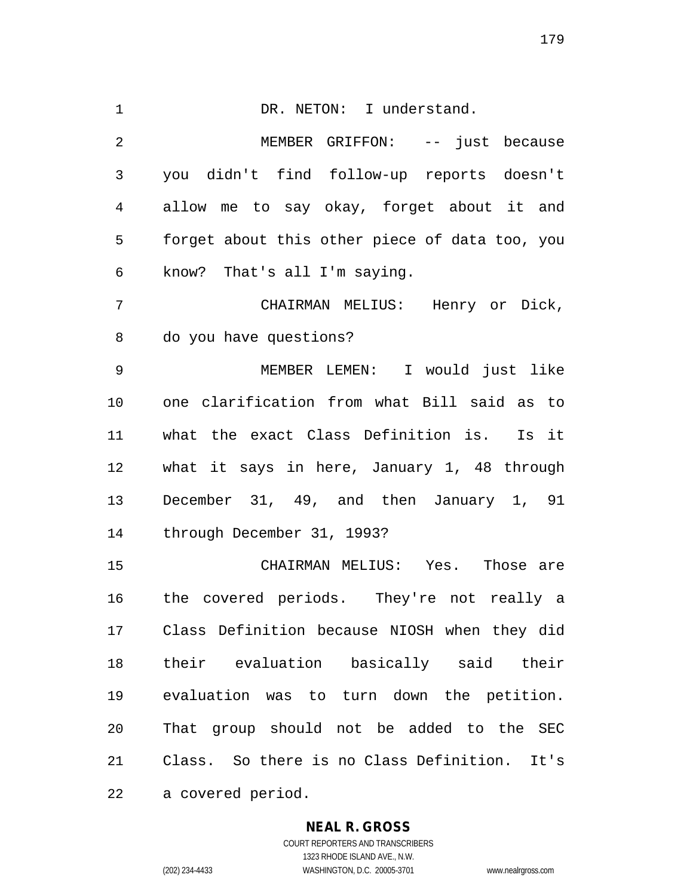DR. NETON: I understand.

MEMBER GRIFFON: -- just because you didn't find follow-up reports doesn't allow me to say okay, forget about it and forget about this other piece of data too, you know? That's all I'm saying.

CHAIRMAN MELIUS: Henry or Dick, do you have questions?

MEMBER LEMEN: I would just like one clarification from what Bill said as to what the exact Class Definition is. Is it what it says in here, January 1, 48 through December 31, 49, and then January 1, 91 through December 31, 1993?

CHAIRMAN MELIUS: Yes. Those are the covered periods. They're not really a Class Definition because NIOSH when they did their evaluation basically said their evaluation was to turn down the petition. That group should not be added to the SEC Class. So there is no Class Definition. It's a covered period.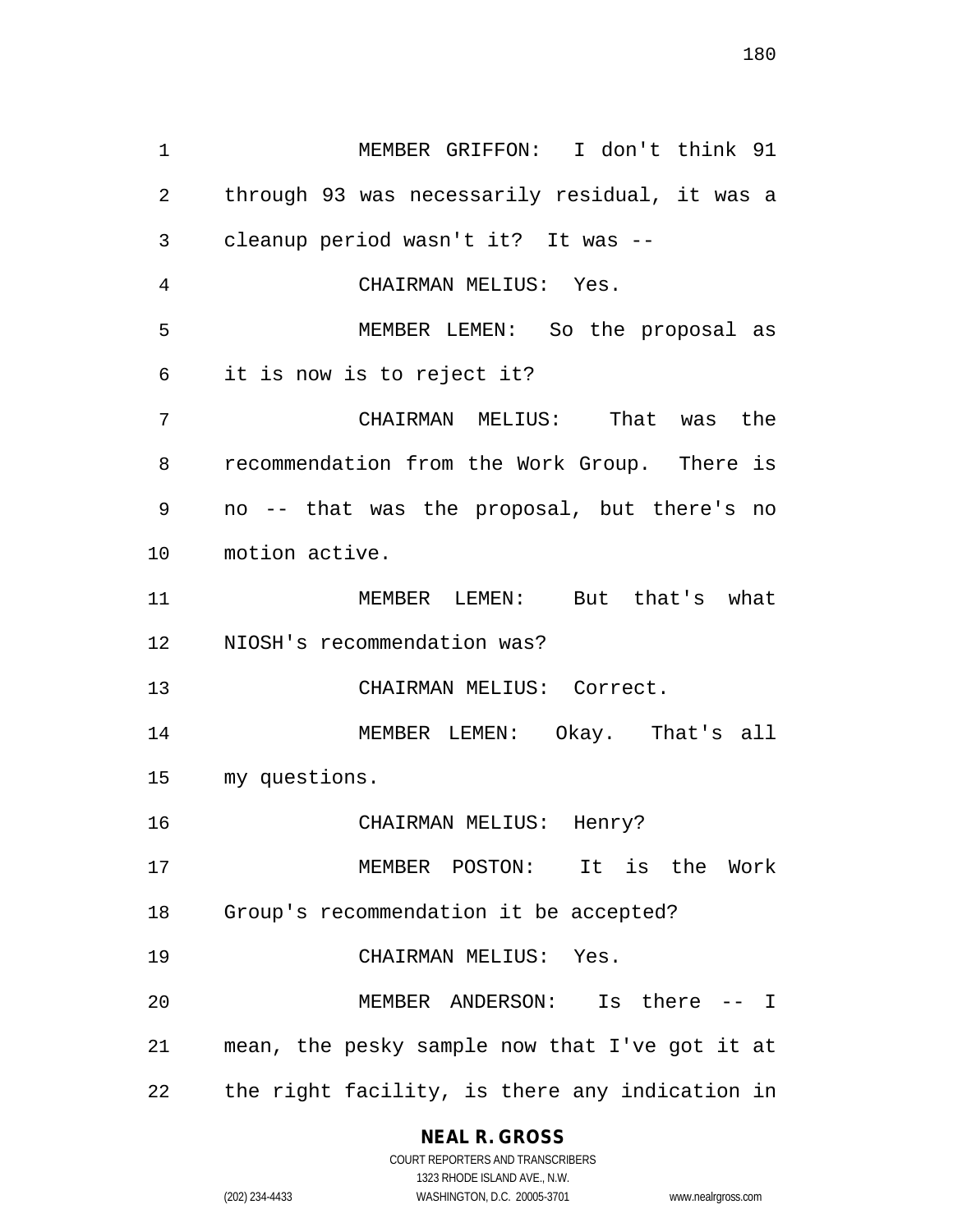MEMBER GRIFFON: I don't think 91 through 93 was necessarily residual, it was a cleanup period wasn't it? It was --

CHAIRMAN MELIUS: Yes.

MEMBER LEMEN: So the proposal as it is now is to reject it?

CHAIRMAN MELIUS: That was the recommendation from the Work Group. There is no -- that was the proposal, but there's no motion active.

MEMBER LEMEN: But that's what NIOSH's recommendation was?

CHAIRMAN MELIUS: Correct.

MEMBER LEMEN: Okay. That's all my questions.

CHAIRMAN MELIUS: Henry?

MEMBER POSTON: It is the Work Group's recommendation it be accepted?

CHAIRMAN MELIUS: Yes.

MEMBER ANDERSON: Is there -- I mean, the pesky sample now that I've got it at the right facility, is there any indication in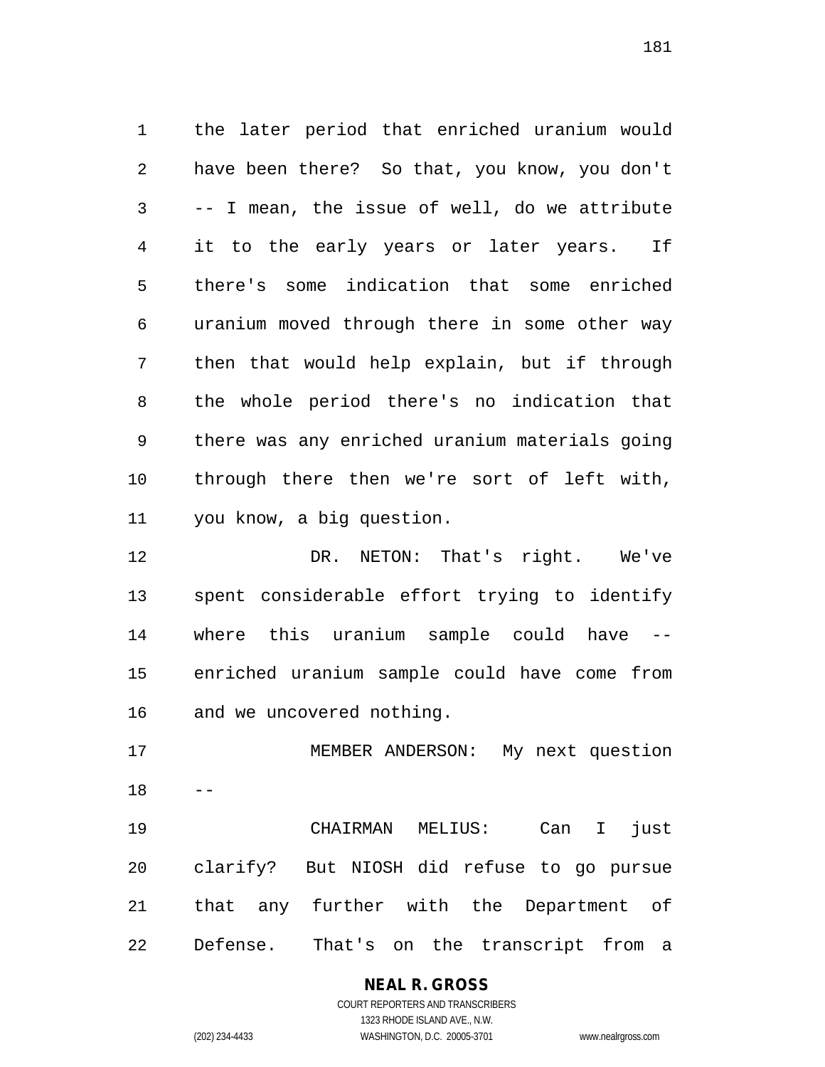the later period that enriched uranium would have been there? So that, you know, you don't -- I mean, the issue of well, do we attribute it to the early years or later years. If there's some indication that some enriched uranium moved through there in some other way then that would help explain, but if through the whole period there's no indication that there was any enriched uranium materials going through there then we're sort of left with, you know, a big question.

DR. NETON: That's right. We've spent considerable effort trying to identify where this uranium sample could have -- enriched uranium sample could have come from and we uncovered nothing.

MEMBER ANDERSON: My next question --

CHAIRMAN MELIUS: Can I just clarify? But NIOSH did refuse to go pursue that any further with the Department of Defense. That's on the transcript from a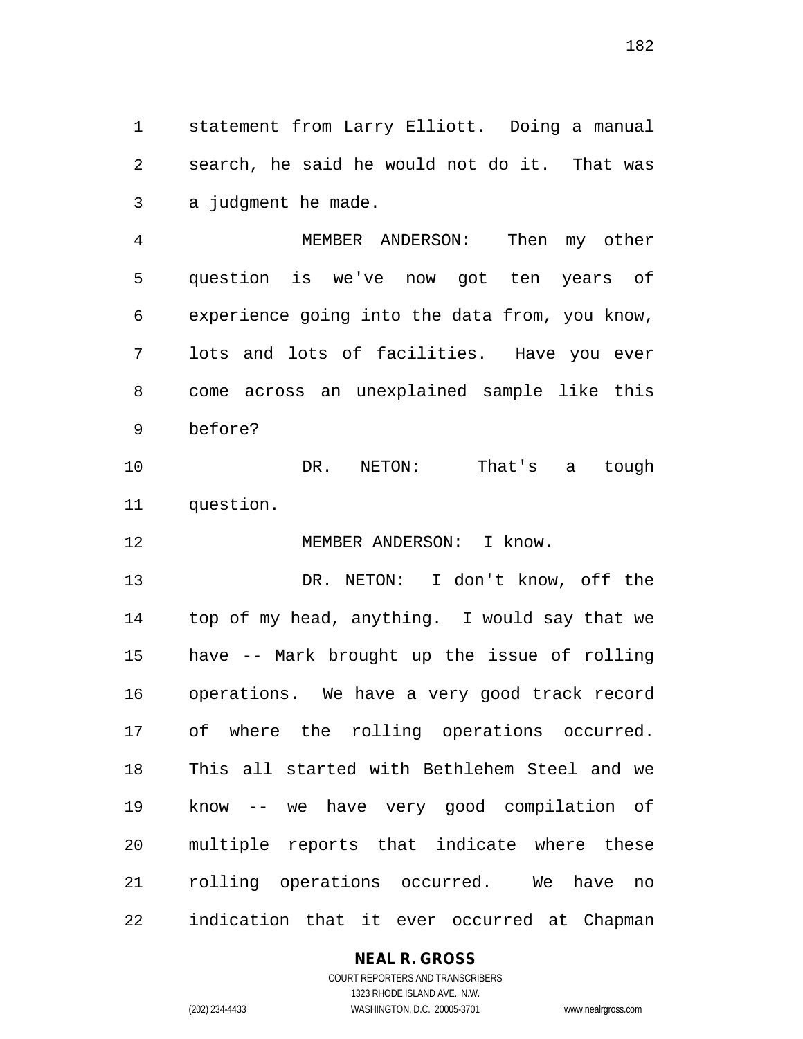statement from Larry Elliott. Doing a manual search, he said he would not do it. That was a judgment he made.

MEMBER ANDERSON: Then my other question is we've now got ten years of experience going into the data from, you know, lots and lots of facilities. Have you ever come across an unexplained sample like this before?

DR. NETON: That's a tough question.

MEMBER ANDERSON: I know.

DR. NETON: I don't know, off the top of my head, anything. I would say that we have -- Mark brought up the issue of rolling operations. We have a very good track record of where the rolling operations occurred. This all started with Bethlehem Steel and we know -- we have very good compilation of multiple reports that indicate where these rolling operations occurred. We have no indication that it ever occurred at Chapman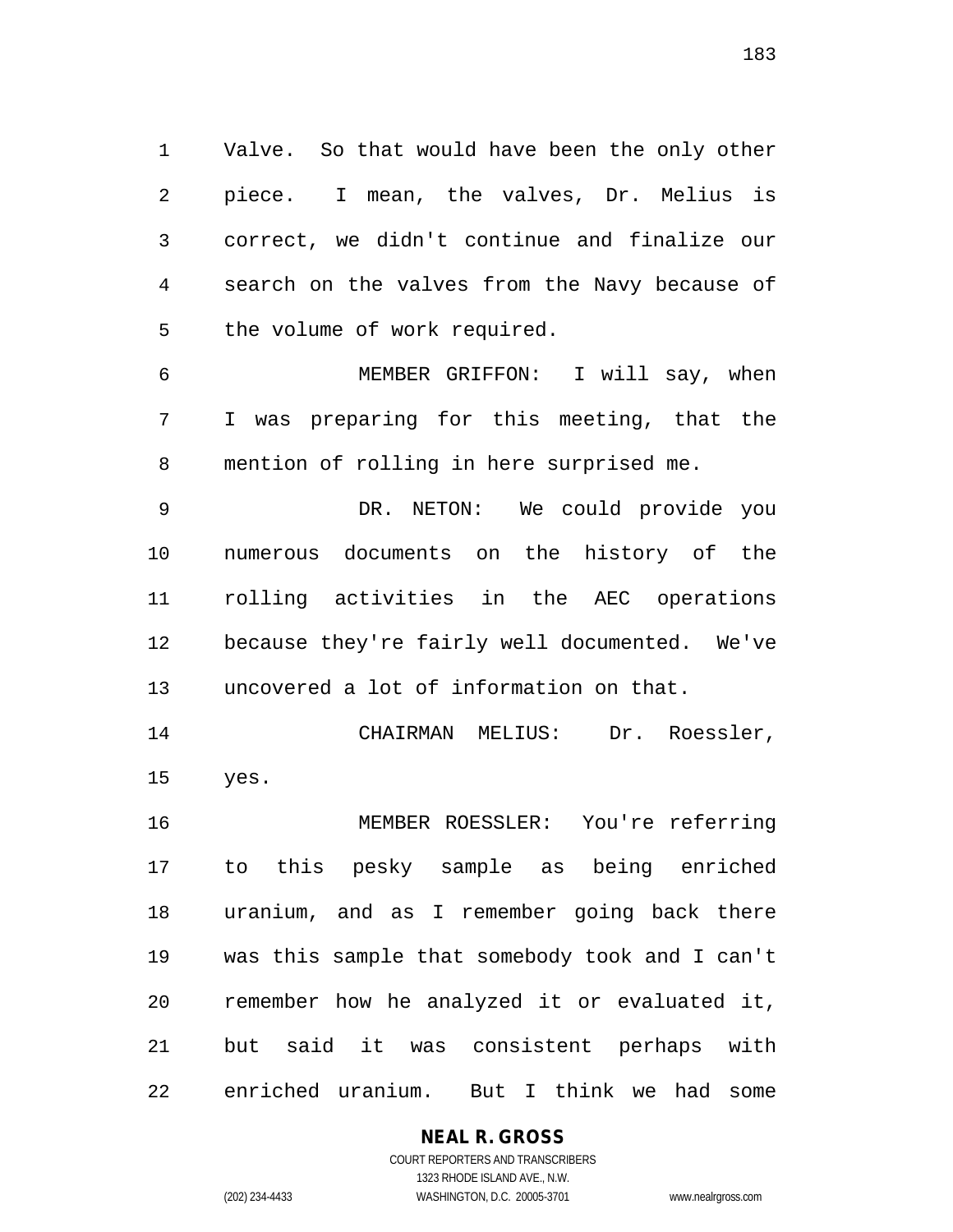Valve. So that would have been the only other piece. I mean, the valves, Dr. Melius is correct, we didn't continue and finalize our search on the valves from the Navy because of the volume of work required.

MEMBER GRIFFON: I will say, when I was preparing for this meeting, that the mention of rolling in here surprised me.

DR. NETON: We could provide you numerous documents on the history of the rolling activities in the AEC operations because they're fairly well documented. We've uncovered a lot of information on that.

CHAIRMAN MELIUS: Dr. Roessler, yes.

MEMBER ROESSLER: You're referring to this pesky sample as being enriched uranium, and as I remember going back there was this sample that somebody took and I can't remember how he analyzed it or evaluated it, but said it was consistent perhaps with enriched uranium. But I think we had some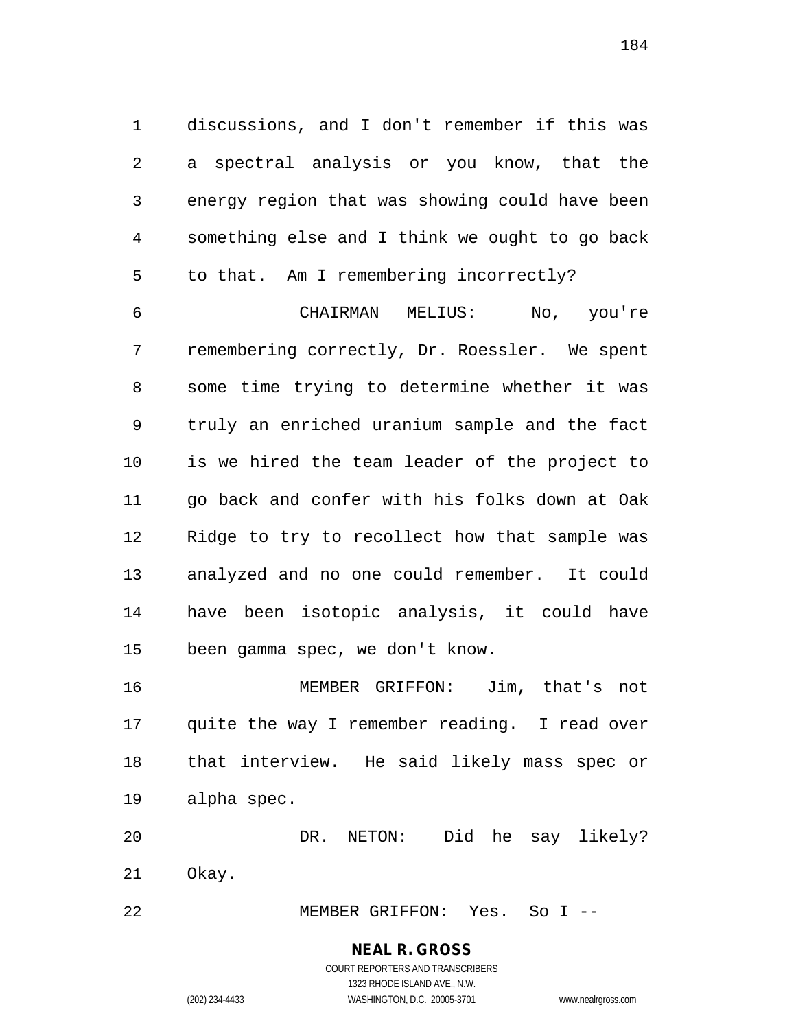discussions, and I don't remember if this was a spectral analysis or you know, that the energy region that was showing could have been something else and I think we ought to go back to that. Am I remembering incorrectly?

CHAIRMAN MELIUS: No, you're remembering correctly, Dr. Roessler. We spent some time trying to determine whether it was truly an enriched uranium sample and the fact is we hired the team leader of the project to go back and confer with his folks down at Oak Ridge to try to recollect how that sample was analyzed and no one could remember. It could have been isotopic analysis, it could have been gamma spec, we don't know.

MEMBER GRIFFON: Jim, that's not quite the way I remember reading. I read over that interview. He said likely mass spec or alpha spec.

DR. NETON: Did he say likely? Okay.

MEMBER GRIFFON: Yes. So I --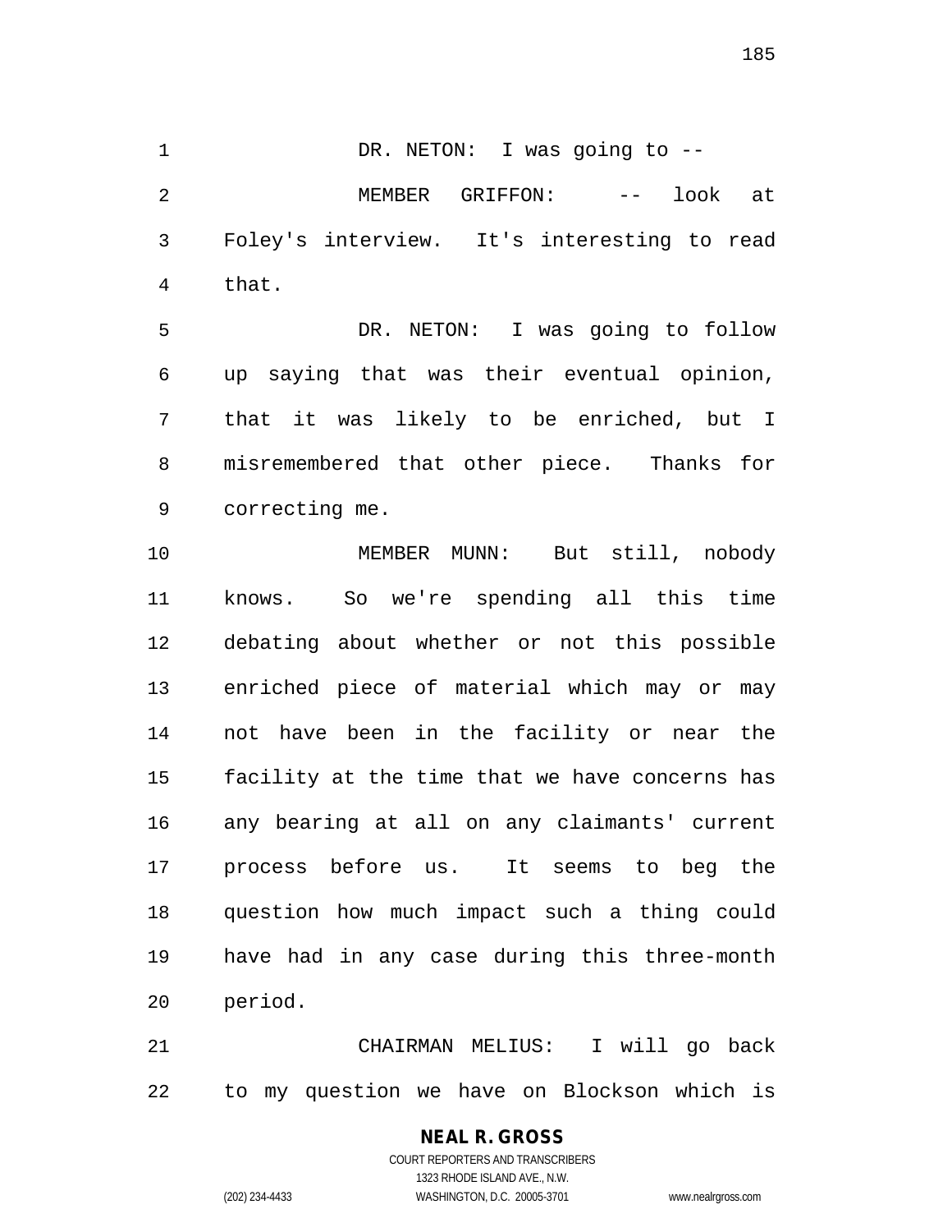DR. NETON: I was going to --

MEMBER GRIFFON: -- look at Foley's interview. It's interesting to read that.

DR. NETON: I was going to follow up saying that was their eventual opinion, that it was likely to be enriched, but I misremembered that other piece. Thanks for correcting me.

MEMBER MUNN: But still, nobody knows. So we're spending all this time debating about whether or not this possible enriched piece of material which may or may not have been in the facility or near the facility at the time that we have concerns has any bearing at all on any claimants' current process before us. It seems to beg the question how much impact such a thing could have had in any case during this three-month period.

CHAIRMAN MELIUS: I will go back to my question we have on Blockson which is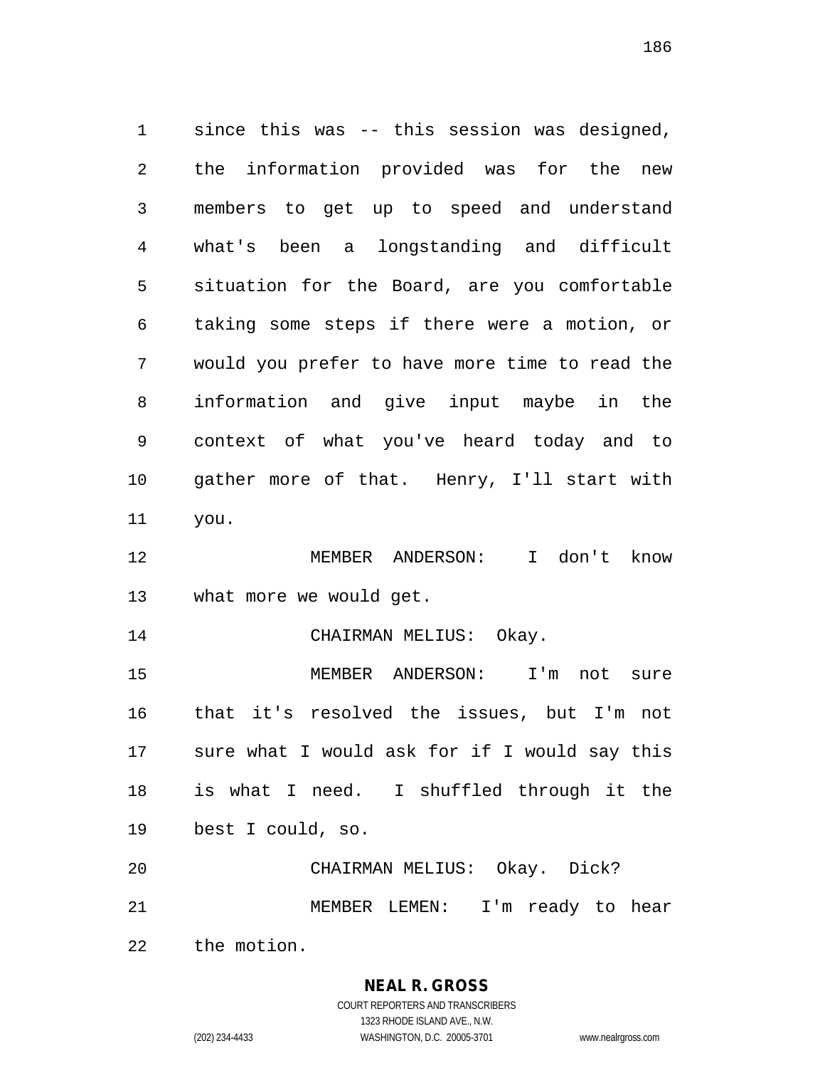since this was -- this session was designed, the information provided was for the new members to get up to speed and understand what's been a longstanding and difficult situation for the Board, are you comfortable taking some steps if there were a motion, or would you prefer to have more time to read the information and give input maybe in the context of what you've heard today and to gather more of that. Henry, I'll start with you.

MEMBER ANDERSON: I don't know what more we would get.

CHAIRMAN MELIUS: Okay.

MEMBER ANDERSON: I'm not sure that it's resolved the issues, but I'm not sure what I would ask for if I would say this is what I need. I shuffled through it the best I could, so.

CHAIRMAN MELIUS: Okay. Dick?

MEMBER LEMEN: I'm ready to hear the motion.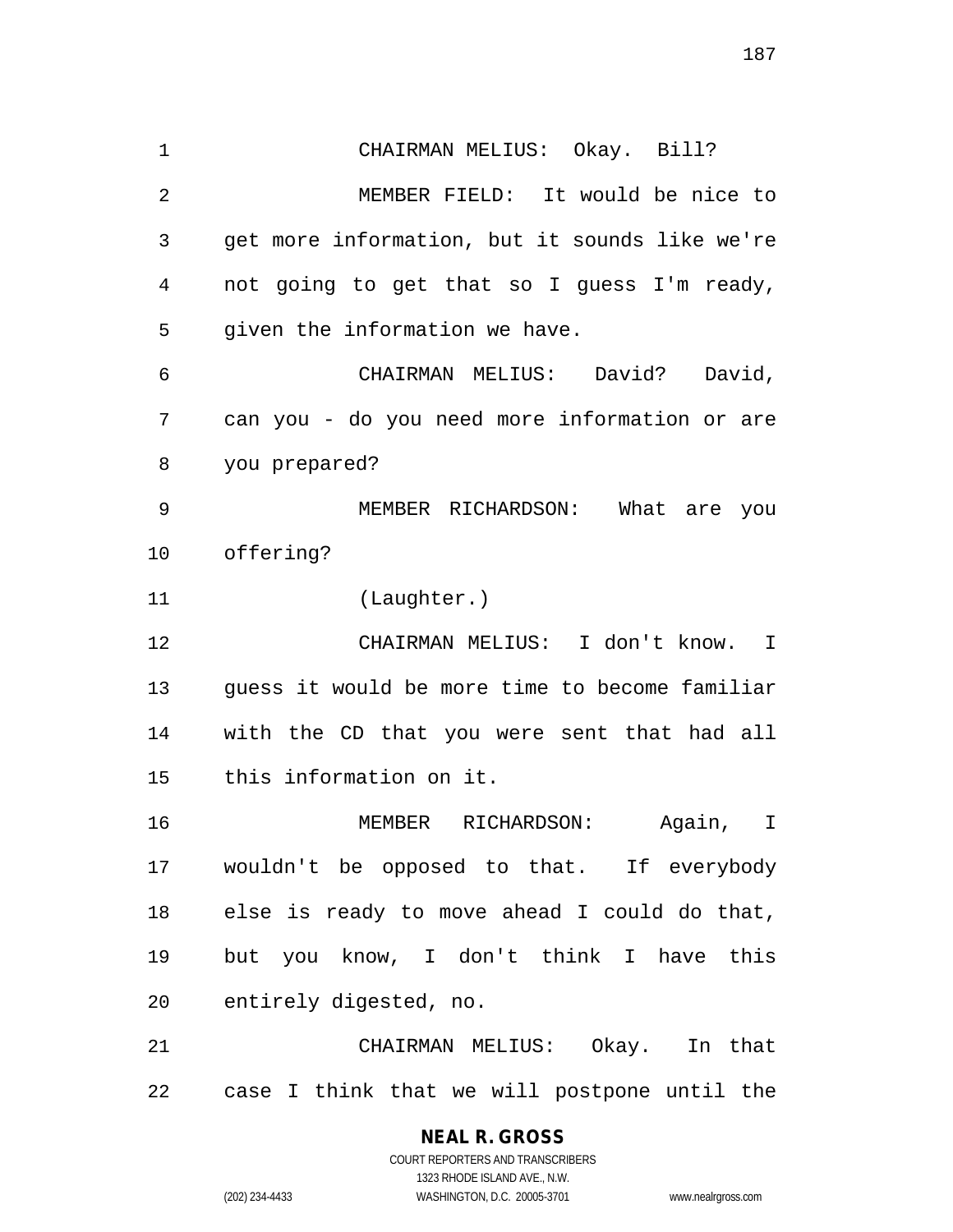CHAIRMAN MELIUS: Okay. Bill?

MEMBER FIELD: It would be nice to get more information, but it sounds like we're not going to get that so I guess I'm ready, given the information we have.

CHAIRMAN MELIUS: David? David, can you - do you need more information or are you prepared?

MEMBER RICHARDSON: What are you offering?

(Laughter.)

CHAIRMAN MELIUS: I don't know. I guess it would be more time to become familiar with the CD that you were sent that had all this information on it.

MEMBER RICHARDSON: Again, I wouldn't be opposed to that. If everybody else is ready to move ahead I could do that, but you know, I don't think I have this entirely digested, no.

CHAIRMAN MELIUS: Okay. In that case I think that we will postpone until the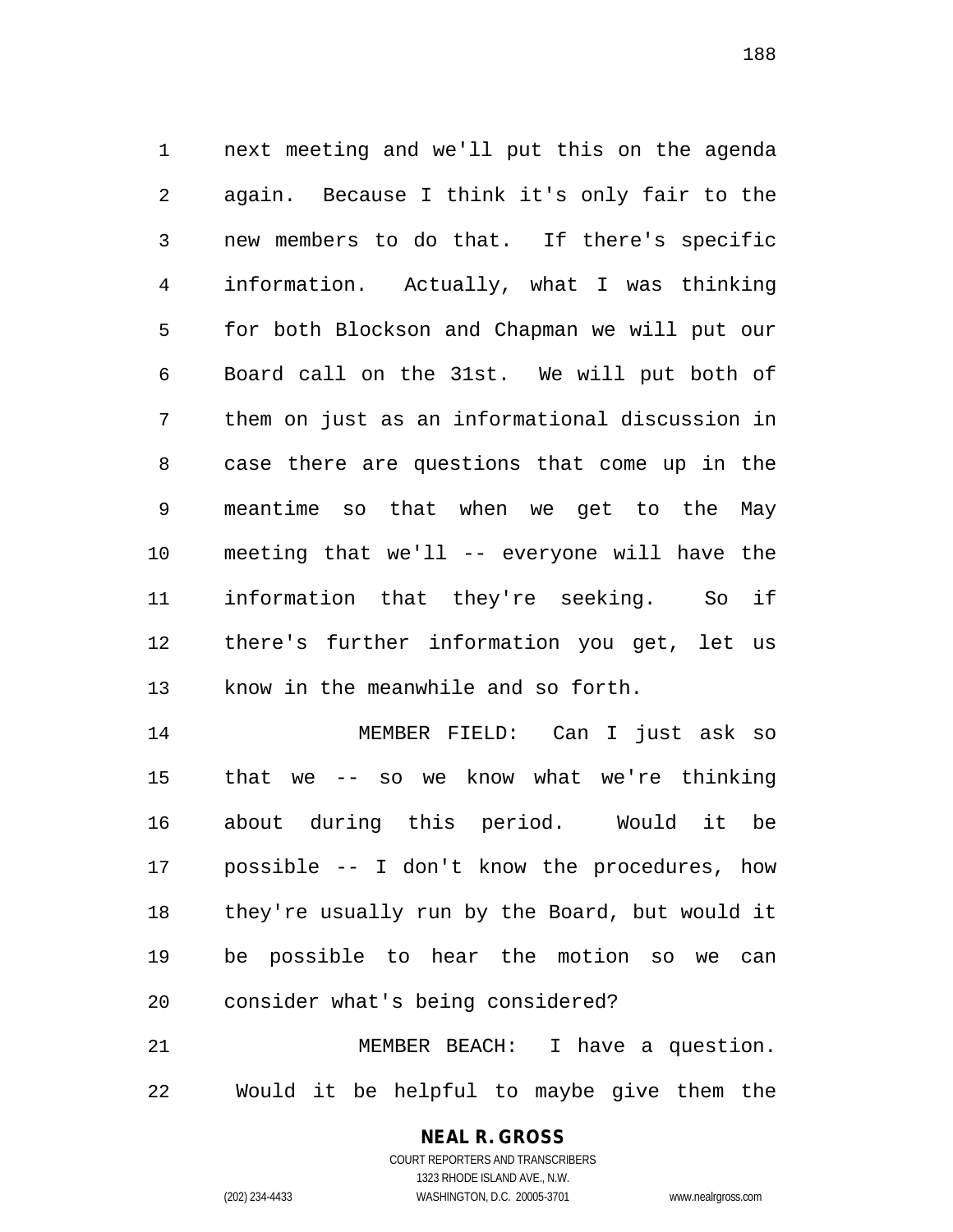next meeting and we'll put this on the agenda again. Because I think it's only fair to the new members to do that. If there's specific information. Actually, what I was thinking for both Blockson and Chapman we will put our Board call on the 31st. We will put both of them on just as an informational discussion in case there are questions that come up in the meantime so that when we get to the May meeting that we'll -- everyone will have the information that they're seeking. So if there's further information you get, let us know in the meanwhile and so forth.

MEMBER FIELD: Can I just ask so that we -- so we know what we're thinking about during this period. Would it be possible -- I don't know the procedures, how they're usually run by the Board, but would it be possible to hear the motion so we can consider what's being considered?

MEMBER BEACH: I have a question. Would it be helpful to maybe give them the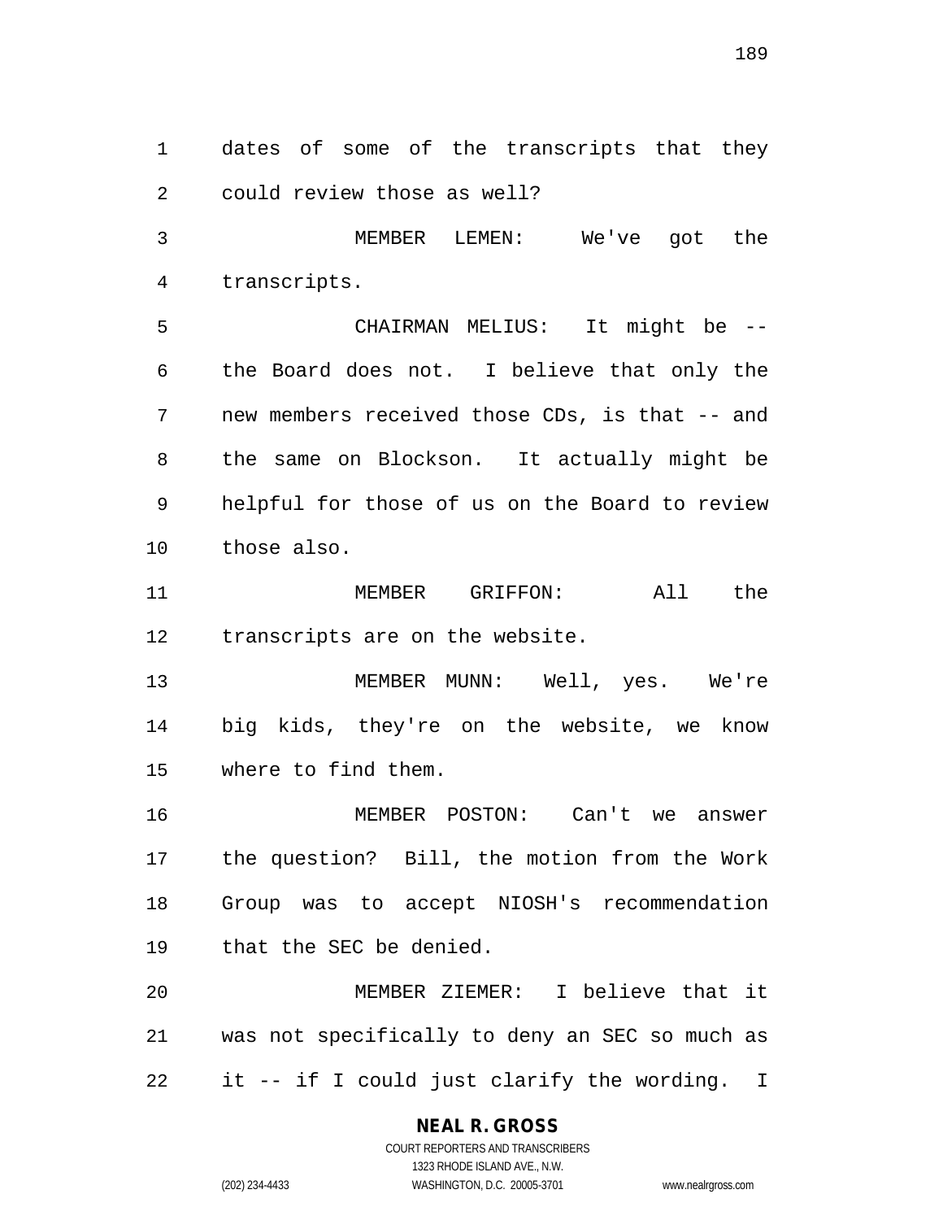dates of some of the transcripts that they could review those as well?

MEMBER LEMEN: We've got the transcripts.

CHAIRMAN MELIUS: It might be -- the Board does not. I believe that only the new members received those CDs, is that -- and the same on Blockson. It actually might be helpful for those of us on the Board to review those also.

MEMBER GRIFFON: All the transcripts are on the website.

MEMBER MUNN: Well, yes. We're big kids, they're on the website, we know where to find them.

MEMBER POSTON: Can't we answer the question? Bill, the motion from the Work Group was to accept NIOSH's recommendation that the SEC be denied.

MEMBER ZIEMER: I believe that it was not specifically to deny an SEC so much as it -- if I could just clarify the wording. I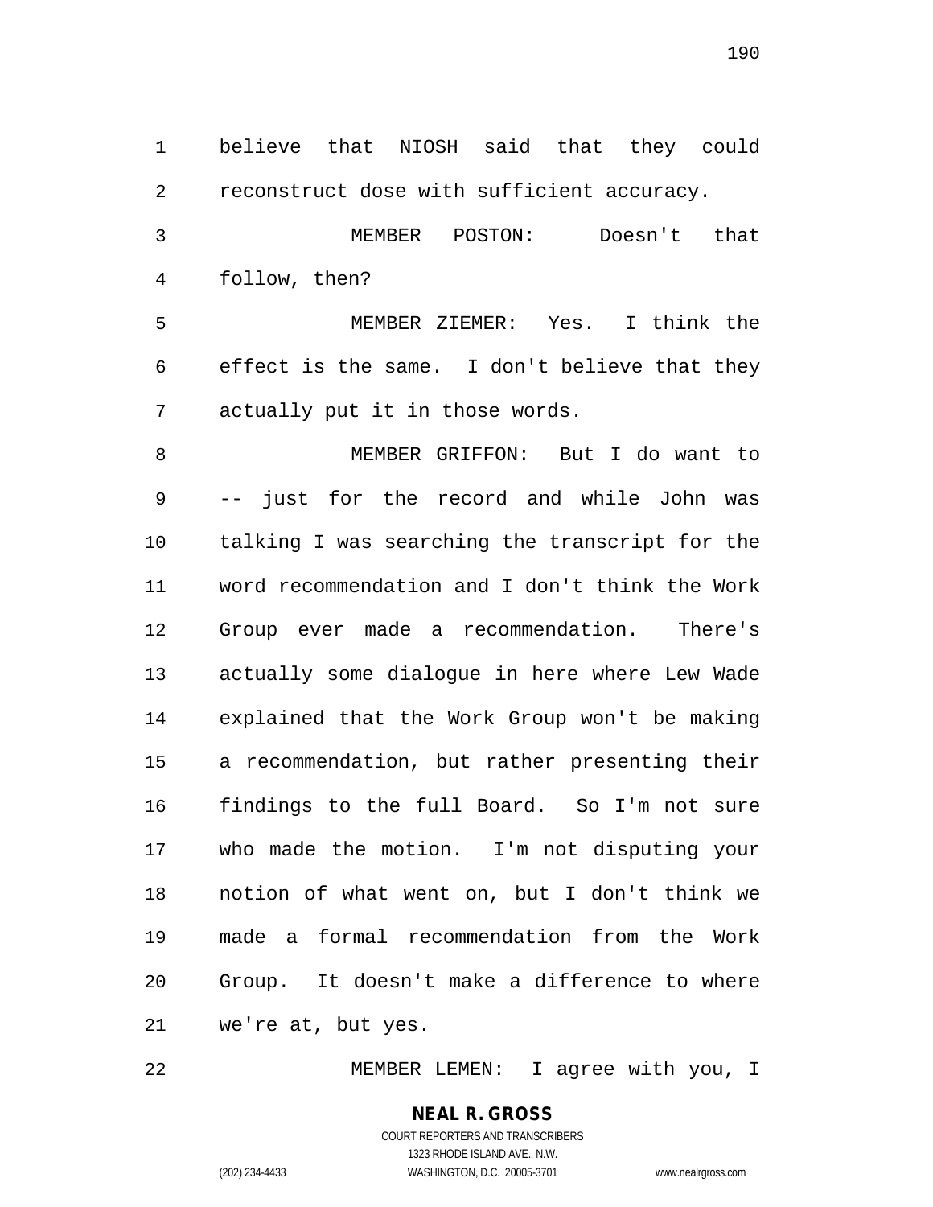believe that NIOSH said that they could reconstruct dose with sufficient accuracy.

MEMBER POSTON: Doesn't that follow, then?

MEMBER ZIEMER: Yes. I think the effect is the same. I don't believe that they actually put it in those words.

MEMBER GRIFFON: But I do want to -- just for the record and while John was talking I was searching the transcript for the word recommendation and I don't think the Work Group ever made a recommendation. There's actually some dialogue in here where Lew Wade explained that the Work Group won't be making a recommendation, but rather presenting their findings to the full Board. So I'm not sure who made the motion. I'm not disputing your notion of what went on, but I don't think we made a formal recommendation from the Work Group. It doesn't make a difference to where we're at, but yes.

MEMBER LEMEN: I agree with you, I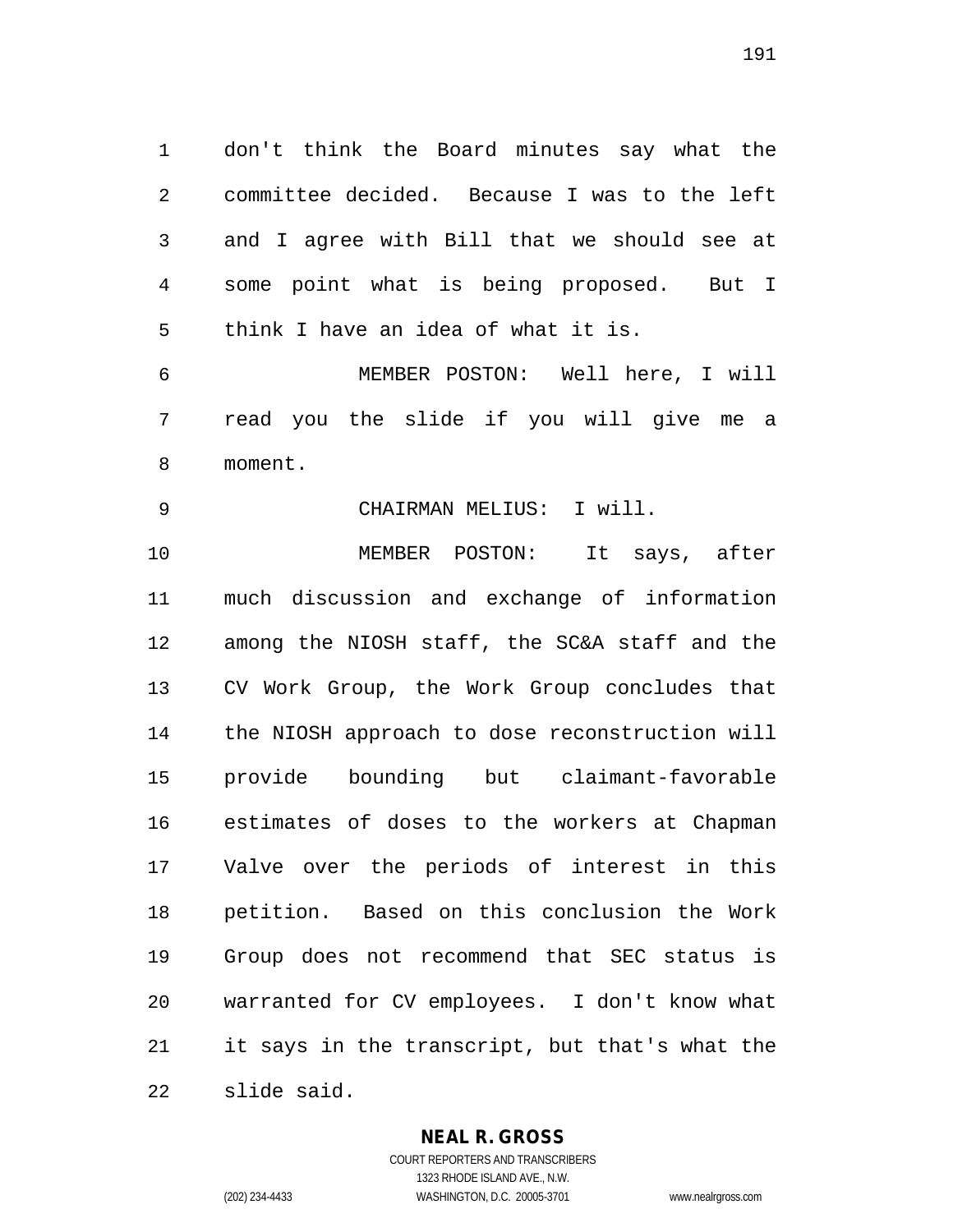don't think the Board minutes say what the committee decided. Because I was to the left and I agree with Bill that we should see at some point what is being proposed. But I think I have an idea of what it is.

MEMBER POSTON: Well here, I will read you the slide if you will give me a moment.

CHAIRMAN MELIUS: I will.

MEMBER POSTON: It says, after much discussion and exchange of information among the NIOSH staff, the SC&A staff and the CV Work Group, the Work Group concludes that the NIOSH approach to dose reconstruction will provide bounding but claimant-favorable estimates of doses to the workers at Chapman Valve over the periods of interest in this petition. Based on this conclusion the Work Group does not recommend that SEC status is warranted for CV employees. I don't know what it says in the transcript, but that's what the slide said.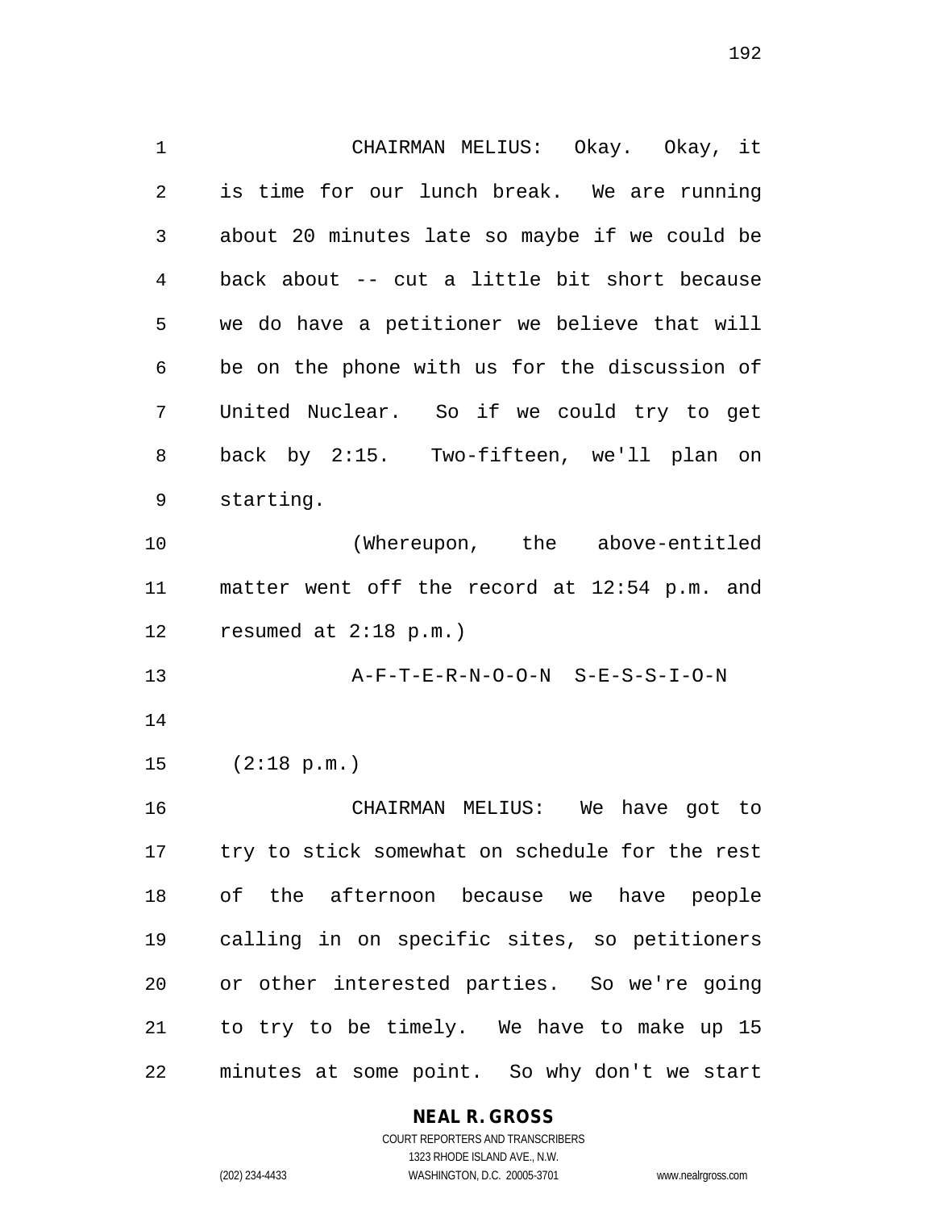CHAIRMAN MELIUS: Okay. Okay, it is time for our lunch break. We are running about 20 minutes late so maybe if we could be back about -- cut a little bit short because we do have a petitioner we believe that will be on the phone with us for the discussion of United Nuclear. So if we could try to get back by 2:15. Two-fifteen, we'll plan on starting.

(Whereupon, the above-entitled matter went off the record at 12:54 p.m. and resumed at 2:18 p.m.)

A-F-T-E-R-N-O-O-N S-E-S-S-I-O-N

(2:18 p.m.)

CHAIRMAN MELIUS: We have got to try to stick somewhat on schedule for the rest of the afternoon because we have people calling in on specific sites, so petitioners or other interested parties. So we're going to try to be timely. We have to make up 15 minutes at some point. So why don't we start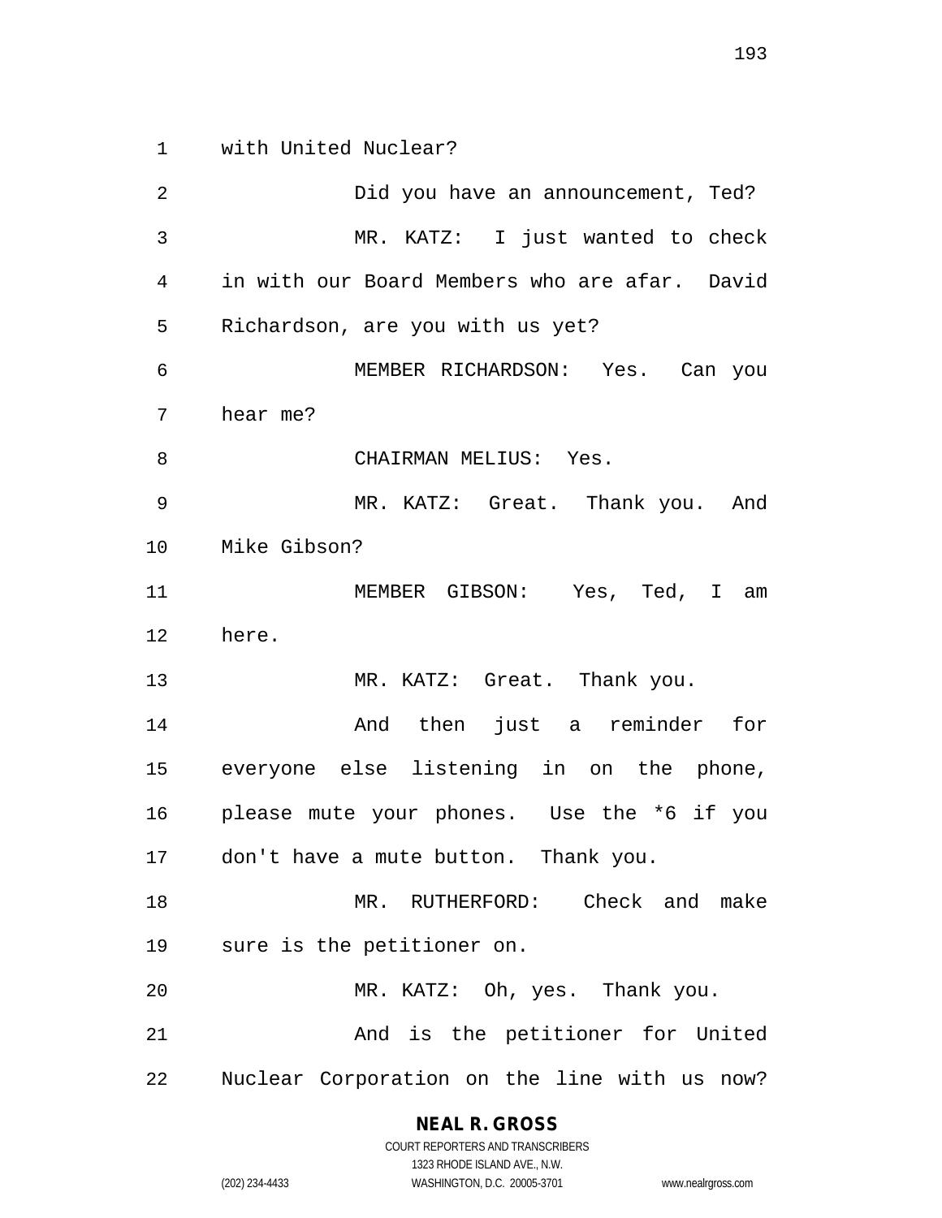with United Nuclear?

Did you have an announcement, Ted?

MR. KATZ: I just wanted to check in with our Board Members who are afar. David Richardson, are you with us yet?

MEMBER RICHARDSON: Yes. Can you hear me?

CHAIRMAN MELIUS: Yes.

MR. KATZ: Great. Thank you. And Mike Gibson?

MEMBER GIBSON: Yes, Ted, I am here.

MR. KATZ: Great. Thank you.

And then just a reminder for everyone else listening in on the phone, please mute your phones. Use the *6 if you don't have a mute button. Thank you.

MR. RUTHERFORD: Check and make sure is the petitioner on.

MR. KATZ: Oh, yes. Thank you.

And is the petitioner for United Nuclear Corporation on the line with us now?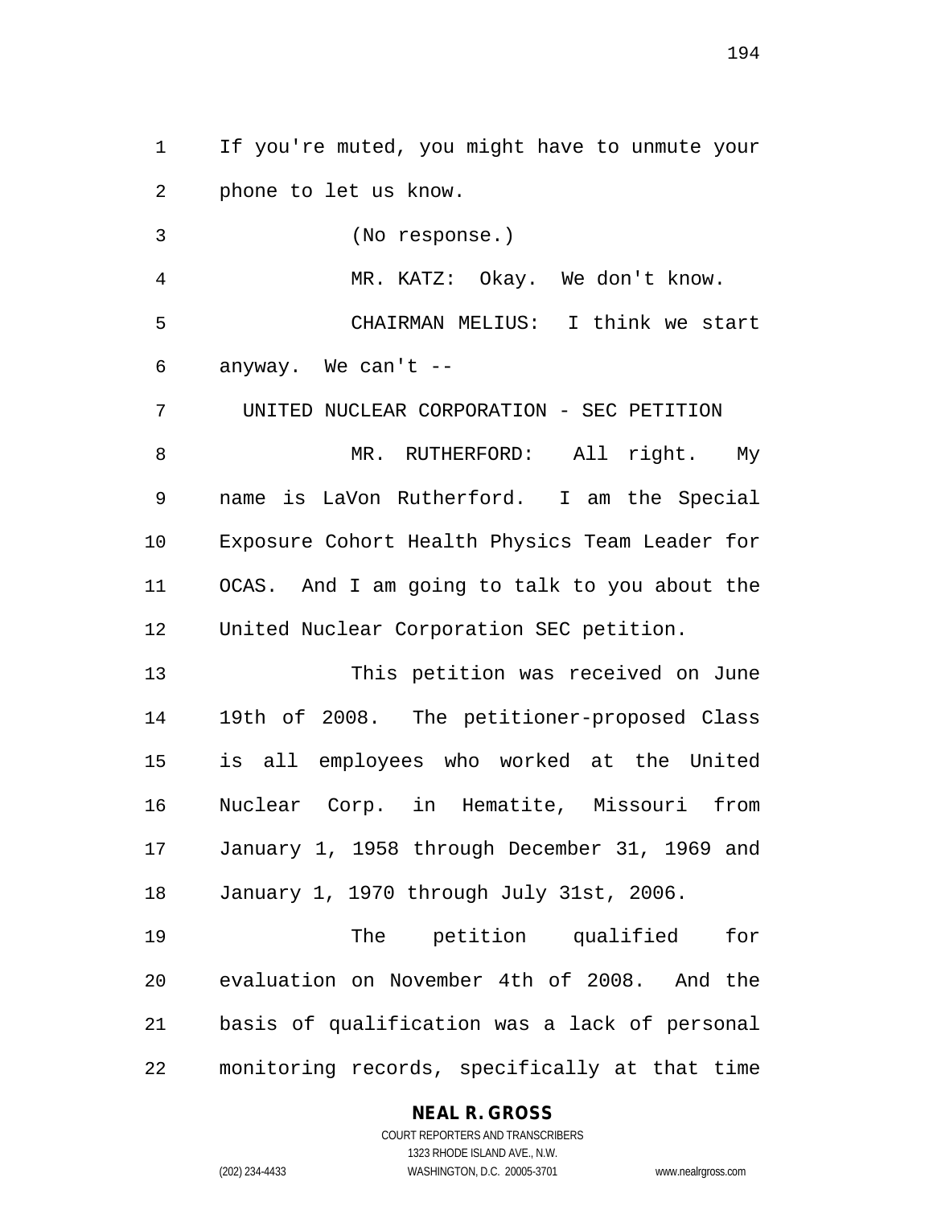If you're muted, you might have to unmute your phone to let us know.

(No response.)

MR. KATZ: Okay. We don't know.

CHAIRMAN MELIUS: I think we start anyway. We can't --

## UNITED NUCLEAR CORPORATION - SEC PETITION

MR. RUTHERFORD: All right. My name is LaVon Rutherford. I am the Special Exposure Cohort Health Physics Team Leader for OCAS. And I am going to talk to you about the United Nuclear Corporation SEC petition.

This petition was received on June 19th of 2008. The petitioner-proposed Class is all employees who worked at the United Nuclear Corp. in Hematite, Missouri from January 1, 1958 through December 31, 1969 and January 1, 1970 through July 31st, 2006.

The petition qualified for evaluation on November 4th of 2008. And the basis of qualification was a lack of personal monitoring records, specifically at that time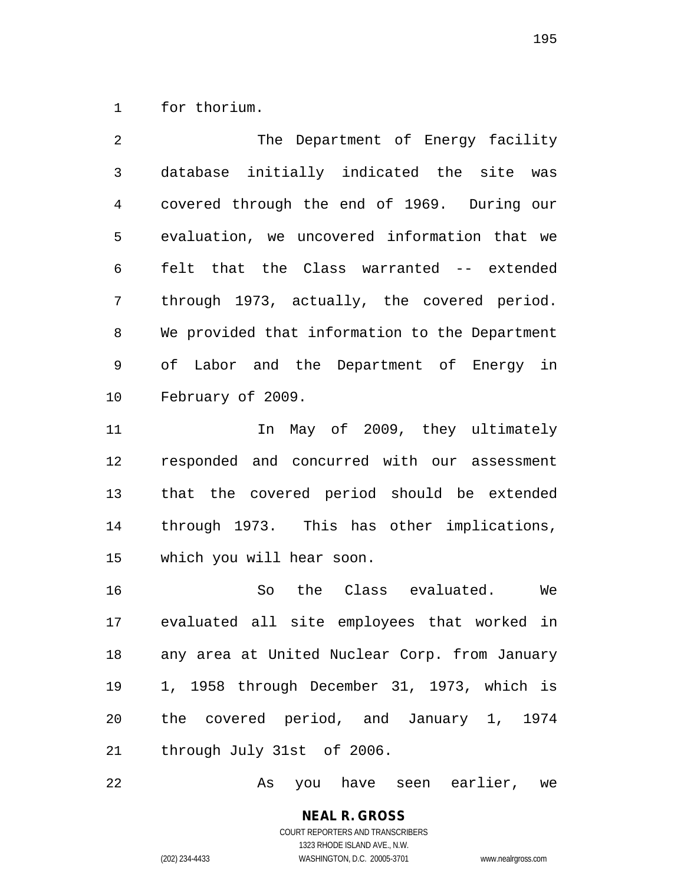for thorium.

The Department of Energy facility database initially indicated the site was covered through the end of 1969. During our evaluation, we uncovered information that we felt that the Class warranted -- extended through 1973, actually, the covered period. We provided that information to the Department of Labor and the Department of Energy in February of 2009.

In May of 2009, they ultimately responded and concurred with our assessment that the covered period should be extended through 1973. This has other implications, which you will hear soon.

So the Class evaluated. We evaluated all site employees that worked in any area at United Nuclear Corp. from January 1, 1958 through December 31, 1973, which is the covered period, and January 1, 1974 through July 31st of 2006.

As you have seen earlier, we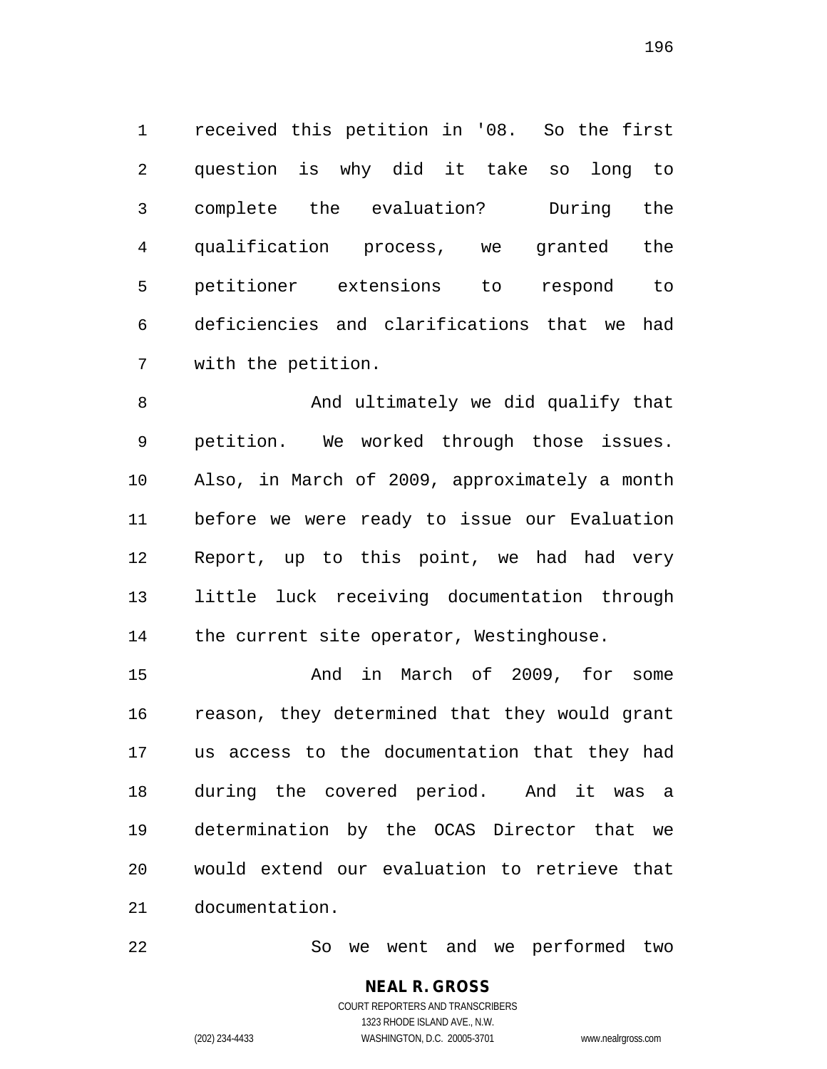received this petition in '08. So the first question is why did it take so long to complete the evaluation? During the qualification process, we granted the petitioner extensions to respond to deficiencies and clarifications that we had with the petition.

And ultimately we did qualify that petition. We worked through those issues. Also, in March of 2009, approximately a month before we were ready to issue our Evaluation Report, up to this point, we had had very little luck receiving documentation through the current site operator, Westinghouse.

And in March of 2009, for some reason, they determined that they would grant us access to the documentation that they had during the covered period. And it was a determination by the OCAS Director that we would extend our evaluation to retrieve that documentation.

So we went and we performed two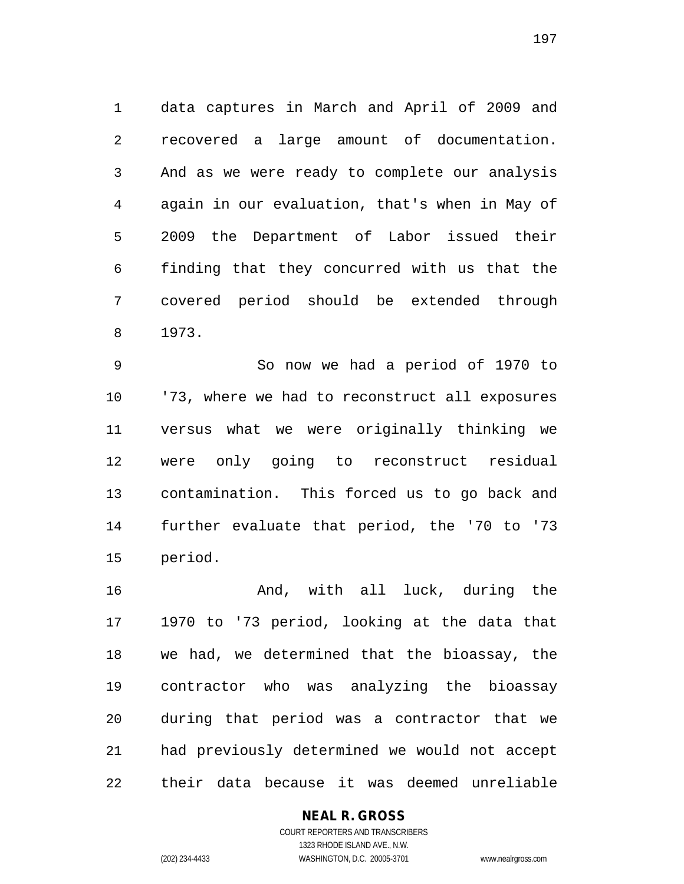data captures in March and April of 2009 and recovered a large amount of documentation. And as we were ready to complete our analysis again in our evaluation, that's when in May of 2009 the Department of Labor issued their finding that they concurred with us that the covered period should be extended through 1973.

So now we had a period of 1970 to '73, where we had to reconstruct all exposures versus what we were originally thinking we were only going to reconstruct residual contamination. This forced us to go back and further evaluate that period, the '70 to '73 period.

And, with all luck, during the 1970 to '73 period, looking at the data that we had, we determined that the bioassay, the contractor who was analyzing the bioassay during that period was a contractor that we had previously determined we would not accept their data because it was deemed unreliable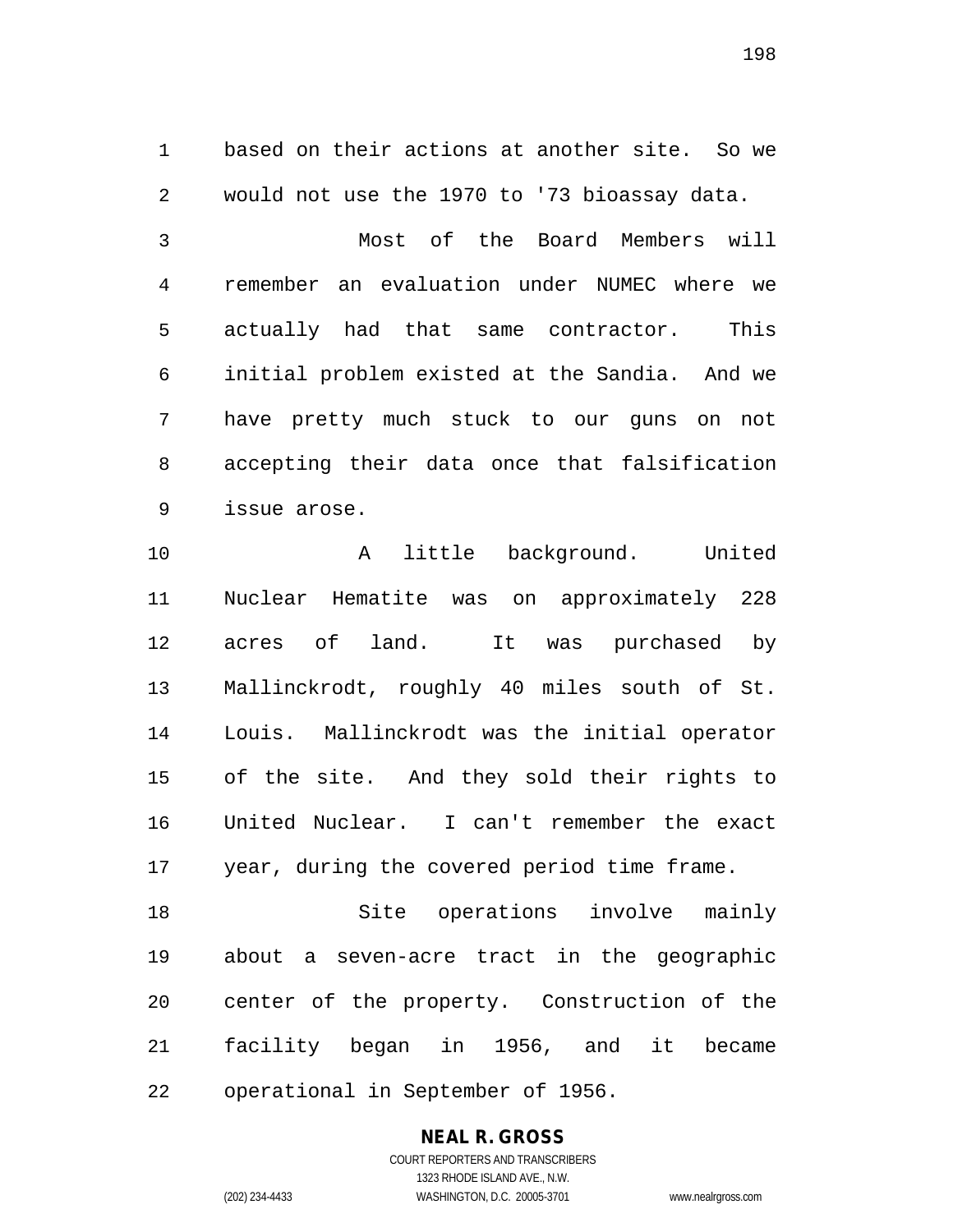based on their actions at another site. So we would not use the 1970 to '73 bioassay data.

Most of the Board Members will remember an evaluation under NUMEC where we actually had that same contractor. This initial problem existed at the Sandia. And we have pretty much stuck to our guns on not accepting their data once that falsification issue arose.

A little background. United Nuclear Hematite was on approximately 228 acres of land. It was purchased by Mallinckrodt, roughly 40 miles south of St. Louis. Mallinckrodt was the initial operator of the site. And they sold their rights to United Nuclear. I can't remember the exact year, during the covered period time frame.

Site operations involve mainly about a seven-acre tract in the geographic center of the property. Construction of the facility began in 1956, and it became operational in September of 1956.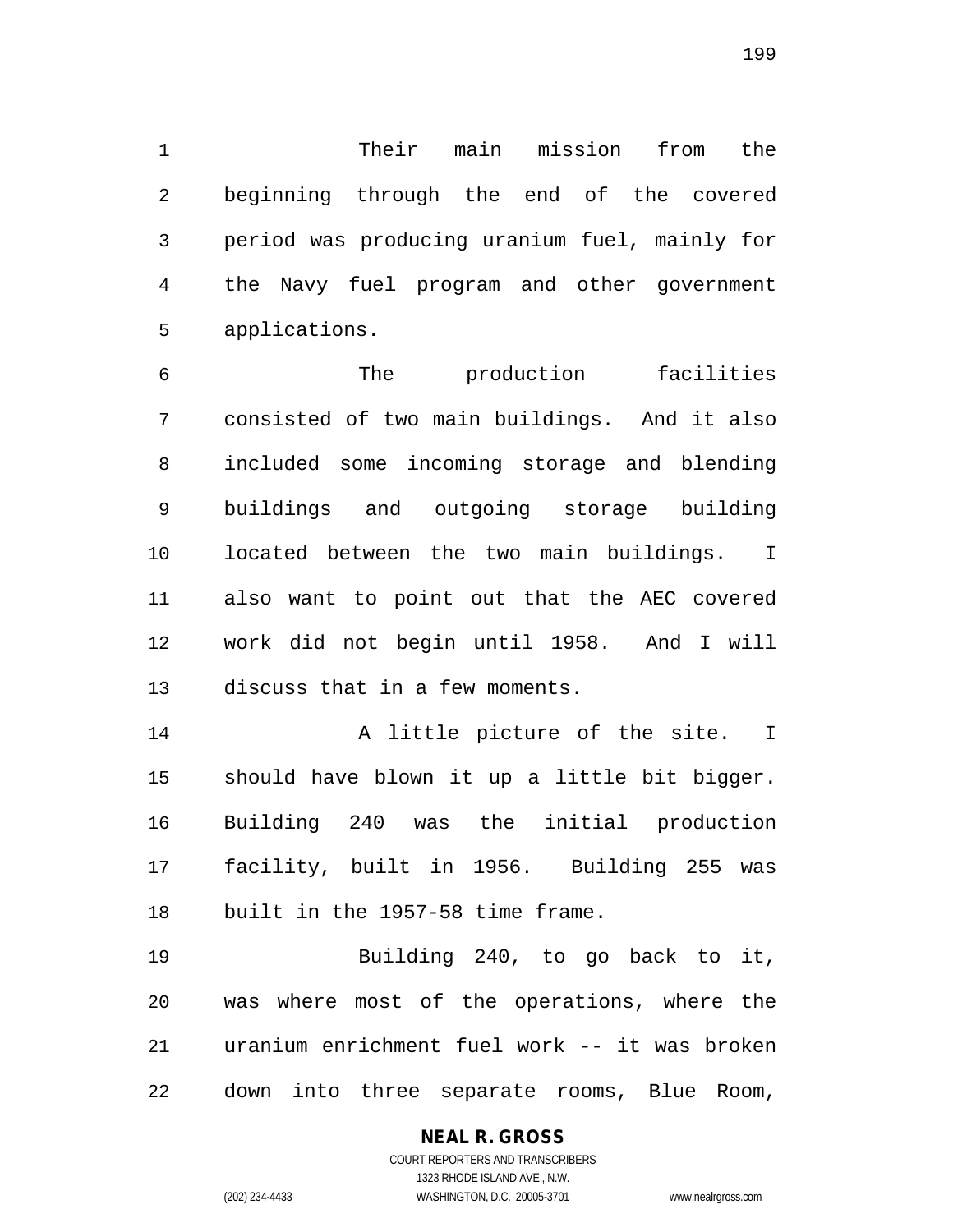Their main mission from the beginning through the end of the covered period was producing uranium fuel, mainly for the Navy fuel program and other government applications.

The production facilities consisted of two main buildings. And it also included some incoming storage and blending buildings and outgoing storage building located between the two main buildings. I also want to point out that the AEC covered work did not begin until 1958. And I will discuss that in a few moments.

A little picture of the site. I should have blown it up a little bit bigger. Building 240 was the initial production facility, built in 1956. Building 255 was built in the 1957-58 time frame.

Building 240, to go back to it, was where most of the operations, where the uranium enrichment fuel work -- it was broken down into three separate rooms, Blue Room,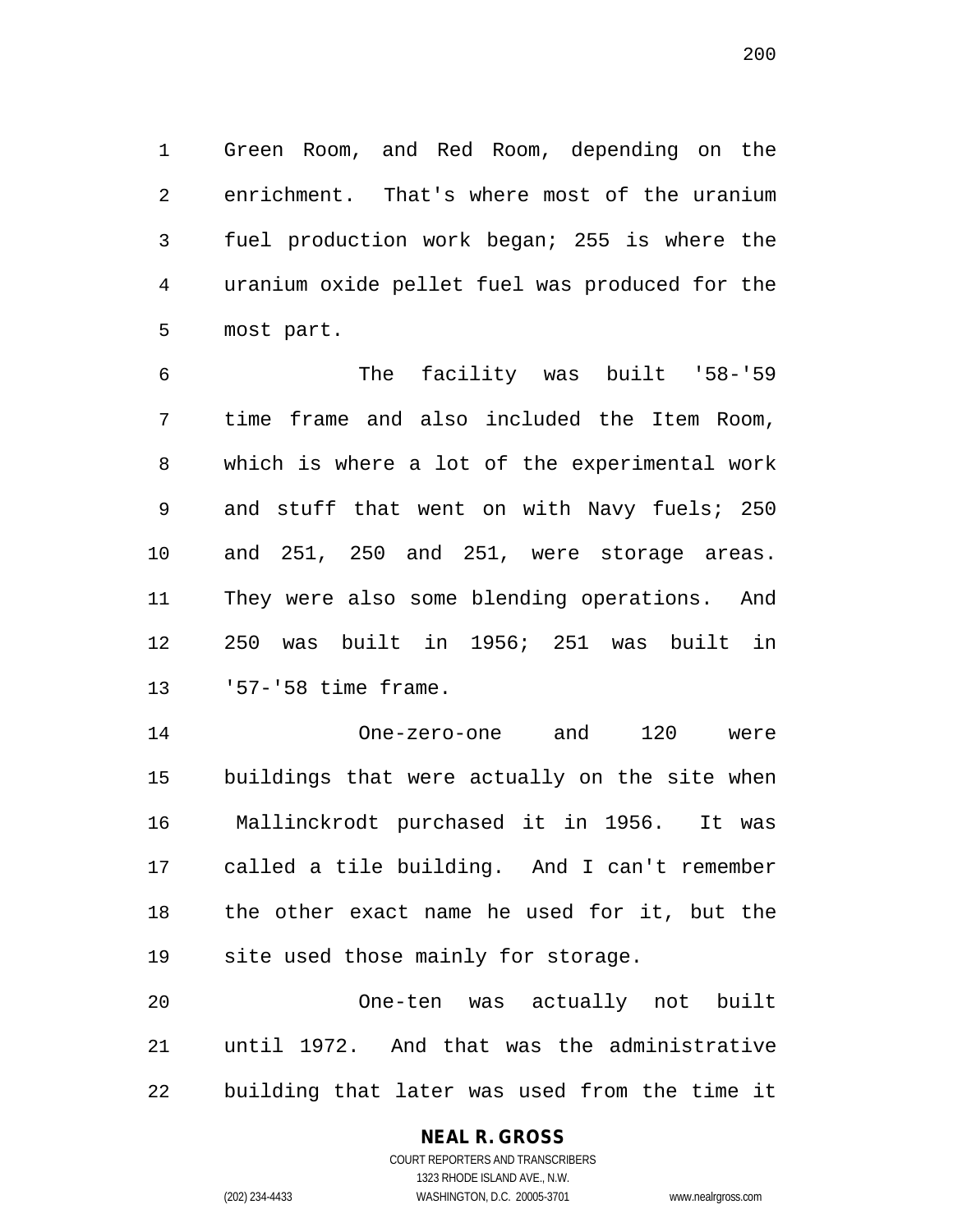Green Room, and Red Room, depending on the enrichment. That's where most of the uranium fuel production work began; 255 is where the uranium oxide pellet fuel was produced for the most part.

The facility was built '58-'59 time frame and also included the Item Room, which is where a lot of the experimental work and stuff that went on with Navy fuels; 250 and 251, 250 and 251, were storage areas. They were also some blending operations. And 250 was built in 1956; 251 was built in '57-'58 time frame.

One-zero-one and 120 were buildings that were actually on the site when Mallinckrodt purchased it in 1956. It was called a tile building. And I can't remember the other exact name he used for it, but the site used those mainly for storage.

One-ten was actually not built until 1972. And that was the administrative building that later was used from the time it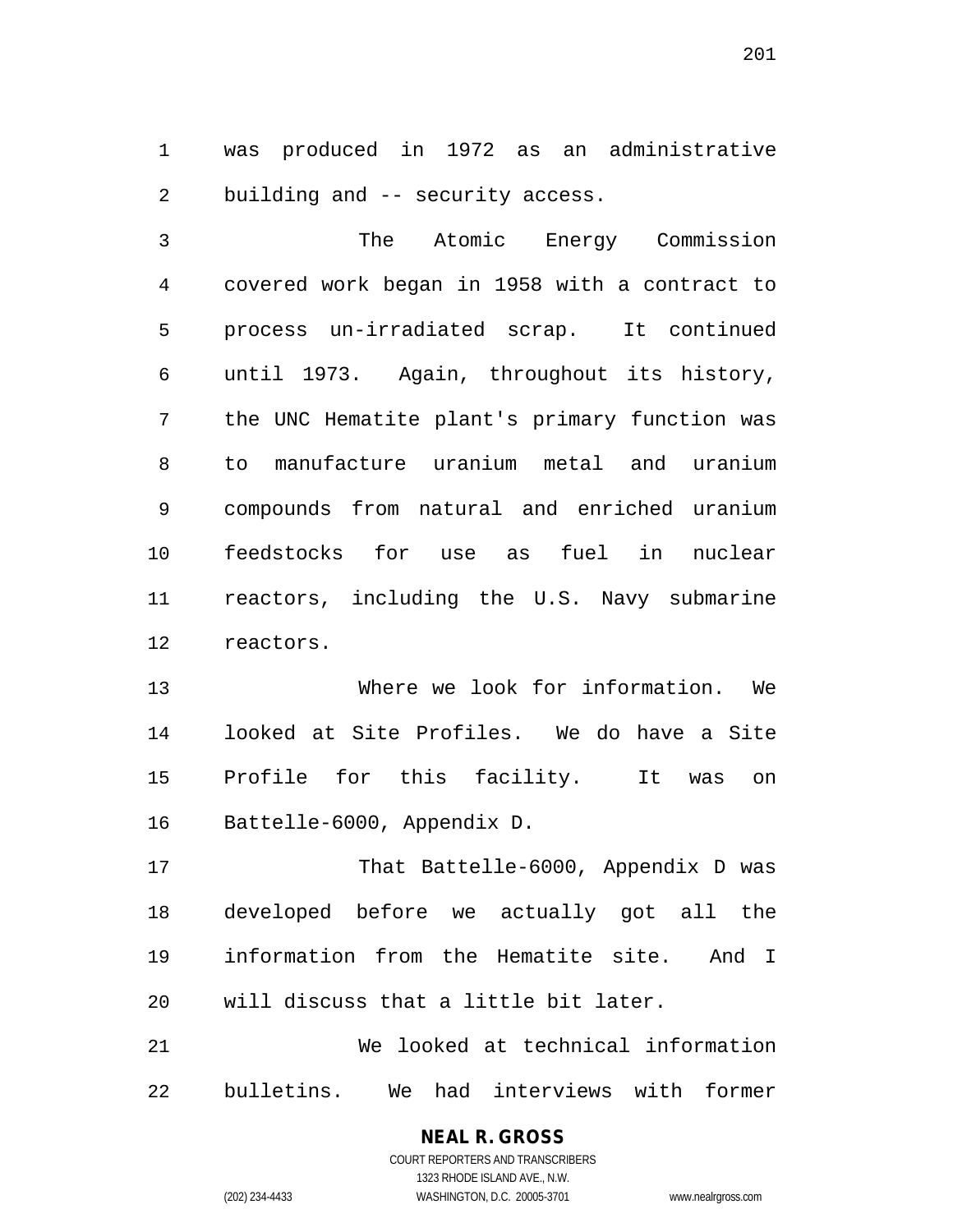was produced in 1972 as an administrative building and -- security access.

The Atomic Energy Commission covered work began in 1958 with a contract to process un-irradiated scrap. It continued until 1973. Again, throughout its history, the UNC Hematite plant's primary function was to manufacture uranium metal and uranium compounds from natural and enriched uranium feedstocks for use as fuel in nuclear reactors, including the U.S. Navy submarine reactors.

Where we look for information. We looked at Site Profiles. We do have a Site Profile for this facility. It was on Battelle-6000, Appendix D.

That Battelle-6000, Appendix D was developed before we actually got all the information from the Hematite site. And I will discuss that a little bit later.

We looked at technical information bulletins. We had interviews with former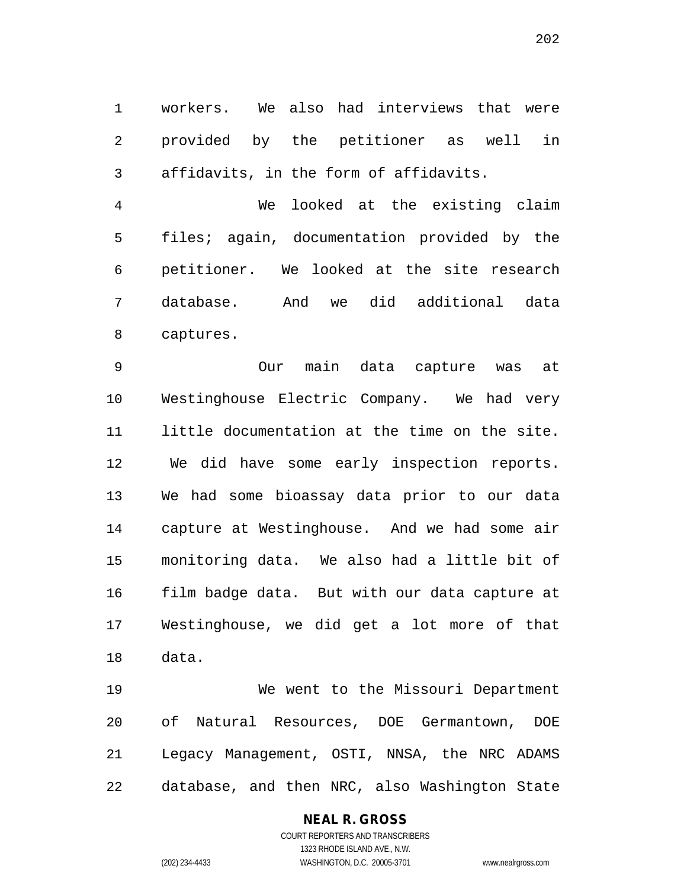workers. We also had interviews that were provided by the petitioner as well in affidavits, in the form of affidavits.

We looked at the existing claim files; again, documentation provided by the petitioner. We looked at the site research database. And we did additional data captures.

Our main data capture was at Westinghouse Electric Company. We had very little documentation at the time on the site. We did have some early inspection reports. We had some bioassay data prior to our data capture at Westinghouse. And we had some air monitoring data. We also had a little bit of film badge data. But with our data capture at Westinghouse, we did get a lot more of that data.

We went to the Missouri Department of Natural Resources, DOE Germantown, DOE Legacy Management, OSTI, NNSA, the NRC ADAMS database, and then NRC, also Washington State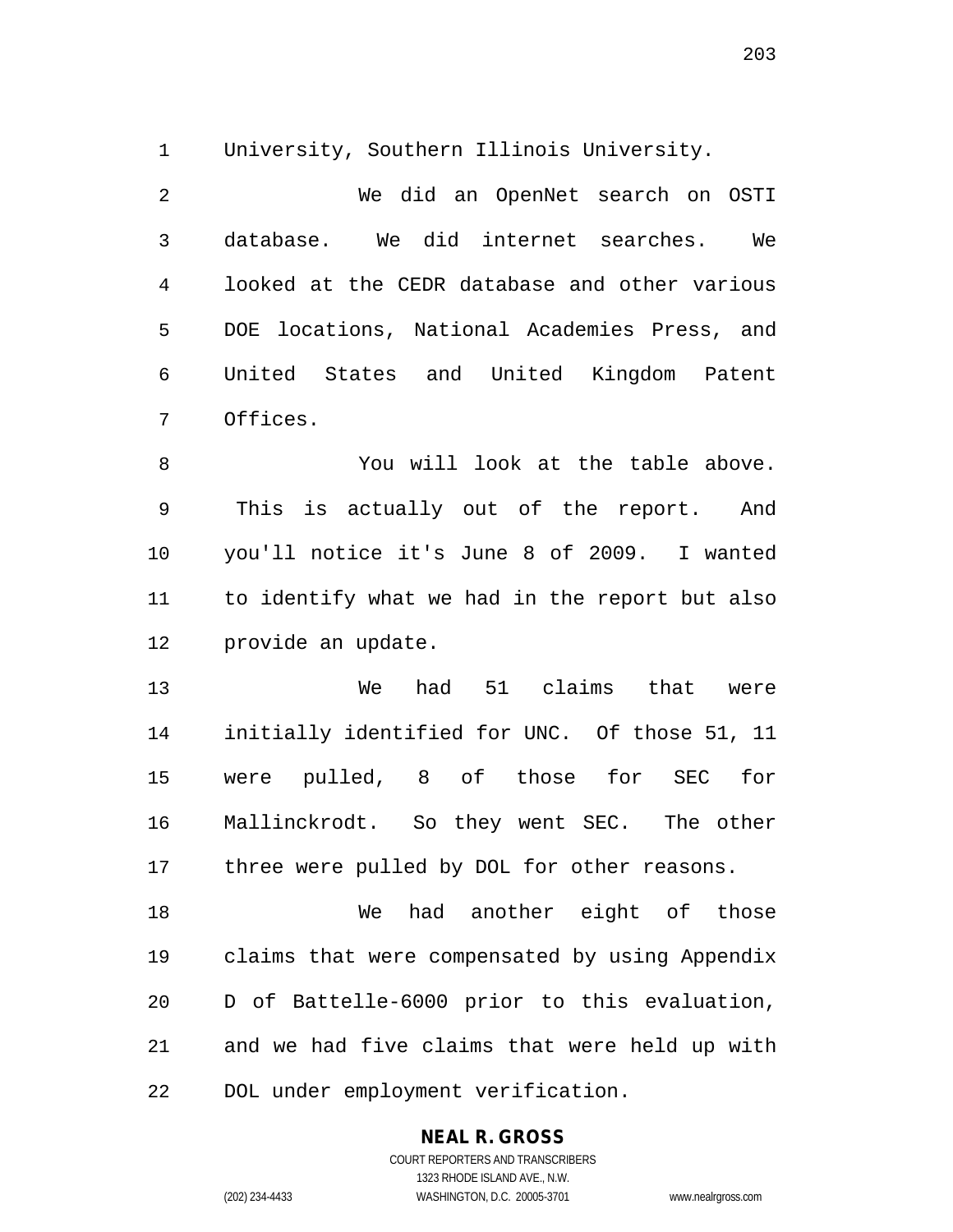University, Southern Illinois University.

We did an OpenNet search on OSTI database. We did internet searches. We looked at the CEDR database and other various DOE locations, National Academies Press, and United States and United Kingdom Patent Offices.

You will look at the table above. This is actually out of the report. And you'll notice it's June 8 of 2009. I wanted to identify what we had in the report but also provide an update.

We had 51 claims that were initially identified for UNC. Of those 51, 11 were pulled, 8 of those for SEC for Mallinckrodt. So they went SEC. The other three were pulled by DOL for other reasons.

We had another eight of those claims that were compensated by using Appendix D of Battelle-6000 prior to this evaluation, and we had five claims that were held up with DOL under employment verification.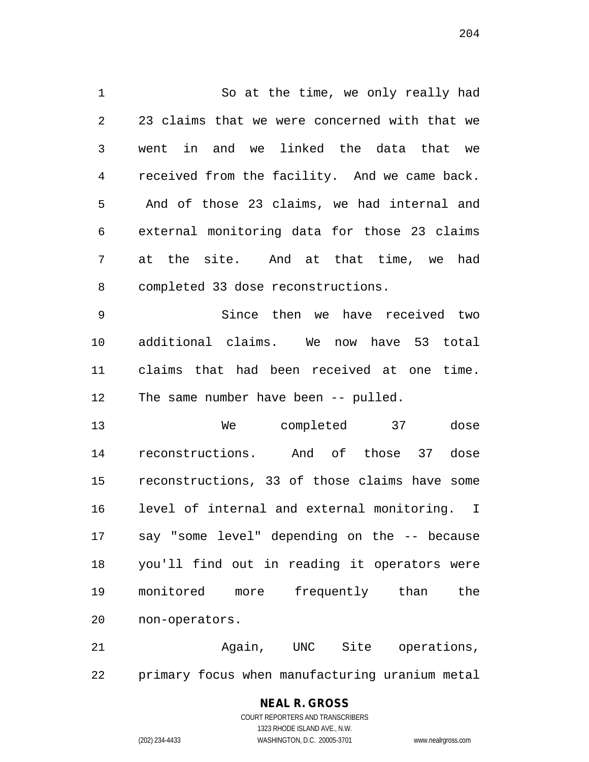So at the time, we only really had 23 claims that we were concerned with that we went in and we linked the data that we received from the facility. And we came back. And of those 23 claims, we had internal and external monitoring data for those 23 claims at the site. And at that time, we had completed 33 dose reconstructions.

Since then we have received two additional claims. We now have 53 total claims that had been received at one time. The same number have been -- pulled.

We completed 37 dose reconstructions. And of those 37 dose reconstructions, 33 of those claims have some level of internal and external monitoring. I say "some level" depending on the -- because you'll find out in reading it operators were monitored more frequently than the non-operators.

Again, UNC Site operations, primary focus when manufacturing uranium metal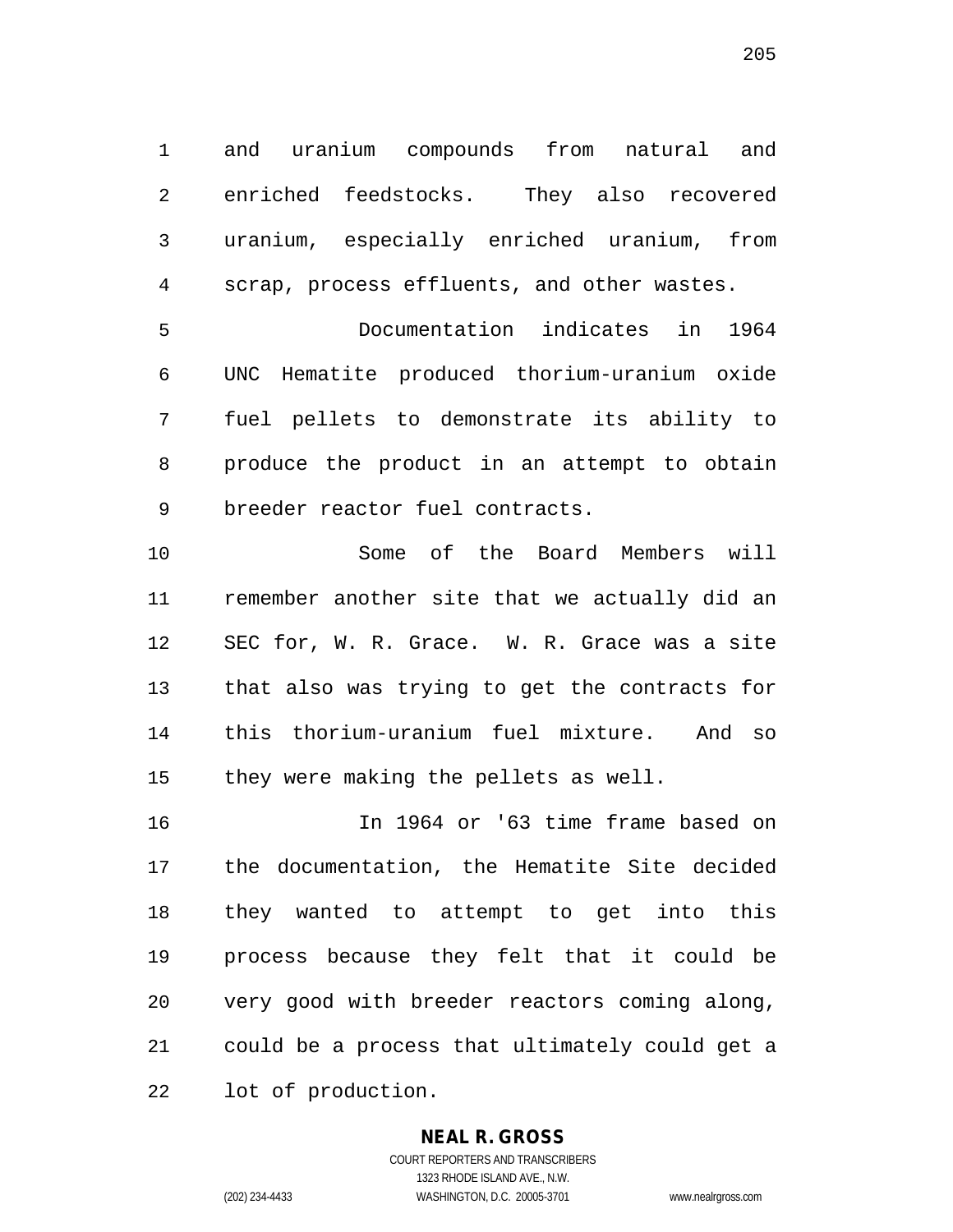and uranium compounds from natural and enriched feedstocks. They also recovered uranium, especially enriched uranium, from scrap, process effluents, and other wastes.

Documentation indicates in 1964 UNC Hematite produced thorium-uranium oxide fuel pellets to demonstrate its ability to produce the product in an attempt to obtain breeder reactor fuel contracts.

Some of the Board Members will remember another site that we actually did an SEC for, W. R. Grace. W. R. Grace was a site that also was trying to get the contracts for this thorium-uranium fuel mixture. And so they were making the pellets as well.

In 1964 or '63 time frame based on the documentation, the Hematite Site decided they wanted to attempt to get into this process because they felt that it could be very good with breeder reactors coming along, could be a process that ultimately could get a lot of production.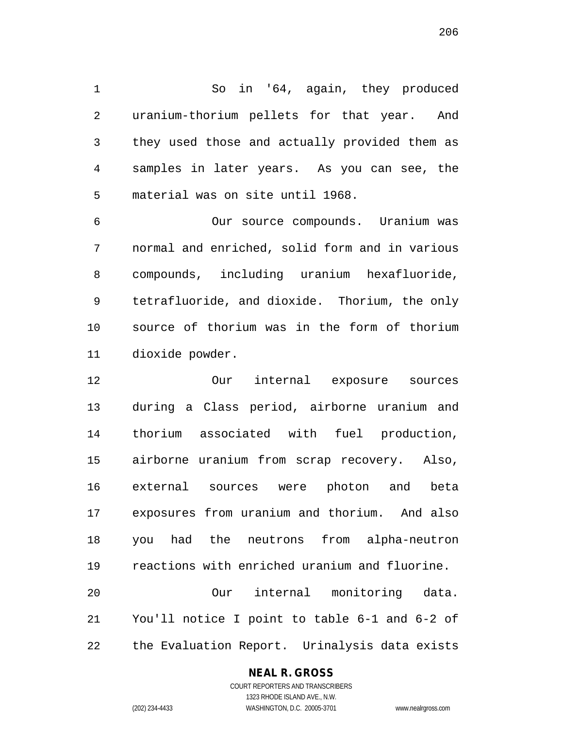So in '64, again, they produced uranium-thorium pellets for that year. And they used those and actually provided them as samples in later years. As you can see, the material was on site until 1968.

Our source compounds. Uranium was normal and enriched, solid form and in various compounds, including uranium hexafluoride, tetrafluoride, and dioxide. Thorium, the only source of thorium was in the form of thorium dioxide powder.

Our internal exposure sources during a Class period, airborne uranium and thorium associated with fuel production, airborne uranium from scrap recovery. Also, external sources were photon and beta exposures from uranium and thorium. And also you had the neutrons from alpha-neutron reactions with enriched uranium and fluorine.

Our internal monitoring data. You'll notice I point to table 6-1 and 6-2 of the Evaluation Report. Urinalysis data exists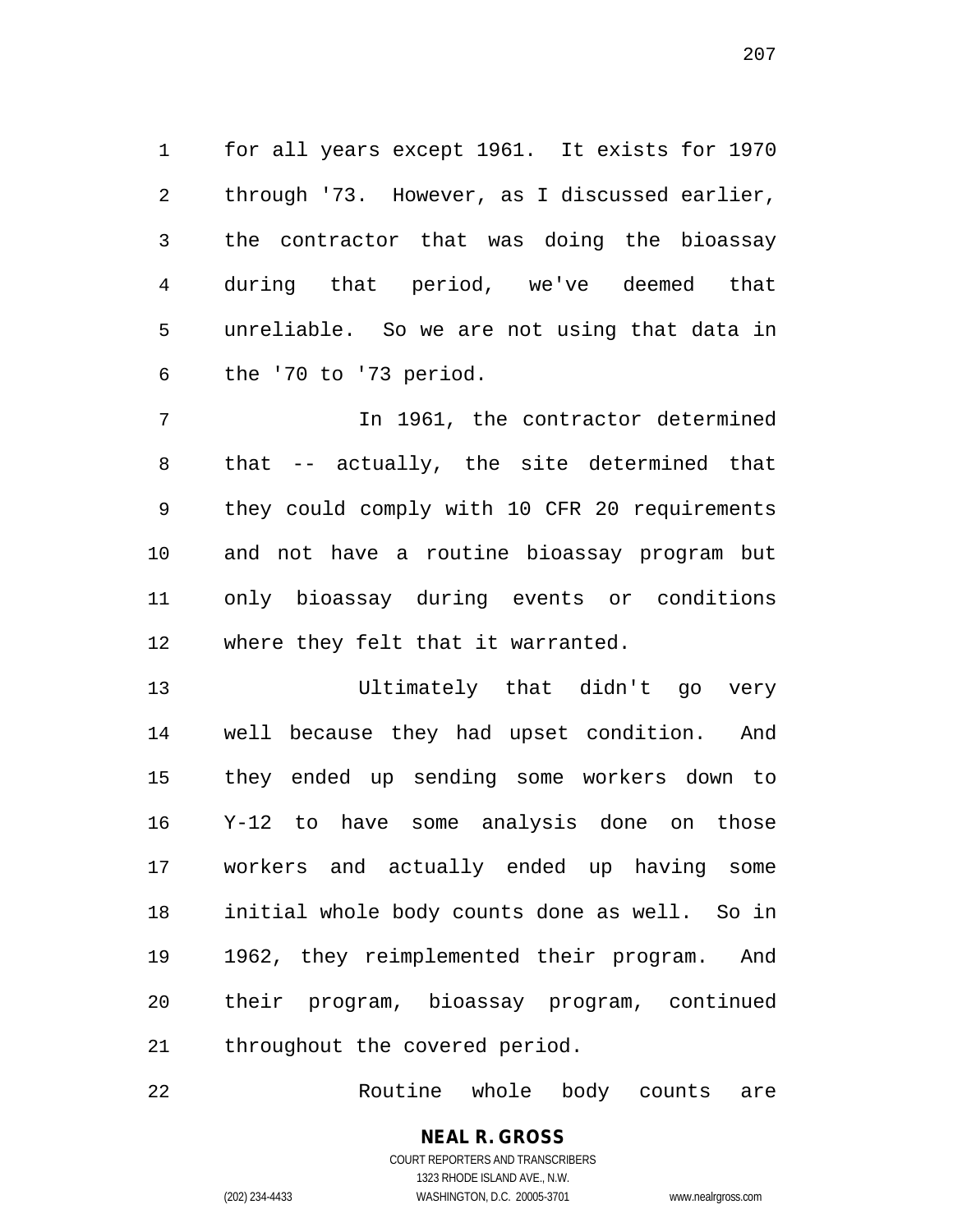for all years except 1961. It exists for 1970 through '73. However, as I discussed earlier, the contractor that was doing the bioassay during that period, we've deemed that unreliable. So we are not using that data in the '70 to '73 period.

In 1961, the contractor determined that -- actually, the site determined that they could comply with 10 CFR 20 requirements and not have a routine bioassay program but only bioassay during events or conditions where they felt that it warranted.

Ultimately that didn't go very well because they had upset condition. And they ended up sending some workers down to Y-12 to have some analysis done on those workers and actually ended up having some initial whole body counts done as well. So in 1962, they reimplemented their program. And their program, bioassay program, continued throughout the covered period.

Routine whole body counts are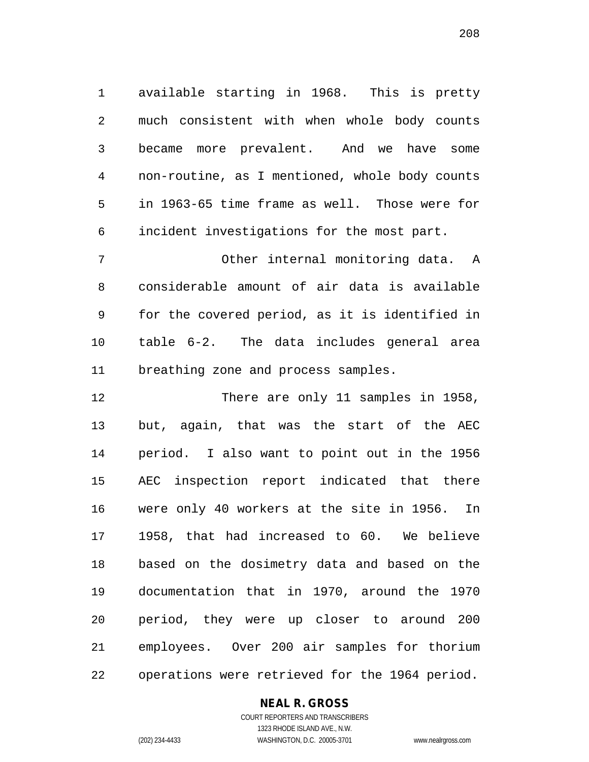available starting in 1968. This is pretty much consistent with when whole body counts became more prevalent. And we have some non-routine, as I mentioned, whole body counts in 1963-65 time frame as well. Those were for incident investigations for the most part.

Other internal monitoring data. A considerable amount of air data is available for the covered period, as it is identified in table 6-2. The data includes general area breathing zone and process samples.

There are only 11 samples in 1958, but, again, that was the start of the AEC period. I also want to point out in the 1956 AEC inspection report indicated that there were only 40 workers at the site in 1956. In 1958, that had increased to 60. We believe based on the dosimetry data and based on the documentation that in 1970, around the 1970 period, they were up closer to around 200 employees. Over 200 air samples for thorium operations were retrieved for the 1964 period.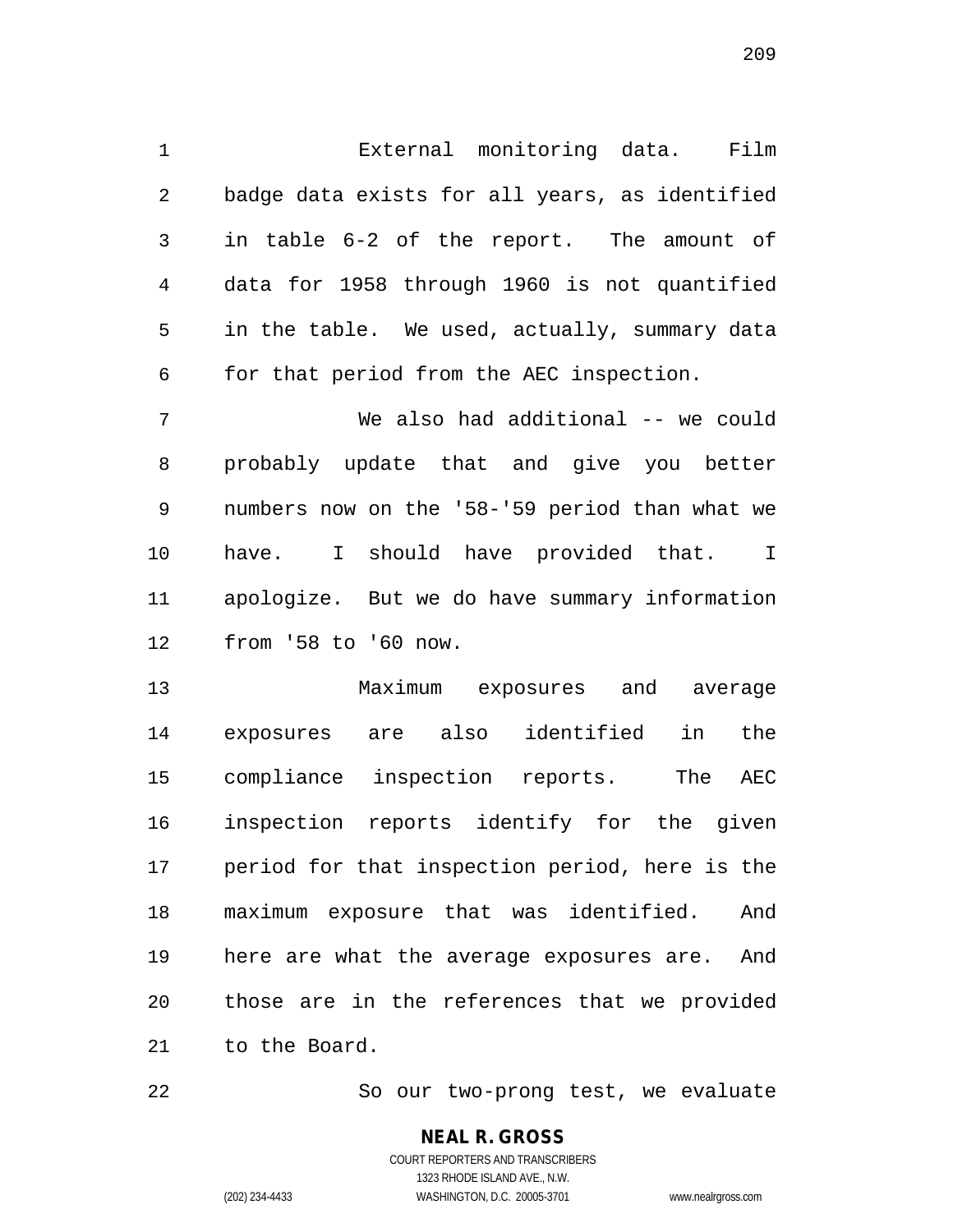External monitoring data. Film badge data exists for all years, as identified in table 6-2 of the report. The amount of data for 1958 through 1960 is not quantified in the table. We used, actually, summary data for that period from the AEC inspection.

We also had additional -- we could probably update that and give you better numbers now on the '58-'59 period than what we have. I should have provided that. I apologize. But we do have summary information from '58 to '60 now.

Maximum exposures and average exposures are also identified in the compliance inspection reports. The AEC inspection reports identify for the given period for that inspection period, here is the maximum exposure that was identified. And here are what the average exposures are. And those are in the references that we provided to the Board.

So our two-prong test, we evaluate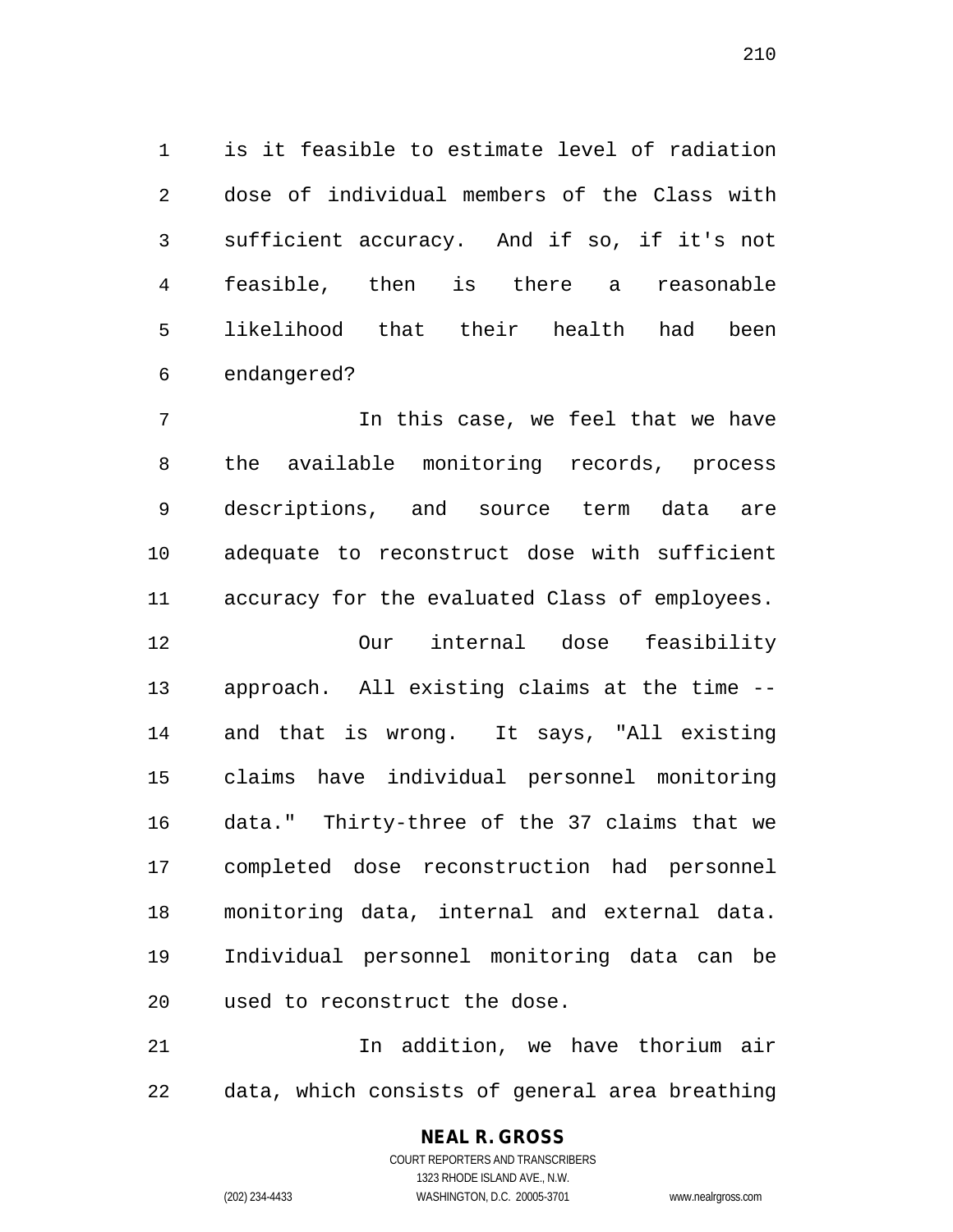is it feasible to estimate level of radiation dose of individual members of the Class with sufficient accuracy. And if so, if it's not feasible, then is there a reasonable likelihood that their health had been endangered?

In this case, we feel that we have the available monitoring records, process descriptions, and source term data are adequate to reconstruct dose with sufficient accuracy for the evaluated Class of employees.

Our internal dose feasibility approach. All existing claims at the time -- and that is wrong. It says, "All existing claims have individual personnel monitoring data." Thirty-three of the 37 claims that we completed dose reconstruction had personnel monitoring data, internal and external data. Individual personnel monitoring data can be used to reconstruct the dose.

In addition, we have thorium air data, which consists of general area breathing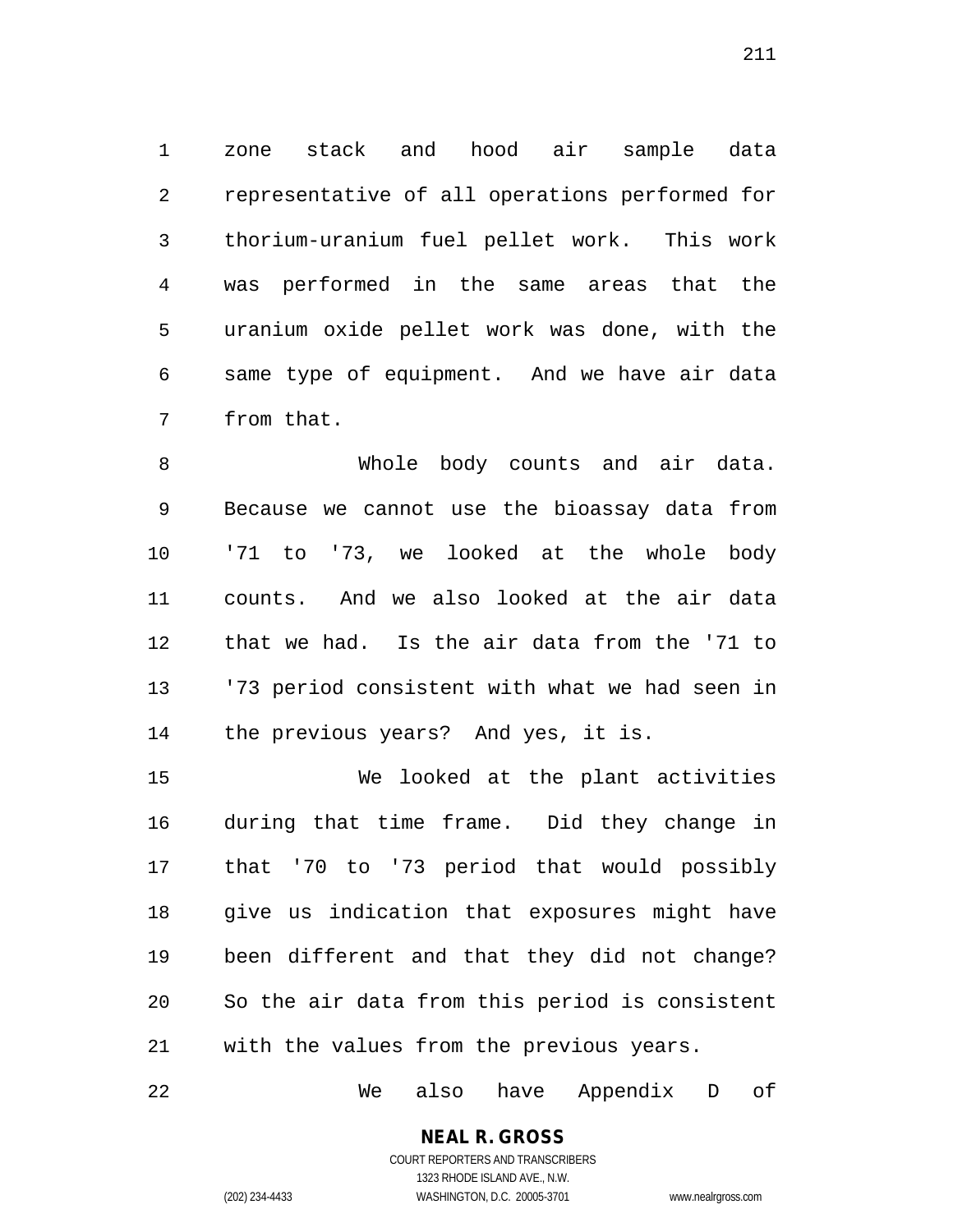zone stack and hood air sample data representative of all operations performed for thorium-uranium fuel pellet work. This work was performed in the same areas that the uranium oxide pellet work was done, with the same type of equipment. And we have air data from that.

Whole body counts and air data. Because we cannot use the bioassay data from '71 to '73, we looked at the whole body counts. And we also looked at the air data that we had. Is the air data from the '71 to '73 period consistent with what we had seen in the previous years? And yes, it is.

We looked at the plant activities during that time frame. Did they change in that '70 to '73 period that would possibly give us indication that exposures might have been different and that they did not change? So the air data from this period is consistent with the values from the previous years.

We also have Appendix D of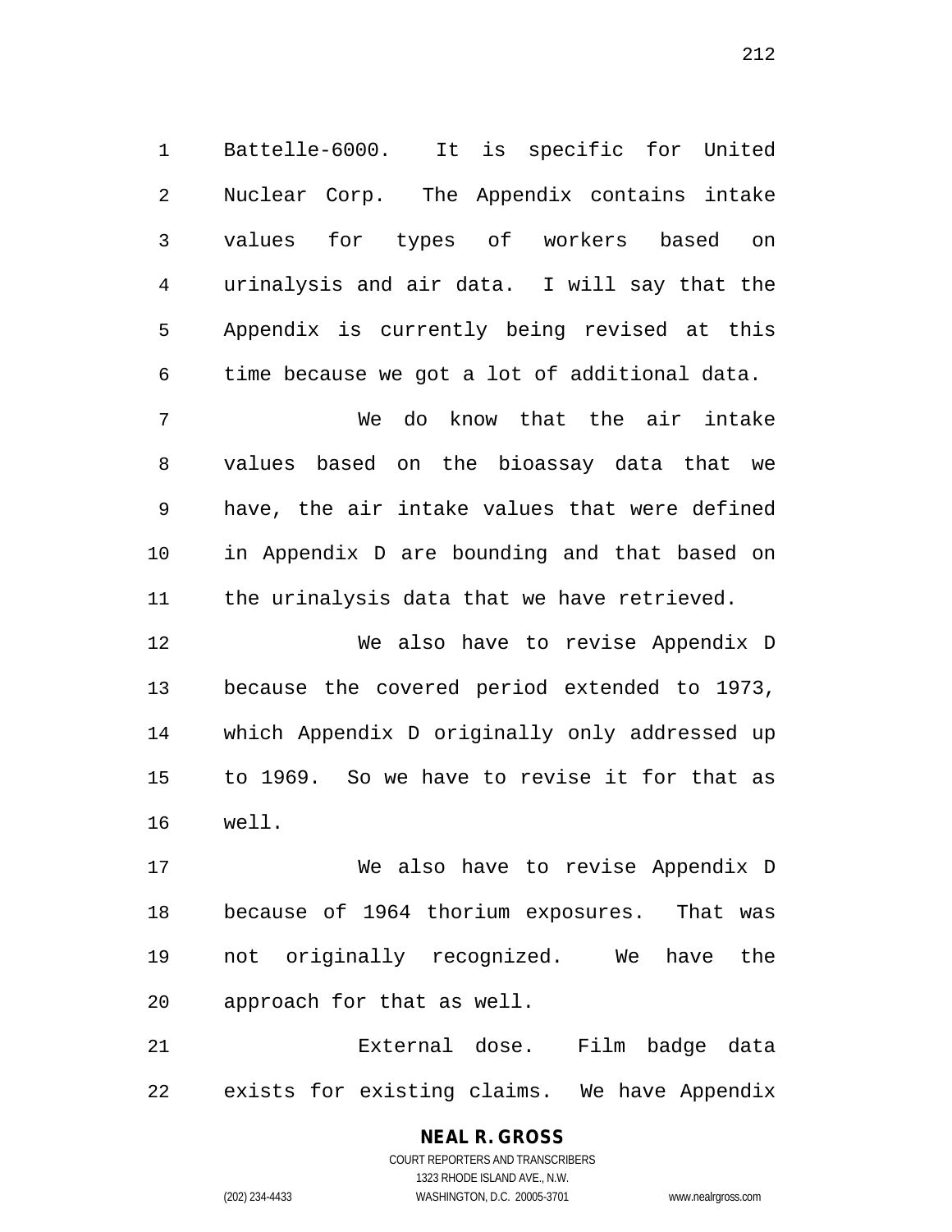Battelle-6000. It is specific for United Nuclear Corp. The Appendix contains intake values for types of workers based on urinalysis and air data. I will say that the Appendix is currently being revised at this time because we got a lot of additional data.

We do know that the air intake values based on the bioassay data that we have, the air intake values that were defined in Appendix D are bounding and that based on the urinalysis data that we have retrieved.

We also have to revise Appendix D because the covered period extended to 1973, which Appendix D originally only addressed up to 1969. So we have to revise it for that as well.

We also have to revise Appendix D because of 1964 thorium exposures. That was not originally recognized. We have the approach for that as well.

External dose. Film badge data exists for existing claims. We have Appendix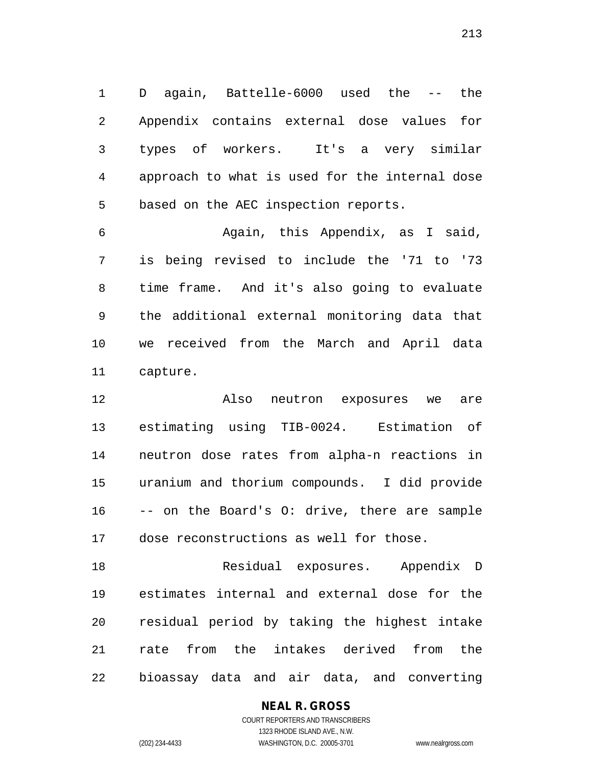D again, Battelle-6000 used the -- the Appendix contains external dose values for types of workers. It's a very similar approach to what is used for the internal dose based on the AEC inspection reports.

Again, this Appendix, as I said, is being revised to include the '71 to '73 time frame. And it's also going to evaluate the additional external monitoring data that we received from the March and April data capture.

Also neutron exposures we are estimating using TIB-0024. Estimation of neutron dose rates from alpha-n reactions in uranium and thorium compounds. I did provide -- on the Board's O: drive, there are sample dose reconstructions as well for those.

Residual exposures. Appendix D estimates internal and external dose for the residual period by taking the highest intake rate from the intakes derived from the bioassay data and air data, and converting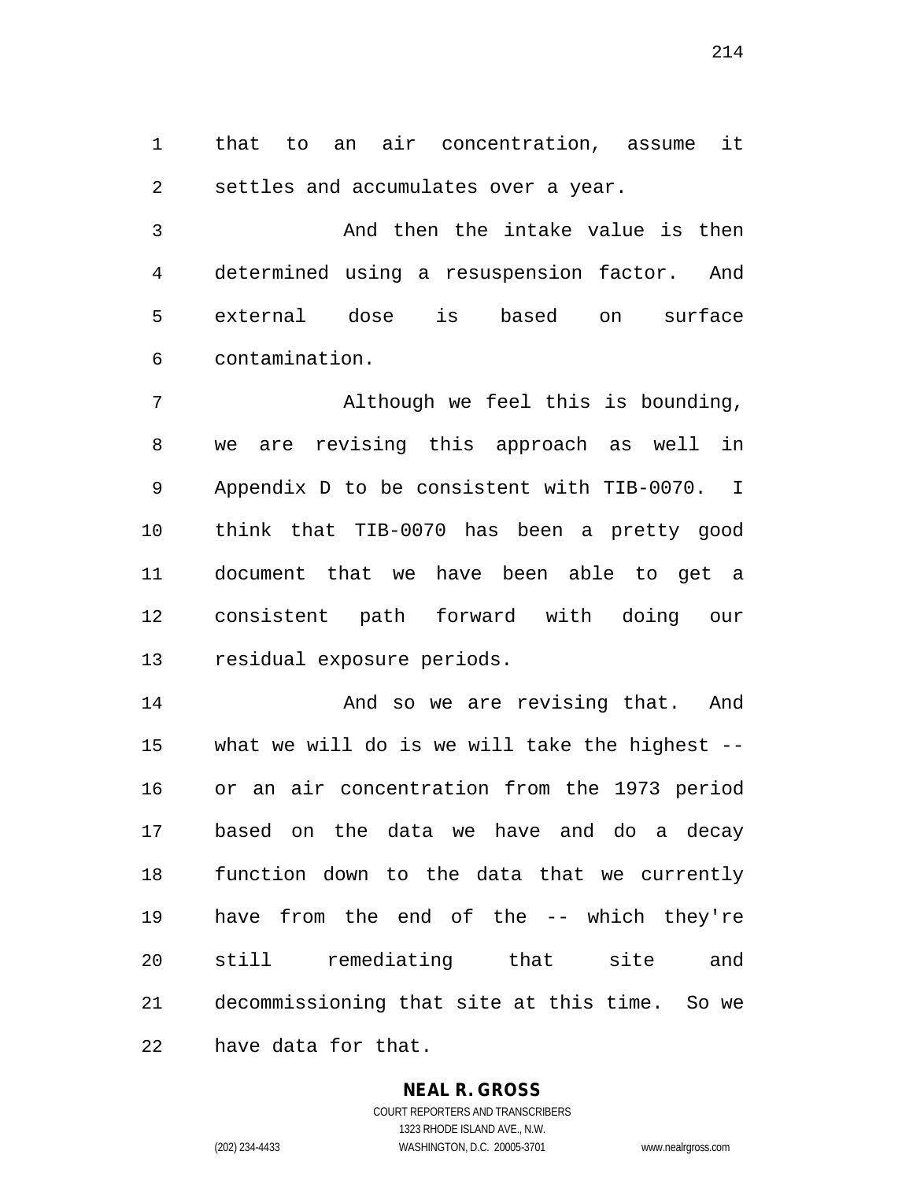that to an air concentration, assume it settles and accumulates over a year.

And then the intake value is then determined using a resuspension factor. And external dose is based on surface contamination.

Although we feel this is bounding, we are revising this approach as well in Appendix D to be consistent with TIB-0070. I think that TIB-0070 has been a pretty good document that we have been able to get a consistent path forward with doing our residual exposure periods.

And so we are revising that. And what we will do is we will take the highest -- or an air concentration from the 1973 period based on the data we have and do a decay function down to the data that we currently have from the end of the -- which they're still remediating that site and decommissioning that site at this time. So we have data for that.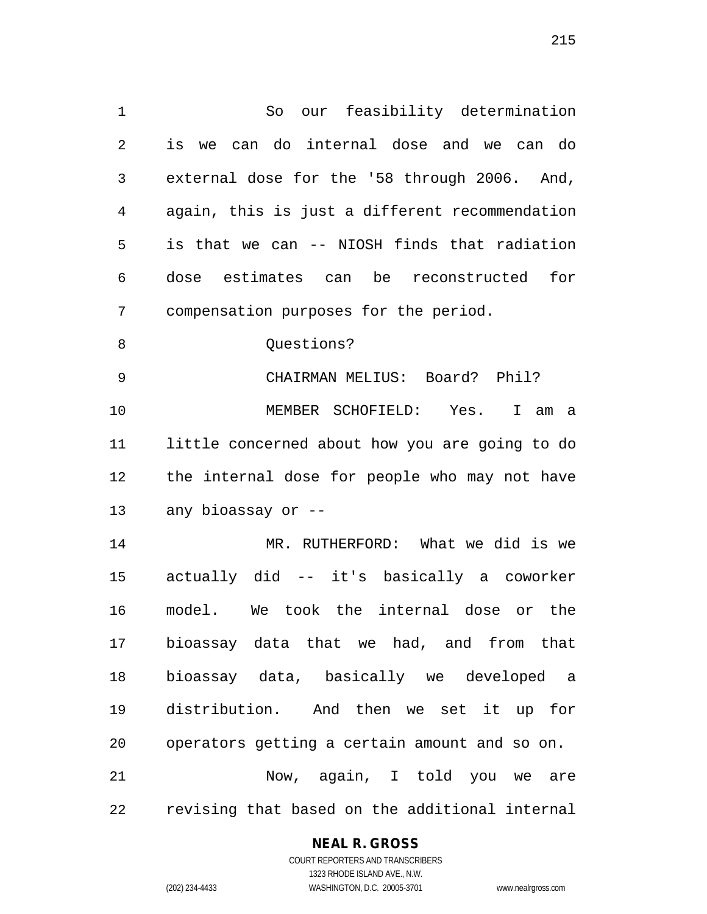So our feasibility determination is we can do internal dose and we can do external dose for the '58 through 2006. And, again, this is just a different recommendation is that we can -- NIOSH finds that radiation dose estimates can be reconstructed for compensation purposes for the period.

Questions?

CHAIRMAN MELIUS: Board? Phil?

MEMBER SCHOFIELD: Yes. I am a little concerned about how you are going to do the internal dose for people who may not have any bioassay or --

MR. RUTHERFORD: What we did is we actually did -- it's basically a coworker model. We took the internal dose or the bioassay data that we had, and from that bioassay data, basically we developed a distribution. And then we set it up for operators getting a certain amount and so on.

Now, again, I told you we are revising that based on the additional internal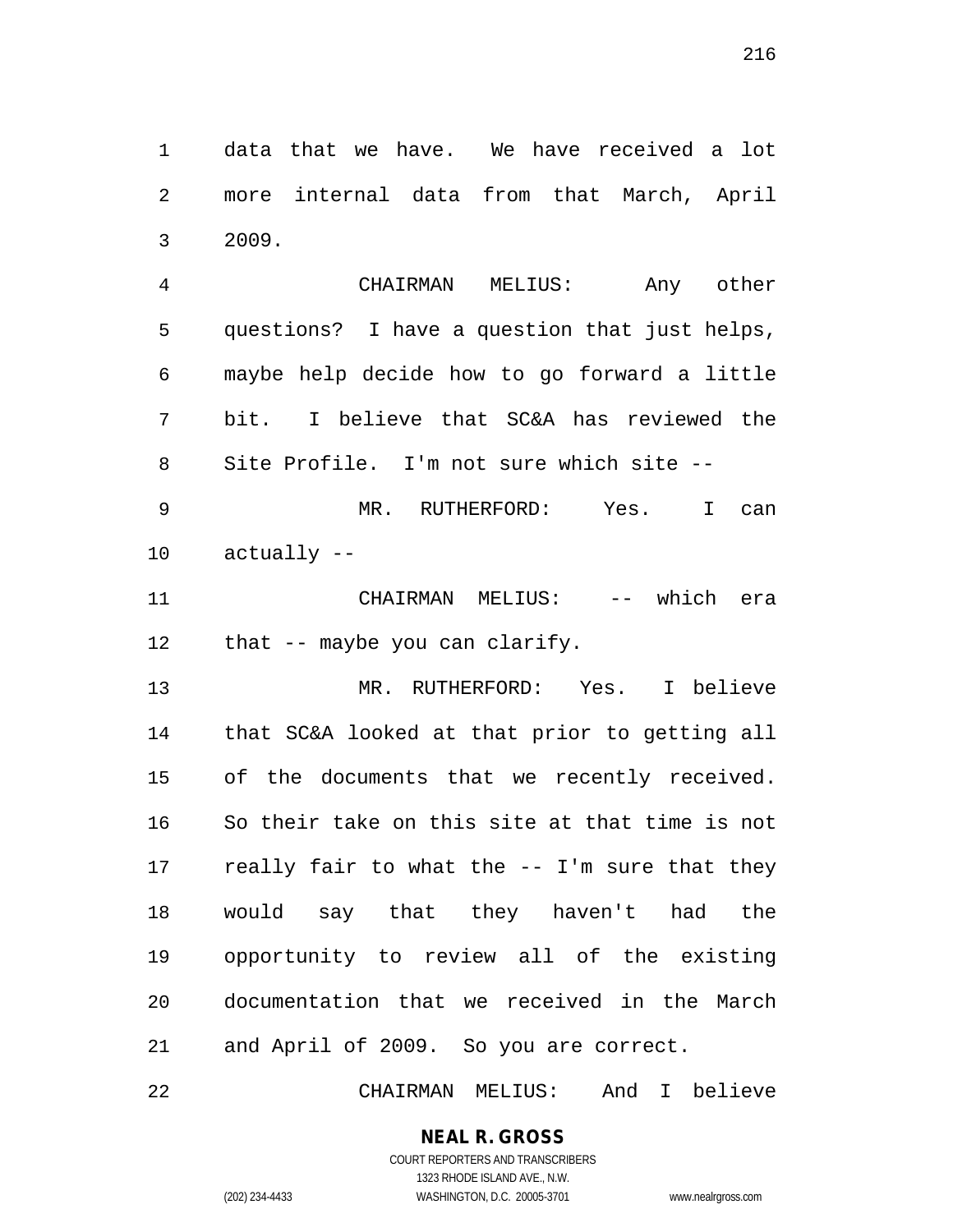data that we have. We have received a lot more internal data from that March, April 2009.

CHAIRMAN MELIUS: Any other questions? I have a question that just helps, maybe help decide how to go forward a little bit. I believe that SC&A has reviewed the Site Profile. I'm not sure which site --

MR. RUTHERFORD: Yes. I can actually --

CHAIRMAN MELIUS: -- which era that -- maybe you can clarify.

MR. RUTHERFORD: Yes. I believe that SC&A looked at that prior to getting all of the documents that we recently received. So their take on this site at that time is not really fair to what the -- I'm sure that they would say that they haven't had the opportunity to review all of the existing documentation that we received in the March and April of 2009. So you are correct.

CHAIRMAN MELIUS: And I believe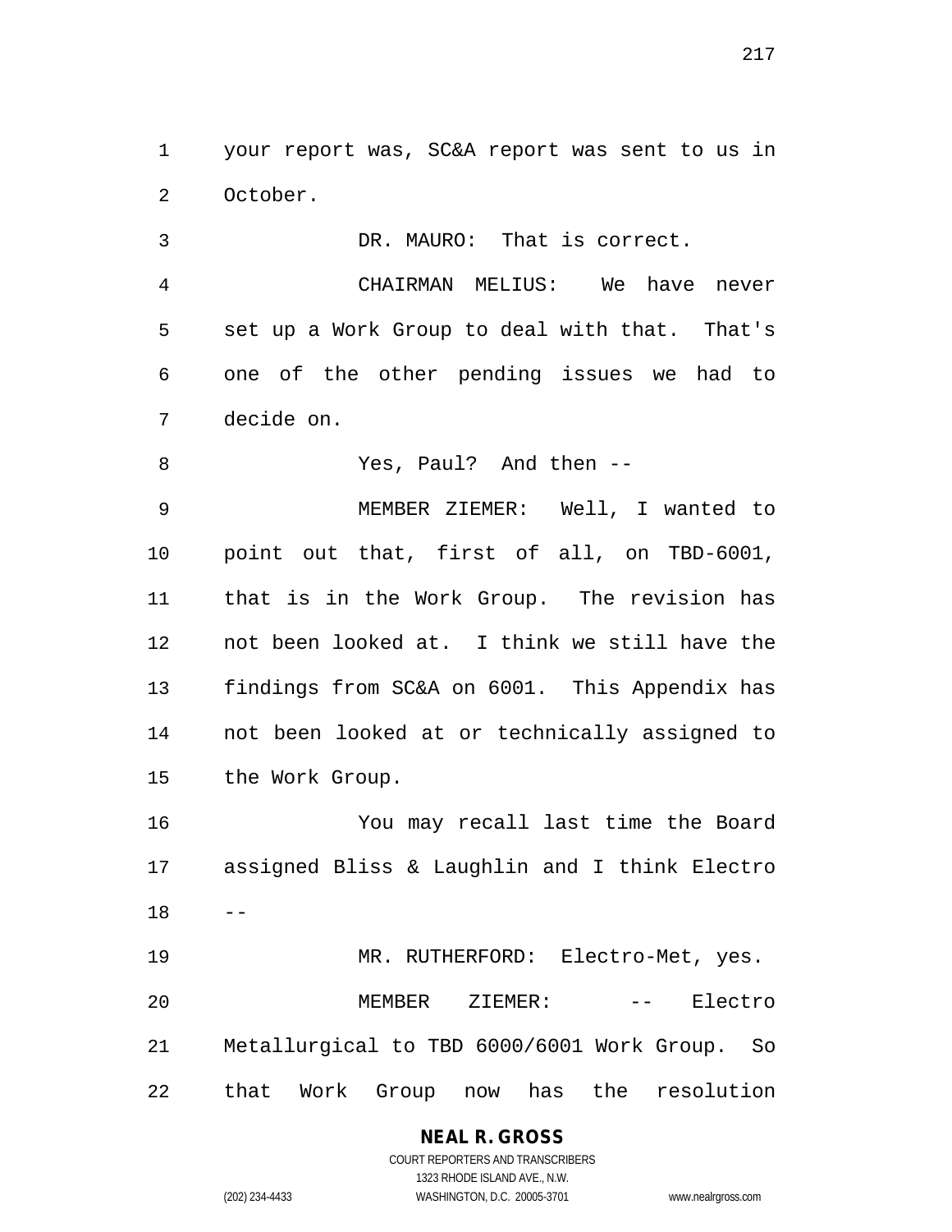your report was, SC&A report was sent to us in October.

DR. MAURO: That is correct.

CHAIRMAN MELIUS: We have never set up a Work Group to deal with that. That's one of the other pending issues we had to decide on.

Yes, Paul? And then --

MEMBER ZIEMER: Well, I wanted to point out that, first of all, on TBD-6001, that is in the Work Group. The revision has not been looked at. I think we still have the findings from SC&A on 6001. This Appendix has not been looked at or technically assigned to the Work Group.

You may recall last time the Board assigned Bliss & Laughlin and I think Electro --

MR. RUTHERFORD: Electro-Met, yes.

MEMBER ZIEMER: -- Electro Metallurgical to TBD 6000/6001 Work Group. So that Work Group now has the resolution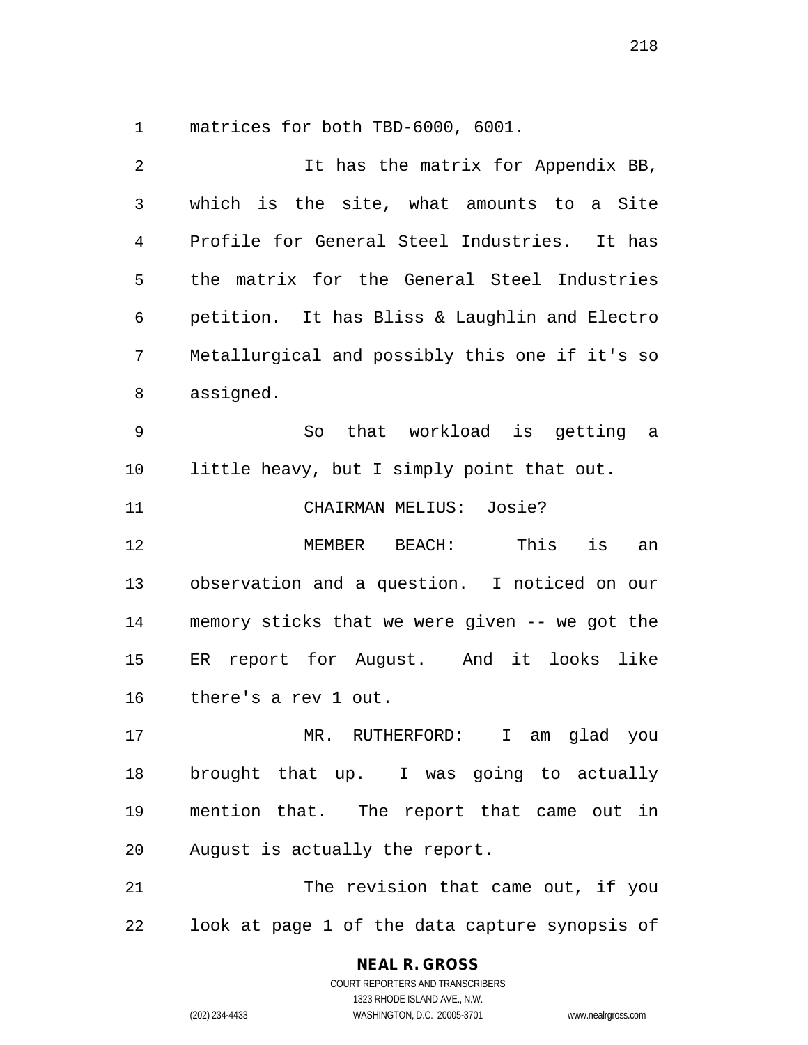matrices for both TBD-6000, 6001.

It has the matrix for Appendix BB, which is the site, what amounts to a Site Profile for General Steel Industries. It has the matrix for the General Steel Industries petition. It has Bliss & Laughlin and Electro Metallurgical and possibly this one if it's so assigned.

So that workload is getting a little heavy, but I simply point that out.

CHAIRMAN MELIUS: Josie?

MEMBER BEACH: This is an observation and a question. I noticed on our memory sticks that we were given -- we got the ER report for August. And it looks like there's a rev 1 out.

MR. RUTHERFORD: I am glad you brought that up. I was going to actually mention that. The report that came out in August is actually the report.

The revision that came out, if you look at page 1 of the data capture synopsis of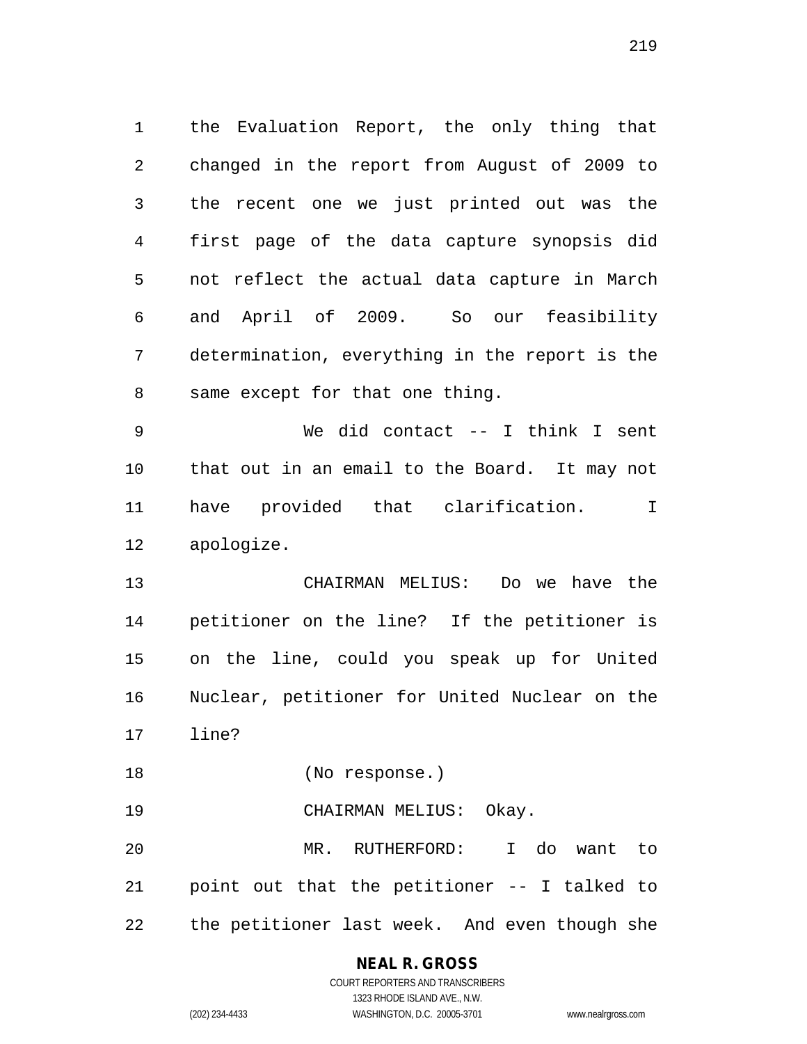the Evaluation Report, the only thing that changed in the report from August of 2009 to the recent one we just printed out was the first page of the data capture synopsis did not reflect the actual data capture in March and April of 2009. So our feasibility determination, everything in the report is the same except for that one thing.

We did contact -- I think I sent that out in an email to the Board. It may not have provided that clarification. I apologize.

CHAIRMAN MELIUS: Do we have the petitioner on the line? If the petitioner is on the line, could you speak up for United Nuclear, petitioner for United Nuclear on the line?

(No response.)

CHAIRMAN MELIUS: Okay.

MR. RUTHERFORD: I do want to point out that the petitioner -- I talked to the petitioner last week. And even though she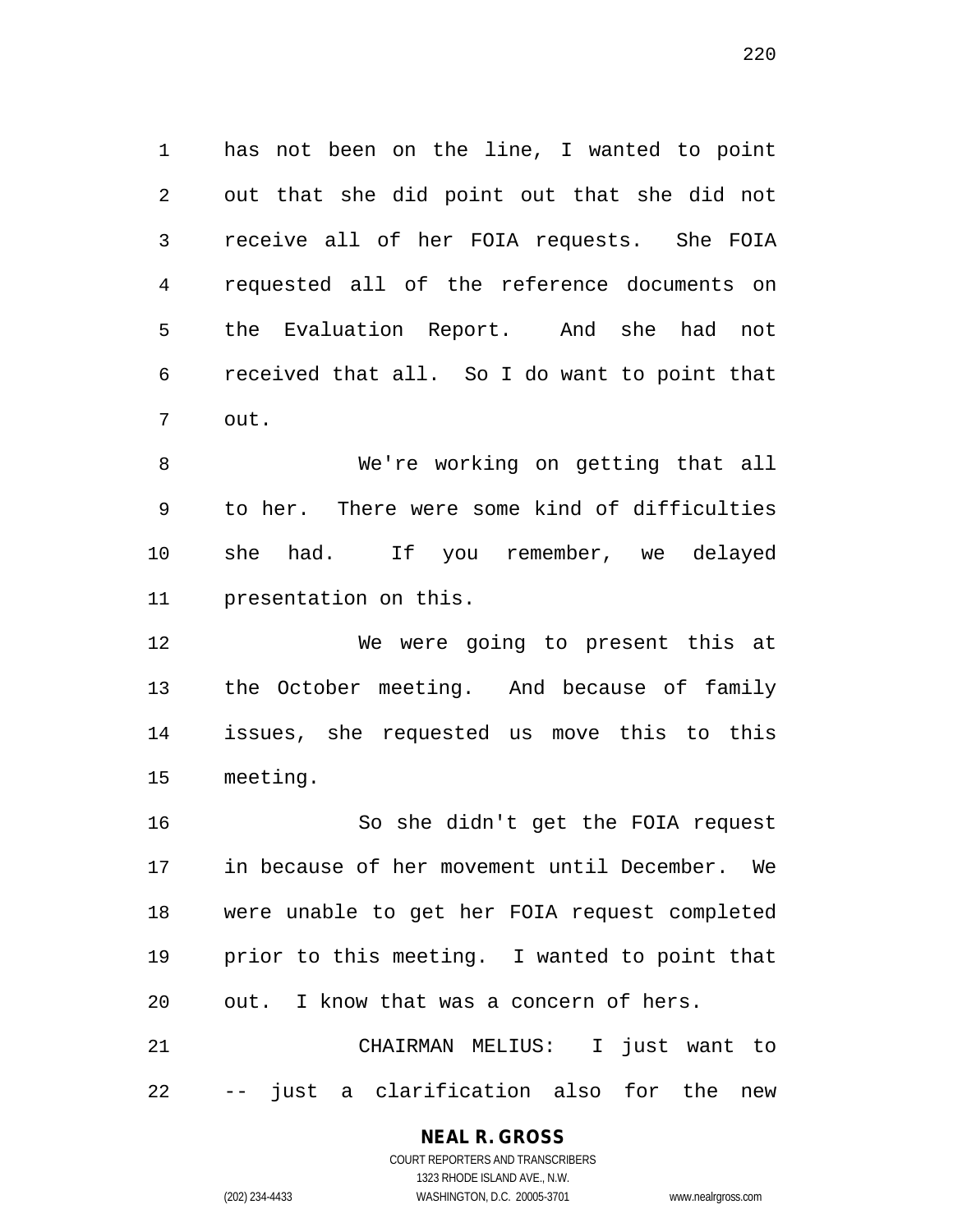has not been on the line, I wanted to point out that she did point out that she did not receive all of her FOIA requests. She FOIA requested all of the reference documents on the Evaluation Report. And she had not received that all. So I do want to point that out.

We're working on getting that all to her. There were some kind of difficulties she had. If you remember, we delayed presentation on this.

We were going to present this at the October meeting. And because of family issues, she requested us move this to this meeting.

So she didn't get the FOIA request in because of her movement until December. We were unable to get her FOIA request completed prior to this meeting. I wanted to point that out. I know that was a concern of hers.

CHAIRMAN MELIUS: I just want to -- just a clarification also for the new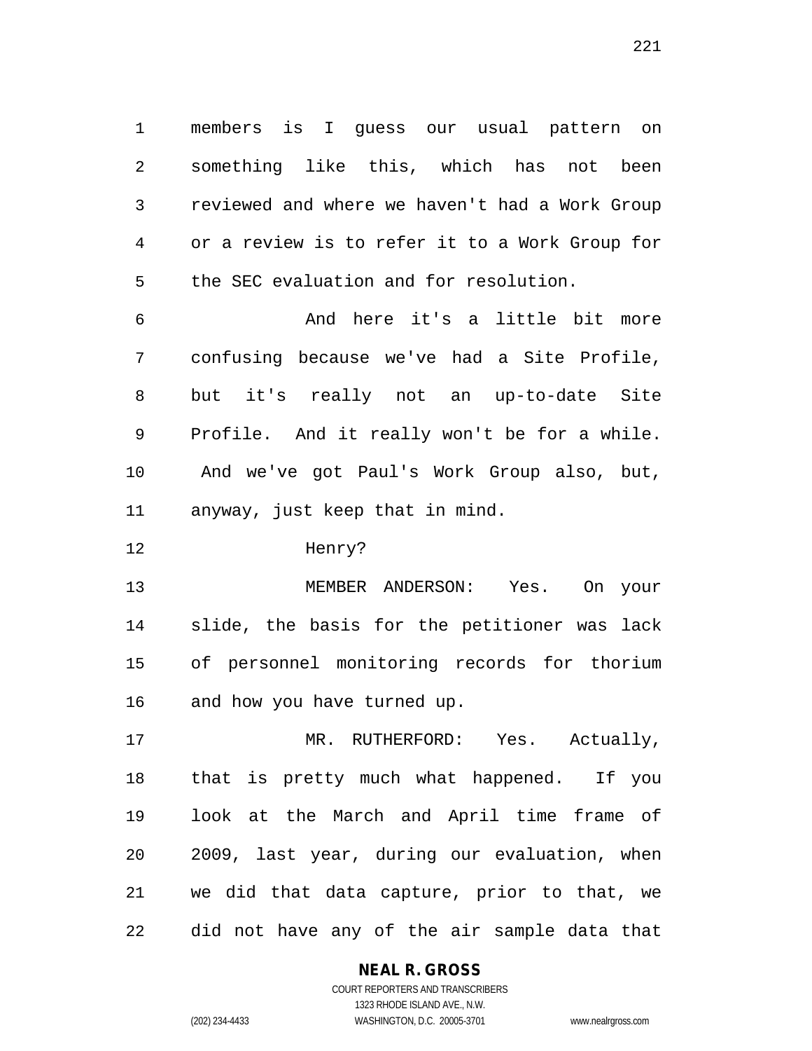members is I guess our usual pattern on something like this, which has not been reviewed and where we haven't had a Work Group or a review is to refer it to a Work Group for the SEC evaluation and for resolution.

And here it's a little bit more confusing because we've had a Site Profile, but it's really not an up-to-date Site Profile. And it really won't be for a while. And we've got Paul's Work Group also, but, anyway, just keep that in mind.

Henry?

MEMBER ANDERSON: Yes. On your slide, the basis for the petitioner was lack of personnel monitoring records for thorium and how you have turned up.

MR. RUTHERFORD: Yes. Actually, that is pretty much what happened. If you look at the March and April time frame of 2009, last year, during our evaluation, when we did that data capture, prior to that, we did not have any of the air sample data that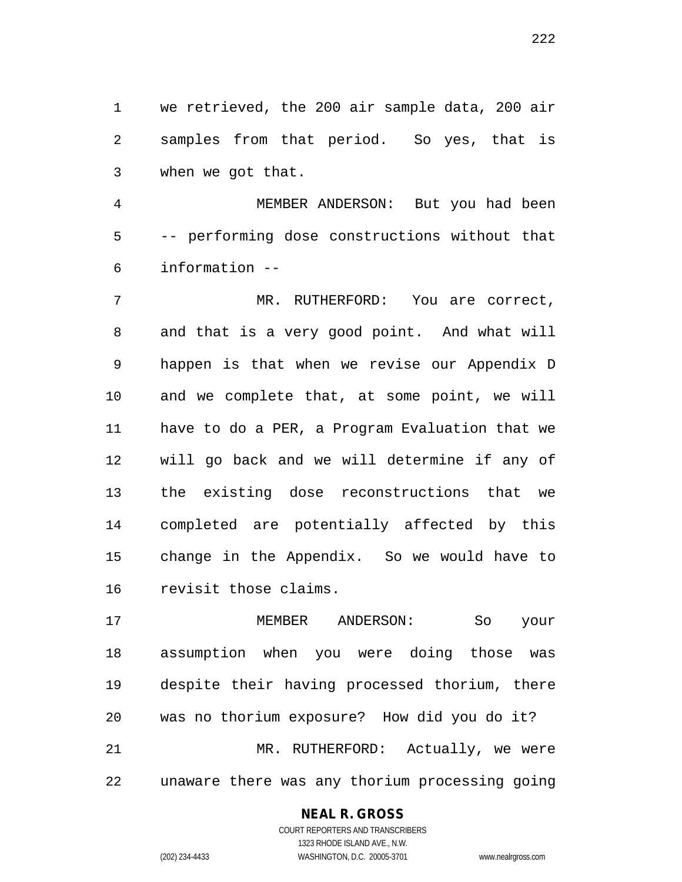we retrieved, the 200 air sample data, 200 air samples from that period. So yes, that is when we got that.

MEMBER ANDERSON: But you had been -- performing dose constructions without that information --

MR. RUTHERFORD: You are correct, and that is a very good point. And what will happen is that when we revise our Appendix D and we complete that, at some point, we will have to do a PER, a Program Evaluation that we will go back and we will determine if any of the existing dose reconstructions that we completed are potentially affected by this change in the Appendix. So we would have to revisit those claims.

MEMBER ANDERSON: So your assumption when you were doing those was despite their having processed thorium, there was no thorium exposure? How did you do it?

MR. RUTHERFORD: Actually, we were unaware there was any thorium processing going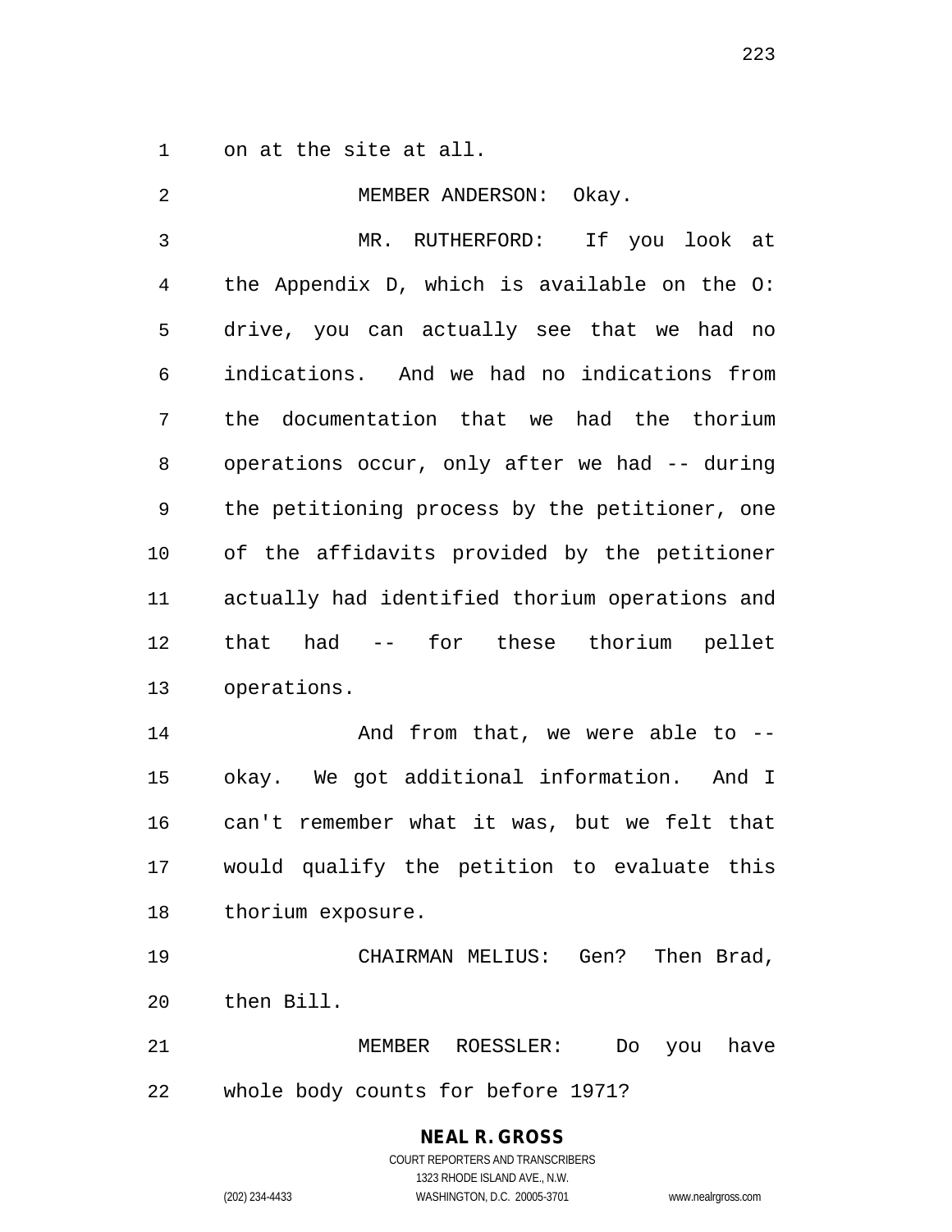on at the site at all.

MEMBER ANDERSON: Okay.

MR. RUTHERFORD: If you look at the Appendix D, which is available on the O: drive, you can actually see that we had no indications. And we had no indications from the documentation that we had the thorium operations occur, only after we had -- during the petitioning process by the petitioner, one of the affidavits provided by the petitioner actually had identified thorium operations and that had -- for these thorium pellet operations.

And from that, we were able to -- okay. We got additional information. And I can't remember what it was, but we felt that would qualify the petition to evaluate this thorium exposure.

CHAIRMAN MELIUS: Gen? Then Brad, then Bill.

MEMBER ROESSLER: Do you have whole body counts for before 1971?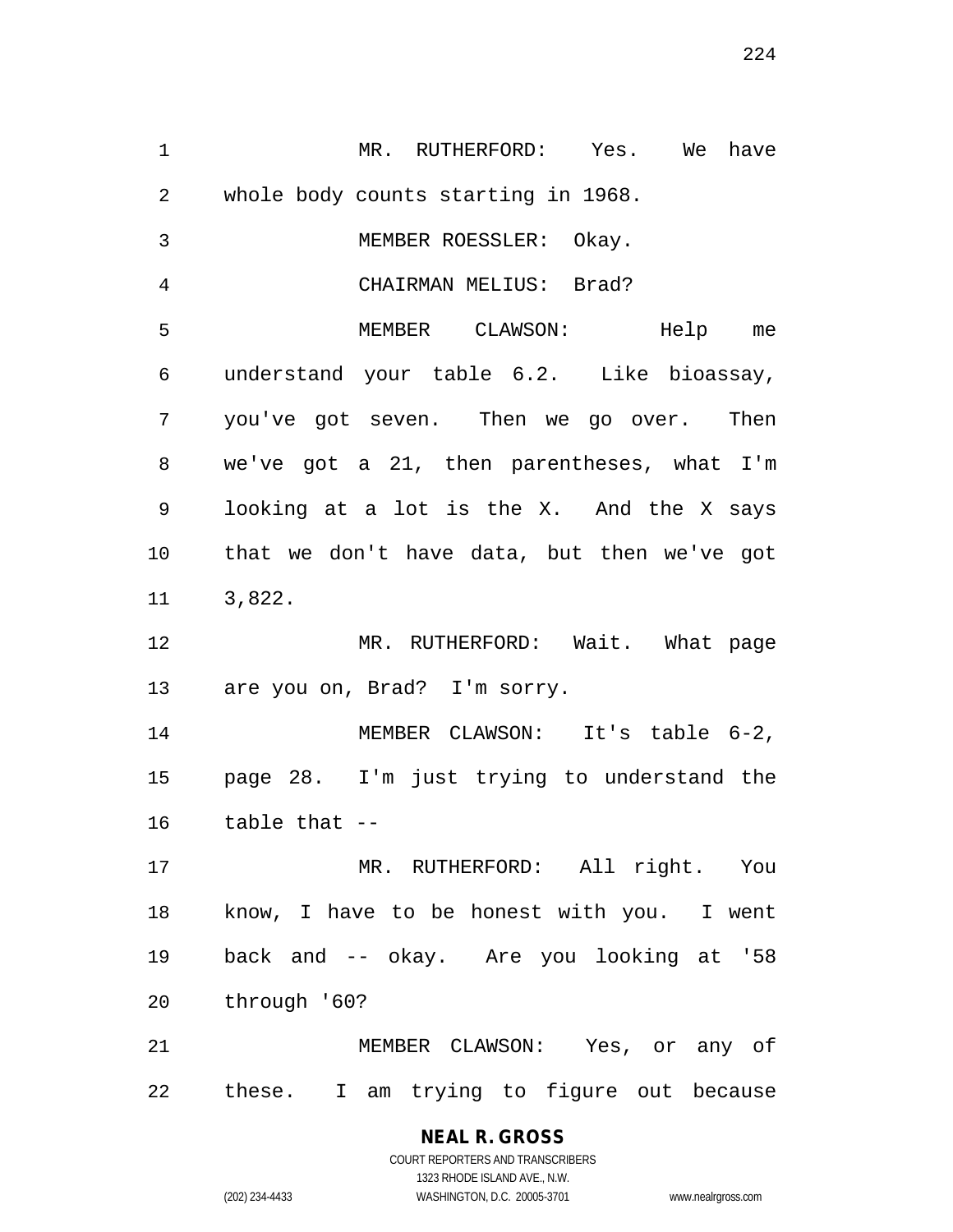MR. RUTHERFORD: Yes. We have whole body counts starting in 1968.

MEMBER ROESSLER: Okay.

CHAIRMAN MELIUS: Brad?

MEMBER CLAWSON: Help me understand your table 6.2. Like bioassay, you've got seven. Then we go over. Then we've got a 21, then parentheses, what I'm looking at a lot is the X. And the X says that we don't have data, but then we've got 3,822.

MR. RUTHERFORD: Wait. What page are you on, Brad? I'm sorry.

MEMBER CLAWSON: It's table 6-2, page 28. I'm just trying to understand the table that --

MR. RUTHERFORD: All right. You know, I have to be honest with you. I went back and -- okay. Are you looking at '58 through '60?

MEMBER CLAWSON: Yes, or any of these. I am trying to figure out because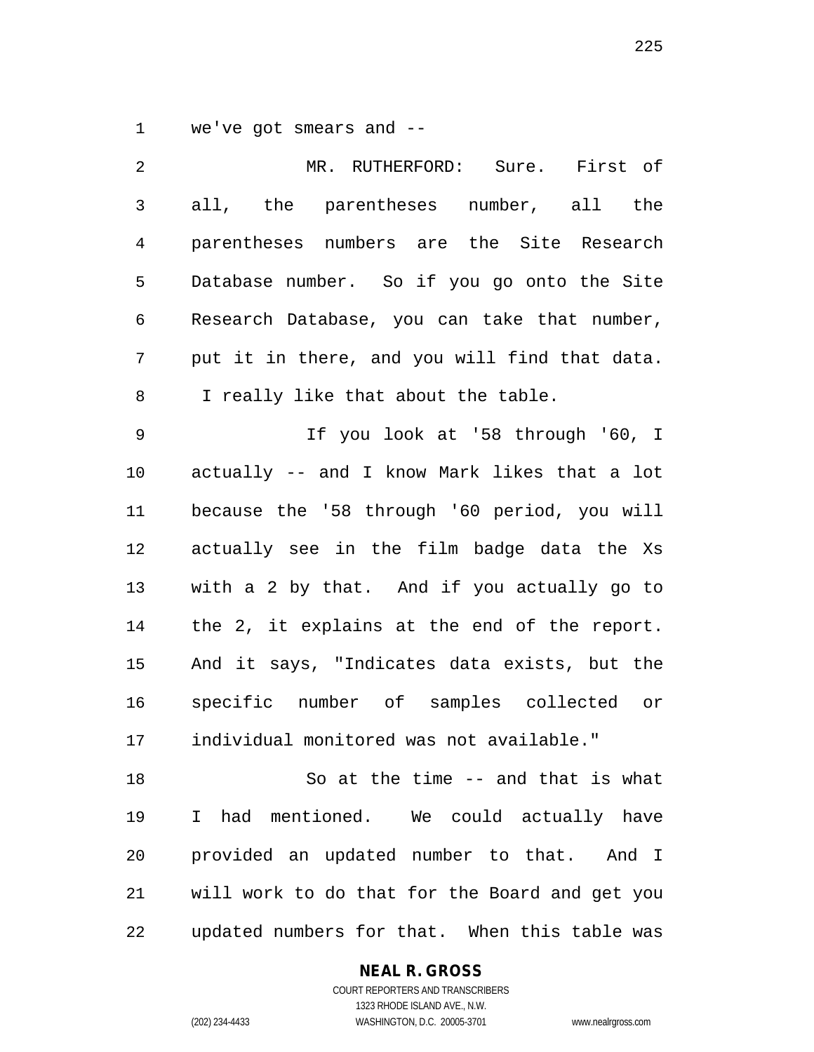we've got smears and --

MR. RUTHERFORD: Sure. First of all, the parentheses number, all the parentheses numbers are the Site Research Database number. So if you go onto the Site Research Database, you can take that number, put it in there, and you will find that data. I really like that about the table.

If you look at '58 through '60, I actually -- and I know Mark likes that a lot because the '58 through '60 period, you will actually see in the film badge data the Xs with a 2 by that. And if you actually go to the 2, it explains at the end of the report. And it says, "Indicates data exists, but the specific number of samples collected or individual monitored was not available."

So at the time -- and that is what I had mentioned. We could actually have provided an updated number to that. And I will work to do that for the Board and get you updated numbers for that. When this table was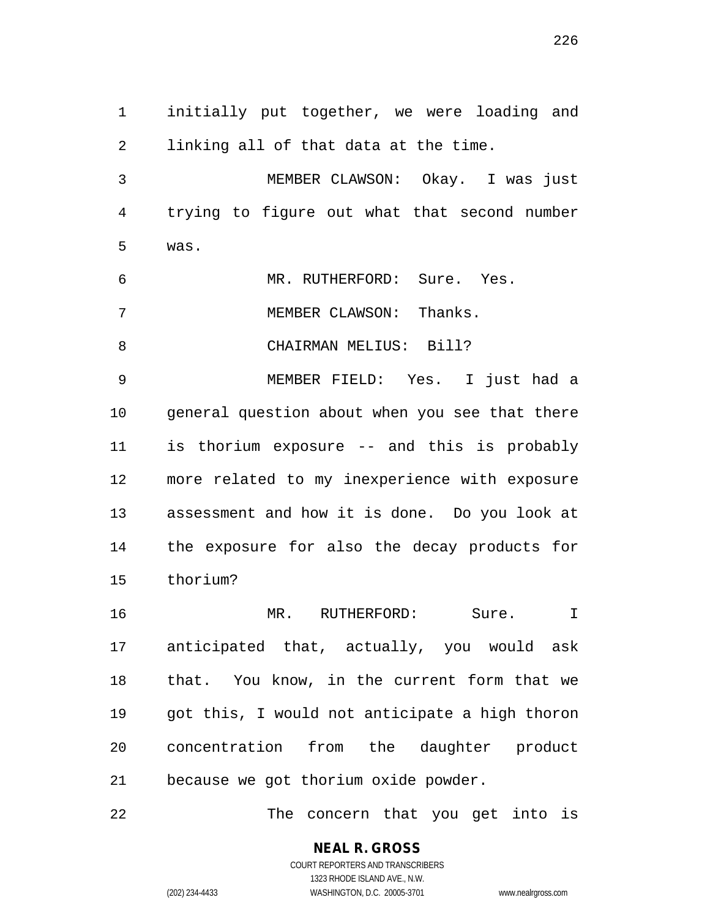initially put together, we were loading and linking all of that data at the time.

MEMBER CLAWSON: Okay. I was just trying to figure out what that second number was.

MR. RUTHERFORD: Sure. Yes.

MEMBER CLAWSON: Thanks.

CHAIRMAN MELIUS: Bill?

MEMBER FIELD: Yes. I just had a general question about when you see that there is thorium exposure -- and this is probably more related to my inexperience with exposure assessment and how it is done. Do you look at the exposure for also the decay products for thorium?

MR. RUTHERFORD: Sure. I anticipated that, actually, you would ask that. You know, in the current form that we got this, I would not anticipate a high thoron concentration from the daughter product because we got thorium oxide powder.

The concern that you get into is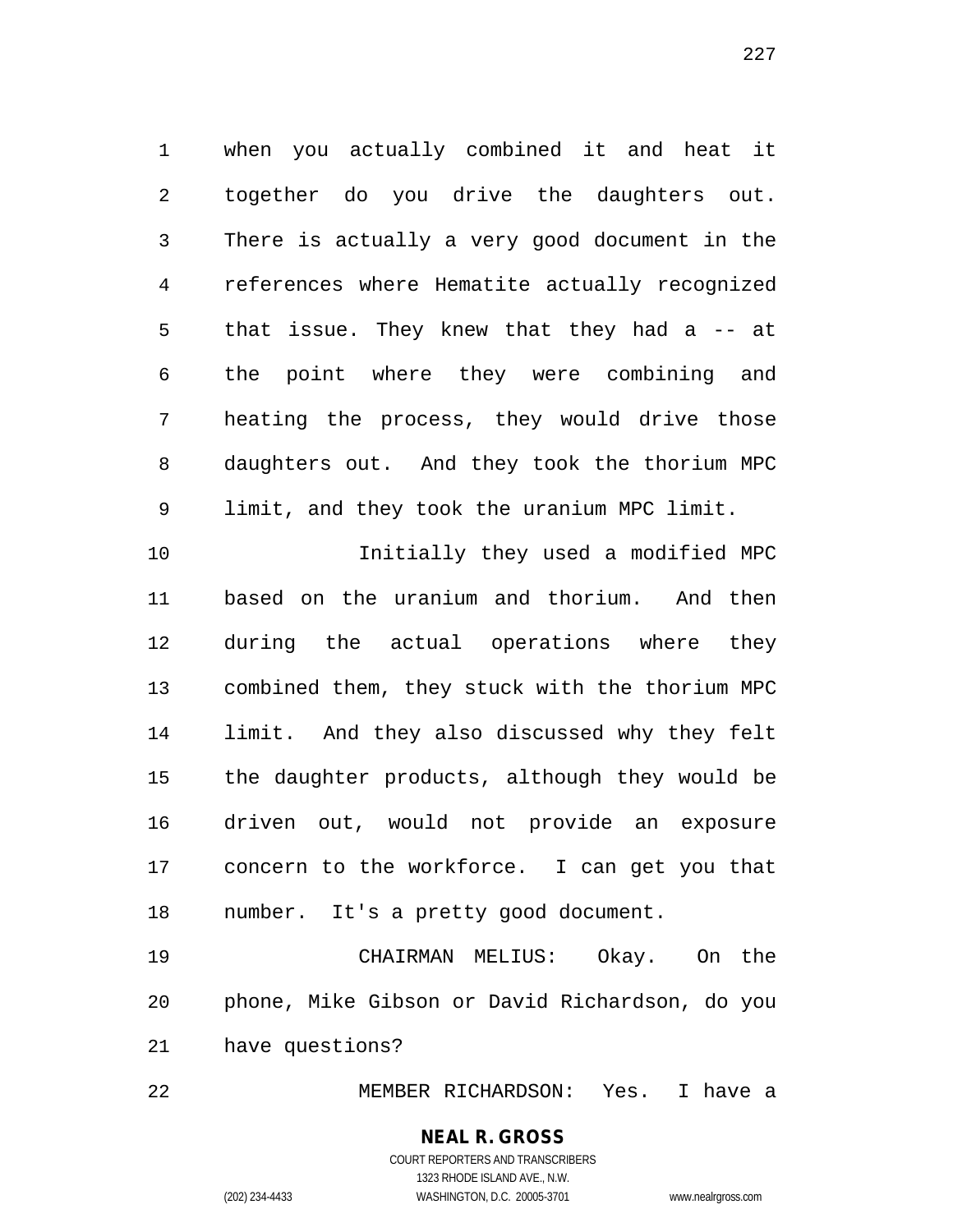when you actually combined it and heat it together do you drive the daughters out. There is actually a very good document in the references where Hematite actually recognized that issue. They knew that they had a -- at the point where they were combining and heating the process, they would drive those daughters out. And they took the thorium MPC limit, and they took the uranium MPC limit.

Initially they used a modified MPC based on the uranium and thorium. And then during the actual operations where they combined them, they stuck with the thorium MPC limit. And they also discussed why they felt the daughter products, although they would be driven out, would not provide an exposure concern to the workforce. I can get you that number. It's a pretty good document.

CHAIRMAN MELIUS: Okay. On the phone, Mike Gibson or David Richardson, do you have questions?

MEMBER RICHARDSON: Yes. I have a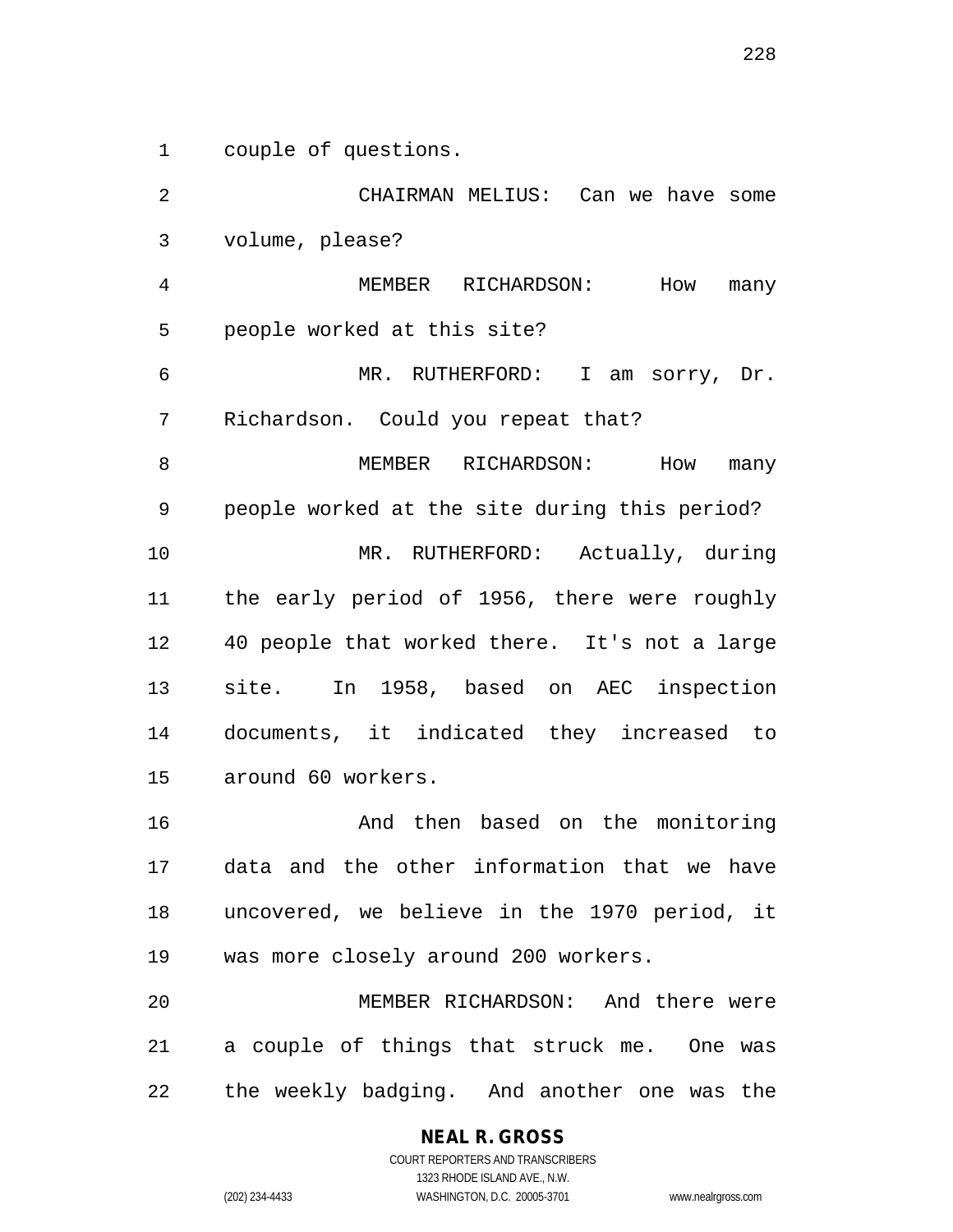couple of questions.

CHAIRMAN MELIUS: Can we have some volume, please?

MEMBER RICHARDSON: How many people worked at this site?

MR. RUTHERFORD: I am sorry, Dr. Richardson. Could you repeat that?

MEMBER RICHARDSON: How many people worked at the site during this period?

MR. RUTHERFORD: Actually, during the early period of 1956, there were roughly 40 people that worked there. It's not a large site. In 1958, based on AEC inspection documents, it indicated they increased to around 60 workers.

And then based on the monitoring data and the other information that we have uncovered, we believe in the 1970 period, it was more closely around 200 workers.

MEMBER RICHARDSON: And there were a couple of things that struck me. One was the weekly badging. And another one was the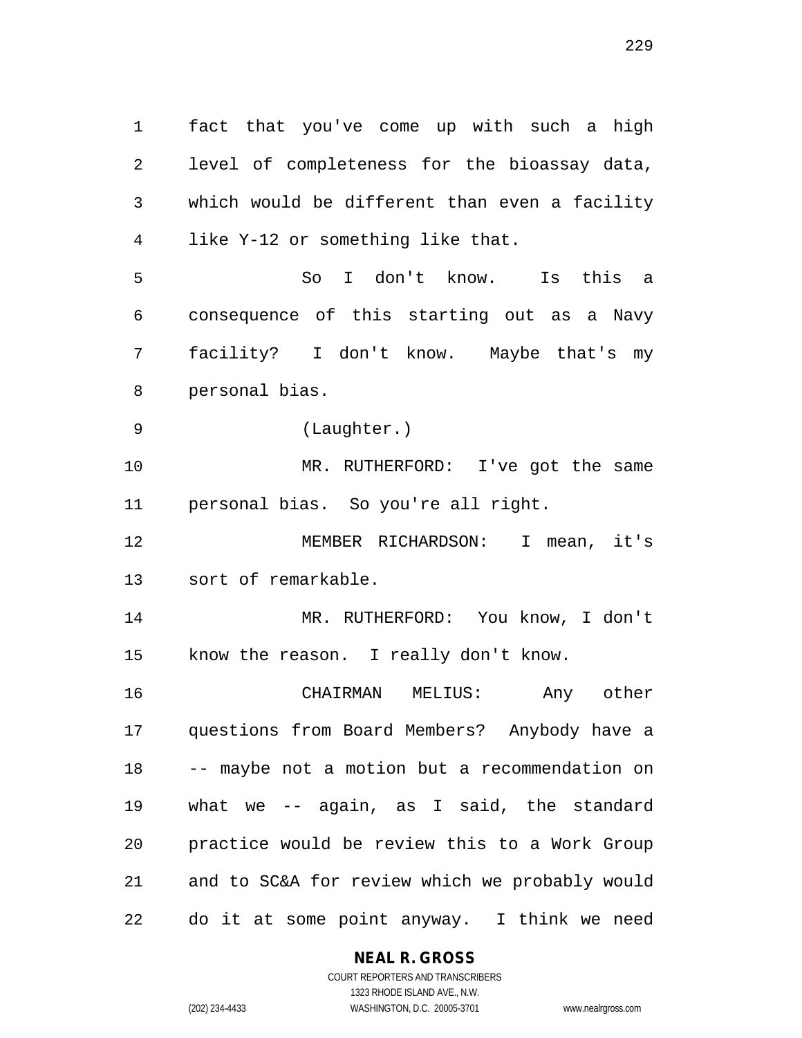fact that you've come up with such a high level of completeness for the bioassay data, which would be different than even a facility like Y-12 or something like that.

So I don't know. Is this a consequence of this starting out as a Navy facility? I don't know. Maybe that's my personal bias.

(Laughter.)

MR. RUTHERFORD: I've got the same personal bias. So you're all right.

MEMBER RICHARDSON: I mean, it's sort of remarkable.

MR. RUTHERFORD: You know, I don't know the reason. I really don't know.

CHAIRMAN MELIUS: Any other questions from Board Members? Anybody have a -- maybe not a motion but a recommendation on what we -- again, as I said, the standard practice would be review this to a Work Group and to SC&A for review which we probably would do it at some point anyway. I think we need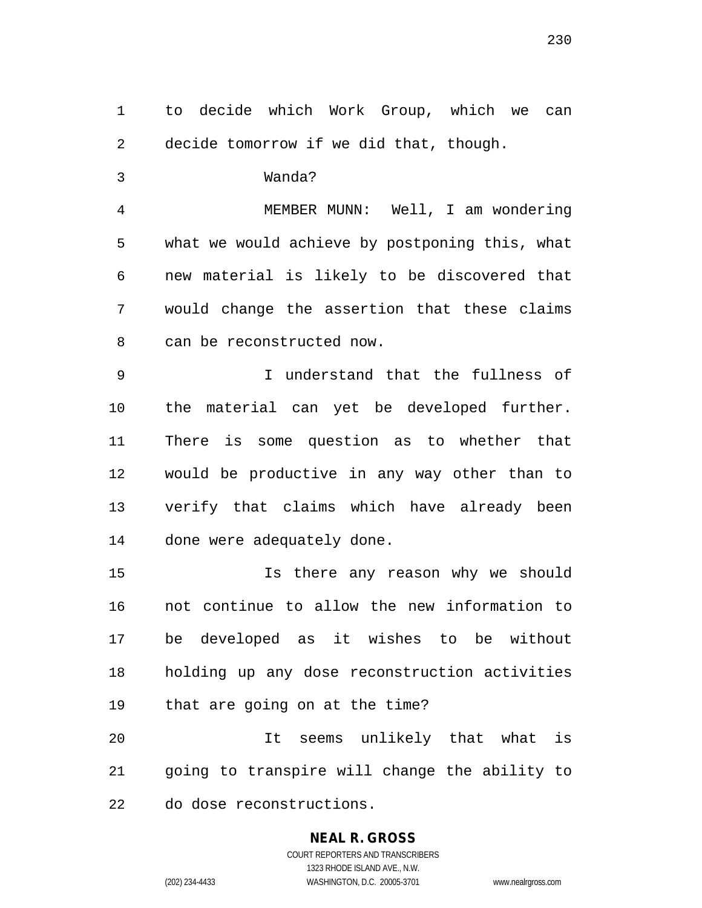to decide which Work Group, which we can decide tomorrow if we did that, though.

Wanda?

MEMBER MUNN: Well, I am wondering what we would achieve by postponing this, what new material is likely to be discovered that would change the assertion that these claims can be reconstructed now.

I understand that the fullness of the material can yet be developed further. There is some question as to whether that would be productive in any way other than to verify that claims which have already been done were adequately done.

Is there any reason why we should not continue to allow the new information to be developed as it wishes to be without holding up any dose reconstruction activities that are going on at the time?

It seems unlikely that what is going to transpire will change the ability to do dose reconstructions.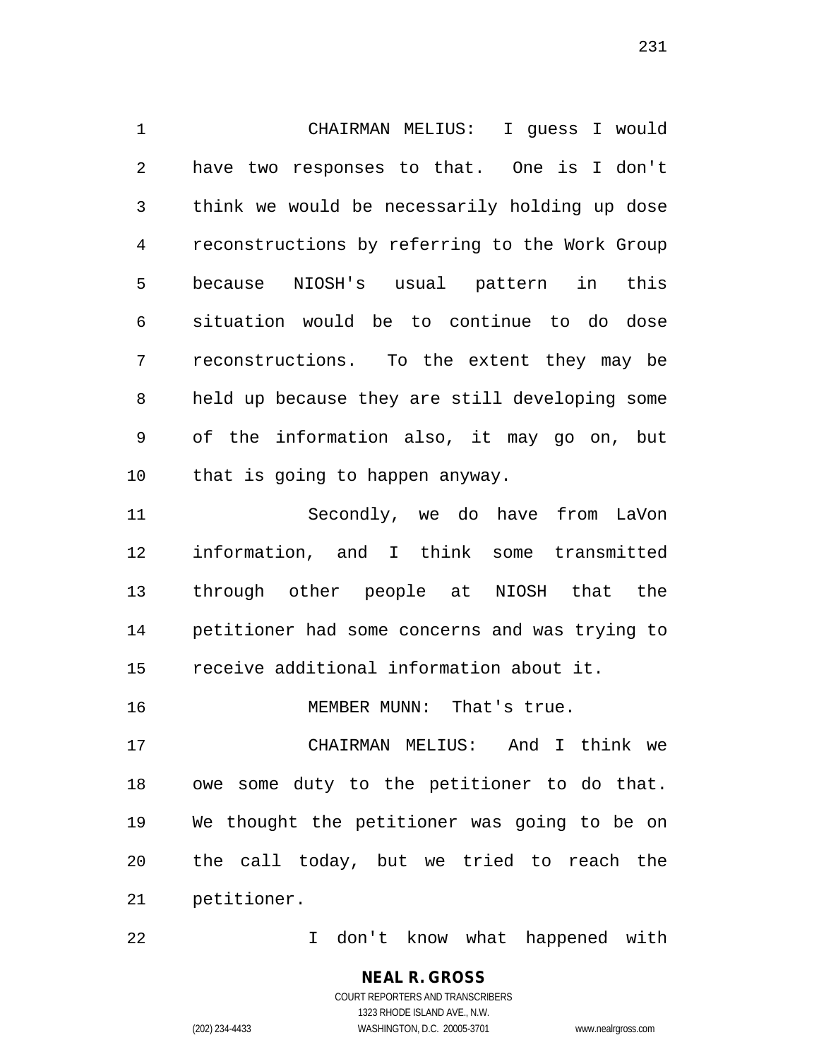CHAIRMAN MELIUS: I guess I would have two responses to that. One is I don't think we would be necessarily holding up dose reconstructions by referring to the Work Group because NIOSH's usual pattern in this situation would be to continue to do dose reconstructions. To the extent they may be held up because they are still developing some of the information also, it may go on, but that is going to happen anyway.

Secondly, we do have from LaVon information, and I think some transmitted through other people at NIOSH that the petitioner had some concerns and was trying to receive additional information about it.

MEMBER MUNN: That's true.

CHAIRMAN MELIUS: And I think we owe some duty to the petitioner to do that. We thought the petitioner was going to be on the call today, but we tried to reach the petitioner.

I don't know what happened with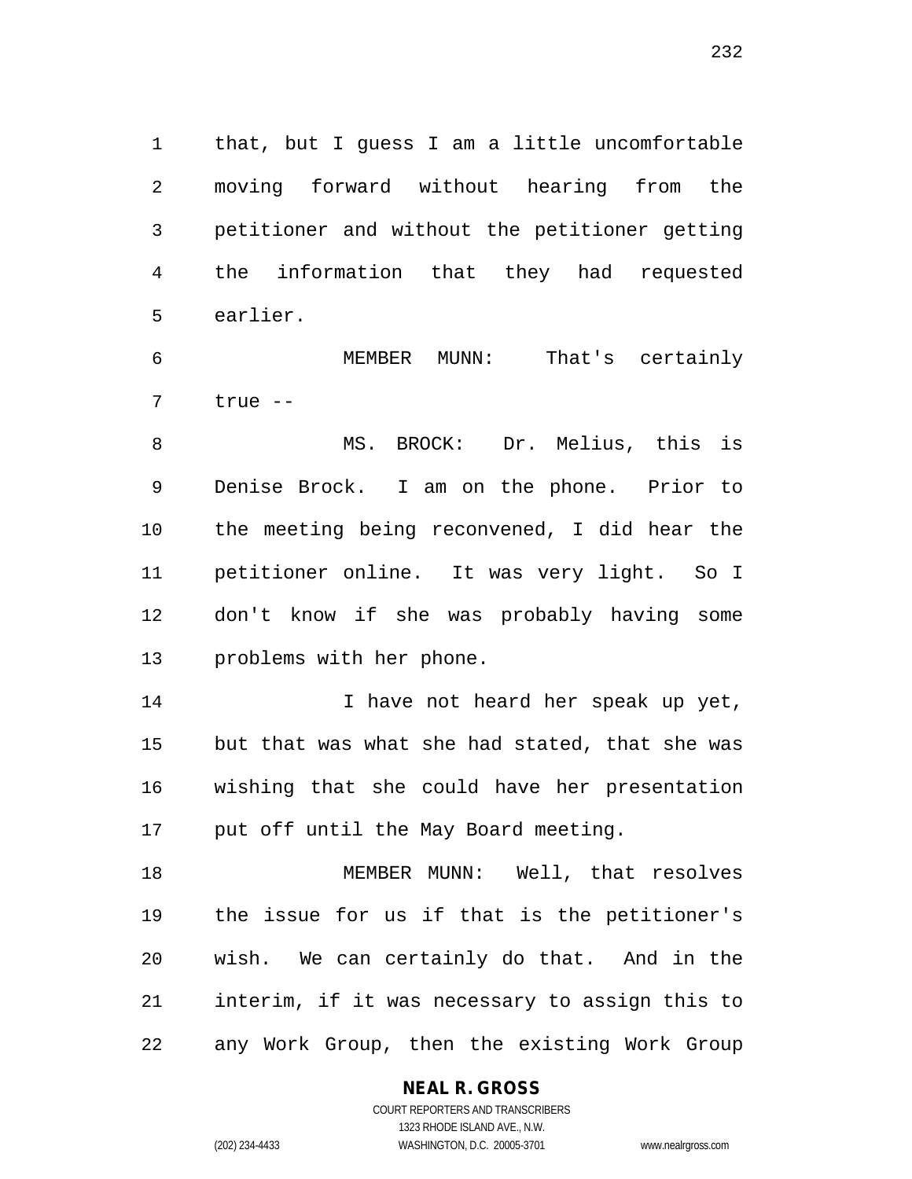that, but I guess I am a little uncomfortable moving forward without hearing from the petitioner and without the petitioner getting the information that they had requested earlier.

MEMBER MUNN: That's certainly true --

MS. BROCK: Dr. Melius, this is Denise Brock. I am on the phone. Prior to the meeting being reconvened, I did hear the petitioner online. It was very light. So I don't know if she was probably having some problems with her phone.

I have not heard her speak up yet, but that was what she had stated, that she was wishing that she could have her presentation put off until the May Board meeting.

MEMBER MUNN: Well, that resolves the issue for us if that is the petitioner's wish. We can certainly do that. And in the interim, if it was necessary to assign this to any Work Group, then the existing Work Group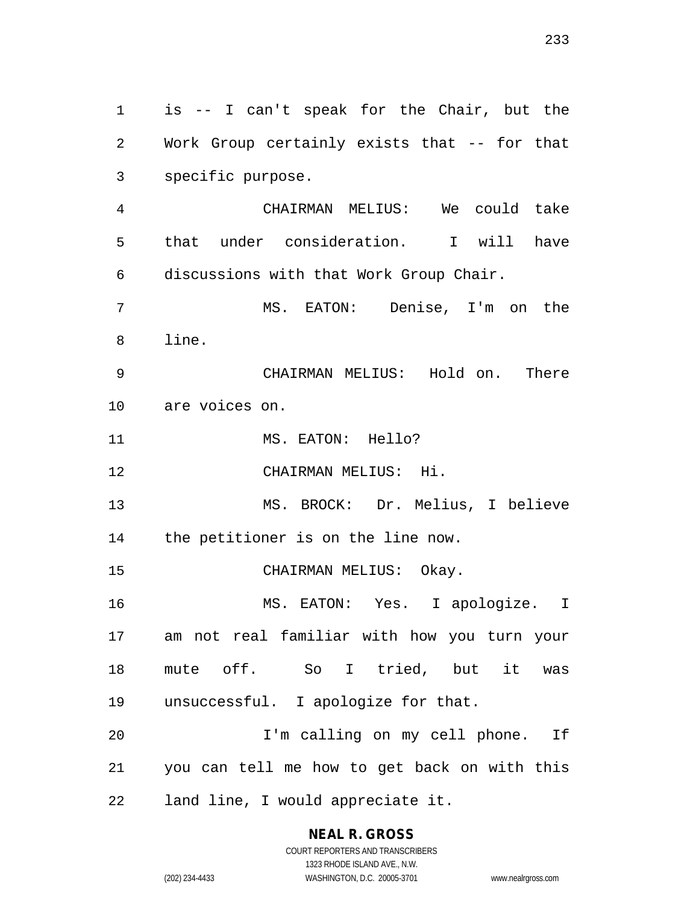is -- I can't speak for the Chair, but the Work Group certainly exists that -- for that specific purpose.

CHAIRMAN MELIUS: We could take that under consideration. I will have discussions with that Work Group Chair.

MS. EATON: Denise, I'm on the line.

CHAIRMAN MELIUS: Hold on. There are voices on.

MS. EATON: Hello?

CHAIRMAN MELIUS: Hi.

MS. BROCK: Dr. Melius, I believe the petitioner is on the line now.

CHAIRMAN MELIUS: Okay.

MS. EATON: Yes. I apologize. I am not real familiar with how you turn your mute off. So I tried, but it was unsuccessful. I apologize for that.

I'm calling on my cell phone. If you can tell me how to get back on with this land line, I would appreciate it.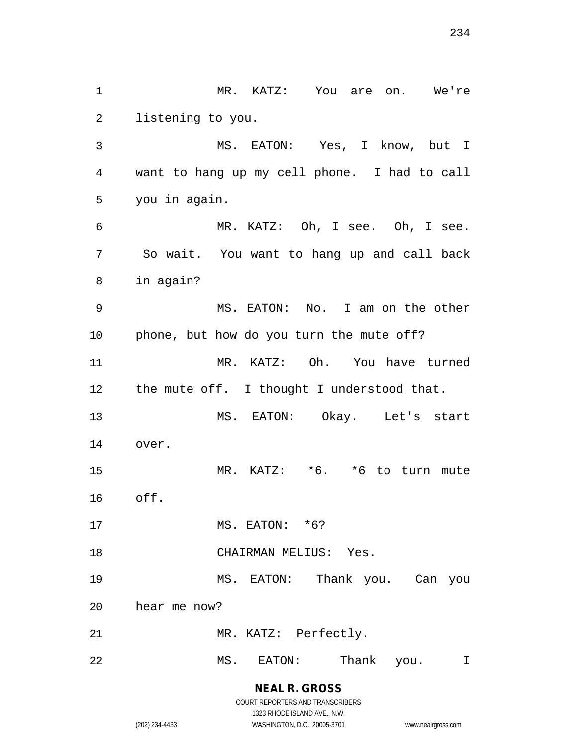MR. KATZ: You are on. We're listening to you.

MS. EATON: Yes, I know, but I want to hang up my cell phone. I had to call you in again.

MR. KATZ: Oh, I see. Oh, I see. So wait. You want to hang up and call back in again?

MS. EATON: No. I am on the other phone, but how do you turn the mute off?

MR. KATZ: Oh. You have turned the mute off. I thought I understood that.

MS. EATON: Okay. Let's start over.

MR. KATZ: *6. *6 to turn mute off.

MS. EATON: *6?

CHAIRMAN MELIUS: Yes.

MS. EATON: Thank you. Can you hear me now?

MR. KATZ: Perfectly.

MS. EATON: Thank you. I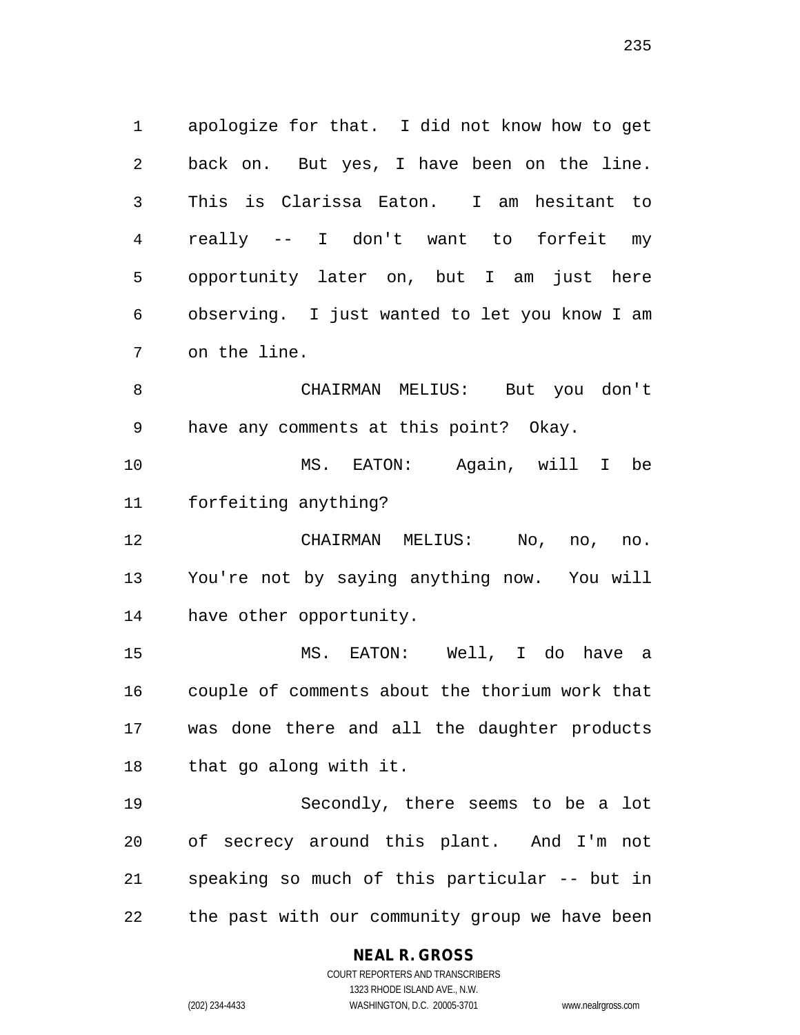apologize for that. I did not know how to get back on. But yes, I have been on the line. This is Clarissa Eaton. I am hesitant to really -- I don't want to forfeit my opportunity later on, but I am just here observing. I just wanted to let you know I am on the line.

CHAIRMAN MELIUS: But you don't have any comments at this point? Okay.

MS. EATON: Again, will I be forfeiting anything?

CHAIRMAN MELIUS: No, no, no. You're not by saying anything now. You will have other opportunity.

MS. EATON: Well, I do have a couple of comments about the thorium work that was done there and all the daughter products that go along with it.

Secondly, there seems to be a lot of secrecy around this plant. And I'm not speaking so much of this particular -- but in the past with our community group we have been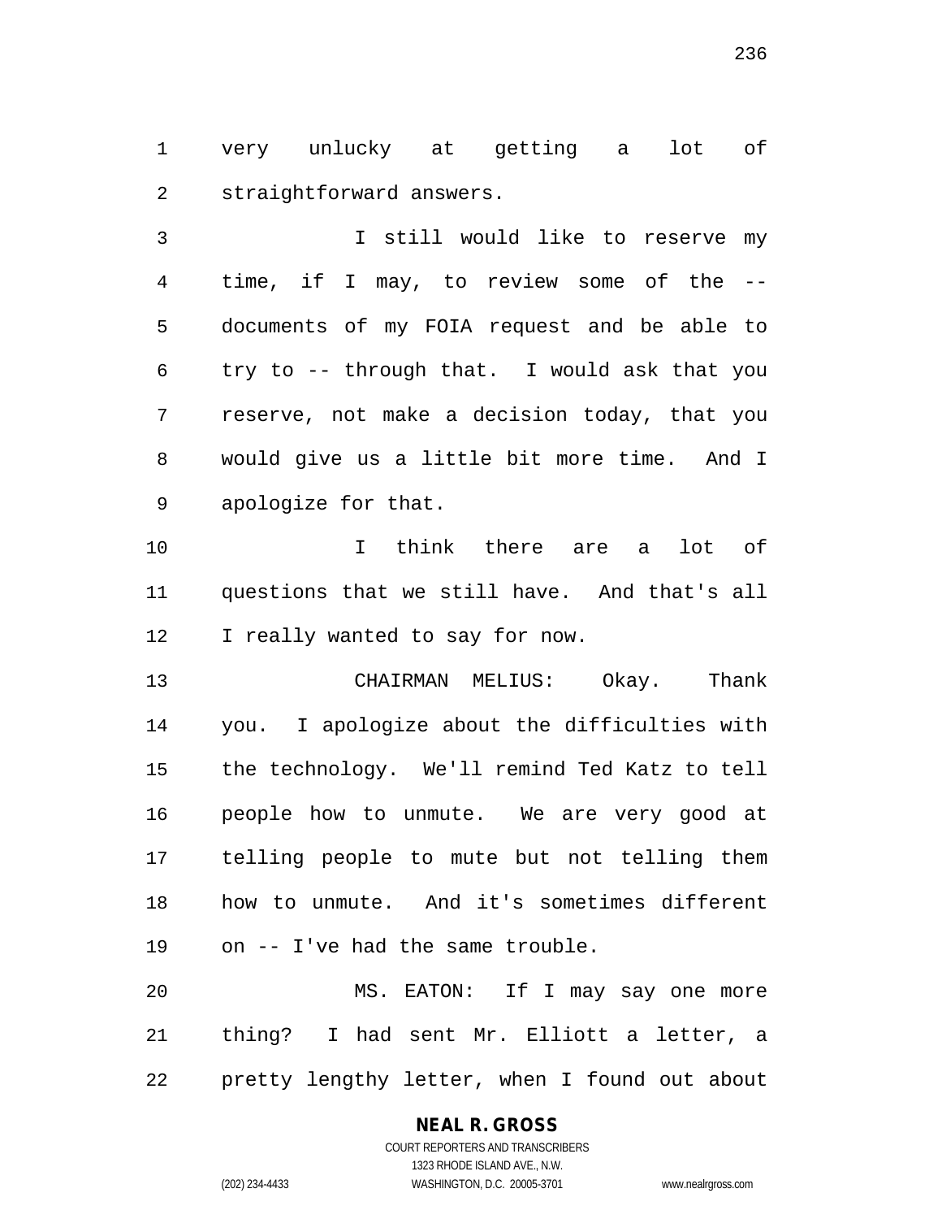very unlucky at getting a lot of straightforward answers.

I still would like to reserve my time, if I may, to review some of the -- documents of my FOIA request and be able to try to -- through that. I would ask that you reserve, not make a decision today, that you would give us a little bit more time. And I apologize for that.

I think there are a lot of questions that we still have. And that's all I really wanted to say for now.

CHAIRMAN MELIUS: Okay. Thank you. I apologize about the difficulties with the technology. We'll remind Ted Katz to tell people how to unmute. We are very good at telling people to mute but not telling them how to unmute. And it's sometimes different on -- I've had the same trouble.

MS. EATON: If I may say one more thing? I had sent Mr. Elliott a letter, a pretty lengthy letter, when I found out about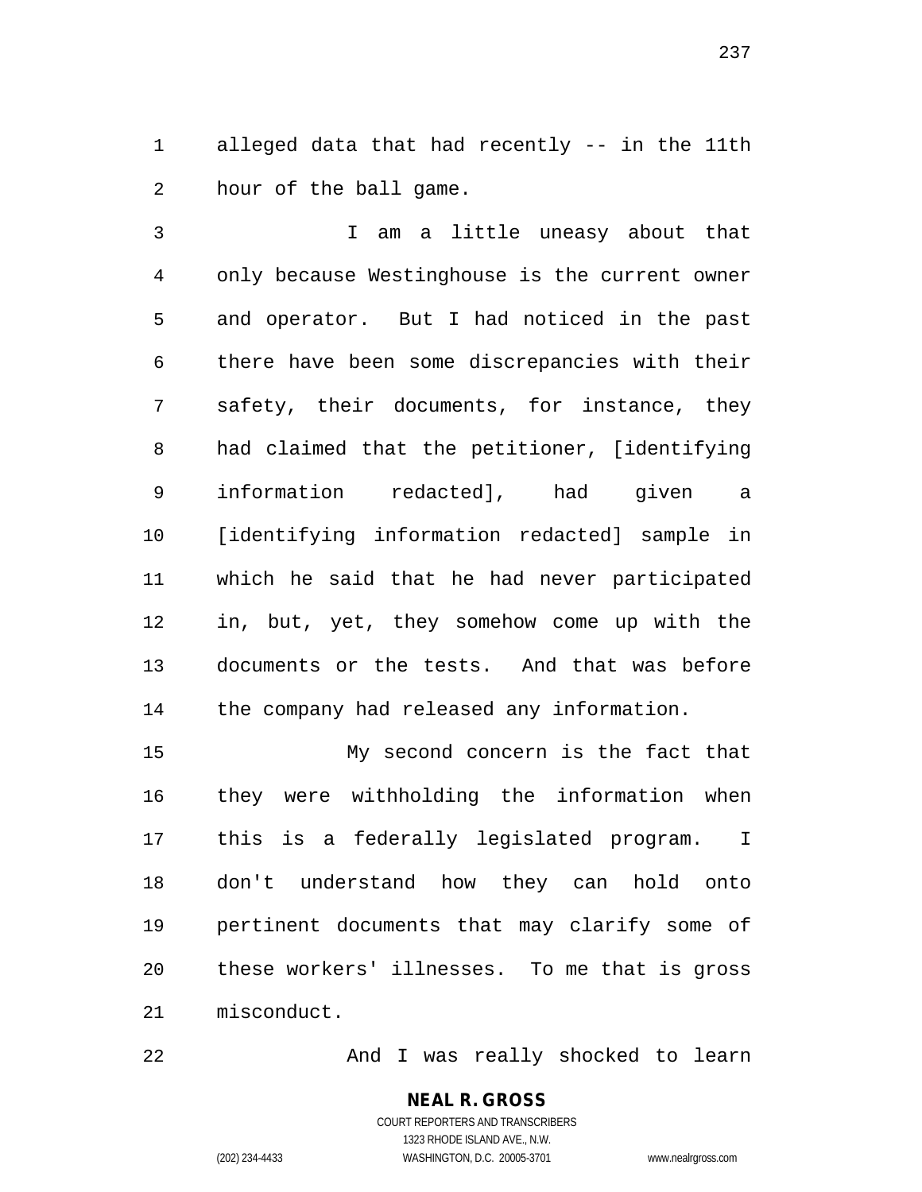alleged data that had recently -- in the 11th hour of the ball game.

I am a little uneasy about that only because Westinghouse is the current owner and operator. But I had noticed in the past there have been some discrepancies with their safety, their documents, for instance, they had claimed that the petitioner, [identifying information redacted], had given a [identifying information redacted] sample in which he said that he had never participated in, but, yet, they somehow come up with the documents or the tests. And that was before the company had released any information.

My second concern is the fact that they were withholding the information when this is a federally legislated program. I don't understand how they can hold onto pertinent documents that may clarify some of these workers' illnesses. To me that is gross misconduct.

And I was really shocked to learn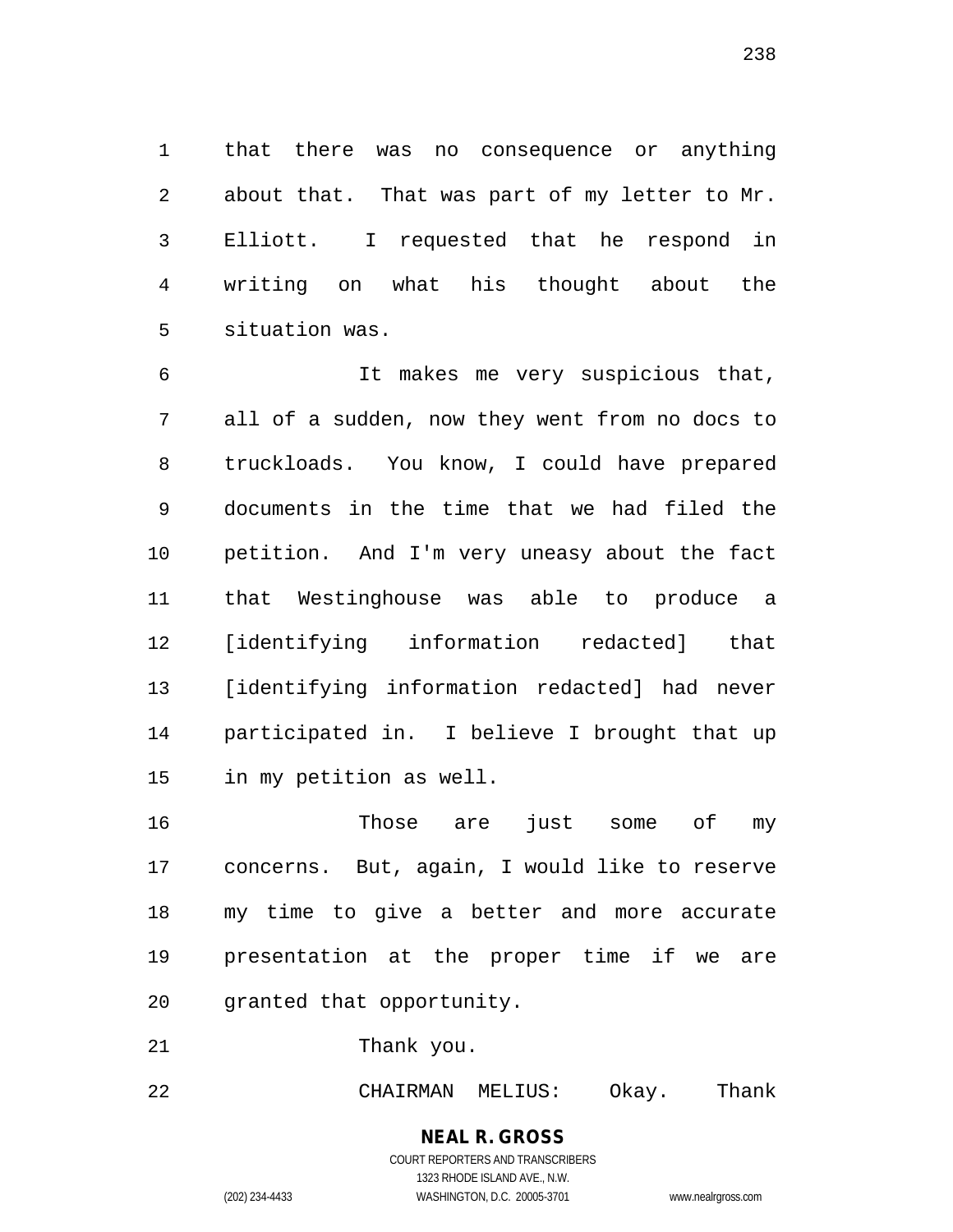that there was no consequence or anything about that. That was part of my letter to Mr. Elliott. I requested that he respond in writing on what his thought about the situation was.

It makes me very suspicious that, all of a sudden, now they went from no docs to truckloads. You know, I could have prepared documents in the time that we had filed the petition. And I'm very uneasy about the fact that Westinghouse was able to produce a [identifying information redacted] that [identifying information redacted] had never participated in. I believe I brought that up in my petition as well.

Those are just some of my concerns. But, again, I would like to reserve my time to give a better and more accurate presentation at the proper time if we are granted that opportunity.

Thank you.

CHAIRMAN MELIUS: Okay. Thank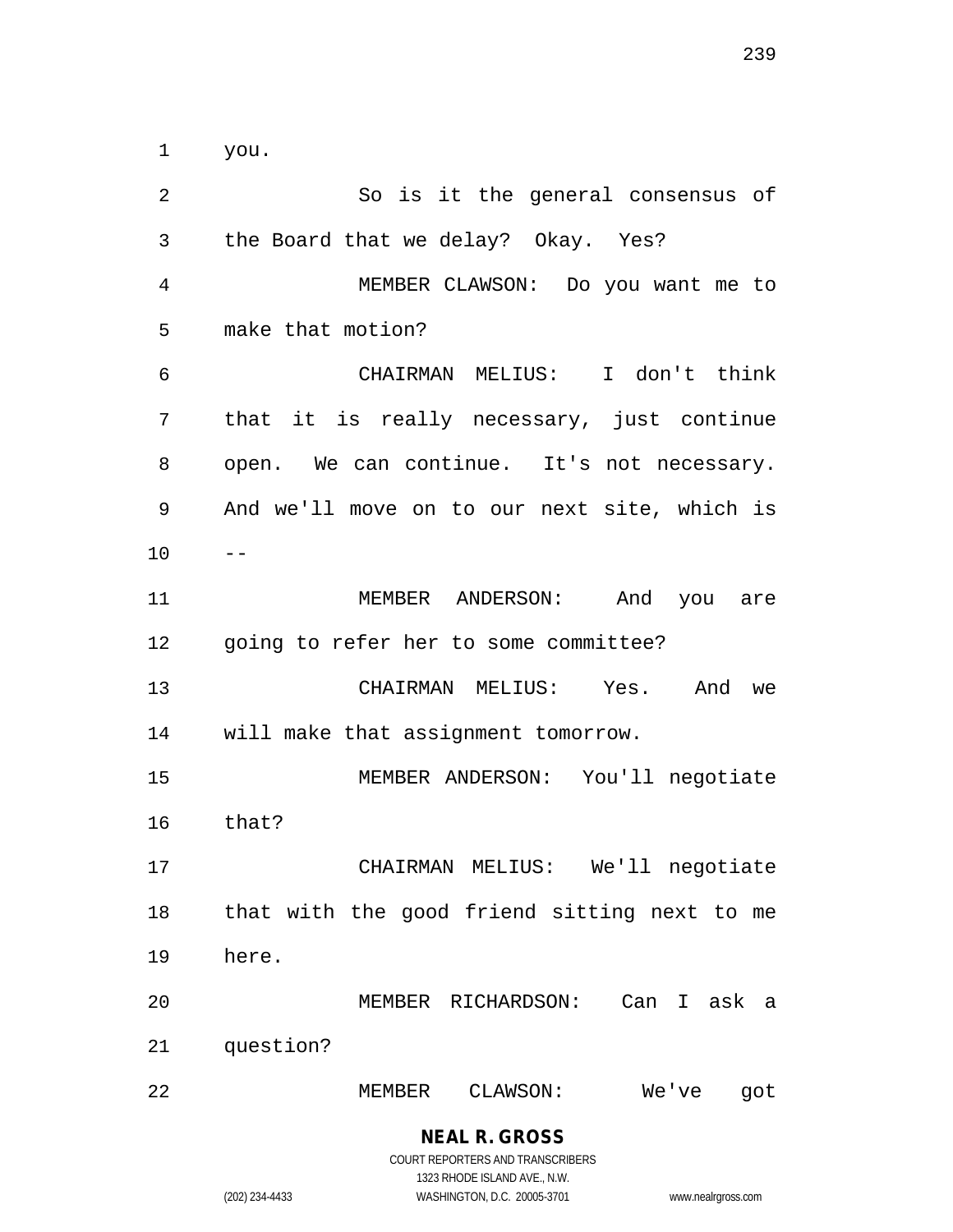you.

So is it the general consensus of the Board that we delay? Okay. Yes?

MEMBER CLAWSON: Do you want me to make that motion?

CHAIRMAN MELIUS: I don't think that it is really necessary, just continue open. We can continue. It's not necessary. And we'll move on to our next site, which is --

MEMBER ANDERSON: And you are going to refer her to some committee?

CHAIRMAN MELIUS: Yes. And we will make that assignment tomorrow.

MEMBER ANDERSON: You'll negotiate that?

CHAIRMAN MELIUS: We'll negotiate that with the good friend sitting next to me here.

MEMBER RICHARDSON: Can I ask a question?

MEMBER CLAWSON: We've got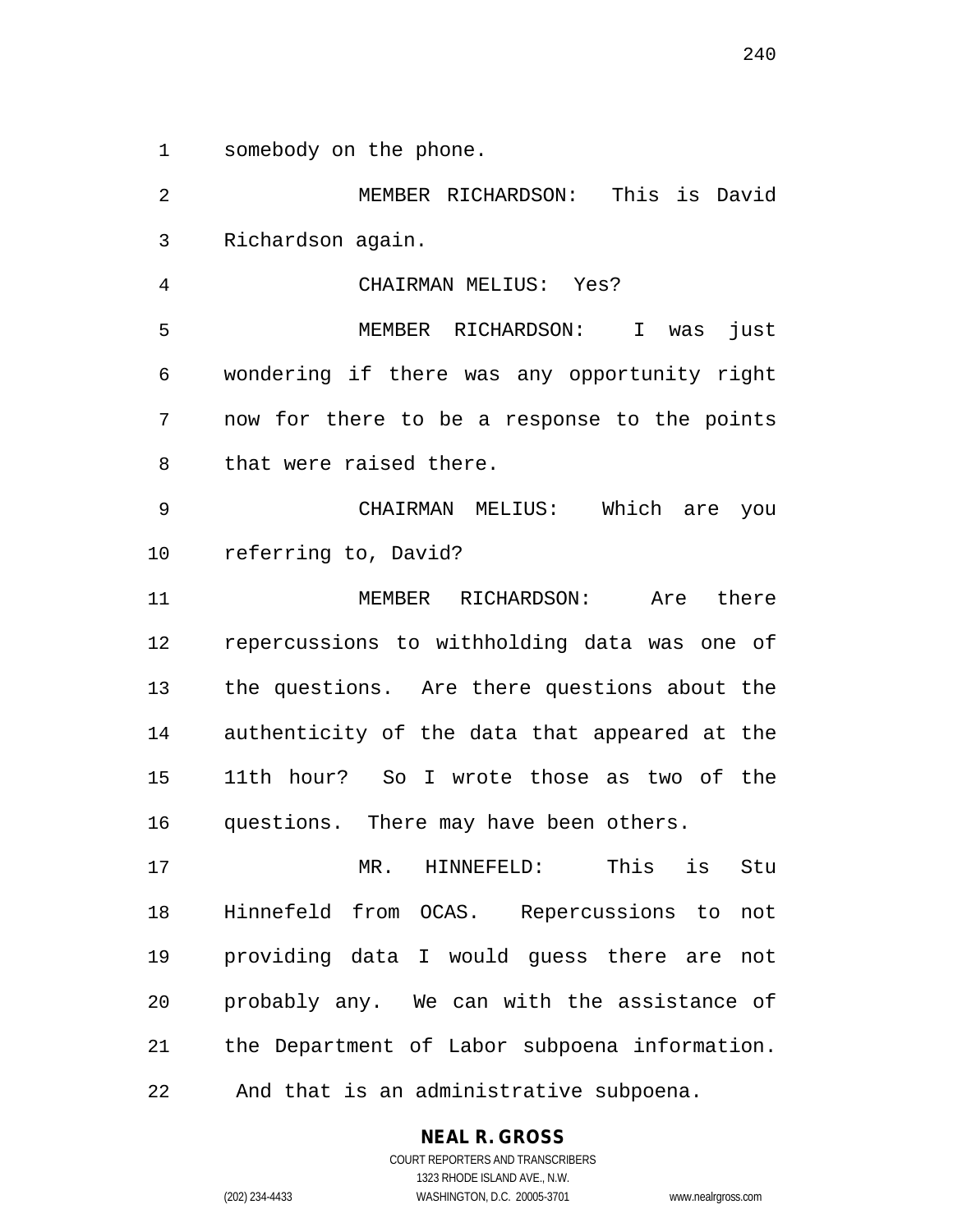somebody on the phone.

MEMBER RICHARDSON: This is David Richardson again.

CHAIRMAN MELIUS: Yes?

MEMBER RICHARDSON: I was just wondering if there was any opportunity right now for there to be a response to the points that were raised there.

CHAIRMAN MELIUS: Which are you referring to, David?

MEMBER RICHARDSON: Are there repercussions to withholding data was one of the questions. Are there questions about the authenticity of the data that appeared at the 11th hour? So I wrote those as two of the questions. There may have been others.

MR. HINNEFELD: This is Stu Hinnefeld from OCAS. Repercussions to not providing data I would guess there are not probably any. We can with the assistance of the Department of Labor subpoena information. And that is an administrative subpoena.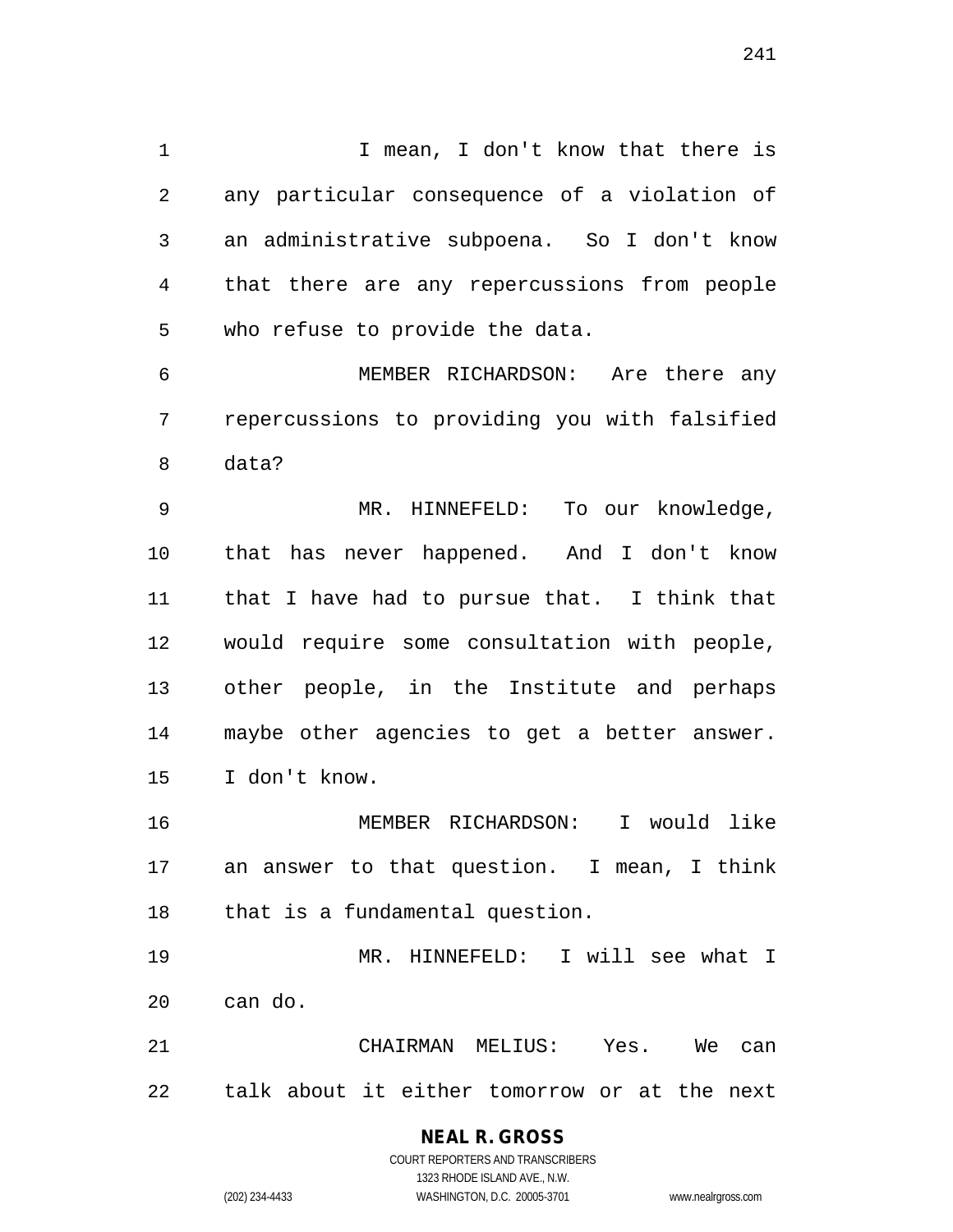I mean, I don't know that there is any particular consequence of a violation of an administrative subpoena. So I don't know that there are any repercussions from people who refuse to provide the data.

MEMBER RICHARDSON: Are there any repercussions to providing you with falsified data?

MR. HINNEFELD: To our knowledge, that has never happened. And I don't know that I have had to pursue that. I think that would require some consultation with people, other people, in the Institute and perhaps maybe other agencies to get a better answer. I don't know.

MEMBER RICHARDSON: I would like an answer to that question. I mean, I think that is a fundamental question.

MR. HINNEFELD: I will see what I can do.

CHAIRMAN MELIUS: Yes. We can talk about it either tomorrow or at the next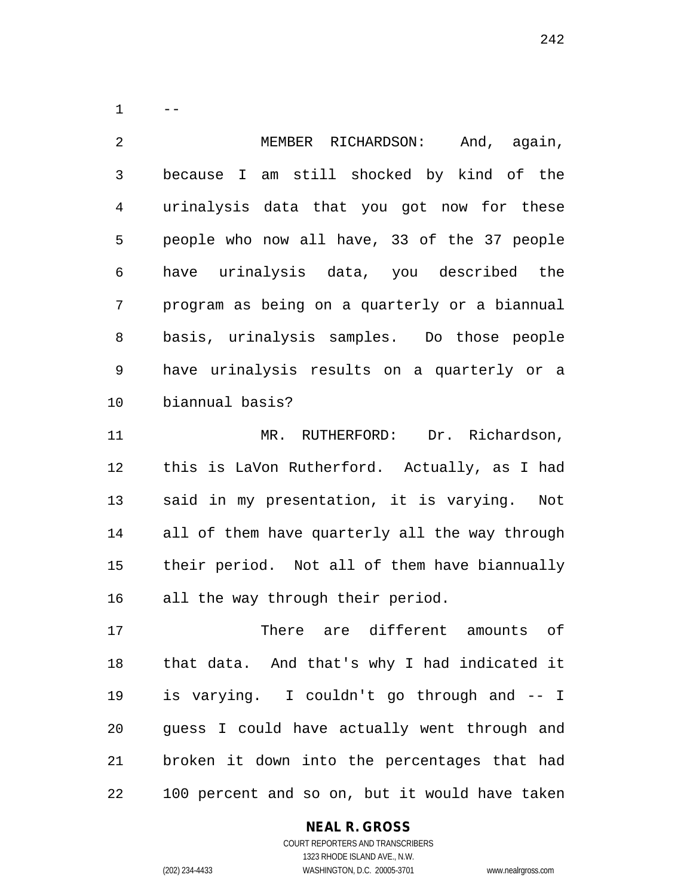--

MEMBER RICHARDSON: And, again, because I am still shocked by kind of the urinalysis data that you got now for these people who now all have, 33 of the 37 people have urinalysis data, you described the program as being on a quarterly or a biannual basis, urinalysis samples. Do those people have urinalysis results on a quarterly or a biannual basis?

MR. RUTHERFORD: Dr. Richardson, this is LaVon Rutherford. Actually, as I had said in my presentation, it is varying. Not all of them have quarterly all the way through their period. Not all of them have biannually all the way through their period.

There are different amounts of that data. And that's why I had indicated it is varying. I couldn't go through and -- I guess I could have actually went through and broken it down into the percentages that had 100 percent and so on, but it would have taken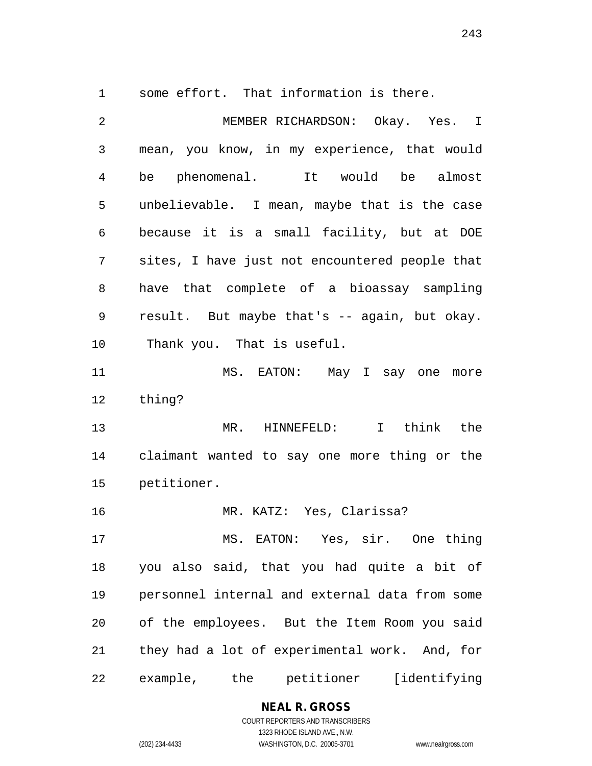some effort. That information is there.

MEMBER RICHARDSON: Okay. Yes. I mean, you know, in my experience, that would be phenomenal. It would be almost unbelievable. I mean, maybe that is the case because it is a small facility, but at DOE sites, I have just not encountered people that have that complete of a bioassay sampling result. But maybe that's -- again, but okay. Thank you. That is useful.

MS. EATON: May I say one more thing?

MR. HINNEFELD: I think the claimant wanted to say one more thing or the petitioner.

MR. KATZ: Yes, Clarissa?

MS. EATON: Yes, sir. One thing you also said, that you had quite a bit of personnel internal and external data from some of the employees. But the Item Room you said they had a lot of experimental work. And, for example, the petitioner [identifying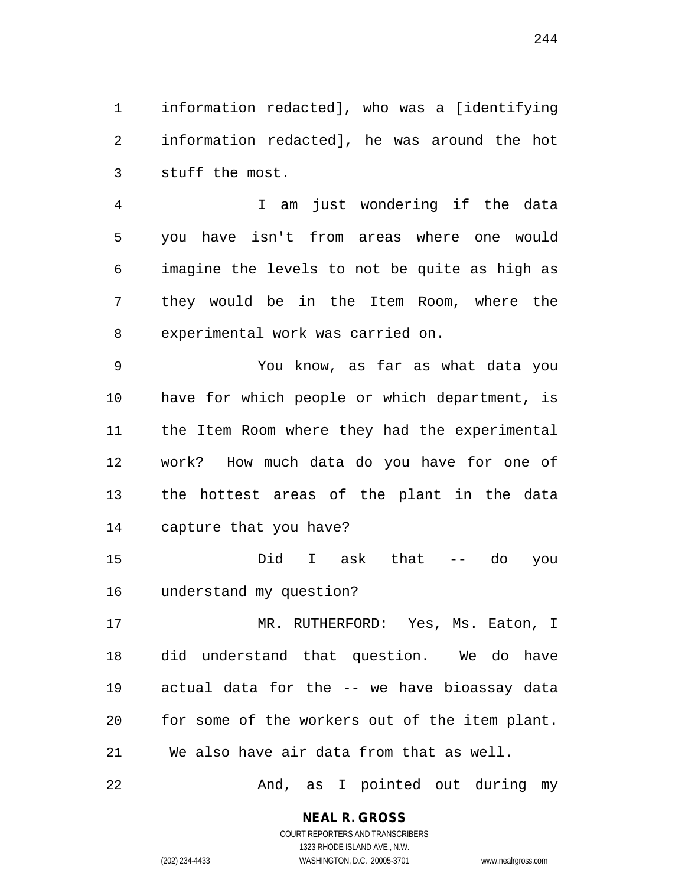information redacted], who was a [identifying information redacted], he was around the hot stuff the most.

I am just wondering if the data you have isn't from areas where one would imagine the levels to not be quite as high as they would be in the Item Room, where the experimental work was carried on.

You know, as far as what data you have for which people or which department, is the Item Room where they had the experimental work? How much data do you have for one of the hottest areas of the plant in the data capture that you have?

Did I ask that -- do you understand my question?

MR. RUTHERFORD: Yes, Ms. Eaton, I did understand that question. We do have actual data for the -- we have bioassay data for some of the workers out of the item plant. We also have air data from that as well.

And, as I pointed out during my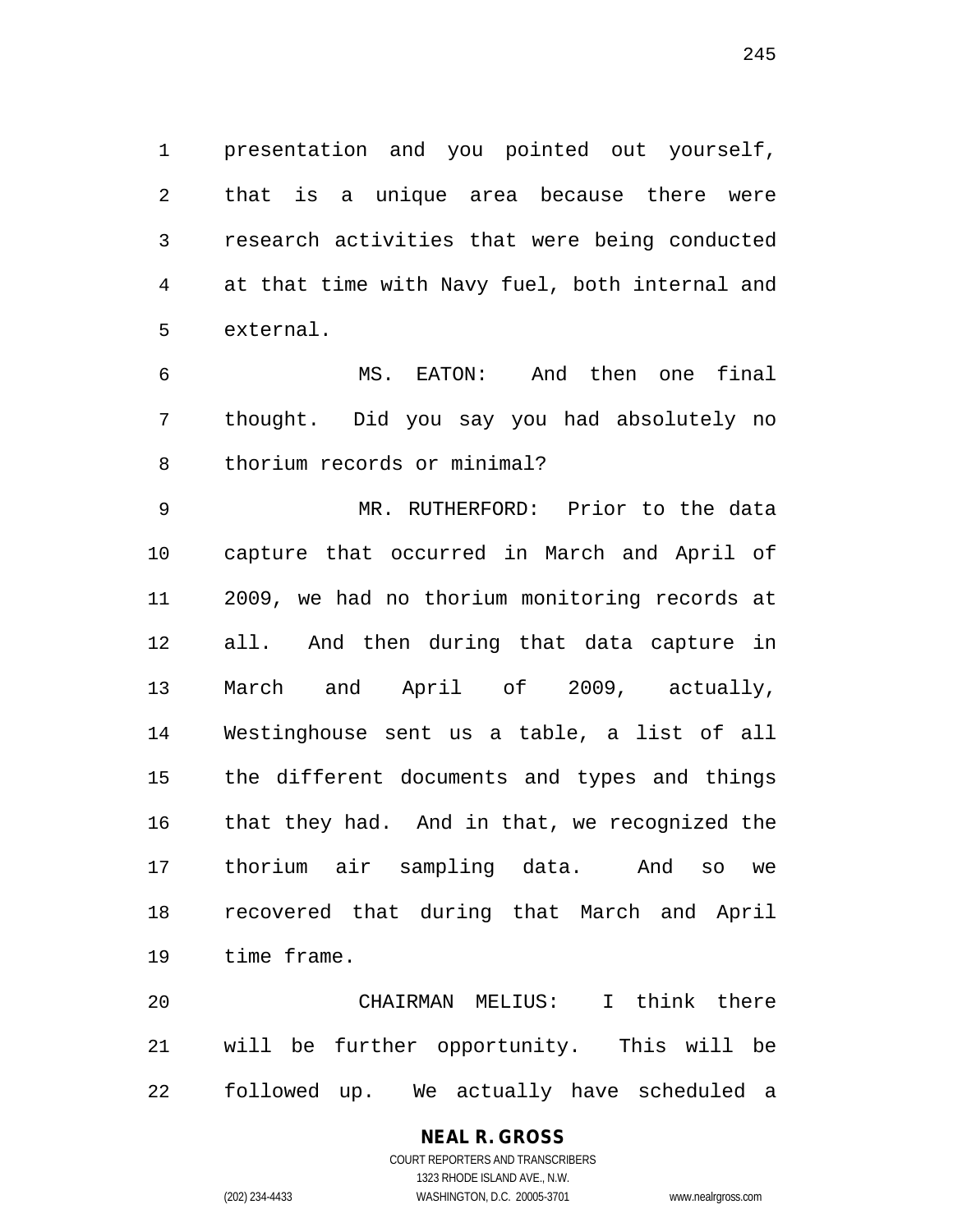presentation and you pointed out yourself, that is a unique area because there were research activities that were being conducted at that time with Navy fuel, both internal and external.

MS. EATON: And then one final thought. Did you say you had absolutely no thorium records or minimal?

MR. RUTHERFORD: Prior to the data capture that occurred in March and April of 2009, we had no thorium monitoring records at all. And then during that data capture in March and April of 2009, actually, Westinghouse sent us a table, a list of all the different documents and types and things that they had. And in that, we recognized the thorium air sampling data. And so we recovered that during that March and April time frame.

CHAIRMAN MELIUS: I think there will be further opportunity. This will be followed up. We actually have scheduled a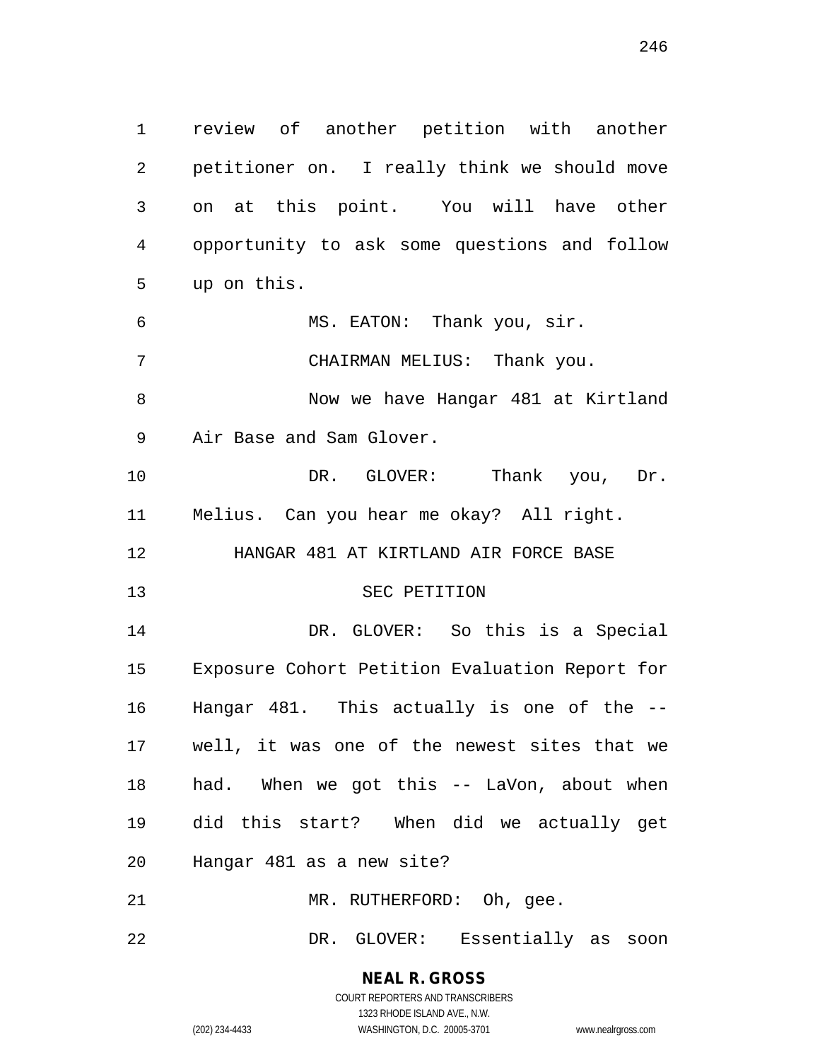review of another petition with another petitioner on. I really think we should move on at this point. You will have other opportunity to ask some questions and follow up on this.

MS. EATON: Thank you, sir.

CHAIRMAN MELIUS: Thank you.

Now we have Hangar 481 at Kirtland Air Base and Sam Glover.

DR. GLOVER: Thank you, Dr. Melius. Can you hear me okay? All right.

## HANGAR 481 AT KIRTLAND AIR FORCE BASE
## SEC PETITION

DR. GLOVER: So this is a Special Exposure Cohort Petition Evaluation Report for Hangar 481. This actually is one of the -- well, it was one of the newest sites that we had. When we got this -- LaVon, about when did this start? When did we actually get Hangar 481 as a new site?

MR. RUTHERFORD: Oh, gee.

DR. GLOVER: Essentially as soon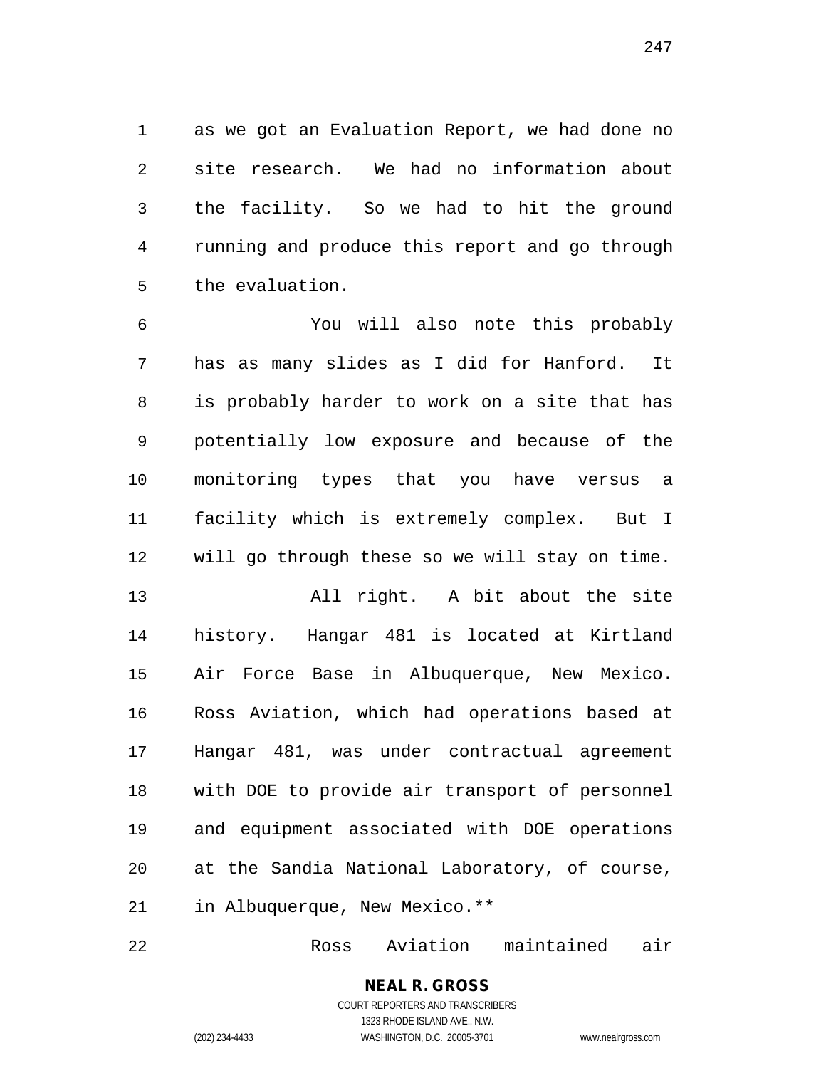as we got an Evaluation Report, we had done no site research. We had no information about the facility. So we had to hit the ground running and produce this report and go through the evaluation.

You will also note this probably has as many slides as I did for Hanford. It is probably harder to work on a site that has potentially low exposure and because of the monitoring types that you have versus a facility which is extremely complex. But I will go through these so we will stay on time.

All right. A bit about the site history. Hangar 481 is located at Kirtland Air Force Base in Albuquerque, New Mexico. Ross Aviation, which had operations based at Hangar 481, was under contractual agreement with DOE to provide air transport of personnel and equipment associated with DOE operations at the Sandia National Laboratory, of course, in Albuquerque, New Mexico.**

Ross Aviation maintained air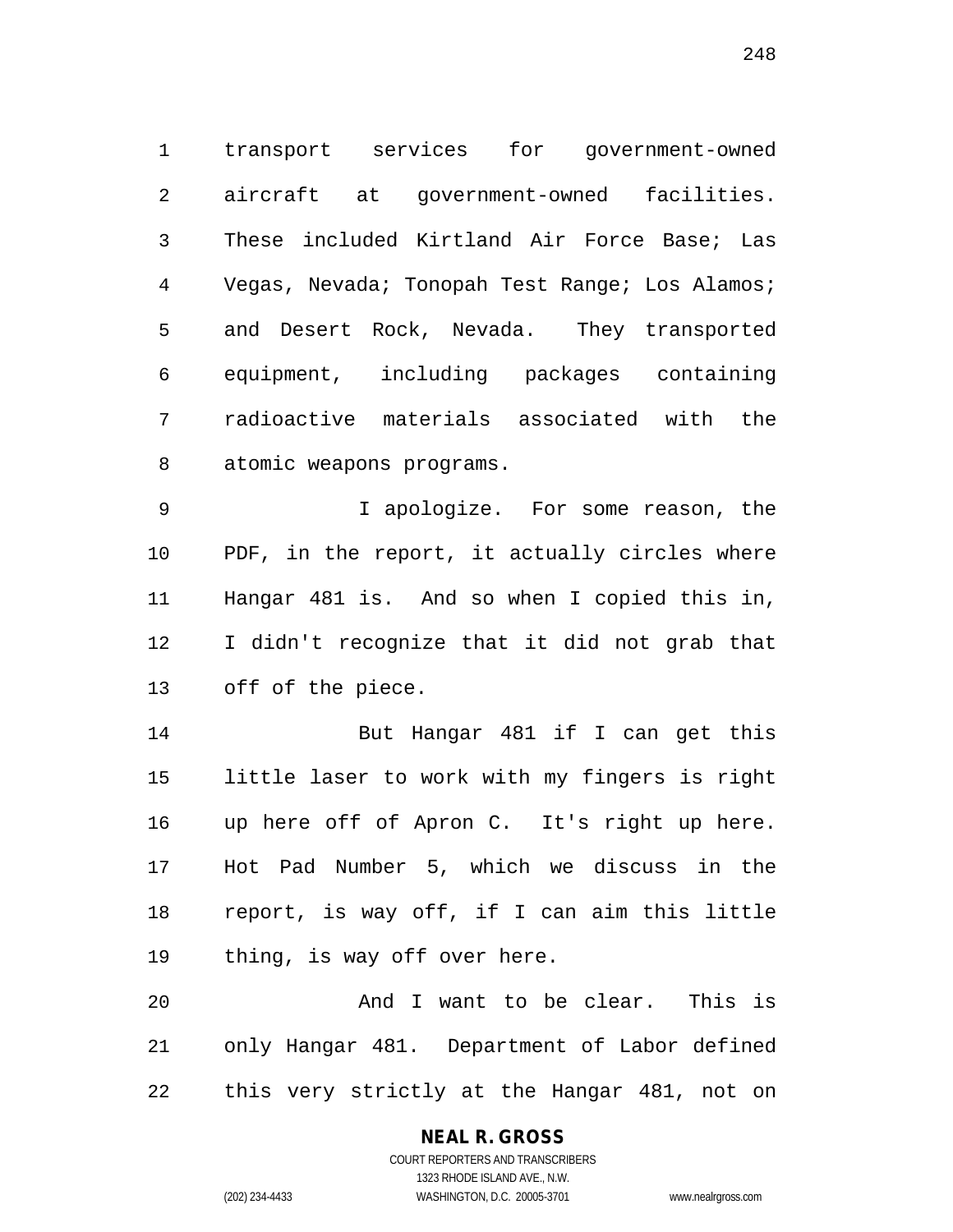transport services for government-owned aircraft at government-owned facilities. These included Kirtland Air Force Base; Las Vegas, Nevada; Tonopah Test Range; Los Alamos; and Desert Rock, Nevada. They transported equipment, including packages containing radioactive materials associated with the atomic weapons programs.

I apologize. For some reason, the PDF, in the report, it actually circles where Hangar 481 is. And so when I copied this in, I didn't recognize that it did not grab that off of the piece.

But Hangar 481 if I can get this little laser to work with my fingers is right up here off of Apron C. It's right up here. Hot Pad Number 5, which we discuss in the report, is way off, if I can aim this little thing, is way off over here.

And I want to be clear. This is only Hangar 481. Department of Labor defined this very strictly at the Hangar 481, not on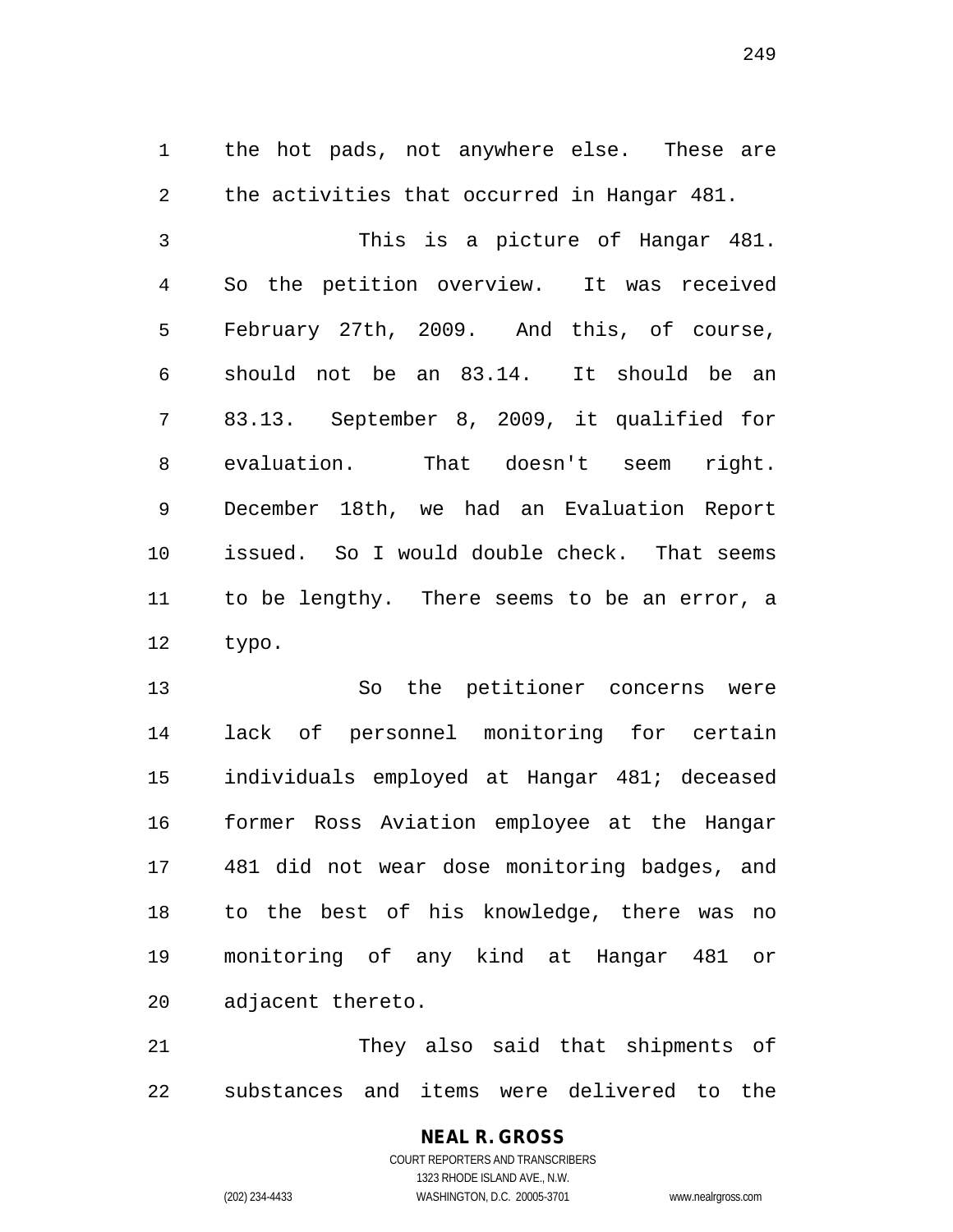the hot pads, not anywhere else. These are the activities that occurred in Hangar 481.

This is a picture of Hangar 481. So the petition overview. It was received February 27th, 2009. And this, of course, should not be an 83.14. It should be an 83.13. September 8, 2009, it qualified for evaluation. That doesn't seem right. December 18th, we had an Evaluation Report issued. So I would double check. That seems to be lengthy. There seems to be an error, a typo.

So the petitioner concerns were lack of personnel monitoring for certain individuals employed at Hangar 481; deceased former Ross Aviation employee at the Hangar 481 did not wear dose monitoring badges, and to the best of his knowledge, there was no monitoring of any kind at Hangar 481 or adjacent thereto.

They also said that shipments of substances and items were delivered to the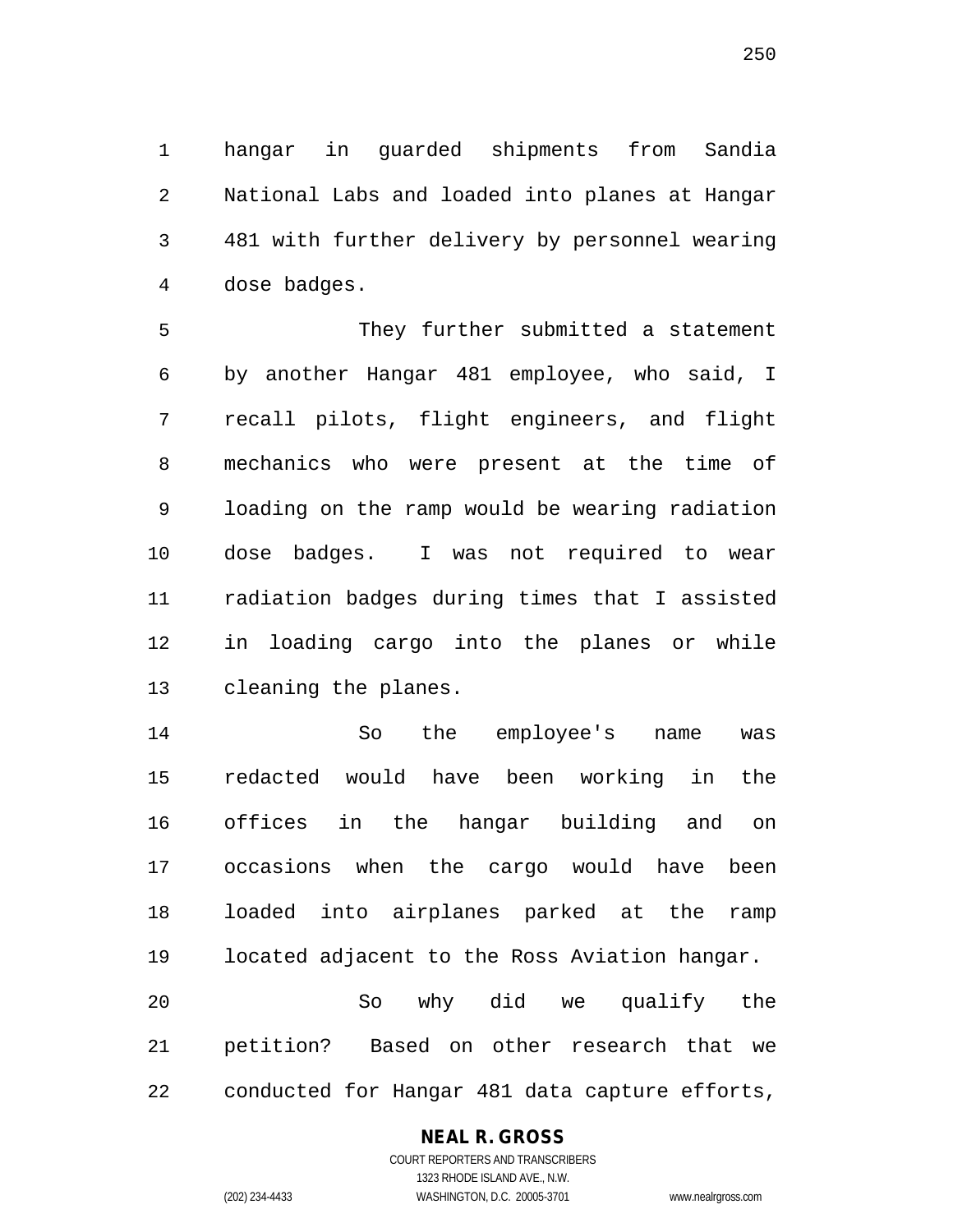hangar in guarded shipments from Sandia National Labs and loaded into planes at Hangar 481 with further delivery by personnel wearing dose badges.

They further submitted a statement by another Hangar 481 employee, who said, I recall pilots, flight engineers, and flight mechanics who were present at the time of loading on the ramp would be wearing radiation dose badges. I was not required to wear radiation badges during times that I assisted in loading cargo into the planes or while cleaning the planes.

So the employee's name was redacted would have been working in the offices in the hangar building and on occasions when the cargo would have been loaded into airplanes parked at the ramp located adjacent to the Ross Aviation hangar.

So why did we qualify the petition? Based on other research that we conducted for Hangar 481 data capture efforts,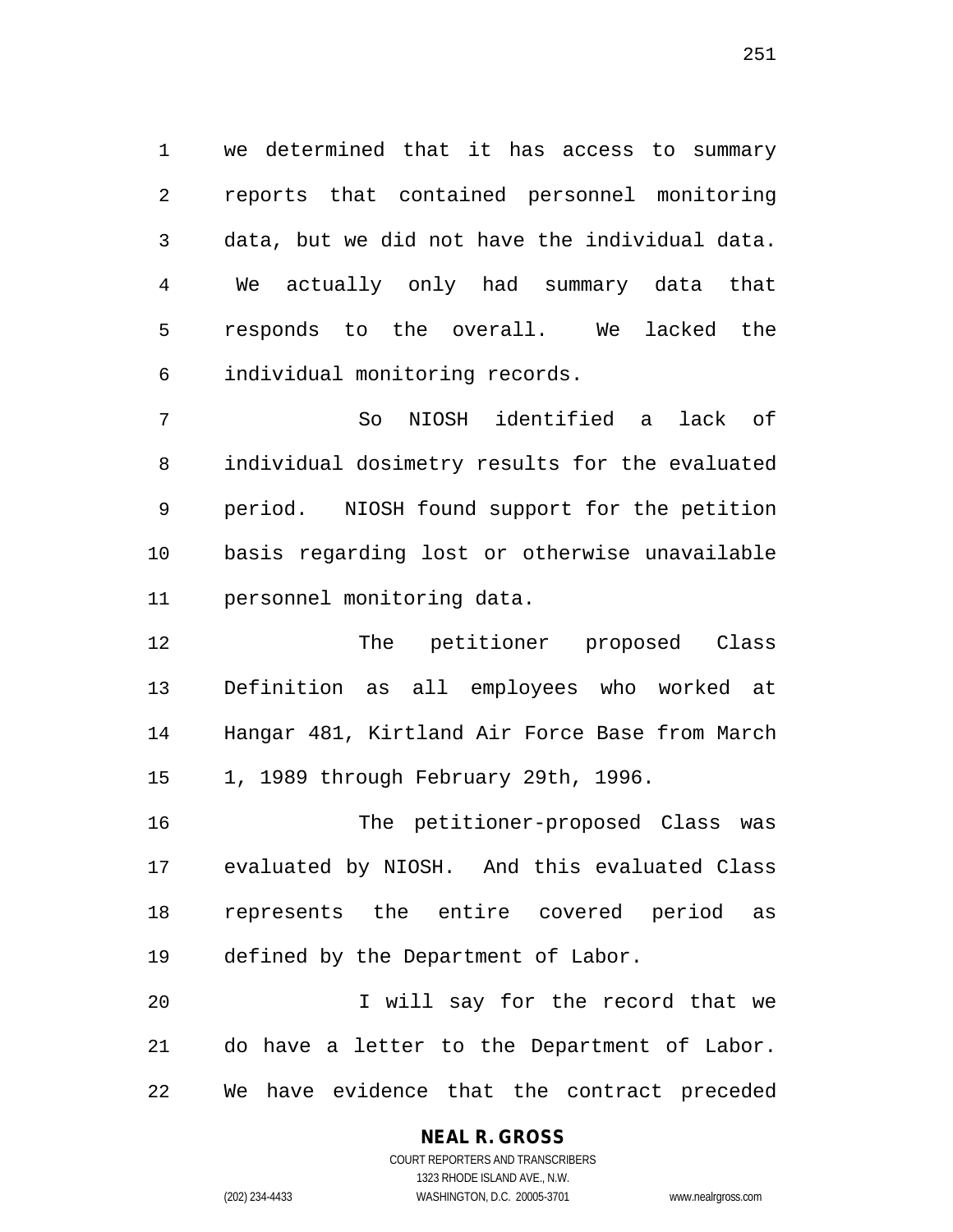we determined that it has access to summary reports that contained personnel monitoring data, but we did not have the individual data. We actually only had summary data that responds to the overall. We lacked the individual monitoring records.

So NIOSH identified a lack of individual dosimetry results for the evaluated period. NIOSH found support for the petition basis regarding lost or otherwise unavailable personnel monitoring data.

The petitioner proposed Class Definition as all employees who worked at Hangar 481, Kirtland Air Force Base from March 1, 1989 through February 29th, 1996.

The petitioner-proposed Class was evaluated by NIOSH. And this evaluated Class represents the entire covered period as defined by the Department of Labor.

I will say for the record that we do have a letter to the Department of Labor. We have evidence that the contract preceded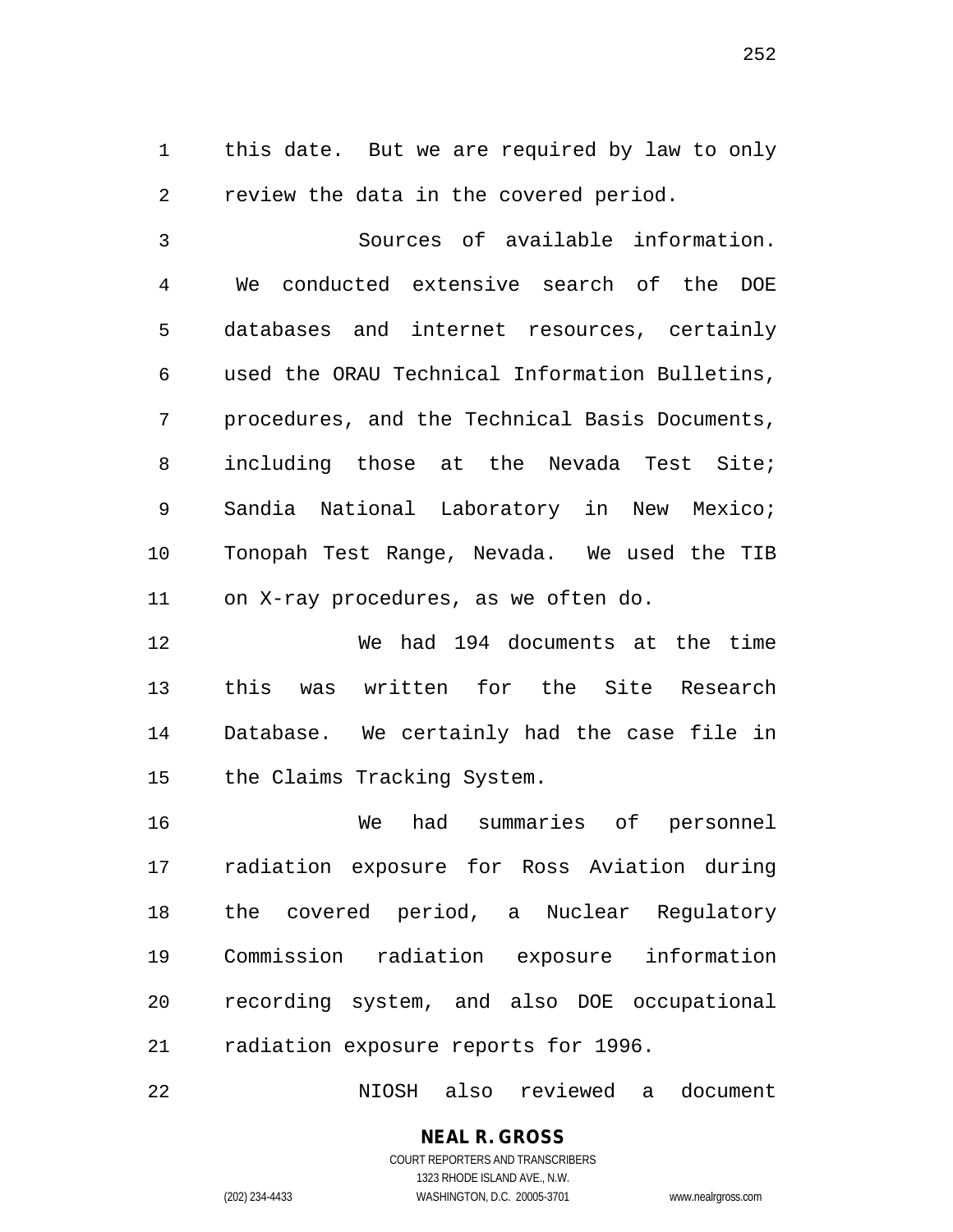this date. But we are required by law to only review the data in the covered period.

Sources of available information. We conducted extensive search of the DOE databases and internet resources, certainly used the ORAU Technical Information Bulletins, procedures, and the Technical Basis Documents, including those at the Nevada Test Site; Sandia National Laboratory in New Mexico; Tonopah Test Range, Nevada. We used the TIB on X-ray procedures, as we often do.

We had 194 documents at the time this was written for the Site Research Database. We certainly had the case file in the Claims Tracking System.

We had summaries of personnel radiation exposure for Ross Aviation during the covered period, a Nuclear Regulatory Commission radiation exposure information recording system, and also DOE occupational radiation exposure reports for 1996.

NIOSH also reviewed a document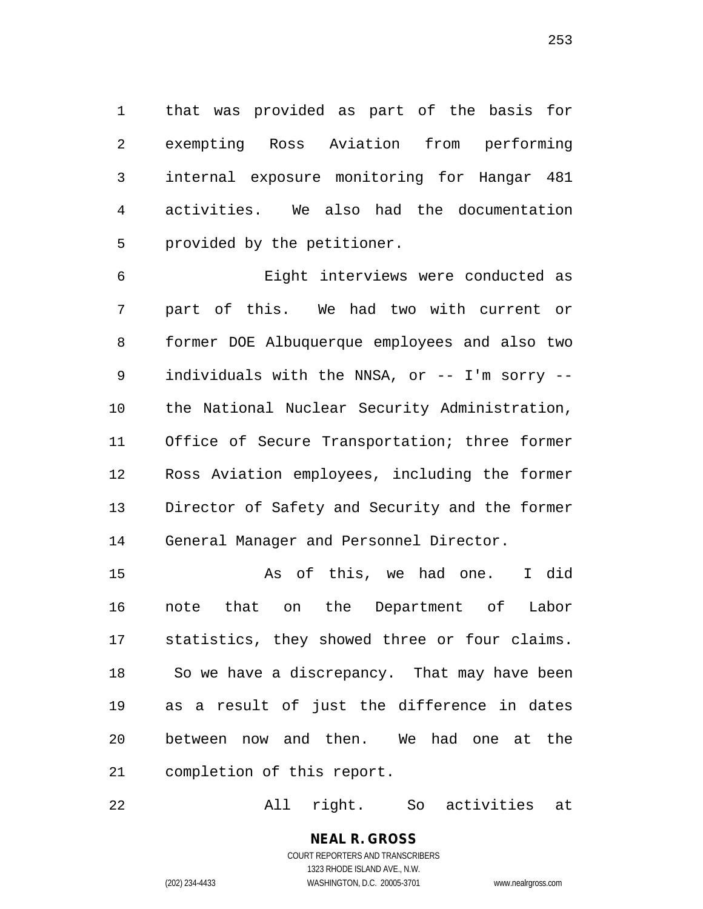that was provided as part of the basis for exempting Ross Aviation from performing internal exposure monitoring for Hangar 481 activities. We also had the documentation provided by the petitioner.

Eight interviews were conducted as part of this. We had two with current or former DOE Albuquerque employees and also two individuals with the NNSA, or -- I'm sorry -- the National Nuclear Security Administration, Office of Secure Transportation; three former Ross Aviation employees, including the former Director of Safety and Security and the former General Manager and Personnel Director.

As of this, we had one. I did note that on the Department of Labor statistics, they showed three or four claims. So we have a discrepancy. That may have been as a result of just the difference in dates between now and then. We had one at the completion of this report.

All right. So activities at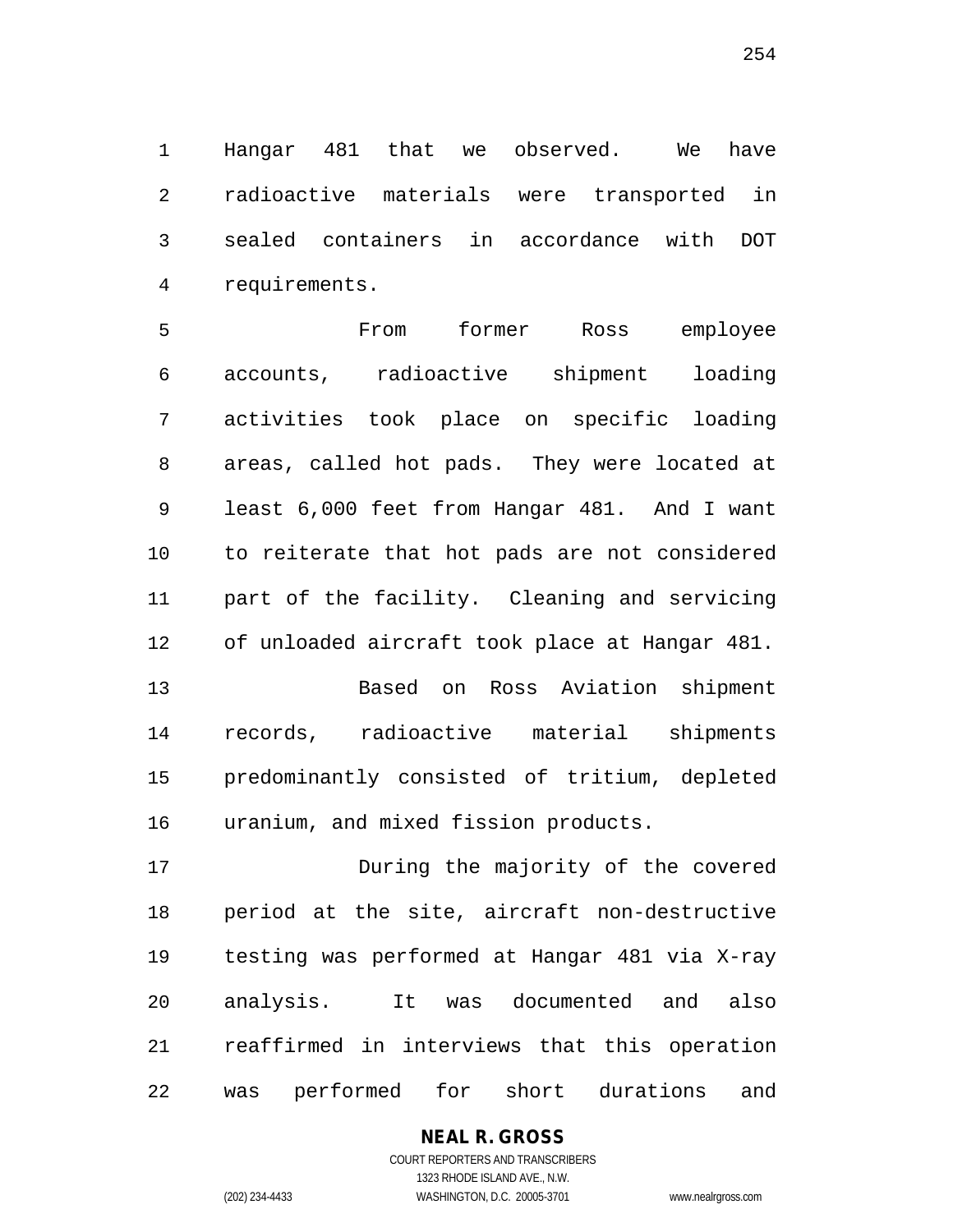Hangar 481 that we observed. We have radioactive materials were transported in sealed containers in accordance with DOT requirements.

From former Ross employee accounts, radioactive shipment loading activities took place on specific loading areas, called hot pads. They were located at least 6,000 feet from Hangar 481. And I want to reiterate that hot pads are not considered part of the facility. Cleaning and servicing of unloaded aircraft took place at Hangar 481.

Based on Ross Aviation shipment records, radioactive material shipments predominantly consisted of tritium, depleted uranium, and mixed fission products.

During the majority of the covered period at the site, aircraft non-destructive testing was performed at Hangar 481 via X-ray analysis. It was documented and also reaffirmed in interviews that this operation was performed for short durations and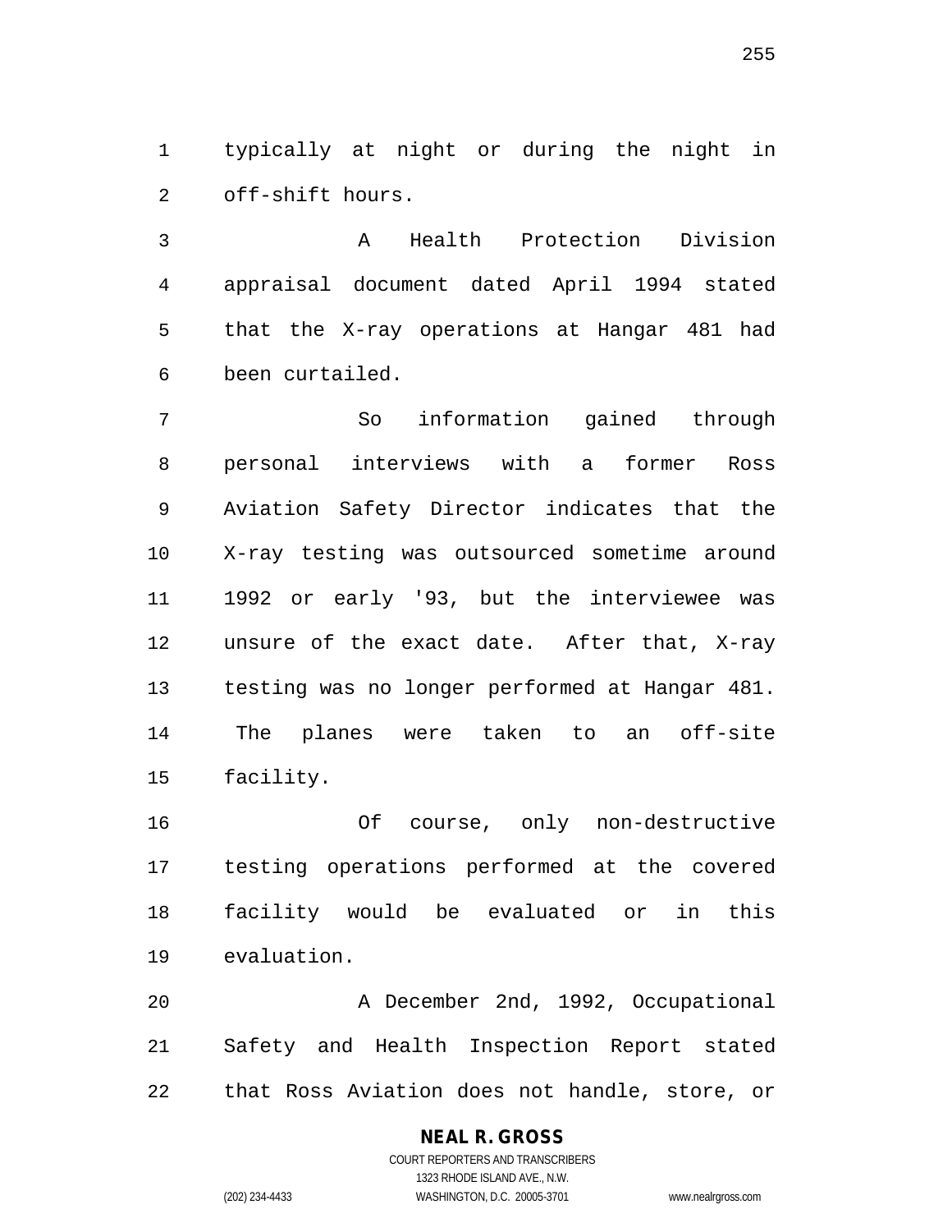typically at night or during the night in off-shift hours.

A Health Protection Division appraisal document dated April 1994 stated that the X-ray operations at Hangar 481 had been curtailed.

So information gained through personal interviews with a former Ross Aviation Safety Director indicates that the X-ray testing was outsourced sometime around 1992 or early '93, but the interviewee was unsure of the exact date. After that, X-ray testing was no longer performed at Hangar 481. The planes were taken to an off-site facility.

Of course, only non-destructive testing operations performed at the covered facility would be evaluated or in this evaluation.

A December 2nd, 1992, Occupational Safety and Health Inspection Report stated that Ross Aviation does not handle, store, or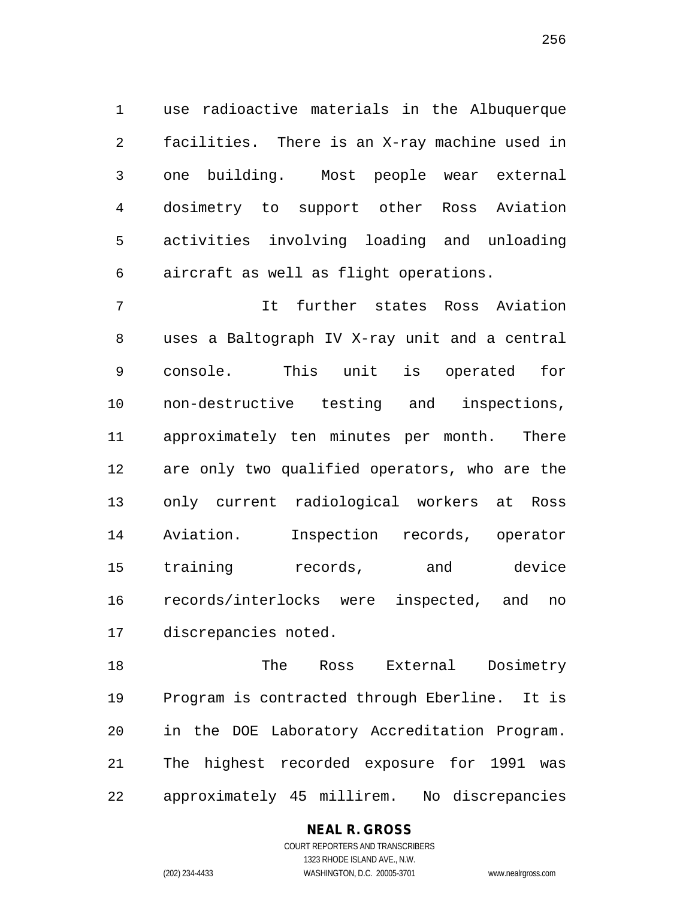use radioactive materials in the Albuquerque facilities. There is an X-ray machine used in one building. Most people wear external dosimetry to support other Ross Aviation activities involving loading and unloading aircraft as well as flight operations.

It further states Ross Aviation uses a Baltograph IV X-ray unit and a central console. This unit is operated for non-destructive testing and inspections, approximately ten minutes per month. There are only two qualified operators, who are the only current radiological workers at Ross Aviation. Inspection records, operator training records, and device records/interlocks were inspected, and no discrepancies noted.

The Ross External Dosimetry Program is contracted through Eberline. It is in the DOE Laboratory Accreditation Program. The highest recorded exposure for 1991 was approximately 45 millirem. No discrepancies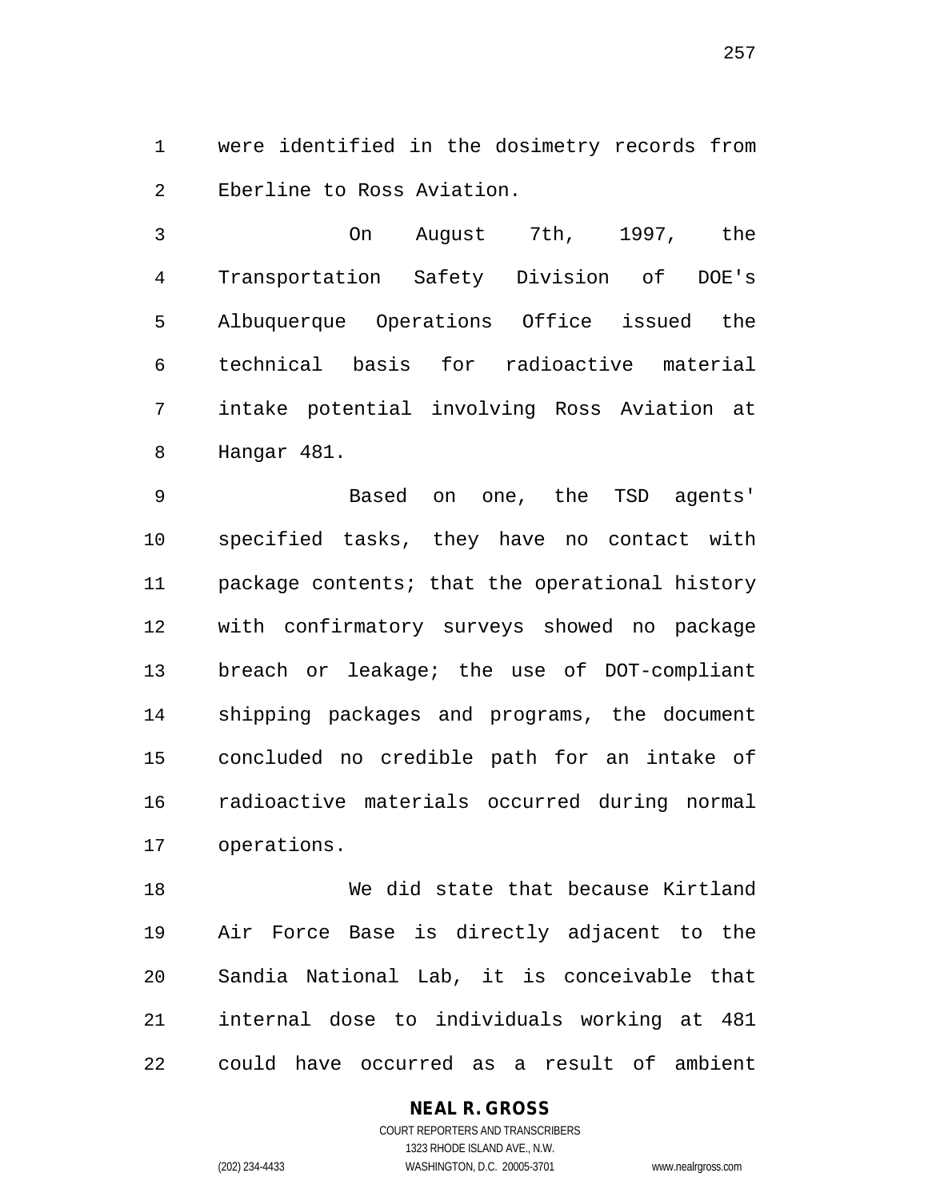were identified in the dosimetry records from Eberline to Ross Aviation.

On August 7th, 1997, the Transportation Safety Division of DOE's Albuquerque Operations Office issued the technical basis for radioactive material intake potential involving Ross Aviation at Hangar 481.

Based on one, the TSD agents' specified tasks, they have no contact with package contents; that the operational history with confirmatory surveys showed no package breach or leakage; the use of DOT-compliant shipping packages and programs, the document concluded no credible path for an intake of radioactive materials occurred during normal operations.

We did state that because Kirtland Air Force Base is directly adjacent to the Sandia National Lab, it is conceivable that internal dose to individuals working at 481 could have occurred as a result of ambient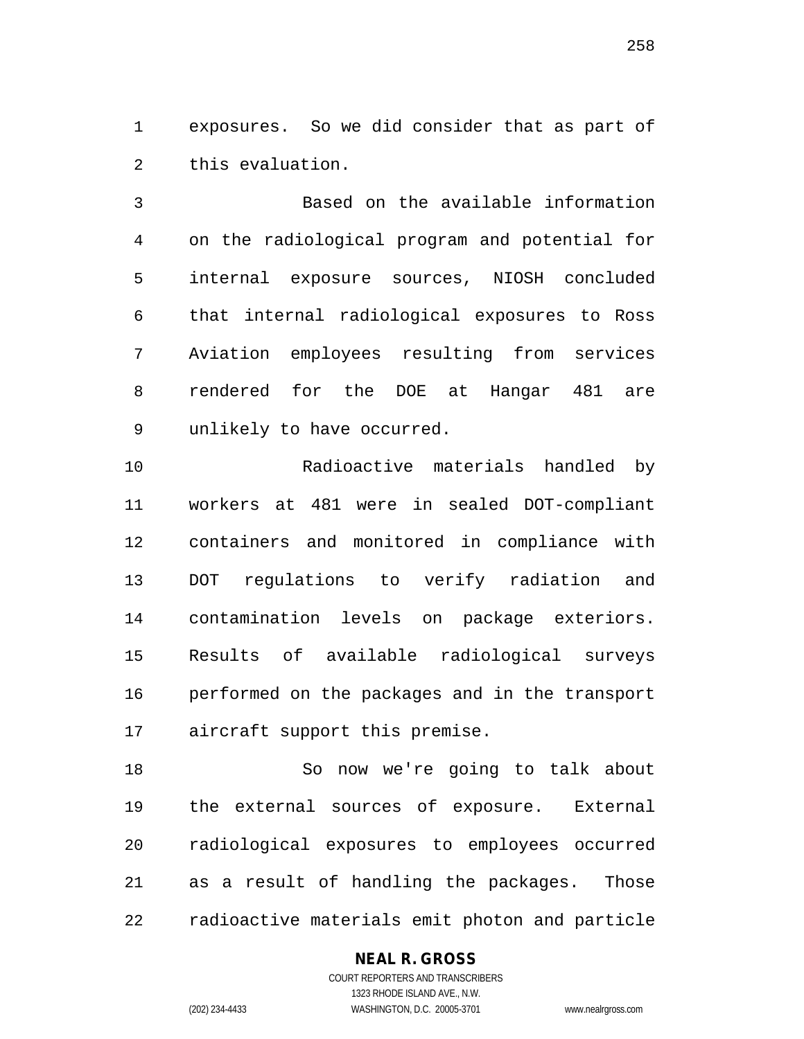exposures. So we did consider that as part of this evaluation.

Based on the available information on the radiological program and potential for internal exposure sources, NIOSH concluded that internal radiological exposures to Ross Aviation employees resulting from services rendered for the DOE at Hangar 481 are unlikely to have occurred.

Radioactive materials handled by workers at 481 were in sealed DOT-compliant containers and monitored in compliance with DOT regulations to verify radiation and contamination levels on package exteriors. Results of available radiological surveys performed on the packages and in the transport aircraft support this premise.

So now we're going to talk about the external sources of exposure. External radiological exposures to employees occurred as a result of handling the packages. Those radioactive materials emit photon and particle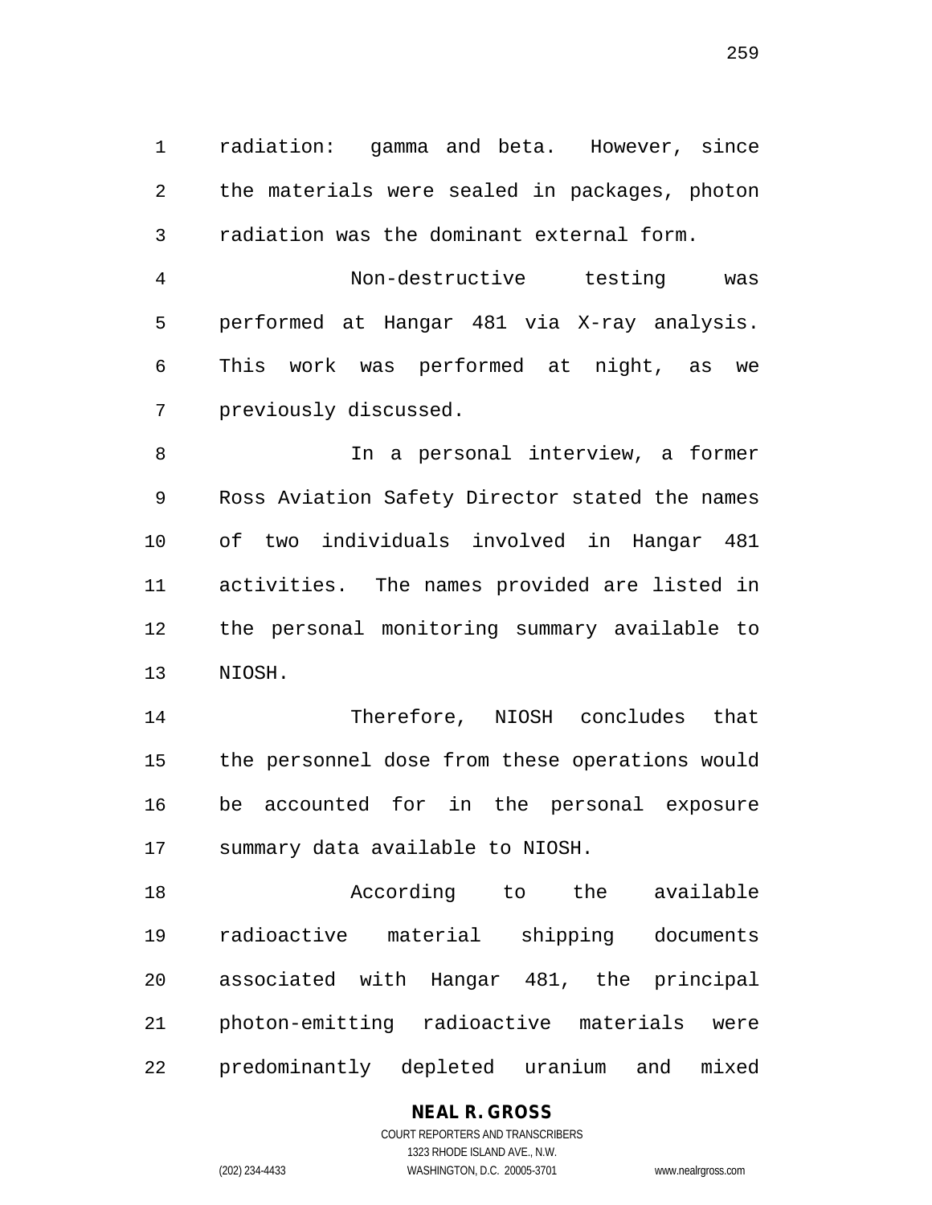radiation: gamma and beta. However, since the materials were sealed in packages, photon radiation was the dominant external form.

Non-destructive testing was performed at Hangar 481 via X-ray analysis. This work was performed at night, as we previously discussed.

In a personal interview, a former Ross Aviation Safety Director stated the names of two individuals involved in Hangar 481 activities. The names provided are listed in the personal monitoring summary available to NIOSH.

Therefore, NIOSH concludes that the personnel dose from these operations would be accounted for in the personal exposure summary data available to NIOSH.

According to the available radioactive material shipping documents associated with Hangar 481, the principal photon-emitting radioactive materials were predominantly depleted uranium and mixed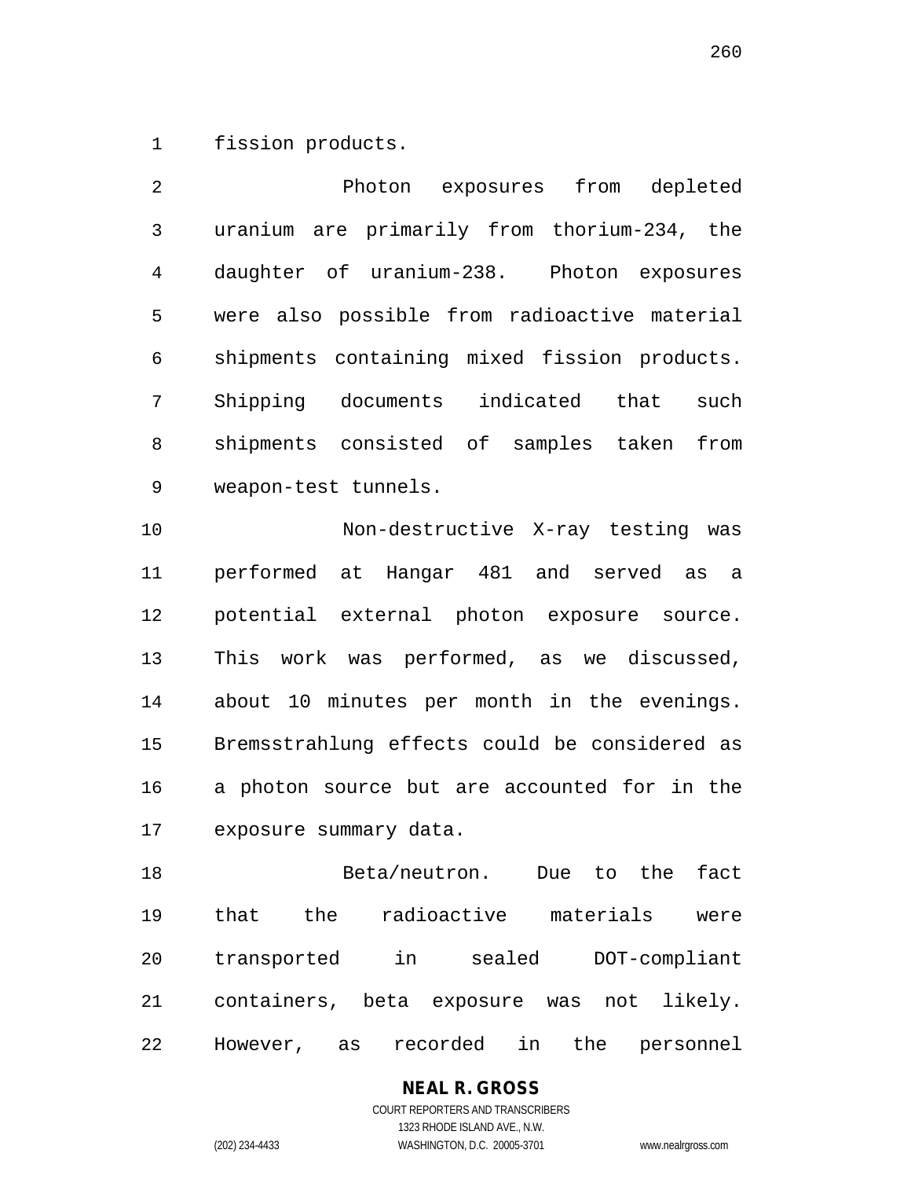fission products.

Photon exposures from depleted uranium are primarily from thorium-234, the daughter of uranium-238. Photon exposures were also possible from radioactive material shipments containing mixed fission products. Shipping documents indicated that such shipments consisted of samples taken from weapon-test tunnels.

Non-destructive X-ray testing was performed at Hangar 481 and served as a potential external photon exposure source. This work was performed, as we discussed, about 10 minutes per month in the evenings. Bremsstrahlung effects could be considered as a photon source but are accounted for in the exposure summary data.

Beta/neutron. Due to the fact that the radioactive materials were transported in sealed DOT-compliant containers, beta exposure was not likely. However, as recorded in the personnel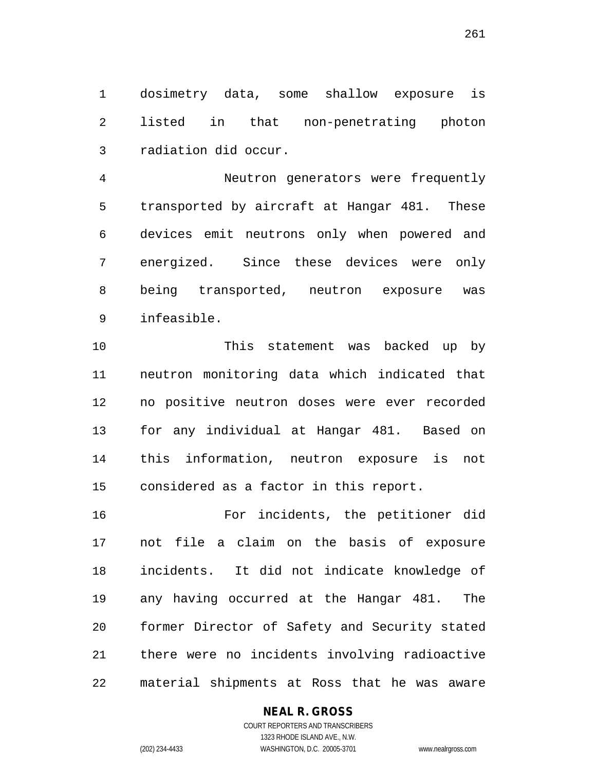dosimetry data, some shallow exposure is listed in that non-penetrating photon radiation did occur.

Neutron generators were frequently transported by aircraft at Hangar 481. These devices emit neutrons only when powered and energized. Since these devices were only being transported, neutron exposure was infeasible.

This statement was backed up by neutron monitoring data which indicated that no positive neutron doses were ever recorded for any individual at Hangar 481. Based on this information, neutron exposure is not considered as a factor in this report.

For incidents, the petitioner did not file a claim on the basis of exposure incidents. It did not indicate knowledge of any having occurred at the Hangar 481. The former Director of Safety and Security stated there were no incidents involving radioactive material shipments at Ross that he was aware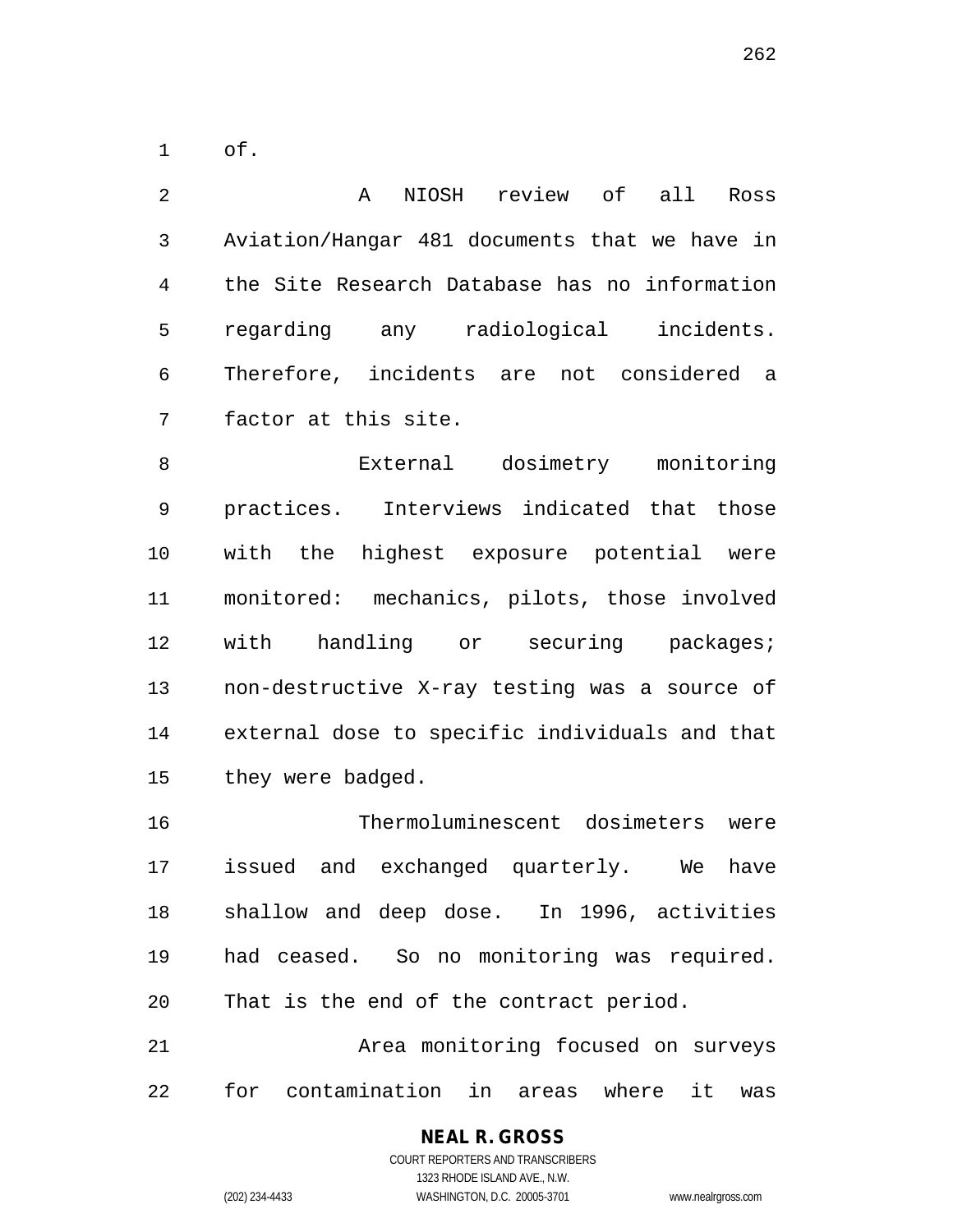of.

A NIOSH review of all Ross Aviation/Hangar 481 documents that we have in the Site Research Database has no information regarding any radiological incidents. Therefore, incidents are not considered a factor at this site.

External dosimetry monitoring practices. Interviews indicated that those with the highest exposure potential were monitored: mechanics, pilots, those involved with handling or securing packages; non-destructive X-ray testing was a source of external dose to specific individuals and that they were badged.

Thermoluminescent dosimeters were issued and exchanged quarterly. We have shallow and deep dose. In 1996, activities had ceased. So no monitoring was required. That is the end of the contract period.

Area monitoring focused on surveys for contamination in areas where it was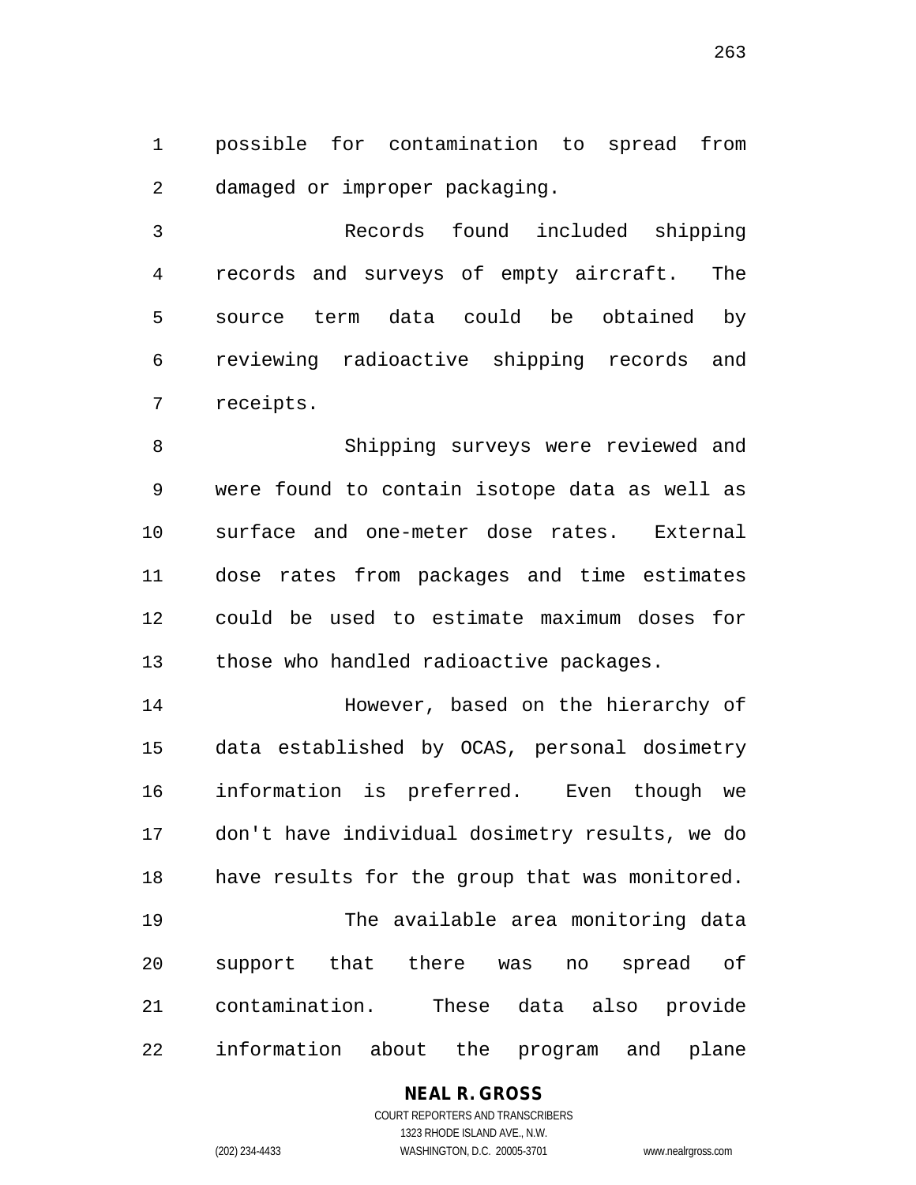possible for contamination to spread from damaged or improper packaging.

Records found included shipping records and surveys of empty aircraft. The source term data could be obtained by reviewing radioactive shipping records and receipts.

Shipping surveys were reviewed and were found to contain isotope data as well as surface and one-meter dose rates. External dose rates from packages and time estimates could be used to estimate maximum doses for those who handled radioactive packages.

However, based on the hierarchy of data established by OCAS, personal dosimetry information is preferred. Even though we don't have individual dosimetry results, we do have results for the group that was monitored.

The available area monitoring data support that there was no spread of contamination. These data also provide information about the program and plane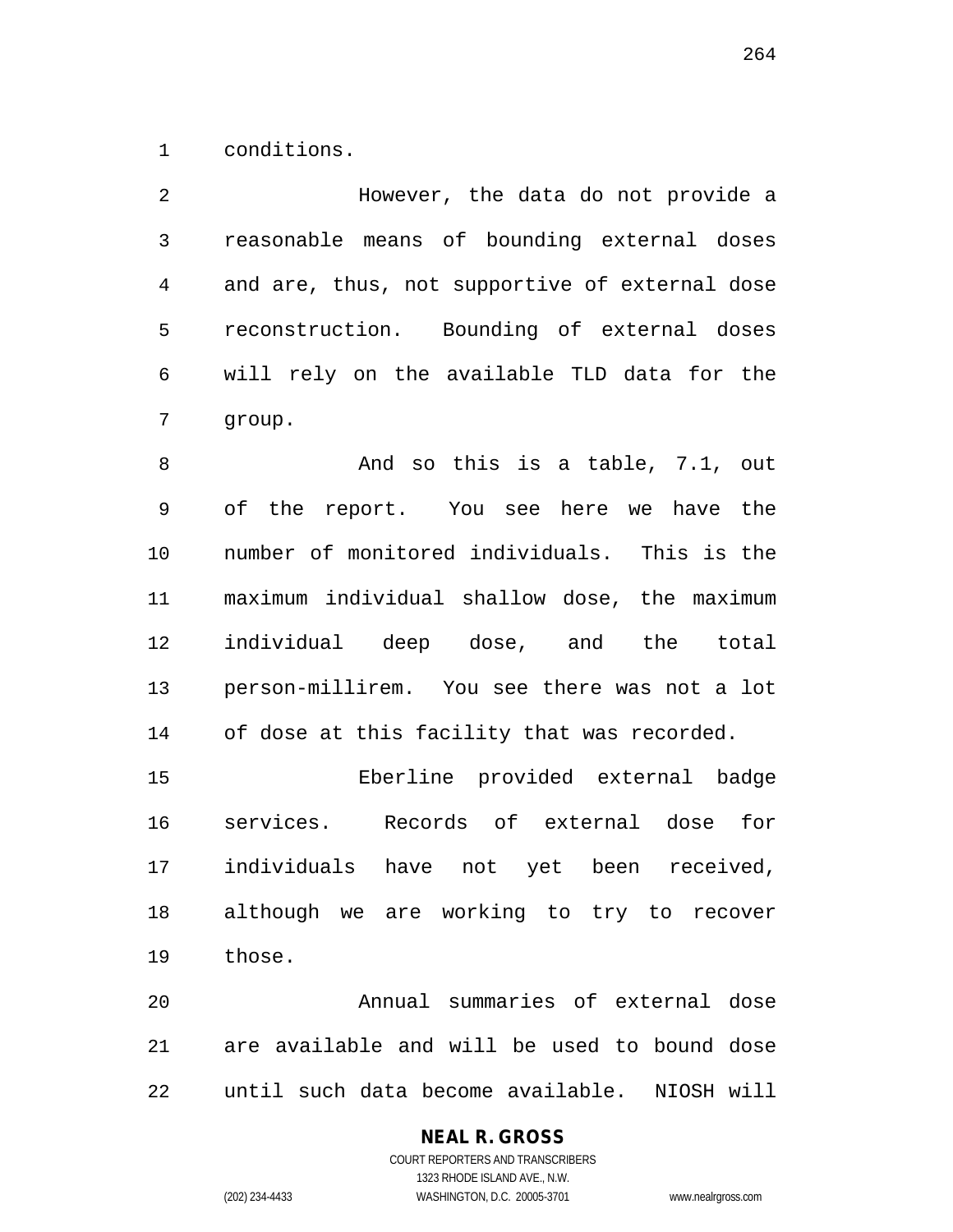conditions.

However, the data do not provide a reasonable means of bounding external doses and are, thus, not supportive of external dose reconstruction. Bounding of external doses will rely on the available TLD data for the group.

And so this is a table, 7.1, out of the report. You see here we have the number of monitored individuals. This is the maximum individual shallow dose, the maximum individual deep dose, and the total person-millirem. You see there was not a lot of dose at this facility that was recorded.

Eberline provided external badge services. Records of external dose for individuals have not yet been received, although we are working to try to recover those.

Annual summaries of external dose are available and will be used to bound dose until such data become available. NIOSH will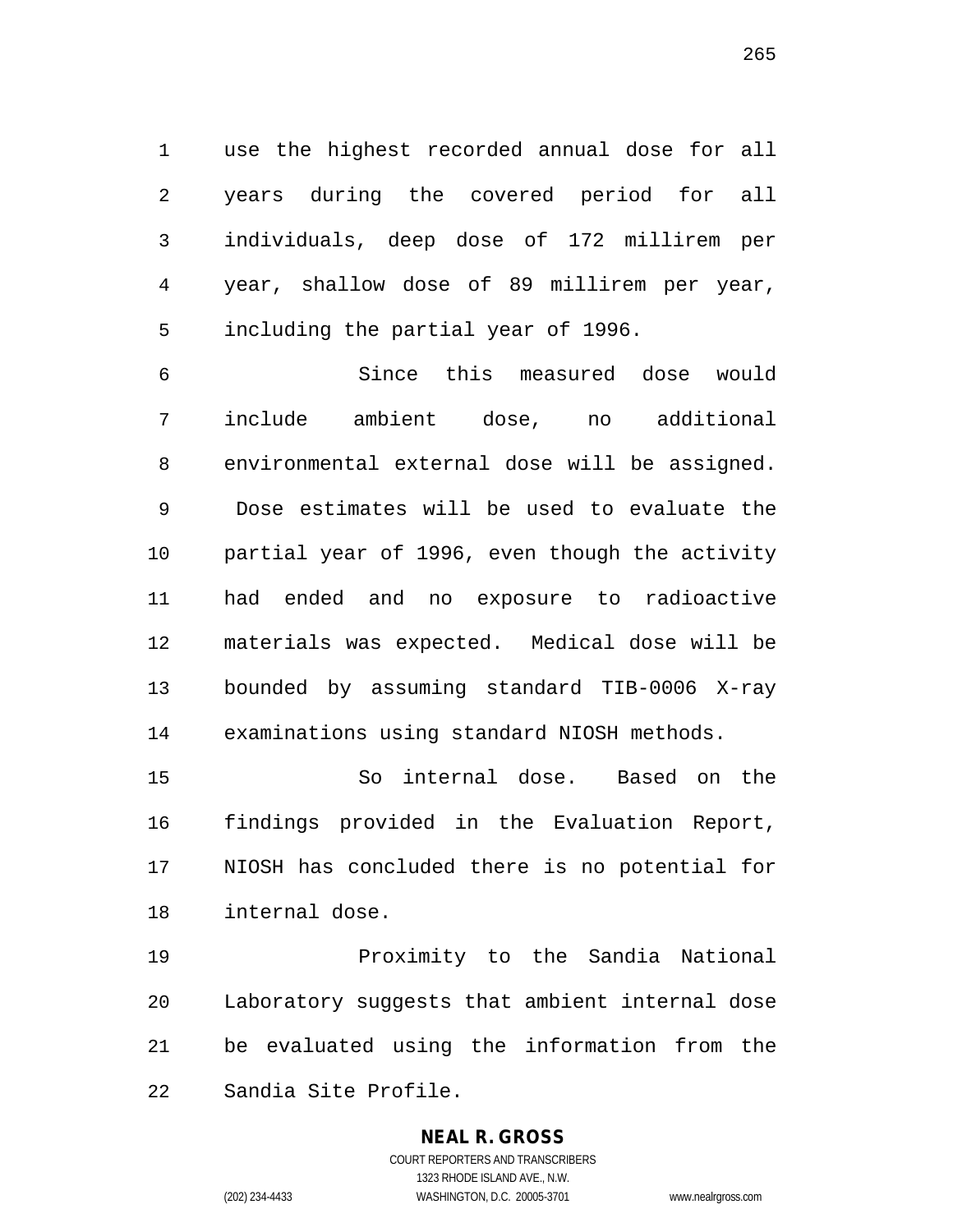use the highest recorded annual dose for all years during the covered period for all individuals, deep dose of 172 millirem per year, shallow dose of 89 millirem per year, including the partial year of 1996.

Since this measured dose would include ambient dose, no additional environmental external dose will be assigned. Dose estimates will be used to evaluate the partial year of 1996, even though the activity had ended and no exposure to radioactive materials was expected. Medical dose will be bounded by assuming standard TIB-0006 X-ray examinations using standard NIOSH methods.

So internal dose. Based on the findings provided in the Evaluation Report, NIOSH has concluded there is no potential for internal dose.

Proximity to the Sandia National Laboratory suggests that ambient internal dose be evaluated using the information from the Sandia Site Profile.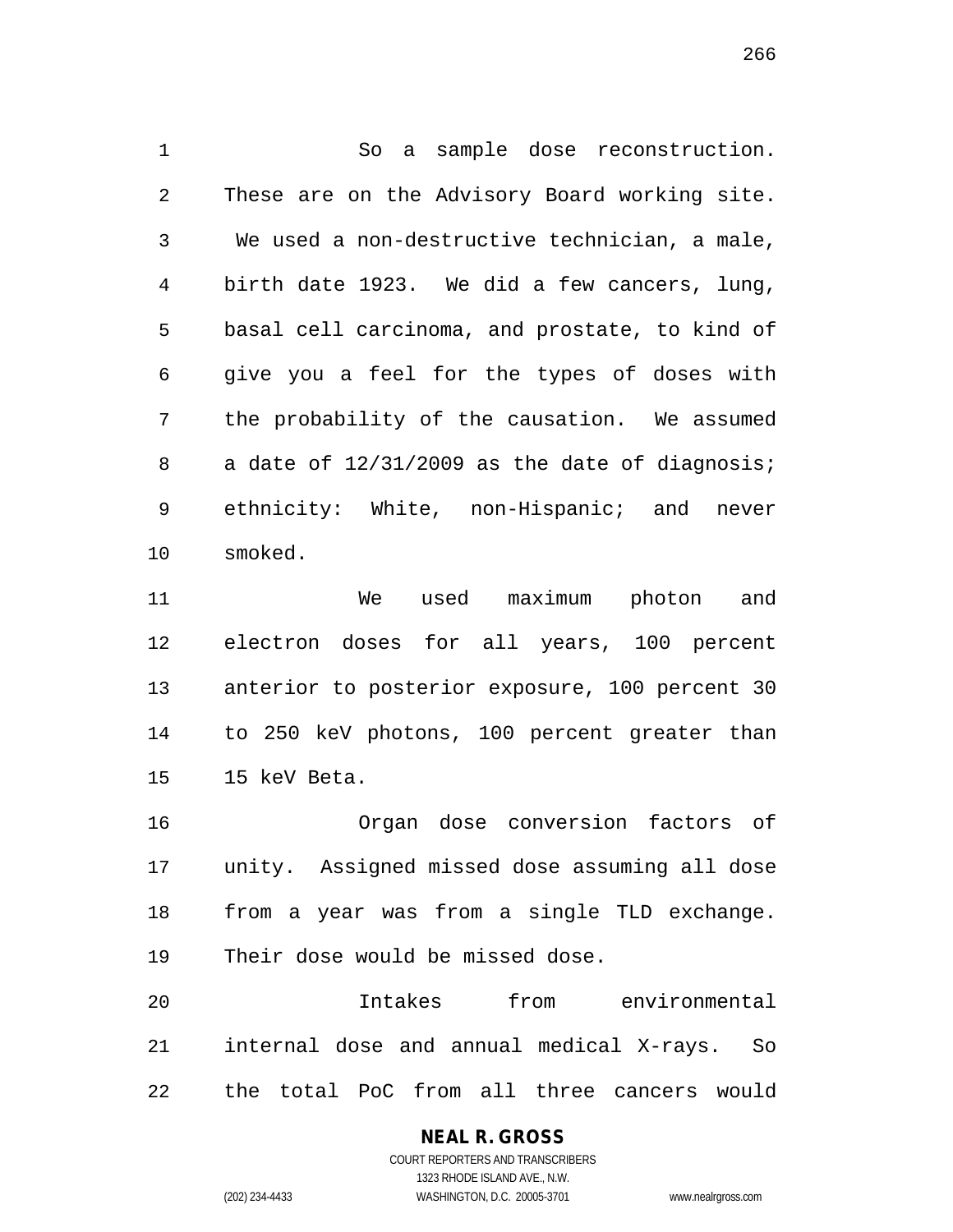So a sample dose reconstruction. These are on the Advisory Board working site. We used a non-destructive technician, a male, birth date 1923. We did a few cancers, lung, basal cell carcinoma, and prostate, to kind of give you a feel for the types of doses with the probability of the causation. We assumed a date of 12/31/2009 as the date of diagnosis; ethnicity: White, non-Hispanic; and never smoked.

We used maximum photon and electron doses for all years, 100 percent anterior to posterior exposure, 100 percent 30 to 250 keV photons, 100 percent greater than 15 keV Beta.

Organ dose conversion factors of unity. Assigned missed dose assuming all dose from a year was from a single TLD exchange. Their dose would be missed dose.

Intakes from environmental internal dose and annual medical X-rays. So the total PoC from all three cancers would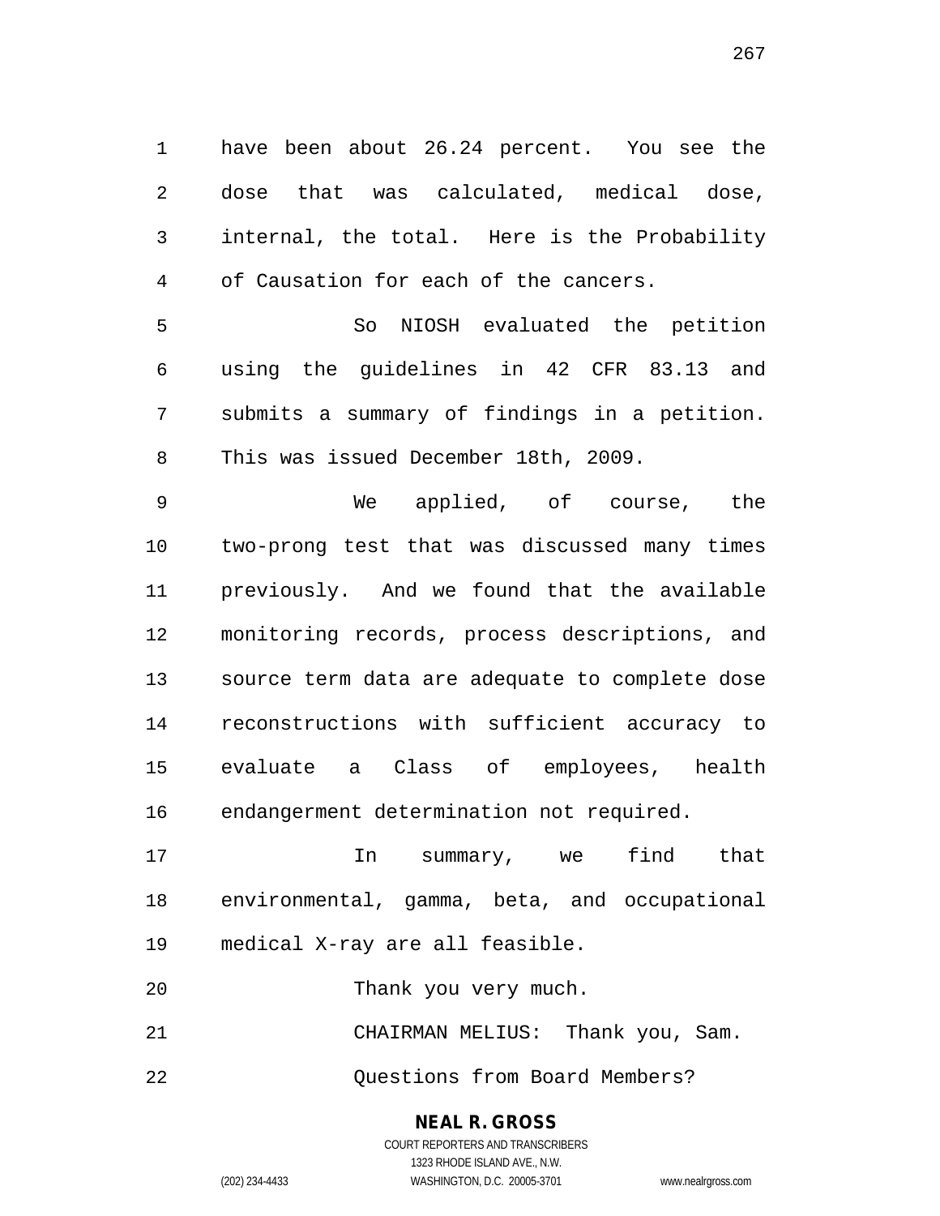have been about 26.24 percent. You see the dose that was calculated, medical dose, internal, the total. Here is the Probability of Causation for each of the cancers.

So NIOSH evaluated the petition using the guidelines in 42 CFR 83.13 and submits a summary of findings in a petition. This was issued December 18th, 2009.

We applied, of course, the two-prong test that was discussed many times previously. And we found that the available monitoring records, process descriptions, and source term data are adequate to complete dose reconstructions with sufficient accuracy to evaluate a Class of employees, health endangerment determination not required.

In summary, we find that environmental, gamma, beta, and occupational medical X-ray are all feasible.

Thank you very much.

CHAIRMAN MELIUS: Thank you, Sam.

Questions from Board Members?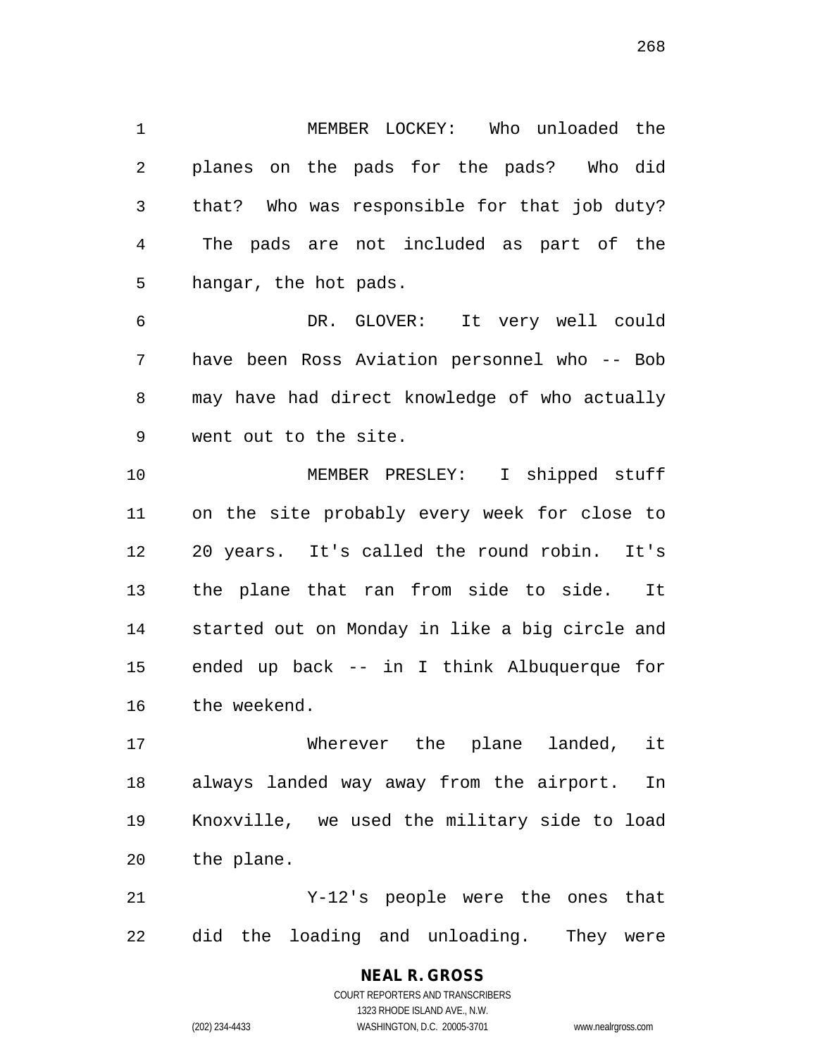MEMBER LOCKEY: Who unloaded the planes on the pads for the pads? Who did that? Who was responsible for that job duty? The pads are not included as part of the hangar, the hot pads.

DR. GLOVER: It very well could have been Ross Aviation personnel who -- Bob may have had direct knowledge of who actually went out to the site.

MEMBER PRESLEY: I shipped stuff on the site probably every week for close to 20 years. It's called the round robin. It's the plane that ran from side to side. It started out on Monday in like a big circle and ended up back -- in I think Albuquerque for the weekend.

Wherever the plane landed, it always landed way away from the airport. In Knoxville, we used the military side to load the plane.

Y-12's people were the ones that did the loading and unloading. They were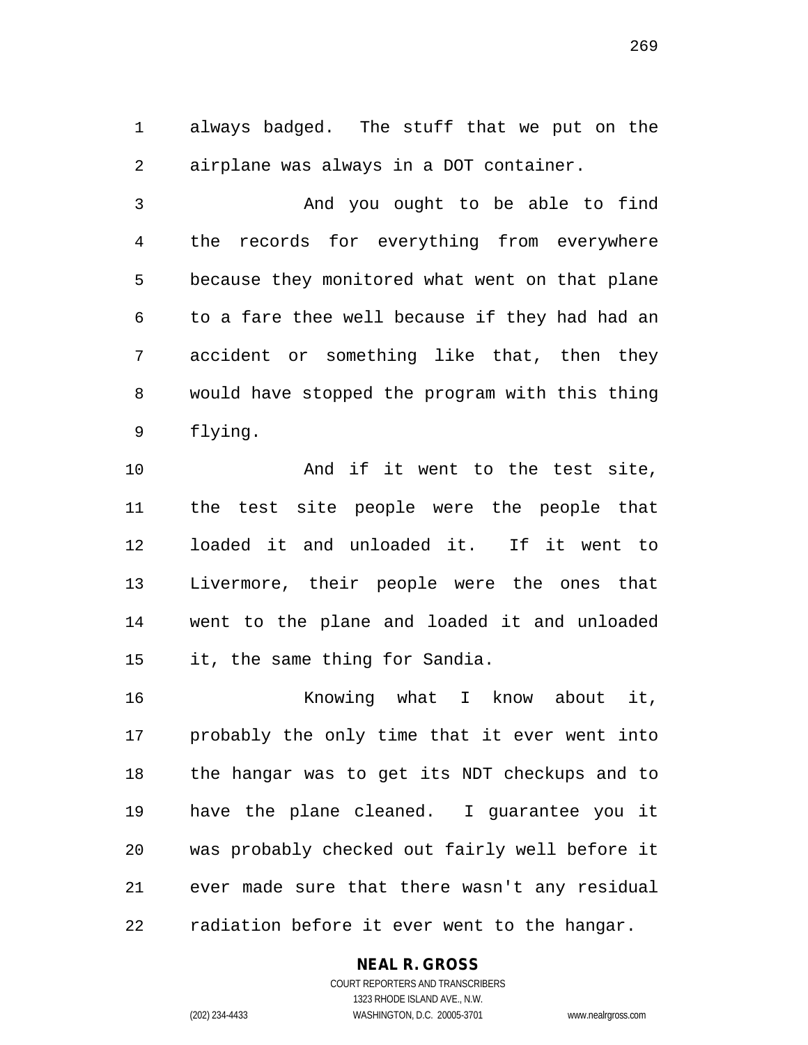always badged. The stuff that we put on the airplane was always in a DOT container.

And you ought to be able to find the records for everything from everywhere because they monitored what went on that plane to a fare thee well because if they had had an accident or something like that, then they would have stopped the program with this thing flying.

And if it went to the test site, the test site people were the people that loaded it and unloaded it. If it went to Livermore, their people were the ones that went to the plane and loaded it and unloaded it, the same thing for Sandia.

Knowing what I know about it, probably the only time that it ever went into the hangar was to get its NDT checkups and to have the plane cleaned. I guarantee you it was probably checked out fairly well before it ever made sure that there wasn't any residual radiation before it ever went to the hangar.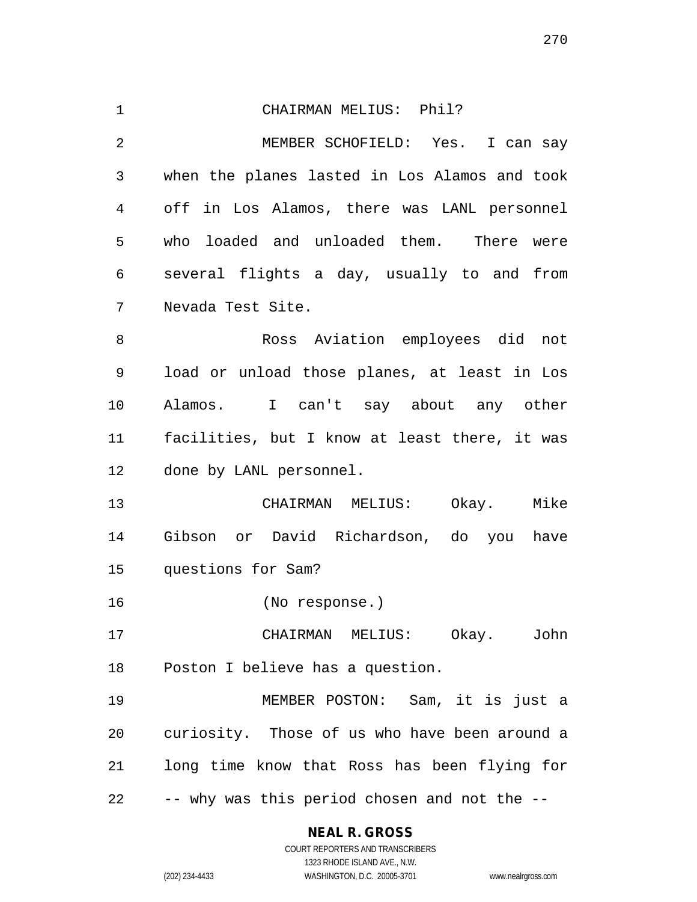CHAIRMAN MELIUS: Phil?

MEMBER SCHOFIELD: Yes. I can say when the planes lasted in Los Alamos and took off in Los Alamos, there was LANL personnel who loaded and unloaded them. There were several flights a day, usually to and from Nevada Test Site.

Ross Aviation employees did not load or unload those planes, at least in Los Alamos. I can't say about any other facilities, but I know at least there, it was done by LANL personnel.

CHAIRMAN MELIUS: Okay. Mike Gibson or David Richardson, do you have questions for Sam?

(No response.)

CHAIRMAN MELIUS: Okay. John Poston I believe has a question.

MEMBER POSTON: Sam, it is just a curiosity. Those of us who have been around a long time know that Ross has been flying for -- why was this period chosen and not the --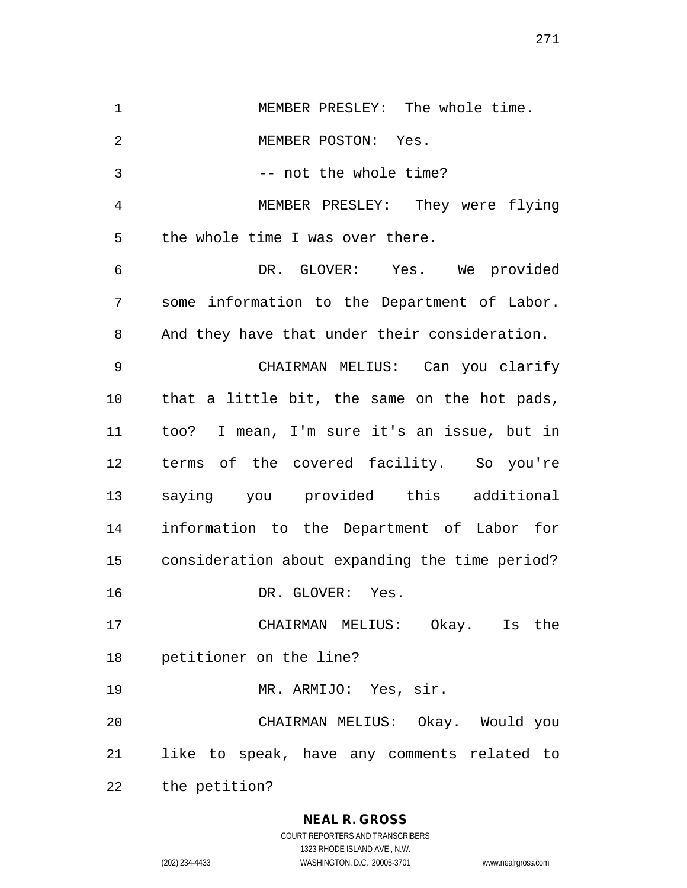MEMBER PRESLEY: The whole time.

MEMBER POSTON: Yes.

-- not the whole time?

MEMBER PRESLEY: They were flying the whole time I was over there.

DR. GLOVER: Yes. We provided some information to the Department of Labor. And they have that under their consideration.

CHAIRMAN MELIUS: Can you clarify that a little bit, the same on the hot pads, too? I mean, I'm sure it's an issue, but in terms of the covered facility. So you're saying you provided this additional information to the Department of Labor for consideration about expanding the time period?

DR. GLOVER: Yes.

CHAIRMAN MELIUS: Okay. Is the petitioner on the line?

MR. ARMIJO: Yes, sir.

CHAIRMAN MELIUS: Okay. Would you like to speak, have any comments related to the petition?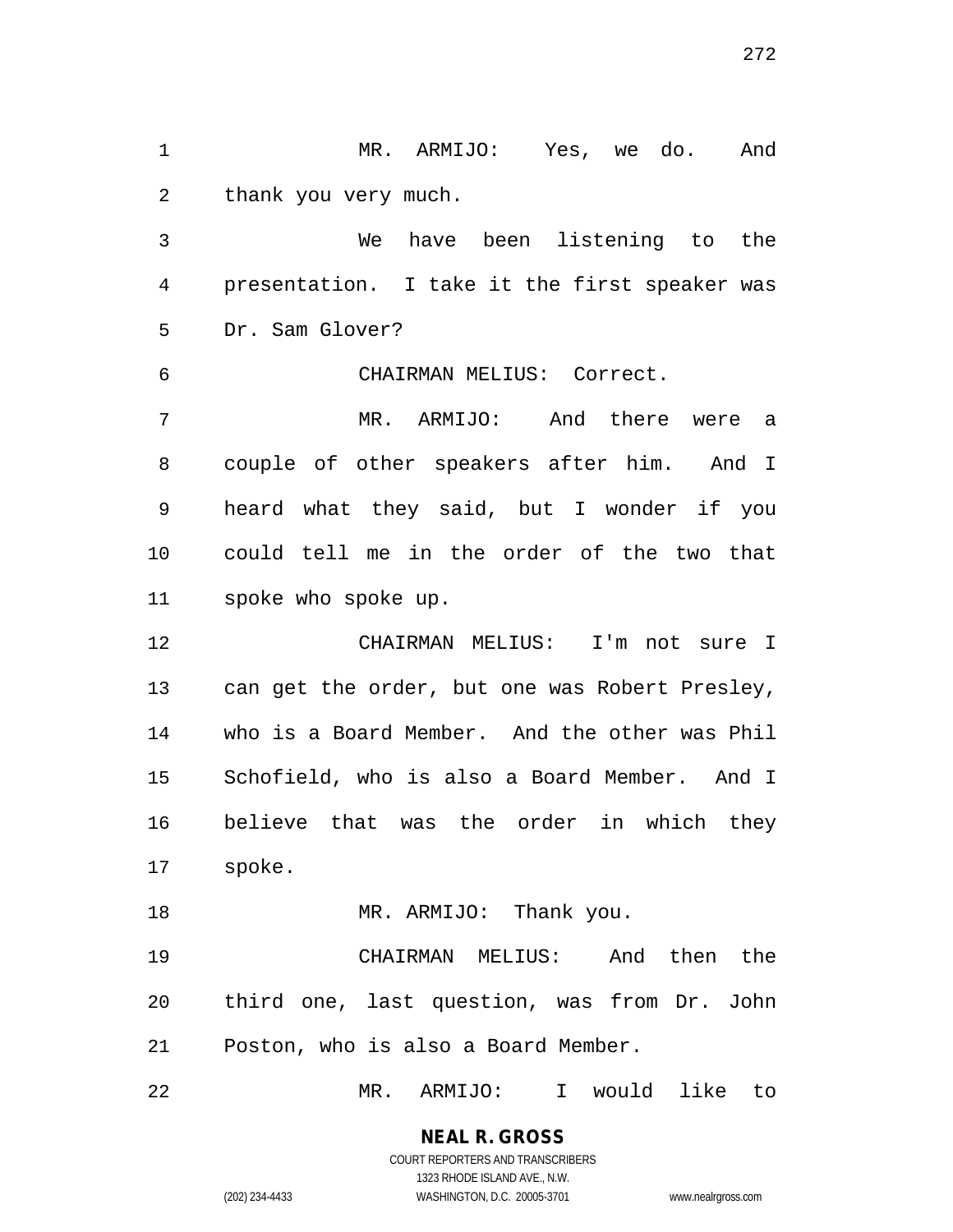MR. ARMIJO: Yes, we do. And thank you very much.

We have been listening to the presentation. I take it the first speaker was Dr. Sam Glover?

CHAIRMAN MELIUS: Correct.

MR. ARMIJO: And there were a couple of other speakers after him. And I heard what they said, but I wonder if you could tell me in the order of the two that spoke who spoke up.

CHAIRMAN MELIUS: I'm not sure I can get the order, but one was Robert Presley, who is a Board Member. And the other was Phil Schofield, who is also a Board Member. And I believe that was the order in which they spoke.

MR. ARMIJO: Thank you.

CHAIRMAN MELIUS: And then the third one, last question, was from Dr. John Poston, who is also a Board Member.

MR. ARMIJO: I would like to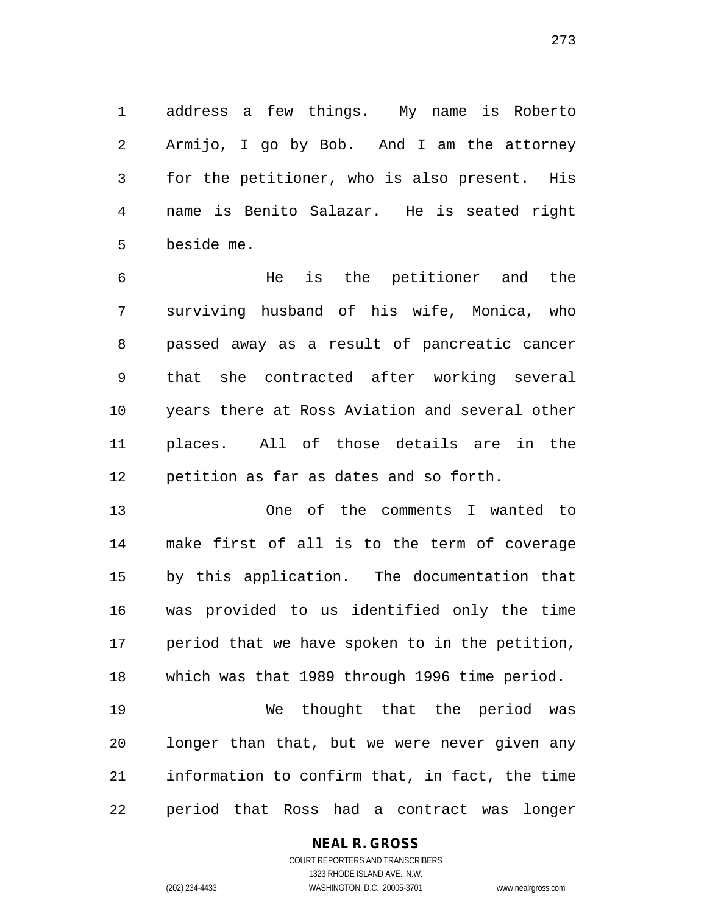address a few things. My name is Roberto Armijo, I go by Bob. And I am the attorney for the petitioner, who is also present. His name is Benito Salazar. He is seated right beside me.

He is the petitioner and the surviving husband of his wife, Monica, who passed away as a result of pancreatic cancer that she contracted after working several years there at Ross Aviation and several other places. All of those details are in the petition as far as dates and so forth.

One of the comments I wanted to make first of all is to the term of coverage by this application. The documentation that was provided to us identified only the time period that we have spoken to in the petition, which was that 1989 through 1996 time period.

We thought that the period was longer than that, but we were never given any information to confirm that, in fact, the time period that Ross had a contract was longer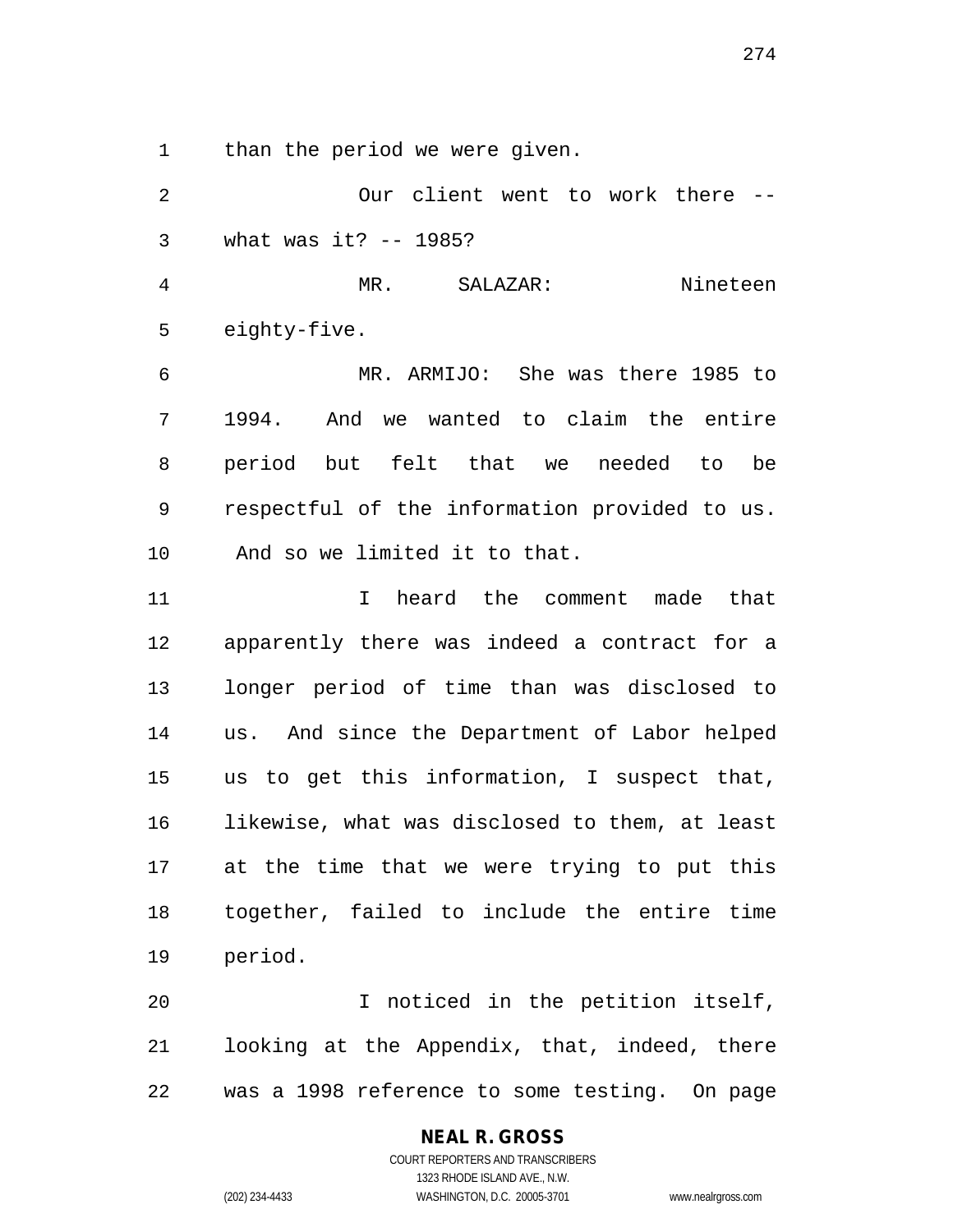than the period we were given.

Our client went to work there -- what was it? -- 1985?

MR. SALAZAR: Nineteen eighty-five.

MR. ARMIJO: She was there 1985 to 1994. And we wanted to claim the entire period but felt that we needed to be respectful of the information provided to us. And so we limited it to that.

I heard the comment made that apparently there was indeed a contract for a longer period of time than was disclosed to us. And since the Department of Labor helped us to get this information, I suspect that, likewise, what was disclosed to them, at least at the time that we were trying to put this together, failed to include the entire time period.

I noticed in the petition itself, looking at the Appendix, that, indeed, there was a 1998 reference to some testing. On page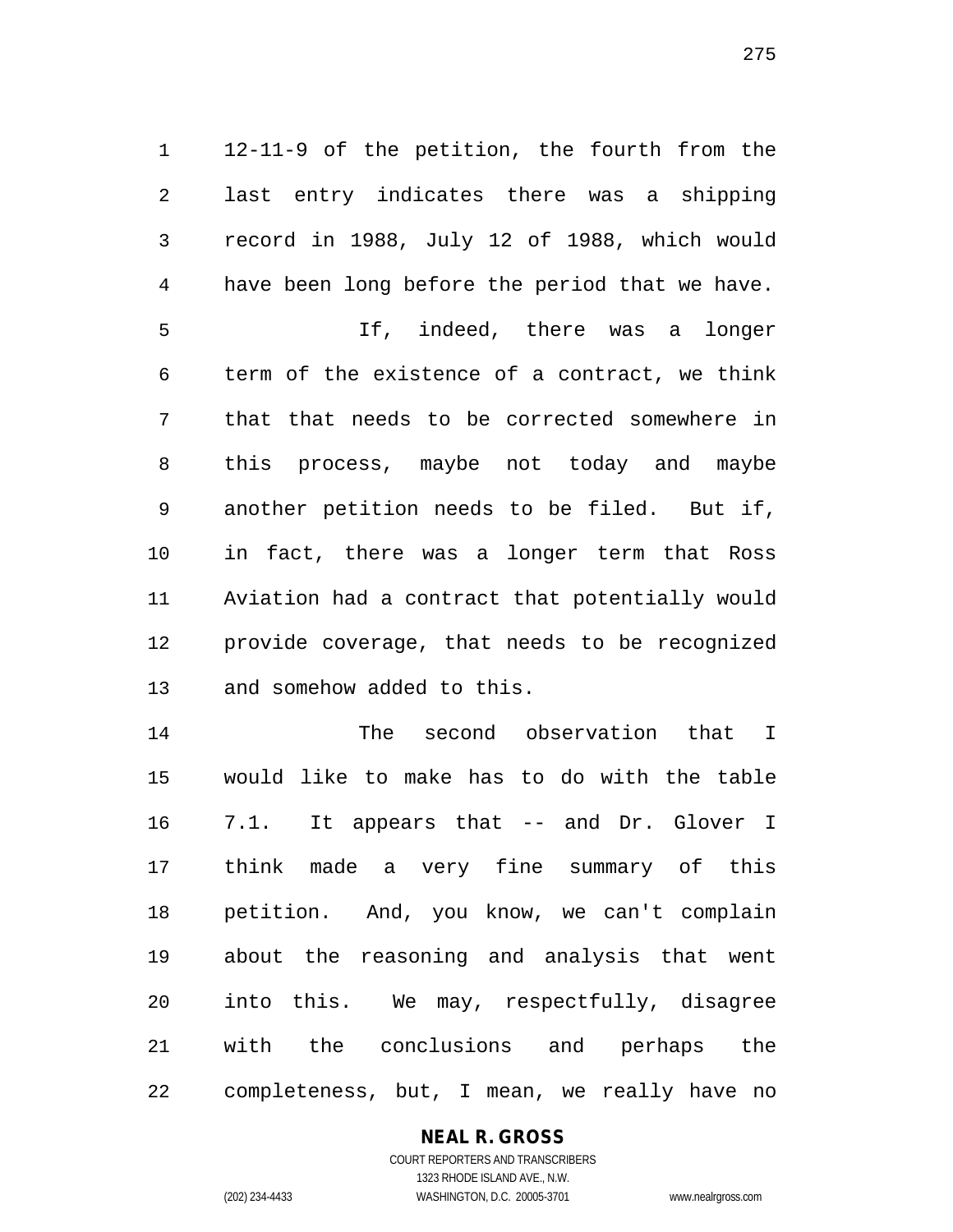12-11-9 of the petition, the fourth from the last entry indicates there was a shipping record in 1988, July 12 of 1988, which would have been long before the period that we have.

If, indeed, there was a longer term of the existence of a contract, we think that that needs to be corrected somewhere in this process, maybe not today and maybe another petition needs to be filed. But if, in fact, there was a longer term that Ross Aviation had a contract that potentially would provide coverage, that needs to be recognized and somehow added to this.

The second observation that I would like to make has to do with the table 7.1. It appears that -- and Dr. Glover I think made a very fine summary of this petition. And, you know, we can't complain about the reasoning and analysis that went into this. We may, respectfully, disagree with the conclusions and perhaps the completeness, but, I mean, we really have no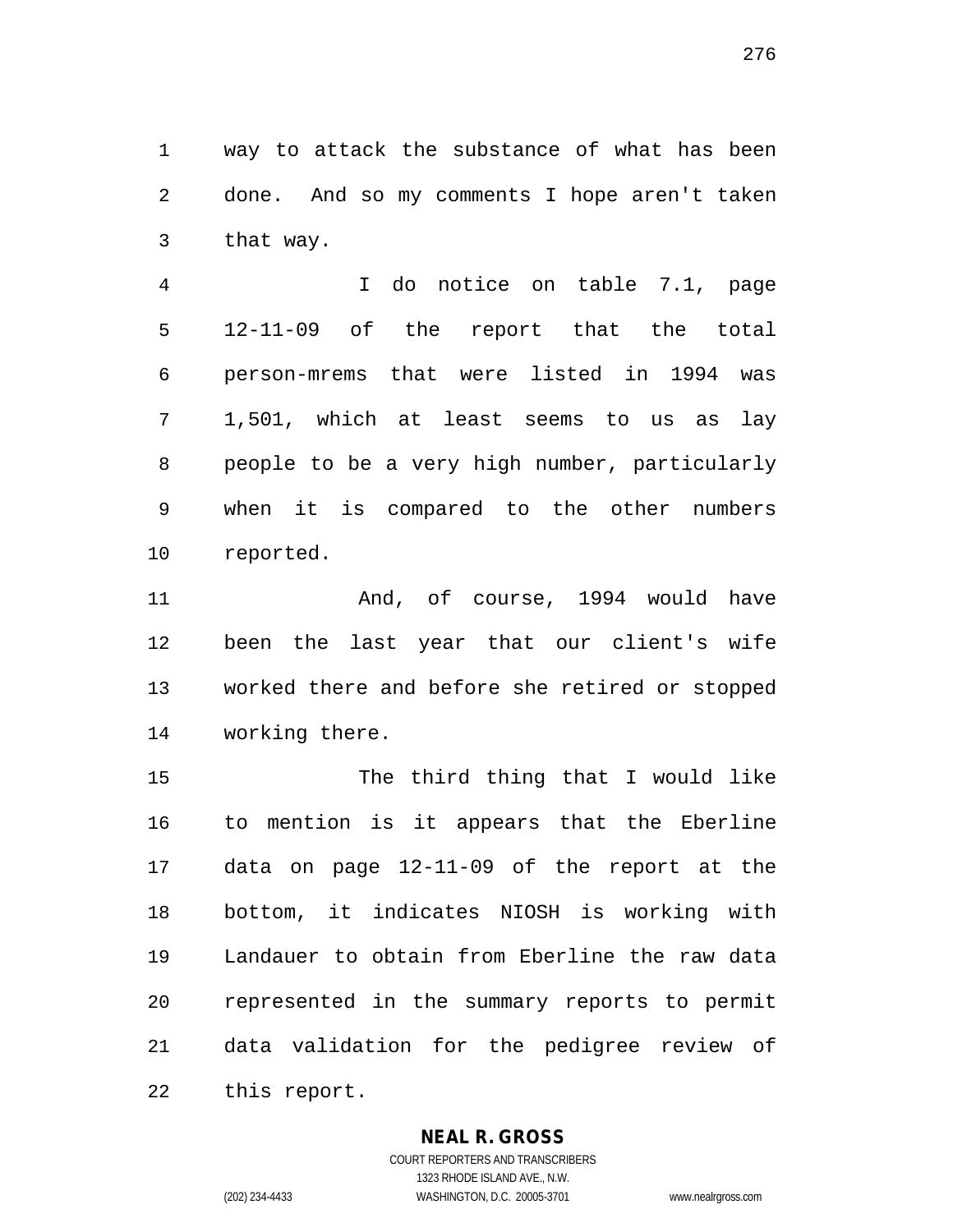way to attack the substance of what has been done. And so my comments I hope aren't taken that way.

I do notice on table 7.1, page 12-11-09 of the report that the total person-mrems that were listed in 1994 was 1,501, which at least seems to us as lay people to be a very high number, particularly when it is compared to the other numbers reported.

And, of course, 1994 would have been the last year that our client's wife worked there and before she retired or stopped working there.

The third thing that I would like to mention is it appears that the Eberline data on page 12-11-09 of the report at the bottom, it indicates NIOSH is working with Landauer to obtain from Eberline the raw data represented in the summary reports to permit data validation for the pedigree review of this report.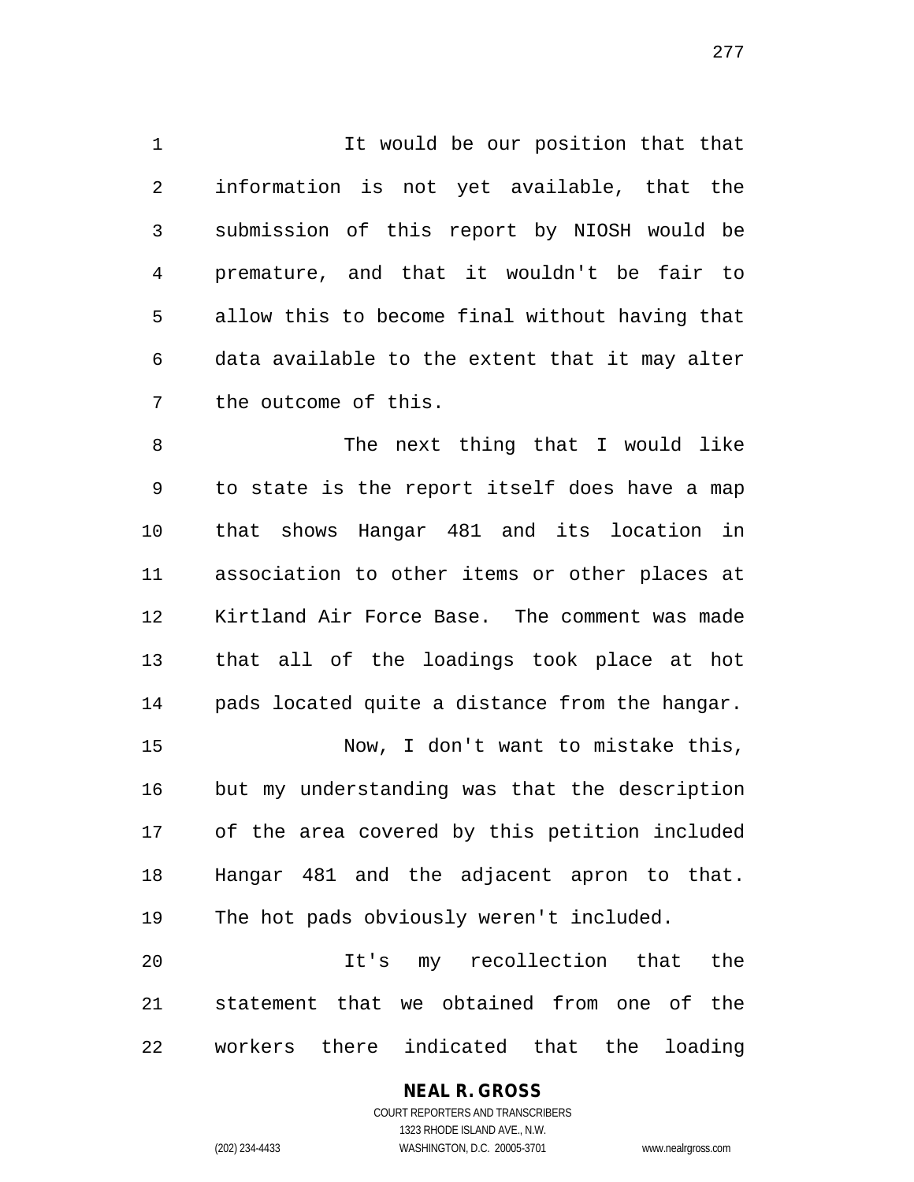It would be our position that that information is not yet available, that the submission of this report by NIOSH would be premature, and that it wouldn't be fair to allow this to become final without having that data available to the extent that it may alter the outcome of this.

The next thing that I would like to state is the report itself does have a map that shows Hangar 481 and its location in association to other items or other places at Kirtland Air Force Base. The comment was made that all of the loadings took place at hot pads located quite a distance from the hangar.

Now, I don't want to mistake this, but my understanding was that the description of the area covered by this petition included Hangar 481 and the adjacent apron to that. The hot pads obviously weren't included.

It's my recollection that the statement that we obtained from one of the workers there indicated that the loading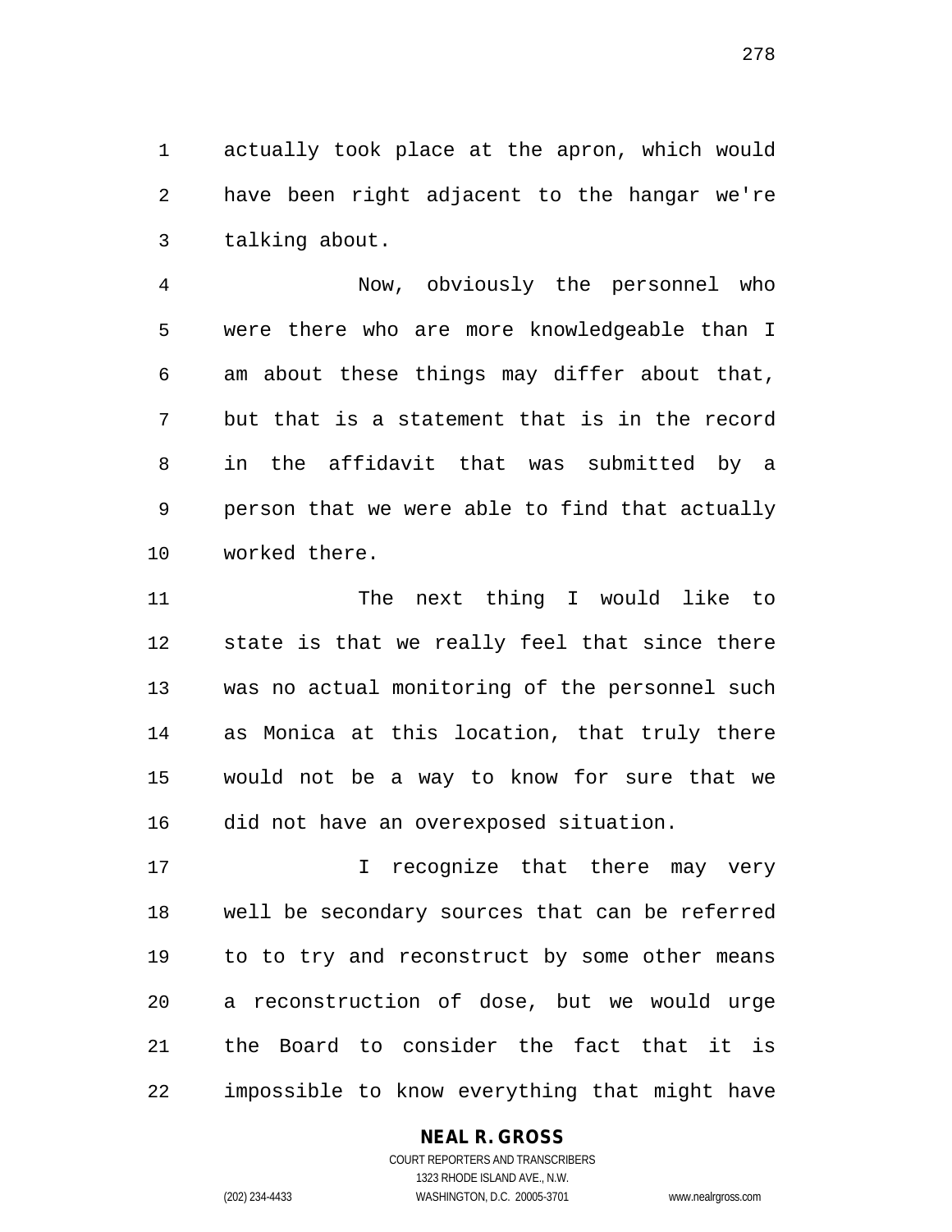actually took place at the apron, which would have been right adjacent to the hangar we're talking about.

Now, obviously the personnel who were there who are more knowledgeable than I am about these things may differ about that, but that is a statement that is in the record in the affidavit that was submitted by a person that we were able to find that actually worked there.

The next thing I would like to state is that we really feel that since there was no actual monitoring of the personnel such as Monica at this location, that truly there would not be a way to know for sure that we did not have an overexposed situation.

I recognize that there may very well be secondary sources that can be referred to to try and reconstruct by some other means a reconstruction of dose, but we would urge the Board to consider the fact that it is impossible to know everything that might have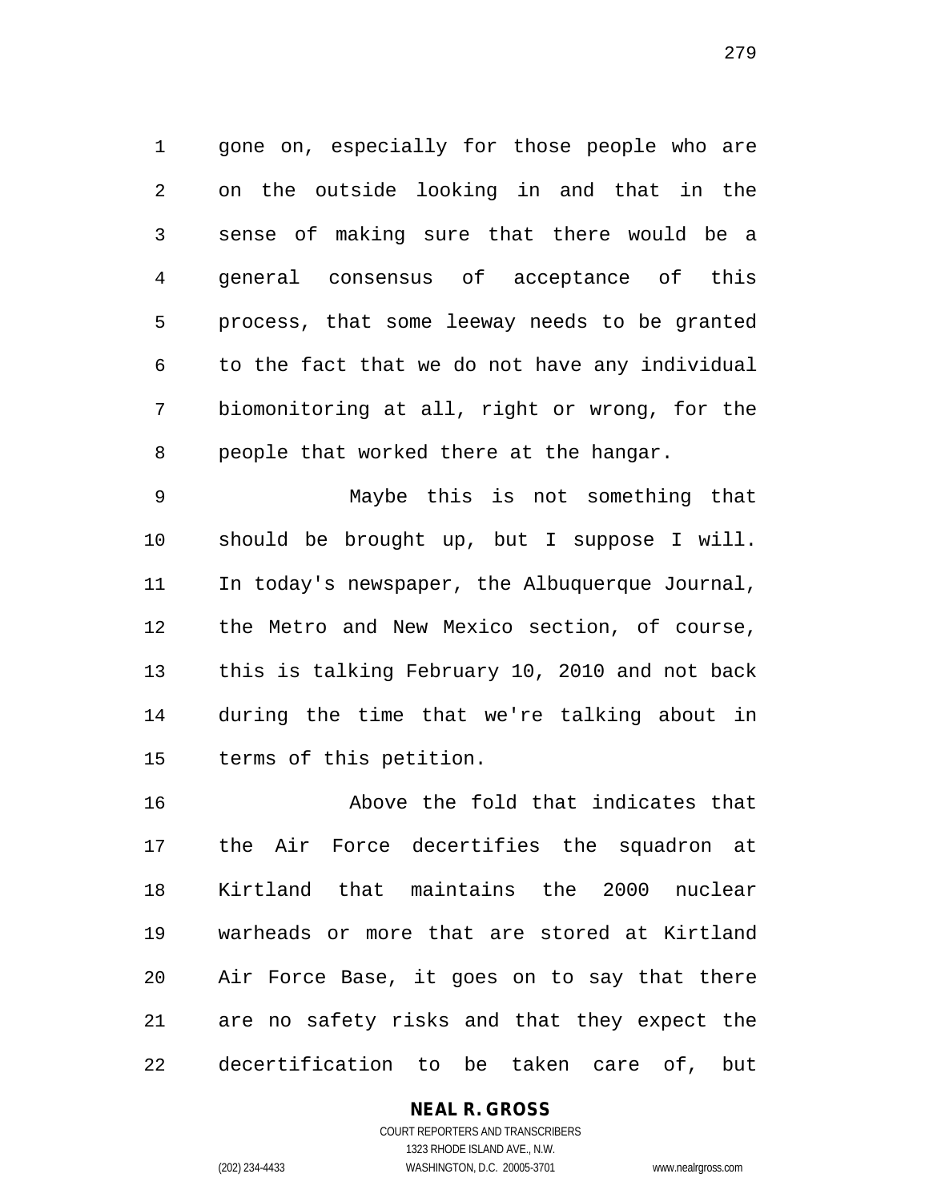gone on, especially for those people who are on the outside looking in and that in the sense of making sure that there would be a general consensus of acceptance of this process, that some leeway needs to be granted to the fact that we do not have any individual biomonitoring at all, right or wrong, for the people that worked there at the hangar.

Maybe this is not something that should be brought up, but I suppose I will. In today's newspaper, the Albuquerque Journal, the Metro and New Mexico section, of course, this is talking February 10, 2010 and not back during the time that we're talking about in terms of this petition.

Above the fold that indicates that the Air Force decertifies the squadron at Kirtland that maintains the 2000 nuclear warheads or more that are stored at Kirtland Air Force Base, it goes on to say that there are no safety risks and that they expect the decertification to be taken care of, but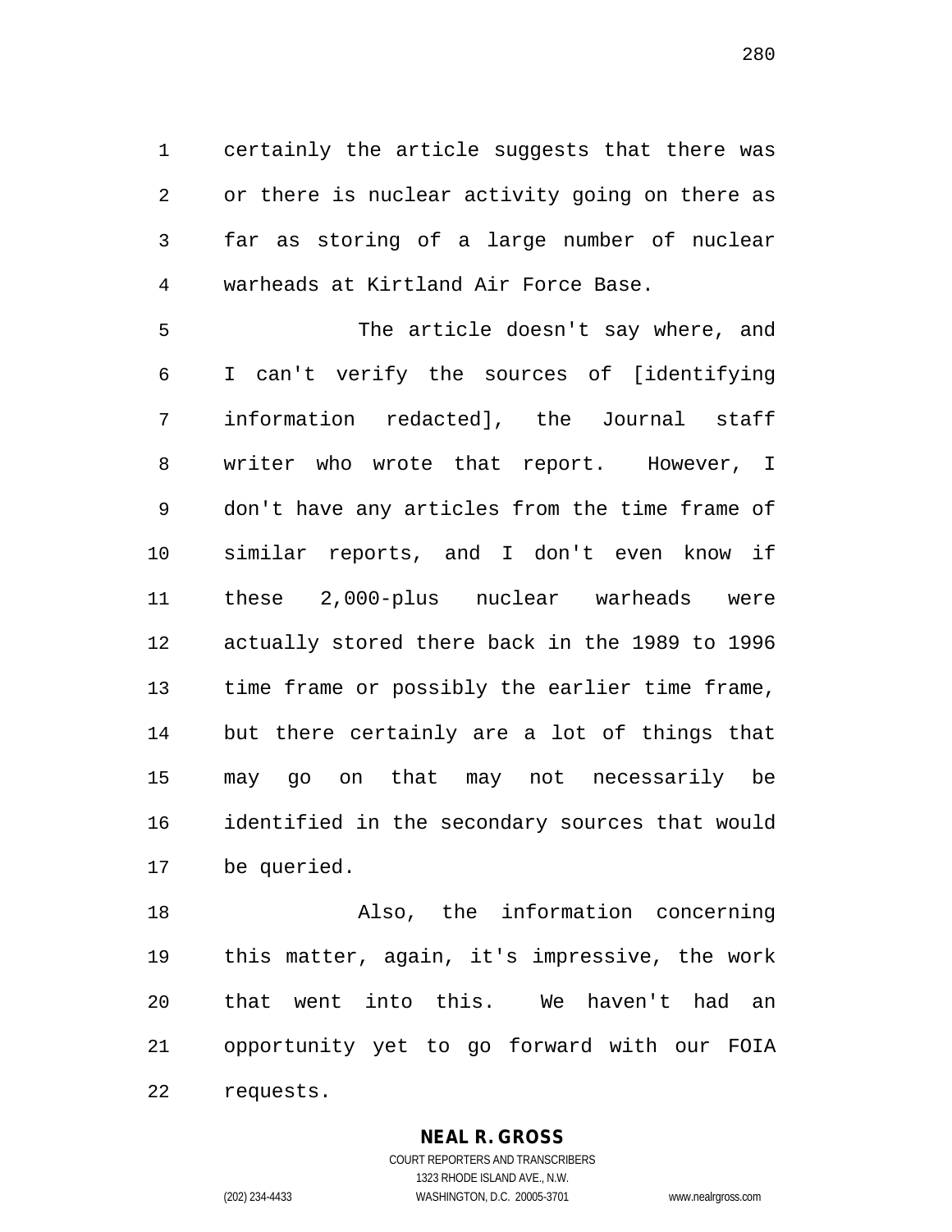certainly the article suggests that there was or there is nuclear activity going on there as far as storing of a large number of nuclear warheads at Kirtland Air Force Base.

The article doesn't say where, and I can't verify the sources of [identifying information redacted], the Journal staff writer who wrote that report. However, I don't have any articles from the time frame of similar reports, and I don't even know if these 2,000-plus nuclear warheads were actually stored there back in the 1989 to 1996 time frame or possibly the earlier time frame, but there certainly are a lot of things that may go on that may not necessarily be identified in the secondary sources that would be queried.

Also, the information concerning this matter, again, it's impressive, the work that went into this. We haven't had an opportunity yet to go forward with our FOIA requests.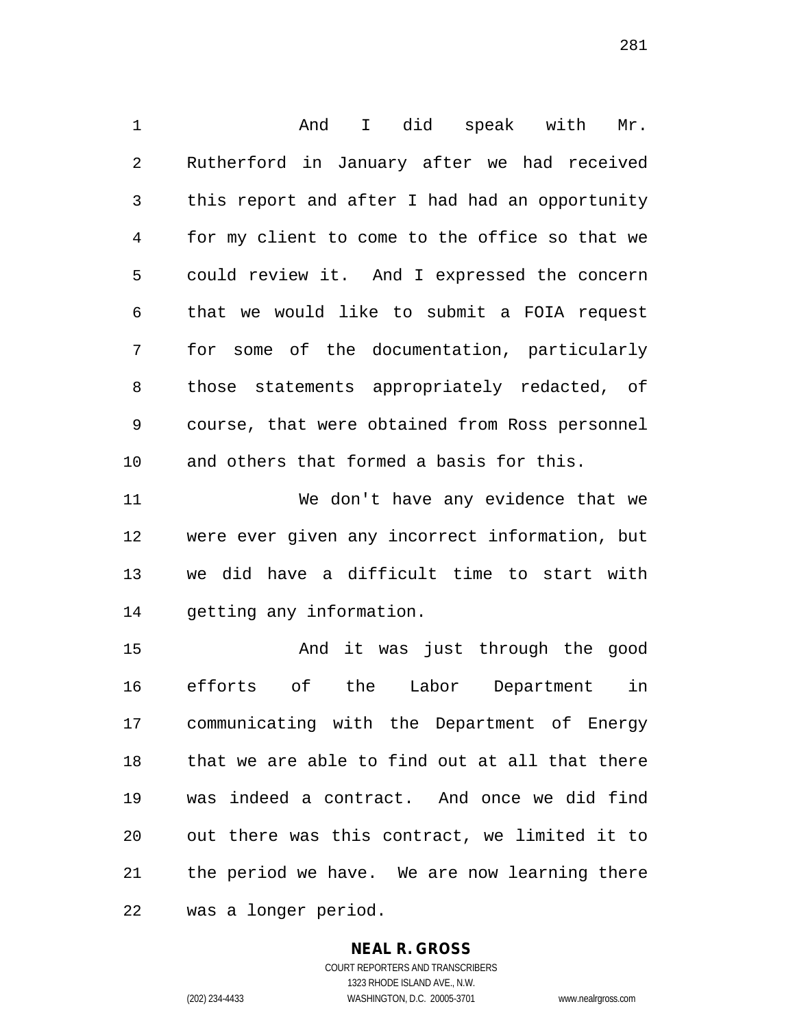And I did speak with Mr. Rutherford in January after we had received this report and after I had had an opportunity for my client to come to the office so that we could review it. And I expressed the concern that we would like to submit a FOIA request for some of the documentation, particularly those statements appropriately redacted, of course, that were obtained from Ross personnel and others that formed a basis for this.

We don't have any evidence that we were ever given any incorrect information, but we did have a difficult time to start with getting any information.

And it was just through the good efforts of the Labor Department in communicating with the Department of Energy that we are able to find out at all that there was indeed a contract. And once we did find out there was this contract, we limited it to the period we have. We are now learning there was a longer period.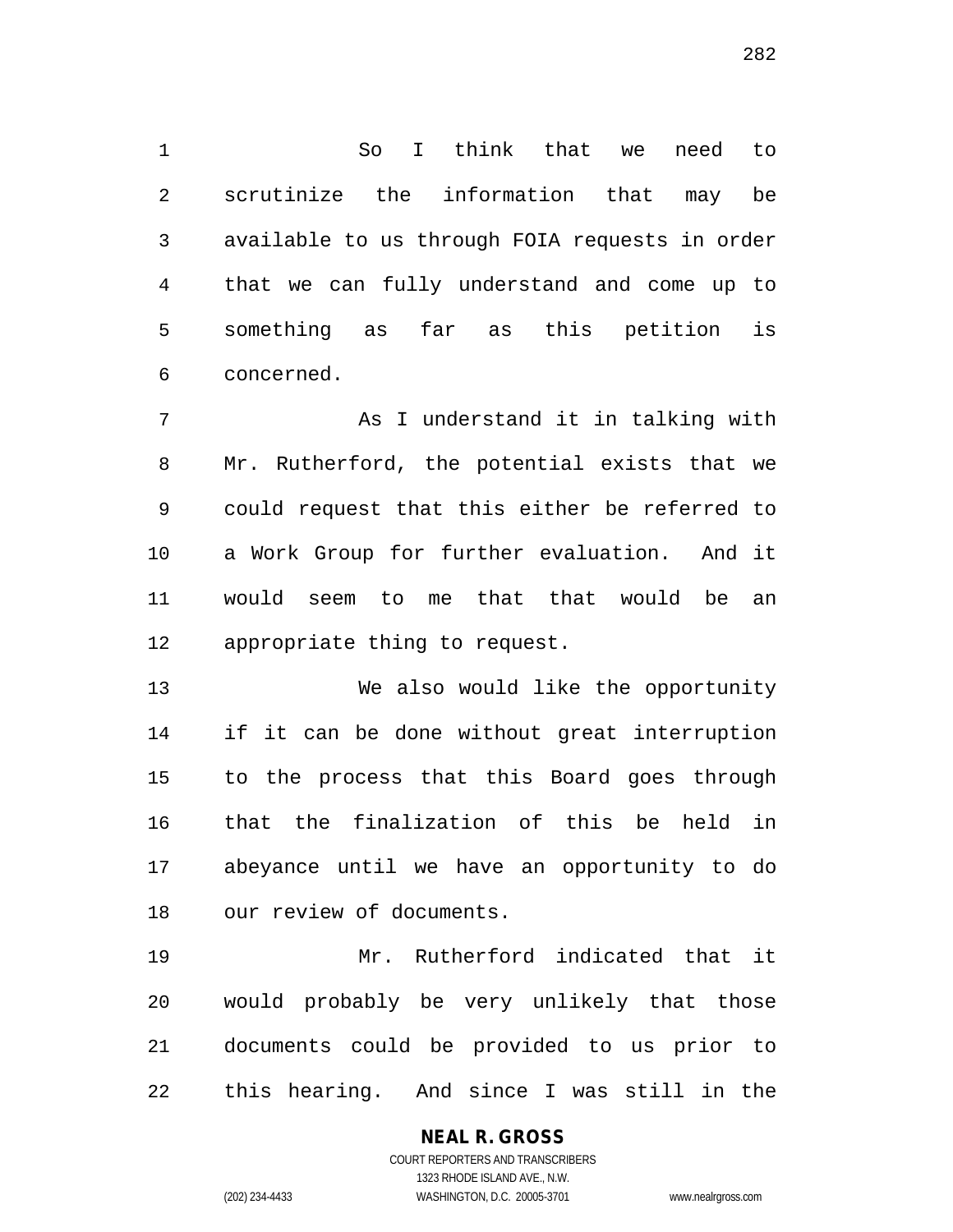So I think that we need to scrutinize the information that may be available to us through FOIA requests in order that we can fully understand and come up to something as far as this petition is concerned.

As I understand it in talking with Mr. Rutherford, the potential exists that we could request that this either be referred to a Work Group for further evaluation. And it would seem to me that that would be an appropriate thing to request.

We also would like the opportunity if it can be done without great interruption to the process that this Board goes through that the finalization of this be held in abeyance until we have an opportunity to do our review of documents.

Mr. Rutherford indicated that it would probably be very unlikely that those documents could be provided to us prior to this hearing. And since I was still in the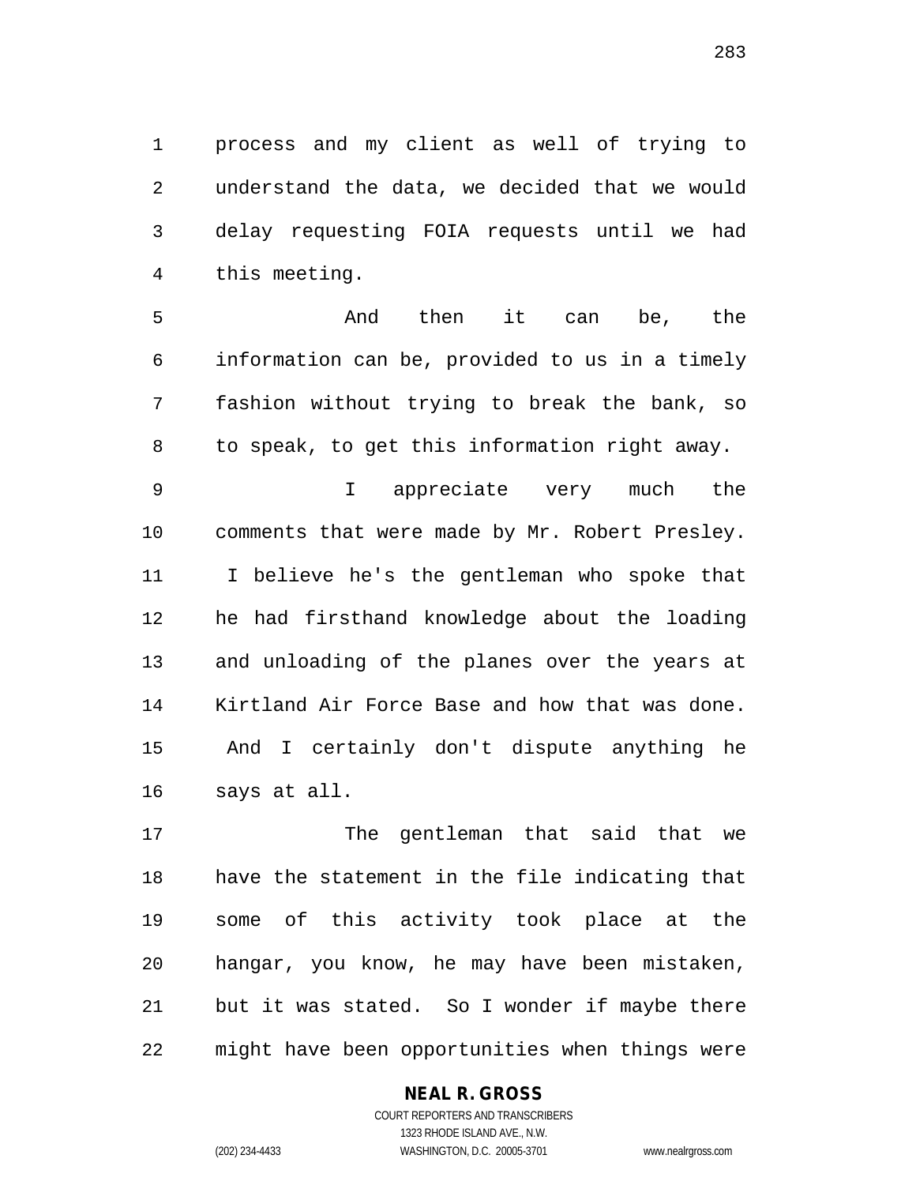process and my client as well of trying to understand the data, we decided that we would delay requesting FOIA requests until we had this meeting.

And then it can be, the information can be, provided to us in a timely fashion without trying to break the bank, so to speak, to get this information right away.

I appreciate very much the comments that were made by Mr. Robert Presley. I believe he's the gentleman who spoke that he had firsthand knowledge about the loading and unloading of the planes over the years at Kirtland Air Force Base and how that was done. And I certainly don't dispute anything he says at all.

The gentleman that said that we have the statement in the file indicating that some of this activity took place at the hangar, you know, he may have been mistaken, but it was stated. So I wonder if maybe there might have been opportunities when things were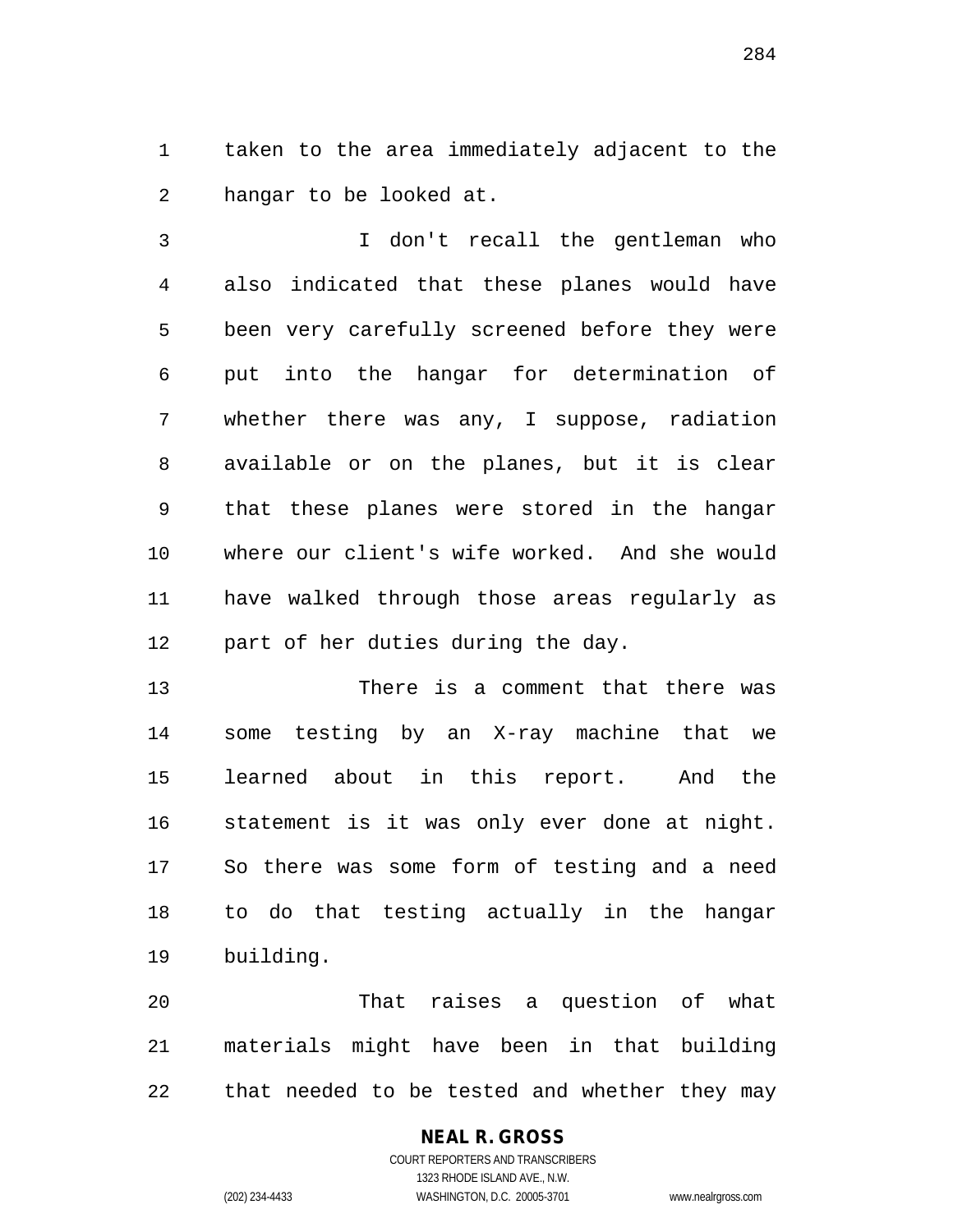taken to the area immediately adjacent to the hangar to be looked at.

I don't recall the gentleman who also indicated that these planes would have been very carefully screened before they were put into the hangar for determination of whether there was any, I suppose, radiation available or on the planes, but it is clear that these planes were stored in the hangar where our client's wife worked. And she would have walked through those areas regularly as part of her duties during the day.

There is a comment that there was some testing by an X-ray machine that we learned about in this report. And the statement is it was only ever done at night. So there was some form of testing and a need to do that testing actually in the hangar building.

That raises a question of what materials might have been in that building that needed to be tested and whether they may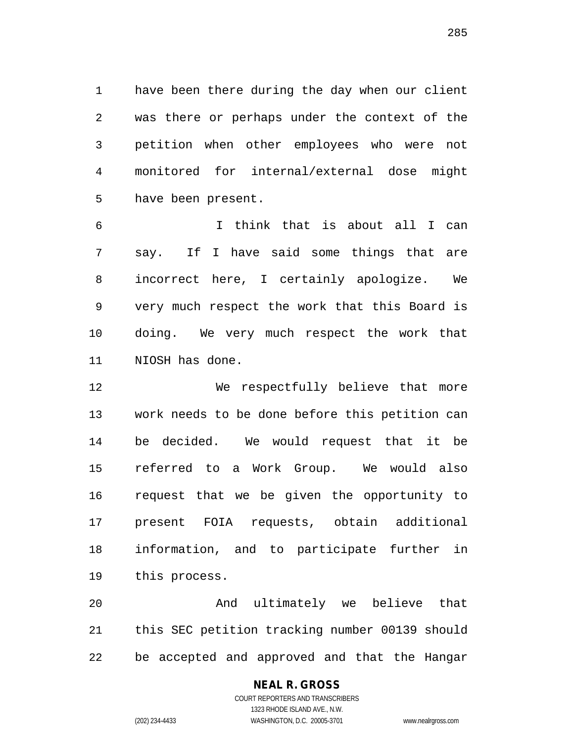have been there during the day when our client was there or perhaps under the context of the petition when other employees who were not monitored for internal/external dose might have been present.

I think that is about all I can say. If I have said some things that are incorrect here, I certainly apologize. We very much respect the work that this Board is doing. We very much respect the work that NIOSH has done.

We respectfully believe that more work needs to be done before this petition can be decided. We would request that it be referred to a Work Group. We would also request that we be given the opportunity to present FOIA requests, obtain additional information, and to participate further in this process.

And ultimately we believe that this SEC petition tracking number 00139 should be accepted and approved and that the Hangar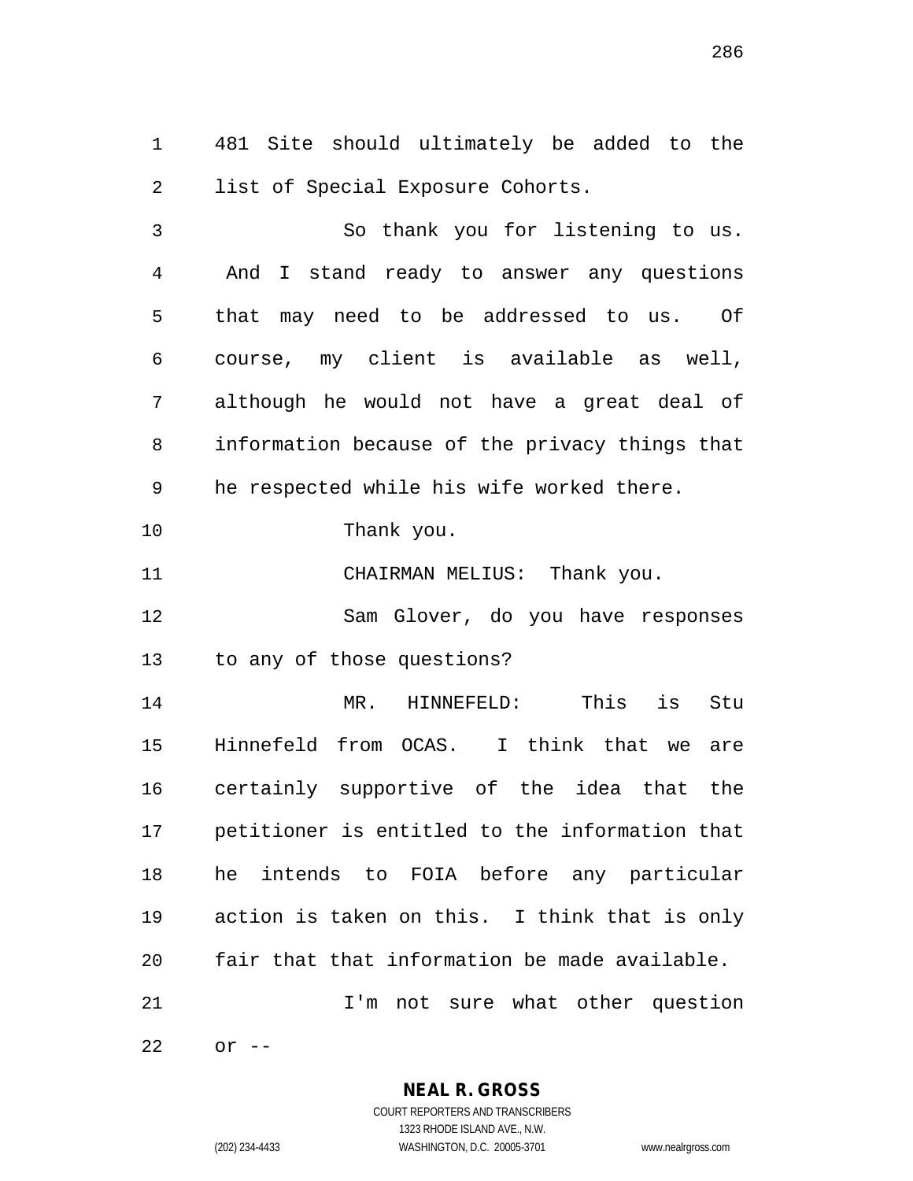481 Site should ultimately be added to the list of Special Exposure Cohorts.

So thank you for listening to us. And I stand ready to answer any questions that may need to be addressed to us. Of course, my client is available as well, although he would not have a great deal of information because of the privacy things that he respected while his wife worked there.

Thank you.

CHAIRMAN MELIUS: Thank you.

Sam Glover, do you have responses to any of those questions?

MR. HINNEFELD: This is Stu Hinnefeld from OCAS. I think that we are certainly supportive of the idea that the petitioner is entitled to the information that he intends to FOIA before any particular action is taken on this. I think that is only fair that that information be made available.

I'm not sure what other question or --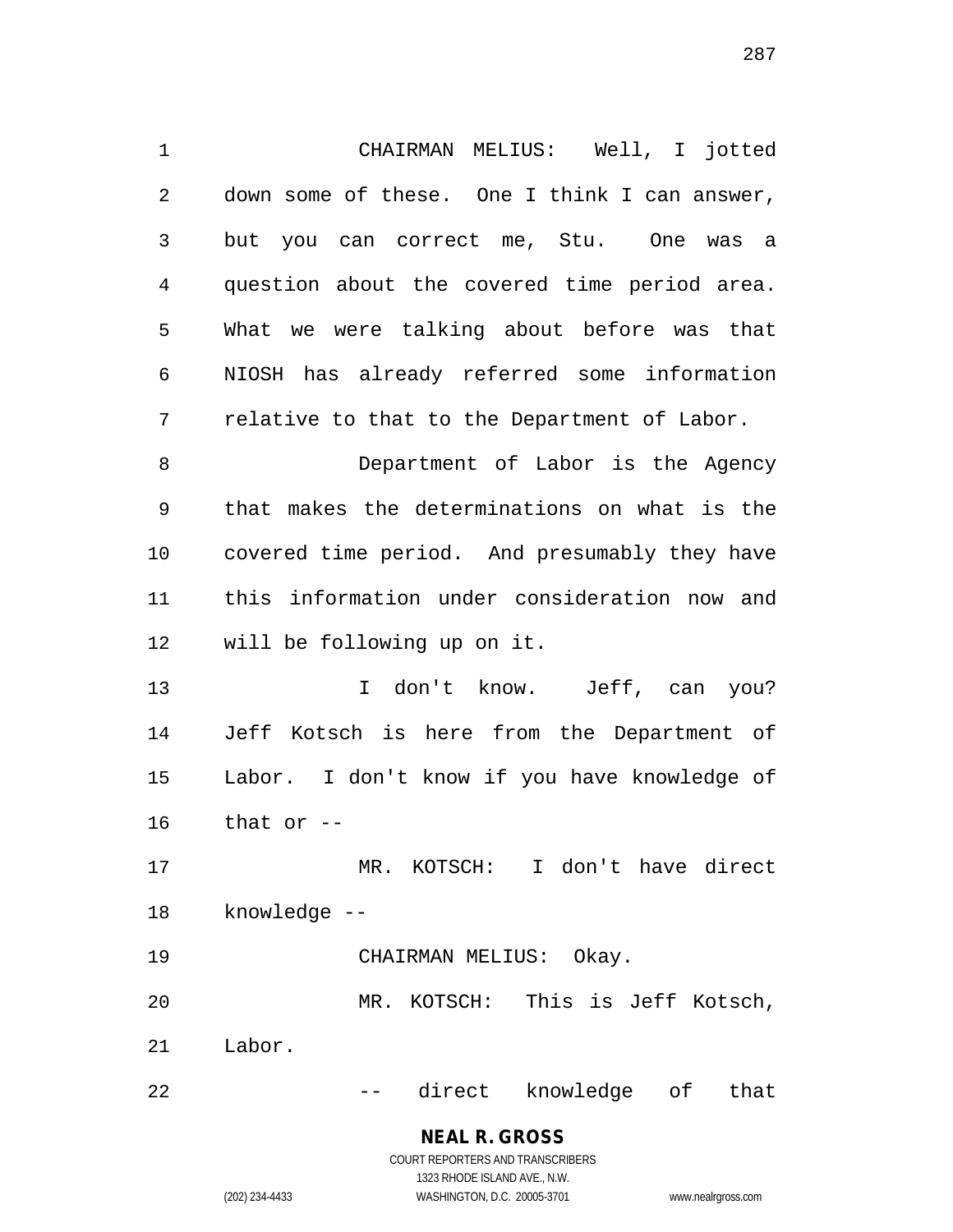CHAIRMAN MELIUS: Well, I jotted down some of these. One I think I can answer, but you can correct me, Stu. One was a question about the covered time period area. What we were talking about before was that NIOSH has already referred some information relative to that to the Department of Labor.

Department of Labor is the Agency that makes the determinations on what is the covered time period. And presumably they have this information under consideration now and will be following up on it.

I don't know. Jeff, can you? Jeff Kotsch is here from the Department of Labor. I don't know if you have knowledge of that or --

MR. KOTSCH: I don't have direct knowledge --

CHAIRMAN MELIUS: Okay.

MR. KOTSCH: This is Jeff Kotsch, Labor.

-- direct knowledge of that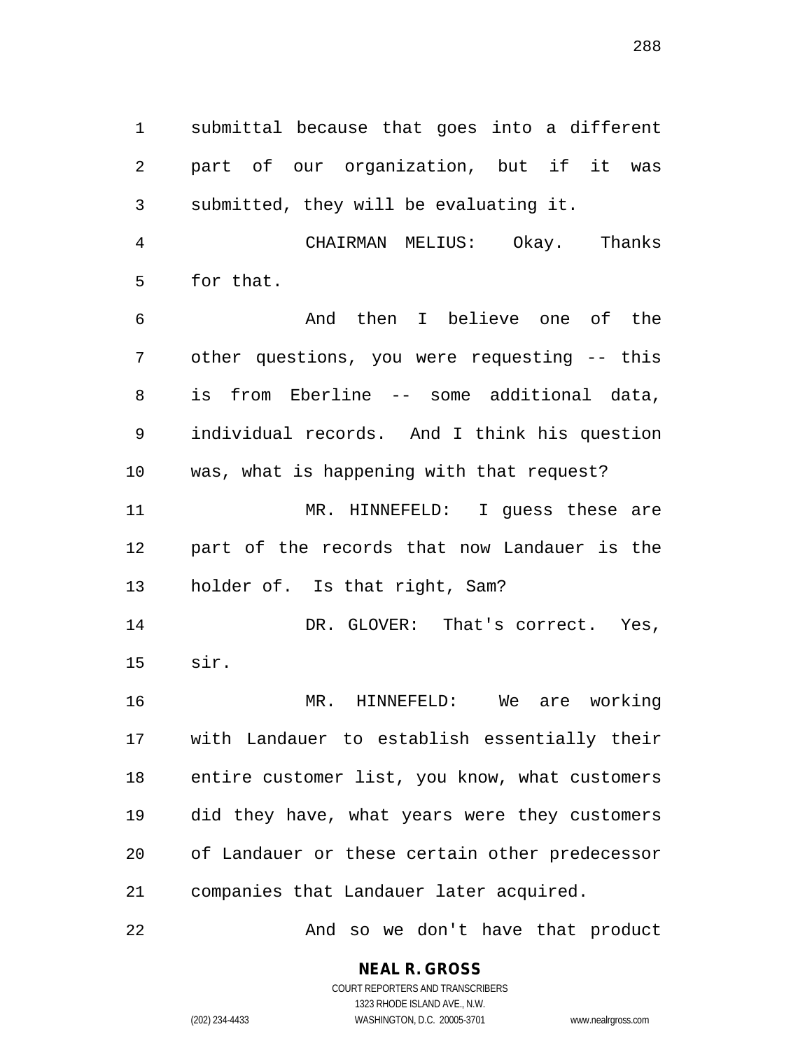submittal because that goes into a different part of our organization, but if it was submitted, they will be evaluating it.

CHAIRMAN MELIUS: Okay. Thanks for that.

And then I believe one of the other questions, you were requesting -- this is from Eberline -- some additional data, individual records. And I think his question was, what is happening with that request?

MR. HINNEFELD: I guess these are part of the records that now Landauer is the holder of. Is that right, Sam?

DR. GLOVER: That's correct. Yes, sir.

MR. HINNEFELD: We are working with Landauer to establish essentially their entire customer list, you know, what customers did they have, what years were they customers of Landauer or these certain other predecessor companies that Landauer later acquired.

And so we don't have that product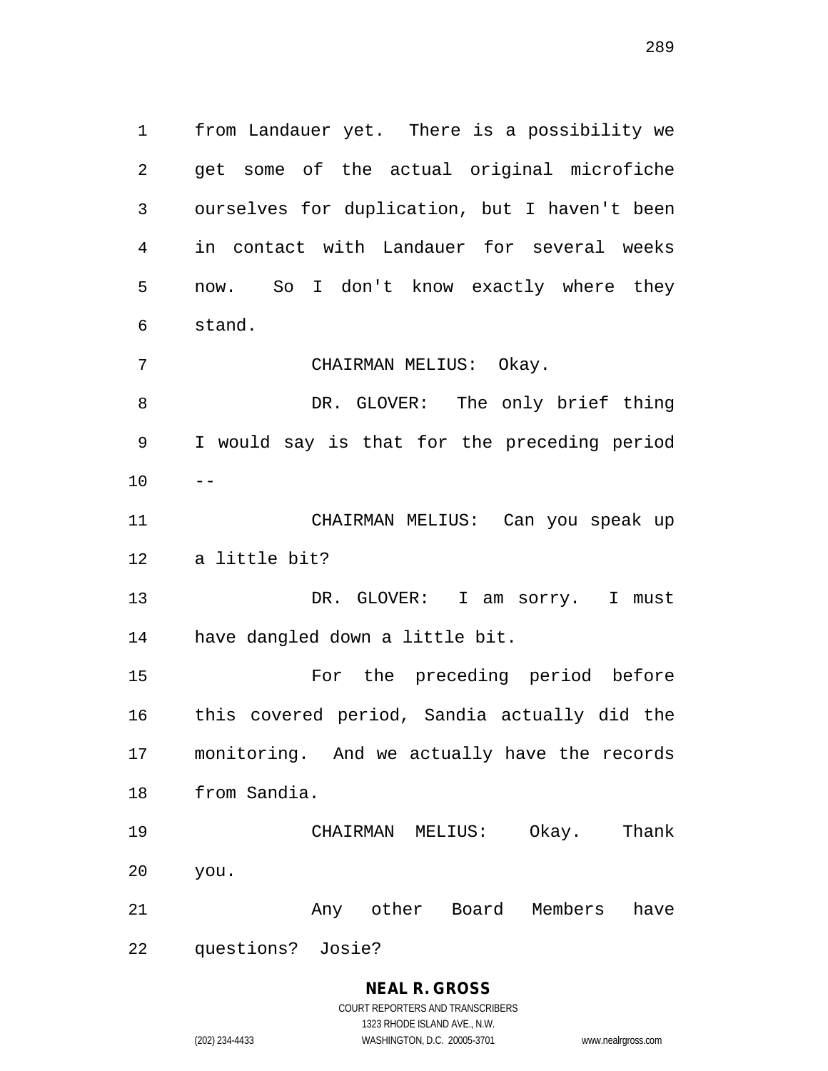from Landauer yet. There is a possibility we get some of the actual original microfiche ourselves for duplication, but I haven't been in contact with Landauer for several weeks now. So I don't know exactly where they stand.

CHAIRMAN MELIUS: Okay.

DR. GLOVER: The only brief thing I would say is that for the preceding period --

CHAIRMAN MELIUS: Can you speak up a little bit?

DR. GLOVER: I am sorry. I must have dangled down a little bit.

For the preceding period before this covered period, Sandia actually did the monitoring. And we actually have the records from Sandia.

CHAIRMAN MELIUS: Okay. Thank you.

Any other Board Members have questions? Josie?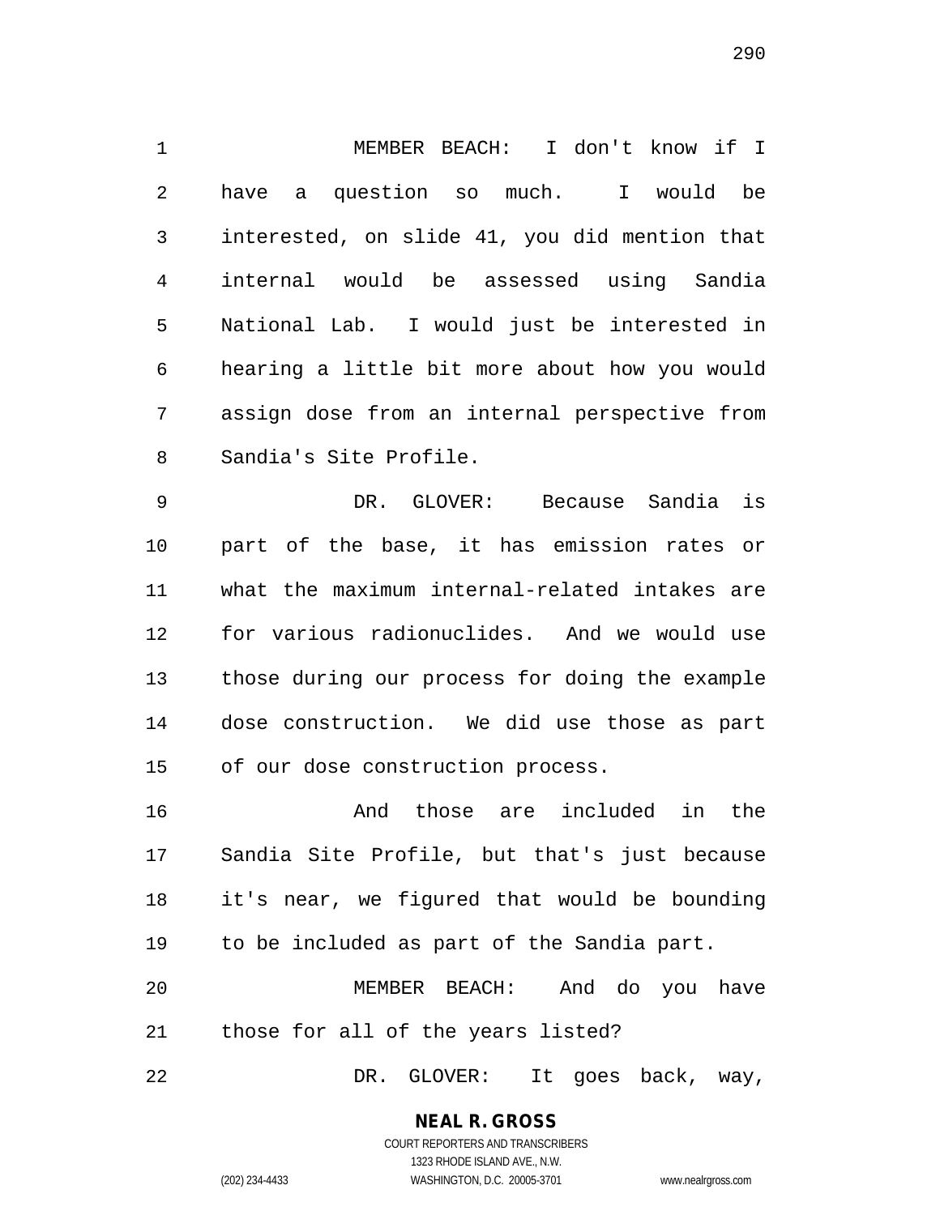MEMBER BEACH: I don't know if I have a question so much. I would be interested, on slide 41, you did mention that internal would be assessed using Sandia National Lab. I would just be interested in hearing a little bit more about how you would assign dose from an internal perspective from Sandia's Site Profile.

DR. GLOVER: Because Sandia is part of the base, it has emission rates or what the maximum internal-related intakes are for various radionuclides. And we would use those during our process for doing the example dose construction. We did use those as part of our dose construction process.

And those are included in the Sandia Site Profile, but that's just because it's near, we figured that would be bounding to be included as part of the Sandia part.

MEMBER BEACH: And do you have those for all of the years listed?

DR. GLOVER: It goes back, way,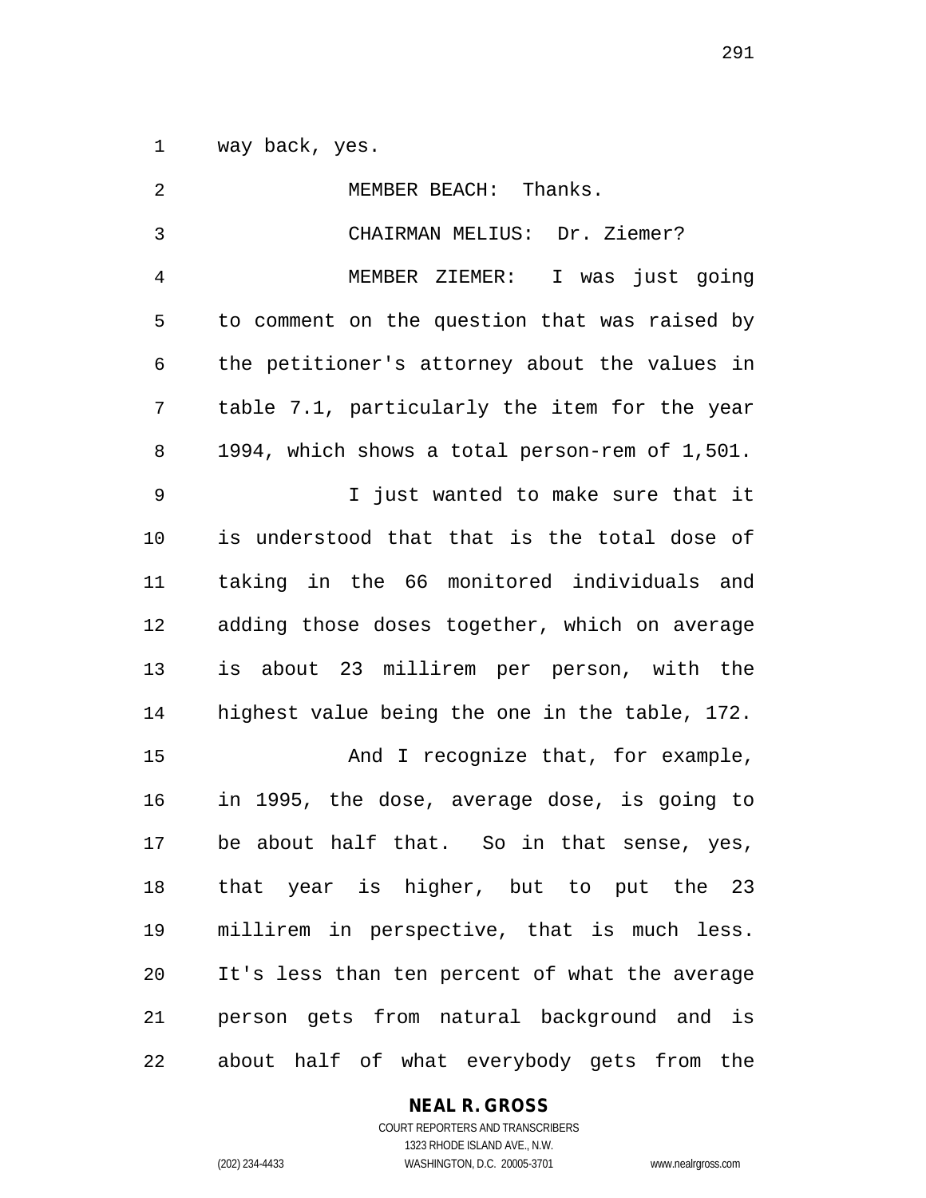way back, yes.

MEMBER BEACH: Thanks.

CHAIRMAN MELIUS: Dr. Ziemer?

MEMBER ZIEMER: I was just going to comment on the question that was raised by the petitioner's attorney about the values in table 7.1, particularly the item for the year 1994, which shows a total person-rem of 1,501.

I just wanted to make sure that it is understood that that is the total dose of taking in the 66 monitored individuals and adding those doses together, which on average is about 23 millirem per person, with the highest value being the one in the table, 172.

And I recognize that, for example, in 1995, the dose, average dose, is going to be about half that. So in that sense, yes, that year is higher, but to put the 23 millirem in perspective, that is much less. It's less than ten percent of what the average person gets from natural background and is about half of what everybody gets from the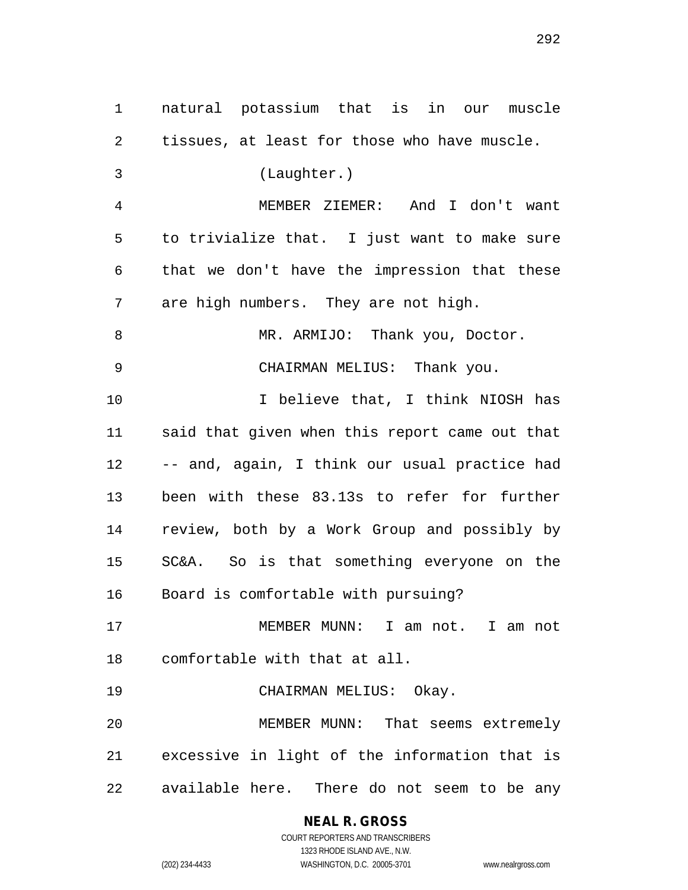natural potassium that is in our muscle tissues, at least for those who have muscle.

(Laughter.)

MEMBER ZIEMER: And I don't want to trivialize that. I just want to make sure that we don't have the impression that these are high numbers. They are not high.

MR. ARMIJO: Thank you, Doctor.

CHAIRMAN MELIUS: Thank you.

I believe that, I think NIOSH has said that given when this report came out that -- and, again, I think our usual practice had been with these 83.13s to refer for further review, both by a Work Group and possibly by SC&A. So is that something everyone on the Board is comfortable with pursuing?

MEMBER MUNN: I am not. I am not comfortable with that at all.

CHAIRMAN MELIUS: Okay.

MEMBER MUNN: That seems extremely excessive in light of the information that is available here. There do not seem to be any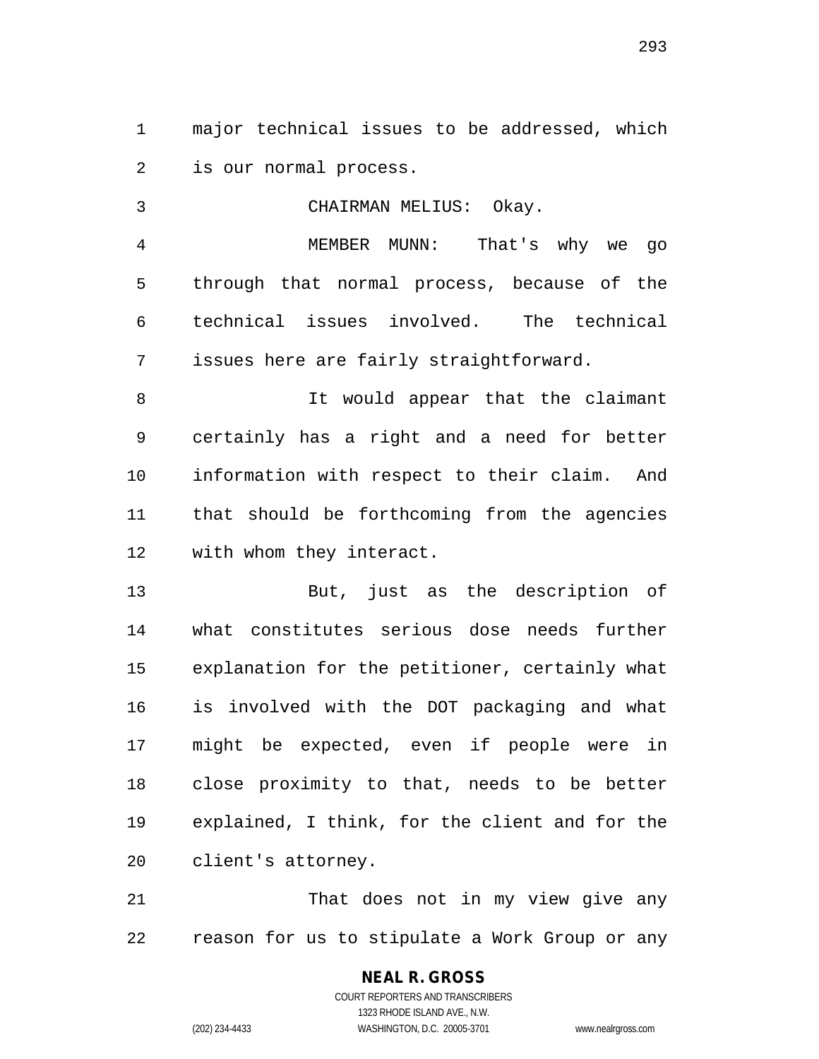major technical issues to be addressed, which is our normal process.

CHAIRMAN MELIUS: Okay.

MEMBER MUNN: That's why we go through that normal process, because of the technical issues involved. The technical issues here are fairly straightforward.

It would appear that the claimant certainly has a right and a need for better information with respect to their claim. And that should be forthcoming from the agencies with whom they interact.

But, just as the description of what constitutes serious dose needs further explanation for the petitioner, certainly what is involved with the DOT packaging and what might be expected, even if people were in close proximity to that, needs to be better explained, I think, for the client and for the client's attorney.

That does not in my view give any reason for us to stipulate a Work Group or any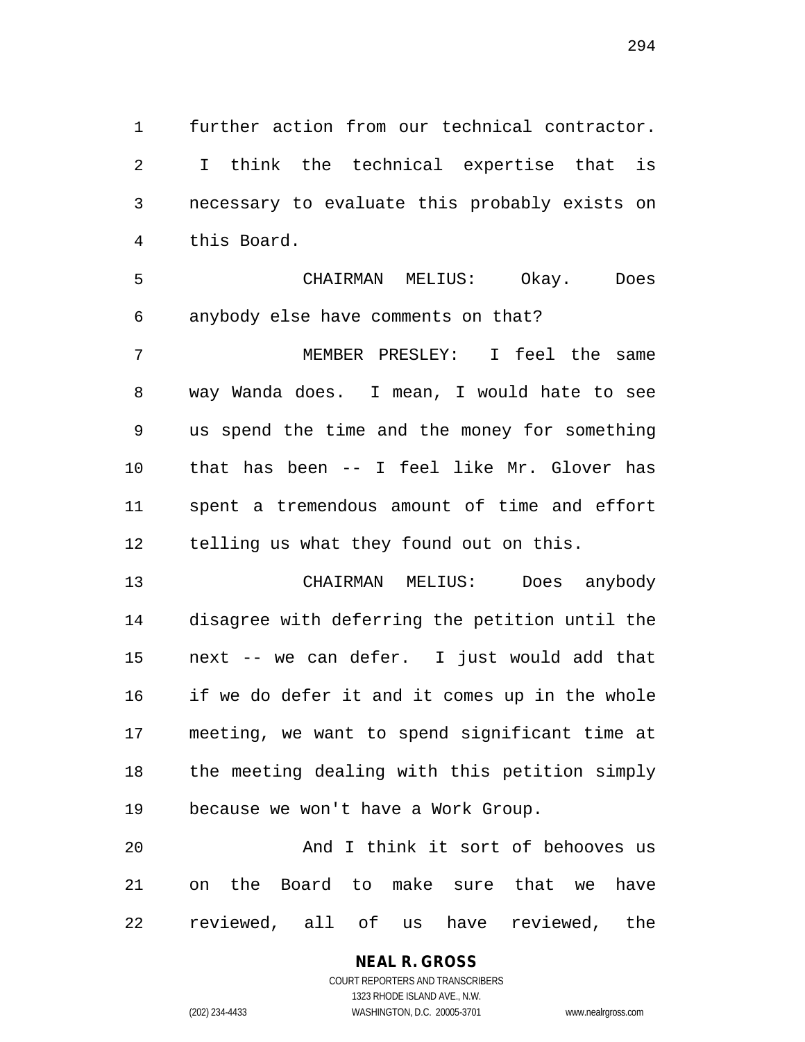further action from our technical contractor. I think the technical expertise that is necessary to evaluate this probably exists on this Board.

CHAIRMAN MELIUS: Okay. Does anybody else have comments on that?

MEMBER PRESLEY: I feel the same way Wanda does. I mean, I would hate to see us spend the time and the money for something that has been -- I feel like Mr. Glover has spent a tremendous amount of time and effort telling us what they found out on this.

CHAIRMAN MELIUS: Does anybody disagree with deferring the petition until the next -- we can defer. I just would add that if we do defer it and it comes up in the whole meeting, we want to spend significant time at the meeting dealing with this petition simply because we won't have a Work Group.

And I think it sort of behooves us on the Board to make sure that we have reviewed, all of us have reviewed, the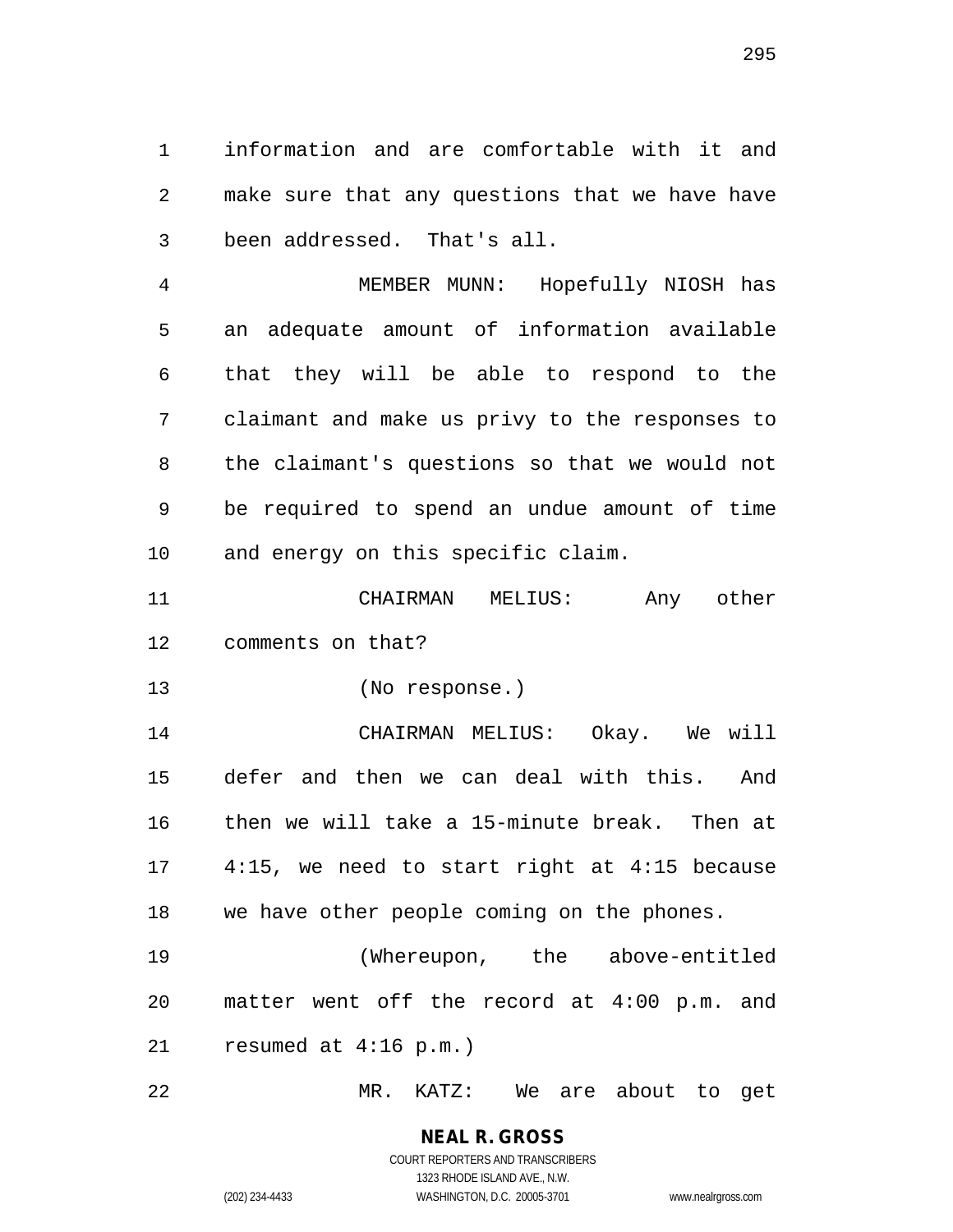information and are comfortable with it and make sure that any questions that we have have been addressed. That's all.

MEMBER MUNN: Hopefully NIOSH has an adequate amount of information available that they will be able to respond to the claimant and make us privy to the responses to the claimant's questions so that we would not be required to spend an undue amount of time and energy on this specific claim.

CHAIRMAN MELIUS: Any other comments on that?

(No response.)

CHAIRMAN MELIUS: Okay. We will defer and then we can deal with this. And then we will take a 15-minute break. Then at 4:15, we need to start right at 4:15 because we have other people coming on the phones.

(Whereupon, the above-entitled matter went off the record at 4:00 p.m. and resumed at 4:16 p.m.)

MR. KATZ: We are about to get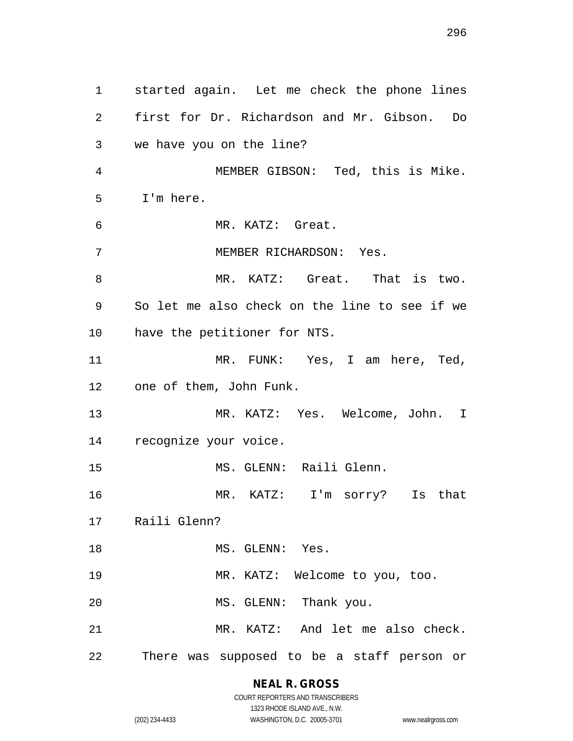started again. Let me check the phone lines first for Dr. Richardson and Mr. Gibson. Do we have you on the line?

MEMBER GIBSON: Ted, this is Mike. I'm here.

MR. KATZ: Great.

MEMBER RICHARDSON: Yes.

MR. KATZ: Great. That is two. So let me also check on the line to see if we have the petitioner for NTS.

MR. FUNK: Yes, I am here, Ted, one of them, John Funk.

MR. KATZ: Yes. Welcome, John. I recognize your voice.

MS. GLENN: Raili Glenn.

MR. KATZ: I'm sorry? Is that Raili Glenn?

MS. GLENN: Yes.

MR. KATZ: Welcome to you, too.

MS. GLENN: Thank you.

MR. KATZ: And let me also check. There was supposed to be a staff person or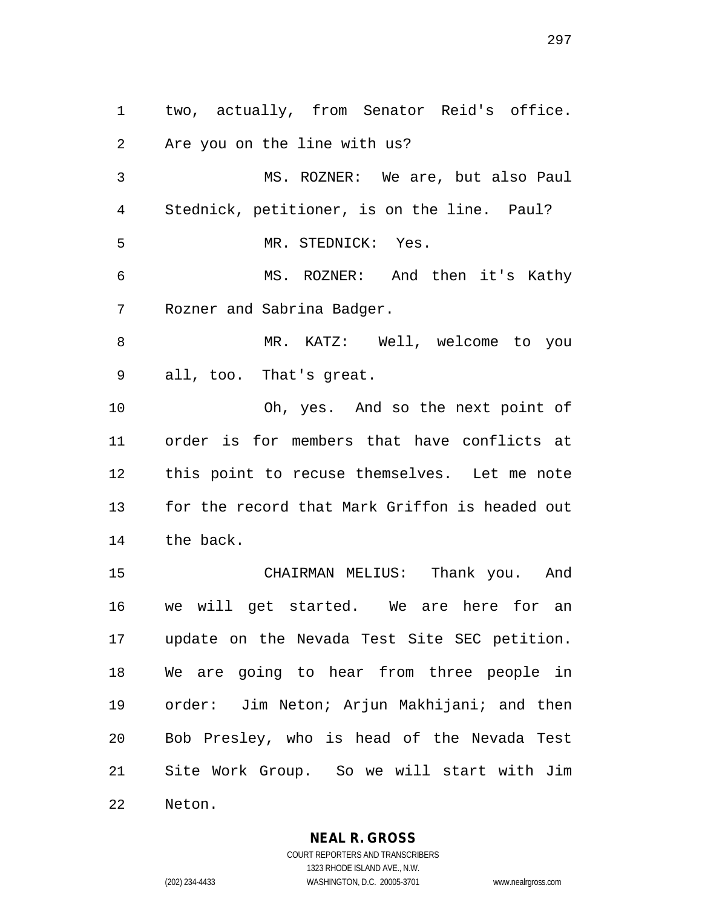two, actually, from Senator Reid's office. Are you on the line with us?

MS. ROZNER: We are, but also Paul Stednick, petitioner, is on the line. Paul?

MR. STEDNICK: Yes.

MS. ROZNER: And then it's Kathy Rozner and Sabrina Badger.

MR. KATZ: Well, welcome to you all, too. That's great.

Oh, yes. And so the next point of order is for members that have conflicts at this point to recuse themselves. Let me note for the record that Mark Griffon is headed out the back.

CHAIRMAN MELIUS: Thank you. And we will get started. We are here for an update on the Nevada Test Site SEC petition. We are going to hear from three people in order: Jim Neton; Arjun Makhijani; and then Bob Presley, who is head of the Nevada Test Site Work Group. So we will start with Jim Neton.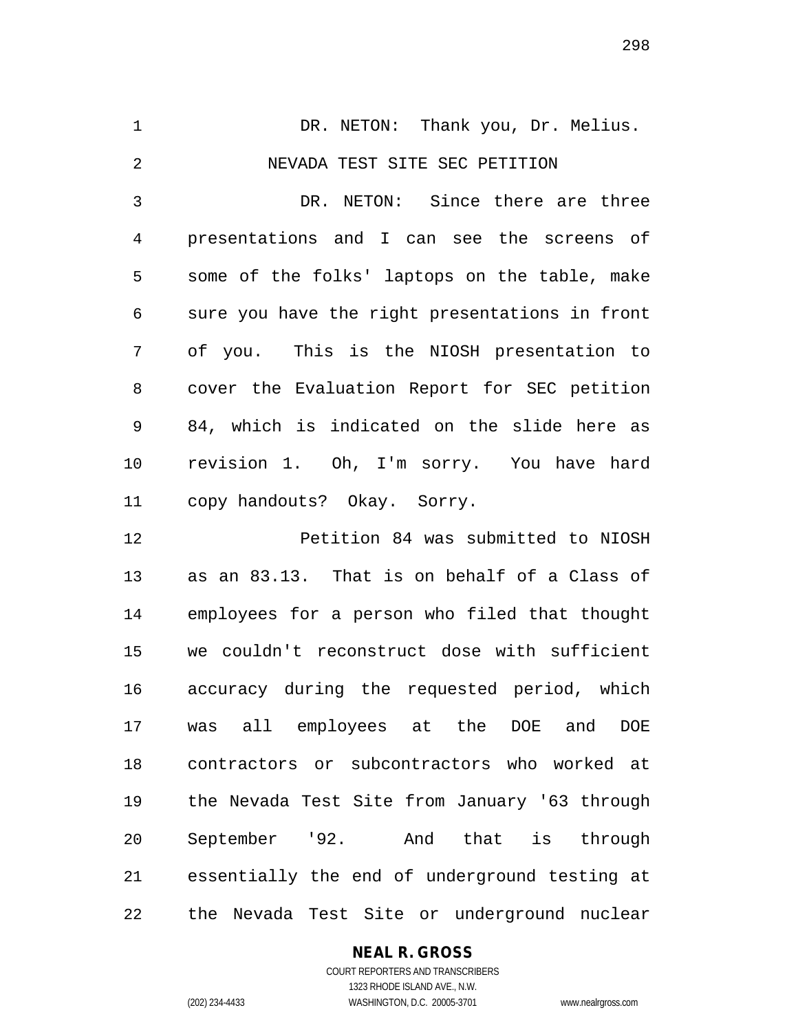DR. NETON: Thank you, Dr. Melius.

NEVADA TEST SITE SEC PETITION

DR. NETON: Since there are three presentations and I can see the screens of some of the folks' laptops on the table, make sure you have the right presentations in front of you. This is the NIOSH presentation to cover the Evaluation Report for SEC petition 84, which is indicated on the slide here as revision 1. Oh, I'm sorry. You have hard copy handouts? Okay. Sorry.

Petition 84 was submitted to NIOSH as an 83.13. That is on behalf of a Class of employees for a person who filed that thought we couldn't reconstruct dose with sufficient accuracy during the requested period, which was all employees at the DOE and DOE contractors or subcontractors who worked at the Nevada Test Site from January '63 through September '92. And that is through essentially the end of underground testing at the Nevada Test Site or underground nuclear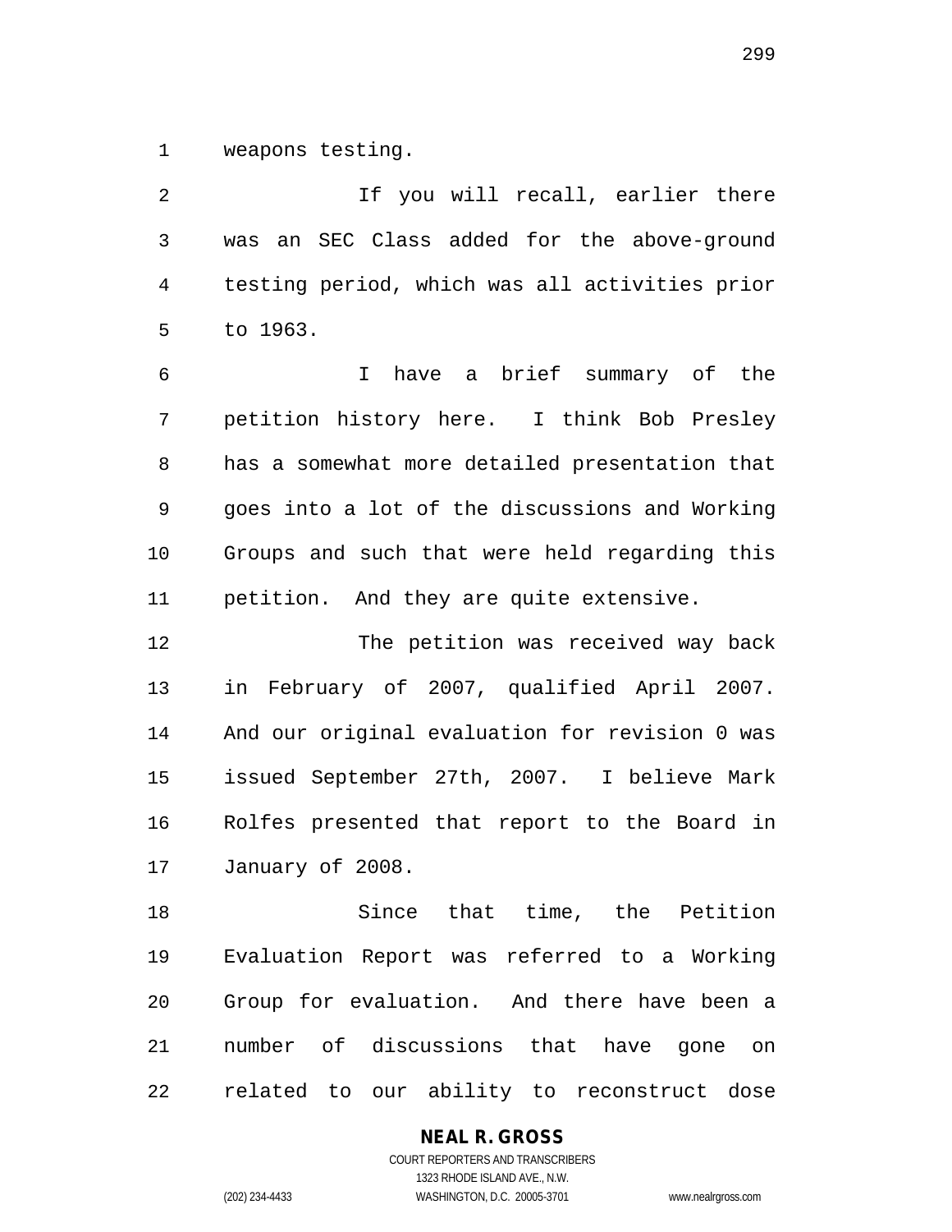weapons testing.

If you will recall, earlier there was an SEC Class added for the above-ground testing period, which was all activities prior to 1963.

I have a brief summary of the petition history here. I think Bob Presley has a somewhat more detailed presentation that goes into a lot of the discussions and Working Groups and such that were held regarding this petition. And they are quite extensive.

The petition was received way back in February of 2007, qualified April 2007. And our original evaluation for revision 0 was issued September 27th, 2007. I believe Mark Rolfes presented that report to the Board in January of 2008.

Since that time, the Petition Evaluation Report was referred to a Working Group for evaluation. And there have been a number of discussions that have gone on related to our ability to reconstruct dose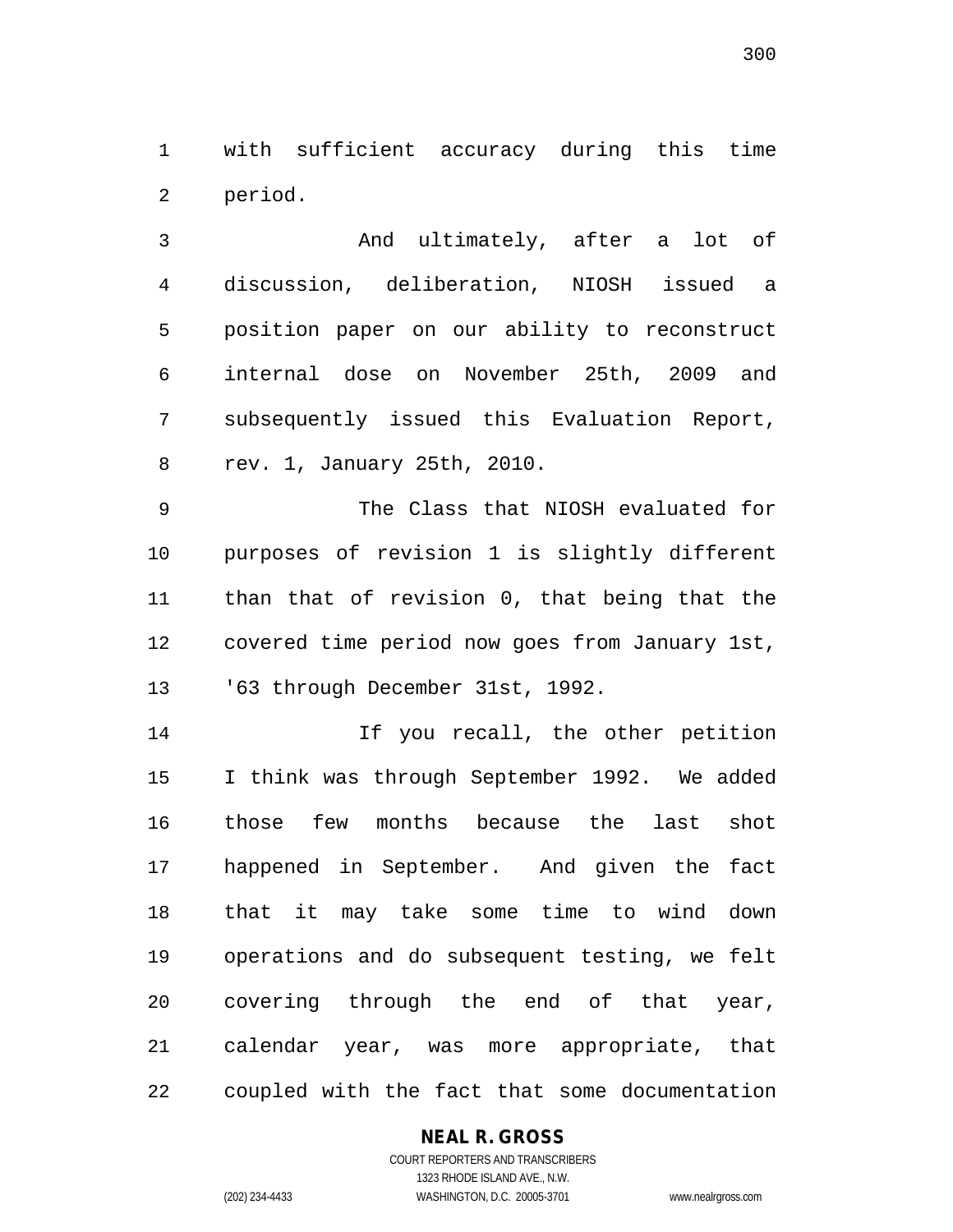with sufficient accuracy during this time period.

And ultimately, after a lot of discussion, deliberation, NIOSH issued a position paper on our ability to reconstruct internal dose on November 25th, 2009 and subsequently issued this Evaluation Report, rev. 1, January 25th, 2010.

The Class that NIOSH evaluated for purposes of revision 1 is slightly different than that of revision 0, that being that the covered time period now goes from January 1st, '63 through December 31st, 1992.

If you recall, the other petition I think was through September 1992. We added those few months because the last shot happened in September. And given the fact that it may take some time to wind down operations and do subsequent testing, we felt covering through the end of that year, calendar year, was more appropriate, that coupled with the fact that some documentation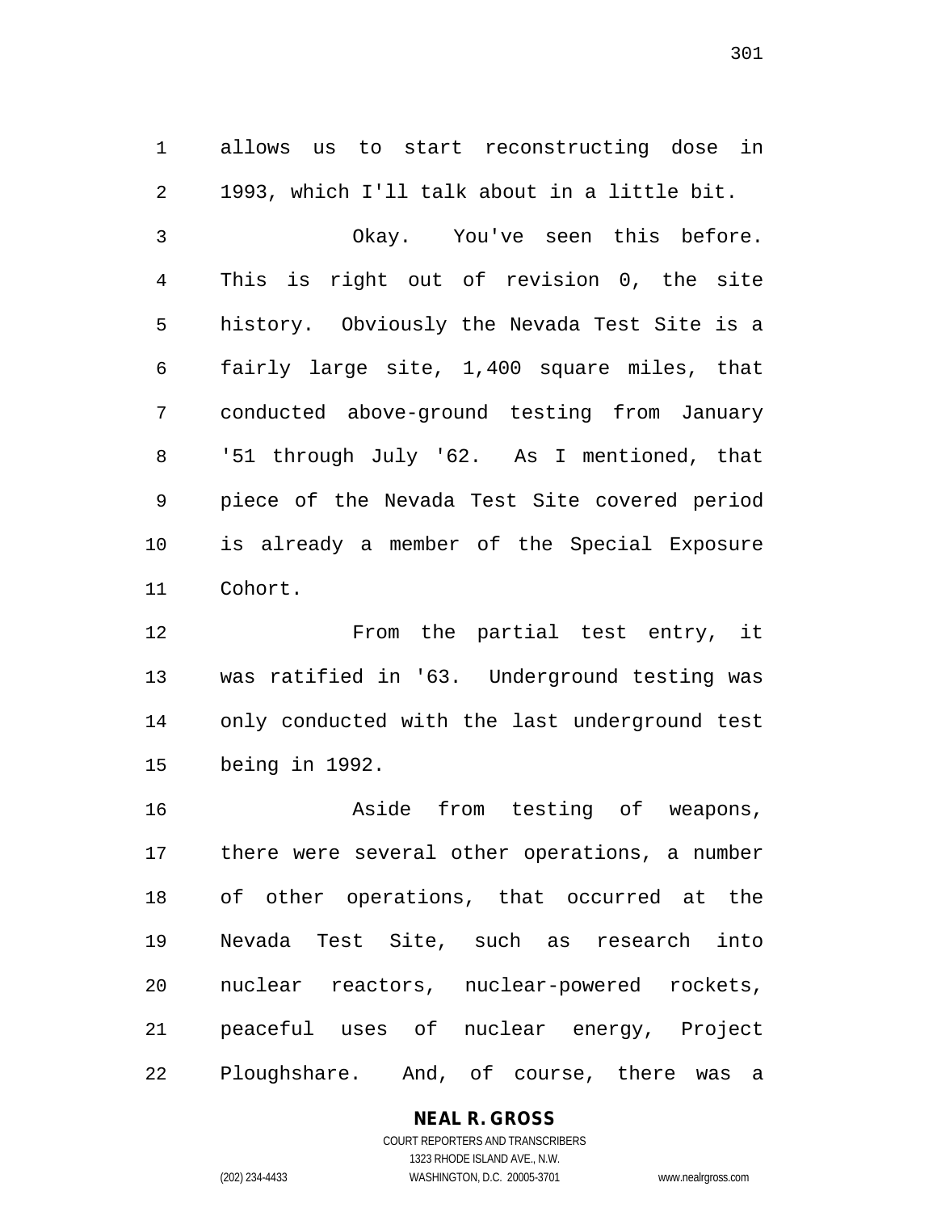allows us to start reconstructing dose in 1993, which I'll talk about in a little bit.

Okay. You've seen this before. This is right out of revision 0, the site history. Obviously the Nevada Test Site is a fairly large site, 1,400 square miles, that conducted above-ground testing from January '51 through July '62. As I mentioned, that piece of the Nevada Test Site covered period is already a member of the Special Exposure Cohort.

From the partial test entry, it was ratified in '63. Underground testing was only conducted with the last underground test being in 1992.

Aside from testing of weapons, there were several other operations, a number of other operations, that occurred at the Nevada Test Site, such as research into nuclear reactors, nuclear-powered rockets, peaceful uses of nuclear energy, Project Ploughshare. And, of course, there was a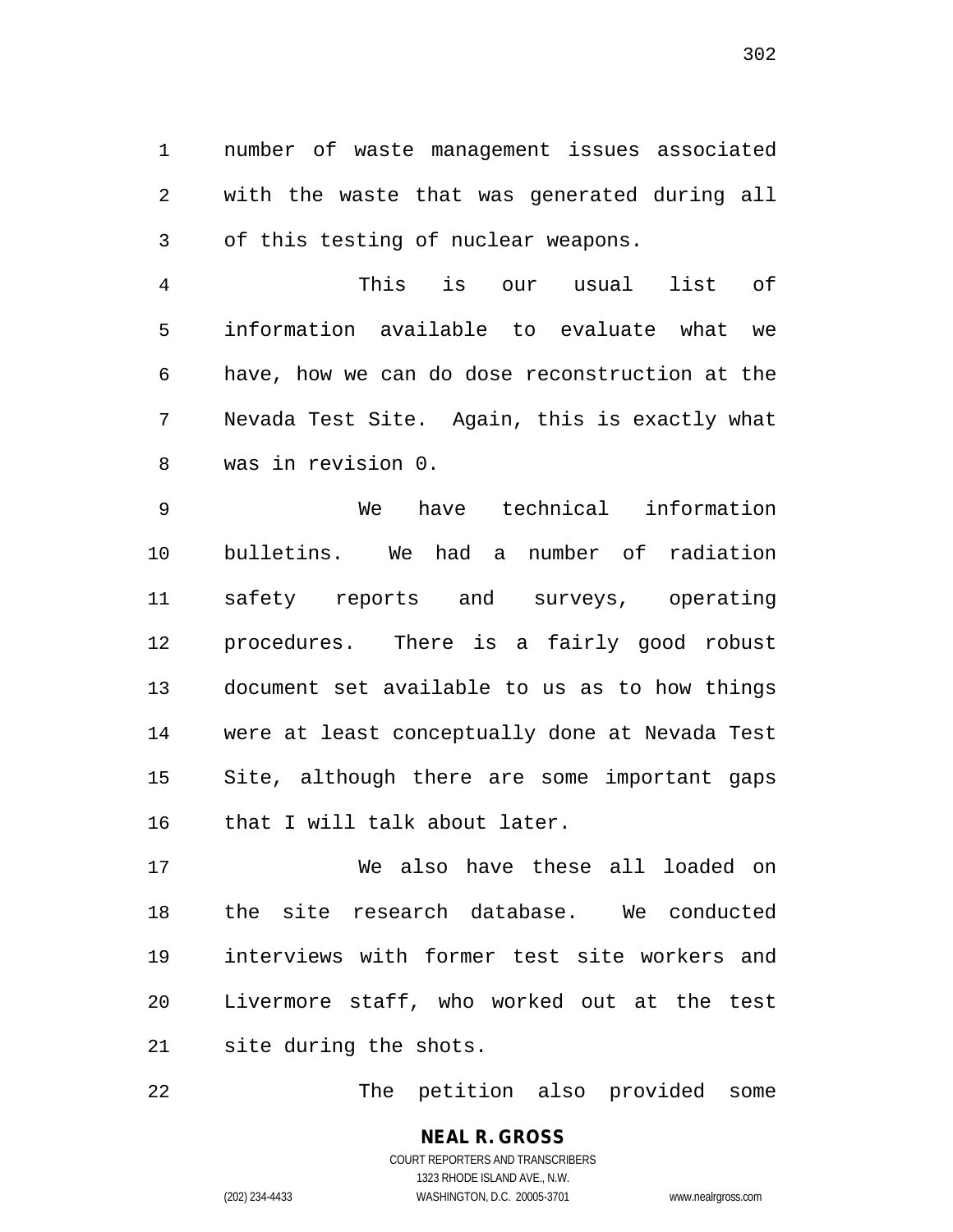number of waste management issues associated with the waste that was generated during all of this testing of nuclear weapons.

This is our usual list of information available to evaluate what we have, how we can do dose reconstruction at the Nevada Test Site. Again, this is exactly what was in revision 0.

We have technical information bulletins. We had a number of radiation safety reports and surveys, operating procedures. There is a fairly good robust document set available to us as to how things were at least conceptually done at Nevada Test Site, although there are some important gaps that I will talk about later.

We also have these all loaded on the site research database. We conducted interviews with former test site workers and Livermore staff, who worked out at the test site during the shots.

The petition also provided some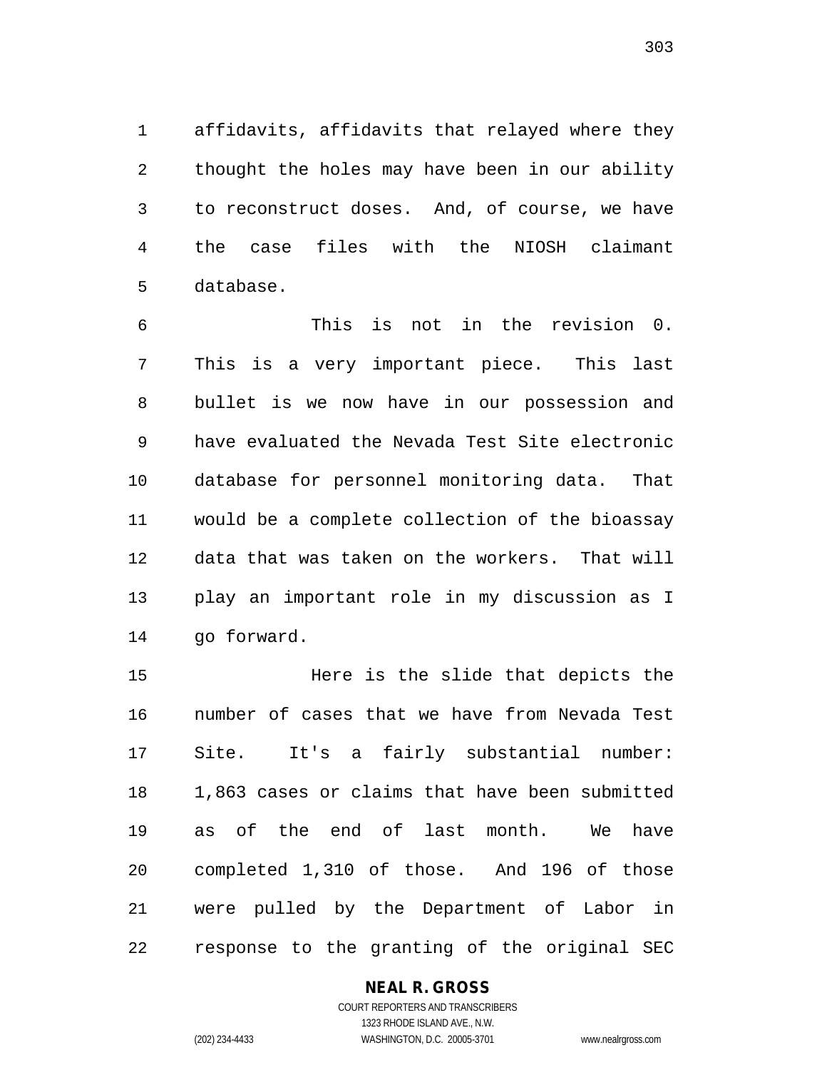affidavits, affidavits that relayed where they thought the holes may have been in our ability to reconstruct doses. And, of course, we have the case files with the NIOSH claimant database.

This is not in the revision 0. This is a very important piece. This last bullet is we now have in our possession and have evaluated the Nevada Test Site electronic database for personnel monitoring data. That would be a complete collection of the bioassay data that was taken on the workers. That will play an important role in my discussion as I go forward.

Here is the slide that depicts the number of cases that we have from Nevada Test Site. It's a fairly substantial number: 1,863 cases or claims that have been submitted as of the end of last month. We have completed 1,310 of those. And 196 of those were pulled by the Department of Labor in response to the granting of the original SEC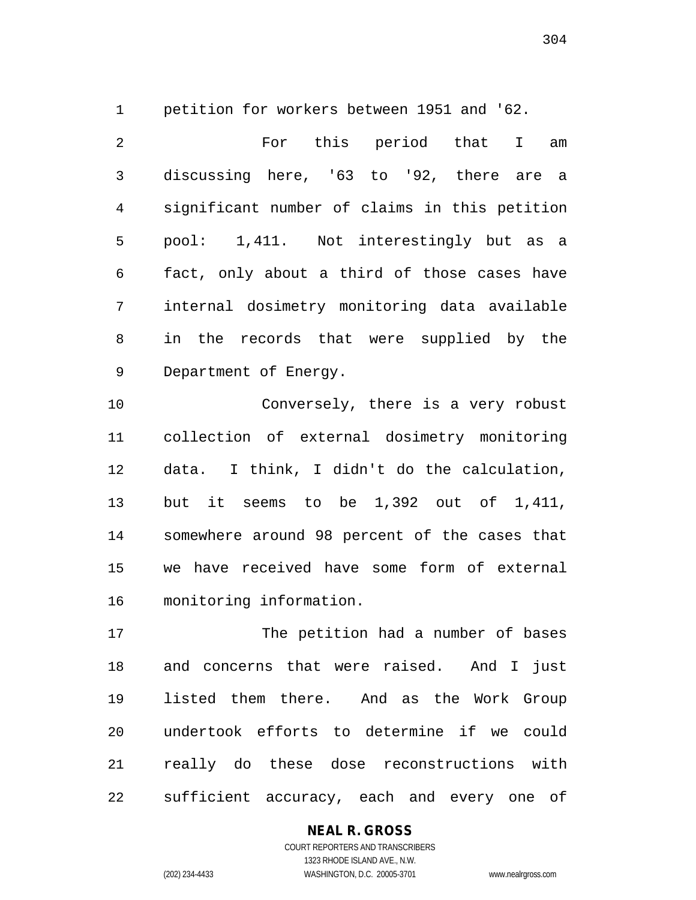petition for workers between 1951 and '62.

For this period that I am discussing here, '63 to '92, there are a significant number of claims in this petition pool: 1,411. Not interestingly but as a fact, only about a third of those cases have internal dosimetry monitoring data available in the records that were supplied by the Department of Energy.

Conversely, there is a very robust collection of external dosimetry monitoring data. I think, I didn't do the calculation, but it seems to be 1,392 out of 1,411, somewhere around 98 percent of the cases that we have received have some form of external monitoring information.

The petition had a number of bases and concerns that were raised. And I just listed them there. And as the Work Group undertook efforts to determine if we could really do these dose reconstructions with sufficient accuracy, each and every one of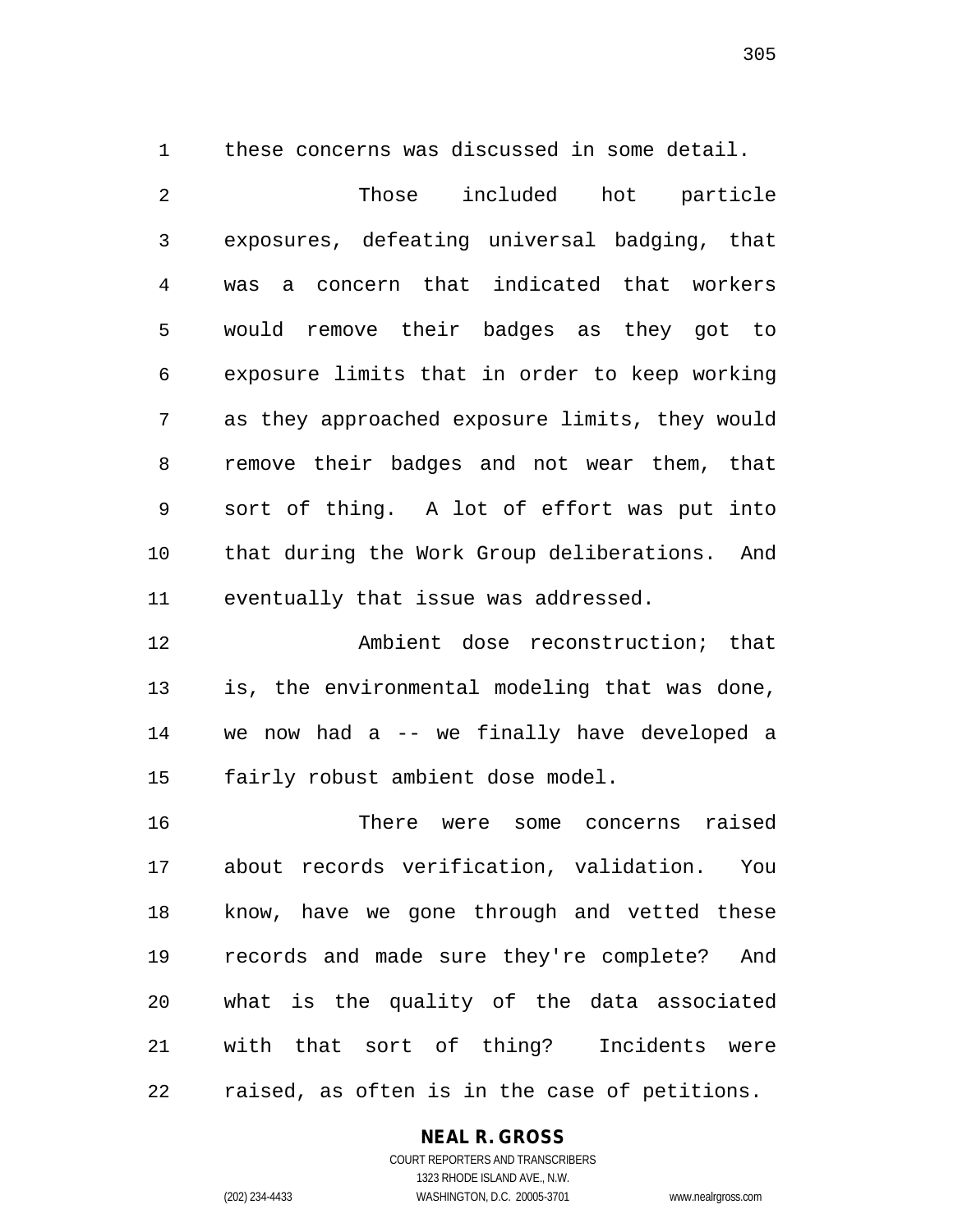these concerns was discussed in some detail.

Those included hot particle exposures, defeating universal badging, that was a concern that indicated that workers would remove their badges as they got to exposure limits that in order to keep working as they approached exposure limits, they would remove their badges and not wear them, that sort of thing. A lot of effort was put into that during the Work Group deliberations. And eventually that issue was addressed.

Ambient dose reconstruction; that is, the environmental modeling that was done, we now had a -- we finally have developed a fairly robust ambient dose model.

There were some concerns raised about records verification, validation. You know, have we gone through and vetted these records and made sure they're complete? And what is the quality of the data associated with that sort of thing? Incidents were raised, as often is in the case of petitions.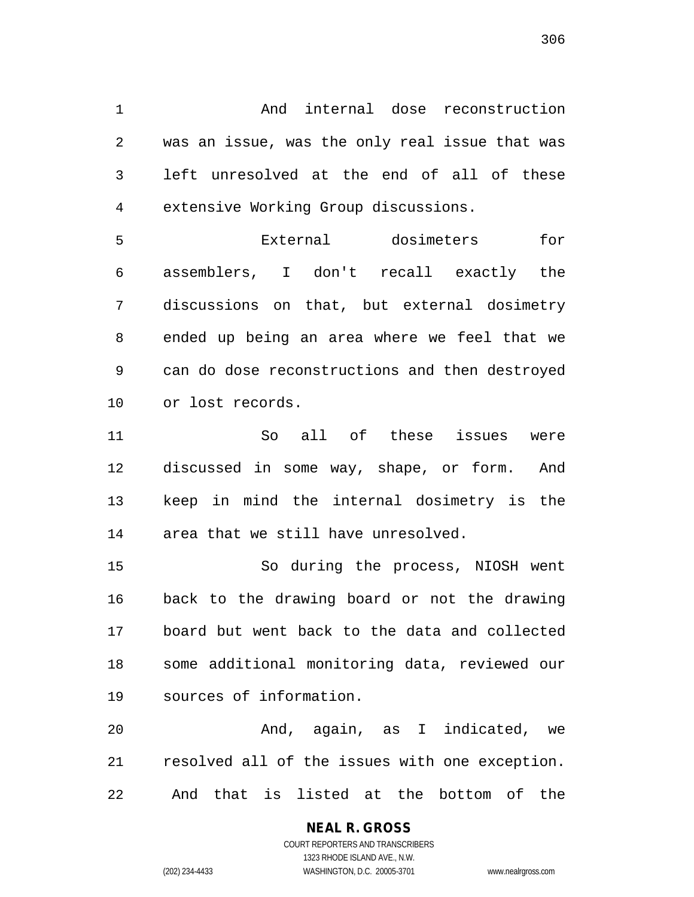And internal dose reconstruction was an issue, was the only real issue that was left unresolved at the end of all of these extensive Working Group discussions.

External dosimeters for assemblers, I don't recall exactly the discussions on that, but external dosimetry ended up being an area where we feel that we can do dose reconstructions and then destroyed or lost records.

So all of these issues were discussed in some way, shape, or form. And keep in mind the internal dosimetry is the area that we still have unresolved.

So during the process, NIOSH went back to the drawing board or not the drawing board but went back to the data and collected some additional monitoring data, reviewed our sources of information.

And, again, as I indicated, we resolved all of the issues with one exception. And that is listed at the bottom of the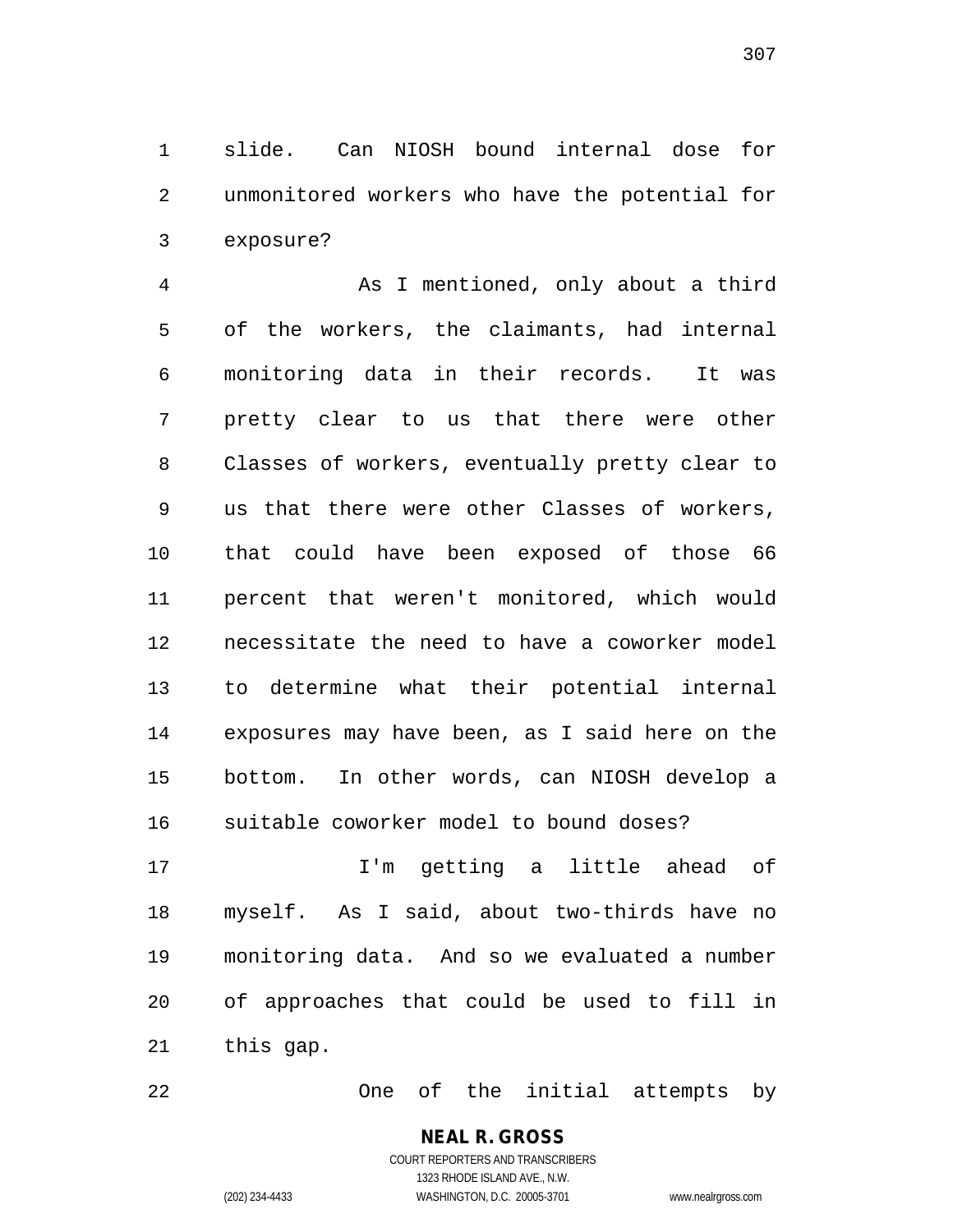slide. Can NIOSH bound internal dose for unmonitored workers who have the potential for exposure?

As I mentioned, only about a third of the workers, the claimants, had internal monitoring data in their records. It was pretty clear to us that there were other Classes of workers, eventually pretty clear to us that there were other Classes of workers, that could have been exposed of those 66 percent that weren't monitored, which would necessitate the need to have a coworker model to determine what their potential internal exposures may have been, as I said here on the bottom. In other words, can NIOSH develop a suitable coworker model to bound doses?

I'm getting a little ahead of myself. As I said, about two-thirds have no monitoring data. And so we evaluated a number of approaches that could be used to fill in this gap.

One of the initial attempts by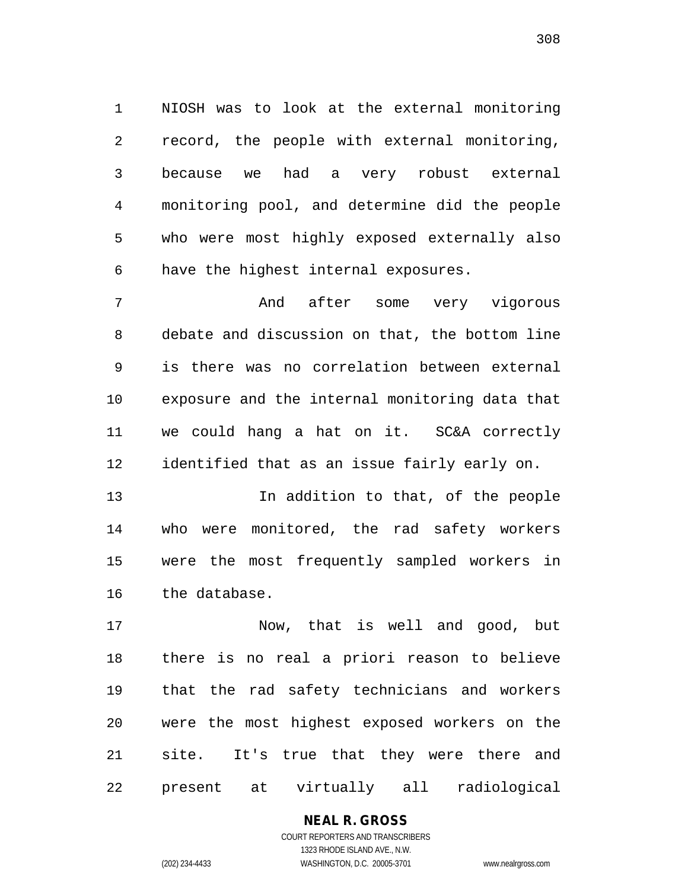NIOSH was to look at the external monitoring record, the people with external monitoring, because we had a very robust external monitoring pool, and determine did the people who were most highly exposed externally also have the highest internal exposures.

And after some very vigorous debate and discussion on that, the bottom line is there was no correlation between external exposure and the internal monitoring data that we could hang a hat on it. SC&A correctly identified that as an issue fairly early on.

In addition to that, of the people who were monitored, the rad safety workers were the most frequently sampled workers in the database.

Now, that is well and good, but there is no real a priori reason to believe that the rad safety technicians and workers were the most highest exposed workers on the site. It's true that they were there and present at virtually all radiological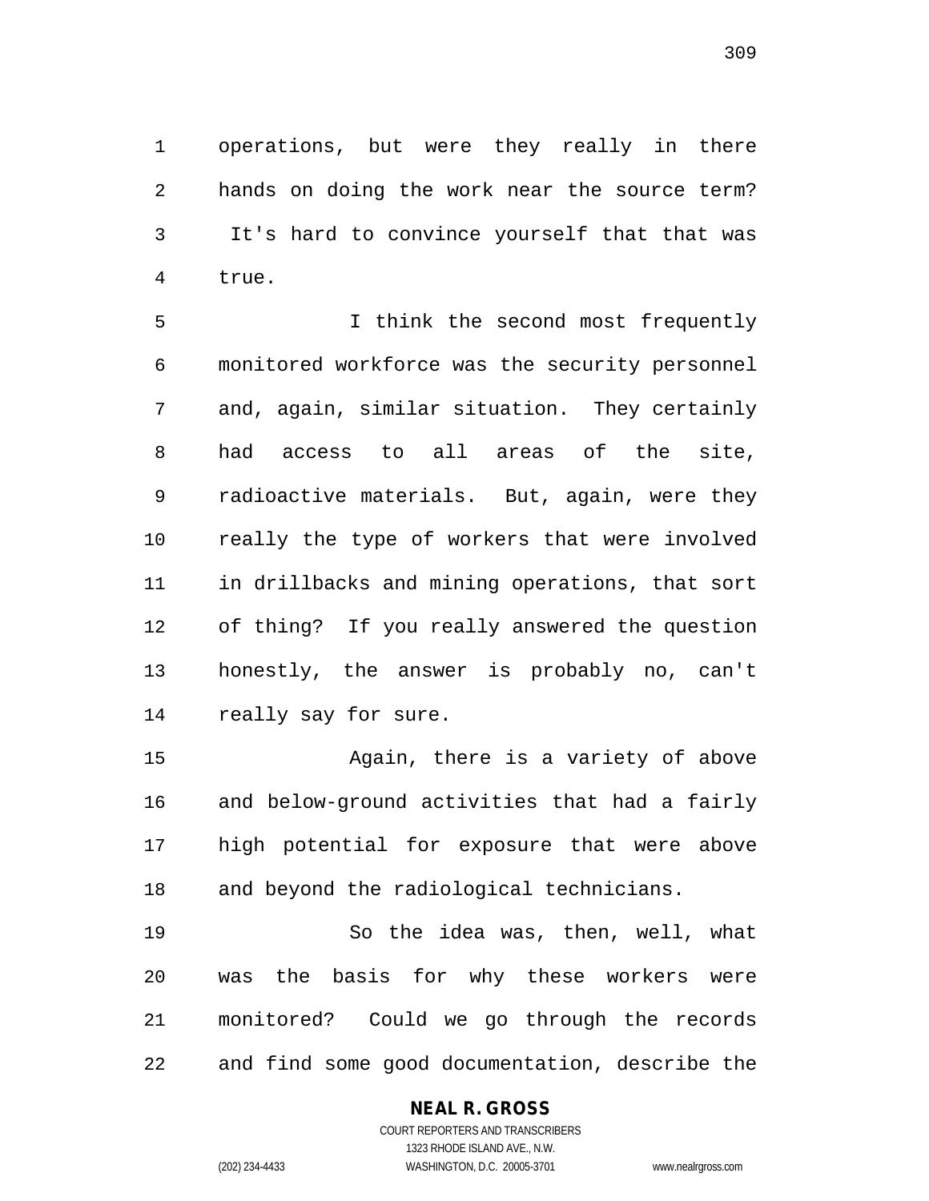operations, but were they really in there hands on doing the work near the source term? It's hard to convince yourself that that was true.

I think the second most frequently monitored workforce was the security personnel and, again, similar situation. They certainly had access to all areas of the site, radioactive materials. But, again, were they really the type of workers that were involved in drillbacks and mining operations, that sort of thing? If you really answered the question honestly, the answer is probably no, can't really say for sure.

Again, there is a variety of above and below-ground activities that had a fairly high potential for exposure that were above and beyond the radiological technicians.

So the idea was, then, well, what was the basis for why these workers were monitored? Could we go through the records and find some good documentation, describe the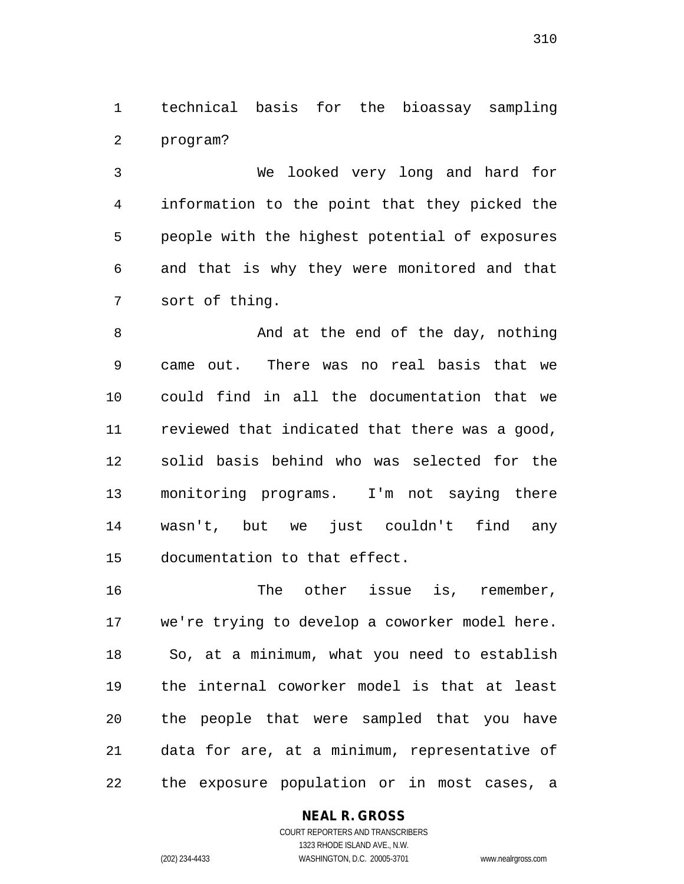technical basis for the bioassay sampling program?

We looked very long and hard for information to the point that they picked the people with the highest potential of exposures and that is why they were monitored and that sort of thing.

And at the end of the day, nothing came out. There was no real basis that we could find in all the documentation that we reviewed that indicated that there was a good, solid basis behind who was selected for the monitoring programs. I'm not saying there wasn't, but we just couldn't find any documentation to that effect.

The other issue is, remember, we're trying to develop a coworker model here. So, at a minimum, what you need to establish the internal coworker model is that at least the people that were sampled that you have data for are, at a minimum, representative of the exposure population or in most cases, a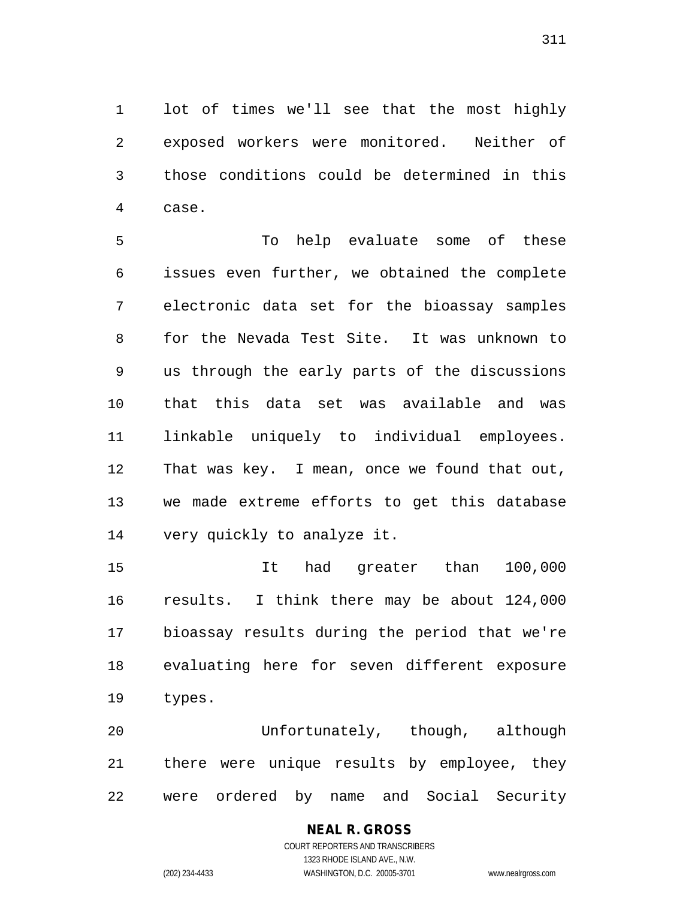lot of times we'll see that the most highly exposed workers were monitored. Neither of those conditions could be determined in this case.

To help evaluate some of these issues even further, we obtained the complete electronic data set for the bioassay samples for the Nevada Test Site. It was unknown to us through the early parts of the discussions that this data set was available and was linkable uniquely to individual employees. That was key. I mean, once we found that out, we made extreme efforts to get this database very quickly to analyze it.

It had greater than 100,000 results. I think there may be about 124,000 bioassay results during the period that we're evaluating here for seven different exposure types.

Unfortunately, though, although there were unique results by employee, they were ordered by name and Social Security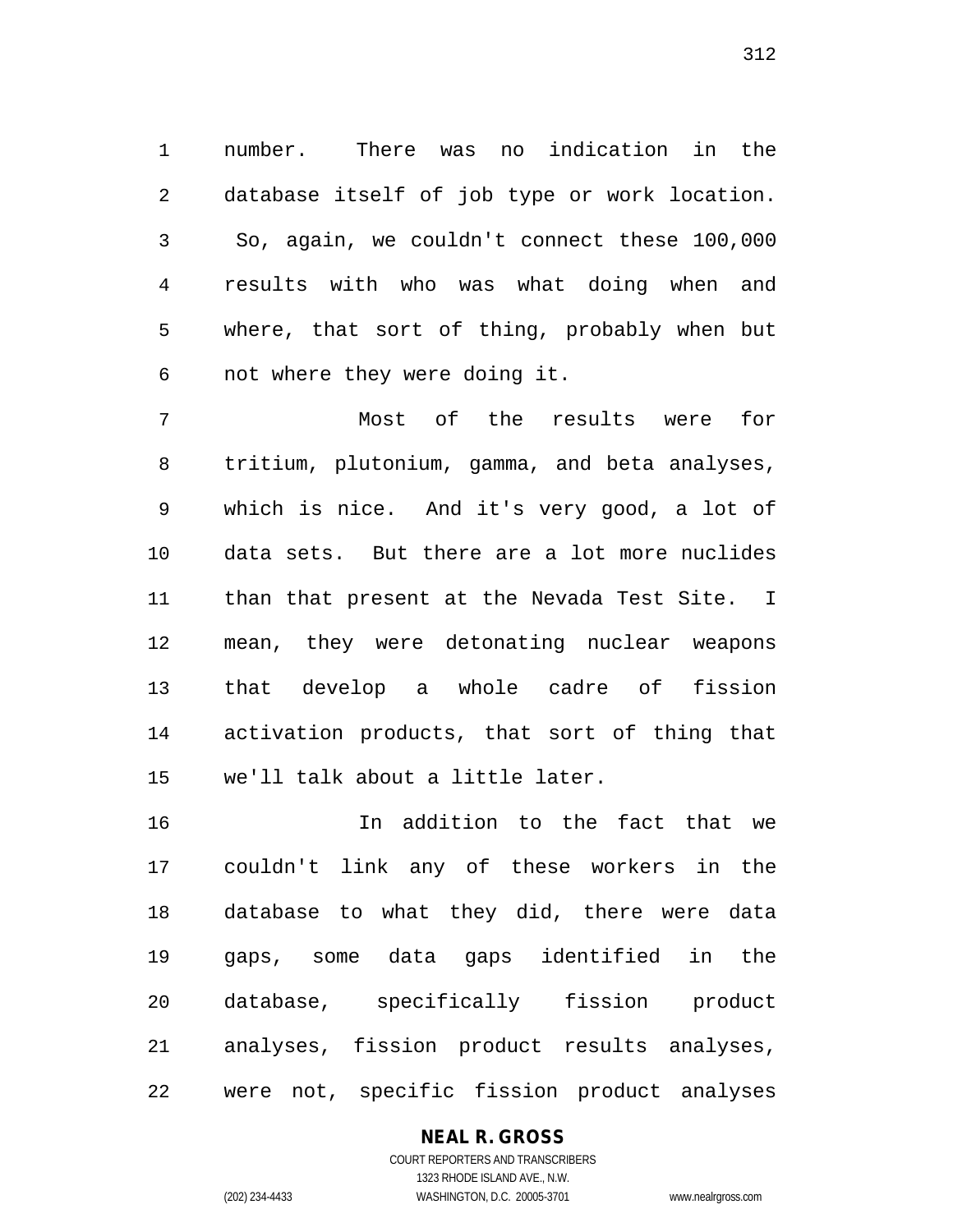number. There was no indication in the database itself of job type or work location. So, again, we couldn't connect these 100,000 results with who was what doing when and where, that sort of thing, probably when but not where they were doing it.

Most of the results were for tritium, plutonium, gamma, and beta analyses, which is nice. And it's very good, a lot of data sets. But there are a lot more nuclides than that present at the Nevada Test Site. I mean, they were detonating nuclear weapons that develop a whole cadre of fission activation products, that sort of thing that we'll talk about a little later.

In addition to the fact that we couldn't link any of these workers in the database to what they did, there were data gaps, some data gaps identified in the database, specifically fission product analyses, fission product results analyses, were not, specific fission product analyses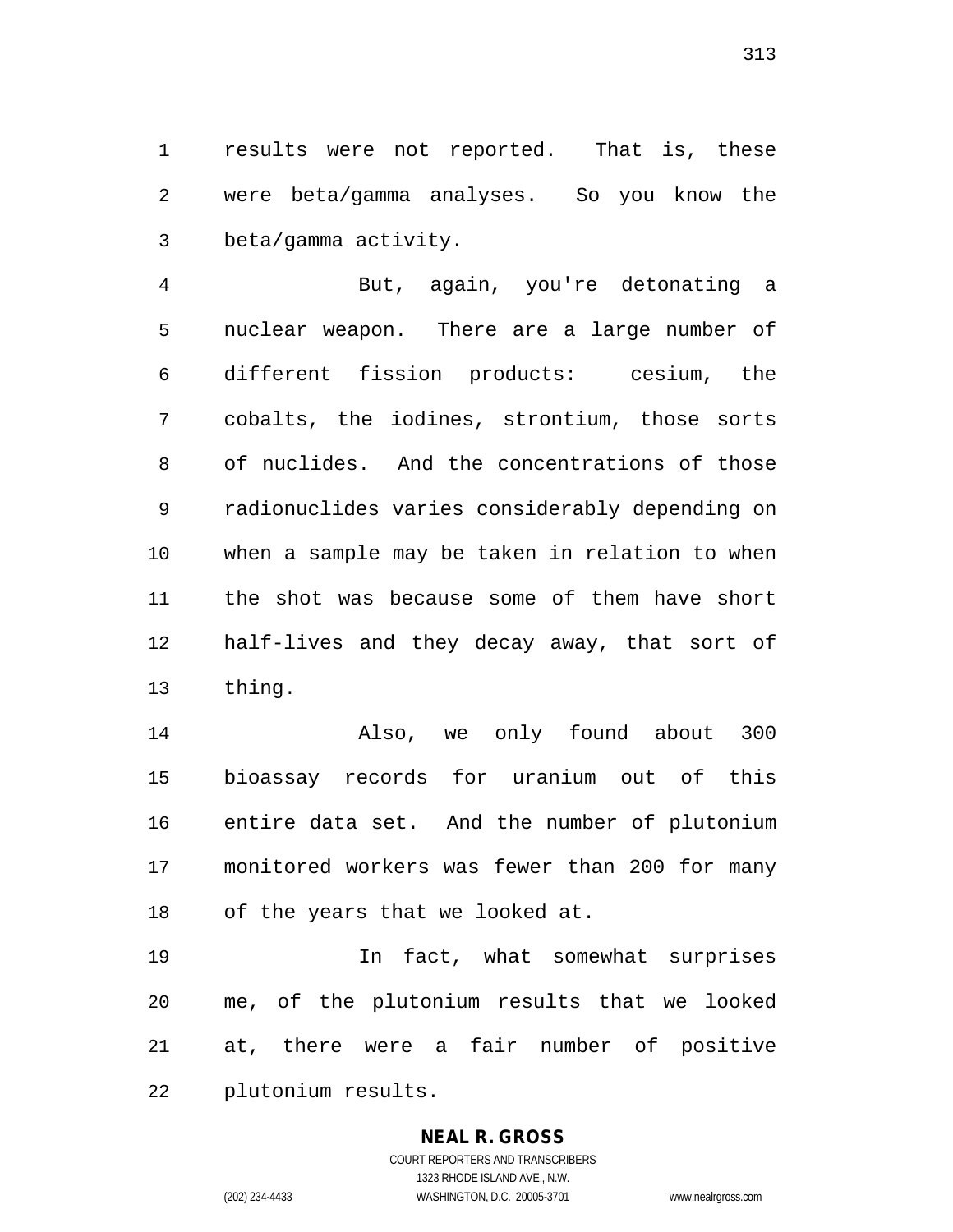results were not reported. That is, these were beta/gamma analyses. So you know the beta/gamma activity.

But, again, you're detonating a nuclear weapon. There are a large number of different fission products: cesium, the cobalts, the iodines, strontium, those sorts of nuclides. And the concentrations of those radionuclides varies considerably depending on when a sample may be taken in relation to when the shot was because some of them have short half-lives and they decay away, that sort of thing.

Also, we only found about 300 bioassay records for uranium out of this entire data set. And the number of plutonium monitored workers was fewer than 200 for many of the years that we looked at.

In fact, what somewhat surprises me, of the plutonium results that we looked at, there were a fair number of positive plutonium results.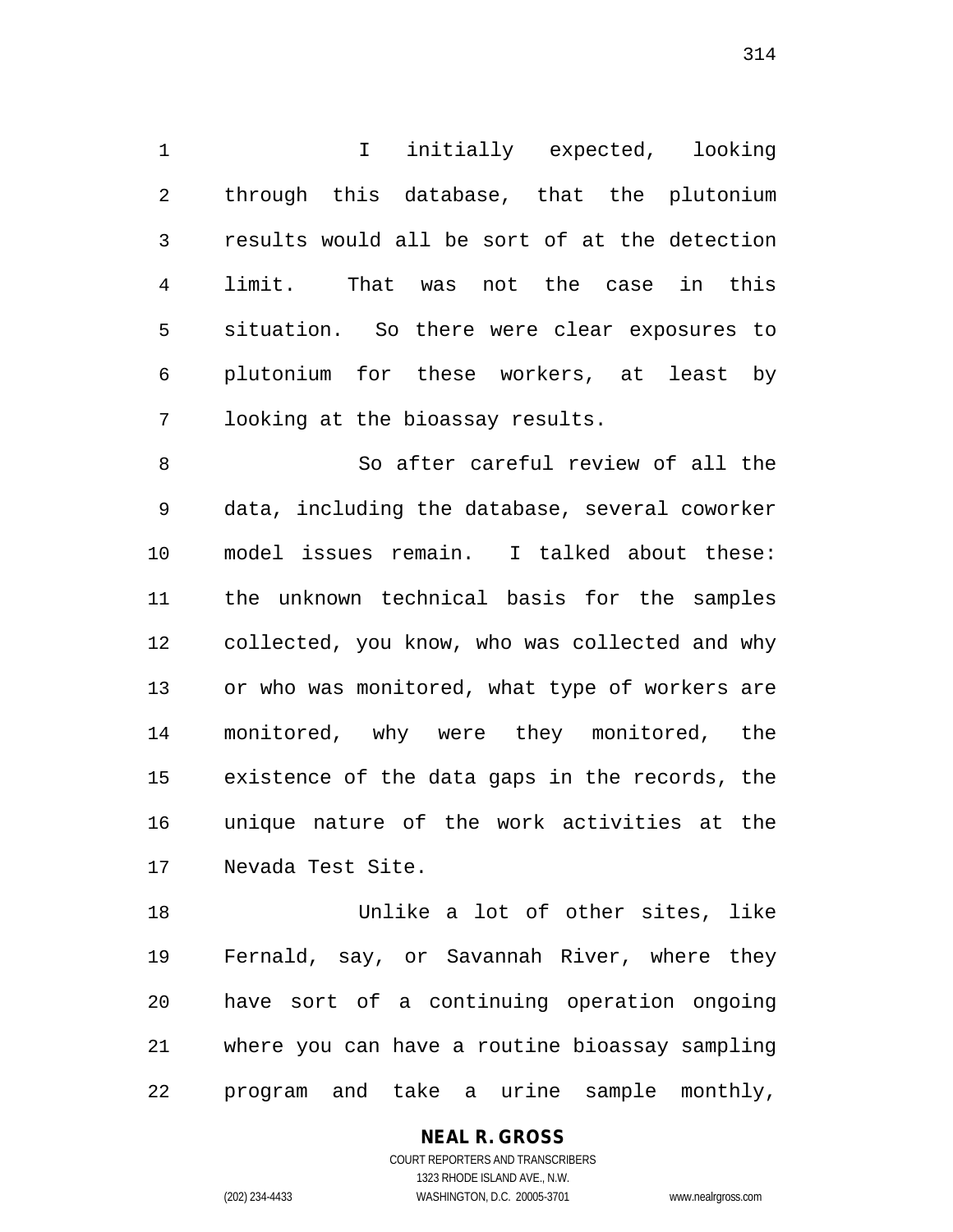I initially expected, looking through this database, that the plutonium results would all be sort of at the detection limit. That was not the case in this situation. So there were clear exposures to plutonium for these workers, at least by looking at the bioassay results.

So after careful review of all the data, including the database, several coworker model issues remain. I talked about these: the unknown technical basis for the samples collected, you know, who was collected and why or who was monitored, what type of workers are monitored, why were they monitored, the existence of the data gaps in the records, the unique nature of the work activities at the Nevada Test Site.

Unlike a lot of other sites, like Fernald, say, or Savannah River, where they have sort of a continuing operation ongoing where you can have a routine bioassay sampling program and take a urine sample monthly,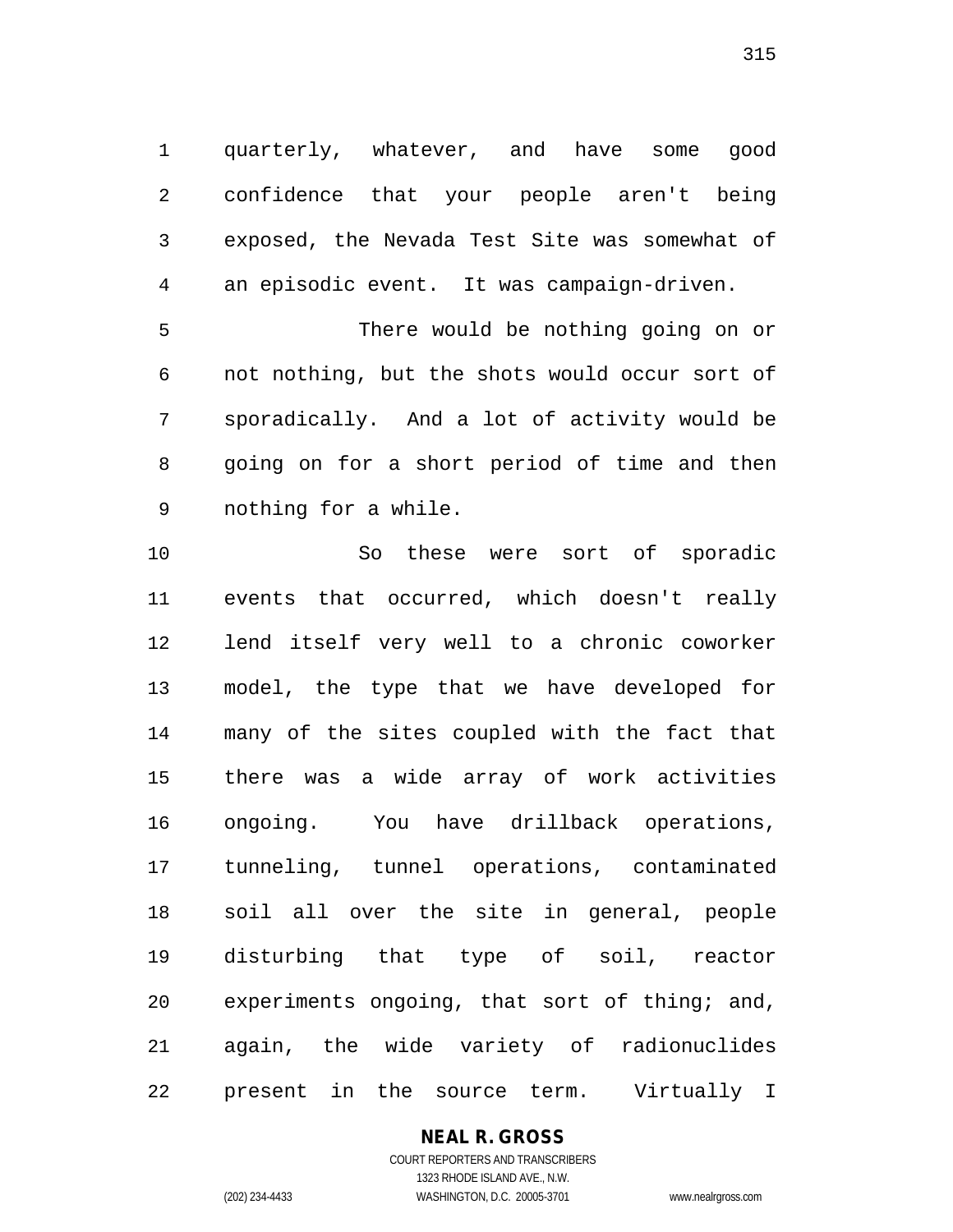quarterly, whatever, and have some good confidence that your people aren't being exposed, the Nevada Test Site was somewhat of an episodic event. It was campaign-driven.

There would be nothing going on or not nothing, but the shots would occur sort of sporadically. And a lot of activity would be going on for a short period of time and then nothing for a while.

So these were sort of sporadic events that occurred, which doesn't really lend itself very well to a chronic coworker model, the type that we have developed for many of the sites coupled with the fact that there was a wide array of work activities ongoing. You have drillback operations, tunneling, tunnel operations, contaminated soil all over the site in general, people disturbing that type of soil, reactor experiments ongoing, that sort of thing; and, again, the wide variety of radionuclides present in the source term. Virtually I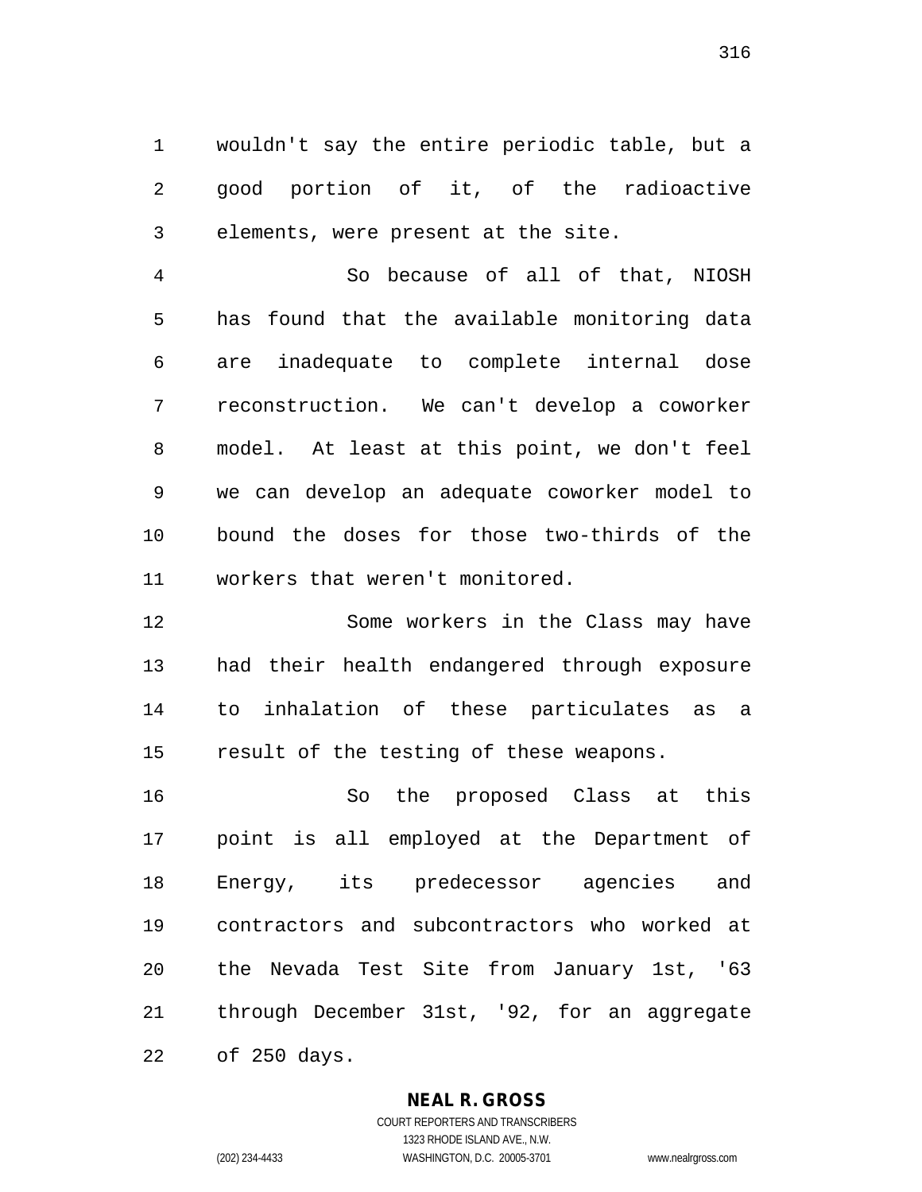wouldn't say the entire periodic table, but a good portion of it, of the radioactive elements, were present at the site.

So because of all of that, NIOSH has found that the available monitoring data are inadequate to complete internal dose reconstruction. We can't develop a coworker model. At least at this point, we don't feel we can develop an adequate coworker model to bound the doses for those two-thirds of the workers that weren't monitored.

Some workers in the Class may have had their health endangered through exposure to inhalation of these particulates as a result of the testing of these weapons.

So the proposed Class at this point is all employed at the Department of Energy, its predecessor agencies and contractors and subcontractors who worked at the Nevada Test Site from January 1st, '63 through December 31st, '92, for an aggregate of 250 days.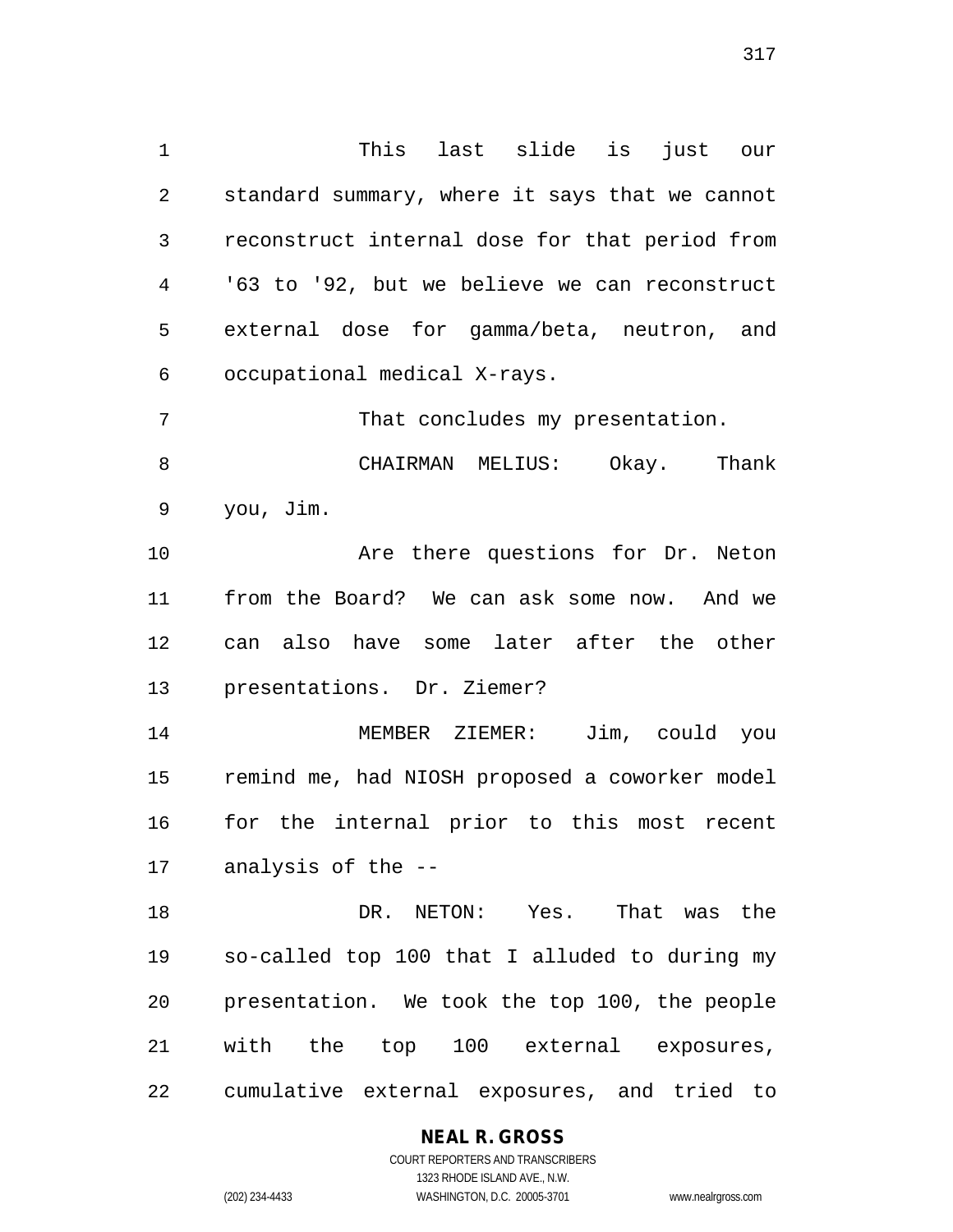This last slide is just our standard summary, where it says that we cannot reconstruct internal dose for that period from '63 to '92, but we believe we can reconstruct external dose for gamma/beta, neutron, and occupational medical X-rays.

That concludes my presentation.

CHAIRMAN MELIUS: Okay. Thank you, Jim.

Are there questions for Dr. Neton from the Board? We can ask some now. And we can also have some later after the other presentations. Dr. Ziemer?

MEMBER ZIEMER: Jim, could you remind me, had NIOSH proposed a coworker model for the internal prior to this most recent analysis of the --

DR. NETON: Yes. That was the so-called top 100 that I alluded to during my presentation. We took the top 100, the people with the top 100 external exposures, cumulative external exposures, and tried to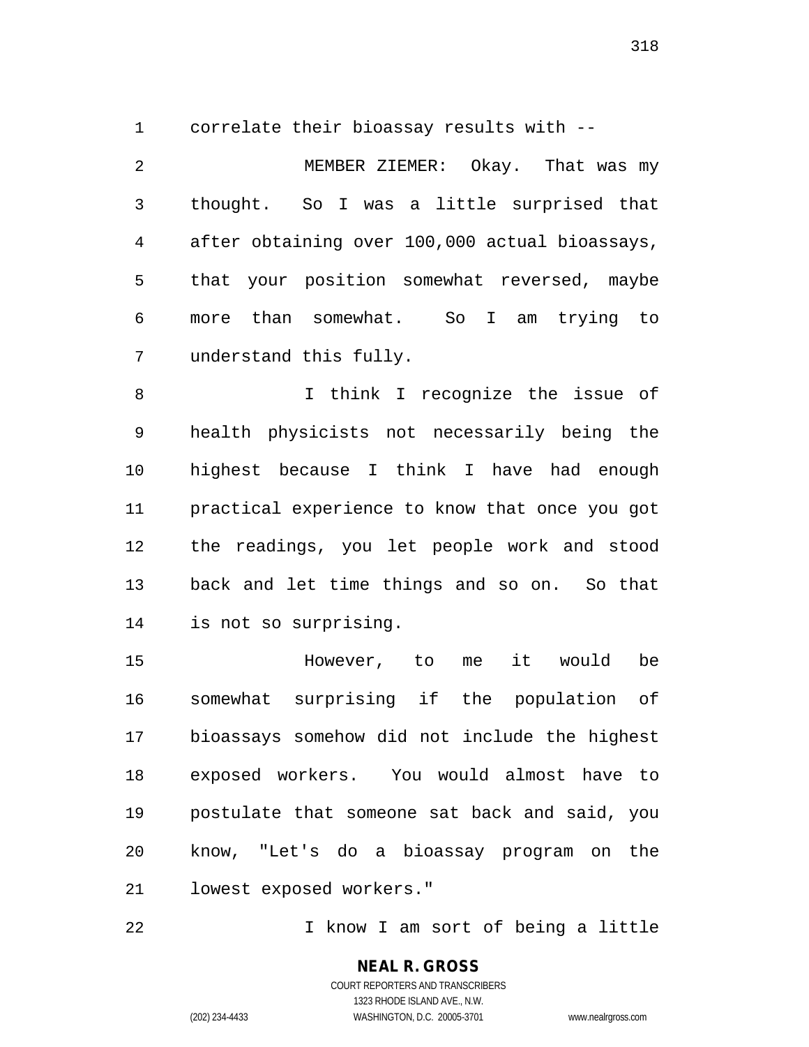correlate their bioassay results with --

MEMBER ZIEMER: Okay. That was my thought. So I was a little surprised that after obtaining over 100,000 actual bioassays, that your position somewhat reversed, maybe more than somewhat. So I am trying to understand this fully.

I think I recognize the issue of health physicists not necessarily being the highest because I think I have had enough practical experience to know that once you got the readings, you let people work and stood back and let time things and so on. So that is not so surprising.

However, to me it would be somewhat surprising if the population of bioassays somehow did not include the highest exposed workers. You would almost have to postulate that someone sat back and said, you know, "Let's do a bioassay program on the lowest exposed workers."

I know I am sort of being a little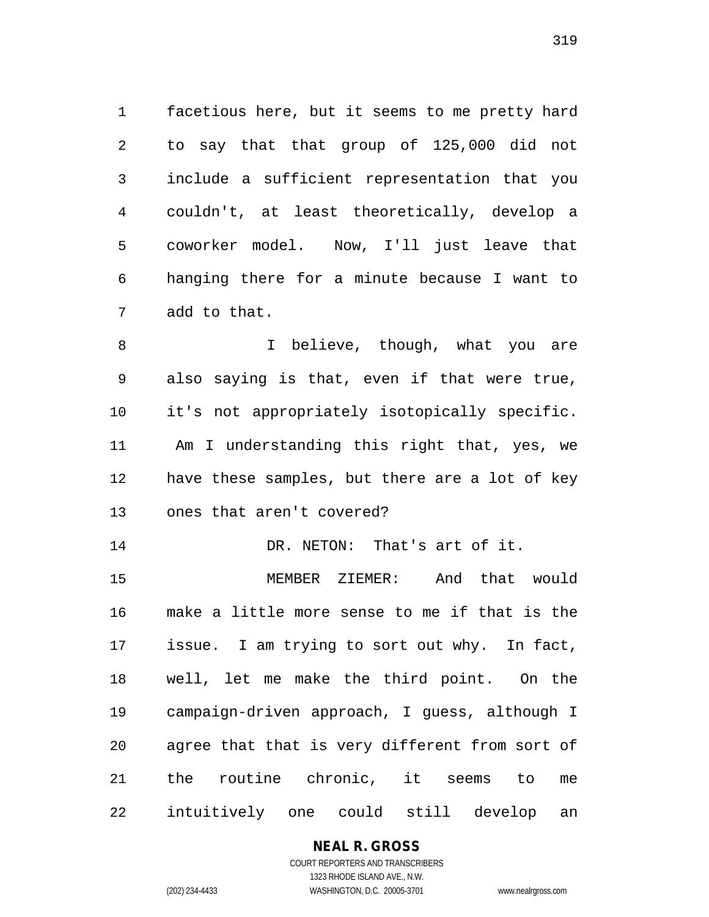facetious here, but it seems to me pretty hard to say that that group of 125,000 did not include a sufficient representation that you couldn't, at least theoretically, develop a coworker model. Now, I'll just leave that hanging there for a minute because I want to add to that.

I believe, though, what you are also saying is that, even if that were true, it's not appropriately isotopically specific. Am I understanding this right that, yes, we have these samples, but there are a lot of key ones that aren't covered?

DR. NETON: That's art of it.

MEMBER ZIEMER: And that would make a little more sense to me if that is the issue. I am trying to sort out why. In fact, well, let me make the third point. On the campaign-driven approach, I guess, although I agree that that is very different from sort of the routine chronic, it seems to me intuitively one could still develop an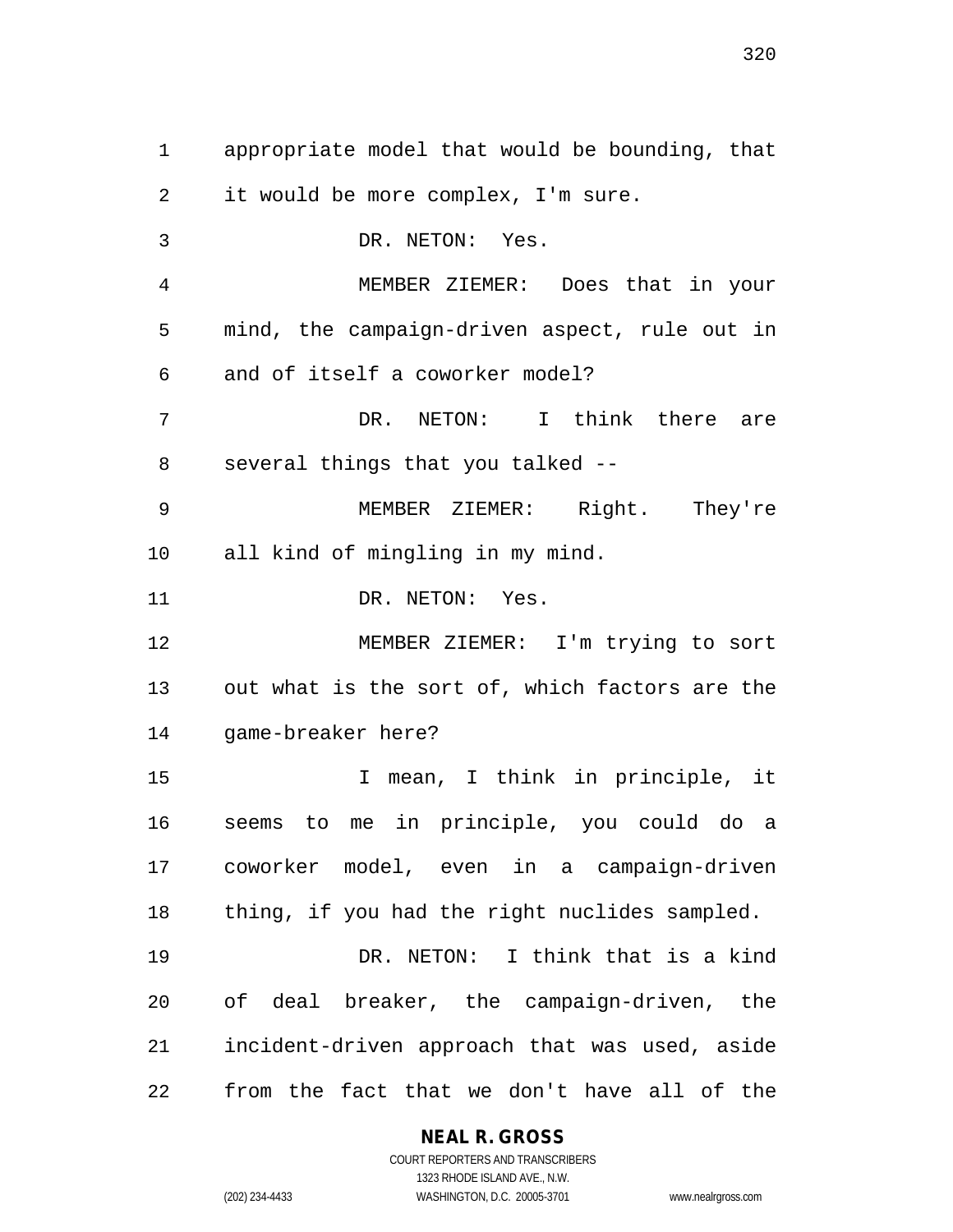appropriate model that would be bounding, that it would be more complex, I'm sure.

DR. NETON: Yes.

MEMBER ZIEMER: Does that in your mind, the campaign-driven aspect, rule out in and of itself a coworker model?

DR. NETON: I think there are several things that you talked --

MEMBER ZIEMER: Right. They're all kind of mingling in my mind.

DR. NETON: Yes.

MEMBER ZIEMER: I'm trying to sort out what is the sort of, which factors are the game-breaker here?

I mean, I think in principle, it seems to me in principle, you could do a coworker model, even in a campaign-driven thing, if you had the right nuclides sampled.

DR. NETON: I think that is a kind of deal breaker, the campaign-driven, the incident-driven approach that was used, aside from the fact that we don't have all of the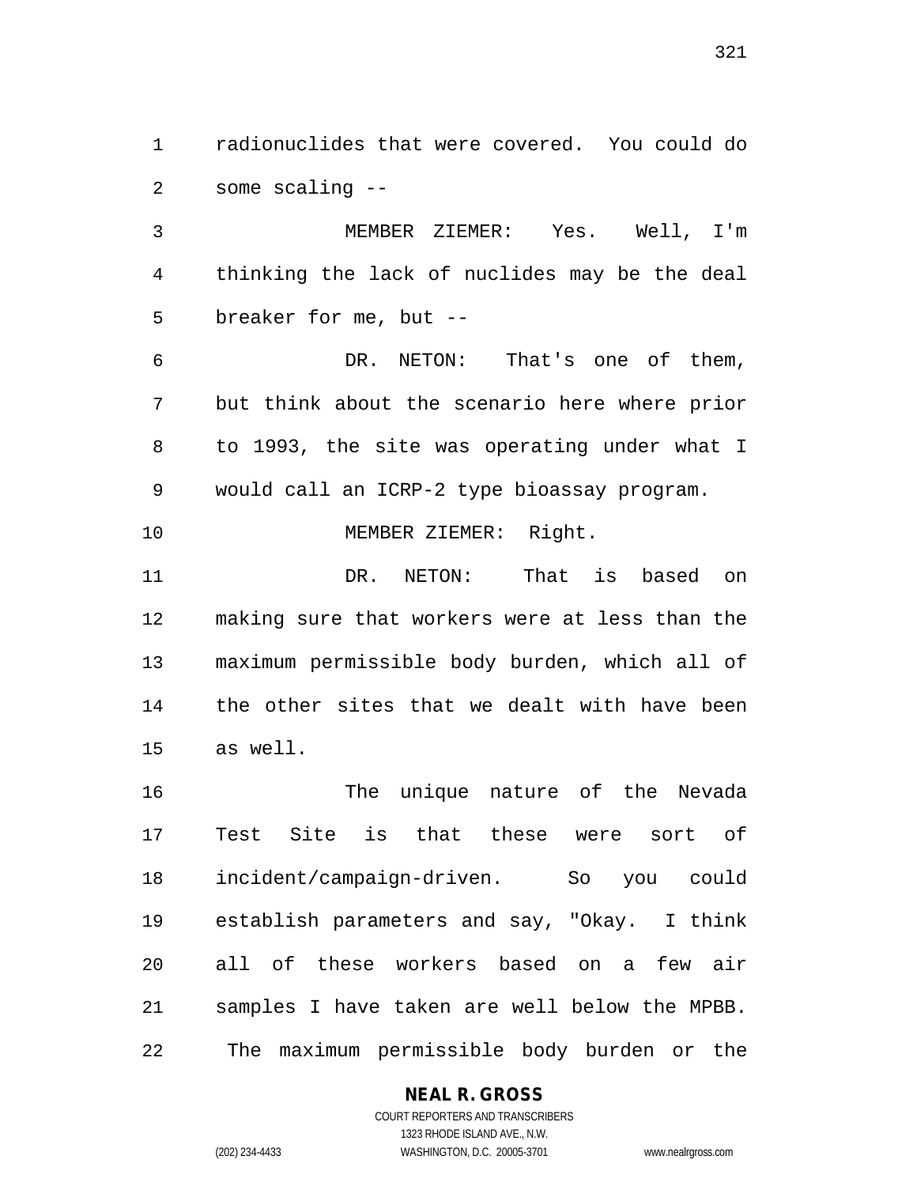radionuclides that were covered. You could do some scaling --

MEMBER ZIEMER: Yes. Well, I'm thinking the lack of nuclides may be the deal breaker for me, but --

DR. NETON: That's one of them, but think about the scenario here where prior to 1993, the site was operating under what I would call an ICRP-2 type bioassay program.

MEMBER ZIEMER: Right.

DR. NETON: That is based on making sure that workers were at less than the maximum permissible body burden, which all of the other sites that we dealt with have been as well.

The unique nature of the Nevada Test Site is that these were sort of incident/campaign-driven. So you could establish parameters and say, "Okay. I think all of these workers based on a few air samples I have taken are well below the MPBB. The maximum permissible body burden or the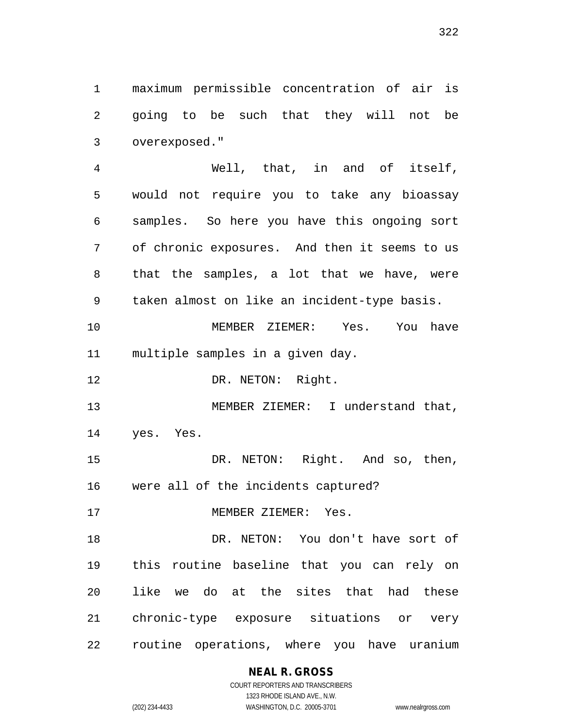maximum permissible concentration of air is going to be such that they will not be overexposed."

Well, that, in and of itself, would not require you to take any bioassay samples. So here you have this ongoing sort of chronic exposures. And then it seems to us that the samples, a lot that we have, were taken almost on like an incident-type basis.

MEMBER ZIEMER: Yes. You have multiple samples in a given day.

DR. NETON: Right.

MEMBER ZIEMER: I understand that, yes. Yes.

DR. NETON: Right. And so, then, were all of the incidents captured?

MEMBER ZIEMER: Yes.

DR. NETON: You don't have sort of this routine baseline that you can rely on like we do at the sites that had these chronic-type exposure situations or very routine operations, where you have uranium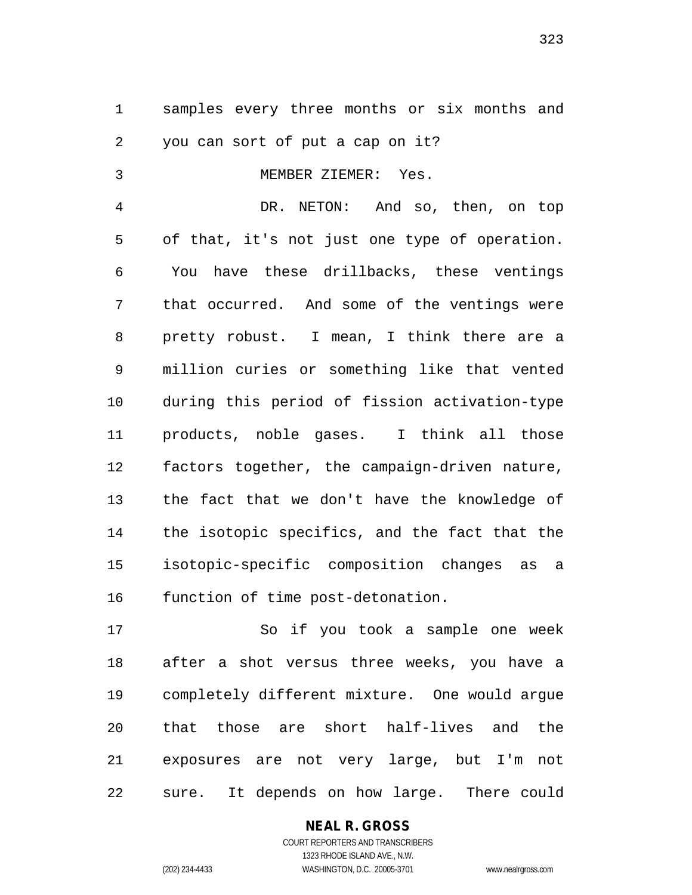samples every three months or six months and you can sort of put a cap on it?

MEMBER ZIEMER: Yes.

DR. NETON: And so, then, on top of that, it's not just one type of operation. You have these drillbacks, these ventings that occurred. And some of the ventings were pretty robust. I mean, I think there are a million curies or something like that vented during this period of fission activation-type products, noble gases. I think all those factors together, the campaign-driven nature, the fact that we don't have the knowledge of the isotopic specifics, and the fact that the isotopic-specific composition changes as a function of time post-detonation.

So if you took a sample one week after a shot versus three weeks, you have a completely different mixture. One would argue that those are short half-lives and the exposures are not very large, but I'm not sure. It depends on how large. There could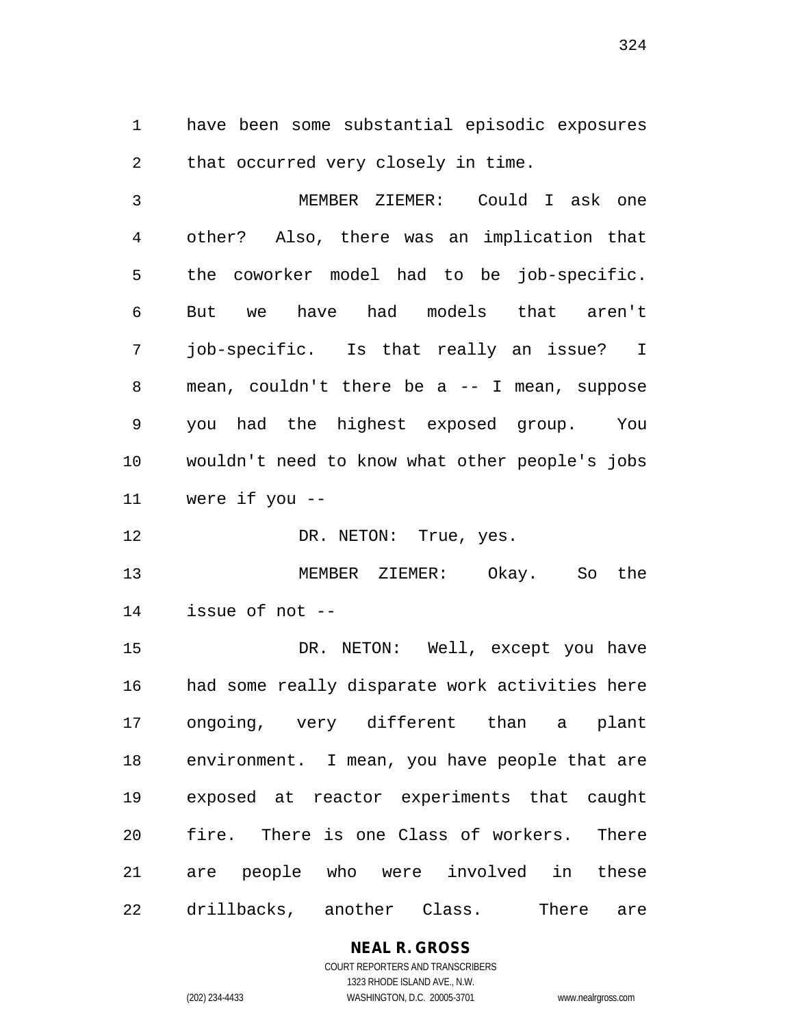have been some substantial episodic exposures that occurred very closely in time.

MEMBER ZIEMER: Could I ask one other? Also, there was an implication that the coworker model had to be job-specific. But we have had models that aren't job-specific. Is that really an issue? I mean, couldn't there be a -- I mean, suppose you had the highest exposed group. You wouldn't need to know what other people's jobs were if you --

DR. NETON: True, yes.

MEMBER ZIEMER: Okay. So the issue of not --

DR. NETON: Well, except you have had some really disparate work activities here ongoing, very different than a plant environment. I mean, you have people that are exposed at reactor experiments that caught fire. There is one Class of workers. There are people who were involved in these drillbacks, another Class. There are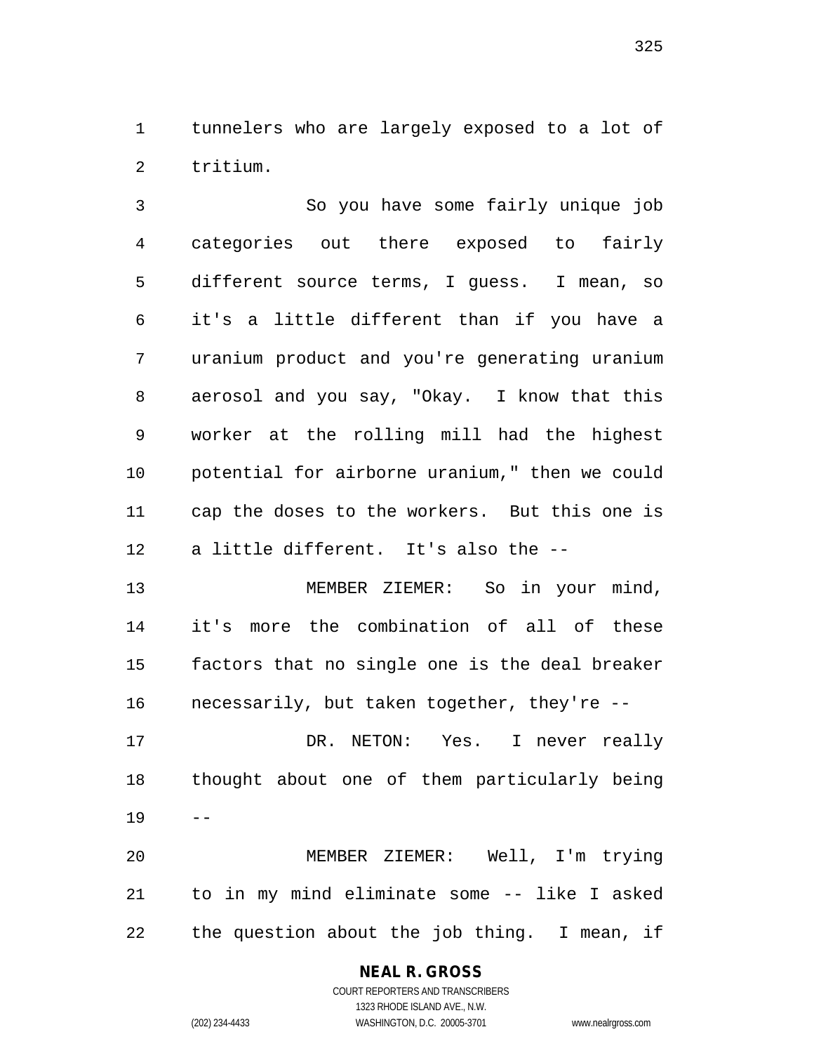tunnelers who are largely exposed to a lot of tritium.

So you have some fairly unique job categories out there exposed to fairly different source terms, I guess. I mean, so it's a little different than if you have a uranium product and you're generating uranium aerosol and you say, "Okay. I know that this worker at the rolling mill had the highest potential for airborne uranium," then we could cap the doses to the workers. But this one is a little different. It's also the --

MEMBER ZIEMER: So in your mind, it's more the combination of all of these factors that no single one is the deal breaker necessarily, but taken together, they're --

DR. NETON: Yes. I never really thought about one of them particularly being --

MEMBER ZIEMER: Well, I'm trying to in my mind eliminate some -- like I asked the question about the job thing. I mean, if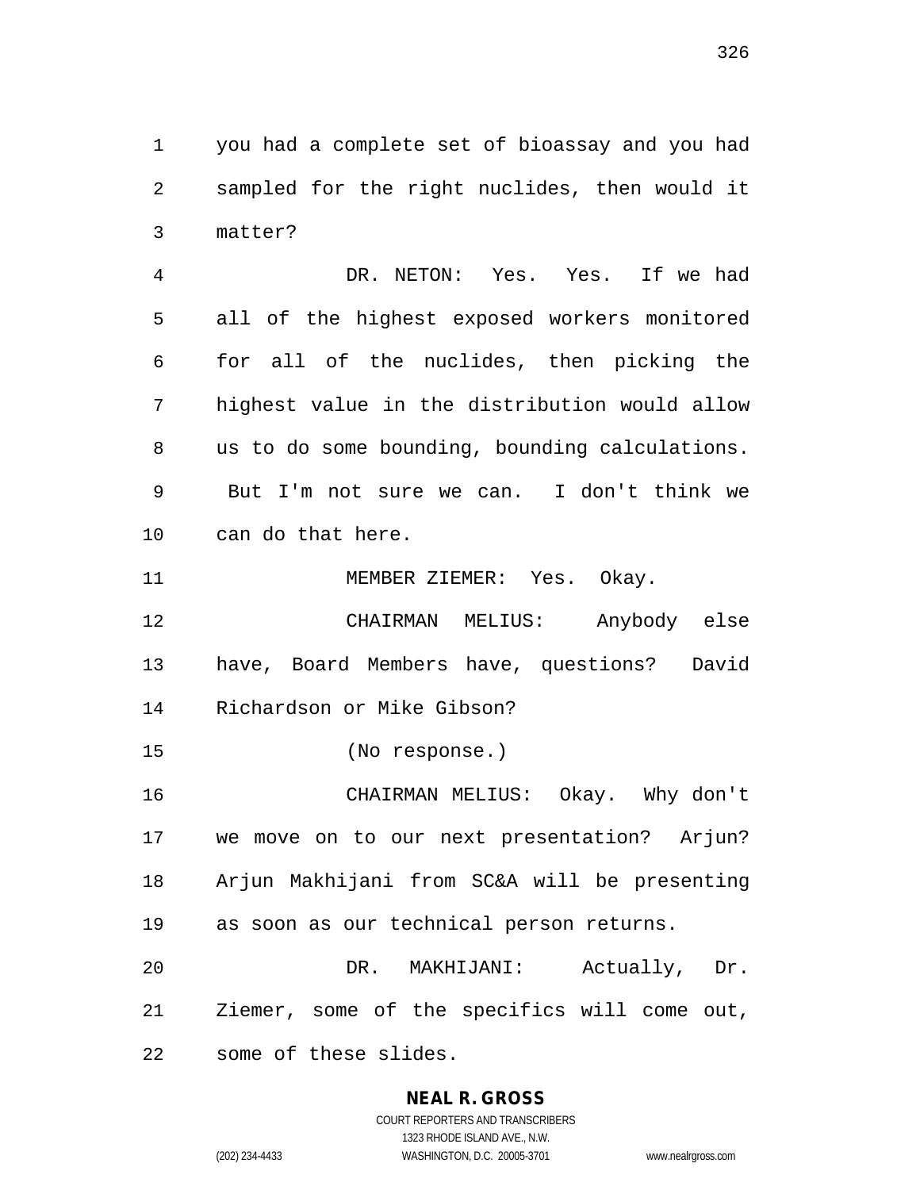you had a complete set of bioassay and you had sampled for the right nuclides, then would it matter?

DR. NETON: Yes. Yes. If we had all of the highest exposed workers monitored for all of the nuclides, then picking the highest value in the distribution would allow us to do some bounding, bounding calculations. But I'm not sure we can. I don't think we can do that here.

MEMBER ZIEMER: Yes. Okay.

CHAIRMAN MELIUS: Anybody else have, Board Members have, questions? David Richardson or Mike Gibson?

(No response.)

CHAIRMAN MELIUS: Okay. Why don't we move on to our next presentation? Arjun? Arjun Makhijani from SC&A will be presenting as soon as our technical person returns.

DR. MAKHIJANI: Actually, Dr. Ziemer, some of the specifics will come out, some of these slides.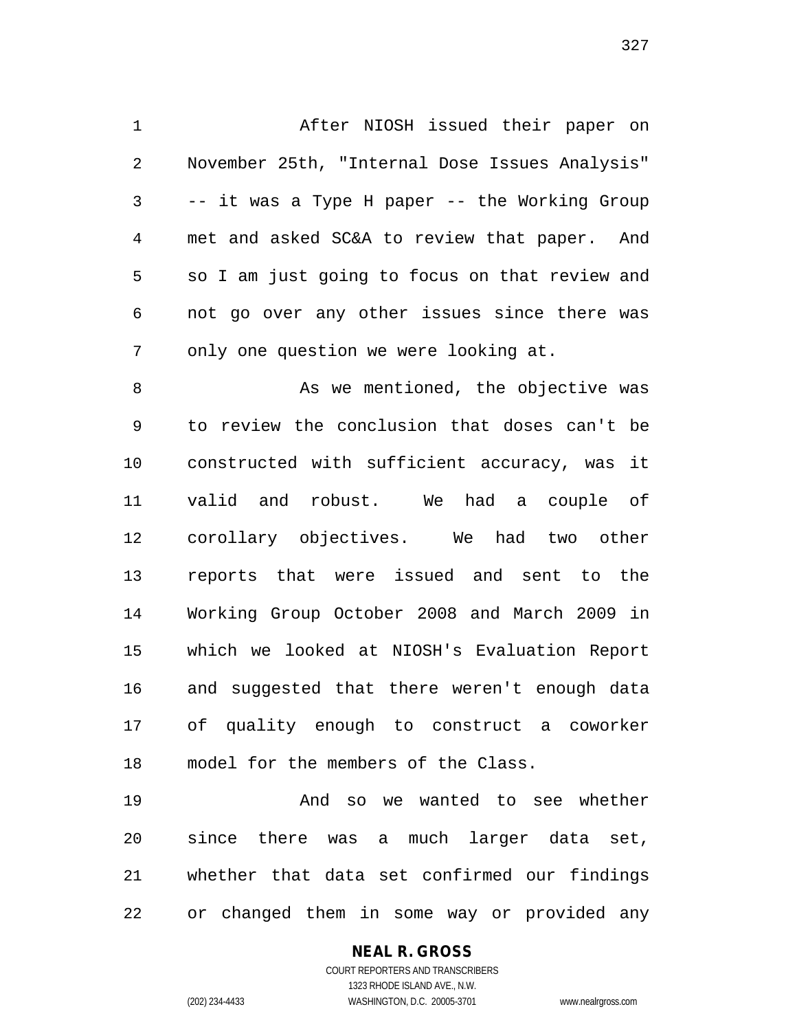After NIOSH issued their paper on November 25th, "Internal Dose Issues Analysis" -- it was a Type H paper -- the Working Group met and asked SC&A to review that paper. And so I am just going to focus on that review and not go over any other issues since there was only one question we were looking at.

As we mentioned, the objective was to review the conclusion that doses can't be constructed with sufficient accuracy, was it valid and robust. We had a couple of corollary objectives. We had two other reports that were issued and sent to the Working Group October 2008 and March 2009 in which we looked at NIOSH's Evaluation Report and suggested that there weren't enough data of quality enough to construct a coworker model for the members of the Class.

And so we wanted to see whether since there was a much larger data set, whether that data set confirmed our findings or changed them in some way or provided any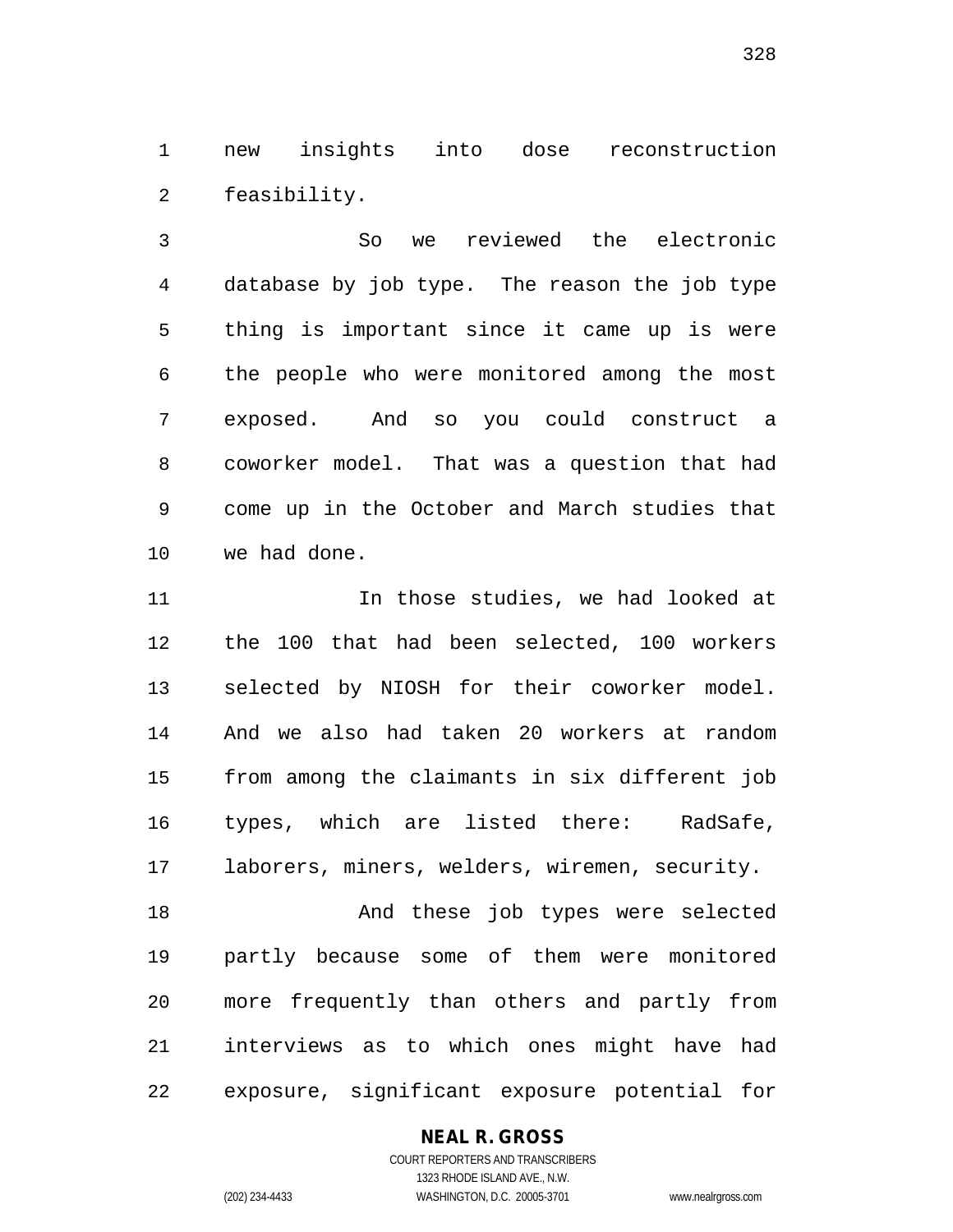new insights into dose reconstruction feasibility.

So we reviewed the electronic database by job type. The reason the job type thing is important since it came up is were the people who were monitored among the most exposed. And so you could construct a coworker model. That was a question that had come up in the October and March studies that we had done.

In those studies, we had looked at the 100 that had been selected, 100 workers selected by NIOSH for their coworker model. And we also had taken 20 workers at random from among the claimants in six different job types, which are listed there: RadSafe, laborers, miners, welders, wiremen, security.

And these job types were selected partly because some of them were monitored more frequently than others and partly from interviews as to which ones might have had exposure, significant exposure potential for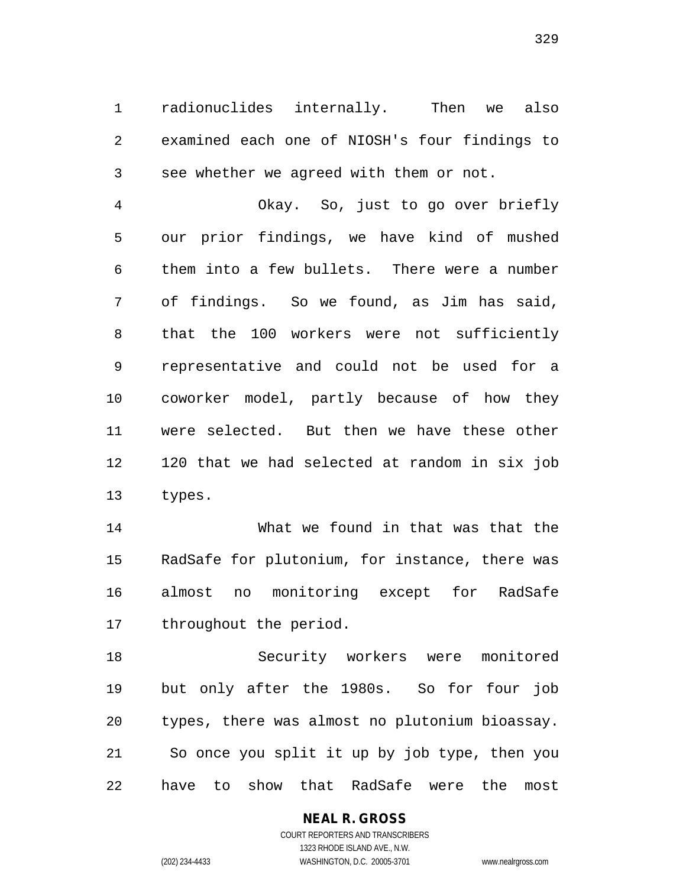radionuclides internally. Then we also examined each one of NIOSH's four findings to see whether we agreed with them or not.

Okay. So, just to go over briefly our prior findings, we have kind of mushed them into a few bullets. There were a number of findings. So we found, as Jim has said, that the 100 workers were not sufficiently representative and could not be used for a coworker model, partly because of how they were selected. But then we have these other 120 that we had selected at random in six job types.

What we found in that was that the RadSafe for plutonium, for instance, there was almost no monitoring except for RadSafe throughout the period.

Security workers were monitored but only after the 1980s. So for four job types, there was almost no plutonium bioassay. So once you split it up by job type, then you have to show that RadSafe were the most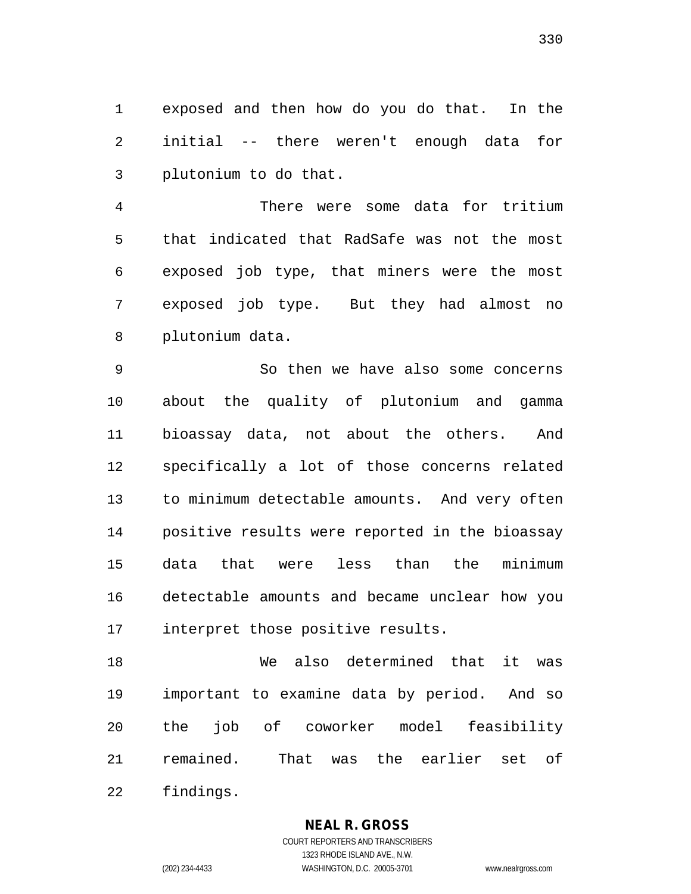exposed and then how do you do that. In the initial -- there weren't enough data for plutonium to do that.

There were some data for tritium that indicated that RadSafe was not the most exposed job type, that miners were the most exposed job type. But they had almost no plutonium data.

So then we have also some concerns about the quality of plutonium and gamma bioassay data, not about the others. And specifically a lot of those concerns related to minimum detectable amounts. And very often positive results were reported in the bioassay data that were less than the minimum detectable amounts and became unclear how you interpret those positive results.

We also determined that it was important to examine data by period. And so the job of coworker model feasibility remained. That was the earlier set of findings.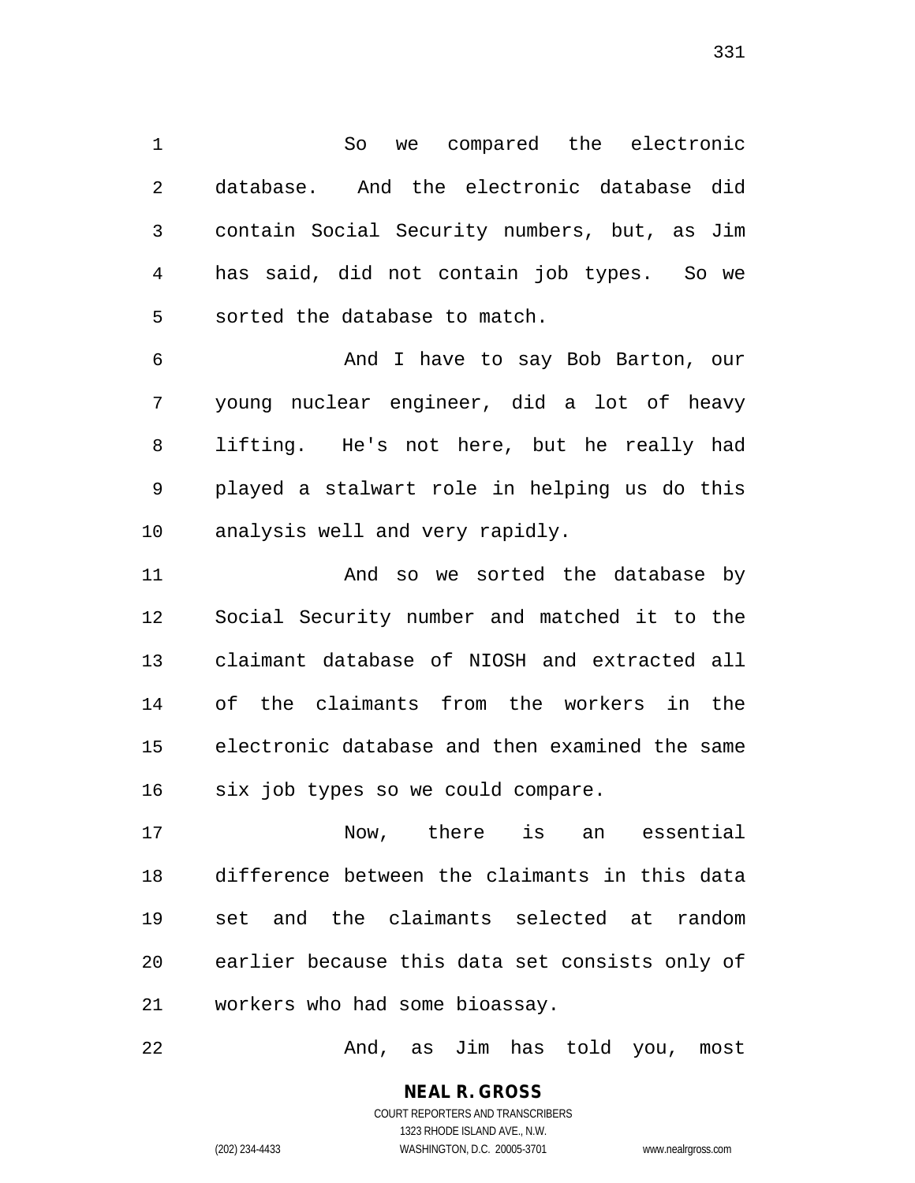So we compared the electronic database. And the electronic database did contain Social Security numbers, but, as Jim has said, did not contain job types. So we sorted the database to match.

And I have to say Bob Barton, our young nuclear engineer, did a lot of heavy lifting. He's not here, but he really had played a stalwart role in helping us do this analysis well and very rapidly.

And so we sorted the database by Social Security number and matched it to the claimant database of NIOSH and extracted all of the claimants from the workers in the electronic database and then examined the same six job types so we could compare.

Now, there is an essential difference between the claimants in this data set and the claimants selected at random earlier because this data set consists only of workers who had some bioassay.

And, as Jim has told you, most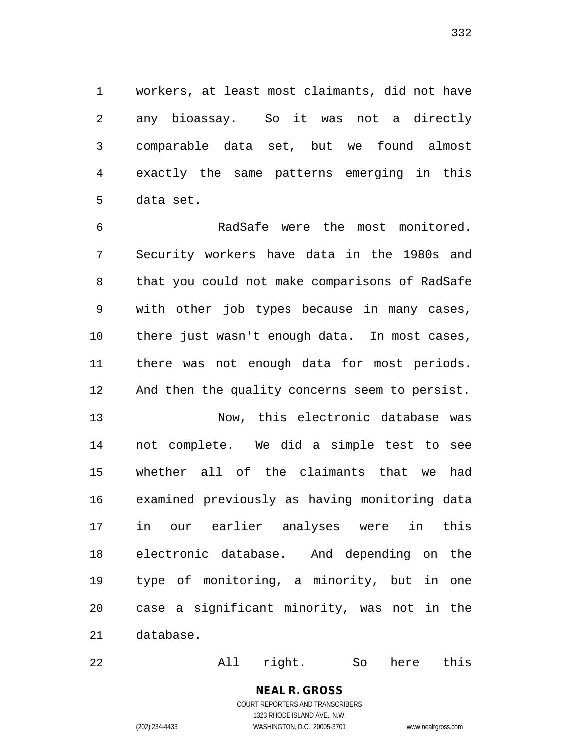workers, at least most claimants, did not have any bioassay. So it was not a directly comparable data set, but we found almost exactly the same patterns emerging in this data set.

RadSafe were the most monitored. Security workers have data in the 1980s and that you could not make comparisons of RadSafe with other job types because in many cases, there just wasn't enough data. In most cases, there was not enough data for most periods. And then the quality concerns seem to persist.

Now, this electronic database was not complete. We did a simple test to see whether all of the claimants that we had examined previously as having monitoring data in our earlier analyses were in this electronic database. And depending on the type of monitoring, a minority, but in one case a significant minority, was not in the database.

All right. So here this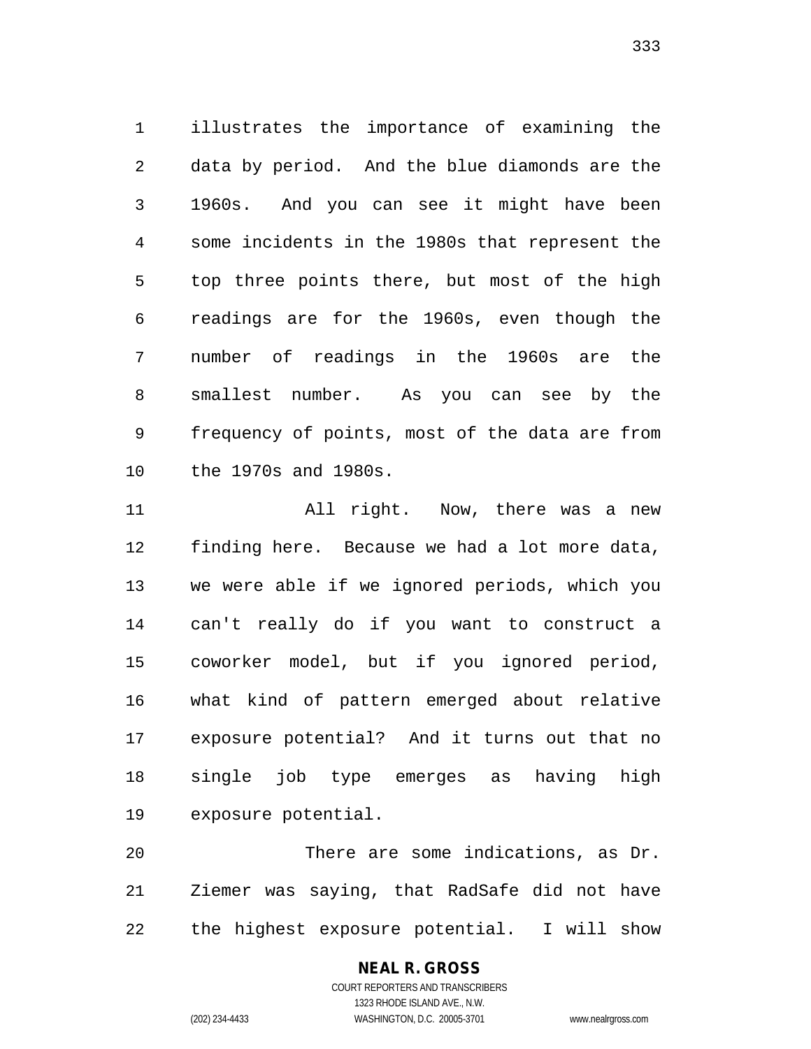illustrates the importance of examining the data by period. And the blue diamonds are the 1960s. And you can see it might have been some incidents in the 1980s that represent the top three points there, but most of the high readings are for the 1960s, even though the number of readings in the 1960s are the smallest number. As you can see by the frequency of points, most of the data are from the 1970s and 1980s.

All right. Now, there was a new finding here. Because we had a lot more data, we were able if we ignored periods, which you can't really do if you want to construct a coworker model, but if you ignored period, what kind of pattern emerged about relative exposure potential? And it turns out that no single job type emerges as having high exposure potential.

There are some indications, as Dr. Ziemer was saying, that RadSafe did not have the highest exposure potential. I will show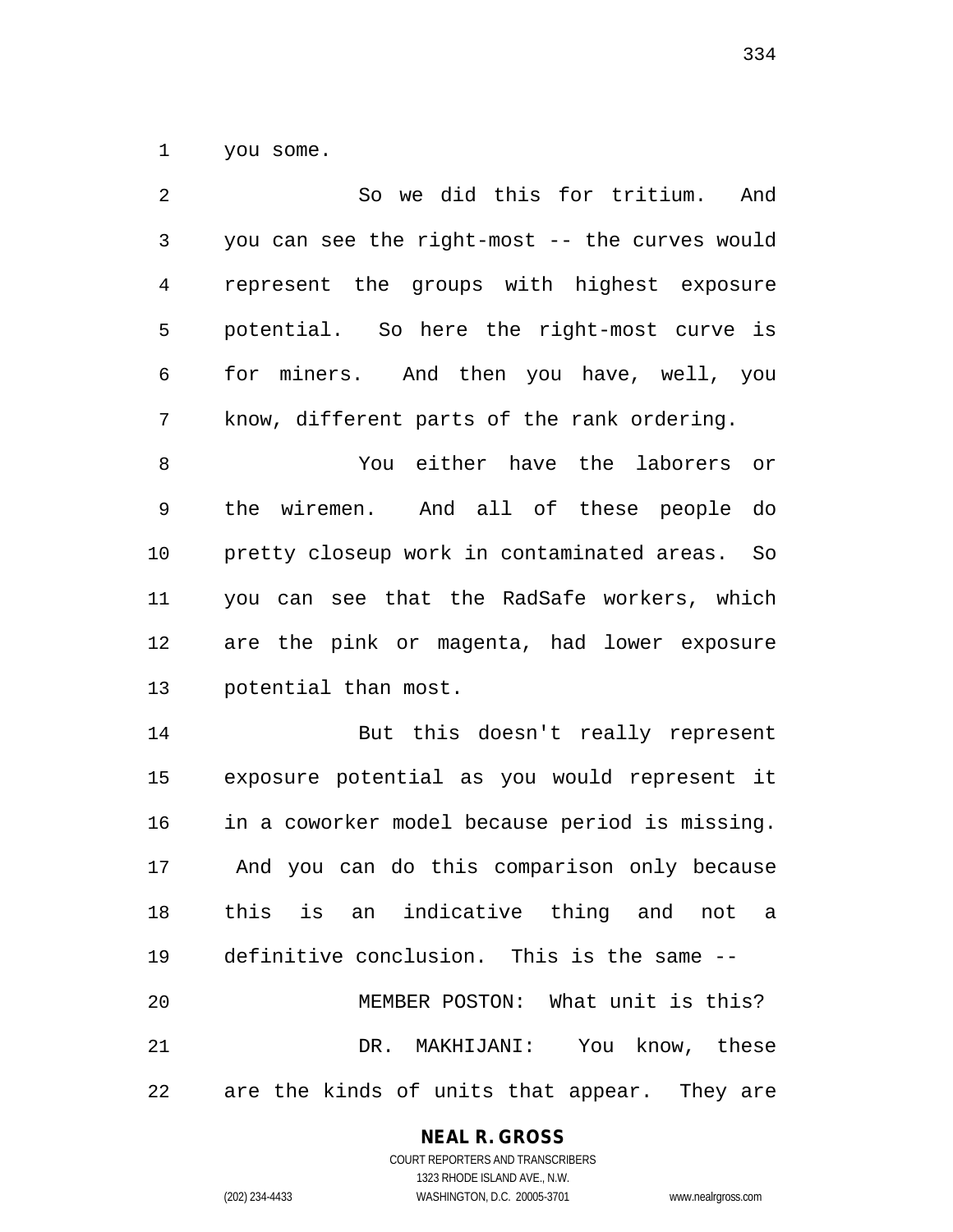you some.

So we did this for tritium. And you can see the right-most -- the curves would represent the groups with highest exposure potential. So here the right-most curve is for miners. And then you have, well, you know, different parts of the rank ordering.

You either have the laborers or the wiremen. And all of these people do pretty closeup work in contaminated areas. So you can see that the RadSafe workers, which are the pink or magenta, had lower exposure potential than most.

But this doesn't really represent exposure potential as you would represent it in a coworker model because period is missing. And you can do this comparison only because this is an indicative thing and not a definitive conclusion. This is the same --

MEMBER POSTON: What unit is this?

DR. MAKHIJANI: You know, these are the kinds of units that appear. They are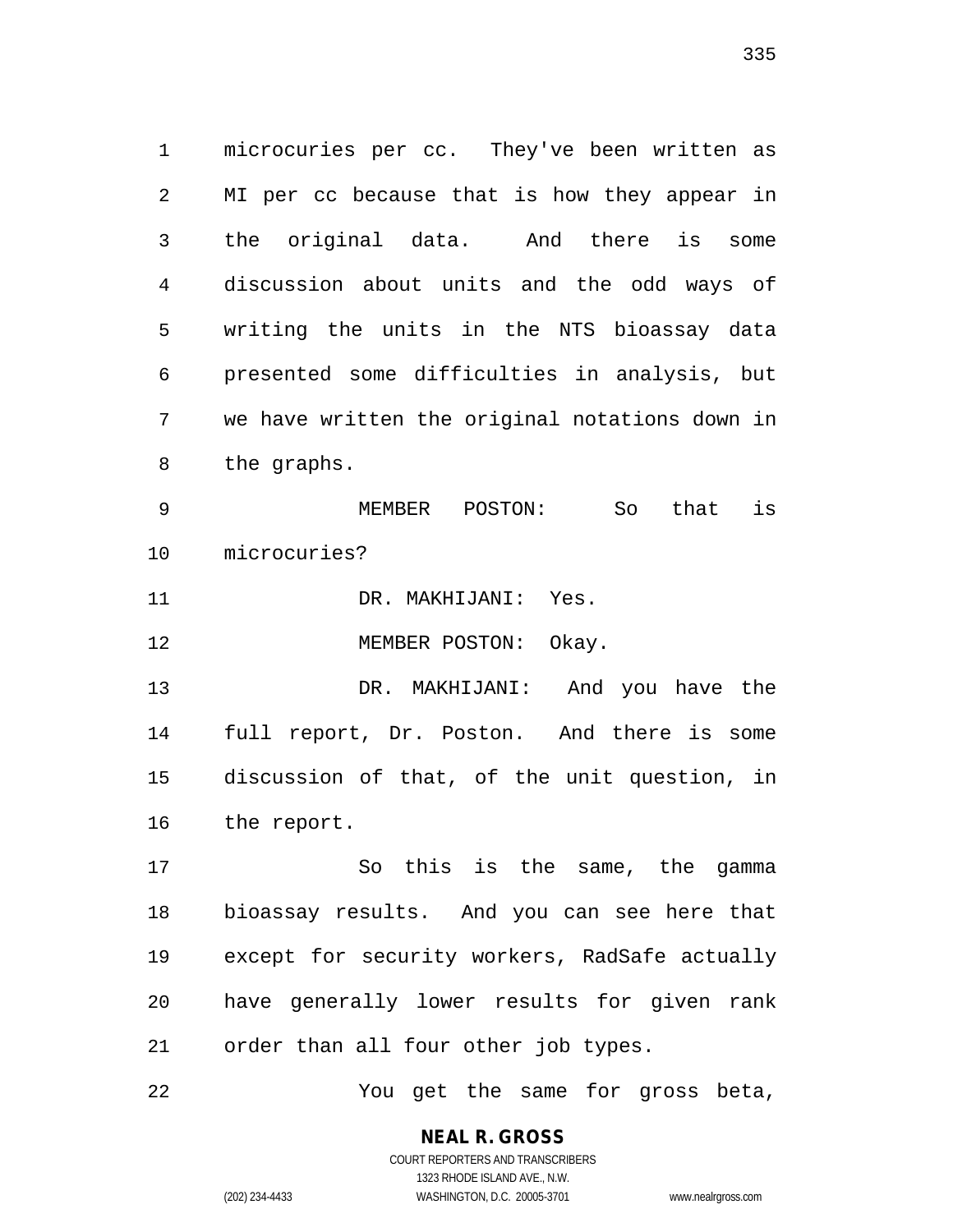microcuries per cc. They've been written as MI per cc because that is how they appear in the original data. And there is some discussion about units and the odd ways of writing the units in the NTS bioassay data presented some difficulties in analysis, but we have written the original notations down in the graphs.

MEMBER POSTON: So that is microcuries?

DR. MAKHIJANI: Yes.

MEMBER POSTON: Okay.

DR. MAKHIJANI: And you have the full report, Dr. Poston. And there is some discussion of that, of the unit question, in the report.

So this is the same, the gamma bioassay results. And you can see here that except for security workers, RadSafe actually have generally lower results for given rank order than all four other job types.

You get the same for gross beta,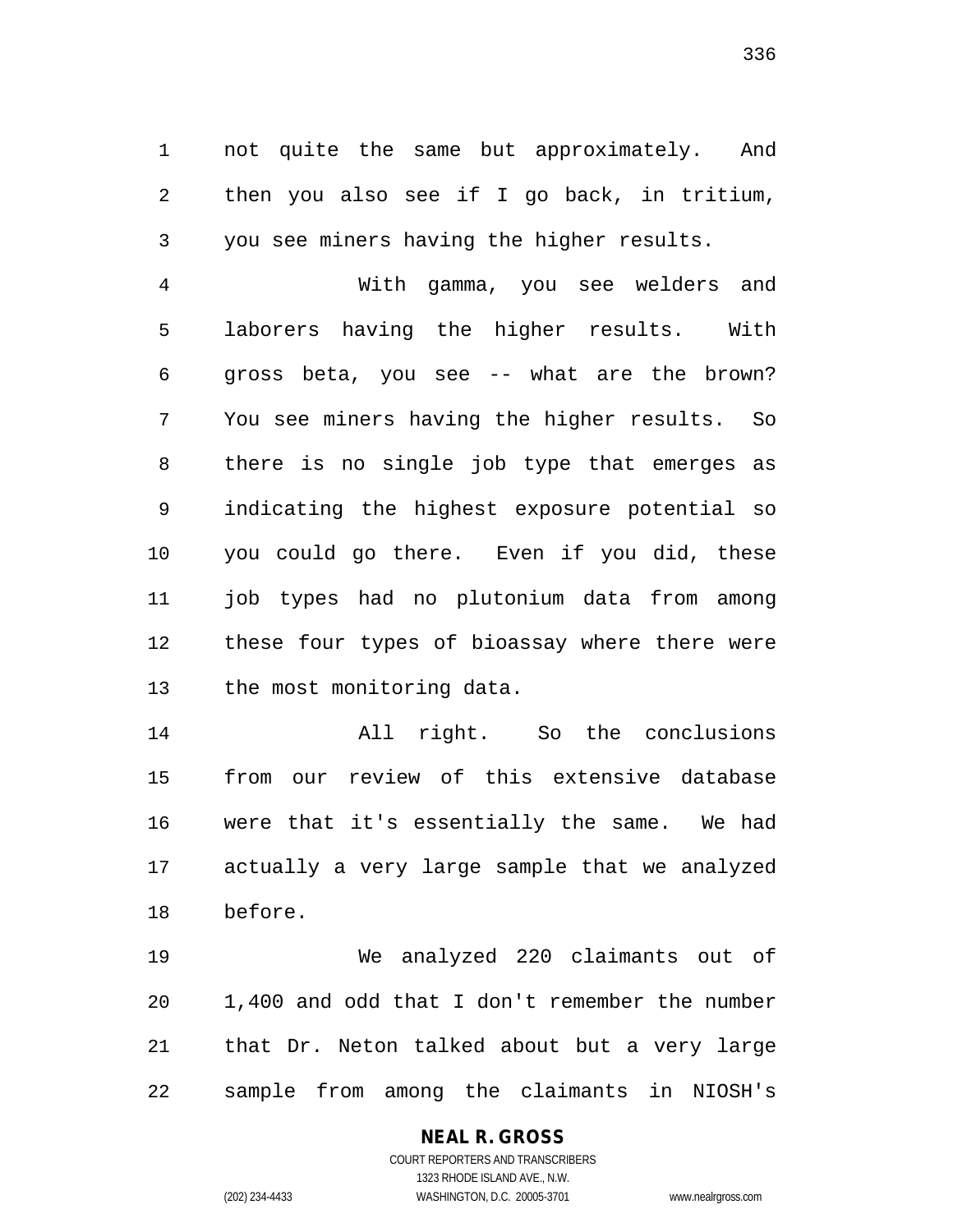not quite the same but approximately. And then you also see if I go back, in tritium, you see miners having the higher results.

With gamma, you see welders and laborers having the higher results. With gross beta, you see -- what are the brown? You see miners having the higher results. So there is no single job type that emerges as indicating the highest exposure potential so you could go there. Even if you did, these job types had no plutonium data from among these four types of bioassay where there were the most monitoring data.

All right. So the conclusions from our review of this extensive database were that it's essentially the same. We had actually a very large sample that we analyzed before.

We analyzed 220 claimants out of 1,400 and odd that I don't remember the number that Dr. Neton talked about but a very large sample from among the claimants in NIOSH's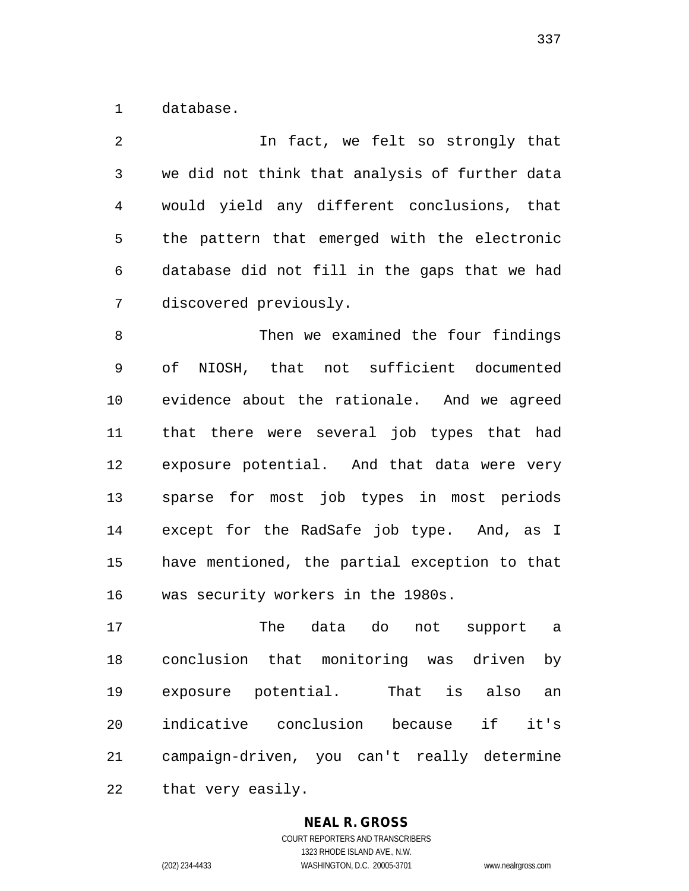database.

In fact, we felt so strongly that we did not think that analysis of further data would yield any different conclusions, that the pattern that emerged with the electronic database did not fill in the gaps that we had discovered previously.

Then we examined the four findings of NIOSH, that not sufficient documented evidence about the rationale. And we agreed that there were several job types that had exposure potential. And that data were very sparse for most job types in most periods except for the RadSafe job type. And, as I have mentioned, the partial exception to that was security workers in the 1980s.

The data do not support a conclusion that monitoring was driven by exposure potential. That is also an indicative conclusion because if it's campaign-driven, you can't really determine that very easily.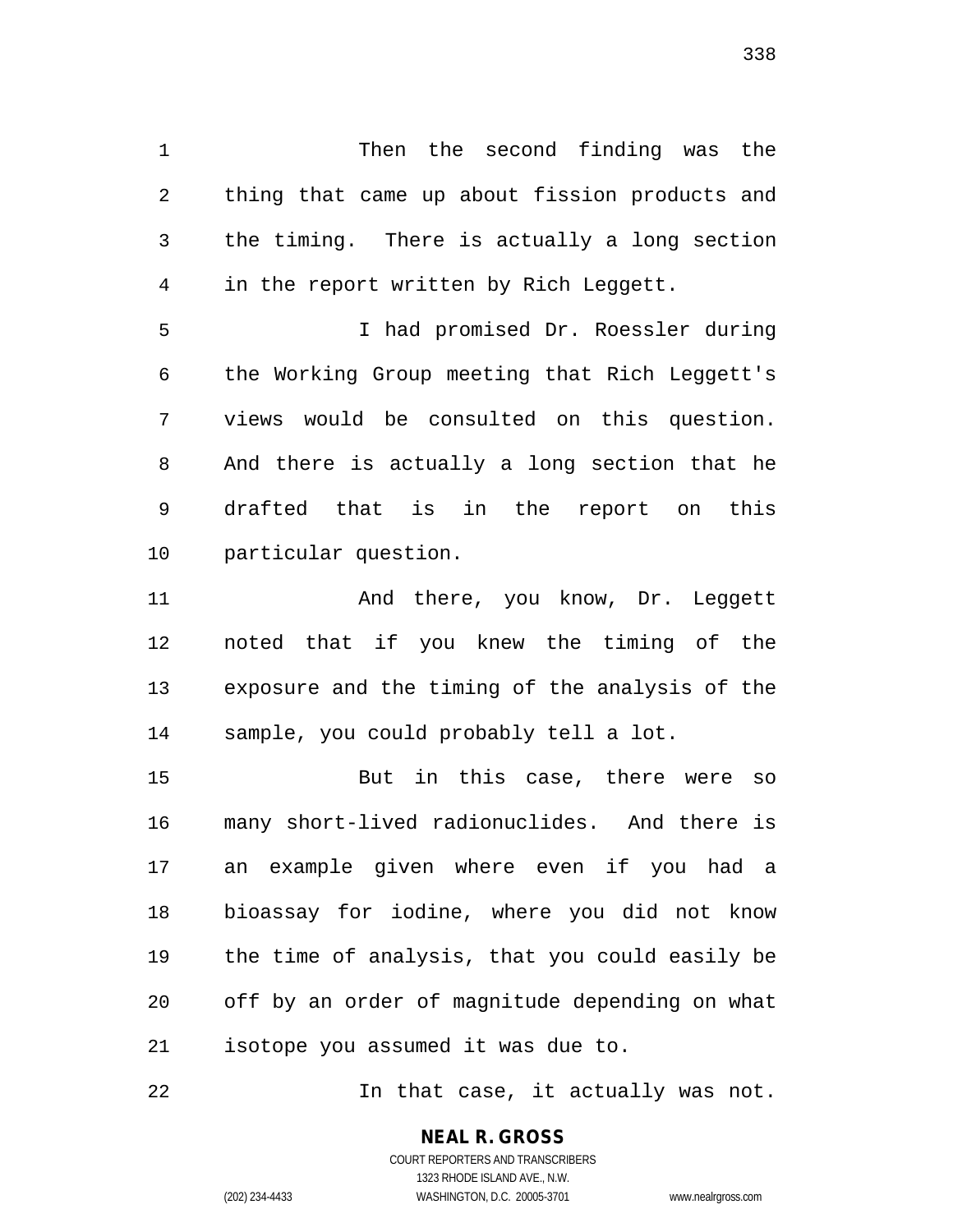Then the second finding was the thing that came up about fission products and the timing. There is actually a long section in the report written by Rich Leggett.

I had promised Dr. Roessler during the Working Group meeting that Rich Leggett's views would be consulted on this question. And there is actually a long section that he drafted that is in the report on this particular question.

And there, you know, Dr. Leggett noted that if you knew the timing of the exposure and the timing of the analysis of the sample, you could probably tell a lot.

But in this case, there were so many short-lived radionuclides. And there is an example given where even if you had a bioassay for iodine, where you did not know the time of analysis, that you could easily be off by an order of magnitude depending on what isotope you assumed it was due to.

In that case, it actually was not.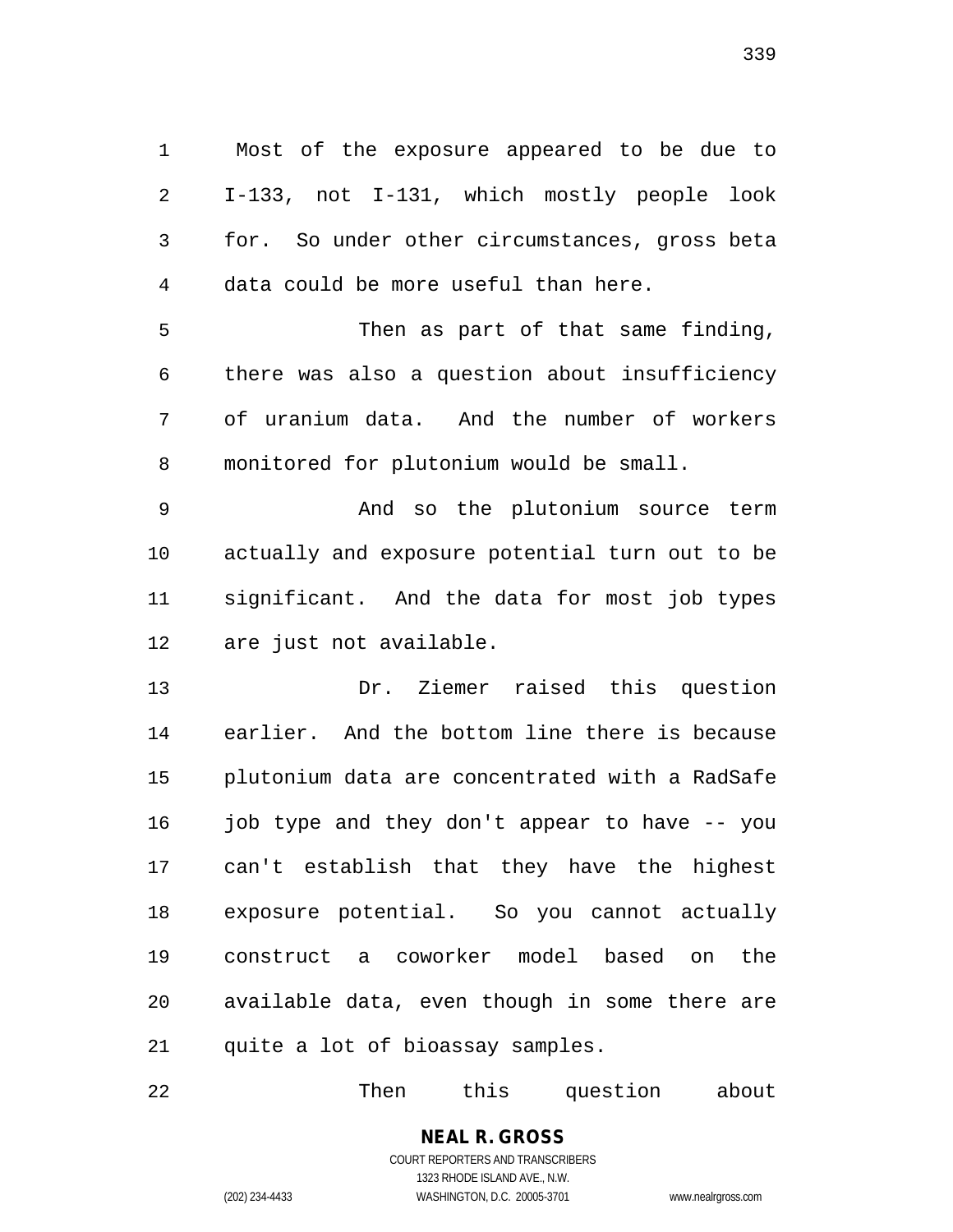Most of the exposure appeared to be due to I-133, not I-131, which mostly people look for. So under other circumstances, gross beta data could be more useful than here.

Then as part of that same finding, there was also a question about insufficiency of uranium data. And the number of workers monitored for plutonium would be small.

And so the plutonium source term actually and exposure potential turn out to be significant. And the data for most job types are just not available.

Dr. Ziemer raised this question earlier. And the bottom line there is because plutonium data are concentrated with a RadSafe job type and they don't appear to have -- you can't establish that they have the highest exposure potential. So you cannot actually construct a coworker model based on the available data, even though in some there are quite a lot of bioassay samples.

Then this question about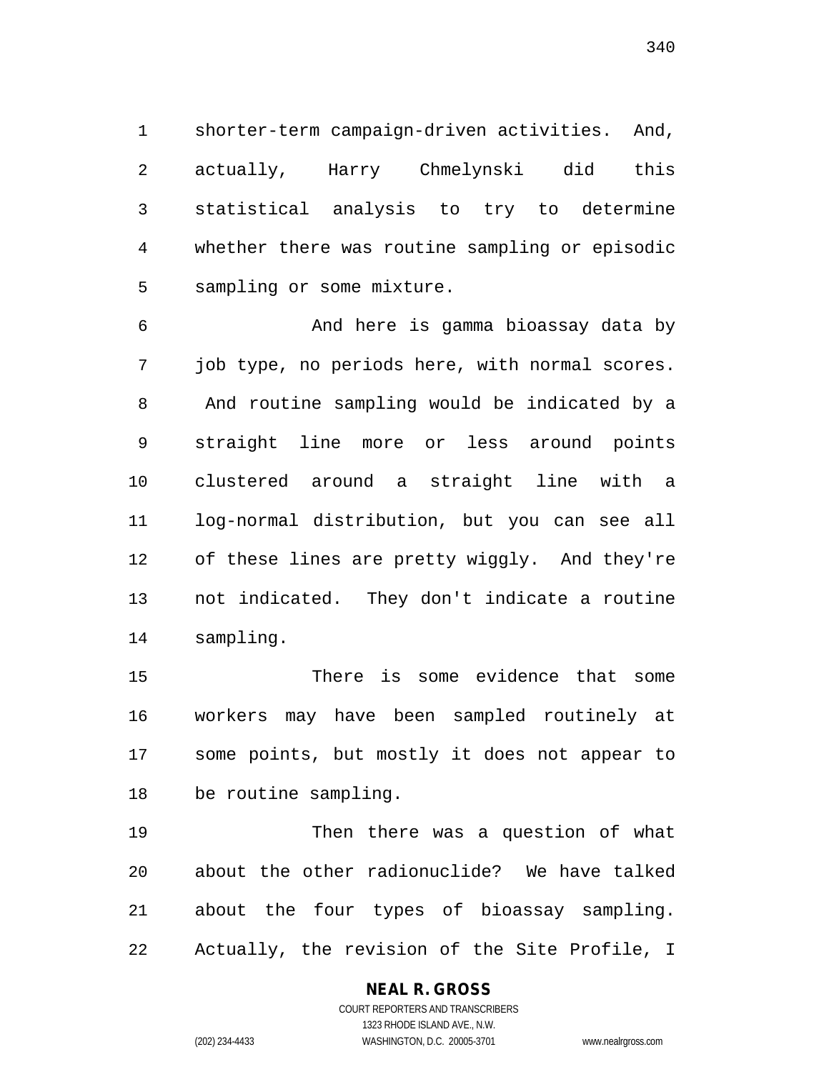shorter-term campaign-driven activities. And, actually, Harry Chmelynski did this statistical analysis to try to determine whether there was routine sampling or episodic sampling or some mixture.

And here is gamma bioassay data by job type, no periods here, with normal scores. And routine sampling would be indicated by a straight line more or less around points clustered around a straight line with a log-normal distribution, but you can see all of these lines are pretty wiggly. And they're not indicated. They don't indicate a routine sampling.

There is some evidence that some workers may have been sampled routinely at some points, but mostly it does not appear to be routine sampling.

Then there was a question of what about the other radionuclide? We have talked about the four types of bioassay sampling. Actually, the revision of the Site Profile, I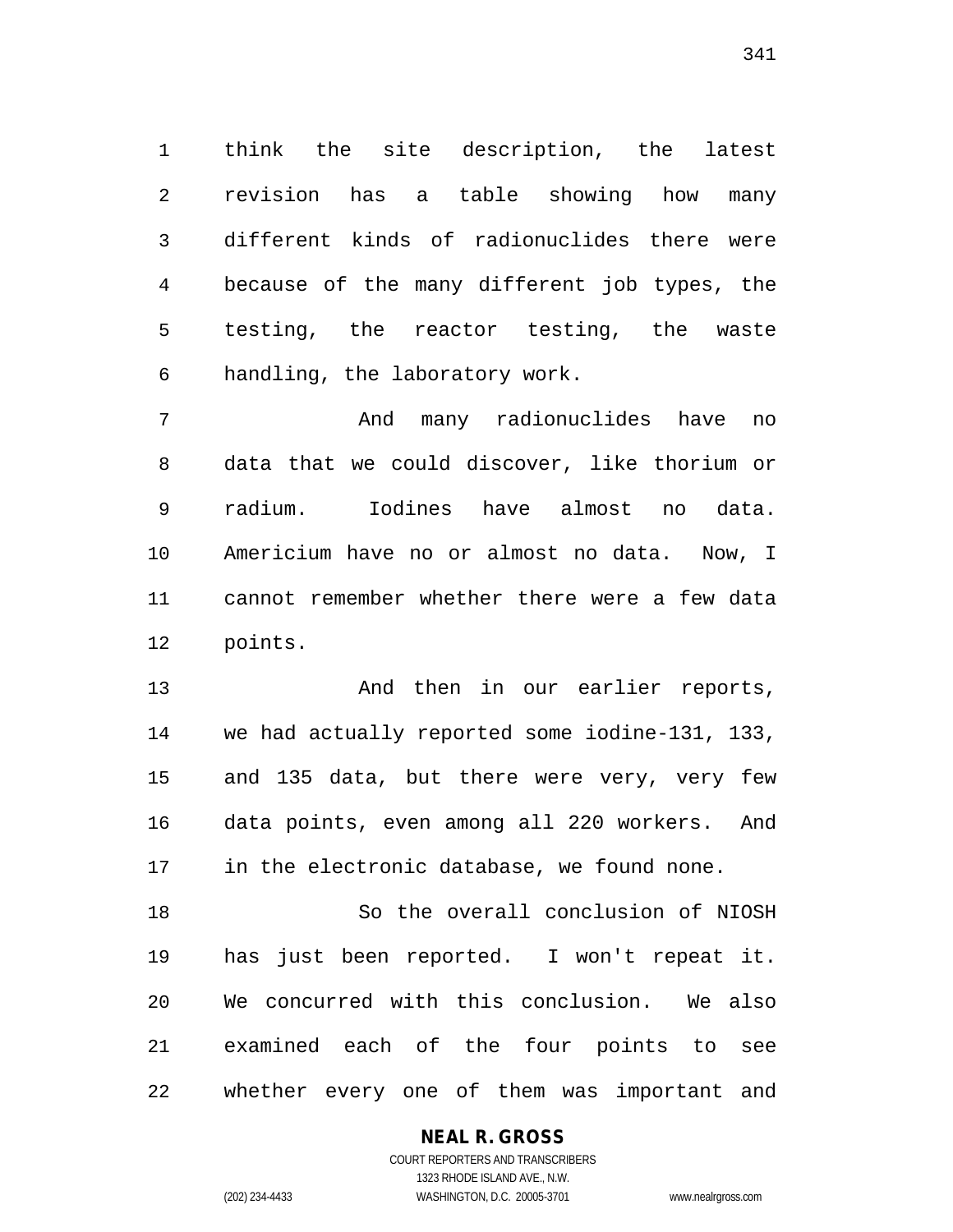think the site description, the latest revision has a table showing how many different kinds of radionuclides there were because of the many different job types, the testing, the reactor testing, the waste handling, the laboratory work.

And many radionuclides have no data that we could discover, like thorium or radium. Iodines have almost no data. Americium have no or almost no data. Now, I cannot remember whether there were a few data points.

And then in our earlier reports, we had actually reported some iodine-131, 133, and 135 data, but there were very, very few data points, even among all 220 workers. And in the electronic database, we found none.

So the overall conclusion of NIOSH has just been reported. I won't repeat it. We concurred with this conclusion. We also examined each of the four points to see whether every one of them was important and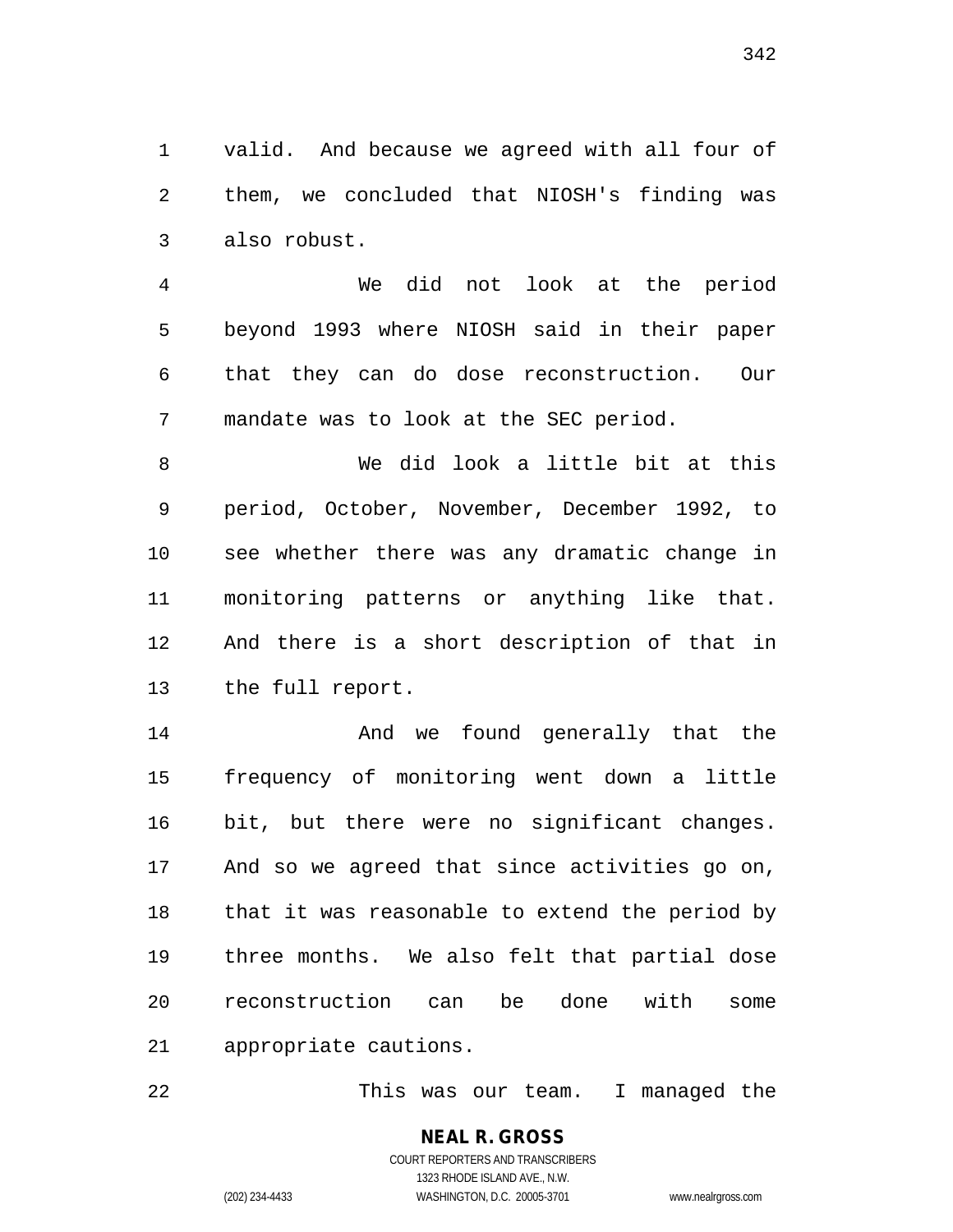valid. And because we agreed with all four of them, we concluded that NIOSH's finding was also robust.

We did not look at the period beyond 1993 where NIOSH said in their paper that they can do dose reconstruction. Our mandate was to look at the SEC period.

We did look a little bit at this period, October, November, December 1992, to see whether there was any dramatic change in monitoring patterns or anything like that. And there is a short description of that in the full report.

And we found generally that the frequency of monitoring went down a little bit, but there were no significant changes. And so we agreed that since activities go on, that it was reasonable to extend the period by three months. We also felt that partial dose reconstruction can be done with some appropriate cautions.

This was our team. I managed the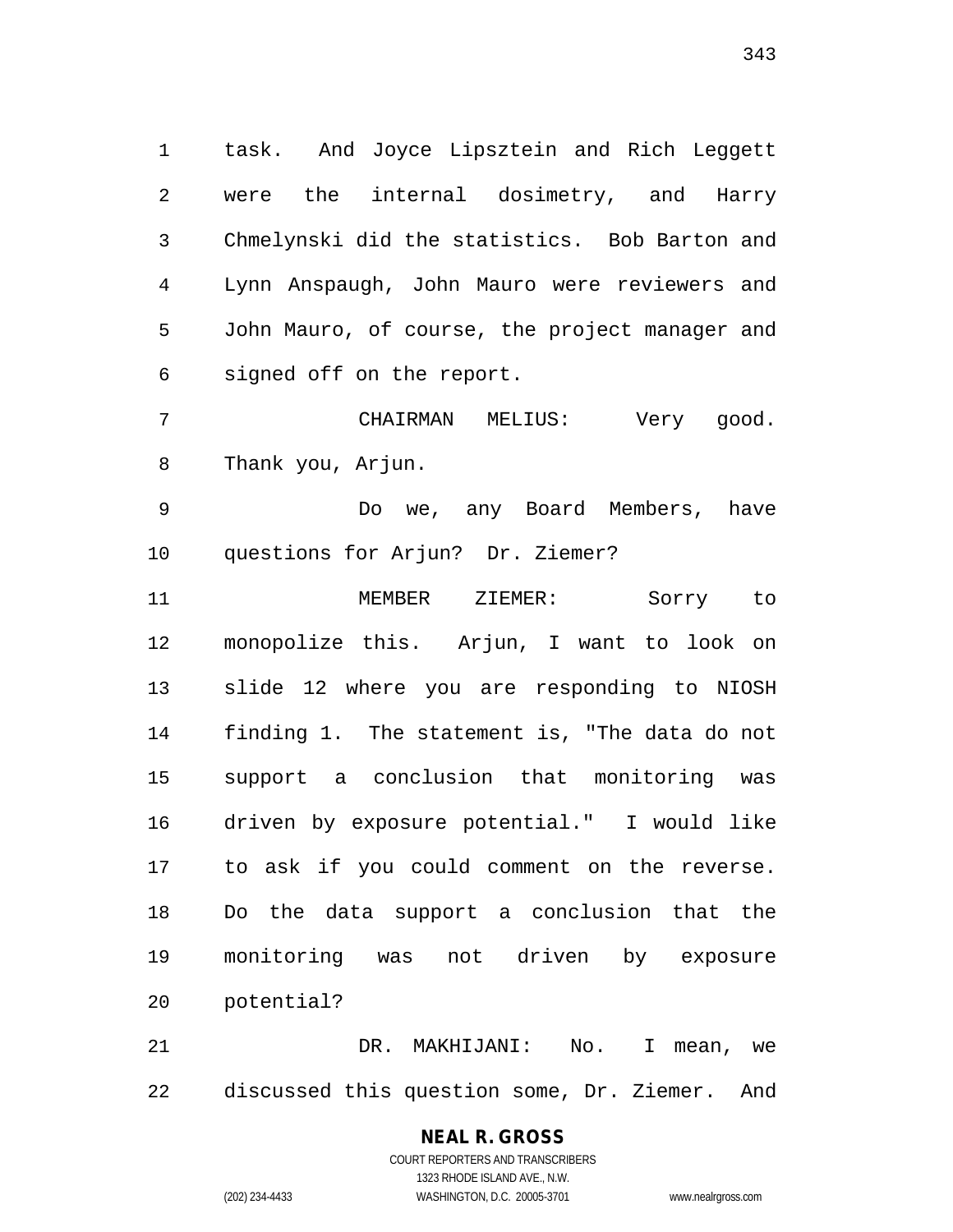task. And Joyce Lipsztein and Rich Leggett were the internal dosimetry, and Harry Chmelynski did the statistics. Bob Barton and Lynn Anspaugh, John Mauro were reviewers and John Mauro, of course, the project manager and signed off on the report.

CHAIRMAN MELIUS: Very good. Thank you, Arjun.

Do we, any Board Members, have questions for Arjun? Dr. Ziemer?

MEMBER ZIEMER: Sorry to monopolize this. Arjun, I want to look on slide 12 where you are responding to NIOSH finding 1. The statement is, "The data do not support a conclusion that monitoring was driven by exposure potential." I would like to ask if you could comment on the reverse. Do the data support a conclusion that the monitoring was not driven by exposure potential?

DR. MAKHIJANI: No. I mean, we discussed this question some, Dr. Ziemer. And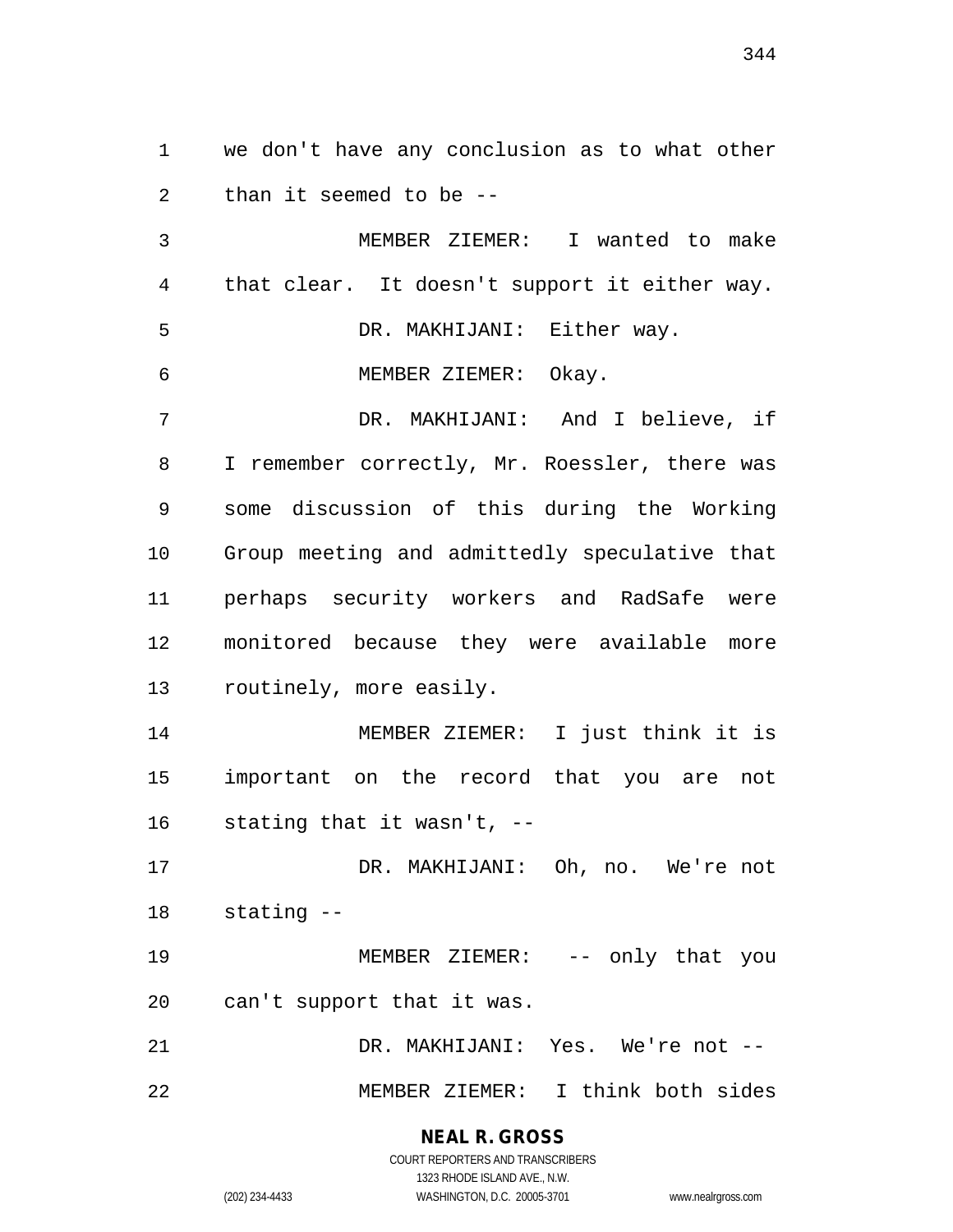we don't have any conclusion as to what other than it seemed to be --

MEMBER ZIEMER: I wanted to make that clear. It doesn't support it either way.

DR. MAKHIJANI: Either way.

MEMBER ZIEMER: Okay.

DR. MAKHIJANI: And I believe, if I remember correctly, Mr. Roessler, there was some discussion of this during the Working Group meeting and admittedly speculative that perhaps security workers and RadSafe were monitored because they were available more routinely, more easily.

MEMBER ZIEMER: I just think it is important on the record that you are not stating that it wasn't, --

DR. MAKHIJANI: Oh, no. We're not stating --

MEMBER ZIEMER: -- only that you can't support that it was.

DR. MAKHIJANI: Yes. We're not --

MEMBER ZIEMER: I think both sides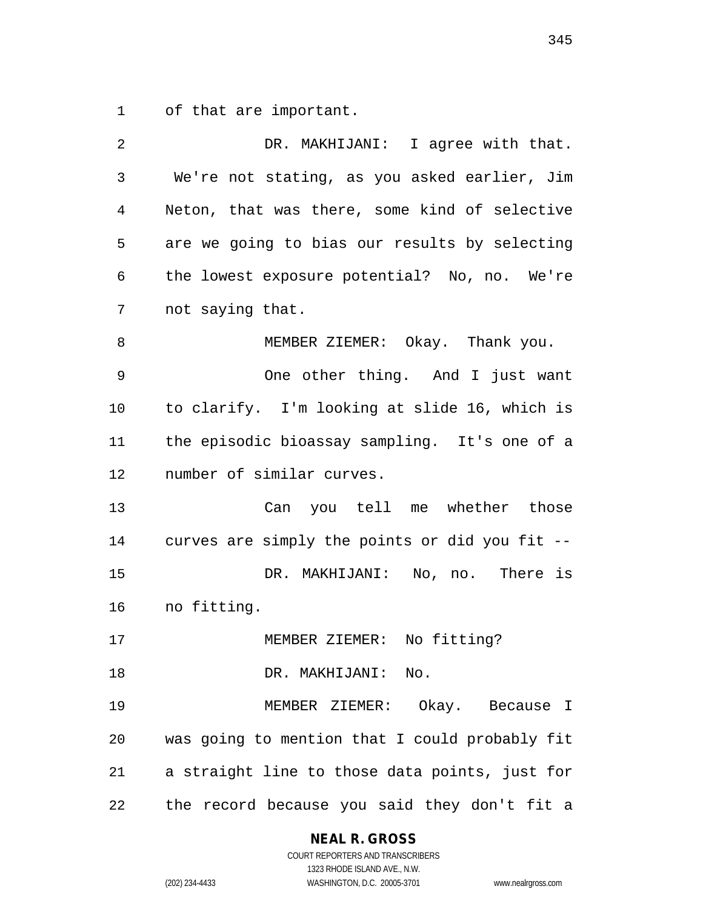of that are important.

DR. MAKHIJANI: I agree with that. We're not stating, as you asked earlier, Jim Neton, that was there, some kind of selective are we going to bias our results by selecting the lowest exposure potential? No, no. We're not saying that.

MEMBER ZIEMER: Okay. Thank you.

One other thing. And I just want to clarify. I'm looking at slide 16, which is the episodic bioassay sampling. It's one of a number of similar curves.

Can you tell me whether those curves are simply the points or did you fit --

DR. MAKHIJANI: No, no. There is no fitting.

MEMBER ZIEMER: No fitting?

DR. MAKHIJANI: No.

MEMBER ZIEMER: Okay. Because I was going to mention that I could probably fit a straight line to those data points, just for the record because you said they don't fit a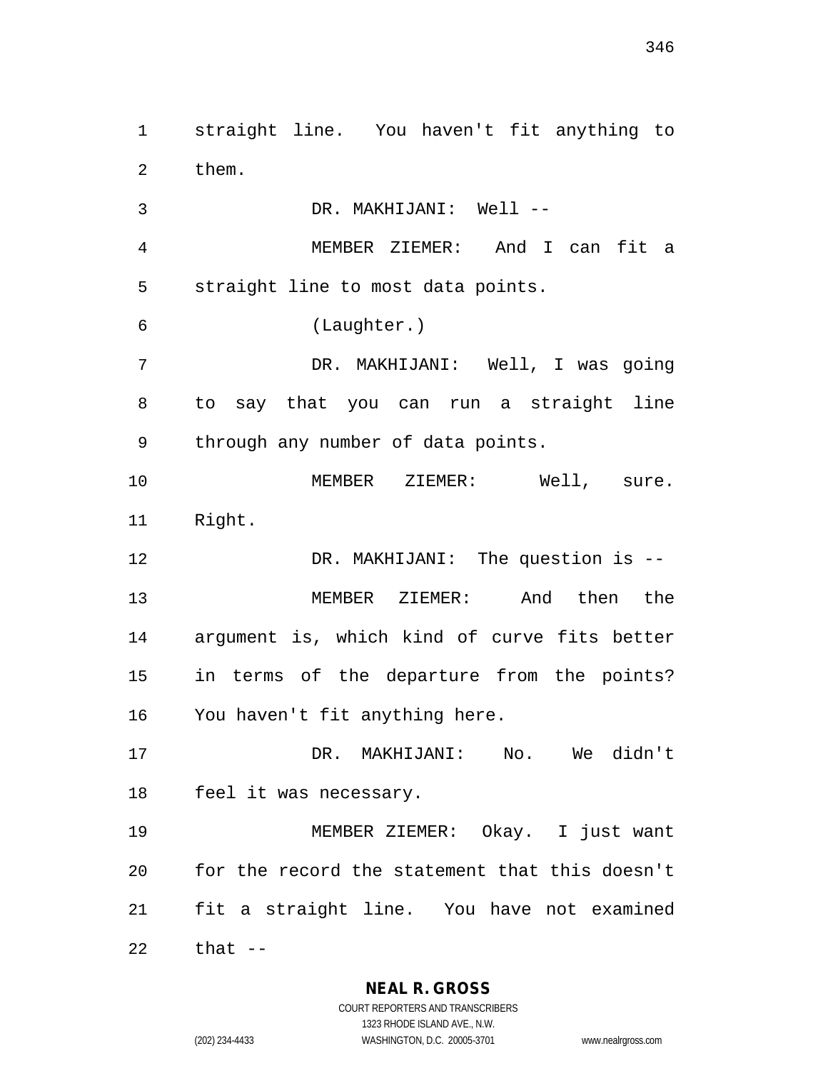straight line. You haven't fit anything to them.

DR. MAKHIJANI: Well --

MEMBER ZIEMER: And I can fit a straight line to most data points.

(Laughter.)

DR. MAKHIJANI: Well, I was going to say that you can run a straight line through any number of data points.

MEMBER ZIEMER: Well, sure. Right.

DR. MAKHIJANI: The question is --

MEMBER ZIEMER: And then the argument is, which kind of curve fits better in terms of the departure from the points? You haven't fit anything here.

DR. MAKHIJANI: No. We didn't feel it was necessary.

MEMBER ZIEMER: Okay. I just want for the record the statement that this doesn't fit a straight line. You have not examined that --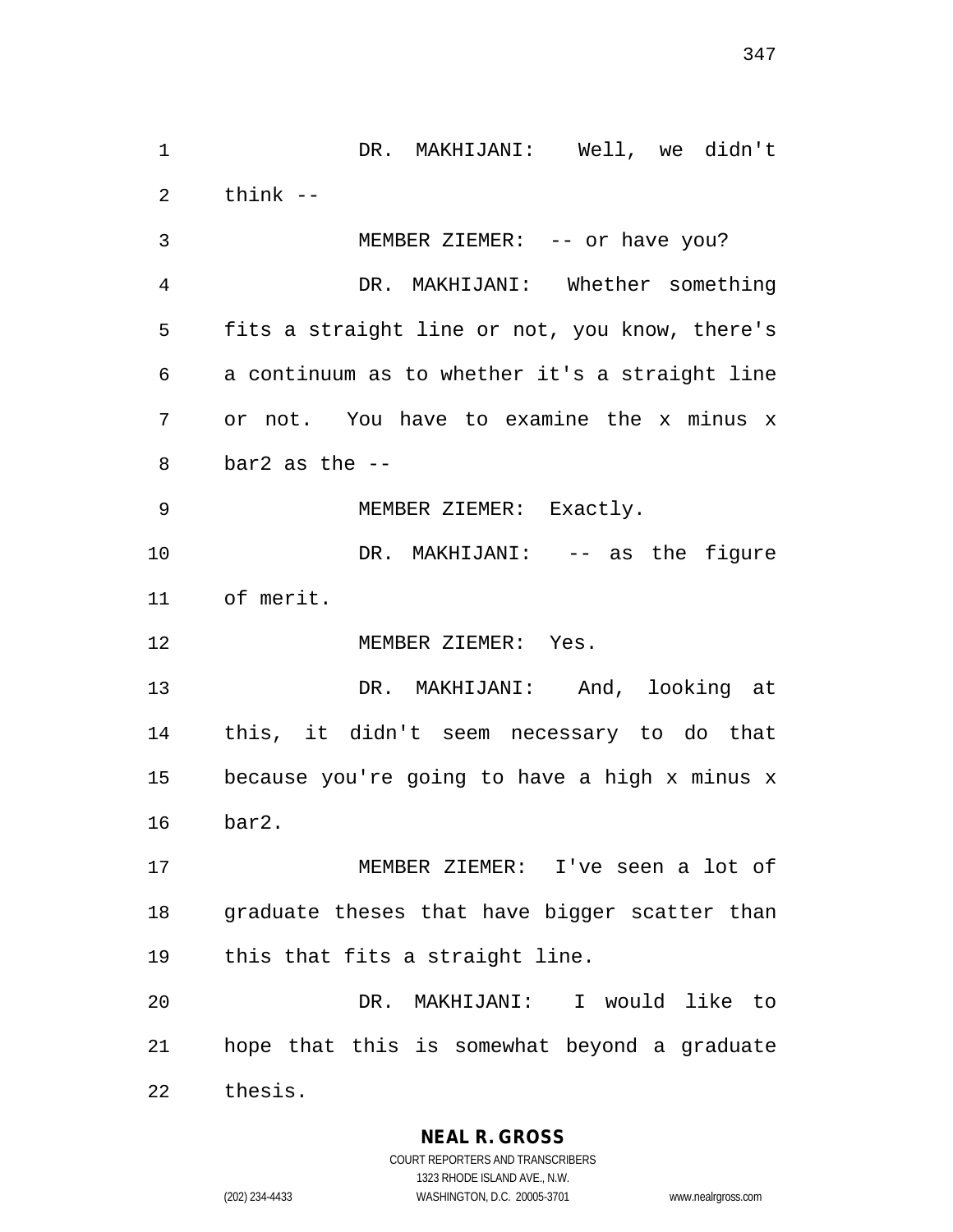DR. MAKHIJANI: Well, we didn't think --

MEMBER ZIEMER: -- or have you?

DR. MAKHIJANI: Whether something fits a straight line or not, you know, there's a continuum as to whether it's a straight line or not. You have to examine the x minus x bar2 as the --

MEMBER ZIEMER: Exactly.

DR. MAKHIJANI: -- as the figure of merit.

MEMBER ZIEMER: Yes.

DR. MAKHIJANI: And, looking at this, it didn't seem necessary to do that because you're going to have a high x minus x bar2.

MEMBER ZIEMER: I've seen a lot of graduate theses that have bigger scatter than this that fits a straight line.

DR. MAKHIJANI: I would like to hope that this is somewhat beyond a graduate thesis.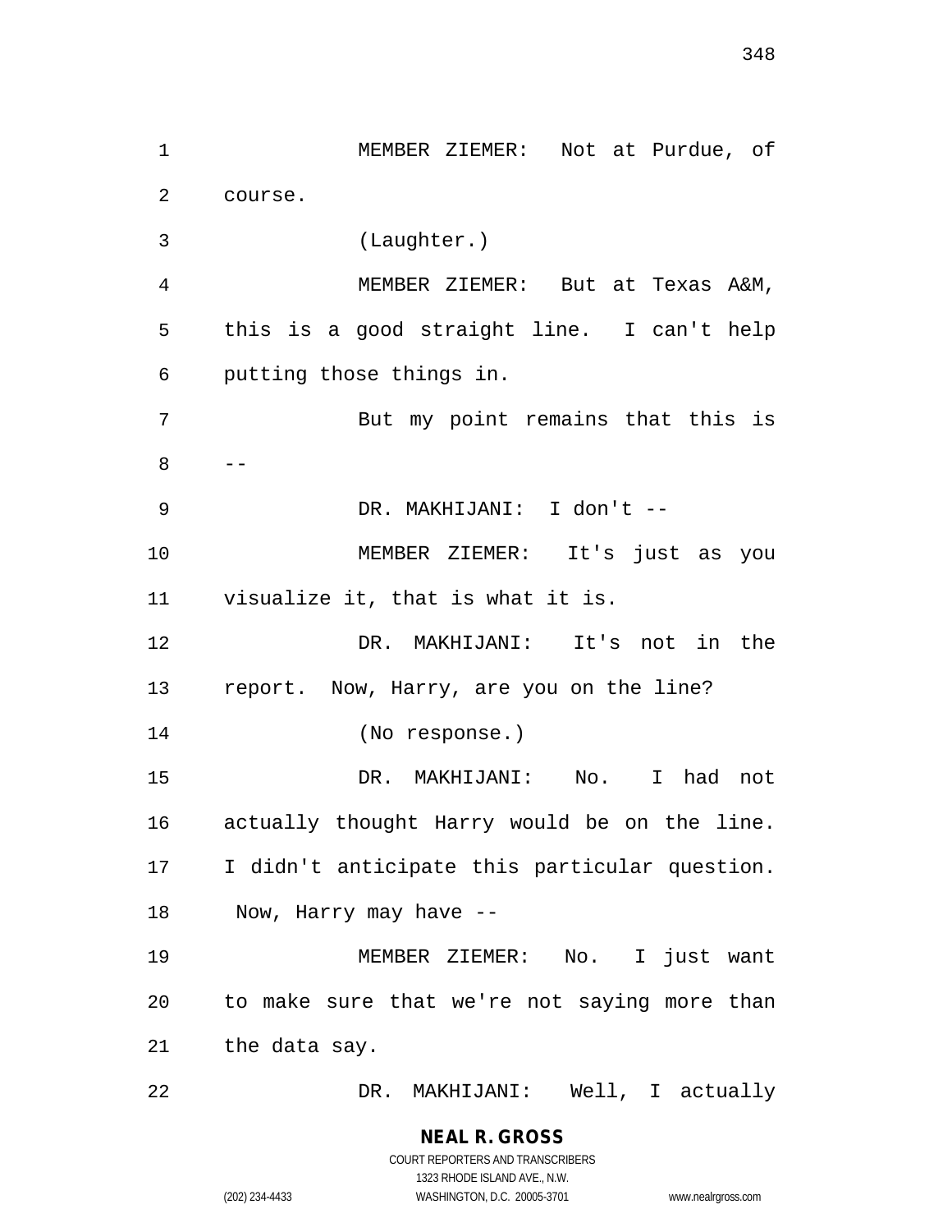MEMBER ZIEMER: Not at Purdue, of course.

(Laughter.)

MEMBER ZIEMER: But at Texas A&M, this is a good straight line. I can't help putting those things in.

But my point remains that this is --

DR. MAKHIJANI: I don't --

MEMBER ZIEMER: It's just as you visualize it, that is what it is.

DR. MAKHIJANI: It's not in the report. Now, Harry, are you on the line?

(No response.)

DR. MAKHIJANI: No. I had not actually thought Harry would be on the line. I didn't anticipate this particular question. Now, Harry may have --

MEMBER ZIEMER: No. I just want to make sure that we're not saying more than the data say.

DR. MAKHIJANI: Well, I actually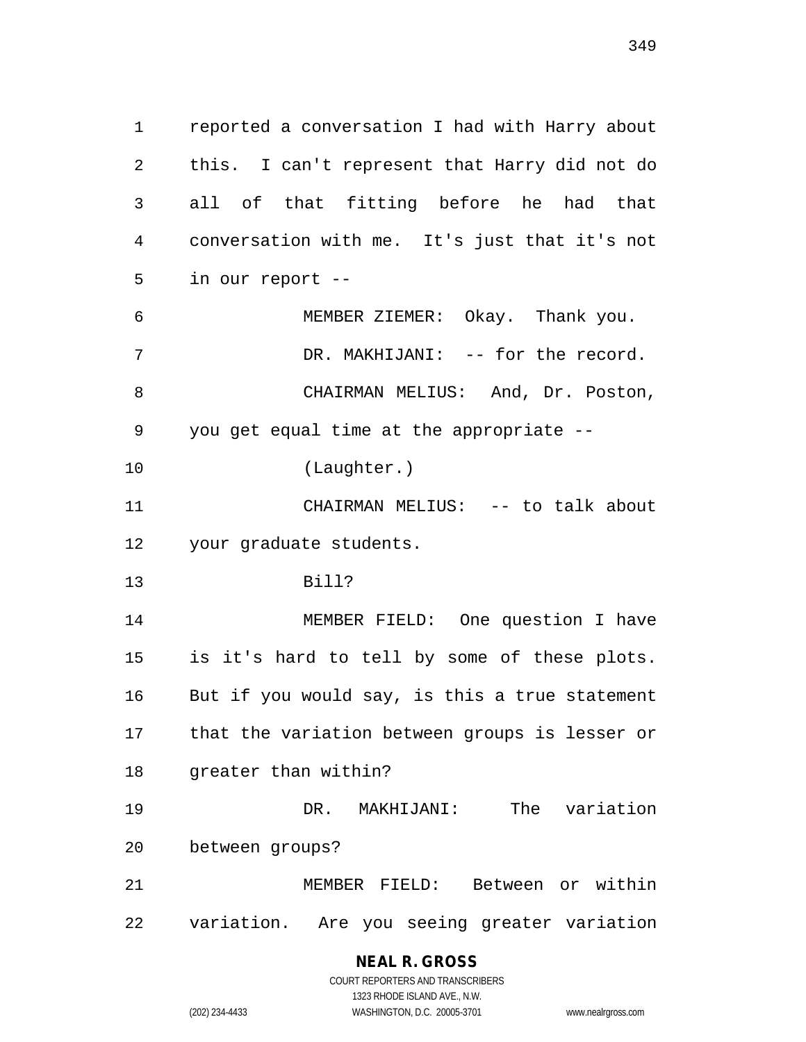reported a conversation I had with Harry about this. I can't represent that Harry did not do all of that fitting before he had that conversation with me. It's just that it's not in our report --

MEMBER ZIEMER: Okay. Thank you.

DR. MAKHIJANI: -- for the record.

CHAIRMAN MELIUS: And, Dr. Poston, you get equal time at the appropriate --

(Laughter.)

CHAIRMAN MELIUS: -- to talk about your graduate students.

Bill?

MEMBER FIELD: One question I have is it's hard to tell by some of these plots. But if you would say, is this a true statement that the variation between groups is lesser or greater than within?

DR. MAKHIJANI: The variation between groups?

MEMBER FIELD: Between or within variation. Are you seeing greater variation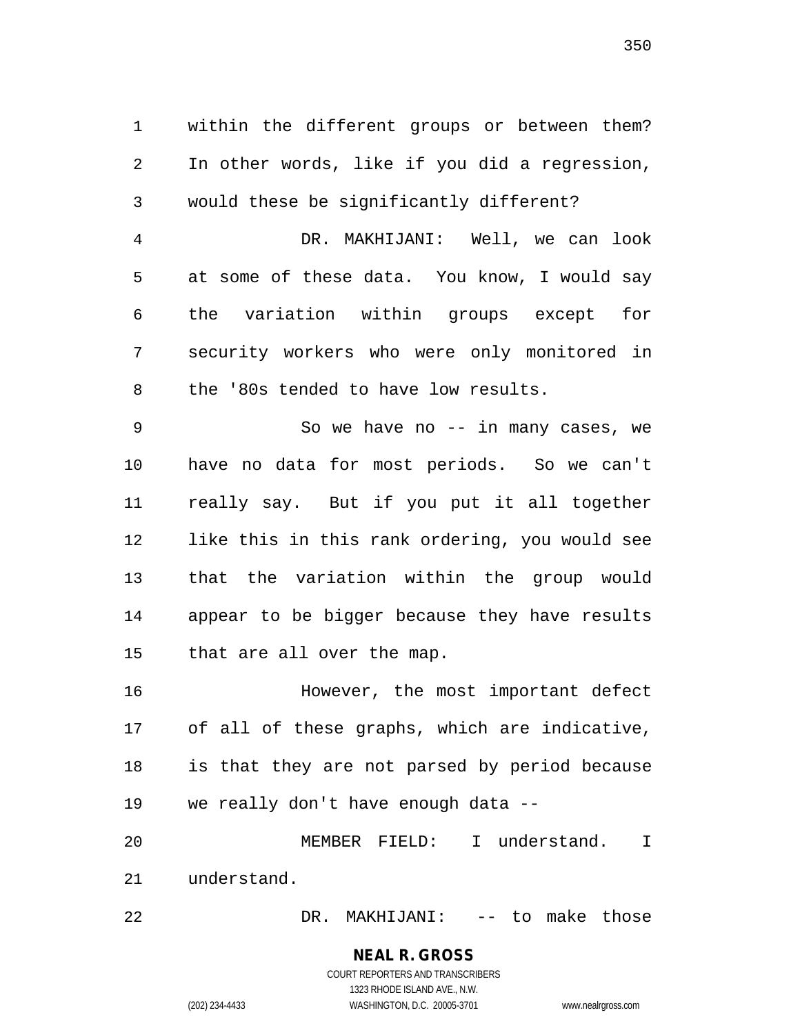within the different groups or between them? In other words, like if you did a regression, would these be significantly different?

DR. MAKHIJANI: Well, we can look at some of these data. You know, I would say the variation within groups except for security workers who were only monitored in the '80s tended to have low results.

So we have no -- in many cases, we have no data for most periods. So we can't really say. But if you put it all together like this in this rank ordering, you would see that the variation within the group would appear to be bigger because they have results that are all over the map.

However, the most important defect of all of these graphs, which are indicative, is that they are not parsed by period because we really don't have enough data --

MEMBER FIELD: I understand. I understand.

DR. MAKHIJANI: -- to make those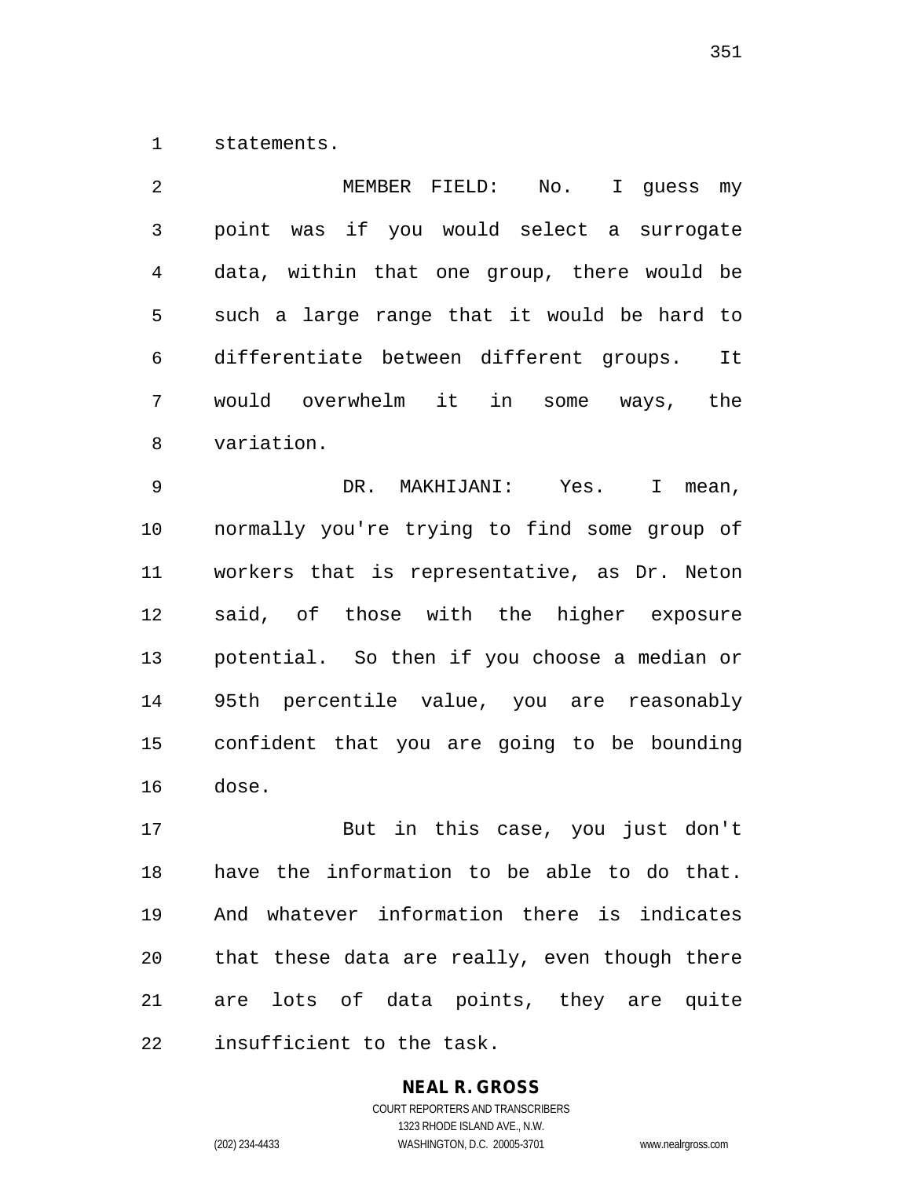statements.

MEMBER FIELD: No. I guess my point was if you would select a surrogate data, within that one group, there would be such a large range that it would be hard to differentiate between different groups. It would overwhelm it in some ways, the variation.

DR. MAKHIJANI: Yes. I mean, normally you're trying to find some group of workers that is representative, as Dr. Neton said, of those with the higher exposure potential. So then if you choose a median or 95th percentile value, you are reasonably confident that you are going to be bounding dose.

But in this case, you just don't have the information to be able to do that. And whatever information there is indicates that these data are really, even though there are lots of data points, they are quite insufficient to the task.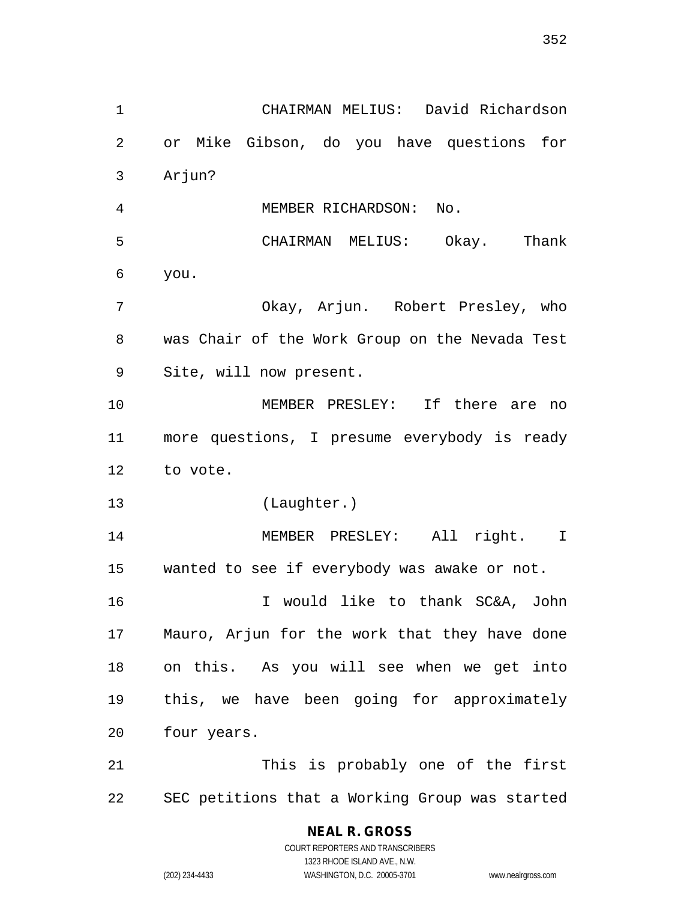CHAIRMAN MELIUS: David Richardson or Mike Gibson, do you have questions for Arjun?

MEMBER RICHARDSON: No.

CHAIRMAN MELIUS: Okay. Thank you.

Okay, Arjun. Robert Presley, who was Chair of the Work Group on the Nevada Test Site, will now present.

MEMBER PRESLEY: If there are no more questions, I presume everybody is ready to vote.

(Laughter.)

MEMBER PRESLEY: All right. I wanted to see if everybody was awake or not.

I would like to thank SC&A, John Mauro, Arjun for the work that they have done on this. As you will see when we get into this, we have been going for approximately four years.

This is probably one of the first SEC petitions that a Working Group was started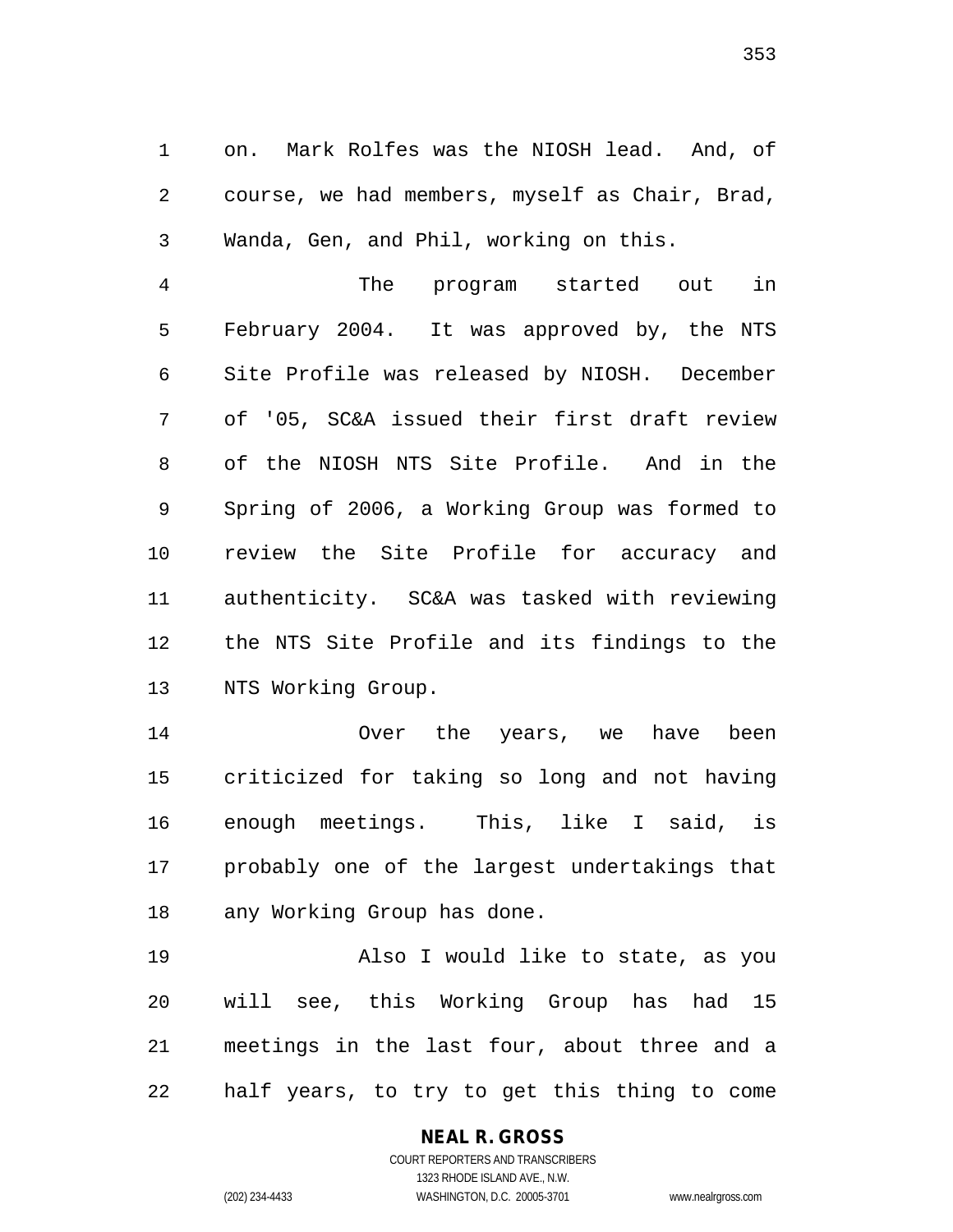on. Mark Rolfes was the NIOSH lead. And, of course, we had members, myself as Chair, Brad, Wanda, Gen, and Phil, working on this.

The program started out in February 2004. It was approved by, the NTS Site Profile was released by NIOSH. December of '05, SC&A issued their first draft review of the NIOSH NTS Site Profile. And in the Spring of 2006, a Working Group was formed to review the Site Profile for accuracy and authenticity. SC&A was tasked with reviewing the NTS Site Profile and its findings to the NTS Working Group.

Over the years, we have been criticized for taking so long and not having enough meetings. This, like I said, is probably one of the largest undertakings that any Working Group has done.

Also I would like to state, as you will see, this Working Group has had 15 meetings in the last four, about three and a half years, to try to get this thing to come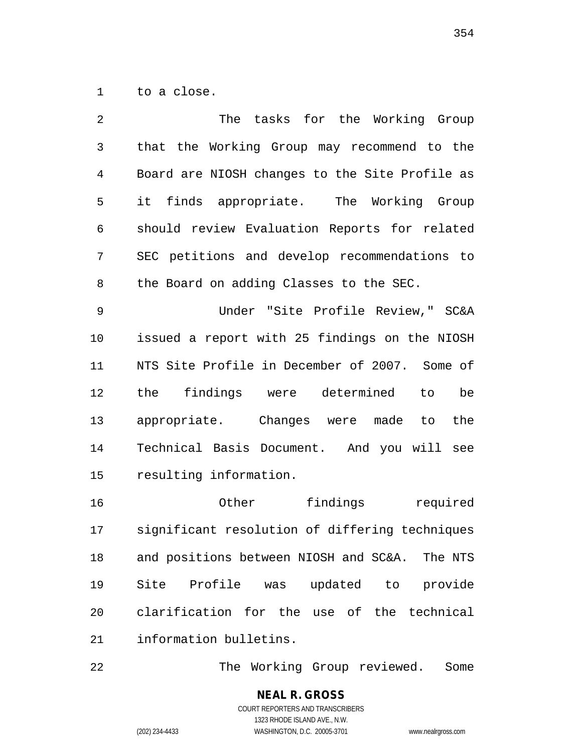to a close.

The tasks for the Working Group that the Working Group may recommend to the Board are NIOSH changes to the Site Profile as it finds appropriate. The Working Group should review Evaluation Reports for related SEC petitions and develop recommendations to the Board on adding Classes to the SEC.

Under "Site Profile Review," SC&A issued a report with 25 findings on the NIOSH NTS Site Profile in December of 2007. Some of the findings were determined to be appropriate. Changes were made to the Technical Basis Document. And you will see resulting information.

Other findings required significant resolution of differing techniques and positions between NIOSH and SC&A. The NTS Site Profile was updated to provide clarification for the use of the technical information bulletins.

The Working Group reviewed. Some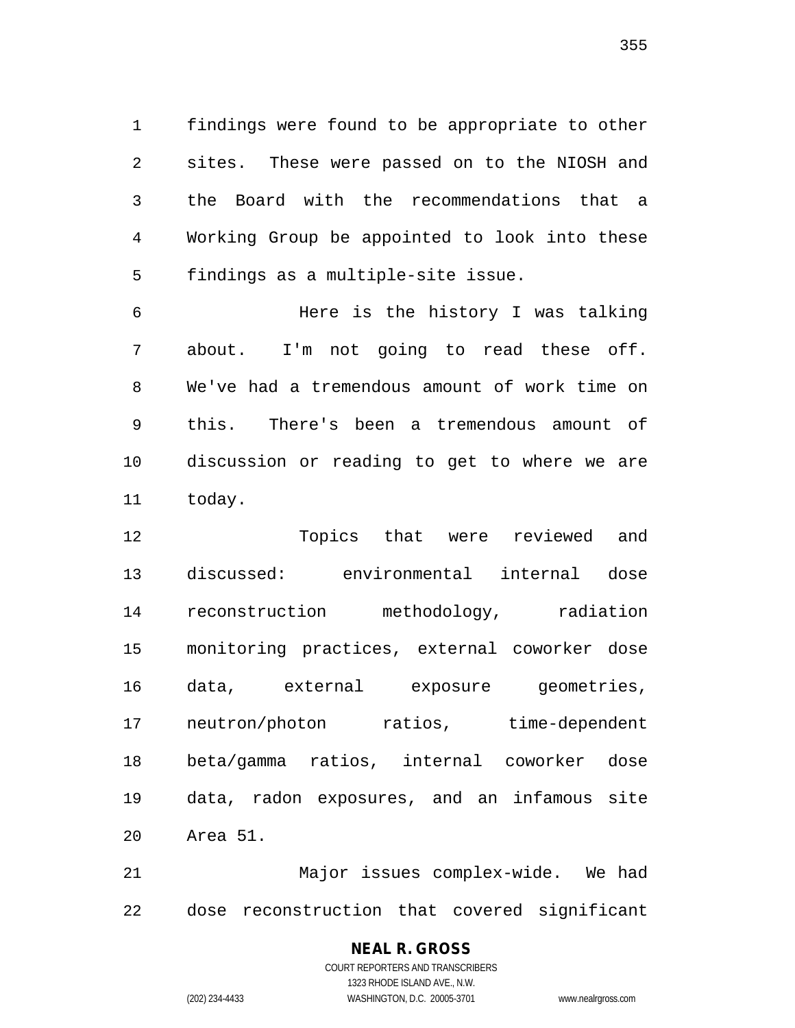findings were found to be appropriate to other sites. These were passed on to the NIOSH and the Board with the recommendations that a Working Group be appointed to look into these findings as a multiple-site issue.

Here is the history I was talking about. I'm not going to read these off. We've had a tremendous amount of work time on this. There's been a tremendous amount of discussion or reading to get to where we are today.

Topics that were reviewed and discussed: environmental internal dose reconstruction methodology, radiation monitoring practices, external coworker dose data, external exposure geometries, neutron/photon ratios, time-dependent beta/gamma ratios, internal coworker dose data, radon exposures, and an infamous site Area 51.

Major issues complex-wide. We had dose reconstruction that covered significant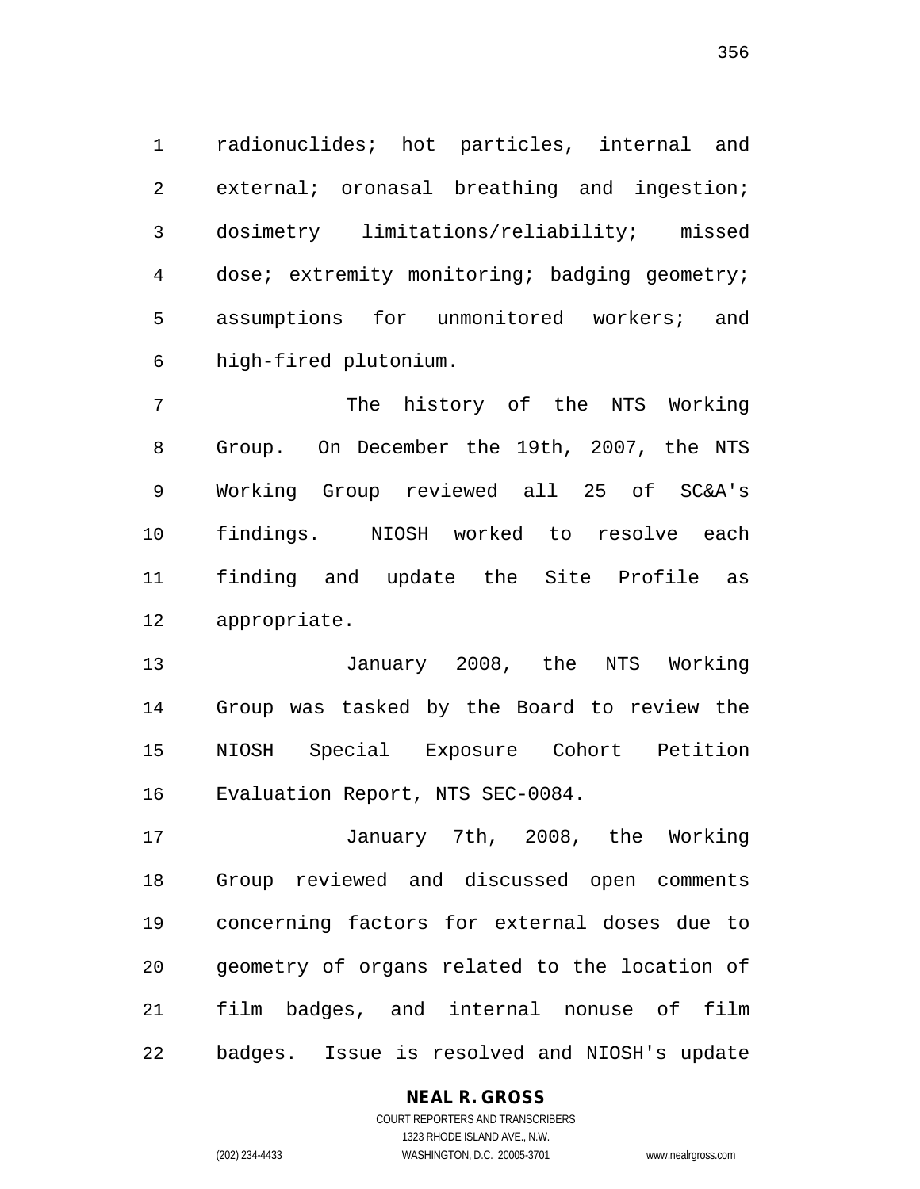radionuclides; hot particles, internal and external; oronasal breathing and ingestion; dosimetry limitations/reliability; missed dose; extremity monitoring; badging geometry; assumptions for unmonitored workers; and high-fired plutonium.

The history of the NTS Working Group. On December the 19th, 2007, the NTS Working Group reviewed all 25 of SC&A's findings. NIOSH worked to resolve each finding and update the Site Profile as appropriate.

January 2008, the NTS Working Group was tasked by the Board to review the NIOSH Special Exposure Cohort Petition Evaluation Report, NTS SEC-0084.

January 7th, 2008, the Working Group reviewed and discussed open comments concerning factors for external doses due to geometry of organs related to the location of film badges, and internal nonuse of film badges. Issue is resolved and NIOSH's update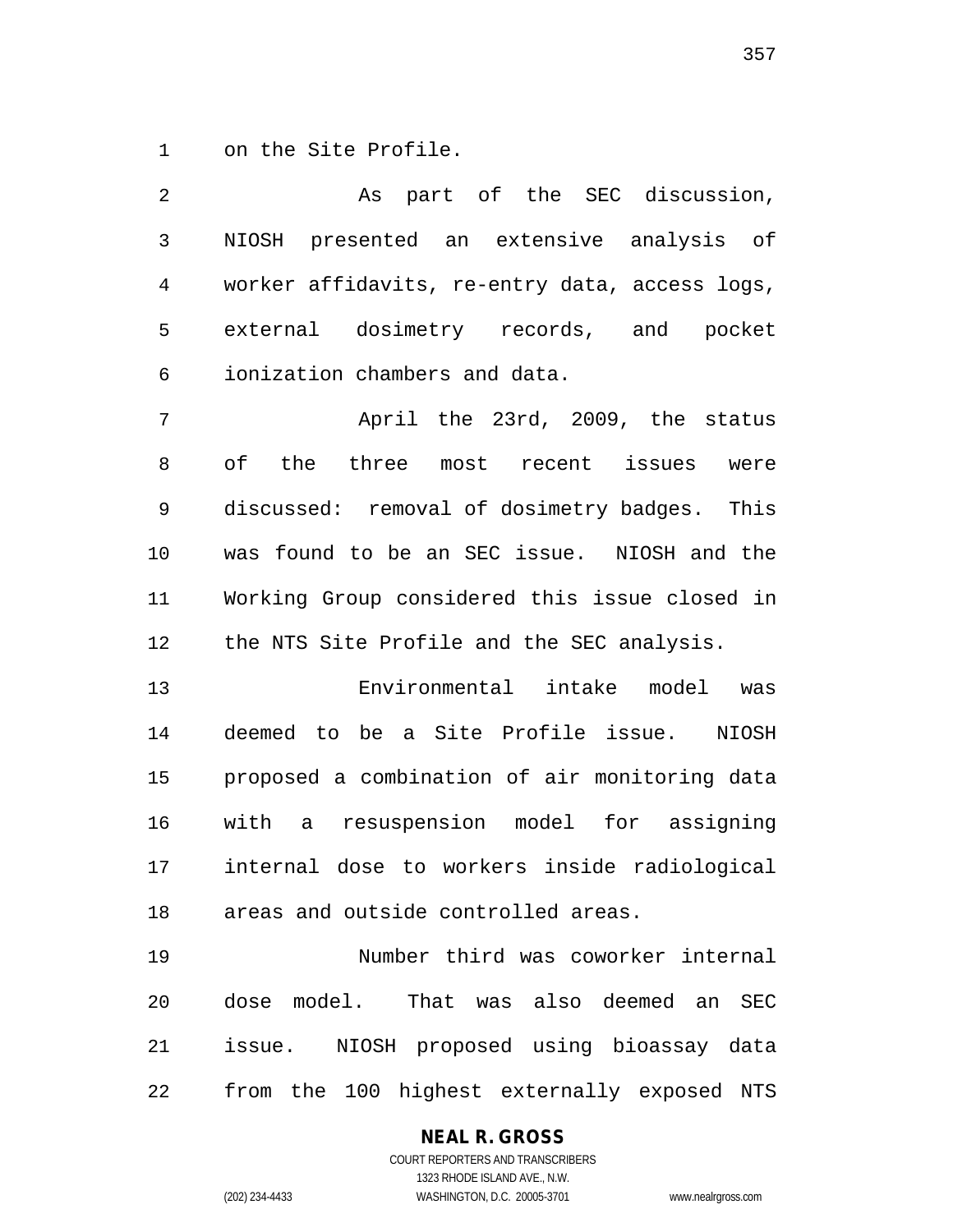on the Site Profile.

As part of the SEC discussion, NIOSH presented an extensive analysis of worker affidavits, re-entry data, access logs, external dosimetry records, and pocket ionization chambers and data.

April the 23rd, 2009, the status of the three most recent issues were discussed: removal of dosimetry badges. This was found to be an SEC issue. NIOSH and the Working Group considered this issue closed in the NTS Site Profile and the SEC analysis.

Environmental intake model was deemed to be a Site Profile issue. NIOSH proposed a combination of air monitoring data with a resuspension model for assigning internal dose to workers inside radiological areas and outside controlled areas.

Number third was coworker internal dose model. That was also deemed an SEC issue. NIOSH proposed using bioassay data from the 100 highest externally exposed NTS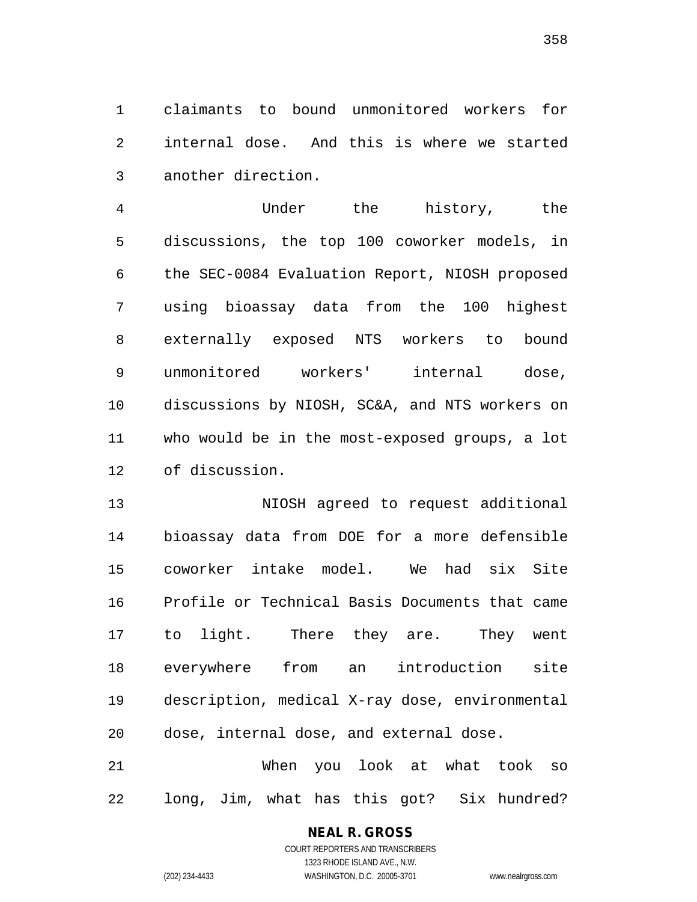claimants to bound unmonitored workers for internal dose. And this is where we started another direction.

Under the history, the discussions, the top 100 coworker models, in the SEC-0084 Evaluation Report, NIOSH proposed using bioassay data from the 100 highest externally exposed NTS workers to bound unmonitored workers' internal dose, discussions by NIOSH, SC&A, and NTS workers on who would be in the most-exposed groups, a lot of discussion.

NIOSH agreed to request additional bioassay data from DOE for a more defensible coworker intake model. We had six Site Profile or Technical Basis Documents that came to light. There they are. They went everywhere from an introduction site description, medical X-ray dose, environmental dose, internal dose, and external dose.

When you look at what took so long, Jim, what has this got? Six hundred?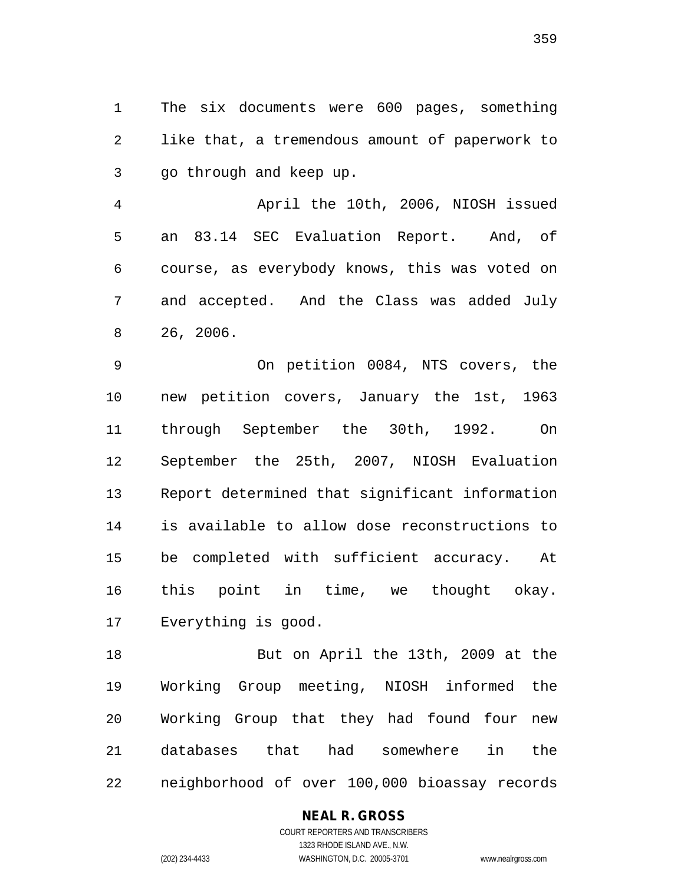The six documents were 600 pages, something like that, a tremendous amount of paperwork to go through and keep up.

April the 10th, 2006, NIOSH issued an 83.14 SEC Evaluation Report. And, of course, as everybody knows, this was voted on and accepted. And the Class was added July 26, 2006.

On petition 0084, NTS covers, the new petition covers, January the 1st, 1963 through September the 30th, 1992. On September the 25th, 2007, NIOSH Evaluation Report determined that significant information is available to allow dose reconstructions to be completed with sufficient accuracy. At this point in time, we thought okay. Everything is good.

But on April the 13th, 2009 at the Working Group meeting, NIOSH informed the Working Group that they had found four new databases that had somewhere in the neighborhood of over 100,000 bioassay records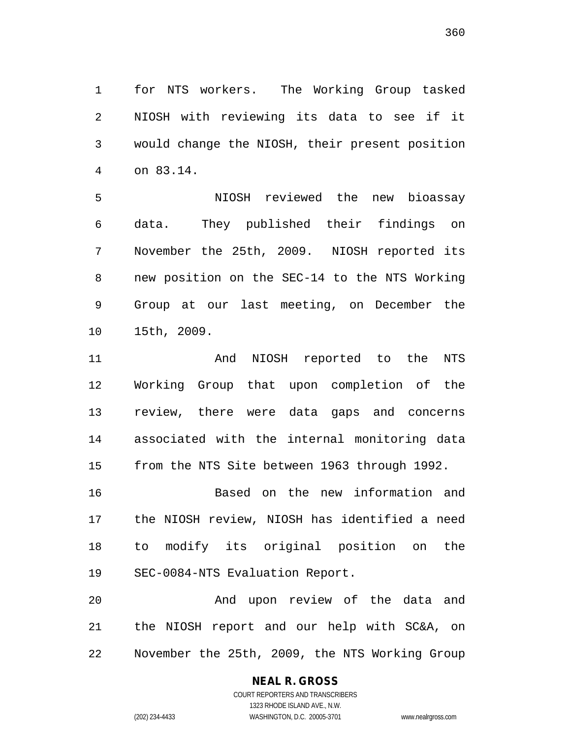for NTS workers. The Working Group tasked NIOSH with reviewing its data to see if it would change the NIOSH, their present position on 83.14.

NIOSH reviewed the new bioassay data. They published their findings on November the 25th, 2009. NIOSH reported its new position on the SEC-14 to the NTS Working Group at our last meeting, on December the 15th, 2009.

And NIOSH reported to the NTS Working Group that upon completion of the review, there were data gaps and concerns associated with the internal monitoring data from the NTS Site between 1963 through 1992.

Based on the new information and the NIOSH review, NIOSH has identified a need to modify its original position on the SEC-0084-NTS Evaluation Report.

And upon review of the data and the NIOSH report and our help with SC&A, on November the 25th, 2009, the NTS Working Group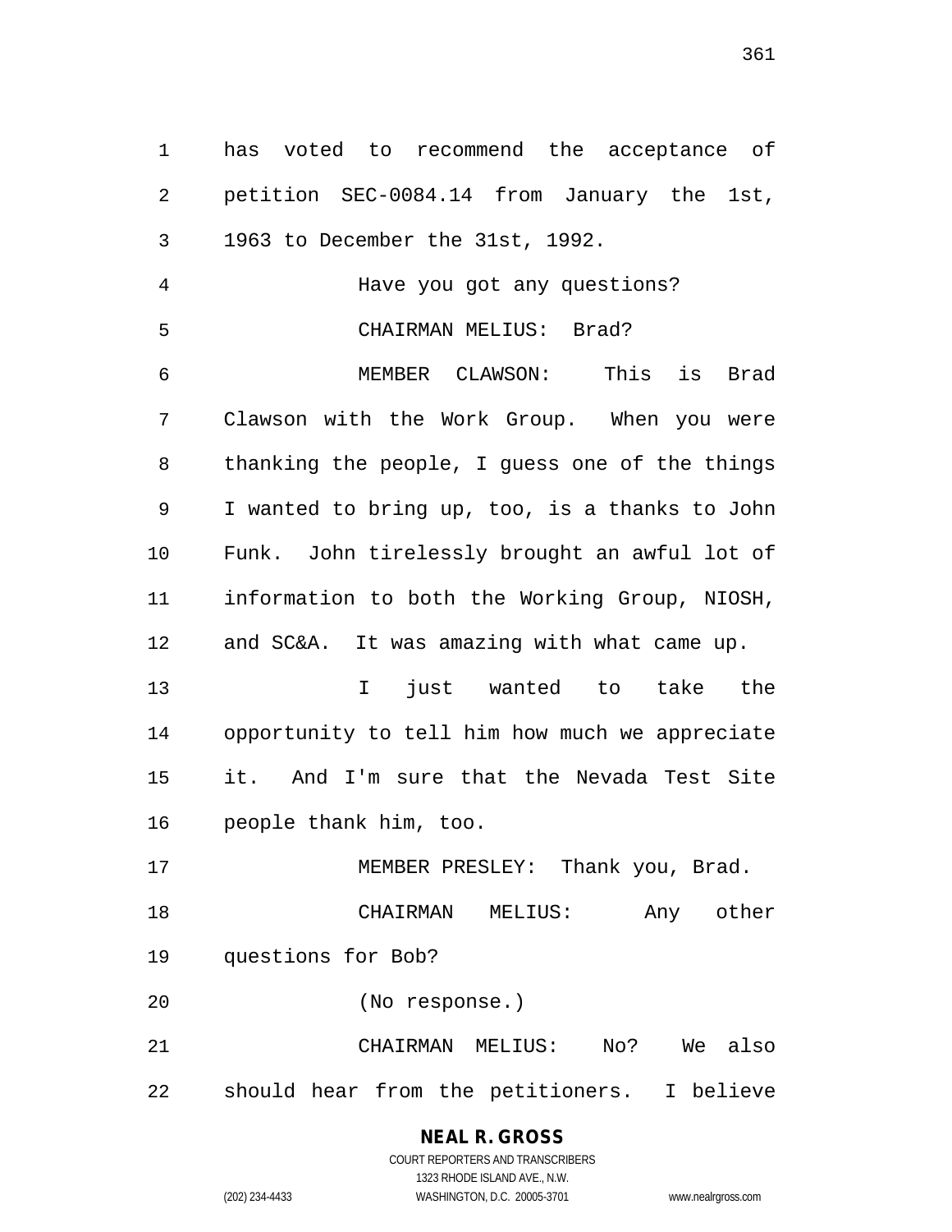has voted to recommend the acceptance of petition SEC-0084.14 from January the 1st, 1963 to December the 31st, 1992.

Have you got any questions?

CHAIRMAN MELIUS: Brad?

MEMBER CLAWSON: This is Brad Clawson with the Work Group. When you were thanking the people, I guess one of the things I wanted to bring up, too, is a thanks to John Funk. John tirelessly brought an awful lot of information to both the Working Group, NIOSH, and SC&A. It was amazing with what came up.

I just wanted to take the opportunity to tell him how much we appreciate it. And I'm sure that the Nevada Test Site people thank him, too.

MEMBER PRESLEY: Thank you, Brad.

CHAIRMAN MELIUS: Any other questions for Bob?

(No response.)

CHAIRMAN MELIUS: No? We also should hear from the petitioners. I believe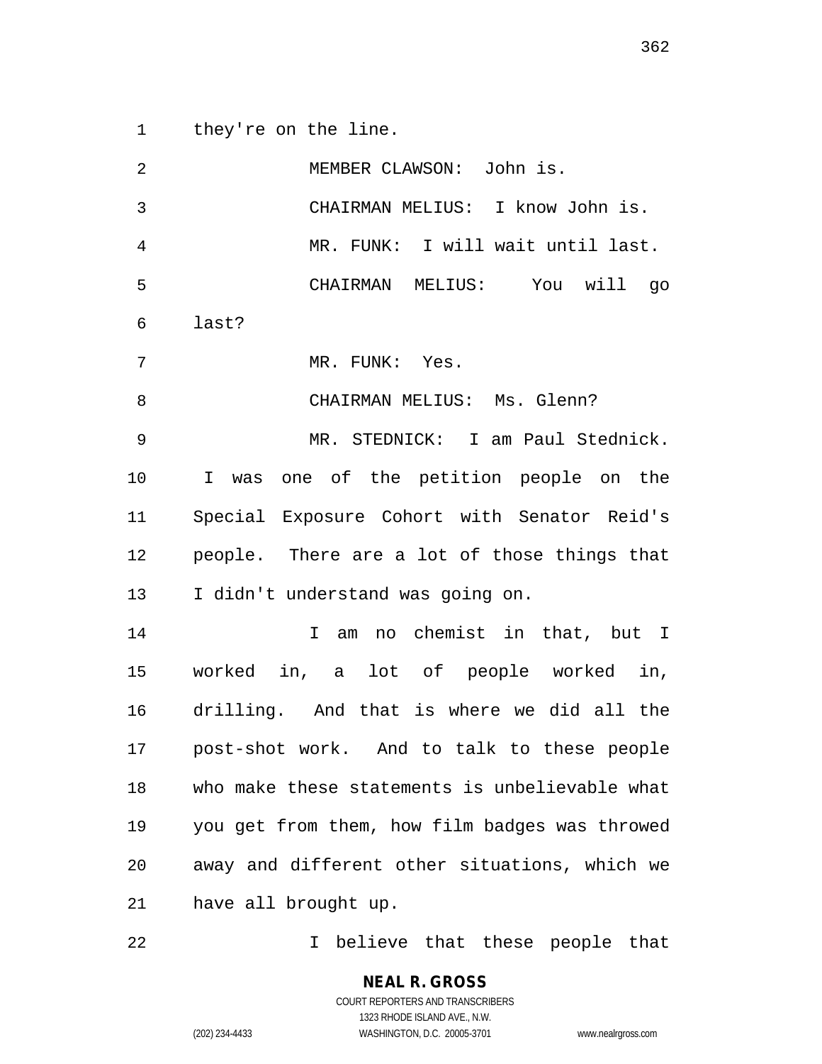they're on the line.

MEMBER CLAWSON: John is.

CHAIRMAN MELIUS: I know John is.

MR. FUNK: I will wait until last.

CHAIRMAN MELIUS: You will go last?

MR. FUNK: Yes.

CHAIRMAN MELIUS: Ms. Glenn?

MR. STEDNICK: I am Paul Stednick. I was one of the petition people on the Special Exposure Cohort with Senator Reid's people. There are a lot of those things that I didn't understand was going on.

I am no chemist in that, but I worked in, a lot of people worked in, drilling. And that is where we did all the post-shot work. And to talk to these people who make these statements is unbelievable what you get from them, how film badges was throwed away and different other situations, which we have all brought up.

I believe that these people that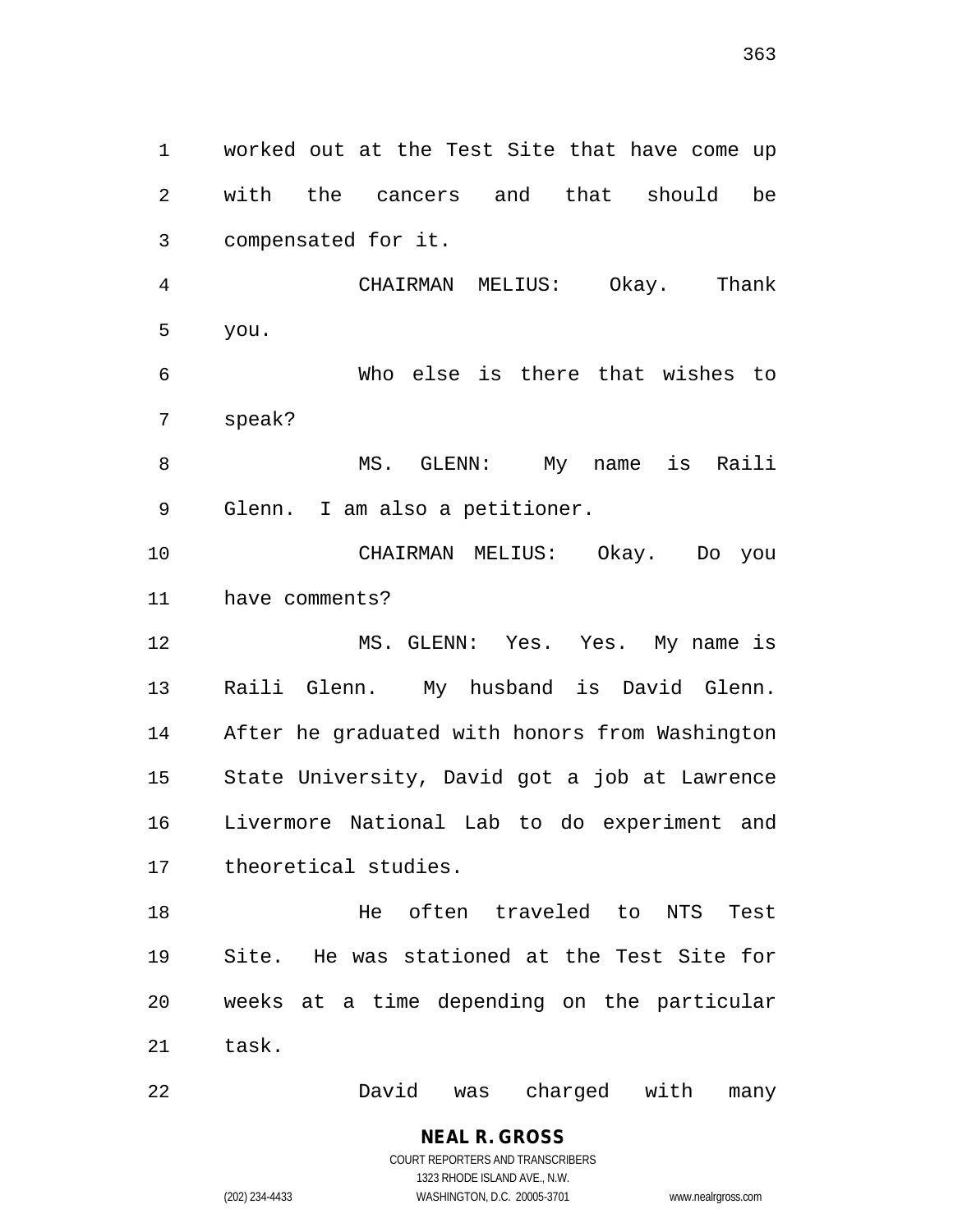worked out at the Test Site that have come up with the cancers and that should be compensated for it.

CHAIRMAN MELIUS: Okay. Thank you.

Who else is there that wishes to speak?

MS. GLENN: My name is Raili Glenn. I am also a petitioner.

CHAIRMAN MELIUS: Okay. Do you have comments?

MS. GLENN: Yes. Yes. My name is Raili Glenn. My husband is David Glenn. After he graduated with honors from Washington State University, David got a job at Lawrence Livermore National Lab to do experiment and theoretical studies.

He often traveled to NTS Test Site. He was stationed at the Test Site for weeks at a time depending on the particular task.

David was charged with many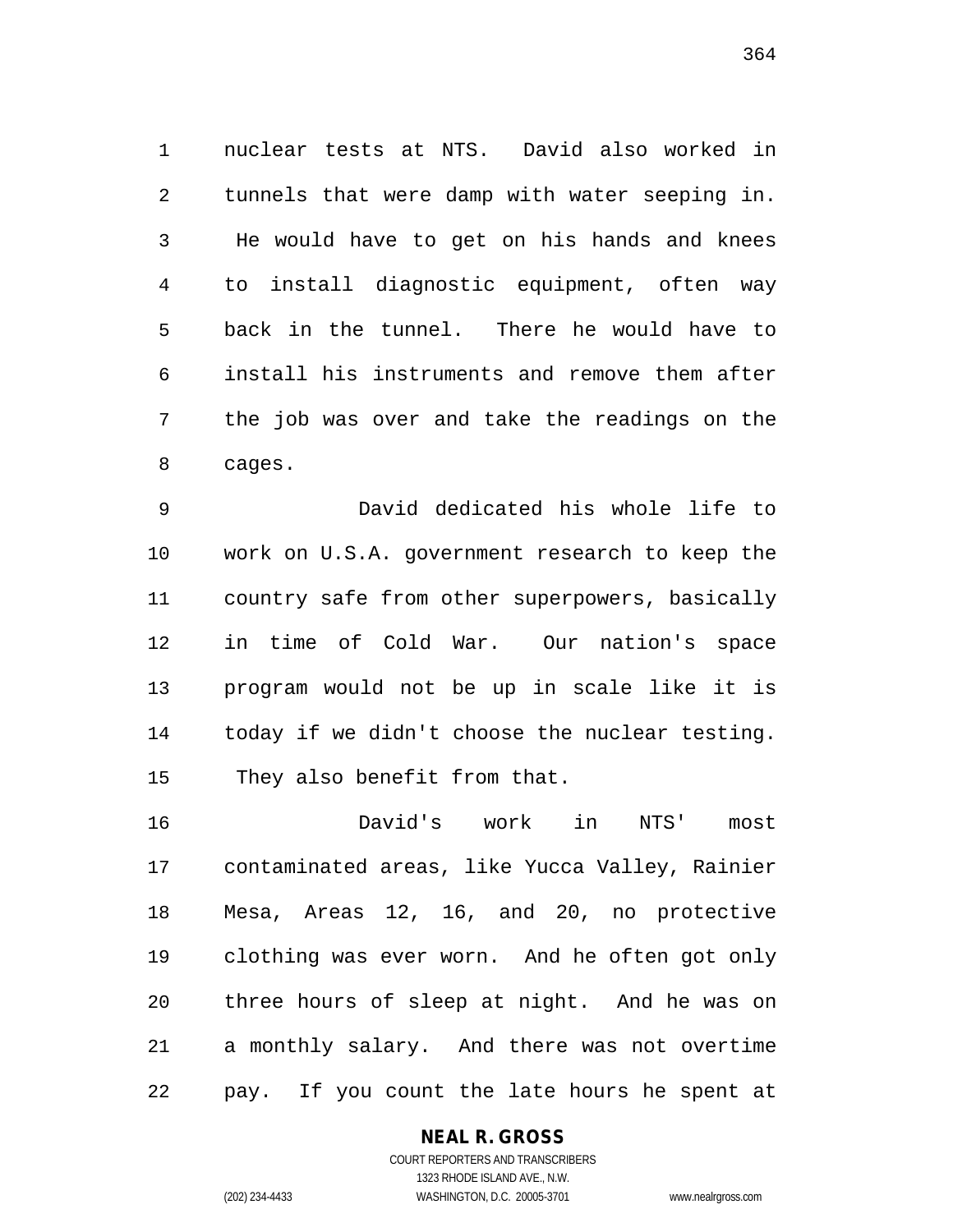nuclear tests at NTS. David also worked in tunnels that were damp with water seeping in. He would have to get on his hands and knees to install diagnostic equipment, often way back in the tunnel. There he would have to install his instruments and remove them after the job was over and take the readings on the cages.

David dedicated his whole life to work on U.S.A. government research to keep the country safe from other superpowers, basically in time of Cold War. Our nation's space program would not be up in scale like it is today if we didn't choose the nuclear testing. They also benefit from that.

David's work in NTS' most contaminated areas, like Yucca Valley, Rainier Mesa, Areas 12, 16, and 20, no protective clothing was ever worn. And he often got only three hours of sleep at night. And he was on a monthly salary. And there was not overtime pay. If you count the late hours he spent at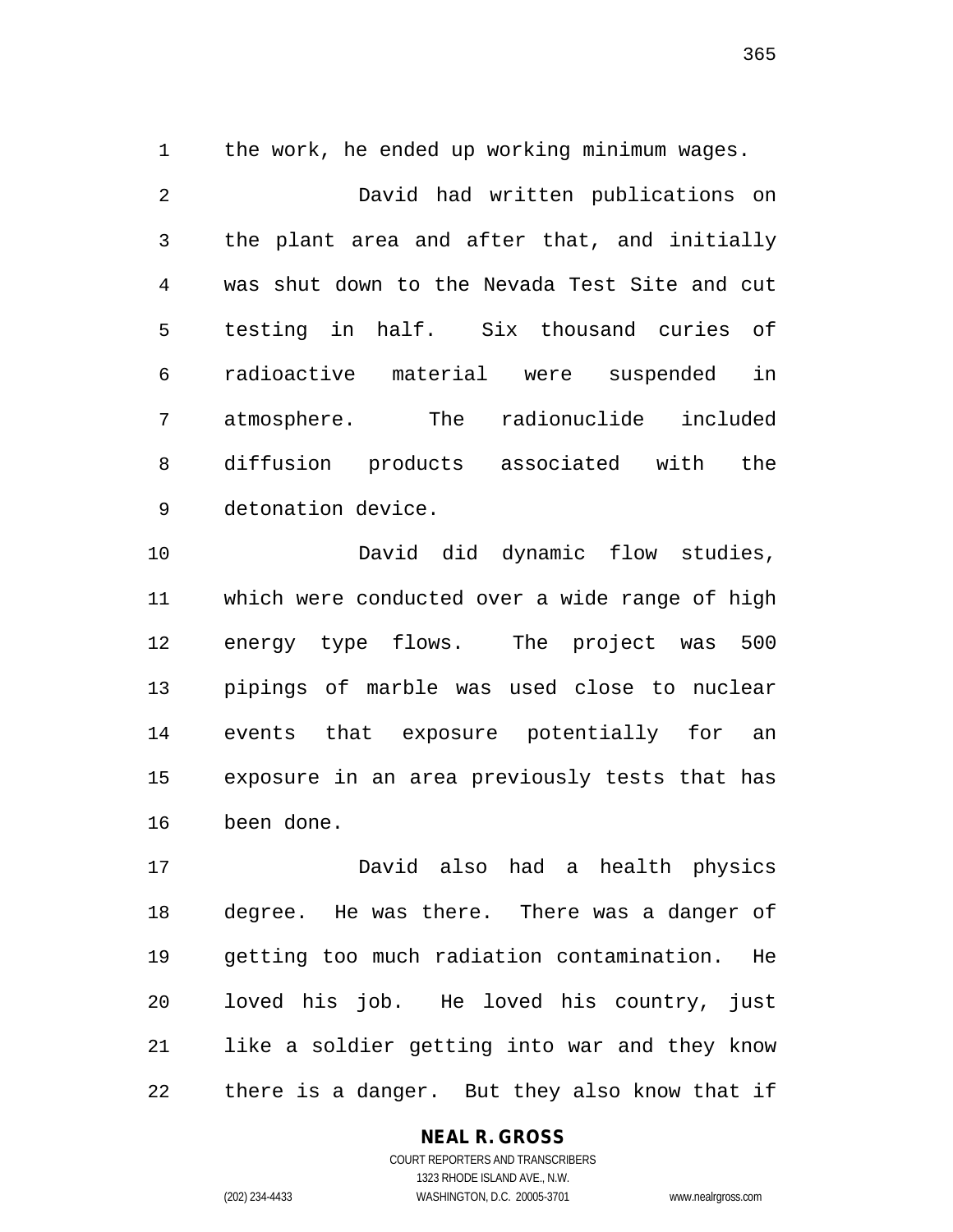the work, he ended up working minimum wages.

David had written publications on the plant area and after that, and initially was shut down to the Nevada Test Site and cut testing in half. Six thousand curies of radioactive material were suspended in atmosphere. The radionuclide included diffusion products associated with the detonation device.

David did dynamic flow studies, which were conducted over a wide range of high energy type flows. The project was 500 pipings of marble was used close to nuclear events that exposure potentially for an exposure in an area previously tests that has been done.

David also had a health physics degree. He was there. There was a danger of getting too much radiation contamination. He loved his job. He loved his country, just like a soldier getting into war and they know there is a danger. But they also know that if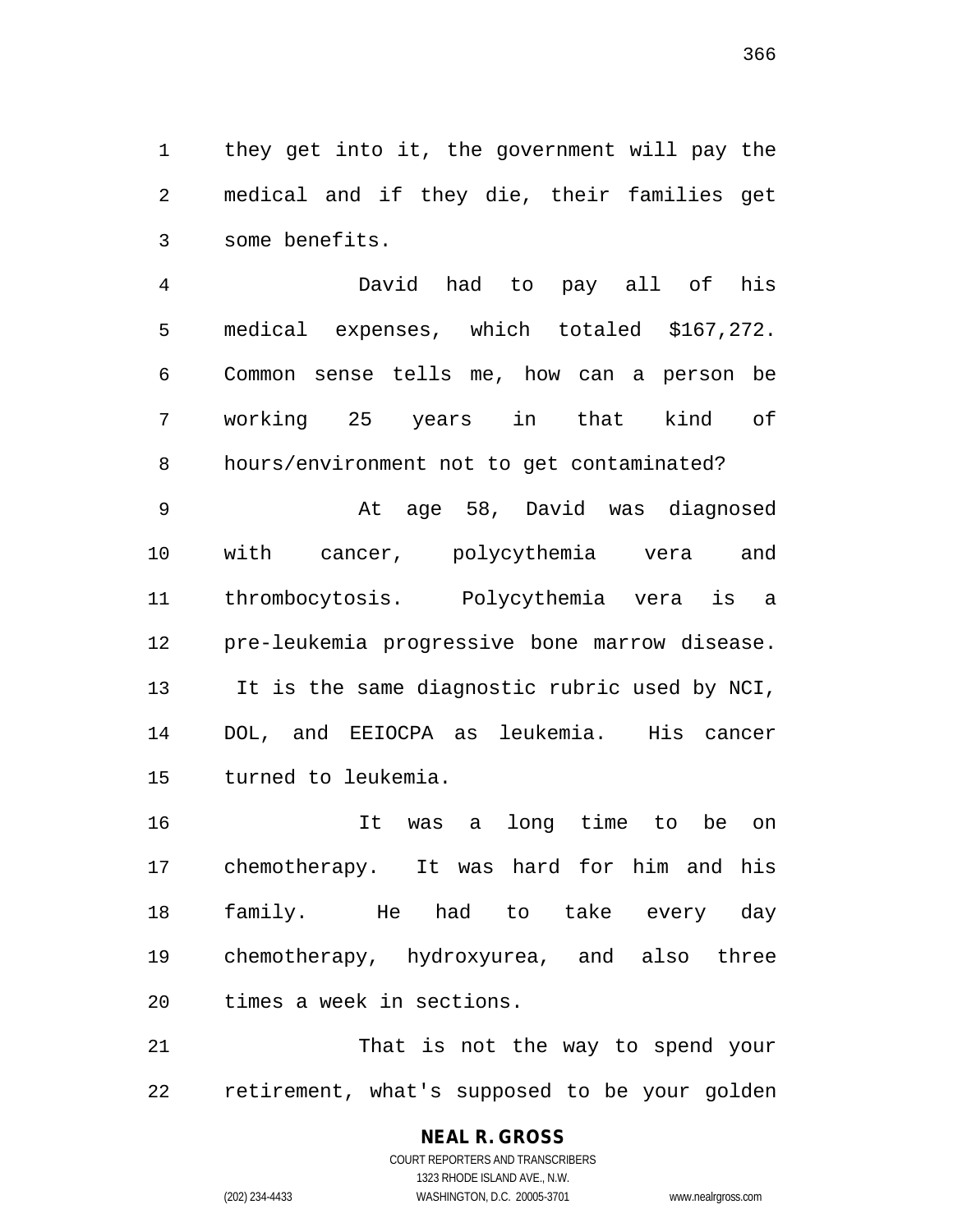they get into it, the government will pay the medical and if they die, their families get some benefits.

David had to pay all of his medical expenses, which totaled $167,272. Common sense tells me, how can a person be working 25 years in that kind of hours/environment not to get contaminated?

At age 58, David was diagnosed with cancer, polycythemia vera and thrombocytosis. Polycythemia vera is a pre-leukemia progressive bone marrow disease. It is the same diagnostic rubric used by NCI, DOL, and EEIOCPA as leukemia. His cancer turned to leukemia.

It was a long time to be on chemotherapy. It was hard for him and his family. He had to take every day chemotherapy, hydroxyurea, and also three times a week in sections.

That is not the way to spend your retirement, what's supposed to be your golden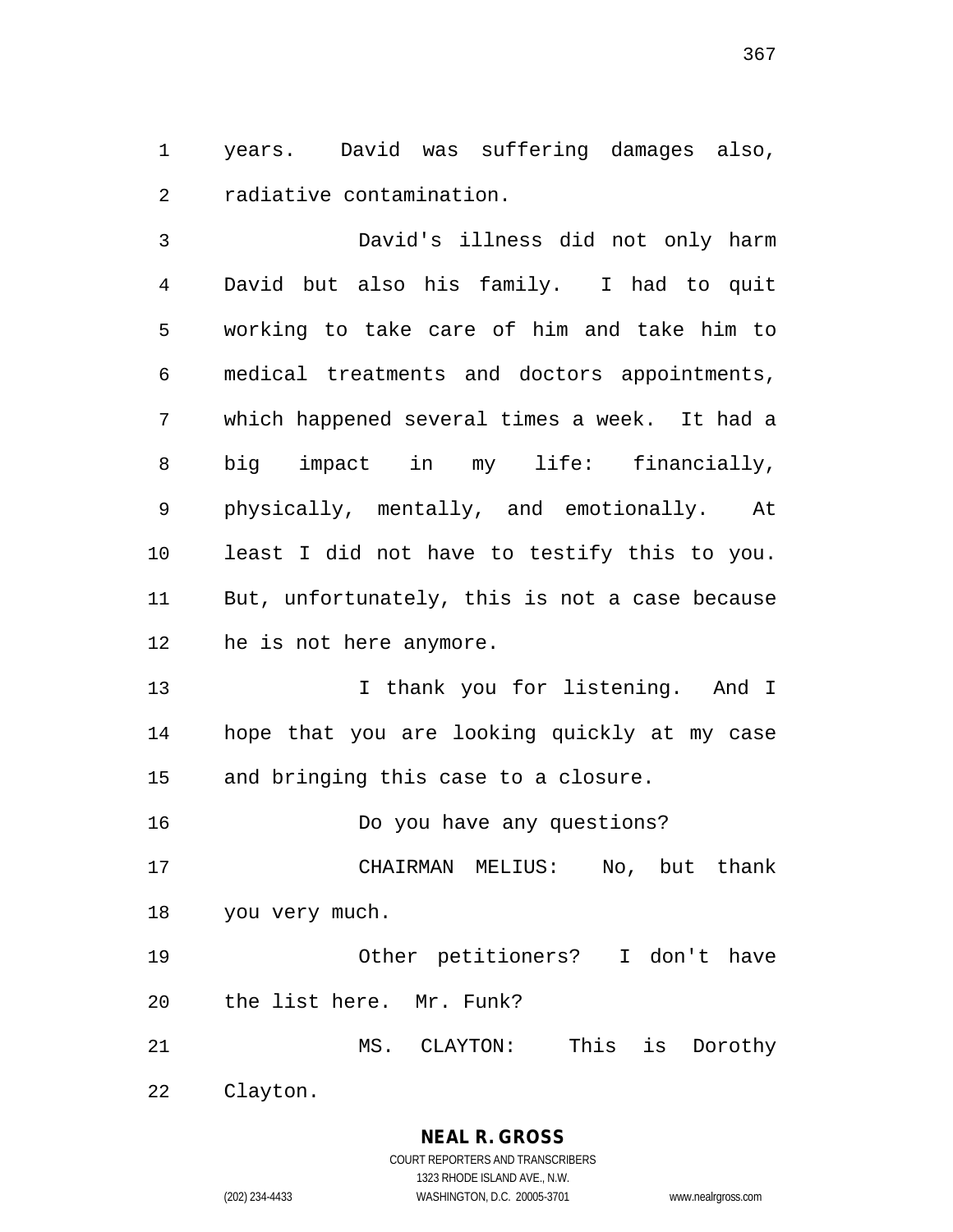years. David was suffering damages also, radiative contamination.

David's illness did not only harm David but also his family. I had to quit working to take care of him and take him to medical treatments and doctors appointments, which happened several times a week. It had a big impact in my life: financially, physically, mentally, and emotionally. At least I did not have to testify this to you. But, unfortunately, this is not a case because he is not here anymore.

I thank you for listening. And I hope that you are looking quickly at my case and bringing this case to a closure.

Do you have any questions?

CHAIRMAN MELIUS: No, but thank you very much.

Other petitioners? I don't have the list here. Mr. Funk?

MS. CLAYTON: This is Dorothy Clayton.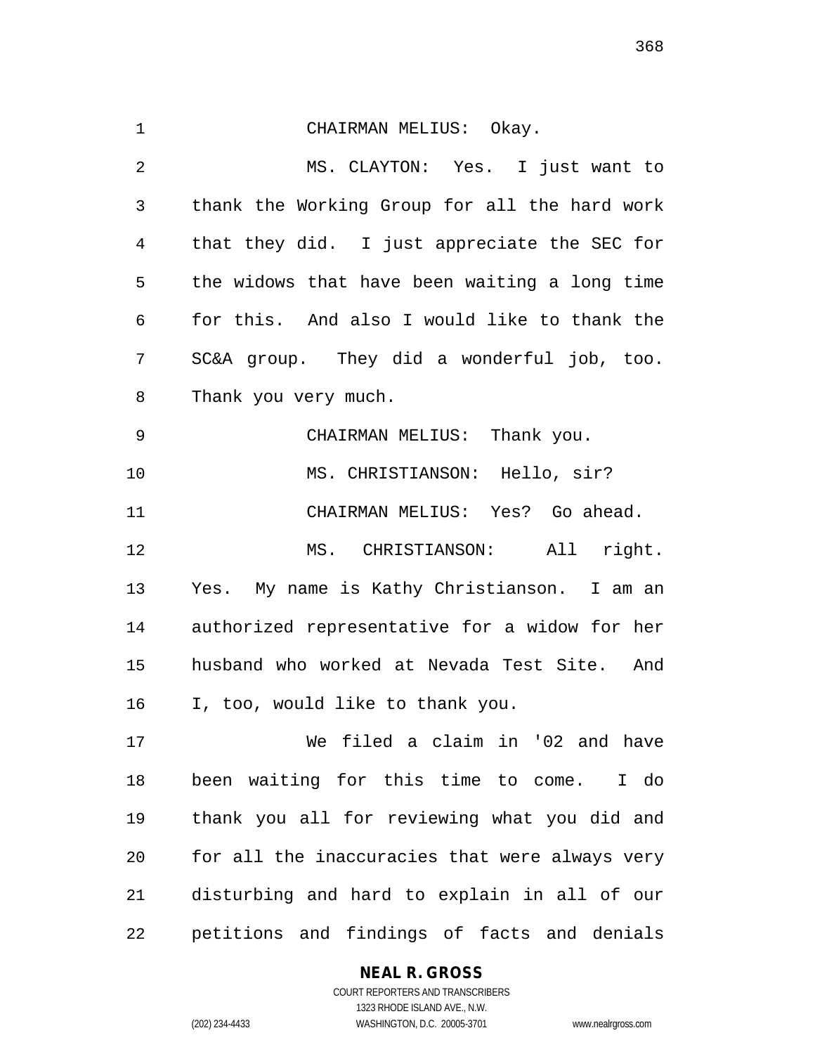CHAIRMAN MELIUS: Okay.

MS. CLAYTON: Yes. I just want to thank the Working Group for all the hard work that they did. I just appreciate the SEC for the widows that have been waiting a long time for this. And also I would like to thank the SC&A group. They did a wonderful job, too. Thank you very much.

CHAIRMAN MELIUS: Thank you.

MS. CHRISTIANSON: Hello, sir?

CHAIRMAN MELIUS: Yes? Go ahead.

MS. CHRISTIANSON: All right. Yes. My name is Kathy Christianson. I am an authorized representative for a widow for her husband who worked at Nevada Test Site. And I, too, would like to thank you.

We filed a claim in '02 and have been waiting for this time to come. I do thank you all for reviewing what you did and for all the inaccuracies that were always very disturbing and hard to explain in all of our petitions and findings of facts and denials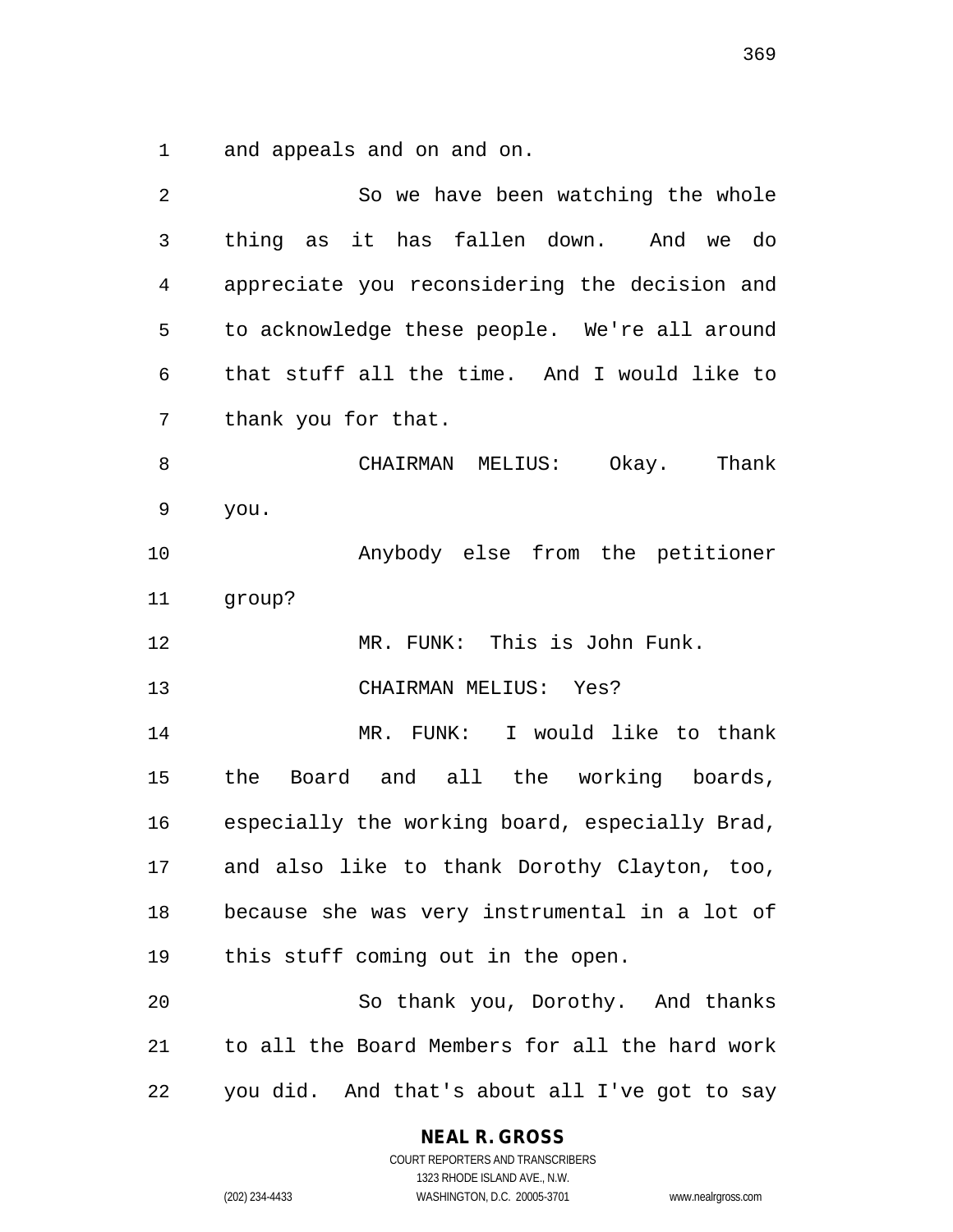and appeals and on and on.

So we have been watching the whole thing as it has fallen down. And we do appreciate you reconsidering the decision and to acknowledge these people. We're all around that stuff all the time. And I would like to thank you for that.

CHAIRMAN MELIUS: Okay. Thank you.

Anybody else from the petitioner group?

MR. FUNK: This is John Funk.

CHAIRMAN MELIUS: Yes?

MR. FUNK: I would like to thank the Board and all the working boards, especially the working board, especially Brad, and also like to thank Dorothy Clayton, too, because she was very instrumental in a lot of this stuff coming out in the open.

So thank you, Dorothy. And thanks to all the Board Members for all the hard work you did. And that's about all I've got to say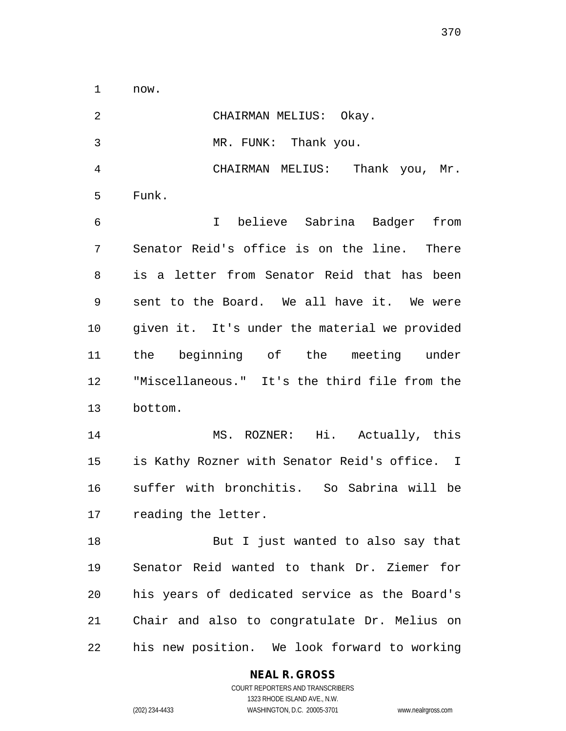now.

CHAIRMAN MELIUS: Okay.

MR. FUNK: Thank you.

CHAIRMAN MELIUS: Thank you, Mr. Funk.

I believe Sabrina Badger from Senator Reid's office is on the line. There is a letter from Senator Reid that has been sent to the Board. We all have it. We were given it. It's under the material we provided the beginning of the meeting under "Miscellaneous." It's the third file from the bottom.

MS. ROZNER: Hi. Actually, this is Kathy Rozner with Senator Reid's office. I suffer with bronchitis. So Sabrina will be reading the letter.

But I just wanted to also say that Senator Reid wanted to thank Dr. Ziemer for his years of dedicated service as the Board's Chair and also to congratulate Dr. Melius on his new position. We look forward to working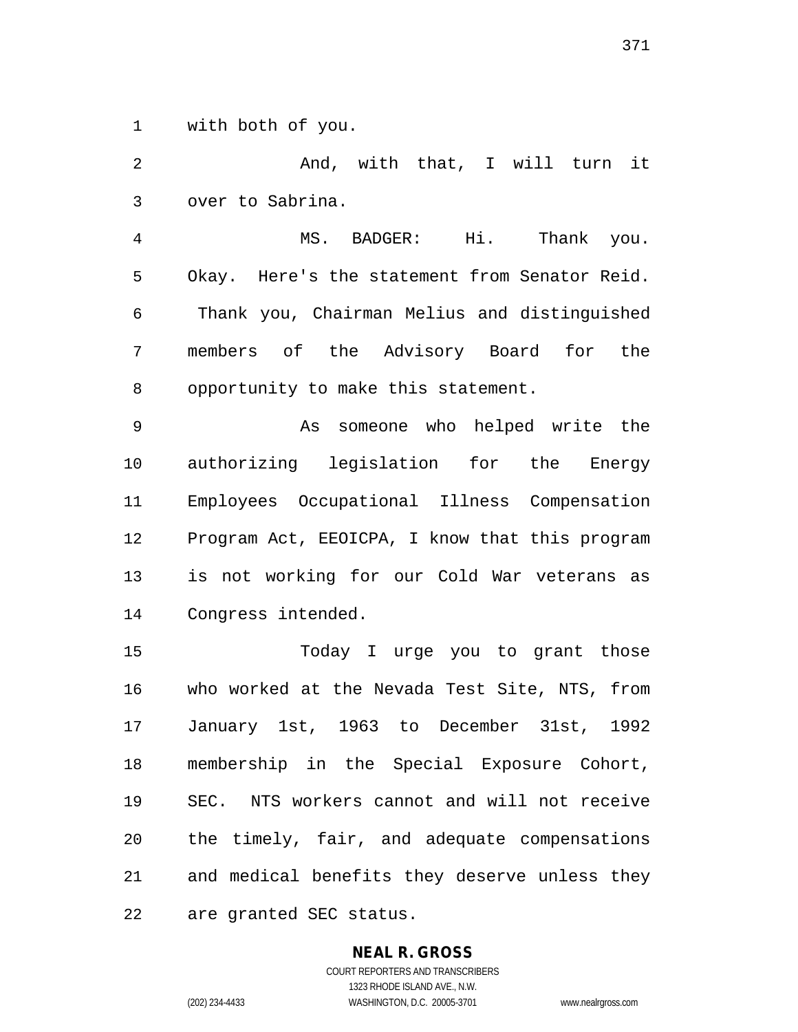with both of you.

And, with that, I will turn it over to Sabrina.

MS. BADGER: Hi. Thank you. Okay. Here's the statement from Senator Reid. Thank you, Chairman Melius and distinguished members of the Advisory Board for the opportunity to make this statement.

As someone who helped write the authorizing legislation for the Energy Employees Occupational Illness Compensation Program Act, EEOICPA, I know that this program is not working for our Cold War veterans as Congress intended.

Today I urge you to grant those who worked at the Nevada Test Site, NTS, from January 1st, 1963 to December 31st, 1992 membership in the Special Exposure Cohort, SEC. NTS workers cannot and will not receive the timely, fair, and adequate compensations and medical benefits they deserve unless they are granted SEC status.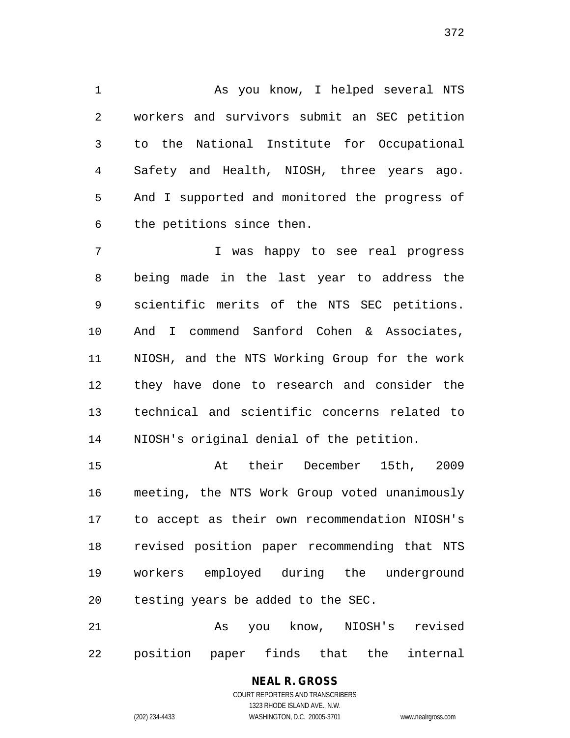As you know, I helped several NTS workers and survivors submit an SEC petition to the National Institute for Occupational Safety and Health, NIOSH, three years ago. And I supported and monitored the progress of the petitions since then.

I was happy to see real progress being made in the last year to address the scientific merits of the NTS SEC petitions. And I commend Sanford Cohen & Associates, NIOSH, and the NTS Working Group for the work they have done to research and consider the technical and scientific concerns related to NIOSH's original denial of the petition.

At their December 15th, 2009 meeting, the NTS Work Group voted unanimously to accept as their own recommendation NIOSH's revised position paper recommending that NTS workers employed during the underground testing years be added to the SEC.

As you know, NIOSH's revised position paper finds that the internal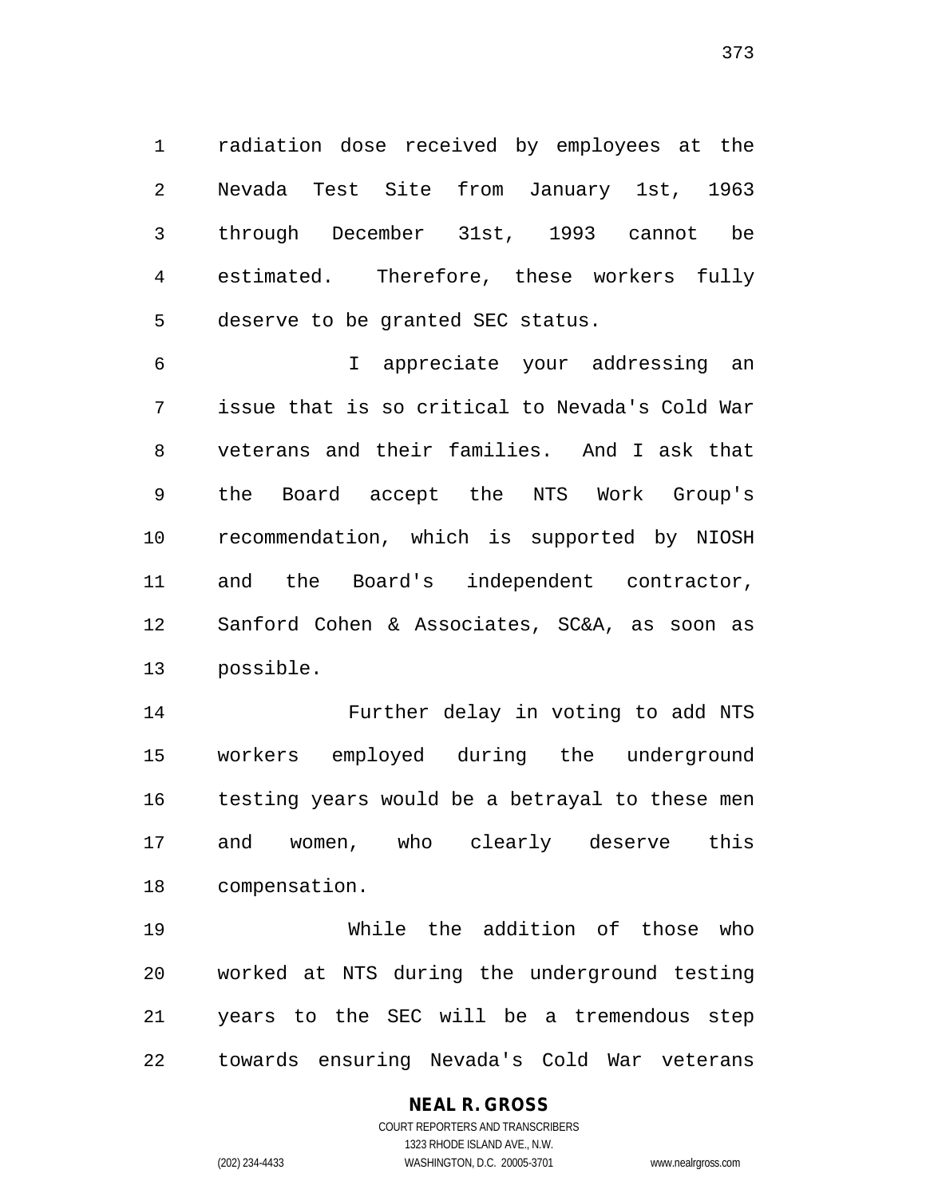radiation dose received by employees at the Nevada Test Site from January 1st, 1963 through December 31st, 1993 cannot be estimated. Therefore, these workers fully deserve to be granted SEC status.

I appreciate your addressing an issue that is so critical to Nevada's Cold War veterans and their families. And I ask that the Board accept the NTS Work Group's recommendation, which is supported by NIOSH and the Board's independent contractor, Sanford Cohen & Associates, SC&A, as soon as possible.

Further delay in voting to add NTS workers employed during the underground testing years would be a betrayal to these men and women, who clearly deserve this compensation.

While the addition of those who worked at NTS during the underground testing years to the SEC will be a tremendous step towards ensuring Nevada's Cold War veterans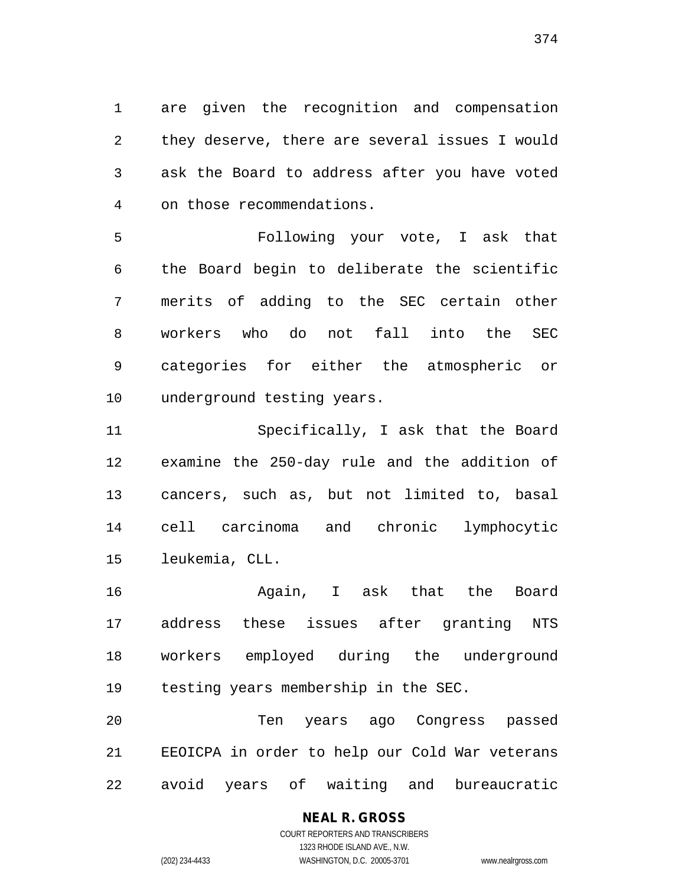are given the recognition and compensation they deserve, there are several issues I would ask the Board to address after you have voted on those recommendations.

Following your vote, I ask that the Board begin to deliberate the scientific merits of adding to the SEC certain other workers who do not fall into the SEC categories for either the atmospheric or underground testing years.

Specifically, I ask that the Board examine the 250-day rule and the addition of cancers, such as, but not limited to, basal cell carcinoma and chronic lymphocytic leukemia, CLL.

Again, I ask that the Board address these issues after granting NTS workers employed during the underground testing years membership in the SEC.

Ten years ago Congress passed EEOICPA in order to help our Cold War veterans avoid years of waiting and bureaucratic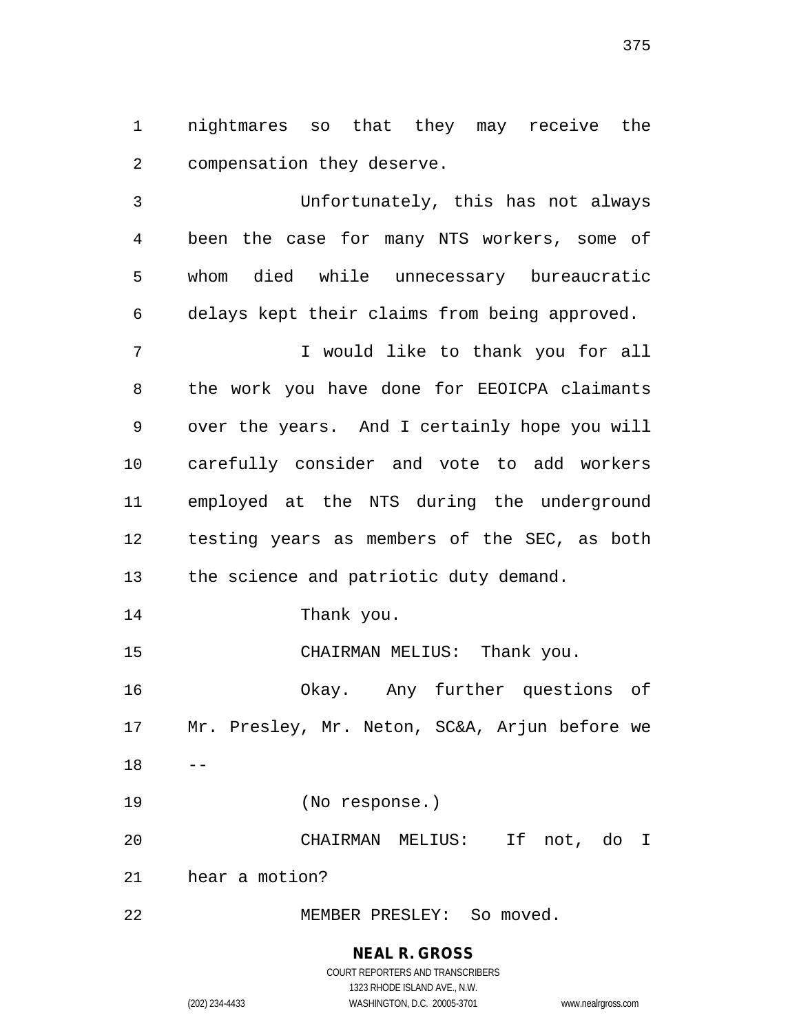nightmares so that they may receive the compensation they deserve.

Unfortunately, this has not always been the case for many NTS workers, some of whom died while unnecessary bureaucratic delays kept their claims from being approved.

I would like to thank you for all the work you have done for EEOICPA claimants over the years. And I certainly hope you will carefully consider and vote to add workers employed at the NTS during the underground testing years as members of the SEC, as both the science and patriotic duty demand.

Thank you.

CHAIRMAN MELIUS: Thank you.

Okay. Any further questions of Mr. Presley, Mr. Neton, SC&A, Arjun before we --

(No response.)

CHAIRMAN MELIUS: If not, do I hear a motion?

MEMBER PRESLEY: So moved.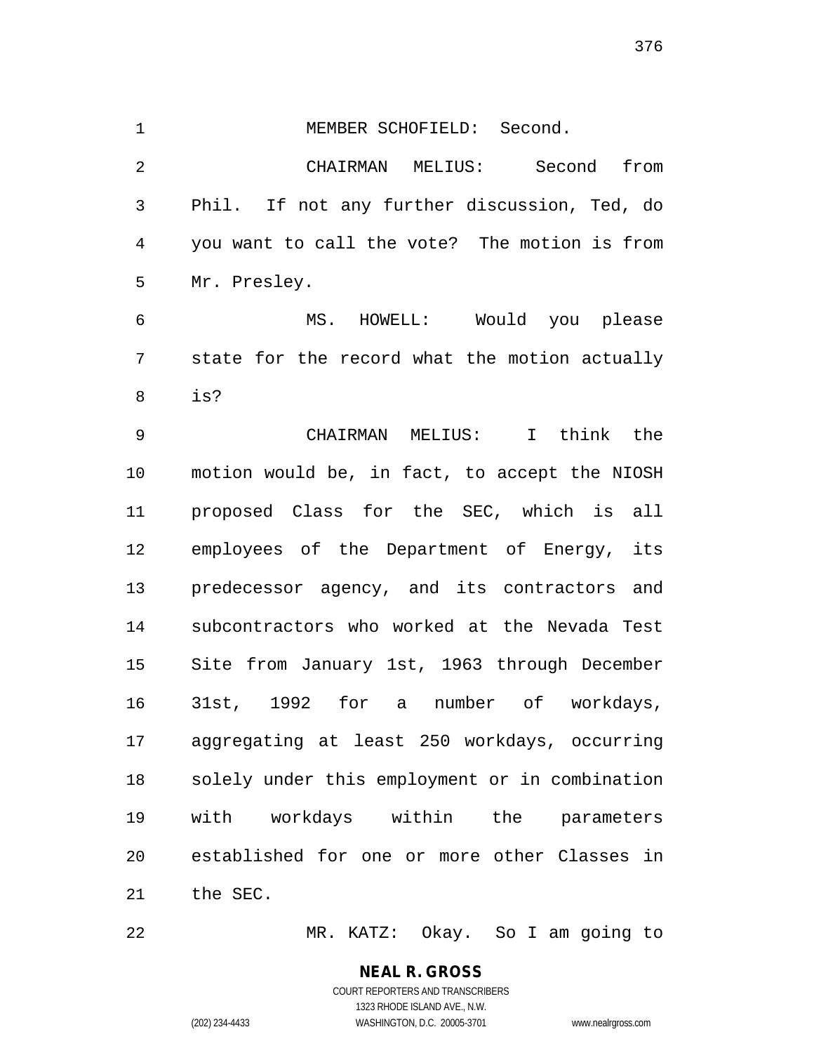MEMBER SCHOFIELD: Second.

CHAIRMAN MELIUS: Second from Phil. If not any further discussion, Ted, do you want to call the vote? The motion is from Mr. Presley.

MS. HOWELL: Would you please state for the record what the motion actually is?

CHAIRMAN MELIUS: I think the motion would be, in fact, to accept the NIOSH proposed Class for the SEC, which is all employees of the Department of Energy, its predecessor agency, and its contractors and subcontractors who worked at the Nevada Test Site from January 1st, 1963 through December 31st, 1992 for a number of workdays, aggregating at least 250 workdays, occurring solely under this employment or in combination with workdays within the parameters established for one or more other Classes in the SEC.

MR. KATZ: Okay. So I am going to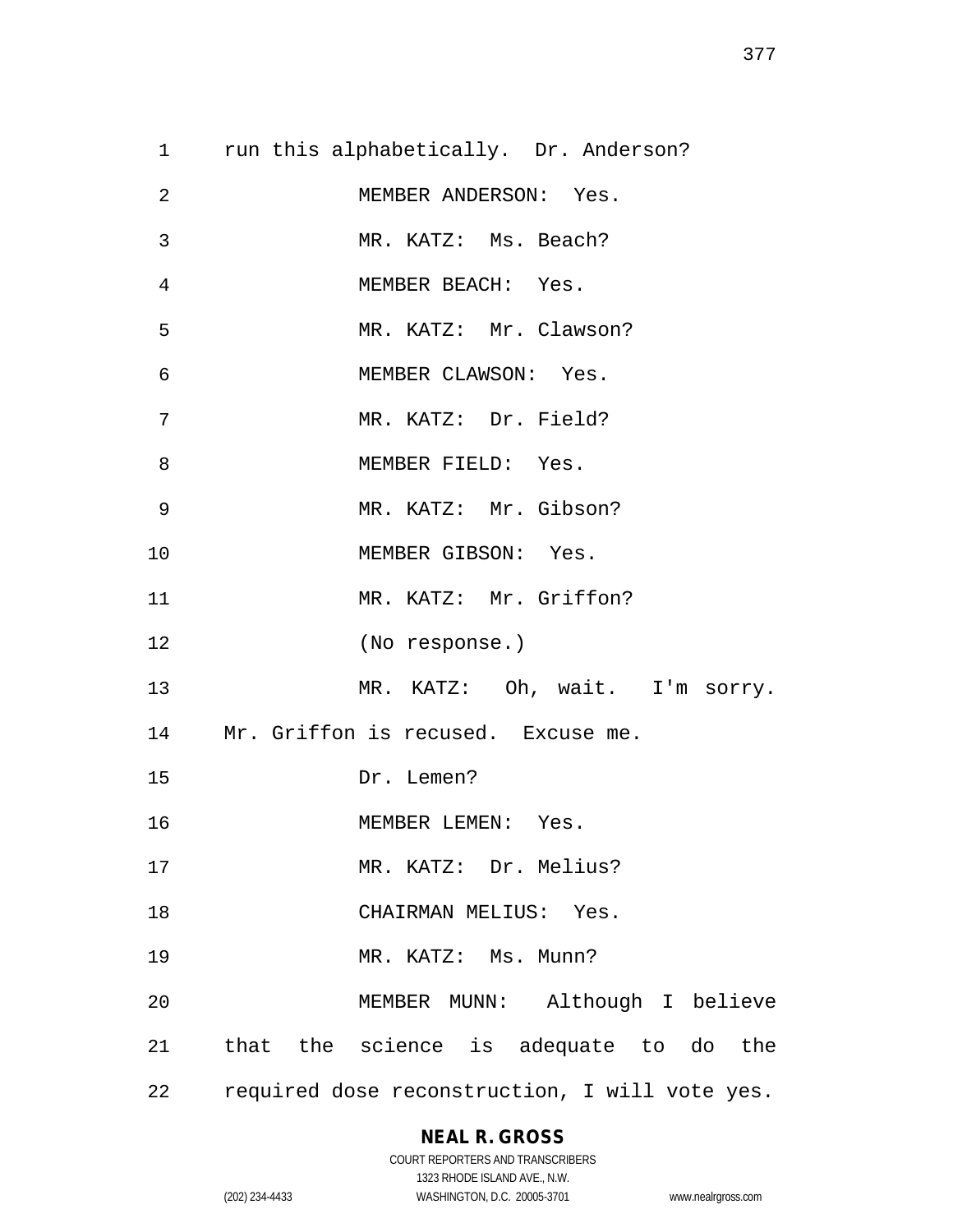run this alphabetically. Dr. Anderson?

MEMBER ANDERSON: Yes.

MR. KATZ: Ms. Beach?

MEMBER BEACH: Yes.

MR. KATZ: Mr. Clawson?

MEMBER CLAWSON: Yes.

MR. KATZ: Dr. Field?

MEMBER FIELD: Yes.

MR. KATZ: Mr. Gibson?

MEMBER GIBSON: Yes.

MR. KATZ: Mr. Griffon?

(No response.)

MR. KATZ: Oh, wait. I'm sorry. Mr. Griffon is recused. Excuse me.

Dr. Lemen?

MEMBER LEMEN: Yes.

MR. KATZ: Dr. Melius?

CHAIRMAN MELIUS: Yes.

MR. KATZ: Ms. Munn?

MEMBER MUNN: Although I believe that the science is adequate to do the required dose reconstruction, I will vote yes.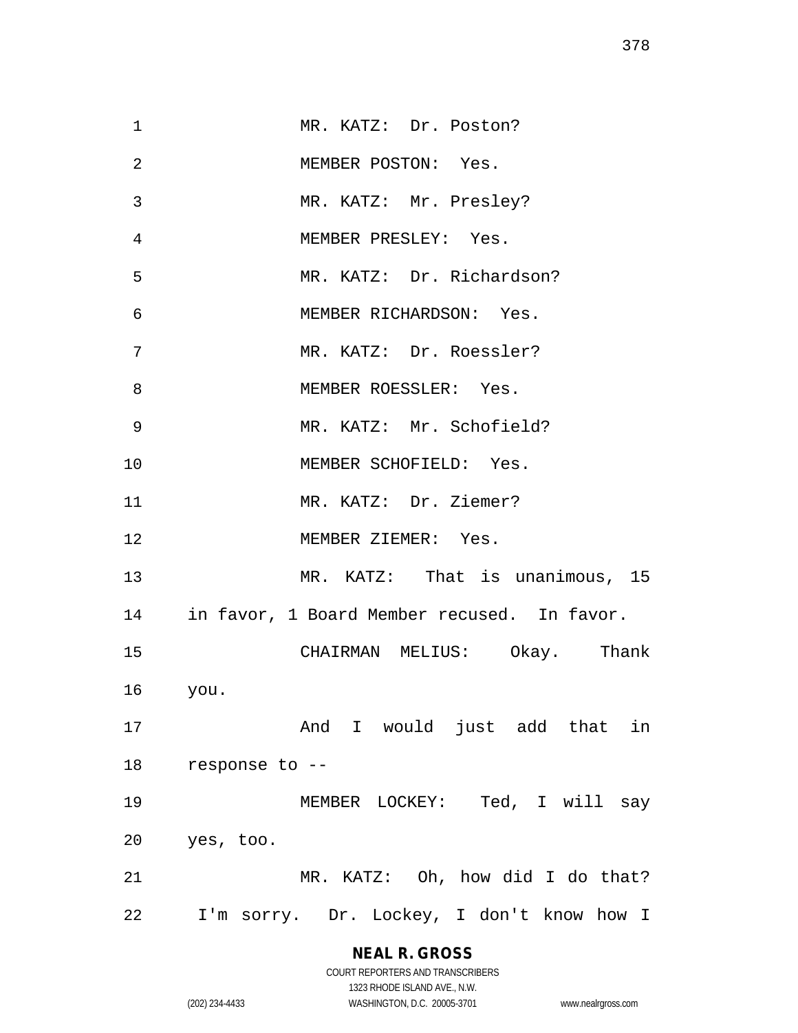MR. KATZ: Dr. Poston?

MEMBER POSTON: Yes.

MR. KATZ: Mr. Presley?

MEMBER PRESLEY: Yes.

MR. KATZ: Dr. Richardson?

MEMBER RICHARDSON: Yes.

MR. KATZ: Dr. Roessler?

MEMBER ROESSLER: Yes.

MR. KATZ: Mr. Schofield?

MEMBER SCHOFIELD: Yes.

MR. KATZ: Dr. Ziemer?

MEMBER ZIEMER: Yes.

MR. KATZ: That is unanimous, 15 in favor, 1 Board Member recused. In favor.

CHAIRMAN MELIUS: Okay. Thank you.

And I would just add that in response to --

MEMBER LOCKEY: Ted, I will say yes, too.

MR. KATZ: Oh, how did I do that? I'm sorry. Dr. Lockey, I don't know how I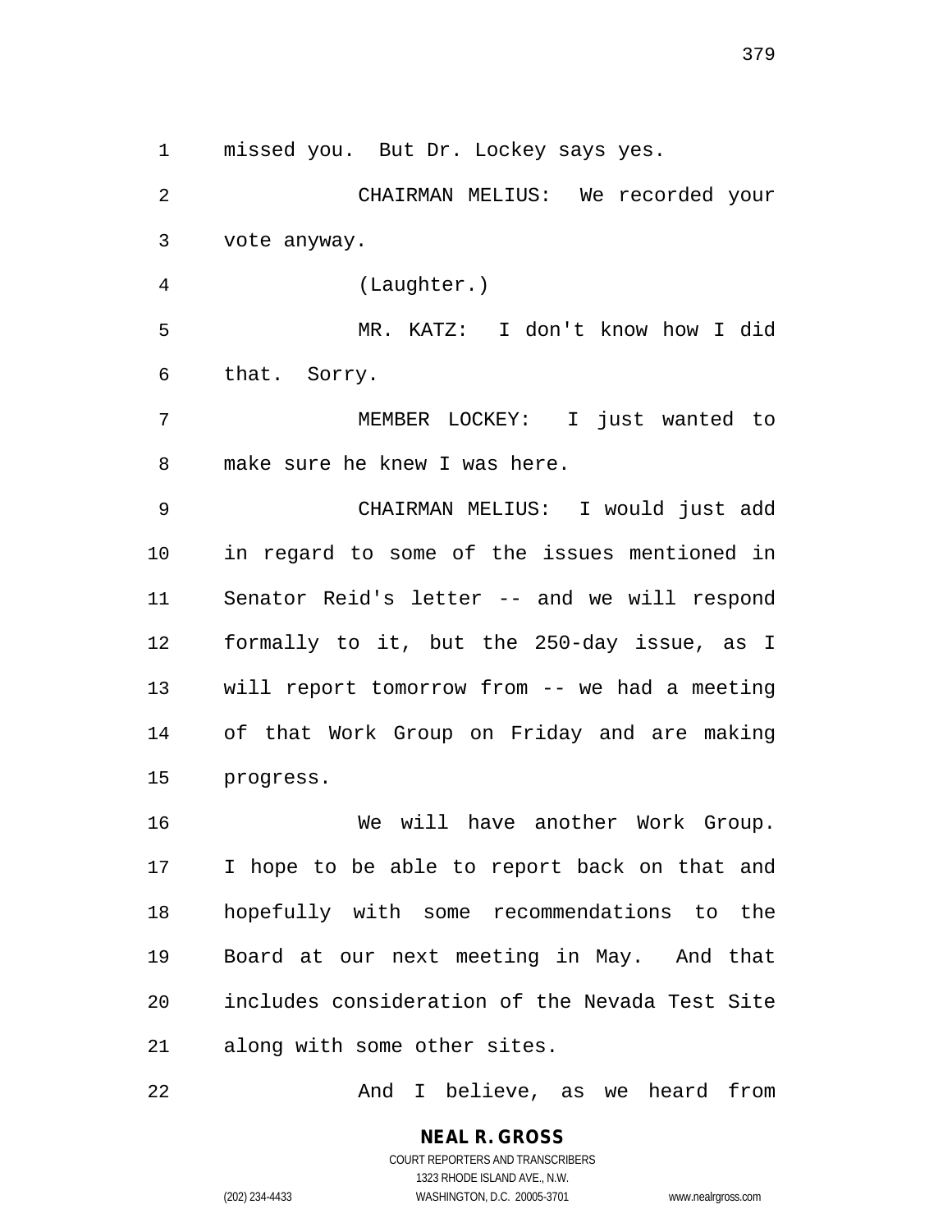missed you. But Dr. Lockey says yes.

CHAIRMAN MELIUS: We recorded your vote anyway.

(Laughter.)

MR. KATZ: I don't know how I did that. Sorry.

MEMBER LOCKEY: I just wanted to make sure he knew I was here.

CHAIRMAN MELIUS: I would just add in regard to some of the issues mentioned in Senator Reid's letter -- and we will respond formally to it, but the 250-day issue, as I will report tomorrow from -- we had a meeting of that Work Group on Friday and are making progress.

We will have another Work Group. I hope to be able to report back on that and hopefully with some recommendations to the Board at our next meeting in May. And that includes consideration of the Nevada Test Site along with some other sites.

And I believe, as we heard from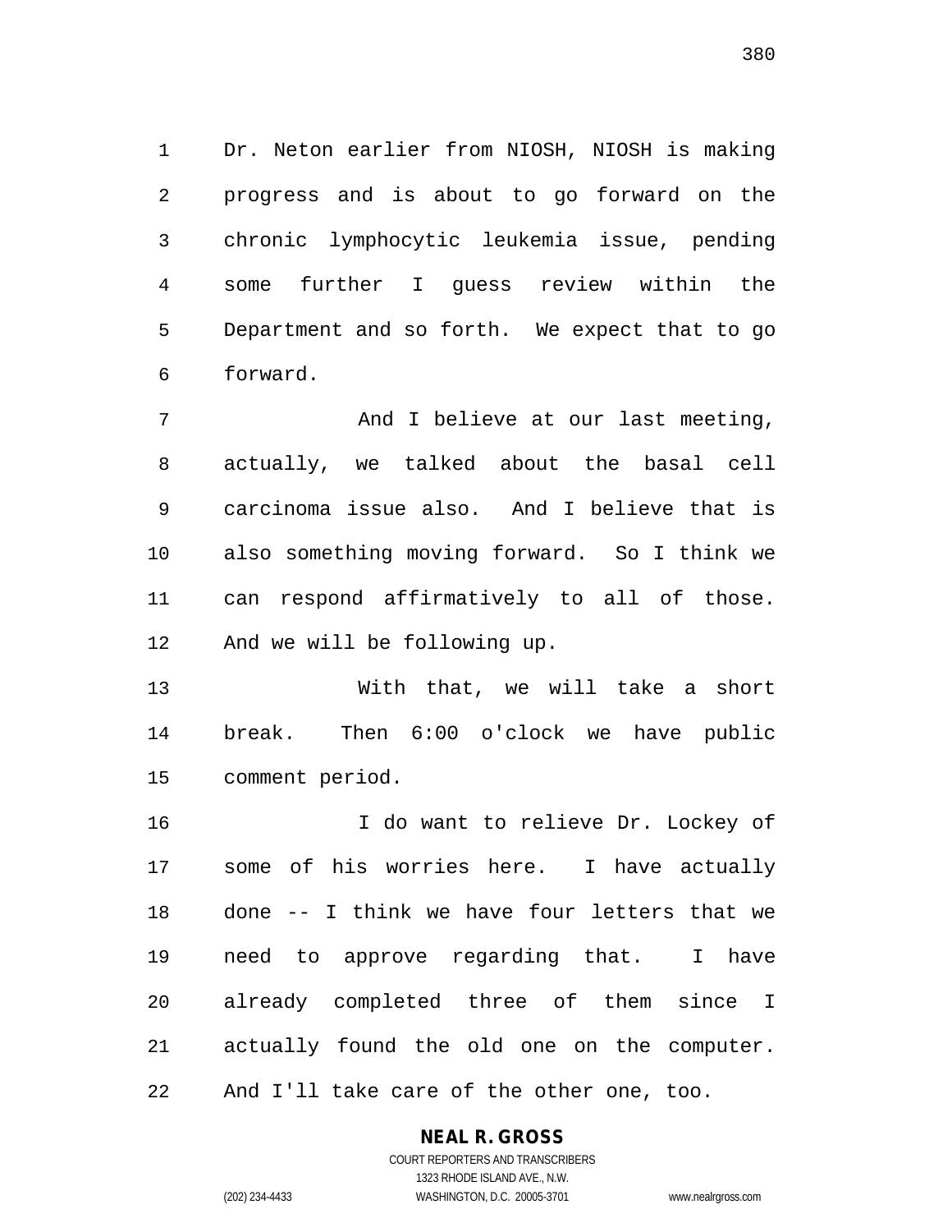Dr. Neton earlier from NIOSH, NIOSH is making progress and is about to go forward on the chronic lymphocytic leukemia issue, pending some further I guess review within the Department and so forth. We expect that to go forward.

And I believe at our last meeting, actually, we talked about the basal cell carcinoma issue also. And I believe that is also something moving forward. So I think we can respond affirmatively to all of those. And we will be following up.

With that, we will take a short break. Then 6:00 o'clock we have public comment period.

I do want to relieve Dr. Lockey of some of his worries here. I have actually done -- I think we have four letters that we need to approve regarding that. I have already completed three of them since I actually found the old one on the computer. And I'll take care of the other one, too.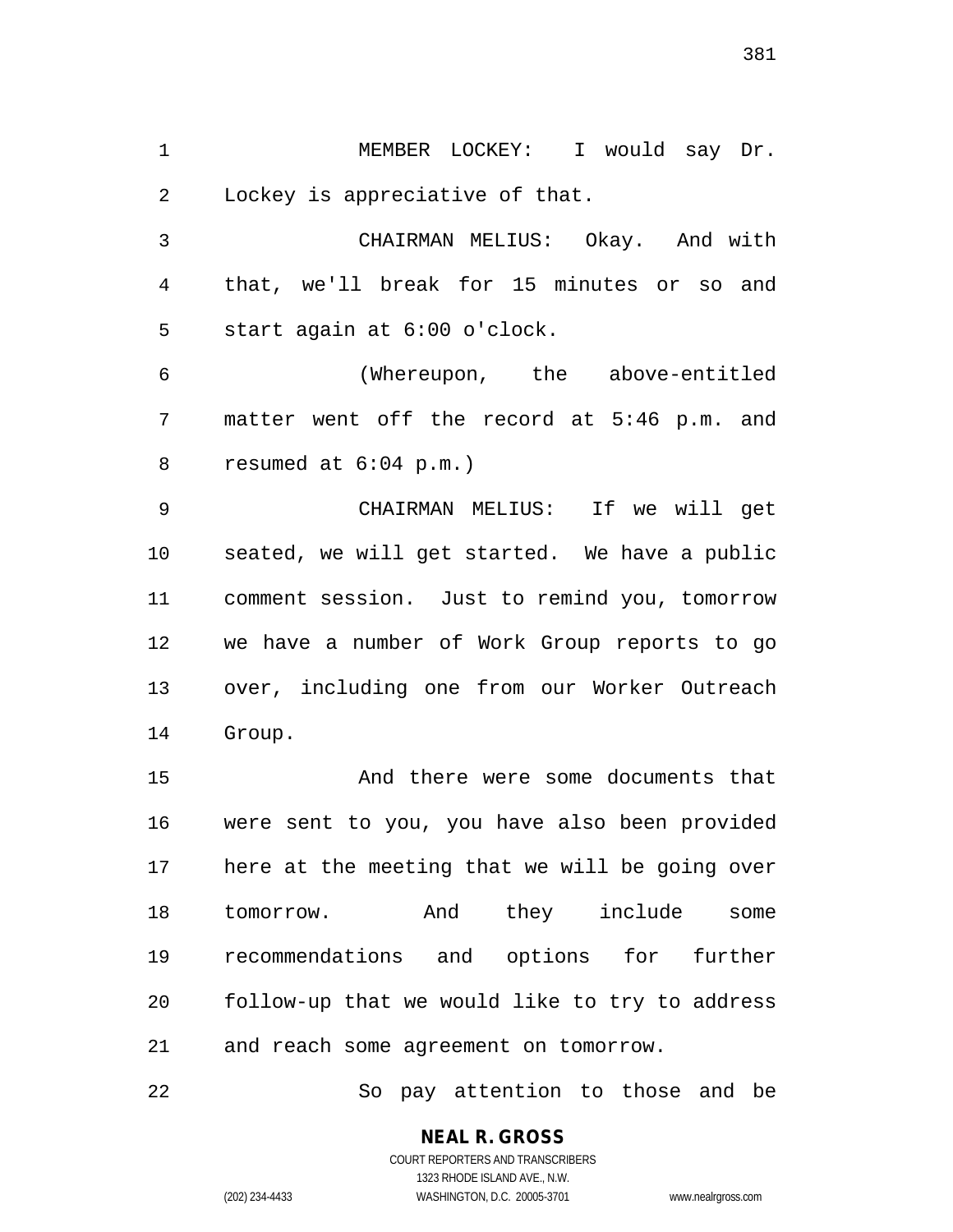MEMBER LOCKEY: I would say Dr. Lockey is appreciative of that.

CHAIRMAN MELIUS: Okay. And with that, we'll break for 15 minutes or so and start again at 6:00 o'clock.

(Whereupon, the above-entitled matter went off the record at 5:46 p.m. and resumed at 6:04 p.m.)

CHAIRMAN MELIUS: If we will get seated, we will get started. We have a public comment session. Just to remind you, tomorrow we have a number of Work Group reports to go over, including one from our Worker Outreach Group.

And there were some documents that were sent to you, you have also been provided here at the meeting that we will be going over tomorrow. And they include some recommendations and options for further follow-up that we would like to try to address and reach some agreement on tomorrow.

So pay attention to those and be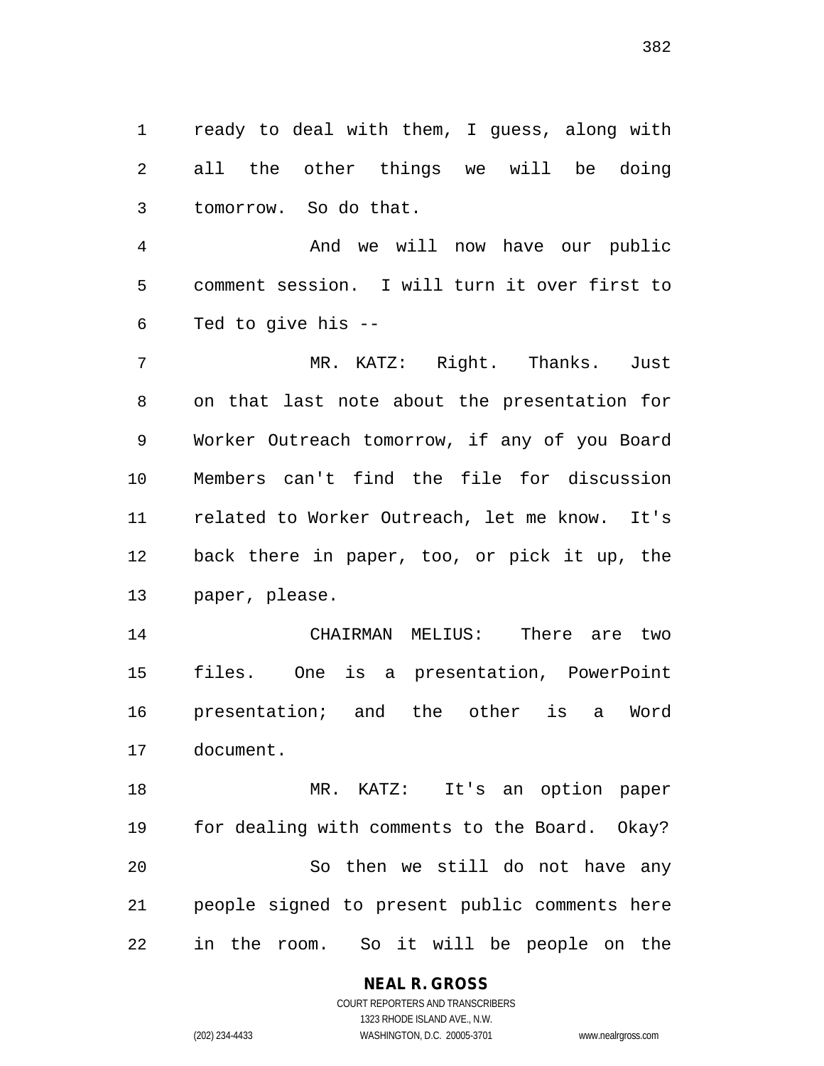ready to deal with them, I guess, along with all the other things we will be doing tomorrow. So do that.

And we will now have our public comment session. I will turn it over first to Ted to give his --

MR. KATZ: Right. Thanks. Just on that last note about the presentation for Worker Outreach tomorrow, if any of you Board Members can't find the file for discussion related to Worker Outreach, let me know. It's back there in paper, too, or pick it up, the paper, please.

CHAIRMAN MELIUS: There are two files. One is a presentation, PowerPoint presentation; and the other is a Word document.

MR. KATZ: It's an option paper for dealing with comments to the Board. Okay?

So then we still do not have any people signed to present public comments here in the room. So it will be people on the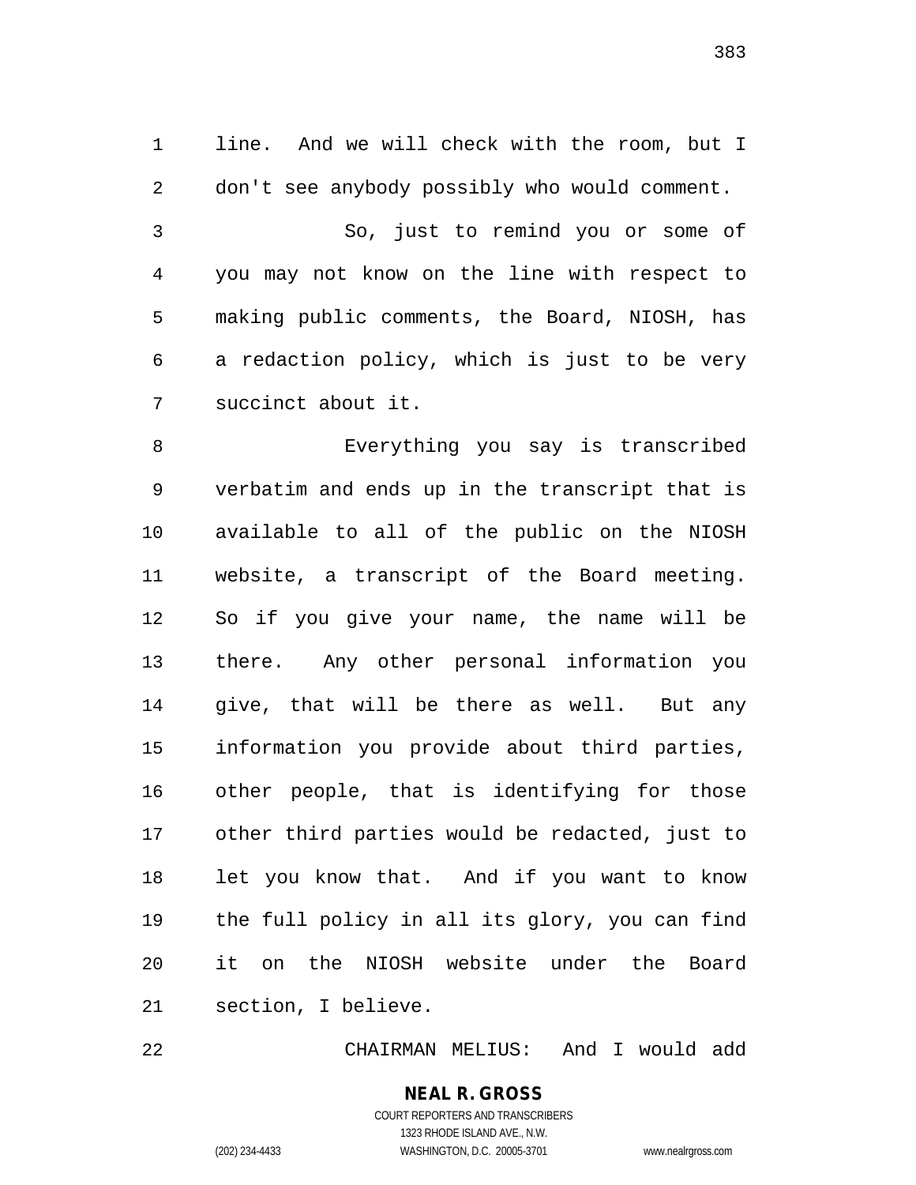line. And we will check with the room, but I don't see anybody possibly who would comment.

So, just to remind you or some of you may not know on the line with respect to making public comments, the Board, NIOSH, has a redaction policy, which is just to be very succinct about it.

Everything you say is transcribed verbatim and ends up in the transcript that is available to all of the public on the NIOSH website, a transcript of the Board meeting. So if you give your name, the name will be there. Any other personal information you give, that will be there as well. But any information you provide about third parties, other people, that is identifying for those other third parties would be redacted, just to let you know that. And if you want to know the full policy in all its glory, you can find it on the NIOSH website under the Board section, I believe.

CHAIRMAN MELIUS: And I would add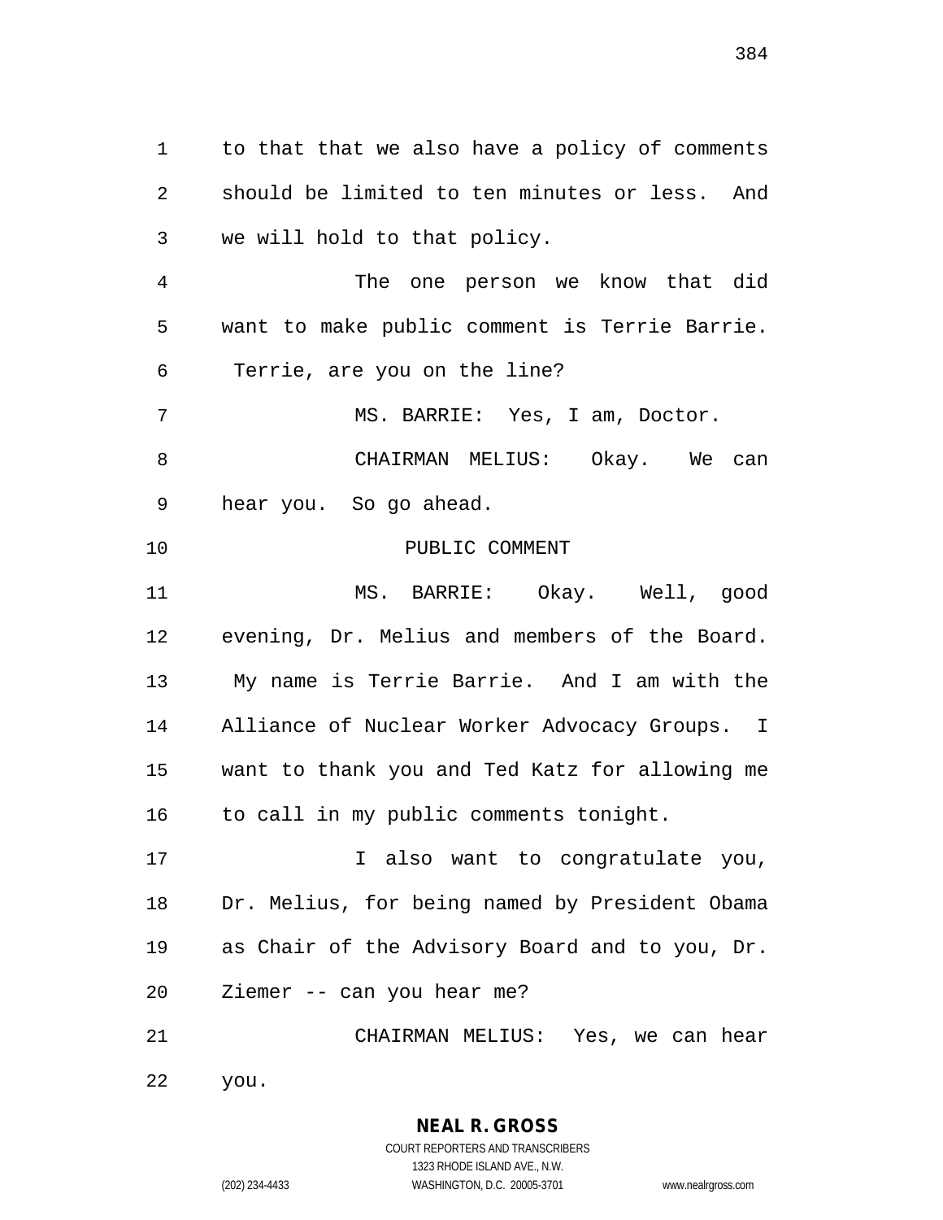to that that we also have a policy of comments should be limited to ten minutes or less. And we will hold to that policy.

The one person we know that did want to make public comment is Terrie Barrie. Terrie, are you on the line?

MS. BARRIE: Yes, I am, Doctor.

CHAIRMAN MELIUS: Okay. We can hear you. So go ahead.

PUBLIC COMMENT

MS. BARRIE: Okay. Well, good evening, Dr. Melius and members of the Board. My name is Terrie Barrie. And I am with the Alliance of Nuclear Worker Advocacy Groups. I want to thank you and Ted Katz for allowing me to call in my public comments tonight.

I also want to congratulate you, Dr. Melius, for being named by President Obama as Chair of the Advisory Board and to you, Dr. Ziemer -- can you hear me?

CHAIRMAN MELIUS: Yes, we can hear you.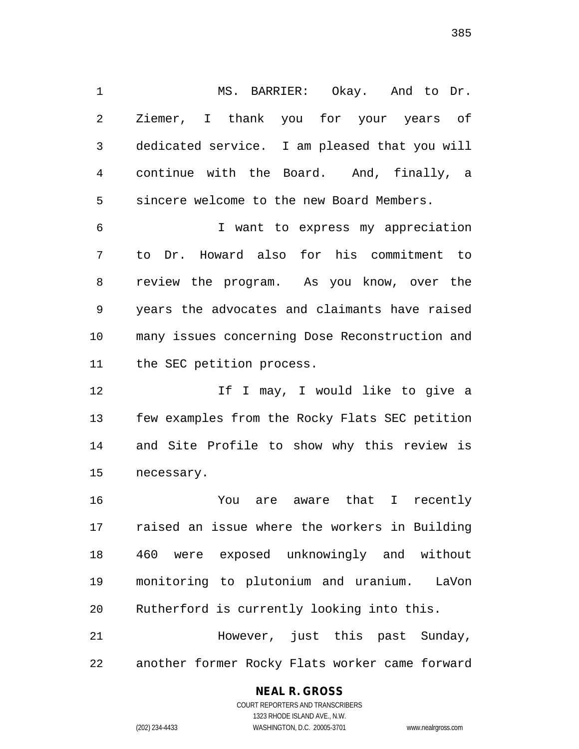MS. BARRIER: Okay. And to Dr. Ziemer, I thank you for your years of dedicated service. I am pleased that you will continue with the Board. And, finally, a sincere welcome to the new Board Members.

I want to express my appreciation to Dr. Howard also for his commitment to review the program. As you know, over the years the advocates and claimants have raised many issues concerning Dose Reconstruction and the SEC petition process.

If I may, I would like to give a few examples from the Rocky Flats SEC petition and Site Profile to show why this review is necessary.

You are aware that I recently raised an issue where the workers in Building 460 were exposed unknowingly and without monitoring to plutonium and uranium. LaVon Rutherford is currently looking into this.

However, just this past Sunday, another former Rocky Flats worker came forward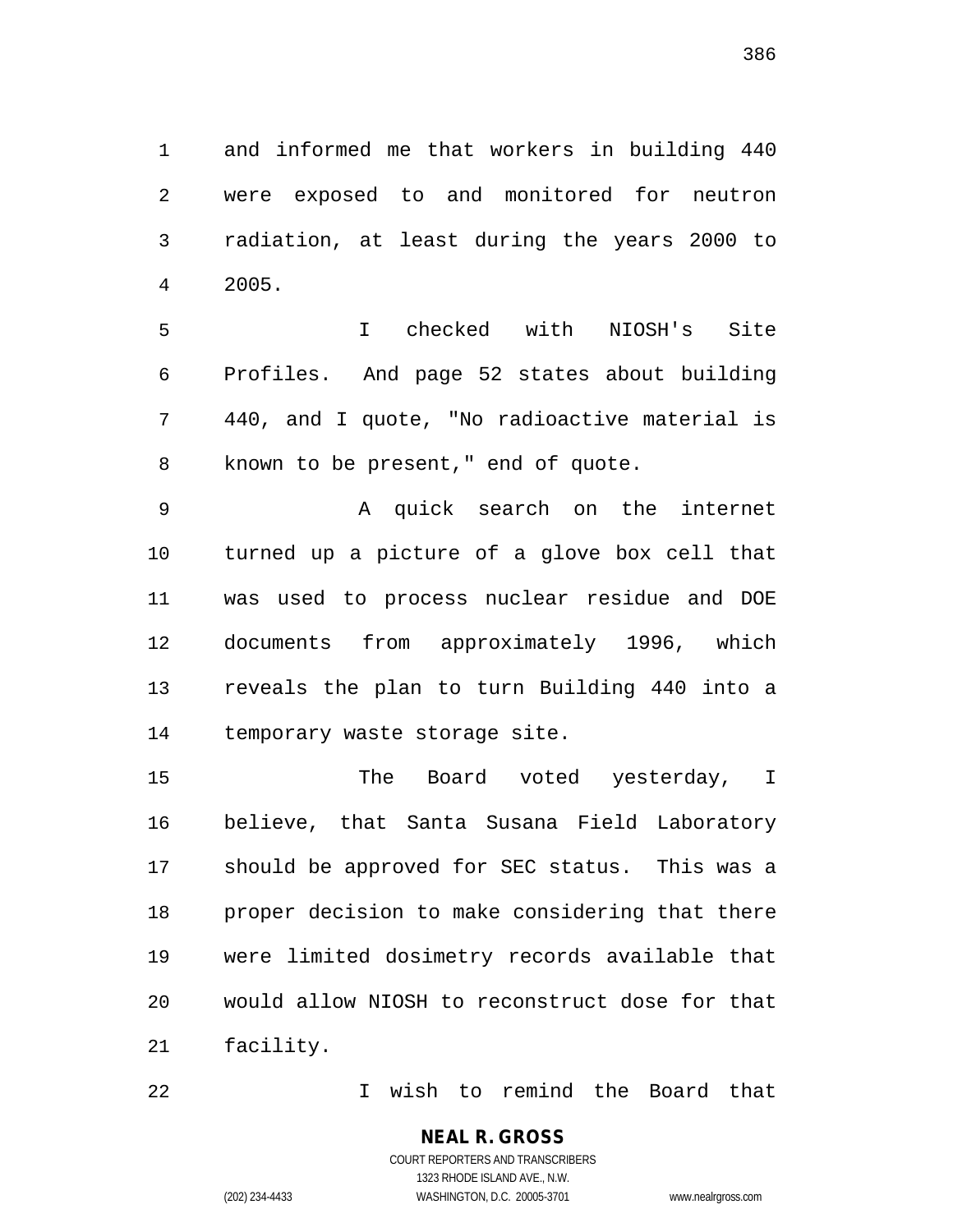and informed me that workers in building 440 were exposed to and monitored for neutron radiation, at least during the years 2000 to 2005.

I checked with NIOSH's Site Profiles. And page 52 states about building 440, and I quote, "No radioactive material is known to be present," end of quote.

A quick search on the internet turned up a picture of a glove box cell that was used to process nuclear residue and DOE documents from approximately 1996, which reveals the plan to turn Building 440 into a temporary waste storage site.

The Board voted yesterday, I believe, that Santa Susana Field Laboratory should be approved for SEC status. This was a proper decision to make considering that there were limited dosimetry records available that would allow NIOSH to reconstruct dose for that facility.

I wish to remind the Board that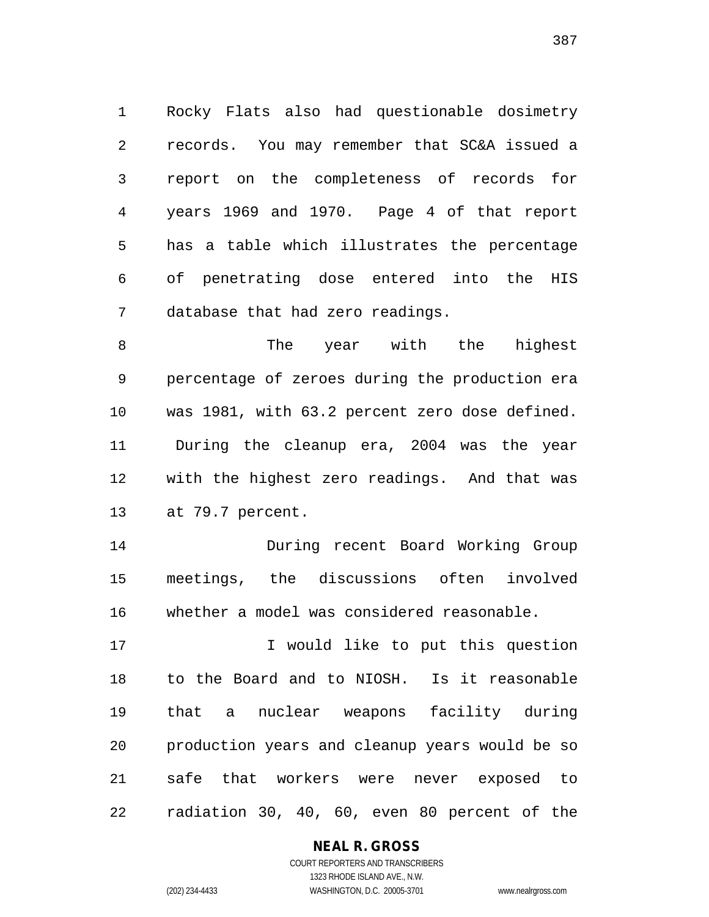Rocky Flats also had questionable dosimetry records. You may remember that SC&A issued a report on the completeness of records for years 1969 and 1970. Page 4 of that report has a table which illustrates the percentage of penetrating dose entered into the HIS database that had zero readings.

The year with the highest percentage of zeroes during the production era was 1981, with 63.2 percent zero dose defined. During the cleanup era, 2004 was the year with the highest zero readings. And that was at 79.7 percent.

During recent Board Working Group meetings, the discussions often involved whether a model was considered reasonable.

I would like to put this question to the Board and to NIOSH. Is it reasonable that a nuclear weapons facility during production years and cleanup years would be so safe that workers were never exposed to radiation 30, 40, 60, even 80 percent of the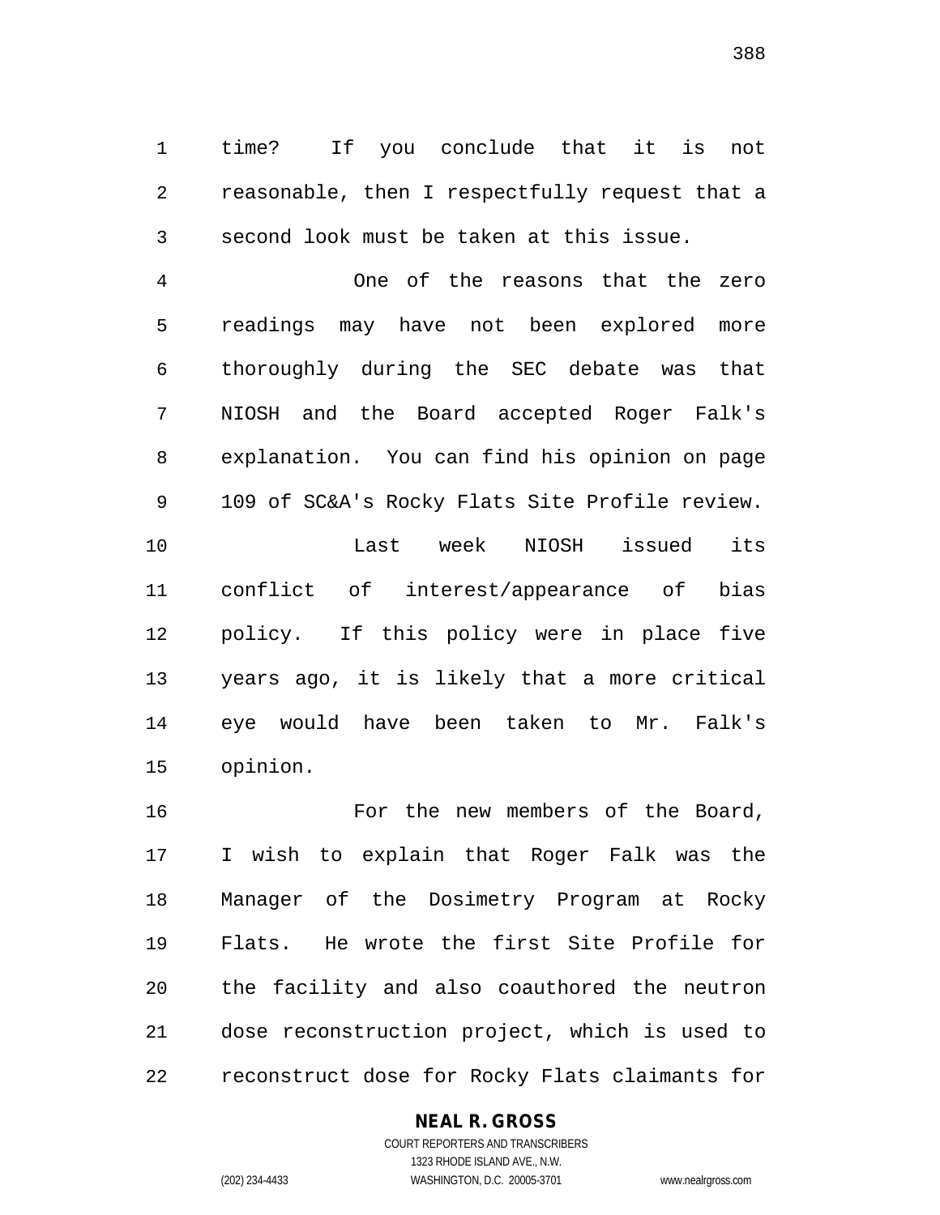time? If you conclude that it is not reasonable, then I respectfully request that a second look must be taken at this issue.

One of the reasons that the zero readings may have not been explored more thoroughly during the SEC debate was that NIOSH and the Board accepted Roger Falk's explanation. You can find his opinion on page 109 of SC&A's Rocky Flats Site Profile review.

Last week NIOSH issued its conflict of interest/appearance of bias policy. If this policy were in place five years ago, it is likely that a more critical eye would have been taken to Mr. Falk's opinion.

For the new members of the Board, I wish to explain that Roger Falk was the Manager of the Dosimetry Program at Rocky Flats. He wrote the first Site Profile for the facility and also coauthored the neutron dose reconstruction project, which is used to reconstruct dose for Rocky Flats claimants for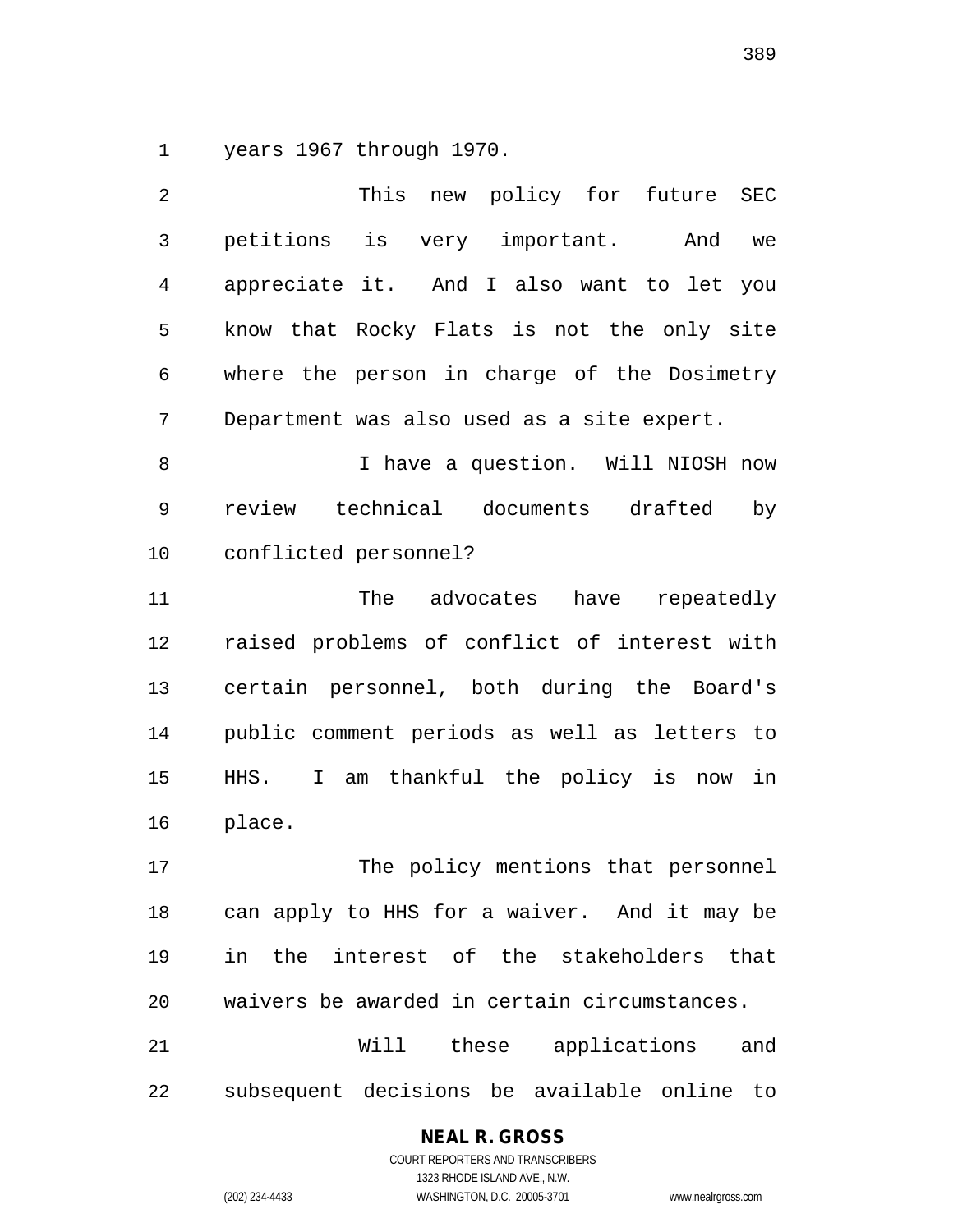years 1967 through 1970.

This new policy for future SEC petitions is very important. And we appreciate it. And I also want to let you know that Rocky Flats is not the only site where the person in charge of the Dosimetry Department was also used as a site expert.

I have a question. Will NIOSH now review technical documents drafted by conflicted personnel?

The advocates have repeatedly raised problems of conflict of interest with certain personnel, both during the Board's public comment periods as well as letters to HHS. I am thankful the policy is now in place.

The policy mentions that personnel can apply to HHS for a waiver. And it may be in the interest of the stakeholders that waivers be awarded in certain circumstances.

Will these applications and subsequent decisions be available online to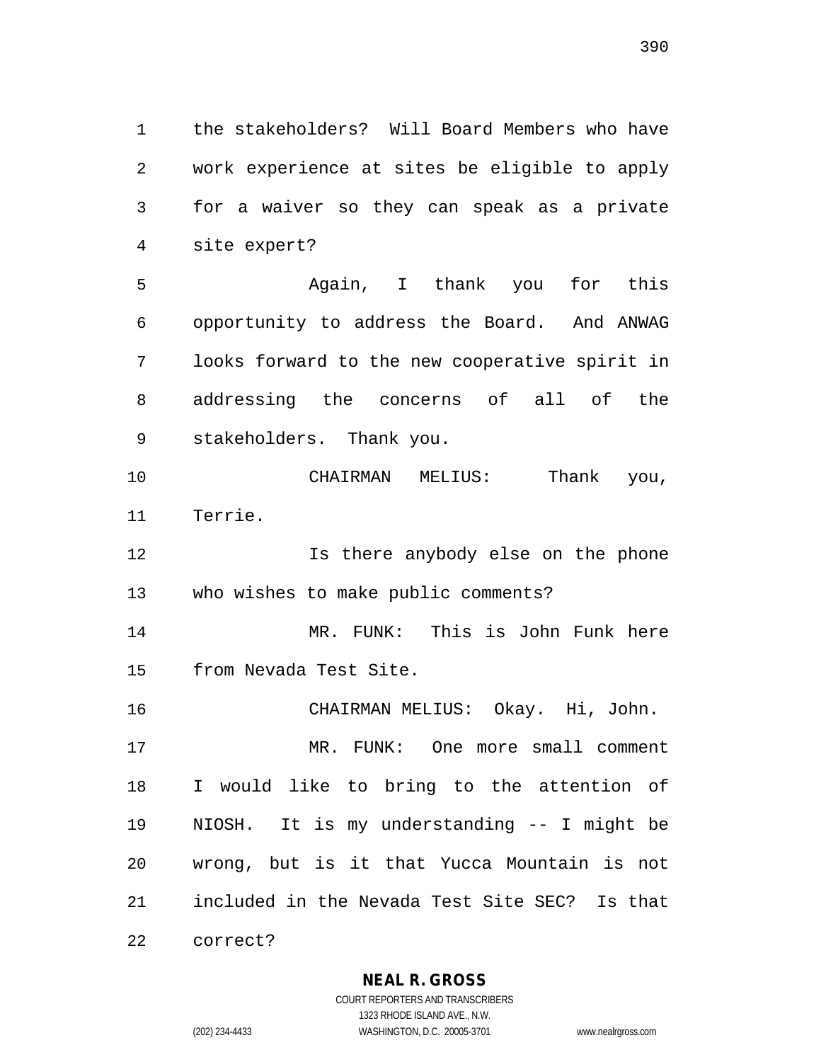the stakeholders? Will Board Members who have work experience at sites be eligible to apply for a waiver so they can speak as a private site expert?

Again, I thank you for this opportunity to address the Board. And ANWAG looks forward to the new cooperative spirit in addressing the concerns of all of the stakeholders. Thank you.

CHAIRMAN MELIUS: Thank you, Terrie.

Is there anybody else on the phone who wishes to make public comments?

MR. FUNK: This is John Funk here from Nevada Test Site.

CHAIRMAN MELIUS: Okay. Hi, John.

MR. FUNK: One more small comment I would like to bring to the attention of NIOSH. It is my understanding -- I might be wrong, but is it that Yucca Mountain is not included in the Nevada Test Site SEC? Is that correct?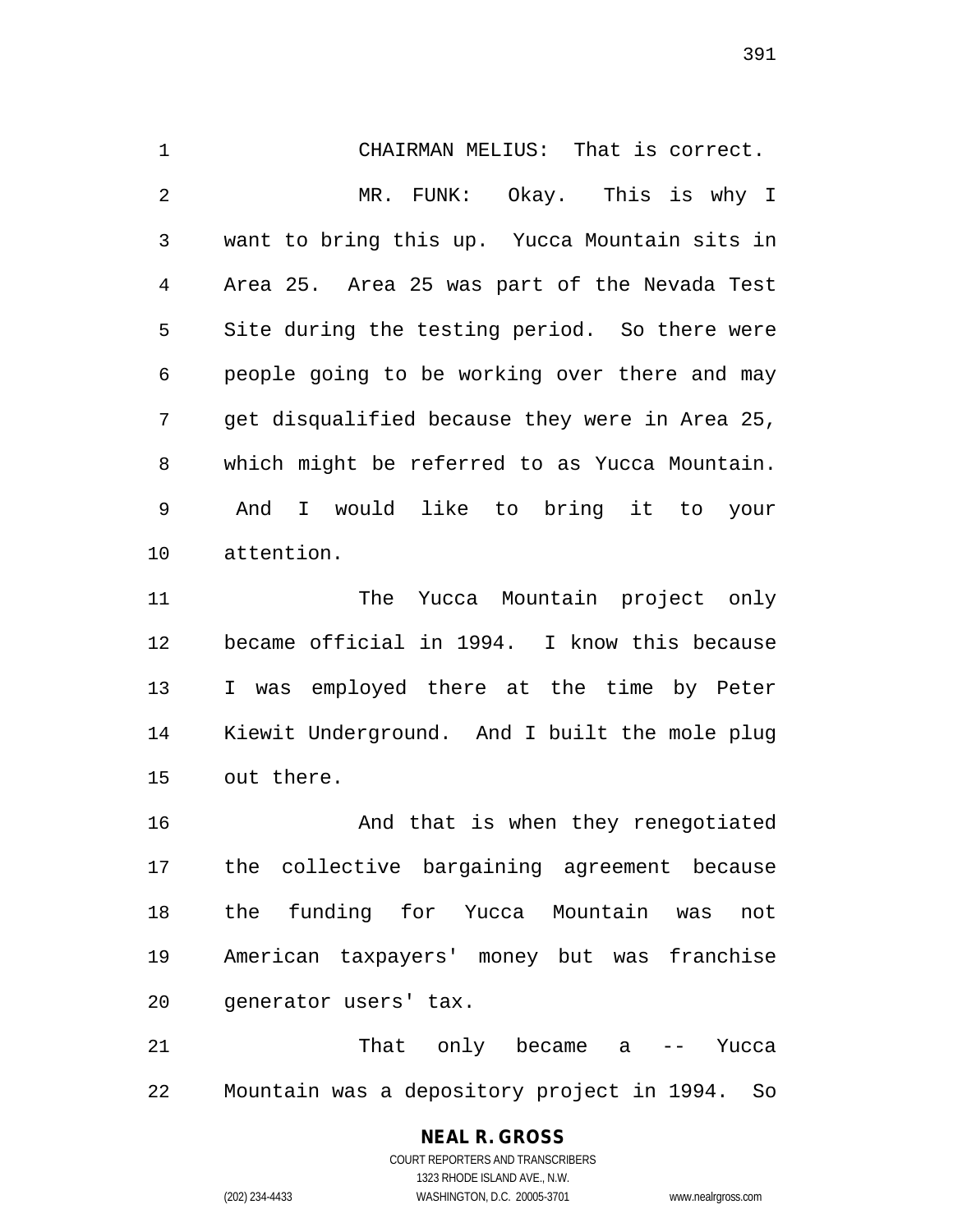CHAIRMAN MELIUS: That is correct.

MR. FUNK: Okay. This is why I want to bring this up. Yucca Mountain sits in Area 25. Area 25 was part of the Nevada Test Site during the testing period. So there were people going to be working over there and may get disqualified because they were in Area 25, which might be referred to as Yucca Mountain. And I would like to bring it to your attention.

The Yucca Mountain project only became official in 1994. I know this because I was employed there at the time by Peter Kiewit Underground. And I built the mole plug out there.

And that is when they renegotiated the collective bargaining agreement because the funding for Yucca Mountain was not American taxpayers' money but was franchise generator users' tax.

That only became a -- Yucca Mountain was a depository project in 1994. So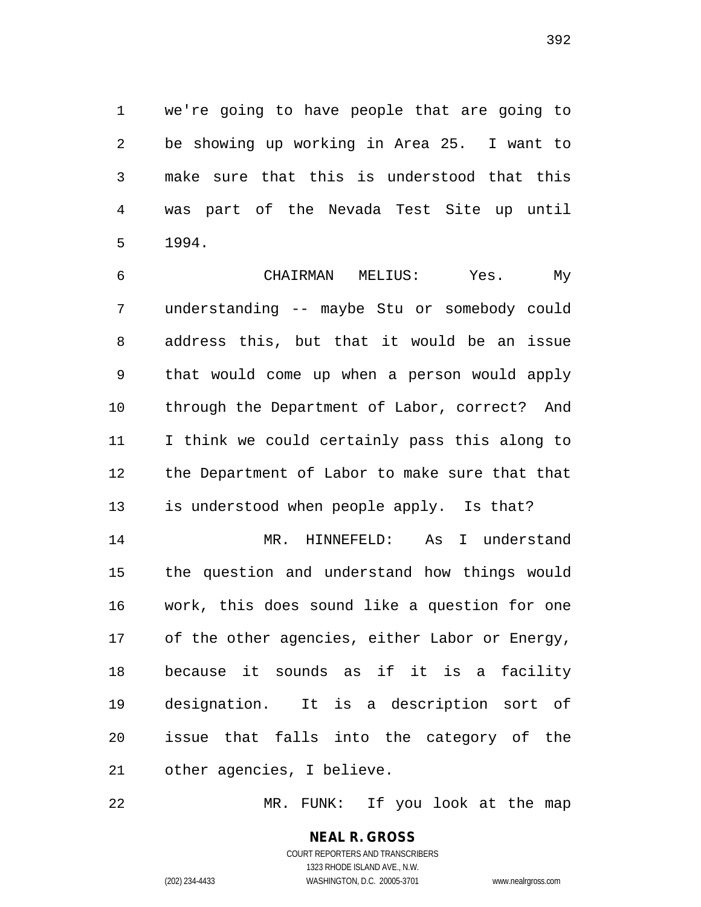we're going to have people that are going to be showing up working in Area 25. I want to make sure that this is understood that this was part of the Nevada Test Site up until 1994.

CHAIRMAN MELIUS: Yes. My understanding -- maybe Stu or somebody could address this, but that it would be an issue that would come up when a person would apply through the Department of Labor, correct? And I think we could certainly pass this along to the Department of Labor to make sure that that is understood when people apply. Is that?

MR. HINNEFELD: As I understand the question and understand how things would work, this does sound like a question for one of the other agencies, either Labor or Energy, because it sounds as if it is a facility designation. It is a description sort of issue that falls into the category of the other agencies, I believe.

MR. FUNK: If you look at the map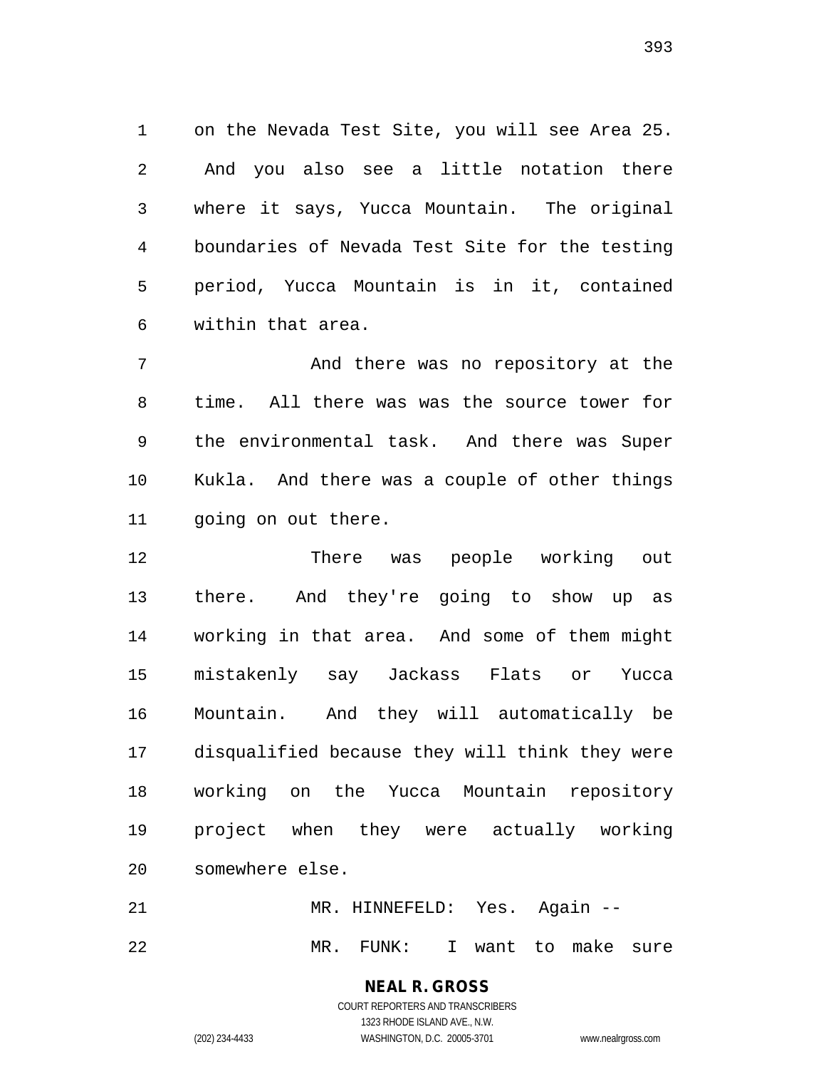on the Nevada Test Site, you will see Area 25. And you also see a little notation there where it says, Yucca Mountain. The original boundaries of Nevada Test Site for the testing period, Yucca Mountain is in it, contained within that area.

And there was no repository at the time. All there was was the source tower for the environmental task. And there was Super Kukla. And there was a couple of other things going on out there.

There was people working out there. And they're going to show up as working in that area. And some of them might mistakenly say Jackass Flats or Yucca Mountain. And they will automatically be disqualified because they will think they were working on the Yucca Mountain repository project when they were actually working somewhere else.

MR. HINNEFELD: Yes. Again --

MR. FUNK: I want to make sure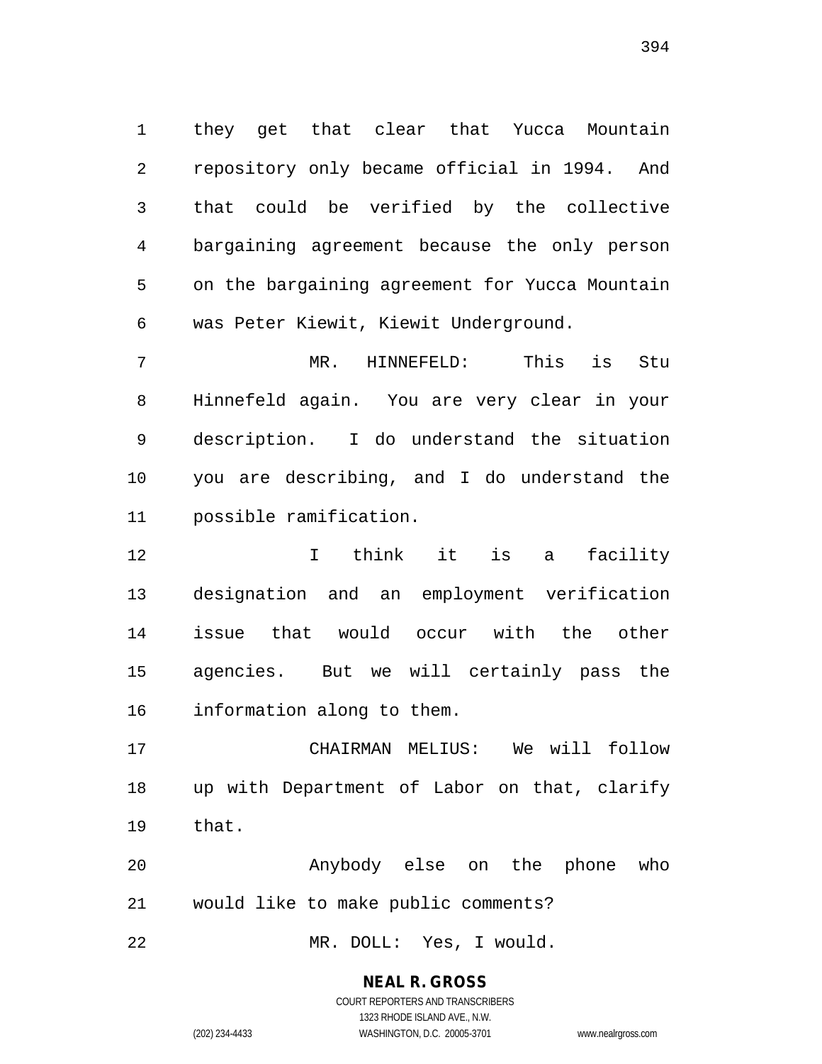they get that clear that Yucca Mountain repository only became official in 1994. And that could be verified by the collective bargaining agreement because the only person on the bargaining agreement for Yucca Mountain was Peter Kiewit, Kiewit Underground.

MR. HINNEFELD: This is Stu Hinnefeld again. You are very clear in your description. I do understand the situation you are describing, and I do understand the possible ramification.

I think it is a facility designation and an employment verification issue that would occur with the other agencies. But we will certainly pass the information along to them.

CHAIRMAN MELIUS: We will follow up with Department of Labor on that, clarify that.

Anybody else on the phone who would like to make public comments?

MR. DOLL: Yes, I would.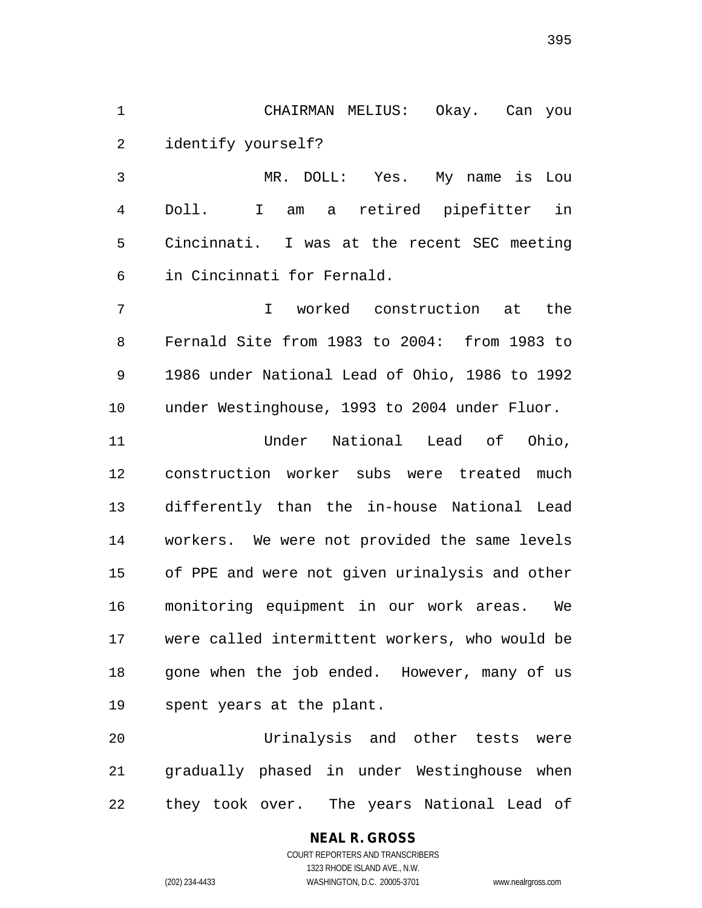CHAIRMAN MELIUS: Okay. Can you identify yourself?

MR. DOLL: Yes. My name is Lou Doll. I am a retired pipefitter in Cincinnati. I was at the recent SEC meeting in Cincinnati for Fernald.

I worked construction at the Fernald Site from 1983 to 2004: from 1983 to 1986 under National Lead of Ohio, 1986 to 1992 under Westinghouse, 1993 to 2004 under Fluor.

Under National Lead of Ohio, construction worker subs were treated much differently than the in-house National Lead workers. We were not provided the same levels of PPE and were not given urinalysis and other monitoring equipment in our work areas. We were called intermittent workers, who would be gone when the job ended. However, many of us spent years at the plant.

Urinalysis and other tests were gradually phased in under Westinghouse when they took over. The years National Lead of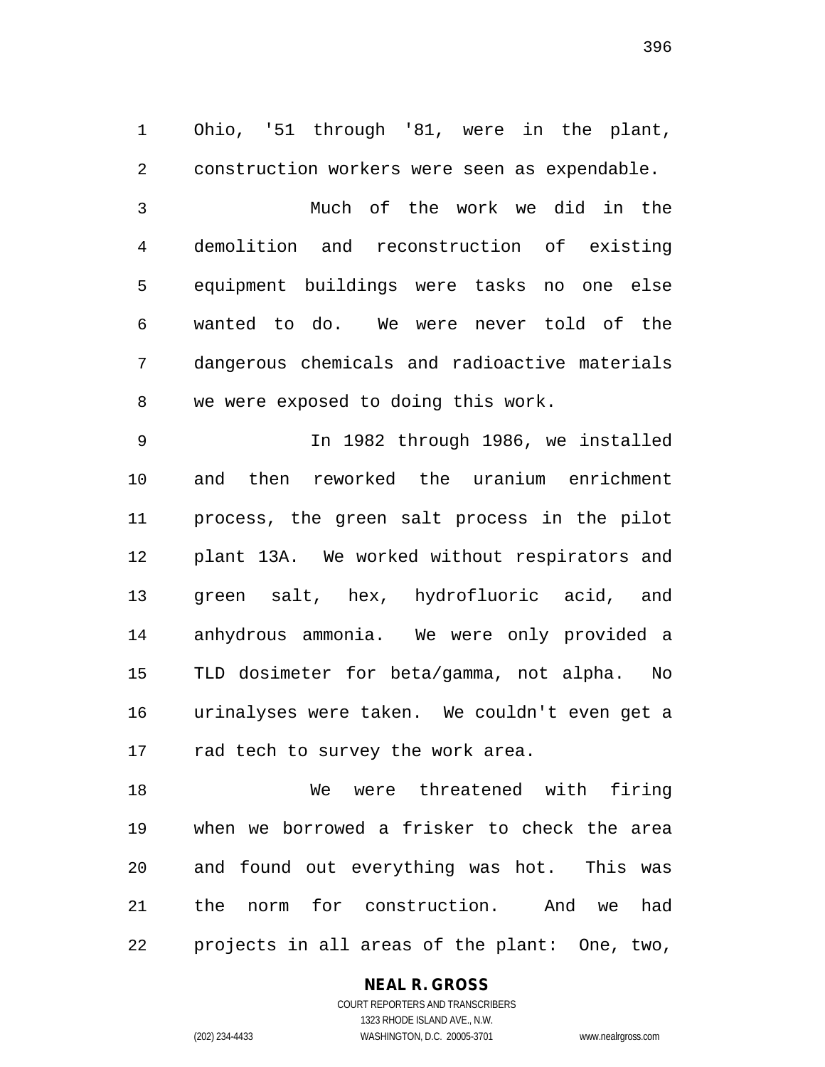Ohio, '51 through '81, were in the plant, construction workers were seen as expendable.

Much of the work we did in the demolition and reconstruction of existing equipment buildings were tasks no one else wanted to do. We were never told of the dangerous chemicals and radioactive materials we were exposed to doing this work.

In 1982 through 1986, we installed and then reworked the uranium enrichment process, the green salt process in the pilot plant 13A. We worked without respirators and green salt, hex, hydrofluoric acid, and anhydrous ammonia. We were only provided a TLD dosimeter for beta/gamma, not alpha. No urinalyses were taken. We couldn't even get a rad tech to survey the work area.

We were threatened with firing when we borrowed a frisker to check the area and found out everything was hot. This was the norm for construction. And we had projects in all areas of the plant: One, two,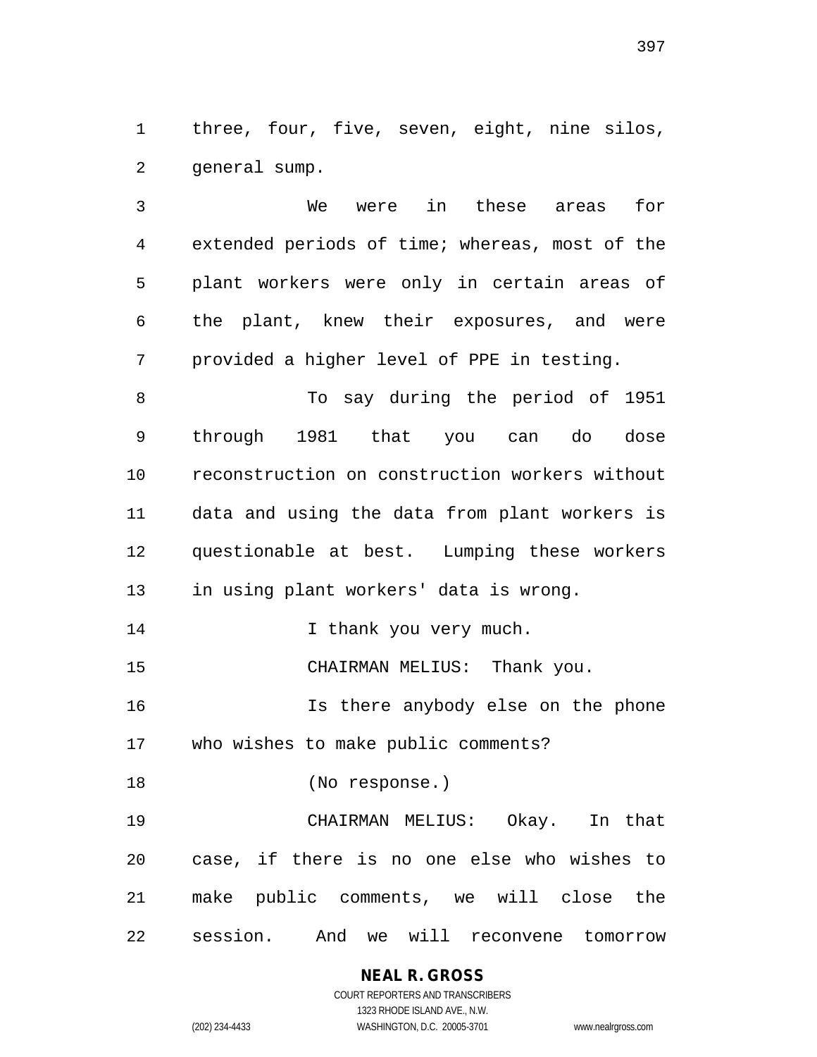three, four, five, seven, eight, nine silos, general sump.

We were in these areas for extended periods of time; whereas, most of the plant workers were only in certain areas of the plant, knew their exposures, and were provided a higher level of PPE in testing.

To say during the period of 1951 through 1981 that you can do dose reconstruction on construction workers without data and using the data from plant workers is questionable at best. Lumping these workers in using plant workers' data is wrong.

I thank you very much.

CHAIRMAN MELIUS: Thank you.

Is there anybody else on the phone who wishes to make public comments?

(No response.)

CHAIRMAN MELIUS: Okay. In that case, if there is no one else who wishes to make public comments, we will close the session. And we will reconvene tomorrow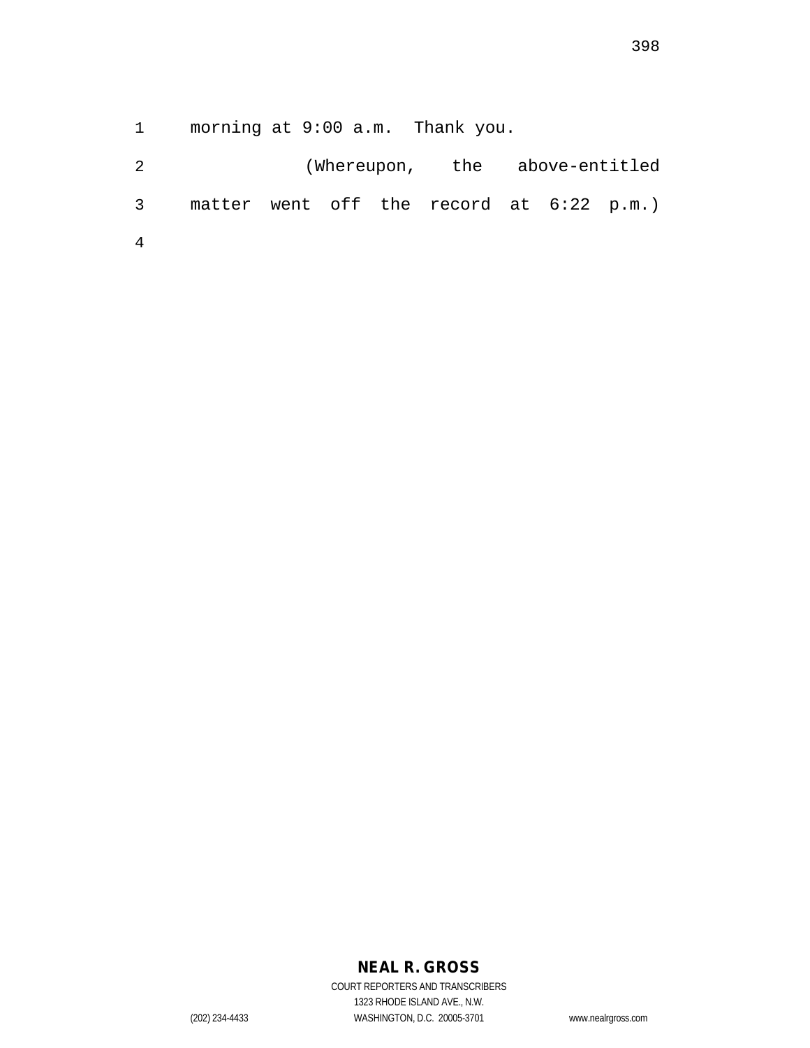morning at 9:00 a.m. Thank you.

(Whereupon, the above-entitled matter went off the record at 6:22 p.m.)